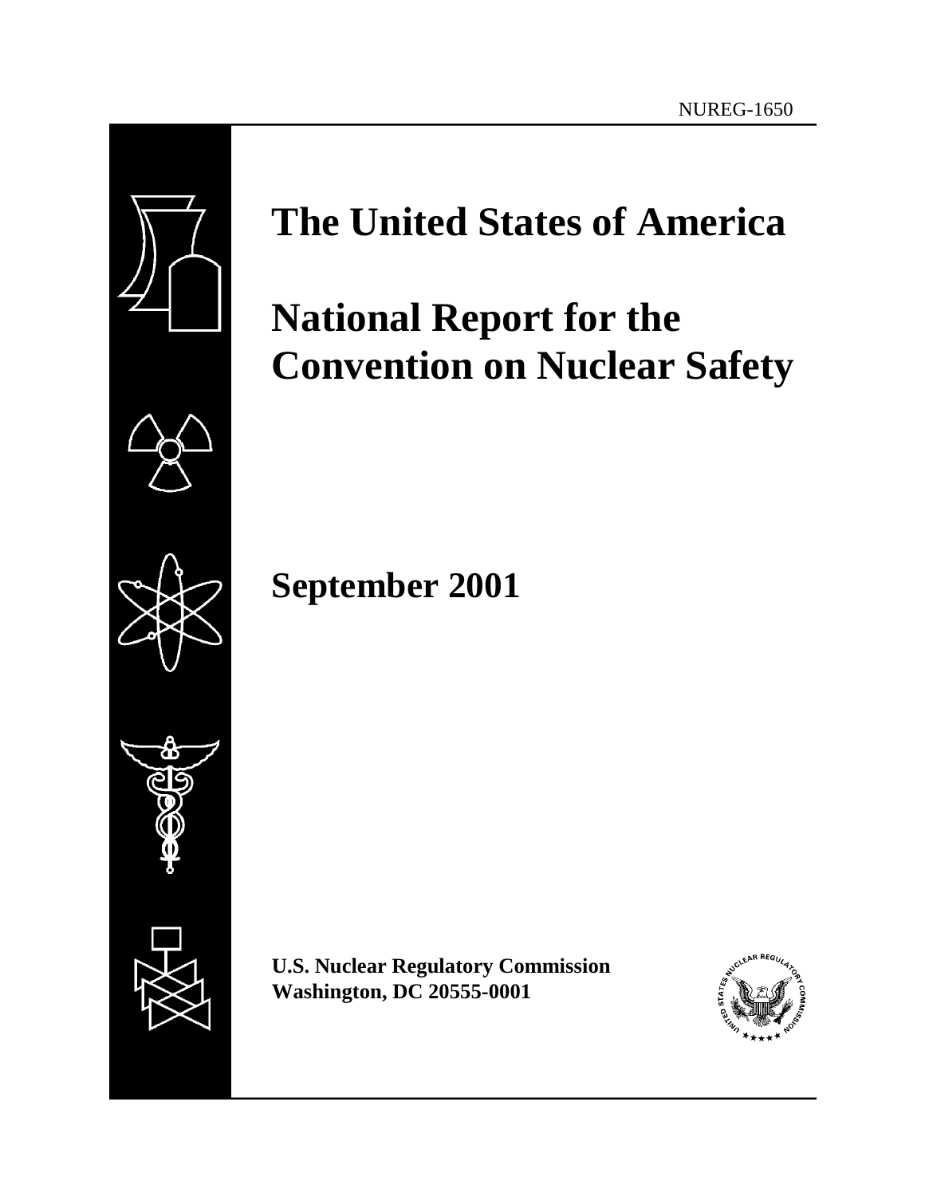NUREG-1650

# The United States of America

# National Report for the Convention on Nuclear Safety

## September 2001

**U.S. Nuclear Regulatory Commission**
**Washington, DC 20555-0001**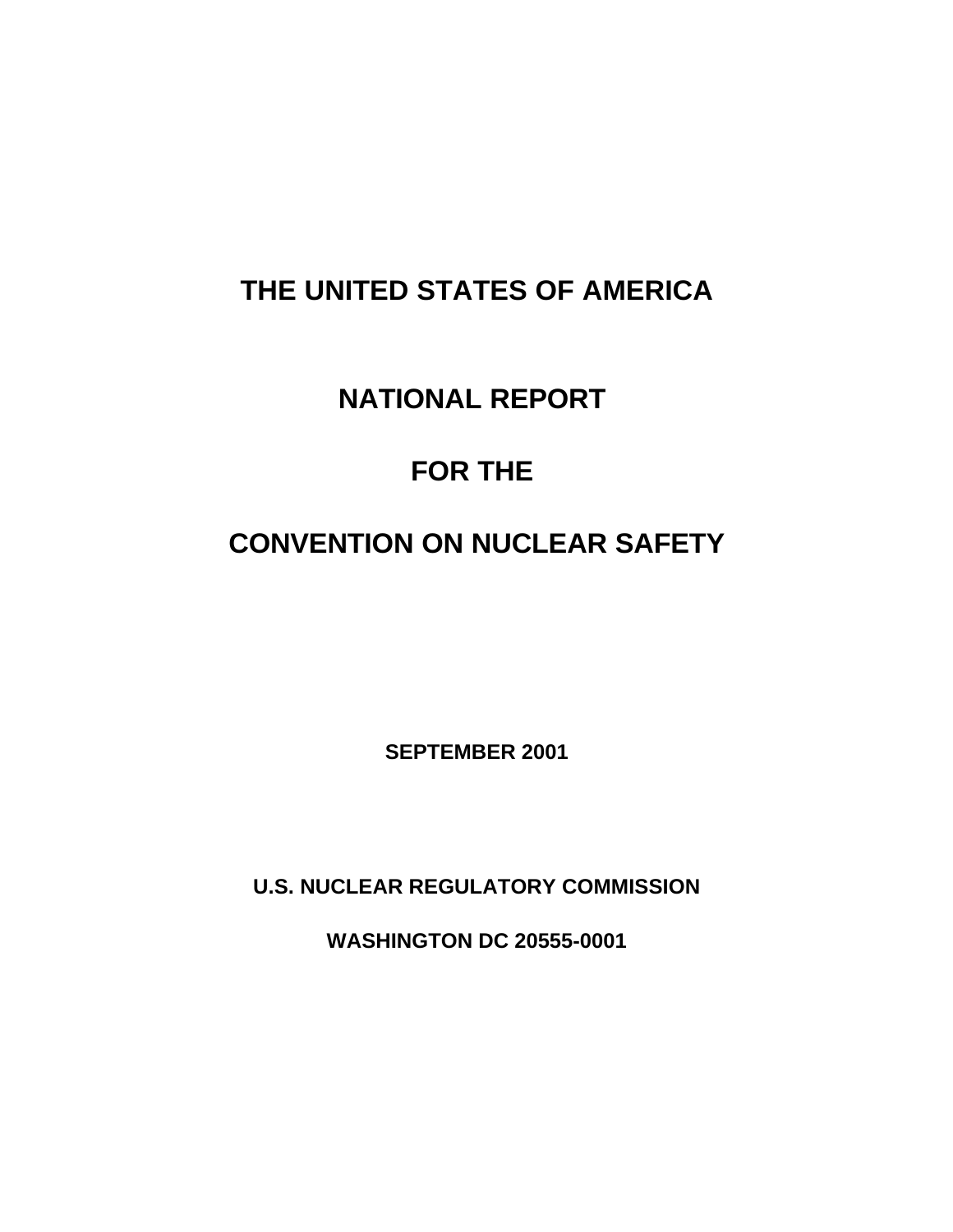# THE UNITED STATES OF AMERICA

# NATIONAL REPORT

# FOR THE

# CONVENTION ON NUCLEAR SAFETY

**SEPTEMBER 2001**

**U.S. NUCLEAR REGULATORY COMMISSION**

**WASHINGTON DC 20555-0001**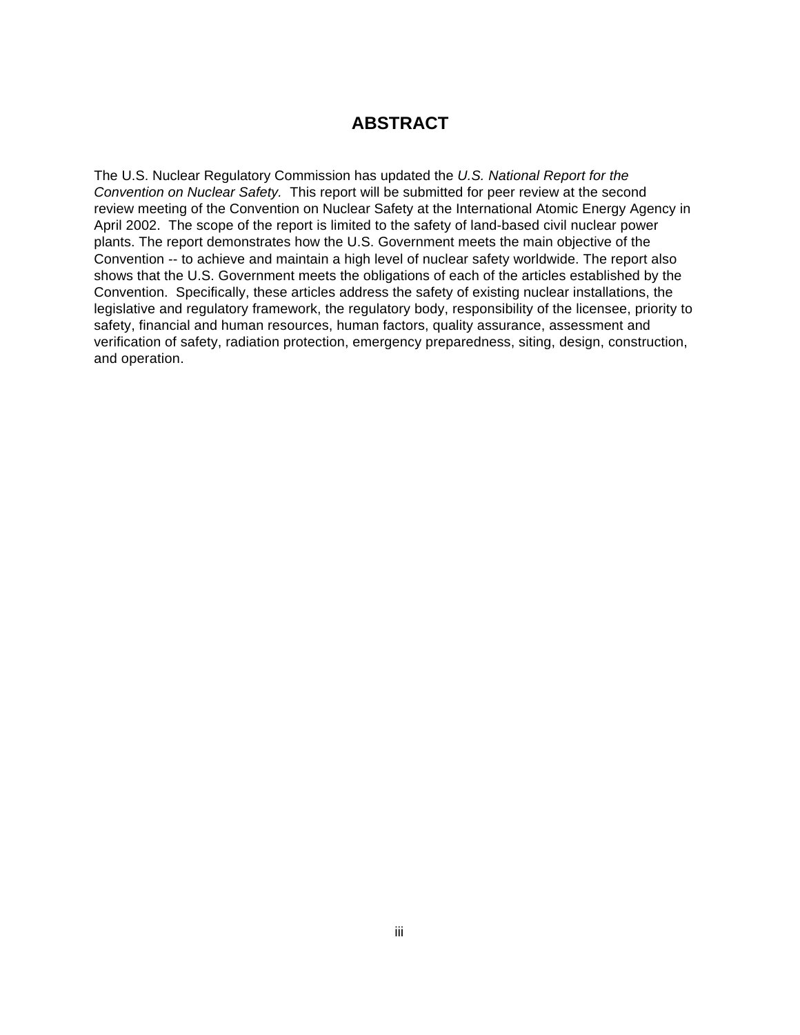# ABSTRACT

The U.S. Nuclear Regulatory Commission has updated the *U.S. National Report for the Convention on Nuclear Safety.* This report will be submitted for peer review at the second review meeting of the Convention on Nuclear Safety at the International Atomic Energy Agency in April 2002. The scope of the report is limited to the safety of land-based civil nuclear power plants. The report demonstrates how the U.S. Government meets the main objective of the Convention -- to achieve and maintain a high level of nuclear safety worldwide. The report also shows that the U.S. Government meets the obligations of each of the articles established by the Convention. Specifically, these articles address the safety of existing nuclear installations, the legislative and regulatory framework, the regulatory body, responsibility of the licensee, priority to safety, financial and human resources, human factors, quality assurance, assessment and verification of safety, radiation protection, emergency preparedness, siting, design, construction, and operation.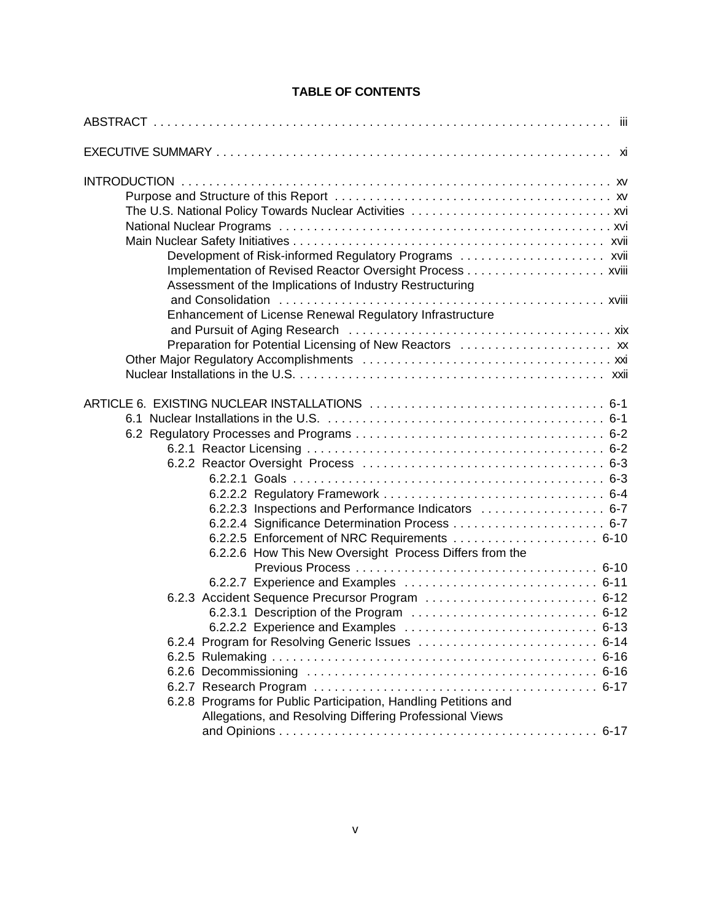# TABLE OF CONTENTS

ABSTRACT . . . . . . . . . . . . . . . . . . . . . . . . . . . . . . . . . . . . . . . . . . . . . . . . . . . . . . . . . . . . . . . iii

EXECUTIVE SUMMARY . . . . . . . . . . . . . . . . . . . . . . . . . . . . . . . . . . . . . . . . . . . . . . . . . . . . . . . . . xi

INTRODUCTION . . . . . . . . . . . . . . . . . . . . . . . . . . . . . . . . . . . . . . . . . . . . . . . . . . . . . . . . . . . . . xv
- Purpose and Structure of this Report . . . . . . . . . . . . . . . . . . . . . . . . . . . . . . . . . . . . . . . xv
- The U.S. National Policy Towards Nuclear Activities . . . . . . . . . . . . . . . . . . . . . . . . . . . . xvi
- National Nuclear Programs . . . . . . . . . . . . . . . . . . . . . . . . . . . . . . . . . . . . . . . . . . . . . . . xvi
- Main Nuclear Safety Initiatives . . . . . . . . . . . . . . . . . . . . . . . . . . . . . . . . . . . . . . . . . . . . xvii
  - Development of Risk-informed Regulatory Programs . . . . . . . . . . . . . . . . . . . . . xvii
  - Implementation of Revised Reactor Oversight Process . . . . . . . . . . . . . . . . . . . . xviii
  - Assessment of the Implications of Industry Restructuring and Consolidation . . . . . . . . . . . . . . . . . . . . . . . . . . . . . . . . . . . . . . . . . . . . . xviii
  - Enhancement of License Renewal Regulatory Infrastructure and Pursuit of Aging Research . . . . . . . . . . . . . . . . . . . . . . . . . . . . . . . . . . . . . xix
  - Preparation for Potential Licensing of New Reactors . . . . . . . . . . . . . . . . . . . . . . xx
- Other Major Regulatory Accomplishments . . . . . . . . . . . . . . . . . . . . . . . . . . . . . . . . . . . . xxi
- Nuclear Installations in the U.S. . . . . . . . . . . . . . . . . . . . . . . . . . . . . . . . . . . . . . . . . . . . xxii

ARTICLE 6. EXISTING NUCLEAR INSTALLATIONS . . . . . . . . . . . . . . . . . . . . . . . . . . . . . . . . . 6-1
- 6.1 Nuclear Installations in the U.S. . . . . . . . . . . . . . . . . . . . . . . . . . . . . . . . . . . . . . . . 6-1
- 6.2 Regulatory Processes and Programs . . . . . . . . . . . . . . . . . . . . . . . . . . . . . . . . . . . . 6-2
  - 6.2.1 Reactor Licensing . . . . . . . . . . . . . . . . . . . . . . . . . . . . . . . . . . . . . . . . . . . 6-2
  - 6.2.2 Reactor Oversight Process . . . . . . . . . . . . . . . . . . . . . . . . . . . . . . . . . . . 6-3
    - 6.2.2.1 Goals . . . . . . . . . . . . . . . . . . . . . . . . . . . . . . . . . . . . . . . . . . . . . 6-3
    - 6.2.2.2 Regulatory Framework . . . . . . . . . . . . . . . . . . . . . . . . . . . . . . . . 6-4
    - 6.2.2.3 Inspections and Performance Indicators . . . . . . . . . . . . . . . . . . 6-7
    - 6.2.2.4 Significance Determination Process . . . . . . . . . . . . . . . . . . . . . . 6-7
    - 6.2.2.5 Enforcement of NRC Requirements . . . . . . . . . . . . . . . . . . . . . 6-10
    - 6.2.2.6 How This New Oversight Process Differs from the Previous Process . . . . . . . . . . . . . . . . . . . . . . . . . . . . . . . . . . . 6-10
    - 6.2.2.7 Experience and Examples . . . . . . . . . . . . . . . . . . . . . . . . . . . . 6-11
  - 6.2.3 Accident Sequence Precursor Program . . . . . . . . . . . . . . . . . . . . . . . . . 6-12
    - 6.2.3.1 Description of the Program . . . . . . . . . . . . . . . . . . . . . . . . . . . 6-12
    - 6.2.2.2 Experience and Examples . . . . . . . . . . . . . . . . . . . . . . . . . . . . 6-13
  - 6.2.4 Program for Resolving Generic Issues . . . . . . . . . . . . . . . . . . . . . . . . . . 6-14
  - 6.2.5 Rulemaking . . . . . . . . . . . . . . . . . . . . . . . . . . . . . . . . . . . . . . . . . . . . . . . 6-16
  - 6.2.6 Decommissioning . . . . . . . . . . . . . . . . . . . . . . . . . . . . . . . . . . . . . . . . . . 6-16
  - 6.2.7 Research Program . . . . . . . . . . . . . . . . . . . . . . . . . . . . . . . . . . . . . . . . . 6-17
  - 6.2.8 Programs for Public Participation, Handling Petitions and Allegations, and Resolving Differing Professional Views and Opinions . . . . . . . . . . . . . . . . . . . . . . . . . . . . . . . . . . . . . . . . . . . . . . 6-17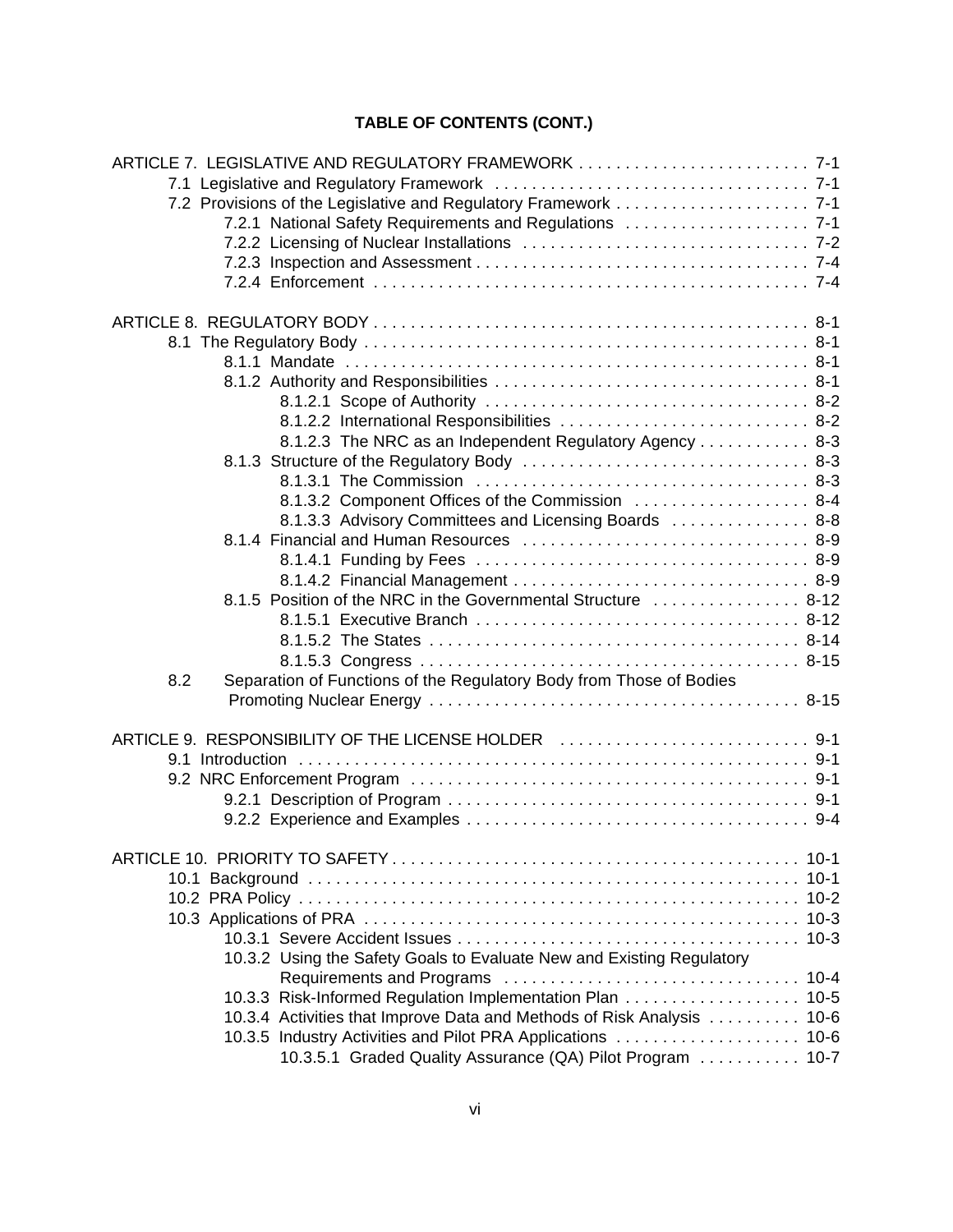**TABLE OF CONTENTS (CONT.)**

ARTICLE 7. LEGISLATIVE AND REGULATORY FRAMEWORK . . . . . . . . . . . . . . . . . . . . . . . . . 7-1
- 7.1 Legislative and Regulatory Framework . . . . . . . . . . . . . . . . . . . . . . . . . . . . . . . . . . 7-1
- 7.2 Provisions of the Legislative and Regulatory Framework . . . . . . . . . . . . . . . . . . . . . 7-1
  - 7.2.1 National Safety Requirements and Regulations . . . . . . . . . . . . . . . . . . . . 7-1
  - 7.2.2 Licensing of Nuclear Installations . . . . . . . . . . . . . . . . . . . . . . . . . . . . . . . 7-2
  - 7.2.3 Inspection and Assessment . . . . . . . . . . . . . . . . . . . . . . . . . . . . . . . . . . . . 7-4
  - 7.2.4 Enforcement . . . . . . . . . . . . . . . . . . . . . . . . . . . . . . . . . . . . . . . . . . . . . . . 7-4

ARTICLE 8. REGULATORY BODY . . . . . . . . . . . . . . . . . . . . . . . . . . . . . . . . . . . . . . . . . . . . . . . 8-1
- 8.1 The Regulatory Body . . . . . . . . . . . . . . . . . . . . . . . . . . . . . . . . . . . . . . . . . . . . . . . . 8-1
  - 8.1.1 Mandate . . . . . . . . . . . . . . . . . . . . . . . . . . . . . . . . . . . . . . . . . . . . . . . . . . 8-1
  - 8.1.2 Authority and Responsibilities . . . . . . . . . . . . . . . . . . . . . . . . . . . . . . . . . . 8-1
    - 8.1.2.1 Scope of Authority . . . . . . . . . . . . . . . . . . . . . . . . . . . . . . . . . . . 8-2
    - 8.1.2.2 International Responsibilities . . . . . . . . . . . . . . . . . . . . . . . . . . . 8-2
    - 8.1.2.3 The NRC as an Independent Regulatory Agency . . . . . . . . . . . . 8-3
  - 8.1.3 Structure of the Regulatory Body . . . . . . . . . . . . . . . . . . . . . . . . . . . . . . . 8-3
    - 8.1.3.1 The Commission . . . . . . . . . . . . . . . . . . . . . . . . . . . . . . . . . . . . 8-3
    - 8.1.3.2 Component Offices of the Commission . . . . . . . . . . . . . . . . . . . 8-4
    - 8.1.3.3 Advisory Committees and Licensing Boards . . . . . . . . . . . . . . . 8-8
  - 8.1.4 Financial and Human Resources . . . . . . . . . . . . . . . . . . . . . . . . . . . . . . . 8-9
    - 8.1.4.1 Funding by Fees . . . . . . . . . . . . . . . . . . . . . . . . . . . . . . . . . . . . 8-9
    - 8.1.4.2 Financial Management . . . . . . . . . . . . . . . . . . . . . . . . . . . . . . . . 8-9
  - 8.1.5 Position of the NRC in the Governmental Structure . . . . . . . . . . . . . . . . 8-12
    - 8.1.5.1 Executive Branch . . . . . . . . . . . . . . . . . . . . . . . . . . . . . . . . . . . 8-12
    - 8.1.5.2 The States . . . . . . . . . . . . . . . . . . . . . . . . . . . . . . . . . . . . . . . . 8-14
    - 8.1.5.3 Congress . . . . . . . . . . . . . . . . . . . . . . . . . . . . . . . . . . . . . . . . . 8-15
- 8.2 Separation of Functions of the Regulatory Body from Those of Bodies Promoting Nuclear Energy . . . . . . . . . . . . . . . . . . . . . . . . . . . . . . . . . . . . . . . . 8-15

ARTICLE 9. RESPONSIBILITY OF THE LICENSE HOLDER . . . . . . . . . . . . . . . . . . . . . . . . . . 9-1
- 9.1 Introduction . . . . . . . . . . . . . . . . . . . . . . . . . . . . . . . . . . . . . . . . . . . . . . . . . . . . . . 9-1
- 9.2 NRC Enforcement Program . . . . . . . . . . . . . . . . . . . . . . . . . . . . . . . . . . . . . . . . . . . 9-1
  - 9.2.1 Description of Program . . . . . . . . . . . . . . . . . . . . . . . . . . . . . . . . . . . . . . . 9-1
  - 9.2.2 Experience and Examples . . . . . . . . . . . . . . . . . . . . . . . . . . . . . . . . . . . . . 9-4

ARTICLE 10. PRIORITY TO SAFETY . . . . . . . . . . . . . . . . . . . . . . . . . . . . . . . . . . . . . . . . . . . . 10-1
- 10.1 Background . . . . . . . . . . . . . . . . . . . . . . . . . . . . . . . . . . . . . . . . . . . . . . . . . . . . . 10-1
- 10.2 PRA Policy . . . . . . . . . . . . . . . . . . . . . . . . . . . . . . . . . . . . . . . . . . . . . . . . . . . . . 10-2
- 10.3 Applications of PRA . . . . . . . . . . . . . . . . . . . . . . . . . . . . . . . . . . . . . . . . . . . . . . 10-3
  - 10.3.1 Severe Accident Issues . . . . . . . . . . . . . . . . . . . . . . . . . . . . . . . . . . . . . . 10-3
  - 10.3.2 Using the Safety Goals to Evaluate New and Existing Regulatory Requirements and Programs . . . . . . . . . . . . . . . . . . . . . . . . . . . . . . . . 10-4
  - 10.3.3 Risk-Informed Regulation Implementation Plan . . . . . . . . . . . . . . . . . . . 10-5
  - 10.3.4 Activities that Improve Data and Methods of Risk Analysis . . . . . . . . . . 10-6
  - 10.3.5 Industry Activities and Pilot PRA Applications . . . . . . . . . . . . . . . . . . . . 10-6
    - 10.3.5.1 Graded Quality Assurance (QA) Pilot Program . . . . . . . . . . . 10-7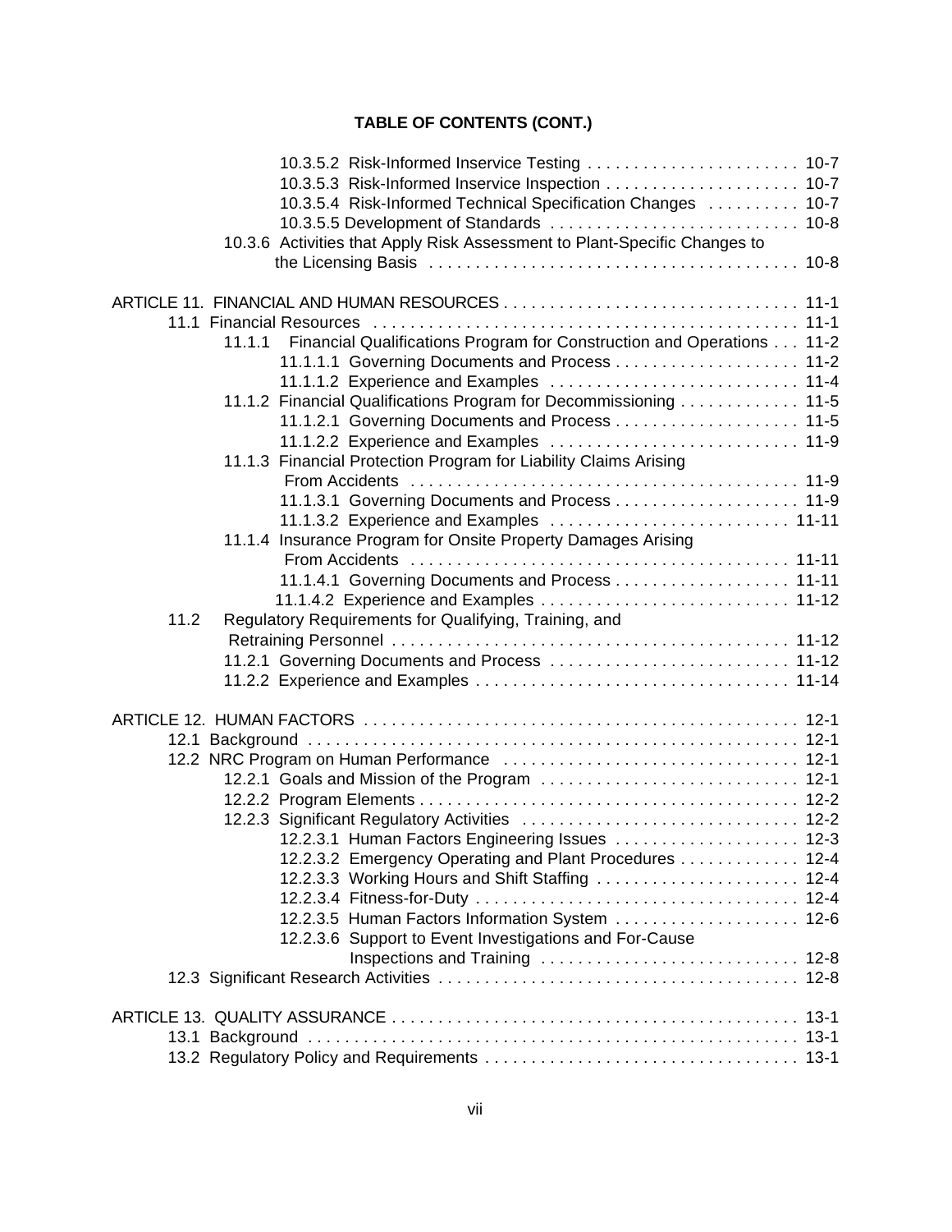**TABLE OF CONTENTS (CONT.)**

- 10.3.5.2 Risk-Informed Inservice Testing . . . . . . . . . . . . . . . . . . . . . . . 10-7
- 10.3.5.3 Risk-Informed Inservice Inspection . . . . . . . . . . . . . . . . . . . . . 10-7
- 10.3.5.4 Risk-Informed Technical Specification Changes . . . . . . . . . . 10-7
- 10.3.5.5 Development of Standards . . . . . . . . . . . . . . . . . . . . . . . . . . 10-8
- 10.3.6 Activities that Apply Risk Assessment to Plant-Specific Changes to the Licensing Basis . . . . . . . . . . . . . . . . . . . . . . . . . . . . . . . . . . . . . . . 10-8

ARTICLE 11. FINANCIAL AND HUMAN RESOURCES . . . . . . . . . . . . . . . . . . . . . . . . . . . . . . . 11-1
- 11.1 Financial Resources . . . . . . . . . . . . . . . . . . . . . . . . . . . . . . . . . . . . . . . . . . . . . 11-1
  - 11.1.1 Financial Qualifications Program for Construction and Operations . . . 11-2
    - 11.1.1.1 Governing Documents and Process . . . . . . . . . . . . . . . . . . . . 11-2
    - 11.1.1.2 Experience and Examples . . . . . . . . . . . . . . . . . . . . . . . . . . 11-4
  - 11.1.2 Financial Qualifications Program for Decommissioning . . . . . . . . . . . . . 11-5
    - 11.1.2.1 Governing Documents and Process . . . . . . . . . . . . . . . . . . . . 11-5
    - 11.1.2.2 Experience and Examples . . . . . . . . . . . . . . . . . . . . . . . . . . 11-9
  - 11.1.3 Financial Protection Program for Liability Claims Arising From Accidents . . . . . . . . . . . . . . . . . . . . . . . . . . . . . . . . . . . . . . . . . 11-9
    - 11.1.3.1 Governing Documents and Process . . . . . . . . . . . . . . . . . . . . 11-9
    - 11.1.3.2 Experience and Examples . . . . . . . . . . . . . . . . . . . . . . . . . 11-11
  - 11.1.4 Insurance Program for Onsite Property Damages Arising From Accidents . . . . . . . . . . . . . . . . . . . . . . . . . . . . . . . . . . . . . . . . 11-11
    - 11.1.4.1 Governing Documents and Process . . . . . . . . . . . . . . . . . . . 11-11
    - 11.1.4.2 Experience and Examples . . . . . . . . . . . . . . . . . . . . . . . . . . 11-12
- 11.2 Regulatory Requirements for Qualifying, Training, and Retraining Personnel . . . . . . . . . . . . . . . . . . . . . . . . . . . . . . . . . . . . . . . . . . 11-12
  - 11.2.1 Governing Documents and Process . . . . . . . . . . . . . . . . . . . . . . . . . . 11-12
  - 11.2.2 Experience and Examples . . . . . . . . . . . . . . . . . . . . . . . . . . . . . . . . . 11-14

ARTICLE 12. HUMAN FACTORS . . . . . . . . . . . . . . . . . . . . . . . . . . . . . . . . . . . . . . . . . . . . . . . 12-1
- 12.1 Background . . . . . . . . . . . . . . . . . . . . . . . . . . . . . . . . . . . . . . . . . . . . . . . . . . . . 12-1
- 12.2 NRC Program on Human Performance . . . . . . . . . . . . . . . . . . . . . . . . . . . . . . . 12-1
  - 12.2.1 Goals and Mission of the Program . . . . . . . . . . . . . . . . . . . . . . . . . . . . 12-1
  - 12.2.2 Program Elements . . . . . . . . . . . . . . . . . . . . . . . . . . . . . . . . . . . . . . . . . 12-2
  - 12.2.3 Significant Regulatory Activities . . . . . . . . . . . . . . . . . . . . . . . . . . . . . . 12-2
    - 12.2.3.1 Human Factors Engineering Issues . . . . . . . . . . . . . . . . . . . . 12-3
    - 12.2.3.2 Emergency Operating and Plant Procedures . . . . . . . . . . . . . 12-4
    - 12.2.3.3 Working Hours and Shift Staffing . . . . . . . . . . . . . . . . . . . . . . 12-4
    - 12.2.3.4 Fitness-for-Duty . . . . . . . . . . . . . . . . . . . . . . . . . . . . . . . . . . . 12-4
    - 12.2.3.5 Human Factors Information System . . . . . . . . . . . . . . . . . . . . 12-6
    - 12.2.3.6 Support to Event Investigations and For-Cause Inspections and Training . . . . . . . . . . . . . . . . . . . . . . . . . . . . 12-8
- 12.3 Significant Research Activities . . . . . . . . . . . . . . . . . . . . . . . . . . . . . . . . . . . . . . . 12-8

ARTICLE 13. QUALITY ASSURANCE . . . . . . . . . . . . . . . . . . . . . . . . . . . . . . . . . . . . . . . . . . . . 13-1
- 13.1 Background . . . . . . . . . . . . . . . . . . . . . . . . . . . . . . . . . . . . . . . . . . . . . . . . . . . . 13-1
- 13.2 Regulatory Policy and Requirements . . . . . . . . . . . . . . . . . . . . . . . . . . . . . . . . . . 13-1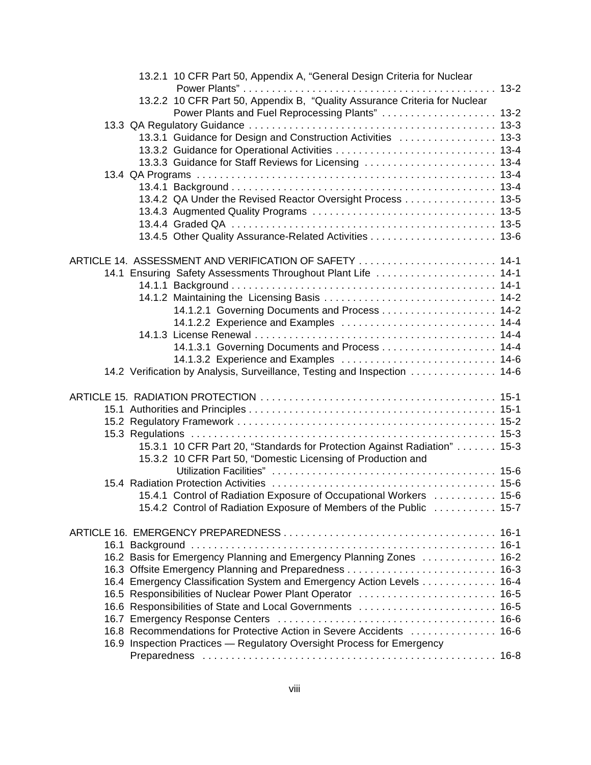13.2.1 10 CFR Part 50, Appendix A, "General Design Criteria for Nuclear Power Plants" . . . . . . . . . . . . . . . . . . . . . . . . . . . . . . . . . . . . . . . . . . . 13-2
13.2.2 10 CFR Part 50, Appendix B, "Quality Assurance Criteria for Nuclear Power Plants and Fuel Reprocessing Plants" . . . . . . . . . . . . . . . . . . . . 13-2
13.3 QA Regulatory Guidance . . . . . . . . . . . . . . . . . . . . . . . . . . . . . . . . . . . . . . . . . 13-3
13.3.1 Guidance for Design and Construction Activities . . . . . . . . . . . . . . . . 13-3
13.3.2 Guidance for Operational Activities . . . . . . . . . . . . . . . . . . . . . . . . . . . 13-4
13.3.3 Guidance for Staff Reviews for Licensing . . . . . . . . . . . . . . . . . . . . . . 13-4
13.4 QA Programs . . . . . . . . . . . . . . . . . . . . . . . . . . . . . . . . . . . . . . . . . . . . . . . . . . 13-4
13.4.1 Background . . . . . . . . . . . . . . . . . . . . . . . . . . . . . . . . . . . . . . . . . . . . . 13-4
13.4.2 QA Under the Revised Reactor Oversight Process . . . . . . . . . . . . . . . 13-5
13.4.3 Augmented Quality Programs . . . . . . . . . . . . . . . . . . . . . . . . . . . . . . . 13-5
13.4.4 Graded QA . . . . . . . . . . . . . . . . . . . . . . . . . . . . . . . . . . . . . . . . . . . . . 13-5
13.4.5 Other Quality Assurance-Related Activities . . . . . . . . . . . . . . . . . . . . . 13-6

ARTICLE 14. ASSESSMENT AND VERIFICATION OF SAFETY . . . . . . . . . . . . . . . . . . . . . . . 14-1
14.1 Ensuring Safety Assessments Throughout Plant Life . . . . . . . . . . . . . . . . . . . . 14-1
14.1.1 Background . . . . . . . . . . . . . . . . . . . . . . . . . . . . . . . . . . . . . . . . . . . . . 14-1
14.1.2 Maintaining the Licensing Basis . . . . . . . . . . . . . . . . . . . . . . . . . . . . . 14-2
14.1.2.1 Governing Documents and Process . . . . . . . . . . . . . . . . . . . 14-2
14.1.2.2 Experience and Examples . . . . . . . . . . . . . . . . . . . . . . . . . . 14-4
14.1.3 License Renewal . . . . . . . . . . . . . . . . . . . . . . . . . . . . . . . . . . . . . . . . . 14-4
14.1.3.1 Governing Documents and Process . . . . . . . . . . . . . . . . . . . 14-4
14.1.3.2 Experience and Examples . . . . . . . . . . . . . . . . . . . . . . . . . . 14-6
14.2 Verification by Analysis, Surveillance, Testing and Inspection . . . . . . . . . . . . . . 14-6

ARTICLE 15. RADIATION PROTECTION . . . . . . . . . . . . . . . . . . . . . . . . . . . . . . . . . . . . . . . . 15-1
15.1 Authorities and Principles . . . . . . . . . . . . . . . . . . . . . . . . . . . . . . . . . . . . . . . . . 15-1
15.2 Regulatory Framework . . . . . . . . . . . . . . . . . . . . . . . . . . . . . . . . . . . . . . . . . . . 15-2
15.3 Regulations . . . . . . . . . . . . . . . . . . . . . . . . . . . . . . . . . . . . . . . . . . . . . . . . . . . . 15-3
15.3.1 10 CFR Part 20, "Standards for Protection Against Radiation" . . . . . . . 15-3
15.3.2 10 CFR Part 50, "Domestic Licensing of Production and Utilization Facilities" . . . . . . . . . . . . . . . . . . . . . . . . . . . . . . . . . . . . . . . 15-6
15.4 Radiation Protection Activities . . . . . . . . . . . . . . . . . . . . . . . . . . . . . . . . . . . . . 15-6
15.4.1 Control of Radiation Exposure of Occupational Workers . . . . . . . . . . . 15-6
15.4.2 Control of Radiation Exposure of Members of the Public . . . . . . . . . . . 15-7

ARTICLE 16. EMERGENCY PREPAREDNESS . . . . . . . . . . . . . . . . . . . . . . . . . . . . . . . . . . . . 16-1
16.1 Background . . . . . . . . . . . . . . . . . . . . . . . . . . . . . . . . . . . . . . . . . . . . . . . . . . . 16-1
16.2 Basis for Emergency Planning and Emergency Planning Zones . . . . . . . . . . . . 16-2
16.3 Offsite Emergency Planning and Preparedness . . . . . . . . . . . . . . . . . . . . . . . . . 16-3
16.4 Emergency Classification System and Emergency Action Levels . . . . . . . . . . . . 16-4
16.5 Responsibilities of Nuclear Power Plant Operator . . . . . . . . . . . . . . . . . . . . . . . 16-5
16.6 Responsibilities of State and Local Governments . . . . . . . . . . . . . . . . . . . . . . . 16-5
16.7 Emergency Response Centers . . . . . . . . . . . . . . . . . . . . . . . . . . . . . . . . . . . . . 16-6
16.8 Recommendations for Protective Action in Severe Accidents . . . . . . . . . . . . . . 16-6
16.9 Inspection Practices — Regulatory Oversight Process for Emergency Preparedness . . . . . . . . . . . . . . . . . . . . . . . . . . . . . . . . . . . . . . . . . . . . . . . . . 16-8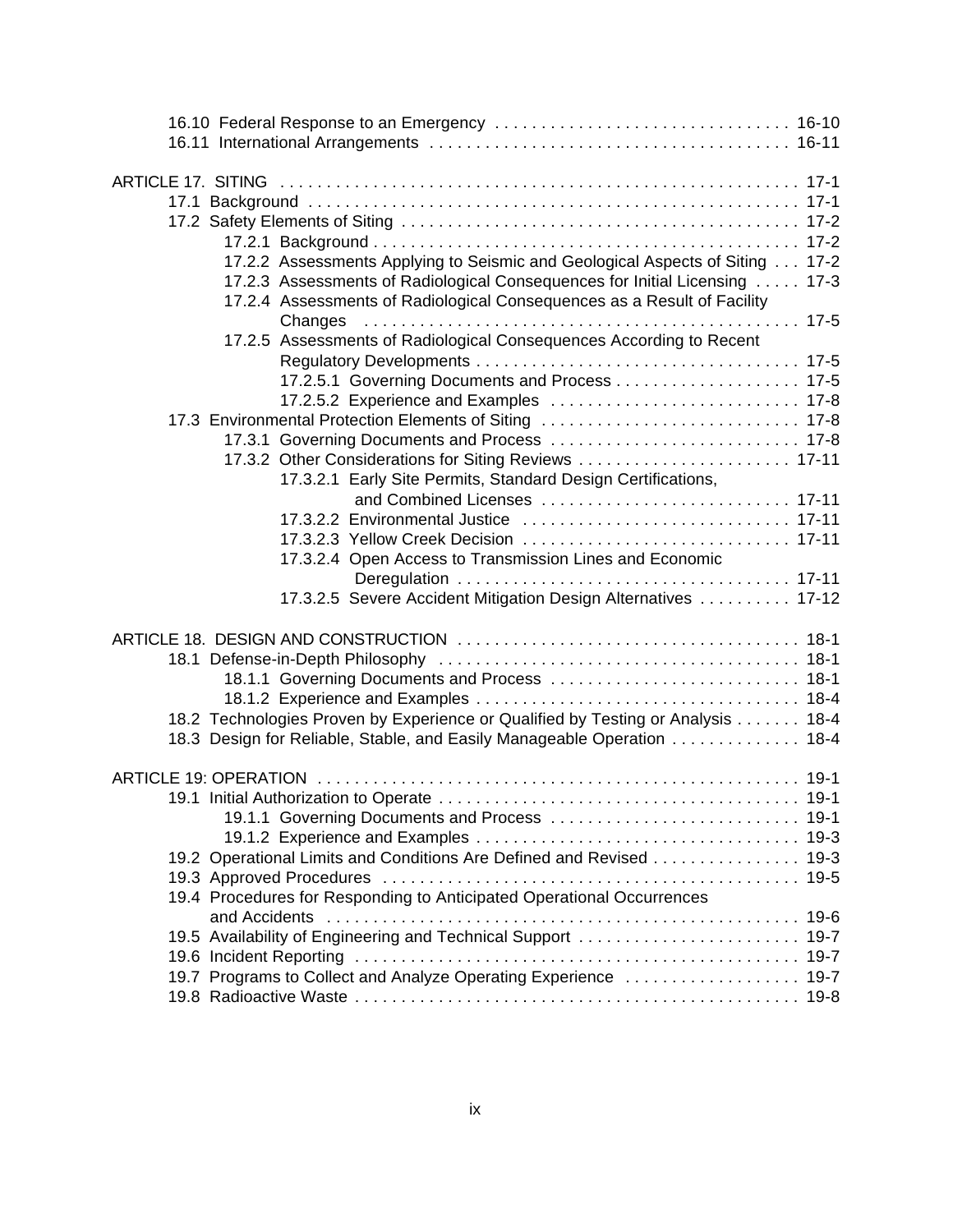16.10 Federal Response to an Emergency . . . . . . . . . . . . . . . . . . . . . . . . . . . . . . . . 16-10
16.11 International Arrangements . . . . . . . . . . . . . . . . . . . . . . . . . . . . . . . . . . . . . . 16-11

ARTICLE 17. SITING . . . . . . . . . . . . . . . . . . . . . . . . . . . . . . . . . . . . . . . . . . . . . . . . . . . . . 17-1
17.1 Background . . . . . . . . . . . . . . . . . . . . . . . . . . . . . . . . . . . . . . . . . . . . . . . . . . . . . 17-1
17.2 Safety Elements of Siting . . . . . . . . . . . . . . . . . . . . . . . . . . . . . . . . . . . . . . . . . . 17-2
17.2.1 Background . . . . . . . . . . . . . . . . . . . . . . . . . . . . . . . . . . . . . . . . . . . . . 17-2
17.2.2 Assessments Applying to Seismic and Geological Aspects of Siting . . . 17-2
17.2.3 Assessments of Radiological Consequences for Initial Licensing . . . . . 17-3
17.2.4 Assessments of Radiological Consequences as a Result of Facility Changes . . . . . . . . . . . . . . . . . . . . . . . . . . . . . . . . . . . . . . . . . . . . . . . 17-5
17.2.5 Assessments of Radiological Consequences According to Recent Regulatory Developments . . . . . . . . . . . . . . . . . . . . . . . . . . . . . . . . . . 17-5
17.2.5.1 Governing Documents and Process . . . . . . . . . . . . . . . . . . . . 17-5
17.2.5.2 Experience and Examples . . . . . . . . . . . . . . . . . . . . . . . . . . . 17-8
17.3 Environmental Protection Elements of Siting . . . . . . . . . . . . . . . . . . . . . . . . . . . . 17-8
17.3.1 Governing Documents and Process . . . . . . . . . . . . . . . . . . . . . . . . . . . 17-8
17.3.2 Other Considerations for Siting Reviews . . . . . . . . . . . . . . . . . . . . . . . 17-11
17.3.2.1 Early Site Permits, Standard Design Certifications, and Combined Licenses . . . . . . . . . . . . . . . . . . . . . . . . . . . 17-11
17.3.2.2 Environmental Justice . . . . . . . . . . . . . . . . . . . . . . . . . . . . 17-11
17.3.2.3 Yellow Creek Decision . . . . . . . . . . . . . . . . . . . . . . . . . . . . 17-11
17.3.2.4 Open Access to Transmission Lines and Economic Deregulation . . . . . . . . . . . . . . . . . . . . . . . . . . . . . . . . . . . 17-11
17.3.2.5 Severe Accident Mitigation Design Alternatives . . . . . . . . . . 17-12

ARTICLE 18. DESIGN AND CONSTRUCTION . . . . . . . . . . . . . . . . . . . . . . . . . . . . . . . . . . . . 18-1
18.1 Defense-in-Depth Philosophy . . . . . . . . . . . . . . . . . . . . . . . . . . . . . . . . . . . . . . 18-1
18.1.1 Governing Documents and Process . . . . . . . . . . . . . . . . . . . . . . . . . . . 18-1
18.1.2 Experience and Examples . . . . . . . . . . . . . . . . . . . . . . . . . . . . . . . . . . 18-4
18.2 Technologies Proven by Experience or Qualified by Testing or Analysis . . . . . . . 18-4
18.3 Design for Reliable, Stable, and Easily Manageable Operation . . . . . . . . . . . . . 18-4

ARTICLE 19: OPERATION . . . . . . . . . . . . . . . . . . . . . . . . . . . . . . . . . . . . . . . . . . . . . . . . . . 19-1
19.1 Initial Authorization to Operate . . . . . . . . . . . . . . . . . . . . . . . . . . . . . . . . . . . . . . 19-1
19.1.1 Governing Documents and Process . . . . . . . . . . . . . . . . . . . . . . . . . . . 19-1
19.1.2 Experience and Examples . . . . . . . . . . . . . . . . . . . . . . . . . . . . . . . . . . 19-3
19.2 Operational Limits and Conditions Are Defined and Revised . . . . . . . . . . . . . . . . 19-3
19.3 Approved Procedures . . . . . . . . . . . . . . . . . . . . . . . . . . . . . . . . . . . . . . . . . . . . 19-5
19.4 Procedures for Responding to Anticipated Operational Occurrences and Accidents . . . . . . . . . . . . . . . . . . . . . . . . . . . . . . . . . . . . . . . . . . . . . . . . 19-6
19.5 Availability of Engineering and Technical Support . . . . . . . . . . . . . . . . . . . . . . . 19-7
19.6 Incident Reporting . . . . . . . . . . . . . . . . . . . . . . . . . . . . . . . . . . . . . . . . . . . . . . . 19-7
19.7 Programs to Collect and Analyze Operating Experience . . . . . . . . . . . . . . . . . . . 19-7
19.8 Radioactive Waste . . . . . . . . . . . . . . . . . . . . . . . . . . . . . . . . . . . . . . . . . . . . . . 19-8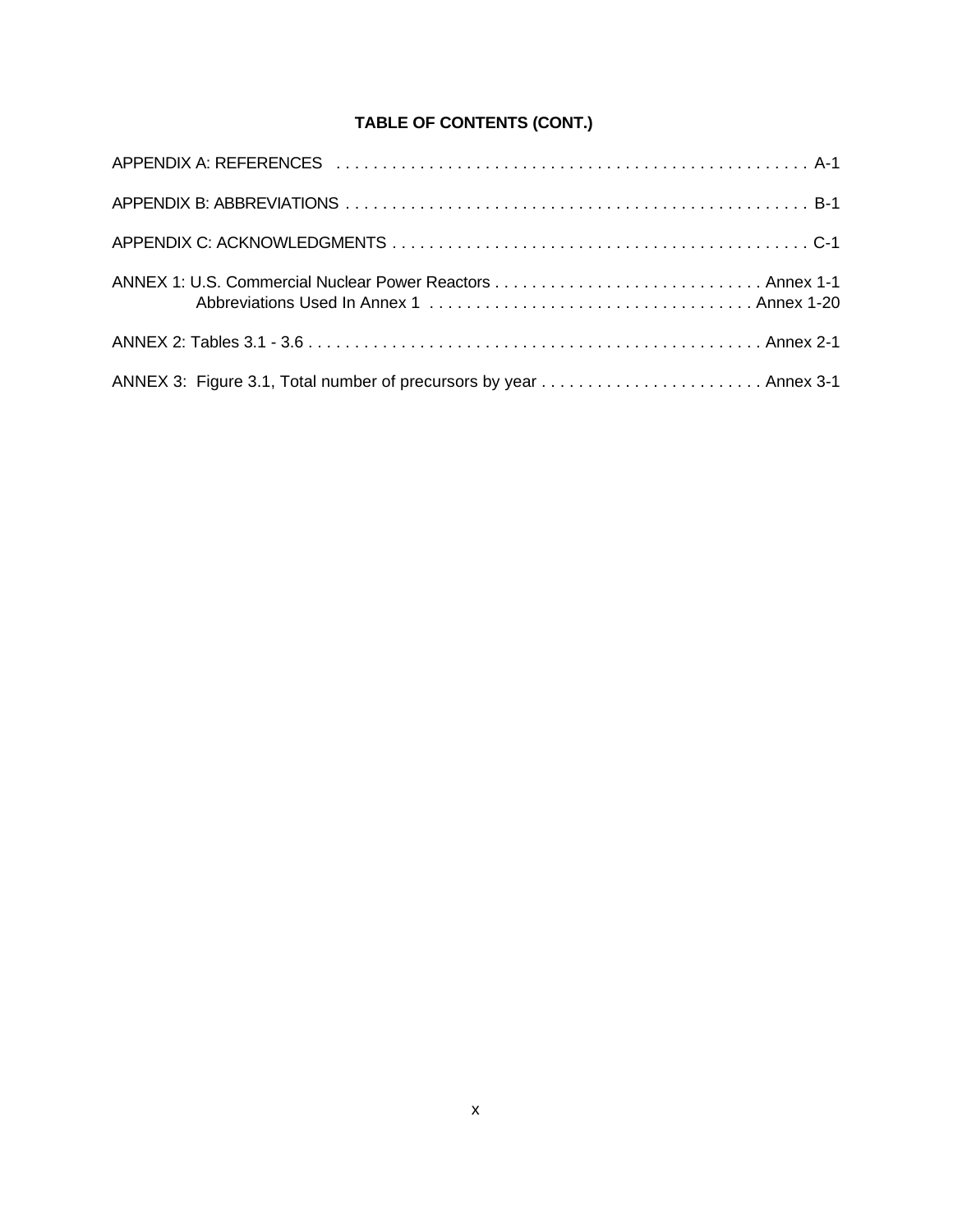## TABLE OF CONTENTS (CONT.)

APPENDIX A: REFERENCES . . . . . . . . . . . . . . . . . . . . . . . . . . . . . . . . . . . . . . . . . . . . . . . . . . A-1

APPENDIX B: ABBREVIATIONS . . . . . . . . . . . . . . . . . . . . . . . . . . . . . . . . . . . . . . . . . . . . . . . . . B-1

APPENDIX C: ACKNOWLEDGMENTS . . . . . . . . . . . . . . . . . . . . . . . . . . . . . . . . . . . . . . . . . . . . C-1

ANNEX 1: U.S. Commercial Nuclear Power Reactors . . . . . . . . . . . . . . . . . . . . . . . . . . . . Annex 1-1
    Abbreviations Used In Annex 1 . . . . . . . . . . . . . . . . . . . . . . . . . . . . . . . . . . Annex 1-20

ANNEX 2: Tables 3.1 - 3.6 . . . . . . . . . . . . . . . . . . . . . . . . . . . . . . . . . . . . . . . . . . . . . . . . Annex 2-1

ANNEX 3: Figure 3.1, Total number of precursors by year . . . . . . . . . . . . . . . . . . . . . . . . Annex 3-1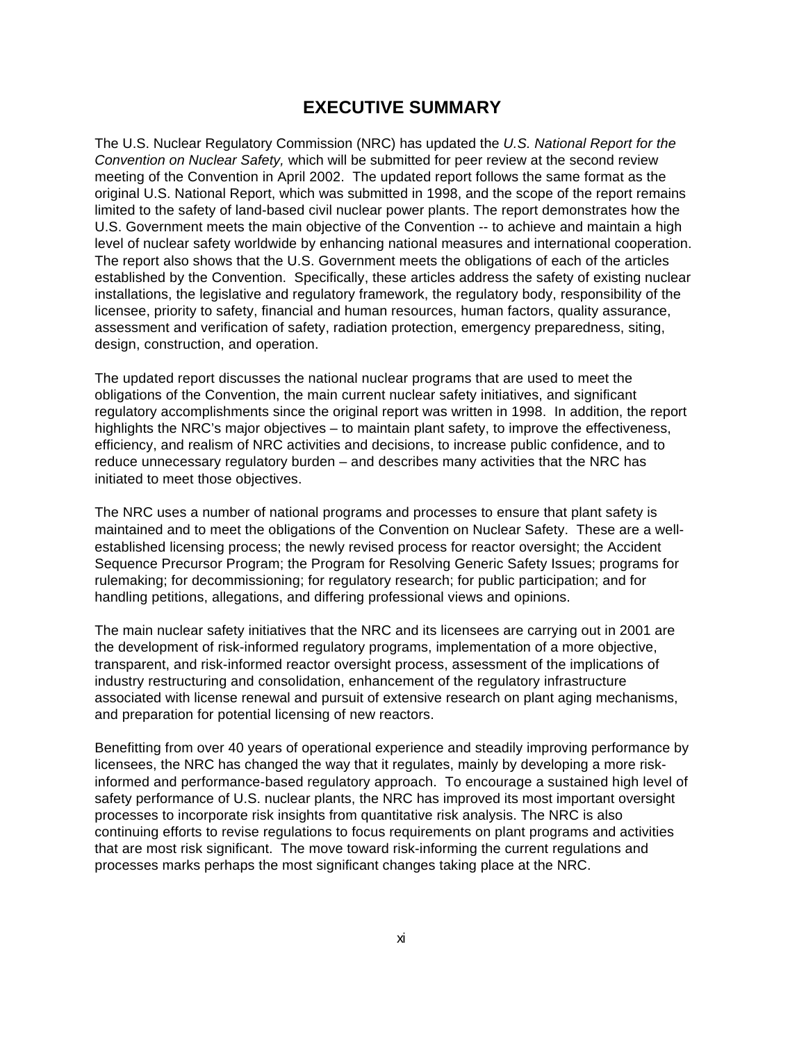# EXECUTIVE SUMMARY

The U.S. Nuclear Regulatory Commission (NRC) has updated the *U.S. National Report for the Convention on Nuclear Safety,* which will be submitted for peer review at the second review meeting of the Convention in April 2002. The updated report follows the same format as the original U.S. National Report, which was submitted in 1998, and the scope of the report remains limited to the safety of land-based civil nuclear power plants. The report demonstrates how the U.S. Government meets the main objective of the Convention -- to achieve and maintain a high level of nuclear safety worldwide by enhancing national measures and international cooperation. The report also shows that the U.S. Government meets the obligations of each of the articles established by the Convention. Specifically, these articles address the safety of existing nuclear installations, the legislative and regulatory framework, the regulatory body, responsibility of the licensee, priority to safety, financial and human resources, human factors, quality assurance, assessment and verification of safety, radiation protection, emergency preparedness, siting, design, construction, and operation.

The updated report discusses the national nuclear programs that are used to meet the obligations of the Convention, the main current nuclear safety initiatives, and significant regulatory accomplishments since the original report was written in 1998. In addition, the report highlights the NRC's major objectives – to maintain plant safety, to improve the effectiveness, efficiency, and realism of NRC activities and decisions, to increase public confidence, and to reduce unnecessary regulatory burden – and describes many activities that the NRC has initiated to meet those objectives.

The NRC uses a number of national programs and processes to ensure that plant safety is maintained and to meet the obligations of the Convention on Nuclear Safety. These are a well-established licensing process; the newly revised process for reactor oversight; the Accident Sequence Precursor Program; the Program for Resolving Generic Safety Issues; programs for rulemaking; for decommissioning; for regulatory research; for public participation; and for handling petitions, allegations, and differing professional views and opinions.

The main nuclear safety initiatives that the NRC and its licensees are carrying out in 2001 are the development of risk-informed regulatory programs, implementation of a more objective, transparent, and risk-informed reactor oversight process, assessment of the implications of industry restructuring and consolidation, enhancement of the regulatory infrastructure associated with license renewal and pursuit of extensive research on plant aging mechanisms, and preparation for potential licensing of new reactors.

Benefitting from over 40 years of operational experience and steadily improving performance by licensees, the NRC has changed the way that it regulates, mainly by developing a more risk-informed and performance-based regulatory approach. To encourage a sustained high level of safety performance of U.S. nuclear plants, the NRC has improved its most important oversight processes to incorporate risk insights from quantitative risk analysis. The NRC is also continuing efforts to revise regulations to focus requirements on plant programs and activities that are most risk significant. The move toward risk-informing the current regulations and processes marks perhaps the most significant changes taking place at the NRC.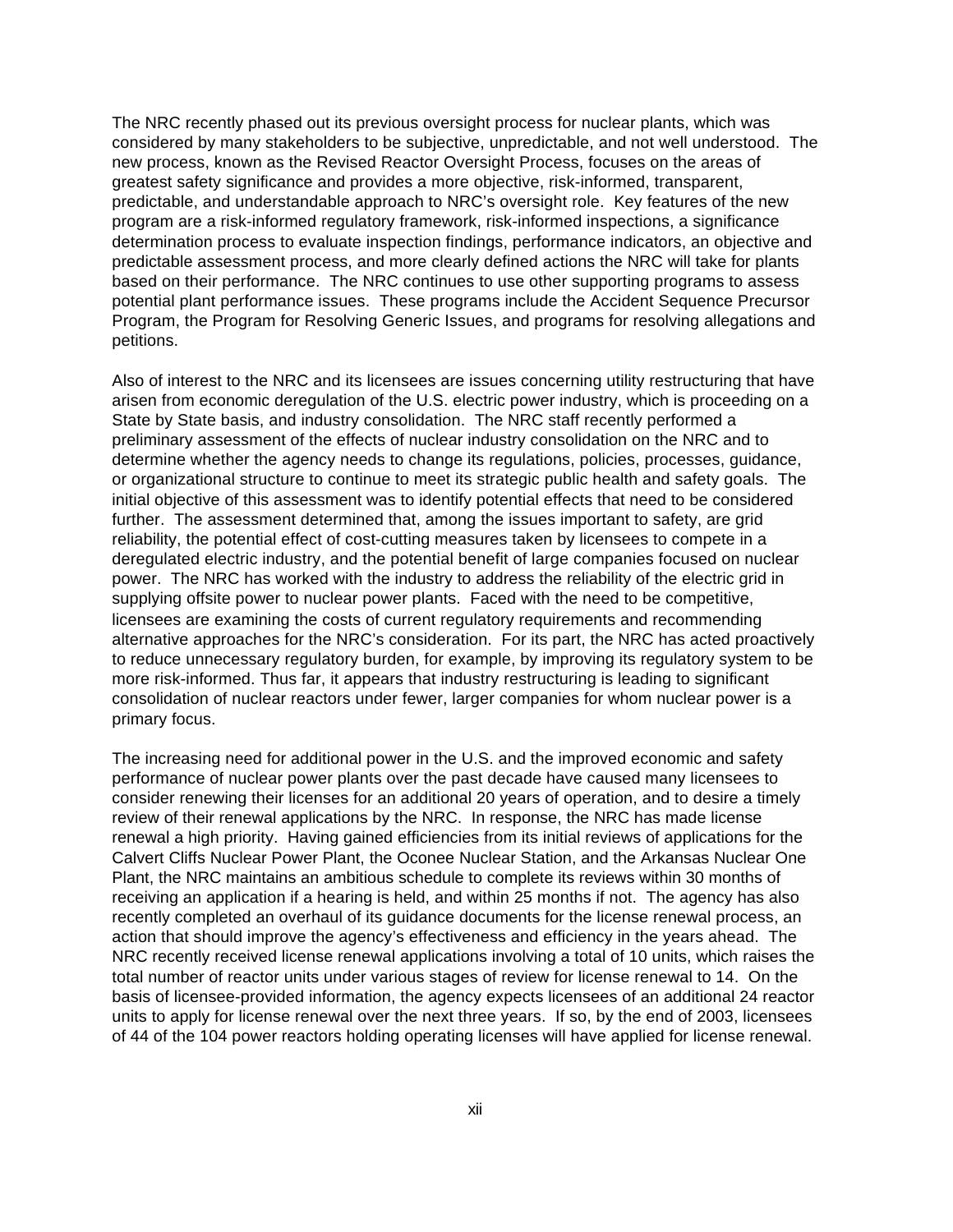The NRC recently phased out its previous oversight process for nuclear plants, which was considered by many stakeholders to be subjective, unpredictable, and not well understood. The new process, known as the Revised Reactor Oversight Process, focuses on the areas of greatest safety significance and provides a more objective, risk-informed, transparent, predictable, and understandable approach to NRC's oversight role. Key features of the new program are a risk-informed regulatory framework, risk-informed inspections, a significance determination process to evaluate inspection findings, performance indicators, an objective and predictable assessment process, and more clearly defined actions the NRC will take for plants based on their performance. The NRC continues to use other supporting programs to assess potential plant performance issues. These programs include the Accident Sequence Precursor Program, the Program for Resolving Generic Issues, and programs for resolving allegations and petitions.

Also of interest to the NRC and its licensees are issues concerning utility restructuring that have arisen from economic deregulation of the U.S. electric power industry, which is proceeding on a State by State basis, and industry consolidation. The NRC staff recently performed a preliminary assessment of the effects of nuclear industry consolidation on the NRC and to determine whether the agency needs to change its regulations, policies, processes, guidance, or organizational structure to continue to meet its strategic public health and safety goals. The initial objective of this assessment was to identify potential effects that need to be considered further. The assessment determined that, among the issues important to safety, are grid reliability, the potential effect of cost-cutting measures taken by licensees to compete in a deregulated electric industry, and the potential benefit of large companies focused on nuclear power. The NRC has worked with the industry to address the reliability of the electric grid in supplying offsite power to nuclear power plants. Faced with the need to be competitive, licensees are examining the costs of current regulatory requirements and recommending alternative approaches for the NRC's consideration. For its part, the NRC has acted proactively to reduce unnecessary regulatory burden, for example, by improving its regulatory system to be more risk-informed. Thus far, it appears that industry restructuring is leading to significant consolidation of nuclear reactors under fewer, larger companies for whom nuclear power is a primary focus.

The increasing need for additional power in the U.S. and the improved economic and safety performance of nuclear power plants over the past decade have caused many licensees to consider renewing their licenses for an additional 20 years of operation, and to desire a timely review of their renewal applications by the NRC. In response, the NRC has made license renewal a high priority. Having gained efficiencies from its initial reviews of applications for the Calvert Cliffs Nuclear Power Plant, the Oconee Nuclear Station, and the Arkansas Nuclear One Plant, the NRC maintains an ambitious schedule to complete its reviews within 30 months of receiving an application if a hearing is held, and within 25 months if not. The agency has also recently completed an overhaul of its guidance documents for the license renewal process, an action that should improve the agency's effectiveness and efficiency in the years ahead. The NRC recently received license renewal applications involving a total of 10 units, which raises the total number of reactor units under various stages of review for license renewal to 14. On the basis of licensee-provided information, the agency expects licensees of an additional 24 reactor units to apply for license renewal over the next three years. If so, by the end of 2003, licensees of 44 of the 104 power reactors holding operating licenses will have applied for license renewal.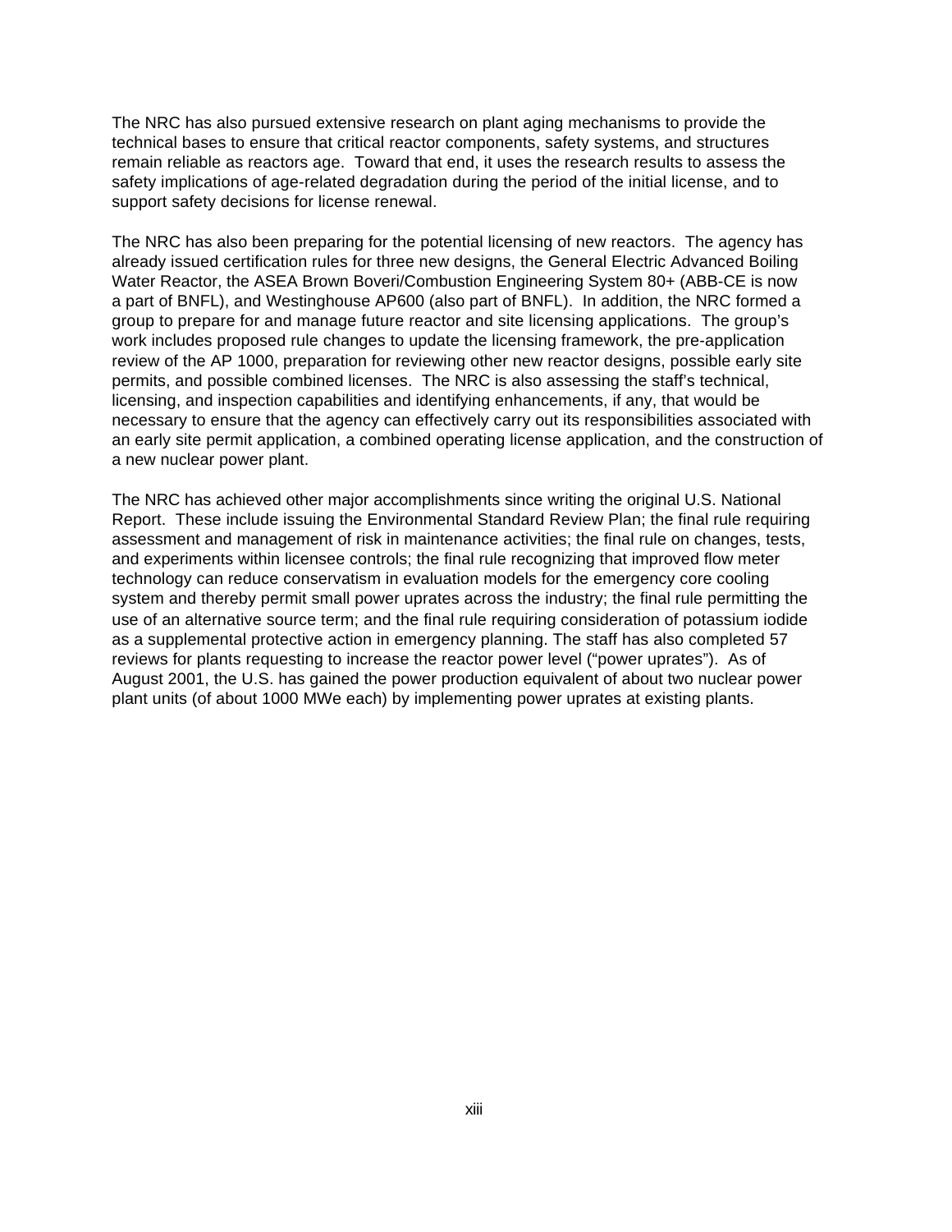The NRC has also pursued extensive research on plant aging mechanisms to provide the technical bases to ensure that critical reactor components, safety systems, and structures remain reliable as reactors age. Toward that end, it uses the research results to assess the safety implications of age-related degradation during the period of the initial license, and to support safety decisions for license renewal.

The NRC has also been preparing for the potential licensing of new reactors. The agency has already issued certification rules for three new designs, the General Electric Advanced Boiling Water Reactor, the ASEA Brown Boveri/Combustion Engineering System 80+ (ABB-CE is now a part of BNFL), and Westinghouse AP600 (also part of BNFL). In addition, the NRC formed a group to prepare for and manage future reactor and site licensing applications. The group's work includes proposed rule changes to update the licensing framework, the pre-application review of the AP 1000, preparation for reviewing other new reactor designs, possible early site permits, and possible combined licenses. The NRC is also assessing the staff's technical, licensing, and inspection capabilities and identifying enhancements, if any, that would be necessary to ensure that the agency can effectively carry out its responsibilities associated with an early site permit application, a combined operating license application, and the construction of a new nuclear power plant.

The NRC has achieved other major accomplishments since writing the original U.S. National Report. These include issuing the Environmental Standard Review Plan; the final rule requiring assessment and management of risk in maintenance activities; the final rule on changes, tests, and experiments within licensee controls; the final rule recognizing that improved flow meter technology can reduce conservatism in evaluation models for the emergency core cooling system and thereby permit small power uprates across the industry; the final rule permitting the use of an alternative source term; and the final rule requiring consideration of potassium iodide as a supplemental protective action in emergency planning. The staff has also completed 57 reviews for plants requesting to increase the reactor power level ("power uprates"). As of August 2001, the U.S. has gained the power production equivalent of about two nuclear power plant units (of about 1000 MWe each) by implementing power uprates at existing plants.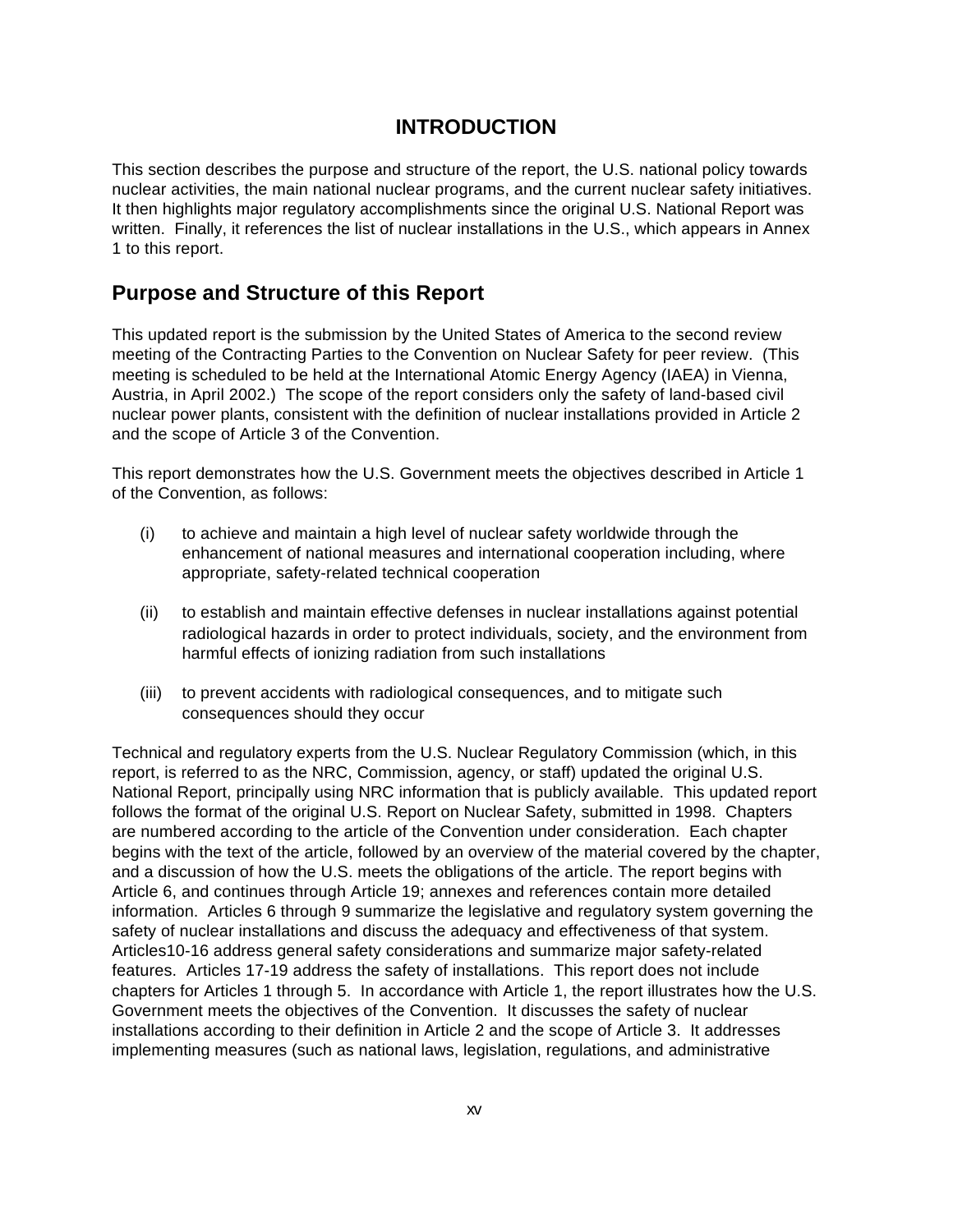# INTRODUCTION

This section describes the purpose and structure of the report, the U.S. national policy towards nuclear activities, the main national nuclear programs, and the current nuclear safety initiatives. It then highlights major regulatory accomplishments since the original U.S. National Report was written. Finally, it references the list of nuclear installations in the U.S., which appears in Annex 1 to this report.

## Purpose and Structure of this Report

This updated report is the submission by the United States of America to the second review meeting of the Contracting Parties to the Convention on Nuclear Safety for peer review. (This meeting is scheduled to be held at the International Atomic Energy Agency (IAEA) in Vienna, Austria, in April 2002.) The scope of the report considers only the safety of land-based civil nuclear power plants, consistent with the definition of nuclear installations provided in Article 2 and the scope of Article 3 of the Convention.

This report demonstrates how the U.S. Government meets the objectives described in Article 1 of the Convention, as follows:

(i) to achieve and maintain a high level of nuclear safety worldwide through the enhancement of national measures and international cooperation including, where appropriate, safety-related technical cooperation

(ii) to establish and maintain effective defenses in nuclear installations against potential radiological hazards in order to protect individuals, society, and the environment from harmful effects of ionizing radiation from such installations

(iii) to prevent accidents with radiological consequences, and to mitigate such consequences should they occur

Technical and regulatory experts from the U.S. Nuclear Regulatory Commission (which, in this report, is referred to as the NRC, Commission, agency, or staff) updated the original U.S. National Report, principally using NRC information that is publicly available. This updated report follows the format of the original U.S. Report on Nuclear Safety, submitted in 1998. Chapters are numbered according to the article of the Convention under consideration. Each chapter begins with the text of the article, followed by an overview of the material covered by the chapter, and a discussion of how the U.S. meets the obligations of the article. The report begins with Article 6, and continues through Article 19; annexes and references contain more detailed information. Articles 6 through 9 summarize the legislative and regulatory system governing the safety of nuclear installations and discuss the adequacy and effectiveness of that system. Articles10-16 address general safety considerations and summarize major safety-related features. Articles 17-19 address the safety of installations. This report does not include chapters for Articles 1 through 5. In accordance with Article 1, the report illustrates how the U.S. Government meets the objectives of the Convention. It discusses the safety of nuclear installations according to their definition in Article 2 and the scope of Article 3. It addresses implementing measures (such as national laws, legislation, regulations, and administrative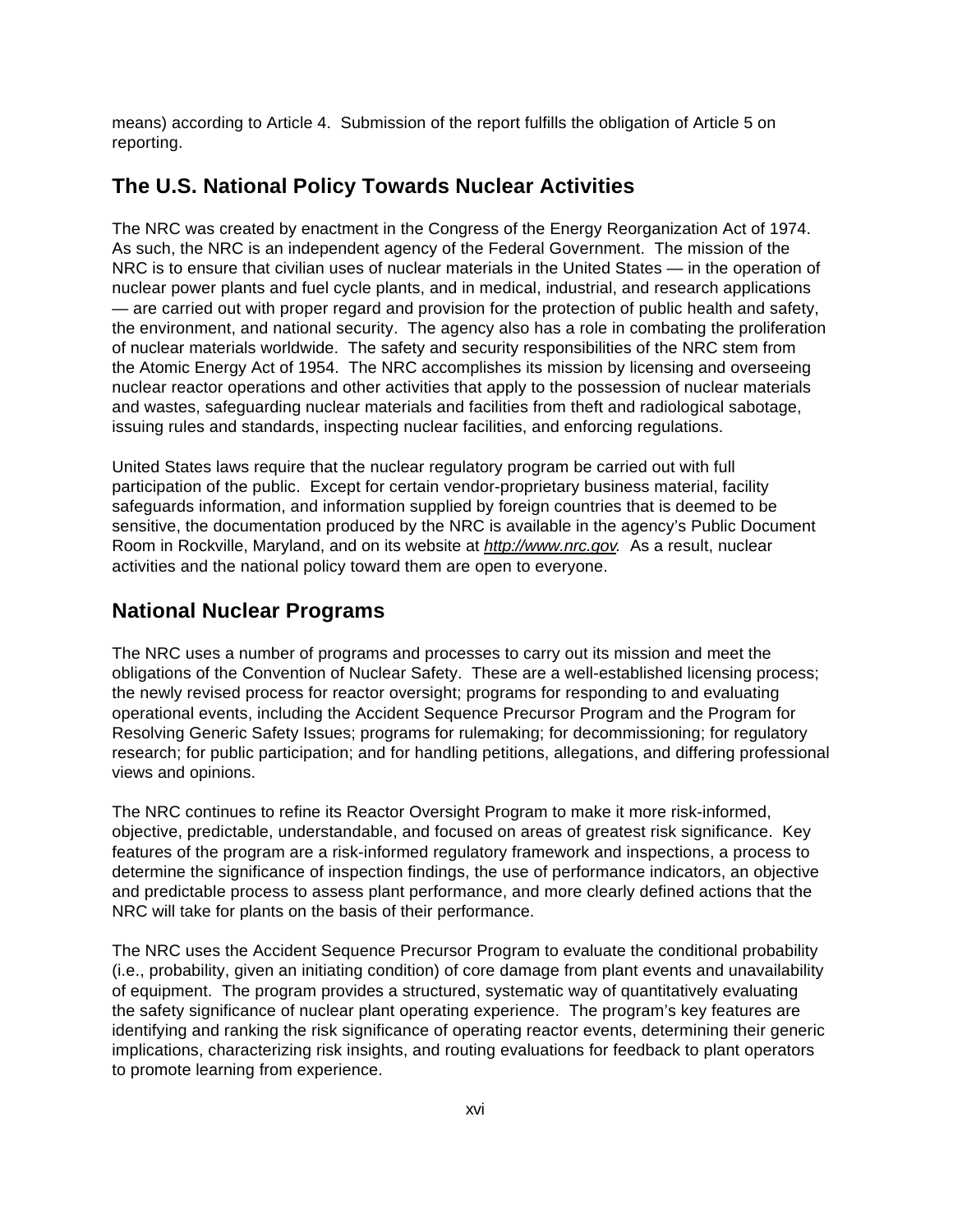means) according to Article 4. Submission of the report fulfills the obligation of Article 5 on reporting.

## The U.S. National Policy Towards Nuclear Activities

The NRC was created by enactment in the Congress of the Energy Reorganization Act of 1974. As such, the NRC is an independent agency of the Federal Government. The mission of the NRC is to ensure that civilian uses of nuclear materials in the United States — in the operation of nuclear power plants and fuel cycle plants, and in medical, industrial, and research applications — are carried out with proper regard and provision for the protection of public health and safety, the environment, and national security. The agency also has a role in combating the proliferation of nuclear materials worldwide. The safety and security responsibilities of the NRC stem from the Atomic Energy Act of 1954. The NRC accomplishes its mission by licensing and overseeing nuclear reactor operations and other activities that apply to the possession of nuclear materials and wastes, safeguarding nuclear materials and facilities from theft and radiological sabotage, issuing rules and standards, inspecting nuclear facilities, and enforcing regulations.

United States laws require that the nuclear regulatory program be carried out with full participation of the public. Except for certain vendor-proprietary business material, facility safeguards information, and information supplied by foreign countries that is deemed to be sensitive, the documentation produced by the NRC is available in the agency's Public Document Room in Rockville, Maryland, and on its website at *http://www.nrc.gov*. As a result, nuclear activities and the national policy toward them are open to everyone.

## National Nuclear Programs

The NRC uses a number of programs and processes to carry out its mission and meet the obligations of the Convention of Nuclear Safety. These are a well-established licensing process; the newly revised process for reactor oversight; programs for responding to and evaluating operational events, including the Accident Sequence Precursor Program and the Program for Resolving Generic Safety Issues; programs for rulemaking; for decommissioning; for regulatory research; for public participation; and for handling petitions, allegations, and differing professional views and opinions.

The NRC continues to refine its Reactor Oversight Program to make it more risk-informed, objective, predictable, understandable, and focused on areas of greatest risk significance. Key features of the program are a risk-informed regulatory framework and inspections, a process to determine the significance of inspection findings, the use of performance indicators, an objective and predictable process to assess plant performance, and more clearly defined actions that the NRC will take for plants on the basis of their performance.

The NRC uses the Accident Sequence Precursor Program to evaluate the conditional probability (i.e., probability, given an initiating condition) of core damage from plant events and unavailability of equipment. The program provides a structured, systematic way of quantitatively evaluating the safety significance of nuclear plant operating experience. The program's key features are identifying and ranking the risk significance of operating reactor events, determining their generic implications, characterizing risk insights, and routing evaluations for feedback to plant operators to promote learning from experience.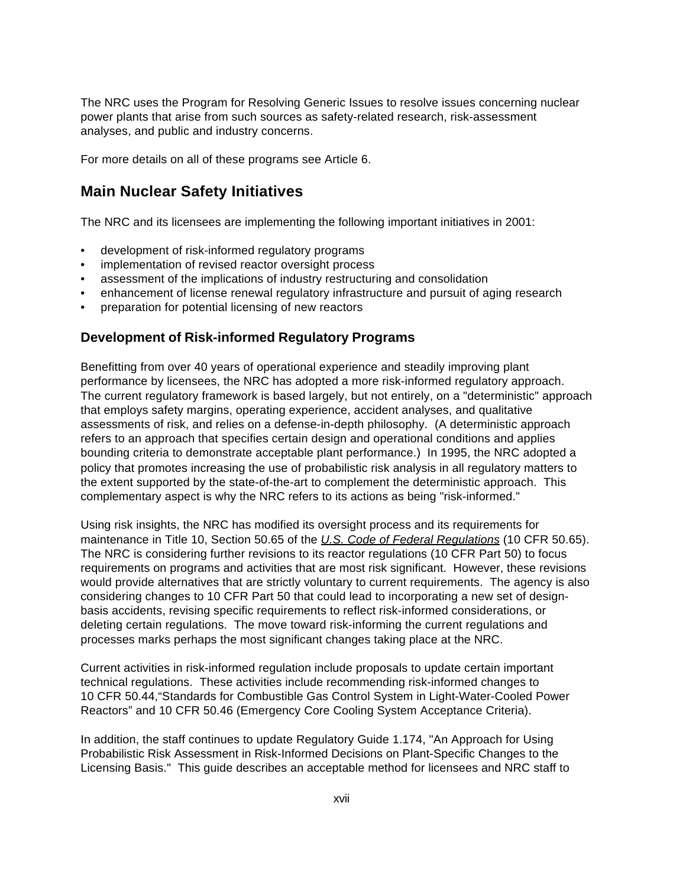The NRC uses the Program for Resolving Generic Issues to resolve issues concerning nuclear power plants that arise from such sources as safety-related research, risk-assessment analyses, and public and industry concerns.

For more details on all of these programs see Article 6.

## Main Nuclear Safety Initiatives

The NRC and its licensees are implementing the following important initiatives in 2001:

- development of risk-informed regulatory programs
- implementation of revised reactor oversight process
- assessment of the implications of industry restructuring and consolidation
- enhancement of license renewal regulatory infrastructure and pursuit of aging research
- preparation for potential licensing of new reactors

### Development of Risk-informed Regulatory Programs

Benefitting from over 40 years of operational experience and steadily improving plant performance by licensees, the NRC has adopted a more risk-informed regulatory approach. The current regulatory framework is based largely, but not entirely, on a "deterministic" approach that employs safety margins, operating experience, accident analyses, and qualitative assessments of risk, and relies on a defense-in-depth philosophy. (A deterministic approach refers to an approach that specifies certain design and operational conditions and applies bounding criteria to demonstrate acceptable plant performance.) In 1995, the NRC adopted a policy that promotes increasing the use of probabilistic risk analysis in all regulatory matters to the extent supported by the state-of-the-art to complement the deterministic approach. This complementary aspect is why the NRC refers to its actions as being "risk-informed."

Using risk insights, the NRC has modified its oversight process and its requirements for maintenance in Title 10, Section 50.65 of the *U.S. Code of Federal Regulations* (10 CFR 50.65). The NRC is considering further revisions to its reactor regulations (10 CFR Part 50) to focus requirements on programs and activities that are most risk significant. However, these revisions would provide alternatives that are strictly voluntary to current requirements. The agency is also considering changes to 10 CFR Part 50 that could lead to incorporating a new set of design-basis accidents, revising specific requirements to reflect risk-informed considerations, or deleting certain regulations. The move toward risk-informing the current regulations and processes marks perhaps the most significant changes taking place at the NRC.

Current activities in risk-informed regulation include proposals to update certain important technical regulations. These activities include recommending risk-informed changes to 10 CFR 50.44,"Standards for Combustible Gas Control System in Light-Water-Cooled Power Reactors" and 10 CFR 50.46 (Emergency Core Cooling System Acceptance Criteria).

In addition, the staff continues to update Regulatory Guide 1.174, "An Approach for Using Probabilistic Risk Assessment in Risk-Informed Decisions on Plant-Specific Changes to the Licensing Basis." This guide describes an acceptable method for licensees and NRC staff to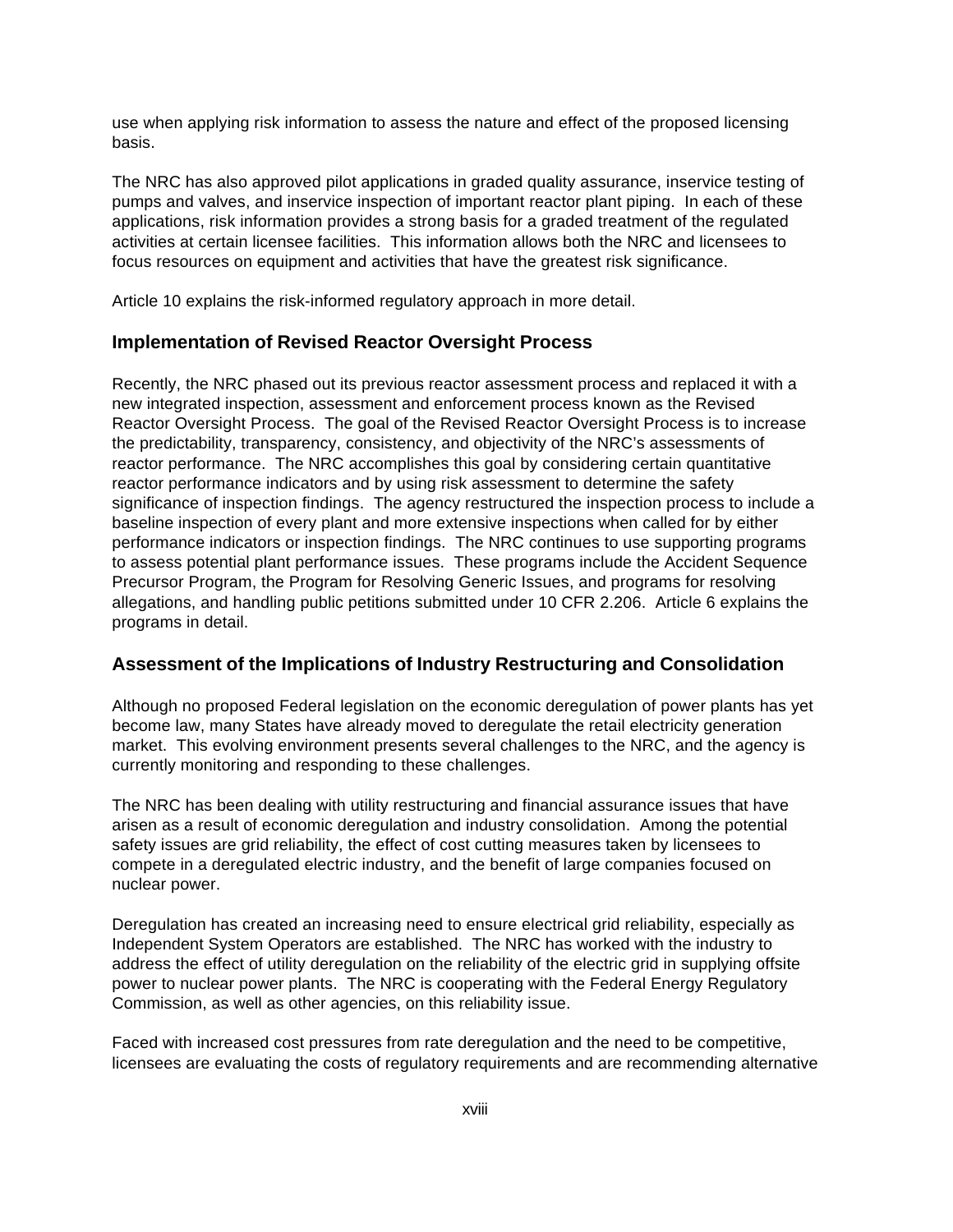use when applying risk information to assess the nature and effect of the proposed licensing basis.

The NRC has also approved pilot applications in graded quality assurance, inservice testing of pumps and valves, and inservice inspection of important reactor plant piping. In each of these applications, risk information provides a strong basis for a graded treatment of the regulated activities at certain licensee facilities. This information allows both the NRC and licensees to focus resources on equipment and activities that have the greatest risk significance.

Article 10 explains the risk-informed regulatory approach in more detail.

## Implementation of Revised Reactor Oversight Process

Recently, the NRC phased out its previous reactor assessment process and replaced it with a new integrated inspection, assessment and enforcement process known as the Revised Reactor Oversight Process. The goal of the Revised Reactor Oversight Process is to increase the predictability, transparency, consistency, and objectivity of the NRC's assessments of reactor performance. The NRC accomplishes this goal by considering certain quantitative reactor performance indicators and by using risk assessment to determine the safety significance of inspection findings. The agency restructured the inspection process to include a baseline inspection of every plant and more extensive inspections when called for by either performance indicators or inspection findings. The NRC continues to use supporting programs to assess potential plant performance issues. These programs include the Accident Sequence Precursor Program, the Program for Resolving Generic Issues, and programs for resolving allegations, and handling public petitions submitted under 10 CFR 2.206. Article 6 explains the programs in detail.

## Assessment of the Implications of Industry Restructuring and Consolidation

Although no proposed Federal legislation on the economic deregulation of power plants has yet become law, many States have already moved to deregulate the retail electricity generation market. This evolving environment presents several challenges to the NRC, and the agency is currently monitoring and responding to these challenges.

The NRC has been dealing with utility restructuring and financial assurance issues that have arisen as a result of economic deregulation and industry consolidation. Among the potential safety issues are grid reliability, the effect of cost cutting measures taken by licensees to compete in a deregulated electric industry, and the benefit of large companies focused on nuclear power.

Deregulation has created an increasing need to ensure electrical grid reliability, especially as Independent System Operators are established. The NRC has worked with the industry to address the effect of utility deregulation on the reliability of the electric grid in supplying offsite power to nuclear power plants. The NRC is cooperating with the Federal Energy Regulatory Commission, as well as other agencies, on this reliability issue.

Faced with increased cost pressures from rate deregulation and the need to be competitive, licensees are evaluating the costs of regulatory requirements and are recommending alternative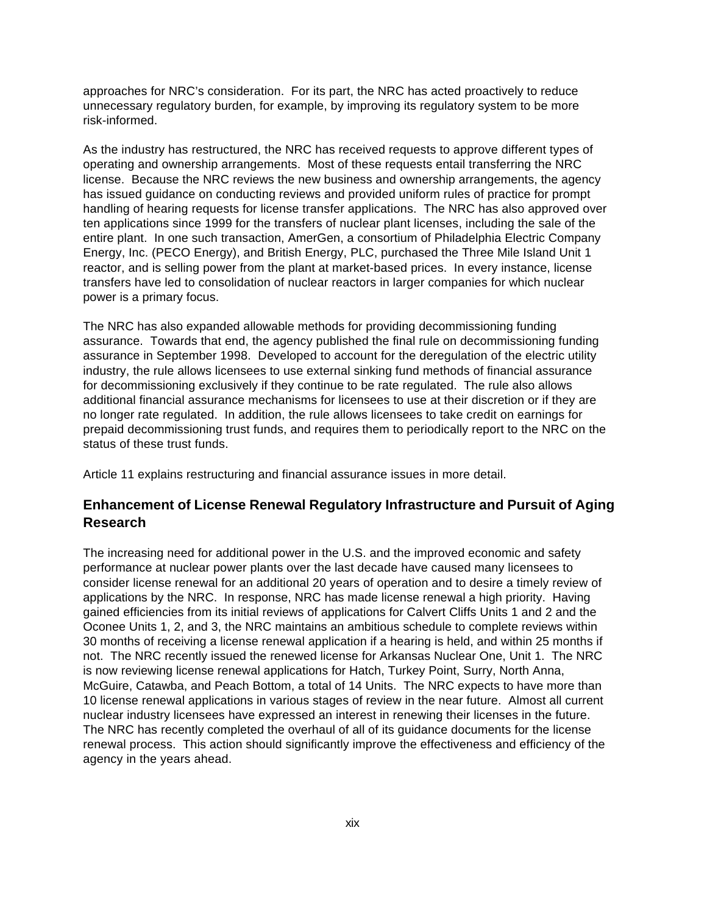approaches for NRC's consideration. For its part, the NRC has acted proactively to reduce unnecessary regulatory burden, for example, by improving its regulatory system to be more risk-informed.

As the industry has restructured, the NRC has received requests to approve different types of operating and ownership arrangements. Most of these requests entail transferring the NRC license. Because the NRC reviews the new business and ownership arrangements, the agency has issued guidance on conducting reviews and provided uniform rules of practice for prompt handling of hearing requests for license transfer applications. The NRC has also approved over ten applications since 1999 for the transfers of nuclear plant licenses, including the sale of the entire plant. In one such transaction, AmerGen, a consortium of Philadelphia Electric Company Energy, Inc. (PECO Energy), and British Energy, PLC, purchased the Three Mile Island Unit 1 reactor, and is selling power from the plant at market-based prices. In every instance, license transfers have led to consolidation of nuclear reactors in larger companies for which nuclear power is a primary focus.

The NRC has also expanded allowable methods for providing decommissioning funding assurance. Towards that end, the agency published the final rule on decommissioning funding assurance in September 1998. Developed to account for the deregulation of the electric utility industry, the rule allows licensees to use external sinking fund methods of financial assurance for decommissioning exclusively if they continue to be rate regulated. The rule also allows additional financial assurance mechanisms for licensees to use at their discretion or if they are no longer rate regulated. In addition, the rule allows licensees to take credit on earnings for prepaid decommissioning trust funds, and requires them to periodically report to the NRC on the status of these trust funds.

Article 11 explains restructuring and financial assurance issues in more detail.

## Enhancement of License Renewal Regulatory Infrastructure and Pursuit of Aging Research

The increasing need for additional power in the U.S. and the improved economic and safety performance at nuclear power plants over the last decade have caused many licensees to consider license renewal for an additional 20 years of operation and to desire a timely review of applications by the NRC. In response, NRC has made license renewal a high priority. Having gained efficiencies from its initial reviews of applications for Calvert Cliffs Units 1 and 2 and the Oconee Units 1, 2, and 3, the NRC maintains an ambitious schedule to complete reviews within 30 months of receiving a license renewal application if a hearing is held, and within 25 months if not. The NRC recently issued the renewed license for Arkansas Nuclear One, Unit 1. The NRC is now reviewing license renewal applications for Hatch, Turkey Point, Surry, North Anna, McGuire, Catawba, and Peach Bottom, a total of 14 Units. The NRC expects to have more than 10 license renewal applications in various stages of review in the near future. Almost all current nuclear industry licensees have expressed an interest in renewing their licenses in the future. The NRC has recently completed the overhaul of all of its guidance documents for the license renewal process. This action should significantly improve the effectiveness and efficiency of the agency in the years ahead.

approaches for NRC's consideration. For its part, the NRC has acted proactively to reduce unnecessary regulatory burden, for example, by improving its regulatory system to be more risk-informed.

As the industry has restructured, the NRC has received requests to approve different types of operating and ownership arrangements. Most of these requests entail transferring the NRC license. Because the NRC reviews the new business and ownership arrangements, the agency has issued guidance on conducting reviews and provided uniform rules of practice for prompt handling of hearing requests for license transfer applications. The NRC has also approved over ten applications since 1999 for the transfers of nuclear plant licenses, including the sale of the entire plant. In one such transaction, AmerGen, a consortium of Philadelphia Electric Company Energy, Inc. (PECO Energy), and British Energy, PLC, purchased the Three Mile Island Unit 1 reactor, and is selling power from the plant at market-based prices. In every instance, license transfers have led to consolidation of nuclear reactors in larger companies for which nuclear power is a primary focus.

The NRC has also expanded allowable methods for providing decommissioning funding assurance. Towards that end, the agency published the final rule on decommissioning funding assurance in September 1998. Developed to account for the deregulation of the electric utility industry, the rule allows licensees to use external sinking fund methods of financial assurance for decommissioning exclusively if they continue to be rate regulated. The rule also allows additional financial assurance mechanisms for licensees to use at their discretion or if they are no longer rate regulated. In addition, the rule allows licensees to take credit on earnings for prepaid decommissioning trust funds, and requires them to periodically report to the NRC on the status of these trust funds.

Article 11 explains restructuring and financial assurance issues in more detail.

## Enhancement of License Renewal Regulatory Infrastructure and Pursuit of Aging Research

The increasing need for additional power in the U.S. and the improved economic and safety performance at nuclear power plants over the last decade have caused many licensees to consider license renewal for an additional 20 years of operation and to desire a timely review of applications by the NRC. In response, NRC has made license renewal a high priority. Having gained efficiencies from its initial reviews of applications for Calvert Cliffs Units 1 and 2 and the Oconee Units 1, 2, and 3, the NRC maintains an ambitious schedule to complete reviews within 30 months of receiving a license renewal application if a hearing is held, and within 25 months if not. The NRC recently issued the renewed license for Arkansas Nuclear One, Unit 1. The NRC is now reviewing license renewal applications for Hatch, Turkey Point, Surry, North Anna, McGuire, Catawba, and Peach Bottom, a total of 14 Units. The NRC expects to have more than 10 license renewal applications in various stages of review in the near future. Almost current nuclear industry licensees have expressed an interest in renewing their licenses in the future. The NRC has recently completed the overhaul of all of its guidance documents for the license renewal process. This action should significantly improve the effectiveness and efficiency of the agency in the years ahead.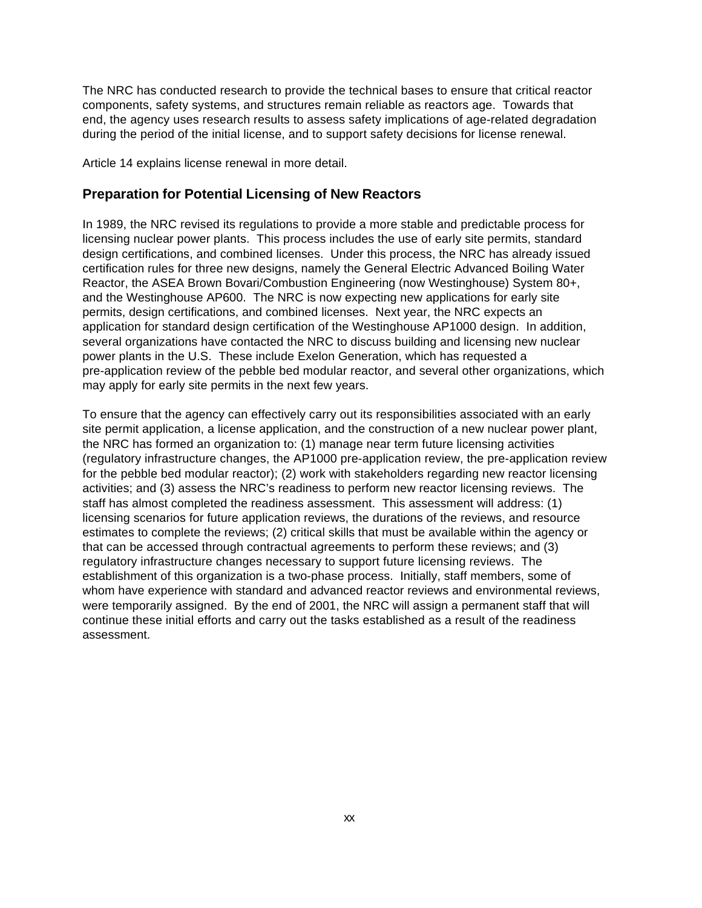The NRC has conducted research to provide the technical bases to ensure that critical reactor components, safety systems, and structures remain reliable as reactors age. Towards that end, the agency uses research results to assess safety implications of age-related degradation during the period of the initial license, and to support safety decisions for license renewal.

Article 14 explains license renewal in more detail.

## Preparation for Potential Licensing of New Reactors

In 1989, the NRC revised its regulations to provide a more stable and predictable process for licensing nuclear power plants. This process includes the use of early site permits, standard design certifications, and combined licenses. Under this process, the NRC has already issued certification rules for three new designs, namely the General Electric Advanced Boiling Water Reactor, the ASEA Brown Bovari/Combustion Engineering (now Westinghouse) System 80+, and the Westinghouse AP600. The NRC is now expecting new applications for early site permits, design certifications, and combined licenses. Next year, the NRC expects an application for standard design certification of the Westinghouse AP1000 design. In addition, several organizations have contacted the NRC to discuss building and licensing new nuclear power plants in the U.S. These include Exelon Generation, which has requested a pre-application review of the pebble bed modular reactor, and several other organizations, which may apply for early site permits in the next few years.

To ensure that the agency can effectively carry out its responsibilities associated with an early site permit application, a license application, and the construction of a new nuclear power plant, the NRC has formed an organization to: (1) manage near term future licensing activities (regulatory infrastructure changes, the AP1000 pre-application review, the pre-application review for the pebble bed modular reactor); (2) work with stakeholders regarding new reactor licensing activities; and (3) assess the NRC's readiness to perform new reactor licensing reviews. The staff has almost completed the readiness assessment. This assessment will address: (1) licensing scenarios for future application reviews, the durations of the reviews, and resource estimates to complete the reviews; (2) critical skills that must be available within the agency or that can be accessed through contractual agreements to perform these reviews; and (3) regulatory infrastructure changes necessary to support future licensing reviews. The establishment of this organization is a two-phase process. Initially, staff members, some of whom have experience with standard and advanced reactor reviews and environmental reviews, were temporarily assigned. By the end of 2001, the NRC will assign a permanent staff that will continue these initial efforts and carry out the tasks established as a result of the readiness assessment.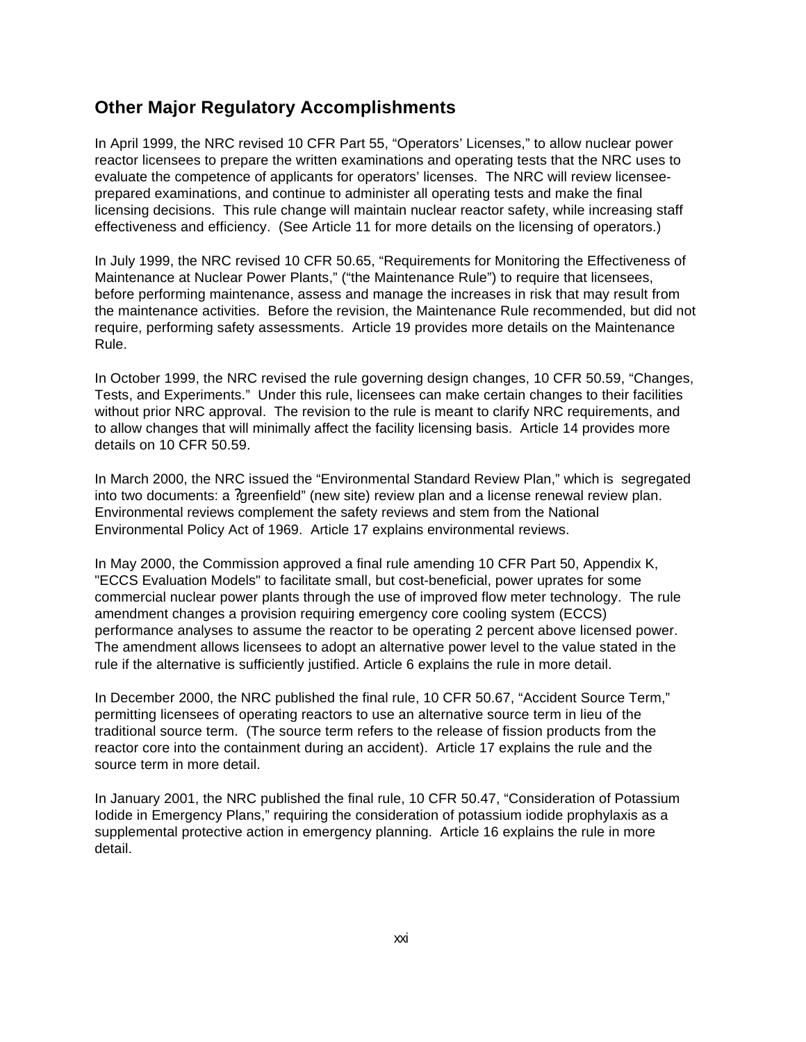## Other Major Regulatory Accomplishments

In April 1999, the NRC revised 10 CFR Part 55, “Operators’ Licenses,” to allow nuclear power reactor licensees to prepare the written examinations and operating tests that the NRC uses to evaluate the competence of applicants for operators’ licenses. The NRC will review licensee-prepared examinations, and continue to administer all operating tests and make the final licensing decisions. This rule change will maintain nuclear reactor safety, while increasing staff effectiveness and efficiency. (See Article 11 for more details on the licensing of operators.)

In July 1999, the NRC revised 10 CFR 50.65, “Requirements for Monitoring the Effectiveness of Maintenance at Nuclear Power Plants,” (“the Maintenance Rule”) to require that licensees, before performing maintenance, assess and manage the increases in risk that may result from the maintenance activities. Before the revision, the Maintenance Rule recommended, but did not require, performing safety assessments. Article 19 provides more details on the Maintenance Rule.

In October 1999, the NRC revised the rule governing design changes, 10 CFR 50.59, “Changes, Tests, and Experiments.” Under this rule, licensees can make certain changes to their facilities without prior NRC approval. The revision to the rule is meant to clarify NRC requirements, and to allow changes that will minimally affect the facility licensing basis. Article 14 provides more details on 10 CFR 50.59.

In March 2000, the NRC issued the “Environmental Standard Review Plan,” which is segregated into two documents: a ?greenfield” (new site) review plan and a license renewal review plan. Environmental reviews complement the safety reviews and stem from the National Environmental Policy Act of 1969. Article 17 explains environmental reviews.

In May 2000, the Commission approved a final rule amending 10 CFR Part 50, Appendix K, "ECCS Evaluation Models" to facilitate small, but cost-beneficial, power uprates for some commercial nuclear power plants through the use of improved flow meter technology. The rule amendment changes a provision requiring emergency core cooling system (ECCS) performance analyses to assume the reactor to be operating 2 percent above licensed power. The amendment allows licensees to adopt an alternative power level to the value stated in the rule if the alternative is sufficiently justified. Article 6 explains the rule in more detail.

In December 2000, the NRC published the final rule, 10 CFR 50.67, “Accident Source Term,” permitting licensees of operating reactors to use an alternative source term in lieu of the traditional source term. (The source term refers to the release of fission products from the reactor core into the containment during an accident). Article 17 explains the rule and the source term in more detail.

In January 2001, the NRC published the final rule, 10 CFR 50.47, “Consideration of Potassium Iodide in Emergency Plans,” requiring the consideration of potassium iodide prophylaxis as a supplemental protective action in emergency planning. Article 16 explains the rule in more detail.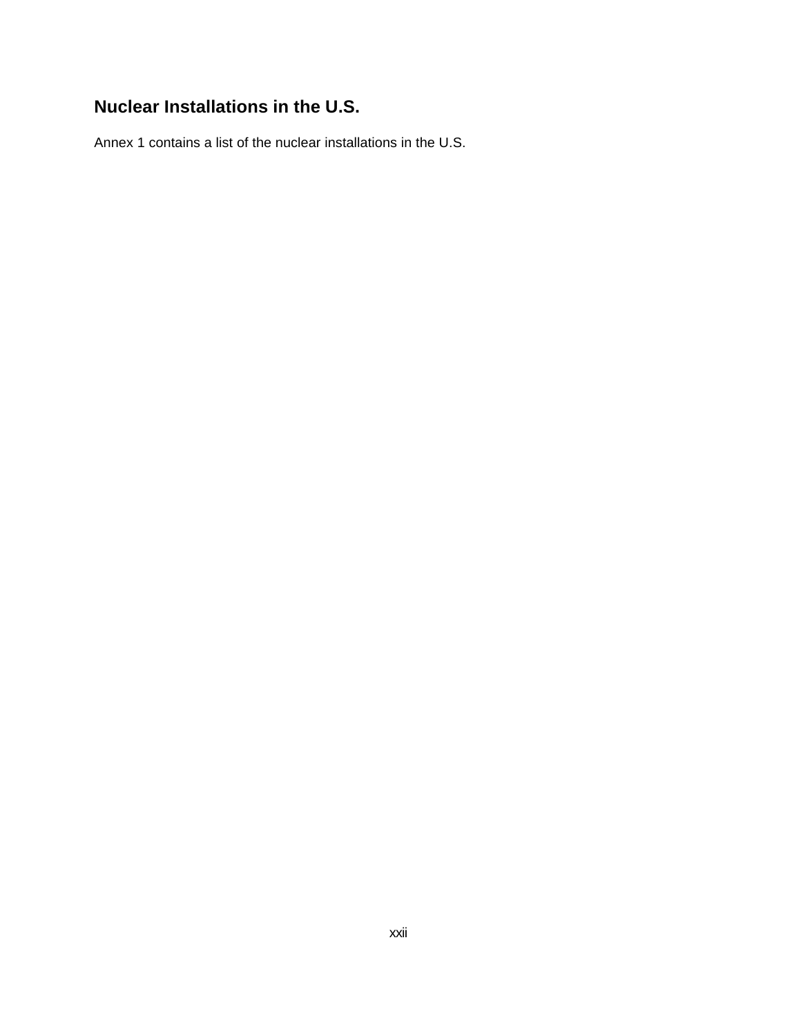## Nuclear Installations in the U.S.

Annex 1 contains a list of the nuclear installations in the U.S.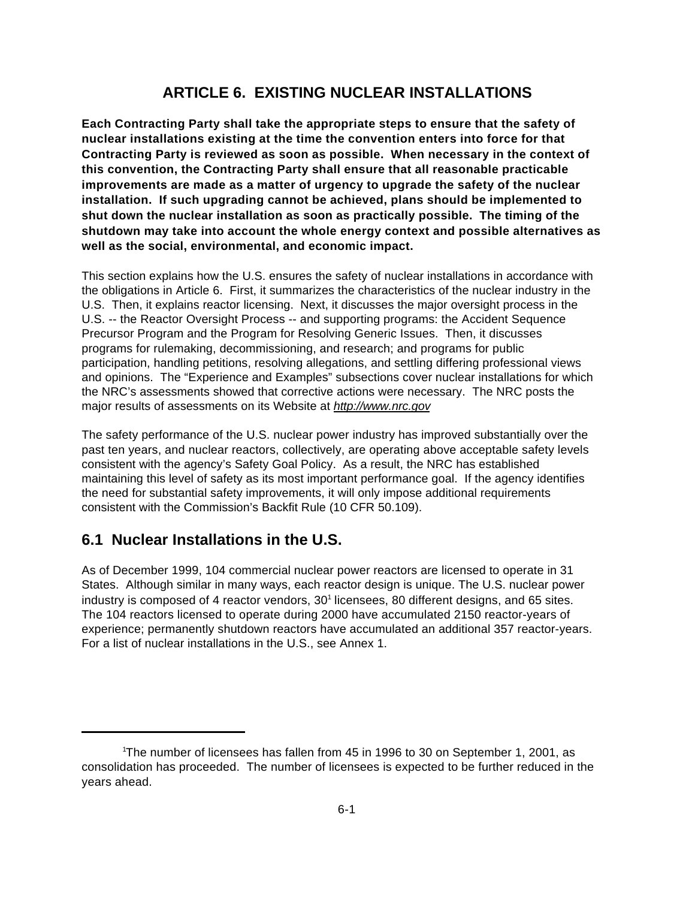# ARTICLE 6. EXISTING NUCLEAR INSTALLATIONS

**Each Contracting Party shall take the appropriate steps to ensure that the safety of nuclear installations existing at the time the convention enters into force for that Contracting Party is reviewed as soon as possible. When necessary in the context of this convention, the Contracting Party shall ensure that all reasonable practicable improvements are made as a matter of urgency to upgrade the safety of the nuclear installation. If such upgrading cannot be achieved, plans should be implemented to shut down the nuclear installation as soon as practically possible. The timing of the shutdown may take into account the whole energy context and possible alternatives as well as the social, environmental, and economic impact.**

This section explains how the U.S. ensures the safety of nuclear installations in accordance with the obligations in Article 6. First, it summarizes the characteristics of the nuclear industry in the U.S. Then, it explains reactor licensing. Next, it discusses the major oversight process in the U.S. -- the Reactor Oversight Process -- and supporting programs: the Accident Sequence Precursor Program and the Program for Resolving Generic Issues. Then, it discusses programs for rulemaking, decommissioning, and research; and programs for public participation, handling petitions, resolving allegations, and settling differing professional views and opinions. The "Experience and Examples" subsections cover nuclear installations for which the NRC's assessments showed that corrective actions were necessary. The NRC posts the major results of assessments on its Website at *http://www.nrc.gov*

The safety performance of the U.S. nuclear power industry has improved substantially over the past ten years, and nuclear reactors, collectively, are operating above acceptable safety levels consistent with the agency's Safety Goal Policy. As a result, the NRC has established maintaining this level of safety as its most important performance goal. If the agency identifies the need for substantial safety improvements, it will only impose additional requirements consistent with the Commission's Backfit Rule (10 CFR 50.109).

## 6.1 Nuclear Installations in the U.S.

As of December 1999, 104 commercial nuclear power reactors are licensed to operate in 31 States. Although similar in many ways, each reactor design is unique. The U.S. nuclear power industry is composed of 4 reactor vendors, 30[1] licensees, 80 different designs, and 65 sites. The 104 reactors licensed to operate during 2000 have accumulated 2150 reactor-years of experience; permanently shutdown reactors have accumulated an additional 357 reactor-years. For a list of nuclear installations in the U.S., see Annex 1.

---

[1]The number of licensees has fallen from 45 in 1996 to 30 on September 1, 2001, as consolidation has proceeded. The number of licensees is expected to be further reduced in the years ahead.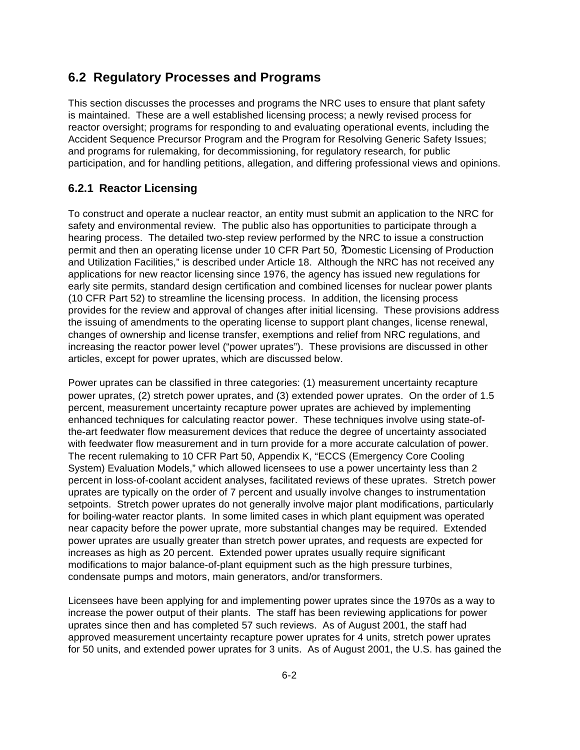## 6.2 Regulatory Processes and Programs

This section discusses the processes and programs the NRC uses to ensure that plant safety is maintained. These are a well established licensing process; a newly revised process for reactor oversight; programs for responding to and evaluating operational events, including the Accident Sequence Precursor Program and the Program for Resolving Generic Safety Issues; and programs for rulemaking, for decommissioning, for regulatory research, for public participation, and for handling petitions, allegation, and differing professional views and opinions.

### 6.2.1 Reactor Licensing

To construct and operate a nuclear reactor, an entity must submit an application to the NRC for safety and environmental review. The public also has opportunities to participate through a hearing process. The detailed two-step review performed by the NRC to issue a construction permit and then an operating license under 10 CFR Part 50, ?Domestic Licensing of Production and Utilization Facilities," is described under Article 18. Although the NRC has not received any applications for new reactor licensing since 1976, the agency has issued new regulations for early site permits, standard design certification and combined licenses for nuclear power plants (10 CFR Part 52) to streamline the licensing process. In addition, the licensing process provides for the review and approval of changes after initial licensing. These provisions address the issuing of amendments to the operating license to support plant changes, license renewal, changes of ownership and license transfer, exemptions and relief from NRC regulations, and increasing the reactor power level ("power uprates"). These provisions are discussed in other articles, except for power uprates, which are discussed below.

Power uprates can be classified in three categories: (1) measurement uncertainty recapture power uprates, (2) stretch power uprates, and (3) extended power uprates. On the order of 1.5 percent, measurement uncertainty recapture power uprates are achieved by implementing enhanced techniques for calculating reactor power. These techniques involve using state-of-the-art feedwater flow measurement devices that reduce the degree of uncertainty associated with feedwater flow measurement and in turn provide for a more accurate calculation of power. The recent rulemaking to 10 CFR Part 50, Appendix K, "ECCS (Emergency Core Cooling System) Evaluation Models," which allowed licensees to use a power uncertainty less than 2 percent in loss-of-coolant accident analyses, facilitated reviews of these uprates. Stretch power uprates are typically on the order of 7 percent and usually involve changes to instrumentation setpoints. Stretch power uprates do not generally involve major plant modifications, particularly for boiling-water reactor plants. In some limited cases in which plant equipment was operated near capacity before the power uprate, more substantial changes may be required. Extended power uprates are usually greater than stretch power uprates, and requests are expected for increases as high as 20 percent. Extended power uprates usually require significant modifications to major balance-of-plant equipment such as the high pressure turbines, condensate pumps and motors, main generators, and/or transformers.

Licensees have been applying for and implementing power uprates since the 1970s as a way to increase the power output of their plants. The staff has been reviewing applications for power uprates since then and has completed 57 such reviews. As of August 2001, the staff had approved measurement uncertainty recapture power uprates for 4 units, stretch power uprates for 50 units, and extended power uprates for 3 units. As of August 2001, the U.S. has gained the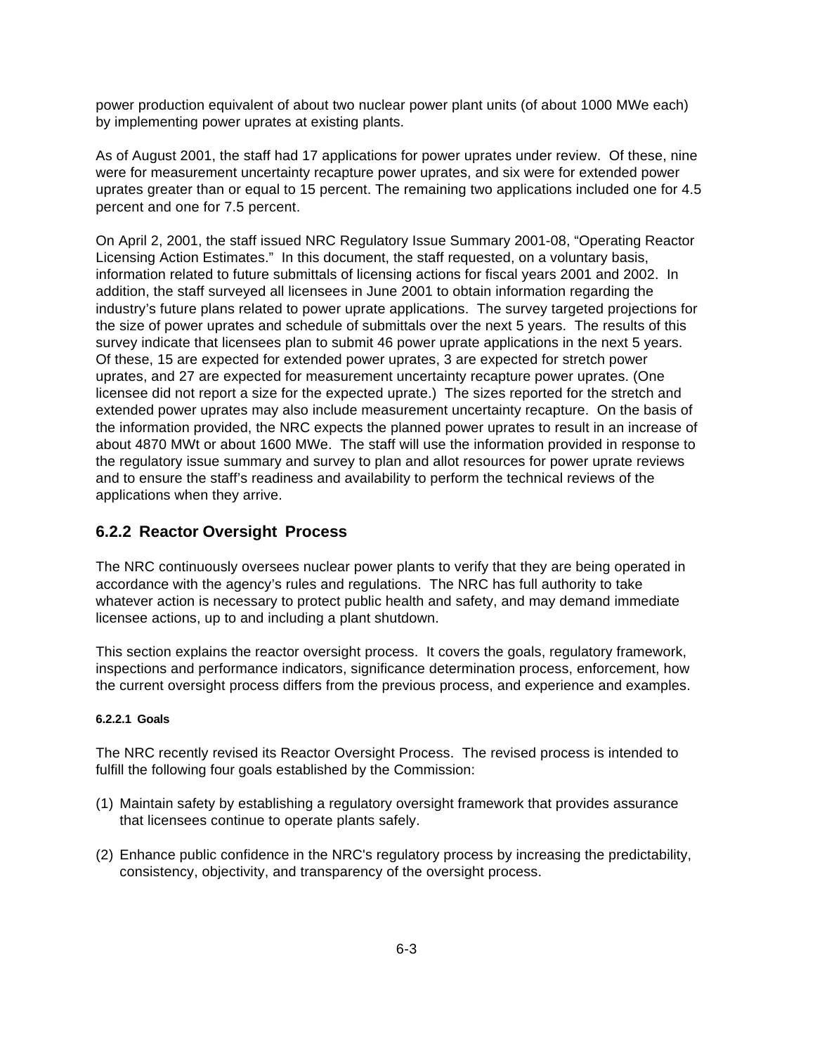power production equivalent of about two nuclear power plant units (of about 1000 MWe each) by implementing power uprates at existing plants.

As of August 2001, the staff had 17 applications for power uprates under review. Of these, nine were for measurement uncertainty recapture power uprates, and six were for extended power uprates greater than or equal to 15 percent. The remaining two applications included one for 4.5 percent and one for 7.5 percent.

On April 2, 2001, the staff issued NRC Regulatory Issue Summary 2001-08, "Operating Reactor Licensing Action Estimates." In this document, the staff requested, on a voluntary basis, information related to future submittals of licensing actions for fiscal years 2001 and 2002. In addition, the staff surveyed all licensees in June 2001 to obtain information regarding the industry's future plans related to power uprate applications. The survey targeted projections for the size of power uprates and schedule of submittals over the next 5 years. The results of this survey indicate that licensees plan to submit 46 power uprate applications in the next 5 years. Of these, 15 are expected for extended power uprates, 3 are expected for stretch power uprates, and 27 are expected for measurement uncertainty recapture power uprates. (One licensee did not report a size for the expected uprate.) The sizes reported for the stretch and extended power uprates may also include measurement uncertainty recapture. On the basis of the information provided, the NRC expects the planned power uprates to result in an increase of about 4870 MWt or about 1600 MWe. The staff will use the information provided in response to the regulatory issue summary and survey to plan and allot resources for power uprate reviews and to ensure the staff's readiness and availability to perform the technical reviews of the applications when they arrive.

### 6.2.2 Reactor Oversight Process

The NRC continuously oversees nuclear power plants to verify that they are being operated in accordance with the agency's rules and regulations. The NRC has full authority to take whatever action is necessary to protect public health and safety, and may demand immediate licensee actions, up to and including a plant shutdown.

This section explains the reactor oversight process. It covers the goals, regulatory framework, inspections and performance indicators, significance determination process, enforcement, how the current oversight process differs from the previous process, and experience and examples.

#### 6.2.2.1 Goals

The NRC recently revised its Reactor Oversight Process. The revised process is intended to fulfill the following four goals established by the Commission:

(1) Maintain safety by establishing a regulatory oversight framework that provides assurance that licensees continue to operate plants safely.

(2) Enhance public confidence in the NRC's regulatory process by increasing the predictability, consistency, objectivity, and transparency of the oversight process.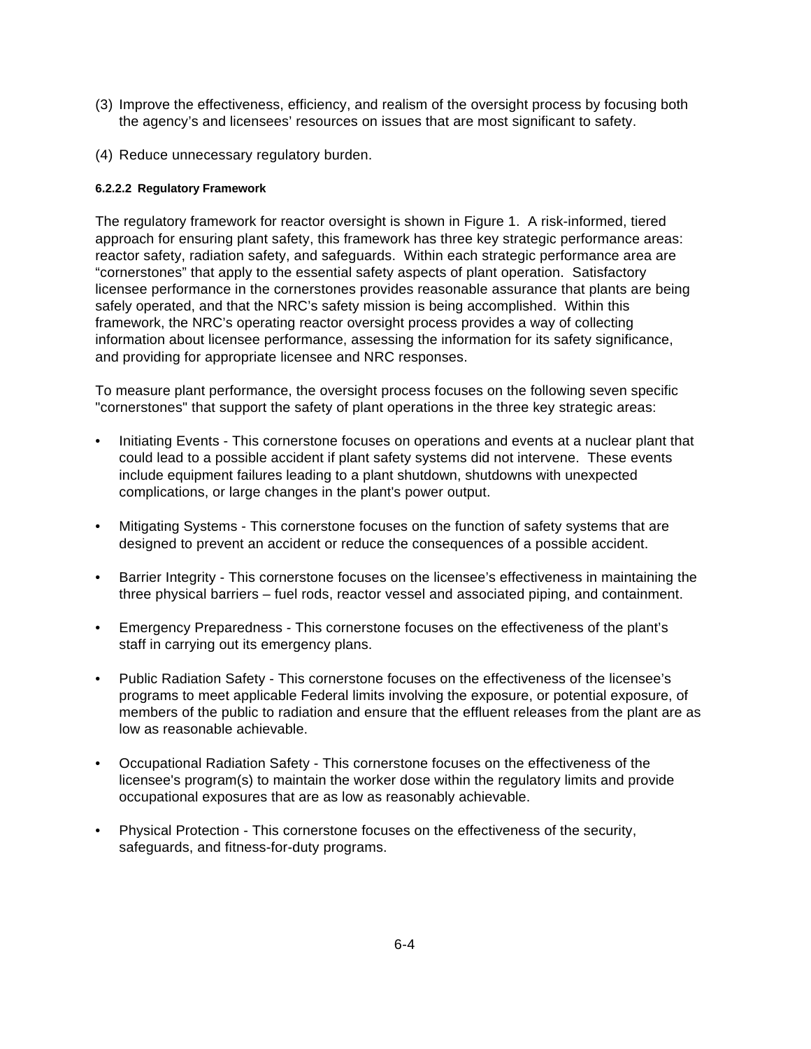(3) Improve the effectiveness, efficiency, and realism of the oversight process by focusing both the agency's and licensees' resources on issues that are most significant to safety.

(4) Reduce unnecessary regulatory burden.

#### 6.2.2.2 Regulatory Framework

The regulatory framework for reactor oversight is shown in Figure 1. A risk-informed, tiered approach for ensuring plant safety, this framework has three key strategic performance areas: reactor safety, radiation safety, and safeguards. Within each strategic performance area are "cornerstones" that apply to the essential safety aspects of plant operation. Satisfactory licensee performance in the cornerstones provides reasonable assurance that plants are being safely operated, and that the NRC's safety mission is being accomplished. Within this framework, the NRC's operating reactor oversight process provides a way of collecting information about licensee performance, assessing the information for its safety significance, and providing for appropriate licensee and NRC responses.

To measure plant performance, the oversight process focuses on the following seven specific "cornerstones" that support the safety of plant operations in the three key strategic areas:

- Initiating Events - This cornerstone focuses on operations and events at a nuclear plant that could lead to a possible accident if plant safety systems did not intervene. These events include equipment failures leading to a plant shutdown, shutdowns with unexpected complications, or large changes in the plant's power output.

- Mitigating Systems - This cornerstone focuses on the function of safety systems that are designed to prevent an accident or reduce the consequences of a possible accident.

- Barrier Integrity - This cornerstone focuses on the licensee's effectiveness in maintaining the three physical barriers – fuel rods, reactor vessel and associated piping, and containment.

- Emergency Preparedness - This cornerstone focuses on the effectiveness of the plant's staff in carrying out its emergency plans.

- Public Radiation Safety - This cornerstone focuses on the effectiveness of the licensee's programs to meet applicable Federal limits involving the exposure, or potential exposure, of members of the public to radiation and ensure that the effluent releases from the plant are as low as reasonable achievable.

- Occupational Radiation Safety - This cornerstone focuses on the effectiveness of the licensee's program(s) to maintain the worker dose within the regulatory limits and provide occupational exposures that are as low as reasonably achievable.

- Physical Protection - This cornerstone focuses on the effectiveness of the security, safeguards, and fitness-for-duty programs.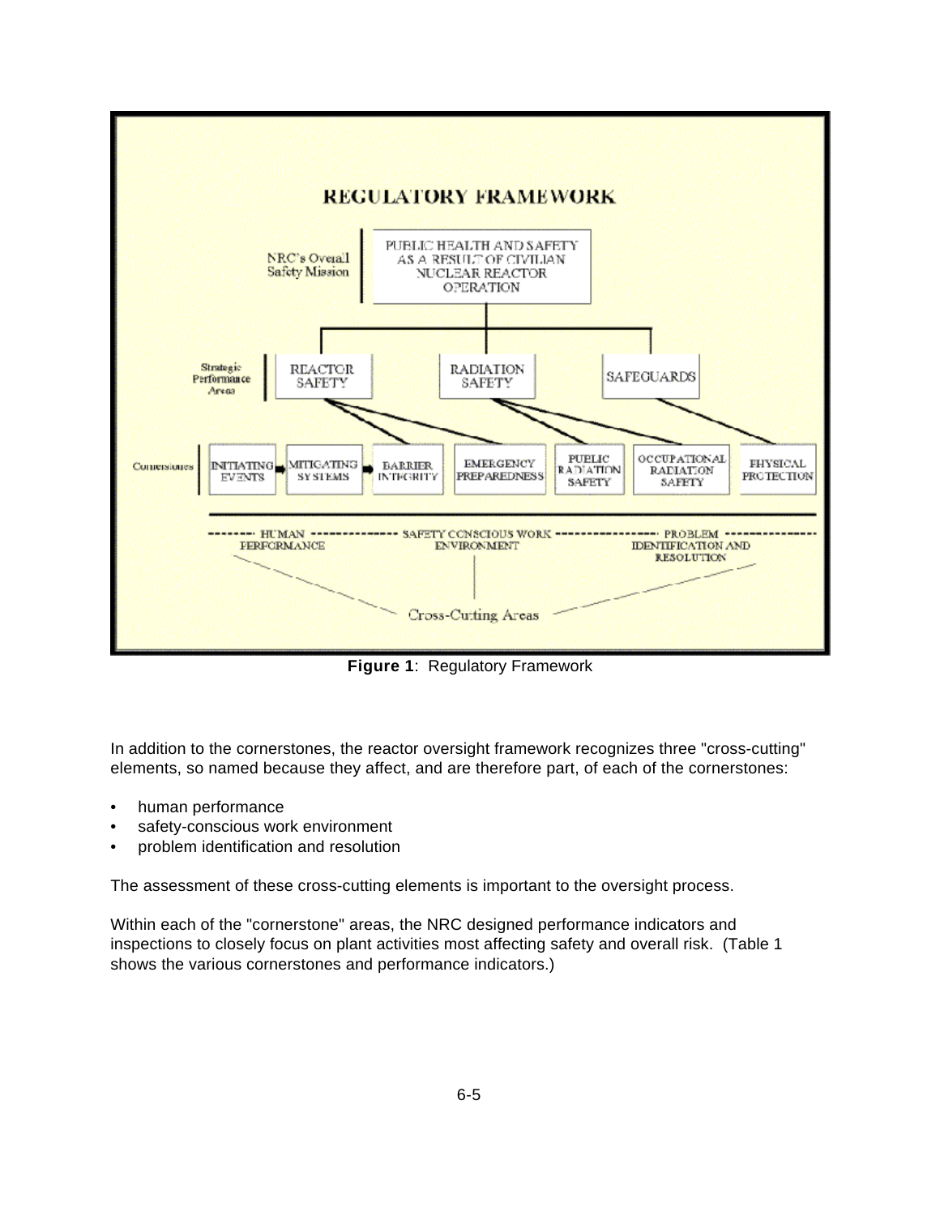**Figure 1**: Regulatory Framework

In addition to the cornerstones, the reactor oversight framework recognizes three "cross-cutting" elements, so named because they affect, and are therefore part, of each of the cornerstones:

- human performance
- safety-conscious work environment
- problem identification and resolution

The assessment of these cross-cutting elements is important to the oversight process.

Within each of the "cornerstone" areas, the NRC designed performance indicators and inspections to closely focus on plant activities most affecting safety and overall risk. (Table 1 shows the various cornerstones and performance indicators.)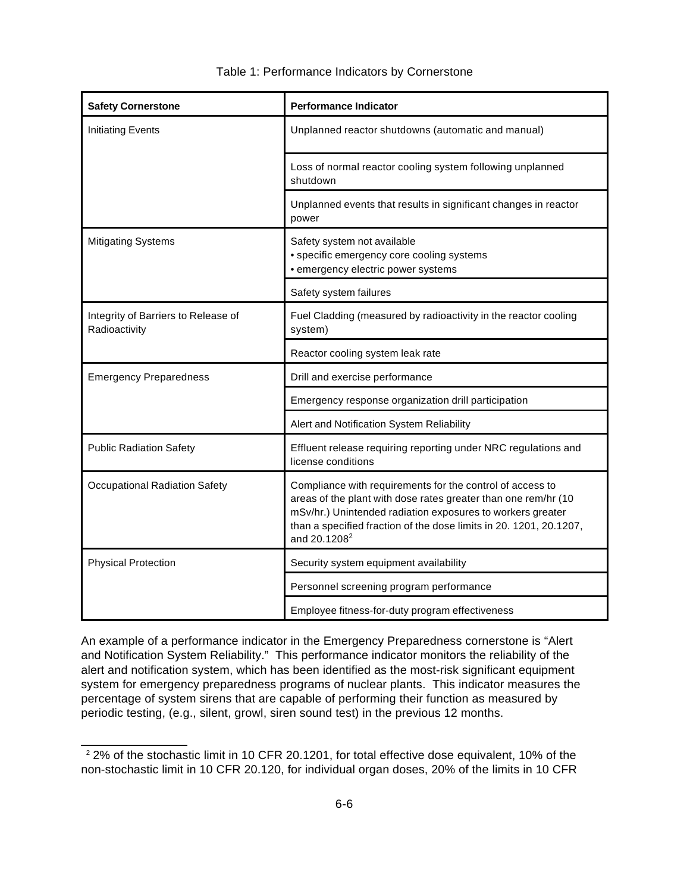Table 1: Performance Indicators by Cornerstone

| Safety Cornerstone | Performance Indicator |
|---|---|
| Initiating Events | Unplanned reactor shutdowns (automatic and manual) |
| | Loss of normal reactor cooling system following unplanned shutdown |
| | Unplanned events that results in significant changes in reactor power |
| Mitigating Systems | Safety system not available<br>• specific emergency core cooling systems<br>• emergency electric power systems |
| | Safety system failures |
| Integrity of Barriers to Release of Radioactivity | Fuel Cladding (measured by radioactivity in the reactor cooling system) |
| | Reactor cooling system leak rate |
| Emergency Preparedness | Drill and exercise performance |
| | Emergency response organization drill participation |
| | Alert and Notification System Reliability |
| Public Radiation Safety | Effluent release requiring reporting under NRC regulations and license conditions |
| Occupational Radiation Safety | Compliance with requirements for the control of access to areas of the plant with dose rates greater than one rem/hr (10 mSv/hr.) Unintended radiation exposures to workers greater than a specified fraction of the dose limits in 20. 1201, 20.1207, and 20.1208[2] |
| Physical Protection | Security system equipment availability |
| | Personnel screening program performance |
| | Employee fitness-for-duty program effectiveness |

An example of a performance indicator in the Emergency Preparedness cornerstone is "Alert and Notification System Reliability." This performance indicator monitors the reliability of the alert and notification system, which has been identified as the most-risk significant equipment system for emergency preparedness programs of nuclear plants. This indicator measures the percentage of system sirens that are capable of performing their function as measured by periodic testing, (e.g., silent, growl, siren sound test) in the previous 12 months.

[2] 2% of the stochastic limit in 10 CFR 20.1201, for total effective dose equivalent, 10% of the non-stochastic limit in 10 CFR 20.120, for individual organ doses, 20% of the limits in 10 CFR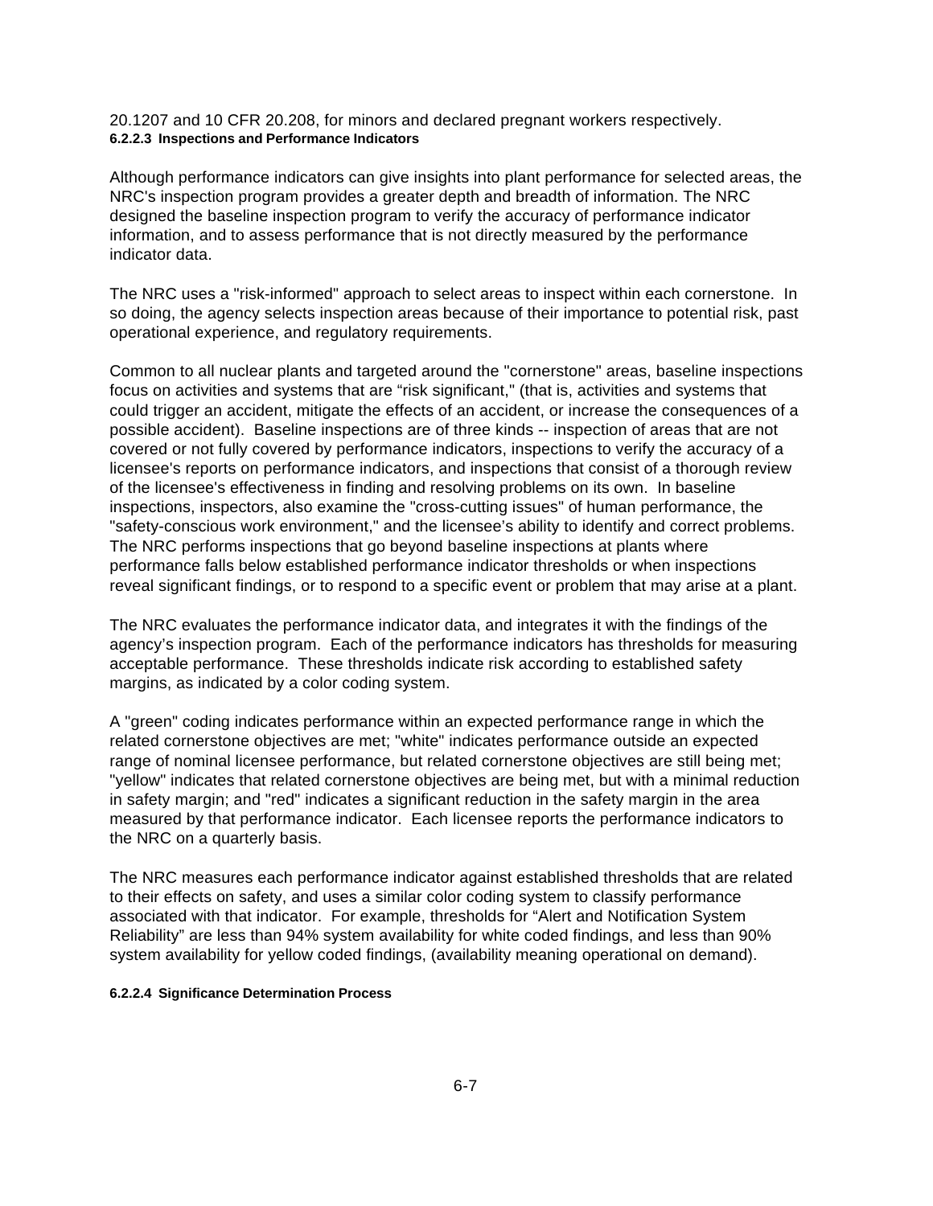20.1207 and 10 CFR 20.208, for minors and declared pregnant workers respectively.

#### 6.2.2.3 Inspections and Performance Indicators

Although performance indicators can give insights into plant performance for selected areas, the NRC's inspection program provides a greater depth and breadth of information. The NRC designed the baseline inspection program to verify the accuracy of performance indicator information, and to assess performance that is not directly measured by the performance indicator data.

The NRC uses a "risk-informed" approach to select areas to inspect within each cornerstone. In so doing, the agency selects inspection areas because of their importance to potential risk, past operational experience, and regulatory requirements.

Common to all nuclear plants and targeted around the "cornerstone" areas, baseline inspections focus on activities and systems that are “risk significant," (that is, activities and systems that could trigger an accident, mitigate the effects of an accident, or increase the consequences of a possible accident). Baseline inspections are of three kinds -- inspection of areas that are not covered or not fully covered by performance indicators, inspections to verify the accuracy of a licensee's reports on performance indicators, and inspections that consist of a thorough review of the licensee's effectiveness in finding and resolving problems on its own. In baseline inspections, inspectors, also examine the "cross-cutting issues" of human performance, the "safety-conscious work environment," and the licensee’s ability to identify and correct problems. The NRC performs inspections that go beyond baseline inspections at plants where performance falls below established performance indicator thresholds or when inspections reveal significant findings, or to respond to a specific event or problem that may arise at a plant.

The NRC evaluates the performance indicator data, and integrates it with the findings of the agency’s inspection program. Each of the performance indicators has thresholds for measuring acceptable performance. These thresholds indicate risk according to established safety margins, as indicated by a color coding system.

A "green" coding indicates performance within an expected performance range in which the related cornerstone objectives are met; "white" indicates performance outside an expected range of nominal licensee performance, but related cornerstone objectives are still being met; "yellow" indicates that related cornerstone objectives are being met, but with a minimal reduction in safety margin; and "red" indicates a significant reduction in the safety margin in the area measured by that performance indicator. Each licensee reports the performance indicators to the NRC on a quarterly basis.

The NRC measures each performance indicator against established thresholds that are related to their effects on safety, and uses a similar color coding system to classify performance associated with that indicator. For example, thresholds for “Alert and Notification System Reliability” are less than 94% system availability for white coded findings, and less than 90% system availability for yellow coded findings, (availability meaning operational on demand).

#### 6.2.2.4 Significance Determination Process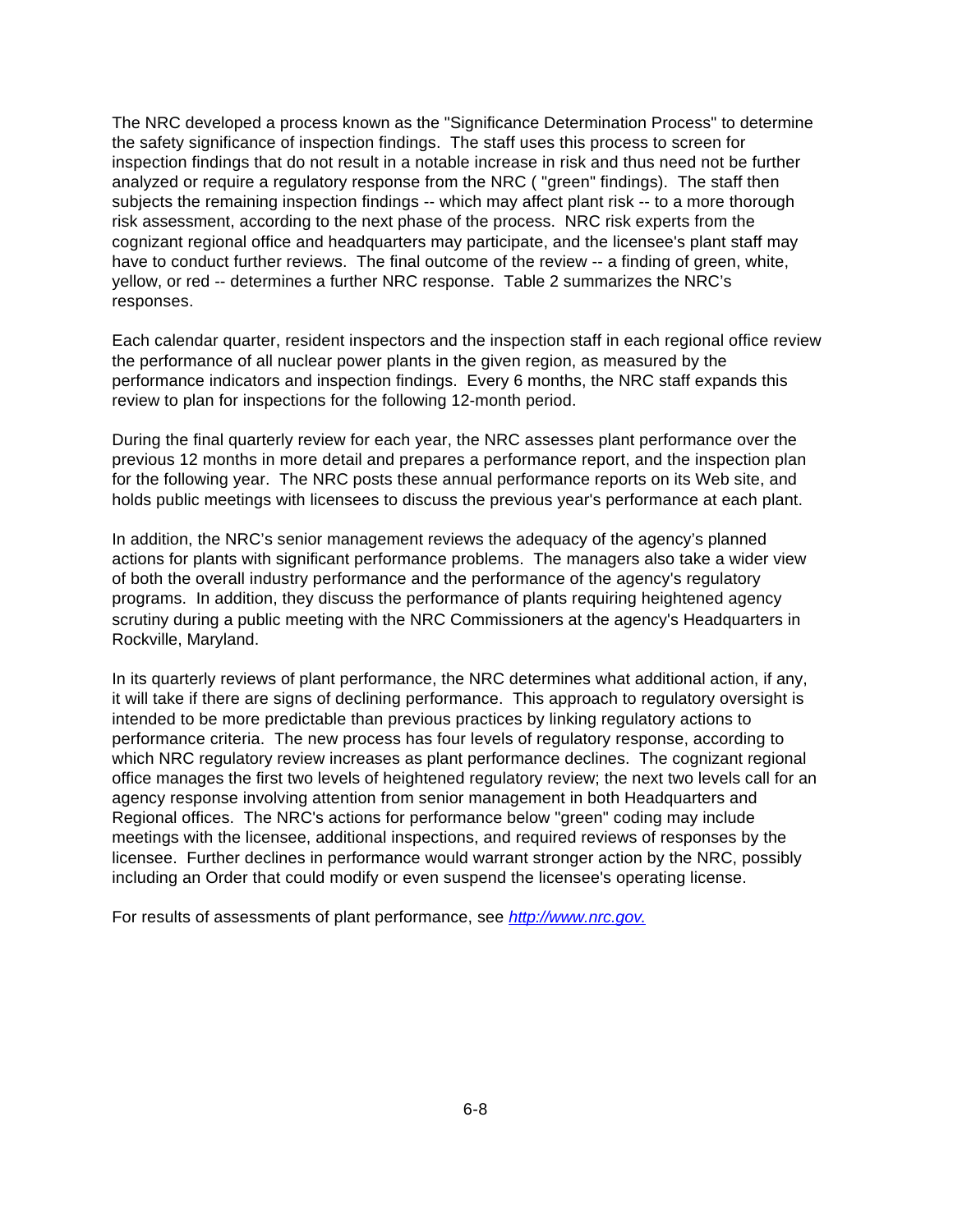The NRC developed a process known as the "Significance Determination Process" to determine the safety significance of inspection findings. The staff uses this process to screen for inspection findings that do not result in a notable increase in risk and thus need not be further analyzed or require a regulatory response from the NRC ( "green" findings). The staff then subjects the remaining inspection findings -- which may affect plant risk -- to a more thorough risk assessment, according to the next phase of the process. NRC risk experts from the cognizant regional office and headquarters may participate, and the licensee's plant staff may have to conduct further reviews. The final outcome of the review -- a finding of green, white, yellow, or red -- determines a further NRC response. Table 2 summarizes the NRC's responses.

Each calendar quarter, resident inspectors and the inspection staff in each regional office review the performance of all nuclear power plants in the given region, as measured by the performance indicators and inspection findings. Every 6 months, the NRC staff expands this review to plan for inspections for the following 12-month period.

During the final quarterly review for each year, the NRC assesses plant performance over the previous 12 months in more detail and prepares a performance report, and the inspection plan for the following year. The NRC posts these annual performance reports on its Web site, and holds public meetings with licensees to discuss the previous year's performance at each plant.

In addition, the NRC's senior management reviews the adequacy of the agency's planned actions for plants with significant performance problems. The managers also take a wider view of both the overall industry performance and the performance of the agency's regulatory programs. In addition, they discuss the performance of plants requiring heightened agency scrutiny during a public meeting with the NRC Commissioners at the agency's Headquarters in Rockville, Maryland.

In its quarterly reviews of plant performance, the NRC determines what additional action, if any, it will take if there are signs of declining performance. This approach to regulatory oversight is intended to be more predictable than previous practices by linking regulatory actions to performance criteria. The new process has four levels of regulatory response, according to which NRC regulatory review increases as plant performance declines. The cognizant regional office manages the first two levels of heightened regulatory review; the next two levels call for an agency response involving attention from senior management in both Headquarters and Regional offices. The NRC's actions for performance below "green" coding may include meetings with the licensee, additional inspections, and required reviews of responses by the licensee. Further declines in performance would warrant stronger action by the NRC, possibly including an Order that could modify or even suspend the licensee's operating license.

For results of assessments of plant performance, see *http://www.nrc.gov.*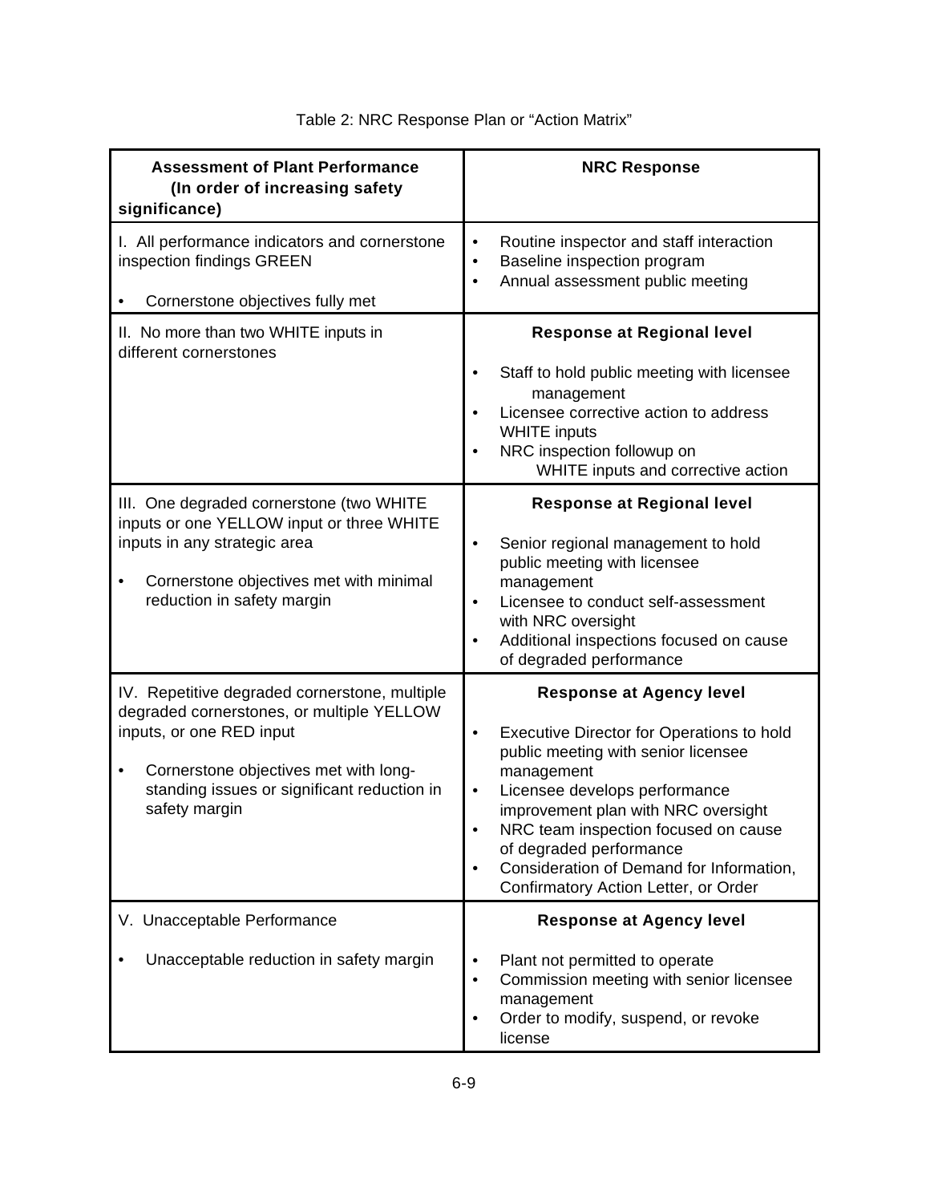Table 2: NRC Response Plan or "Action Matrix"

| Assessment of Plant Performance (In order of increasing safety significance) | NRC Response |
| --- | --- |
| I. All performance indicators and cornerstone inspection findings GREEN<br><br>• Cornerstone objectives fully met | • Routine inspector and staff interaction<br>• Baseline inspection program<br>• Annual assessment public meeting |
| II. No more than two WHITE inputs in different cornerstones | **Response at Regional level**<br><br>• Staff to hold public meeting with licensee management<br>• Licensee corrective action to address WHITE inputs<br>• NRC inspection followup on WHITE inputs and corrective action |
| III. One degraded cornerstone (two WHITE inputs or one YELLOW input or three WHITE inputs in any strategic area<br><br>• Cornerstone objectives met with minimal reduction in safety margin | **Response at Regional level**<br><br>• Senior regional management to hold public meeting with licensee management<br>• Licensee to conduct self-assessment with NRC oversight<br>• Additional inspections focused on cause of degraded performance |
| IV. Repetitive degraded cornerstone, multiple degraded cornerstones, or multiple YELLOW inputs, or one RED input<br><br>• Cornerstone objectives met with long-standing issues or significant reduction in safety margin | **Response at Agency level**<br><br>• Executive Director for Operations to hold public meeting with senior licensee management<br>• Licensee develops performance improvement plan with NRC oversight<br>• NRC team inspection focused on cause of degraded performance<br>• Consideration of Demand for Information, Confirmatory Action Letter, or Order |
| V. Unacceptable Performance<br><br>• Unacceptable reduction in safety margin | **Response at Agency level**<br><br>• Plant not permitted to operate<br>• Commission meeting with senior licensee management<br>• Order to modify, suspend, or revoke license |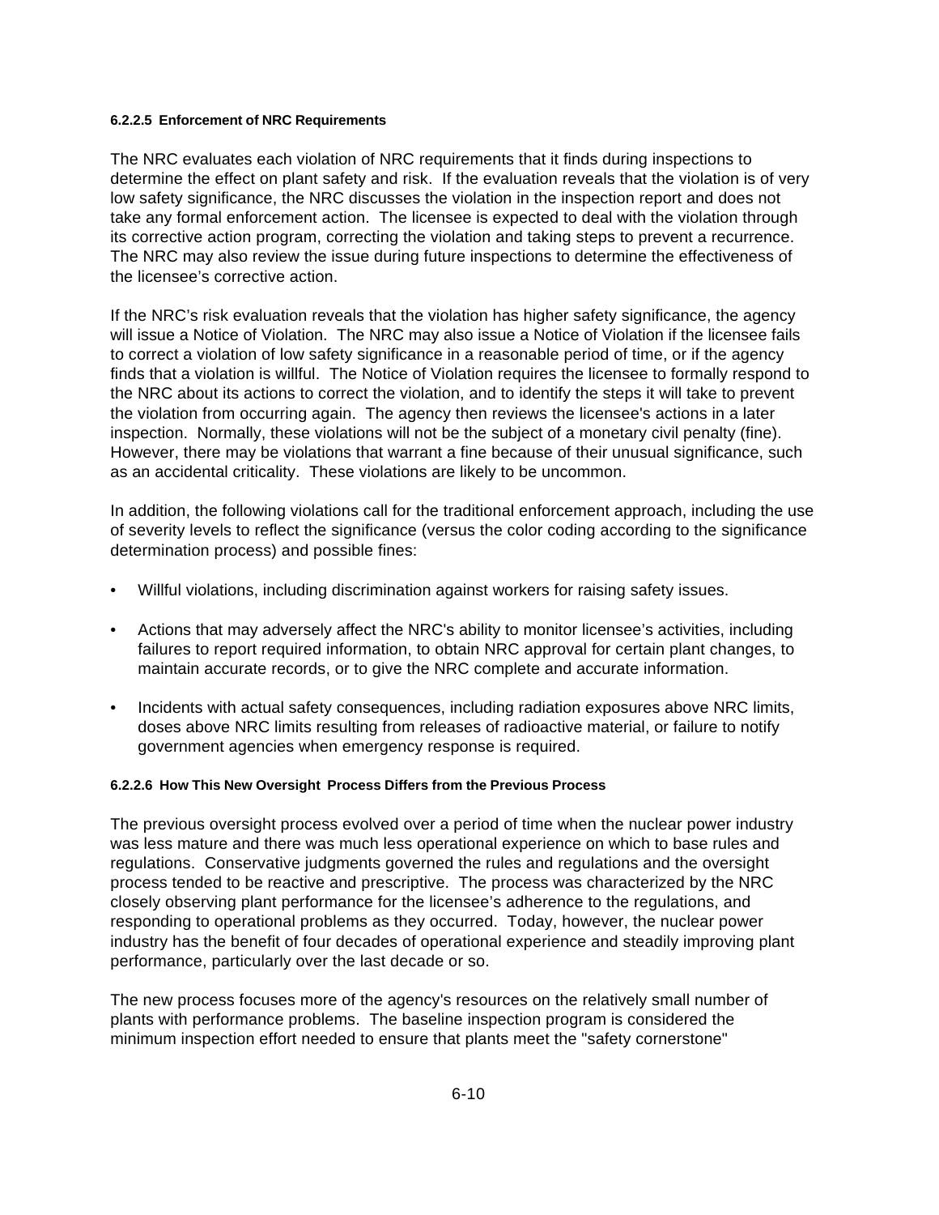#### 6.2.2.5 Enforcement of NRC Requirements

The NRC evaluates each violation of NRC requirements that it finds during inspections to determine the effect on plant safety and risk. If the evaluation reveals that the violation is of very low safety significance, the NRC discusses the violation in the inspection report and does not take any formal enforcement action. The licensee is expected to deal with the violation through its corrective action program, correcting the violation and taking steps to prevent a recurrence. The NRC may also review the issue during future inspections to determine the effectiveness of the licensee's corrective action.

If the NRC's risk evaluation reveals that the violation has higher safety significance, the agency will issue a Notice of Violation. The NRC may also issue a Notice of Violation if the licensee fails to correct a violation of low safety significance in a reasonable period of time, or if the agency finds that a violation is willful. The Notice of Violation requires the licensee to formally respond to the NRC about its actions to correct the violation, and to identify the steps it will take to prevent the violation from occurring again. The agency then reviews the licensee's actions in a later inspection. Normally, these violations will not be the subject of a monetary civil penalty (fine). However, there may be violations that warrant a fine because of their unusual significance, such as an accidental criticality. These violations are likely to be uncommon.

In addition, the following violations call for the traditional enforcement approach, including the use of severity levels to reflect the significance (versus the color coding according to the significance determination process) and possible fines:

- Willful violations, including discrimination against workers for raising safety issues.
- Actions that may adversely affect the NRC's ability to monitor licensee's activities, including failures to report required information, to obtain NRC approval for certain plant changes, to maintain accurate records, or to give the NRC complete and accurate information.
- Incidents with actual safety consequences, including radiation exposures above NRC limits, doses above NRC limits resulting from releases of radioactive material, or failure to notify government agencies when emergency response is required.

#### 6.2.2.6 How This New Oversight Process Differs from the Previous Process

The previous oversight process evolved over a period of time when the nuclear power industry was less mature and there was much less operational experience on which to base rules and regulations. Conservative judgments governed the rules and regulations and the oversight process tended to be reactive and prescriptive. The process was characterized by the NRC closely observing plant performance for the licensee's adherence to the regulations, and responding to operational problems as they occurred. Today, however, the nuclear power industry has the benefit of four decades of operational experience and steadily improving plant performance, particularly over the last decade or so.

The new process focuses more of the agency's resources on the relatively small number of plants with performance problems. The baseline inspection program is considered the minimum inspection effort needed to ensure that plants meet the "safety cornerstone"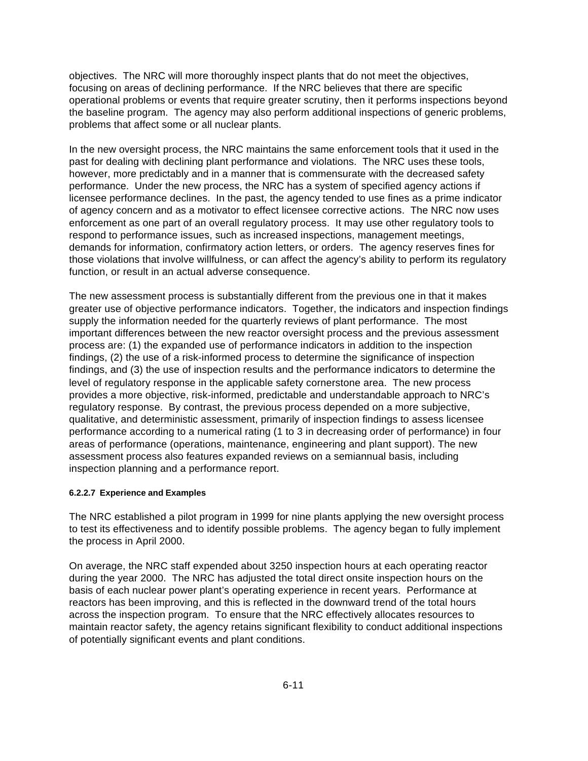objectives. The NRC will more thoroughly inspect plants that do not meet the objectives, focusing on areas of declining performance. If the NRC believes that there are specific operational problems or events that require greater scrutiny, then it performs inspections beyond the baseline program. The agency may also perform additional inspections of generic problems, problems that affect some or all nuclear plants.

In the new oversight process, the NRC maintains the same enforcement tools that it used in the past for dealing with declining plant performance and violations. The NRC uses these tools, however, more predictably and in a manner that is commensurate with the decreased safety performance. Under the new process, the NRC has a system of specified agency actions if licensee performance declines. In the past, the agency tended to use fines as a prime indicator of agency concern and as a motivator to effect licensee corrective actions. The NRC now uses enforcement as one part of an overall regulatory process. It may use other regulatory tools to respond to performance issues, such as increased inspections, management meetings, demands for information, confirmatory action letters, or orders. The agency reserves fines for those violations that involve willfulness, or can affect the agency's ability to perform its regulatory function, or result in an actual adverse consequence.

The new assessment process is substantially different from the previous one in that it makes greater use of objective performance indicators. Together, the indicators and inspection findings supply the information needed for the quarterly reviews of plant performance. The most important differences between the new reactor oversight process and the previous assessment process are: (1) the expanded use of performance indicators in addition to the inspection findings, (2) the use of a risk-informed process to determine the significance of inspection findings, and (3) the use of inspection results and the performance indicators to determine the level of regulatory response in the applicable safety cornerstone area. The new process provides a more objective, risk-informed, predictable and understandable approach to NRC's regulatory response. By contrast, the previous process depended on a more subjective, qualitative, and deterministic assessment, primarily of inspection findings to assess licensee performance according to a numerical rating (1 to 3 in decreasing order of performance) in four areas of performance (operations, maintenance, engineering and plant support). The new assessment process also features expanded reviews on a semiannual basis, including inspection planning and a performance report.

#### 6.2.2.7 Experience and Examples

The NRC established a pilot program in 1999 for nine plants applying the new oversight process to test its effectiveness and to identify possible problems. The agency began to fully implement the process in April 2000.

On average, the NRC staff expended about 3250 inspection hours at each operating reactor during the year 2000. The NRC has adjusted the total direct onsite inspection hours on the basis of each nuclear power plant's operating experience in recent years. Performance at reactors has been improving, and this is reflected in the downward trend of the total hours across the inspection program. To ensure that the NRC effectively allocates resources to maintain reactor safety, the agency retains significant flexibility to conduct additional inspections of potentially significant events and plant conditions.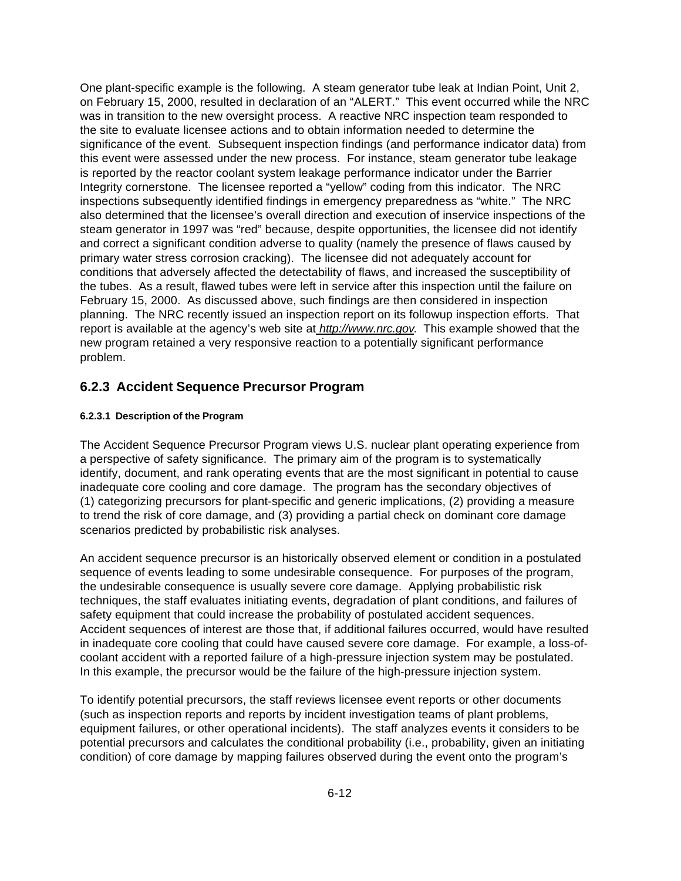One plant-specific example is the following. A steam generator tube leak at Indian Point, Unit 2, on February 15, 2000, resulted in declaration of an "ALERT." This event occurred while the NRC was in transition to the new oversight process. A reactive NRC inspection team responded to the site to evaluate licensee actions and to obtain information needed to determine the significance of the event. Subsequent inspection findings (and performance indicator data) from this event were assessed under the new process. For instance, steam generator tube leakage is reported by the reactor coolant system leakage performance indicator under the Barrier Integrity cornerstone. The licensee reported a "yellow" coding from this indicator. The NRC inspections subsequently identified findings in emergency preparedness as "white." The NRC also determined that the licensee's overall direction and execution of inservice inspections of the steam generator in 1997 was "red" because, despite opportunities, the licensee did not identify and correct a significant condition adverse to quality (namely the presence of flaws caused by primary water stress corrosion cracking). The licensee did not adequately account for conditions that adversely affected the detectability of flaws, and increased the susceptibility of the tubes. As a result, flawed tubes were left in service after this inspection until the failure on February 15, 2000. As discussed above, such findings are then considered in inspection planning. The NRC recently issued an inspection report on its followup inspection efforts. That report is available at the agency's web site at *http://www.nrc.gov*. This example showed that the new program retained a very responsive reaction to a potentially significant performance problem.

## 6.2.3 Accident Sequence Precursor Program

#### 6.2.3.1 Description of the Program

The Accident Sequence Precursor Program views U.S. nuclear plant operating experience from a perspective of safety significance. The primary aim of the program is to systematically identify, document, and rank operating events that are the most significant in potential to cause inadequate core cooling and core damage. The program has the secondary objectives of (1) categorizing precursors for plant-specific and generic implications, (2) providing a measure to trend the risk of core damage, and (3) providing a partial check on dominant core damage scenarios predicted by probabilistic risk analyses.

An accident sequence precursor is an historically observed element or condition in a postulated sequence of events leading to some undesirable consequence. For purposes of the program, the undesirable consequence is usually severe core damage. Applying probabilistic risk techniques, the staff evaluates initiating events, degradation of plant conditions, and failures of safety equipment that could increase the probability of postulated accident sequences. Accident sequences of interest are those that, if additional failures occurred, would have resulted in inadequate core cooling that could have caused severe core damage. For example, a loss-of-coolant accident with a reported failure of a high-pressure injection system may be postulated. In this example, the precursor would be the failure of the high-pressure injection system.

To identify potential precursors, the staff reviews licensee event reports or other documents (such as inspection reports and reports by incident investigation teams of plant problems, equipment failures, or other operational incidents). The staff analyzes events it considers to be potential precursors and calculates the conditional probability (i.e., probability, given an initiating condition) of core damage by mapping failures observed during the event onto the program's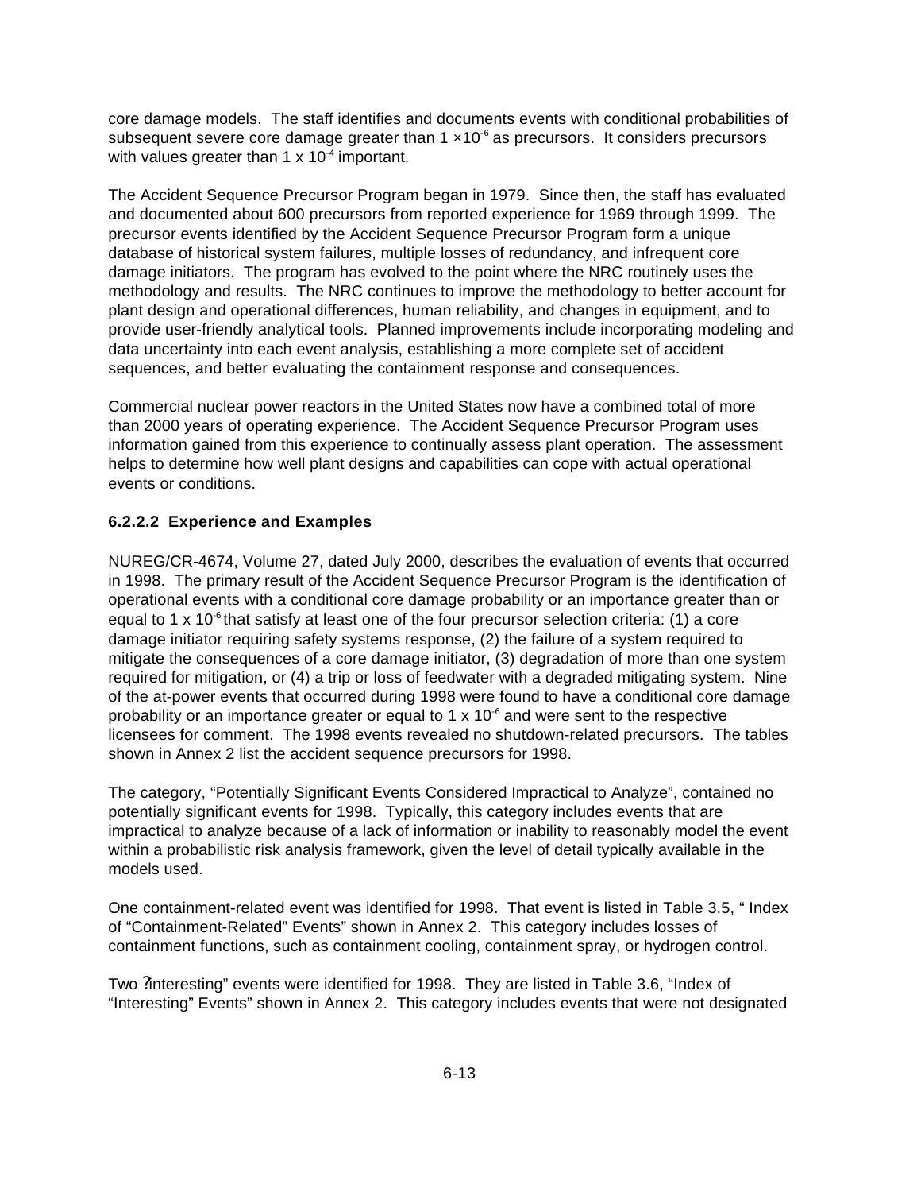core damage models. The staff identifies and documents events with conditional probabilities of subsequent severe core damage greater than $1 \times 10^{-6}$ as precursors. It considers precursors with values greater than $1 \times 10^{-4}$ important.

The Accident Sequence Precursor Program began in 1979. Since then, the staff has evaluated and documented about 600 precursors from reported experience for 1969 through 1999. The precursor events identified by the Accident Sequence Precursor Program form a unique database of historical system failures, multiple losses of redundancy, and infrequent core damage initiators. The program has evolved to the point where the NRC routinely uses the methodology and results. The NRC continues to improve the methodology to better account for plant design and operational differences, human reliability, and changes in equipment, and to provide user-friendly analytical tools. Planned improvements include incorporating modeling and data uncertainty into each event analysis, establishing a more complete set of accident sequences, and better evaluating the containment response and consequences.

Commercial nuclear power reactors in the United States now have a combined total of more than 2000 years of operating experience. The Accident Sequence Precursor Program uses information gained from this experience to continually assess plant operation. The assessment helps to determine how well plant designs and capabilities can cope with actual operational events or conditions.

#### 6.2.2.2 Experience and Examples

NUREG/CR-4674, Volume 27, dated July 2000, describes the evaluation of events that occurred in 1998. The primary result of the Accident Sequence Precursor Program is the identification of operational events with a conditional core damage probability or an importance greater than or equal to $1 \times 10^{-6}$ that satisfy at least one of the four precursor selection criteria: (1) a core damage initiator requiring safety systems response, (2) the failure of a system required to mitigate the consequences of a core damage initiator, (3) degradation of more than one system required for mitigation, or (4) a trip or loss of feedwater with a degraded mitigating system. Nine of the at-power events that occurred during 1998 were found to have a conditional core damage probability or an importance greater or equal to $1 \times 10^{-6}$ and were sent to the respective licensees for comment. The 1998 events revealed no shutdown-related precursors. The tables shown in Annex 2 list the accident sequence precursors for 1998.

The category, "Potentially Significant Events Considered Impractical to Analyze", contained no potentially significant events for 1998. Typically, this category includes events that are impractical to analyze because of a lack of information or inability to reasonably model the event within a probabilistic risk analysis framework, given the level of detail typically available in the models used.

One containment-related event was identified for 1998. That event is listed in Table 3.5, " Index of "Containment-Related" Events" shown in Annex 2. This category includes losses of containment functions, such as containment cooling, containment spray, or hydrogen control.

Two ?Interesting" events were identified for 1998. They are listed in Table 3.6, "Index of "Interesting" Events" shown in Annex 2. This category includes events that were not designated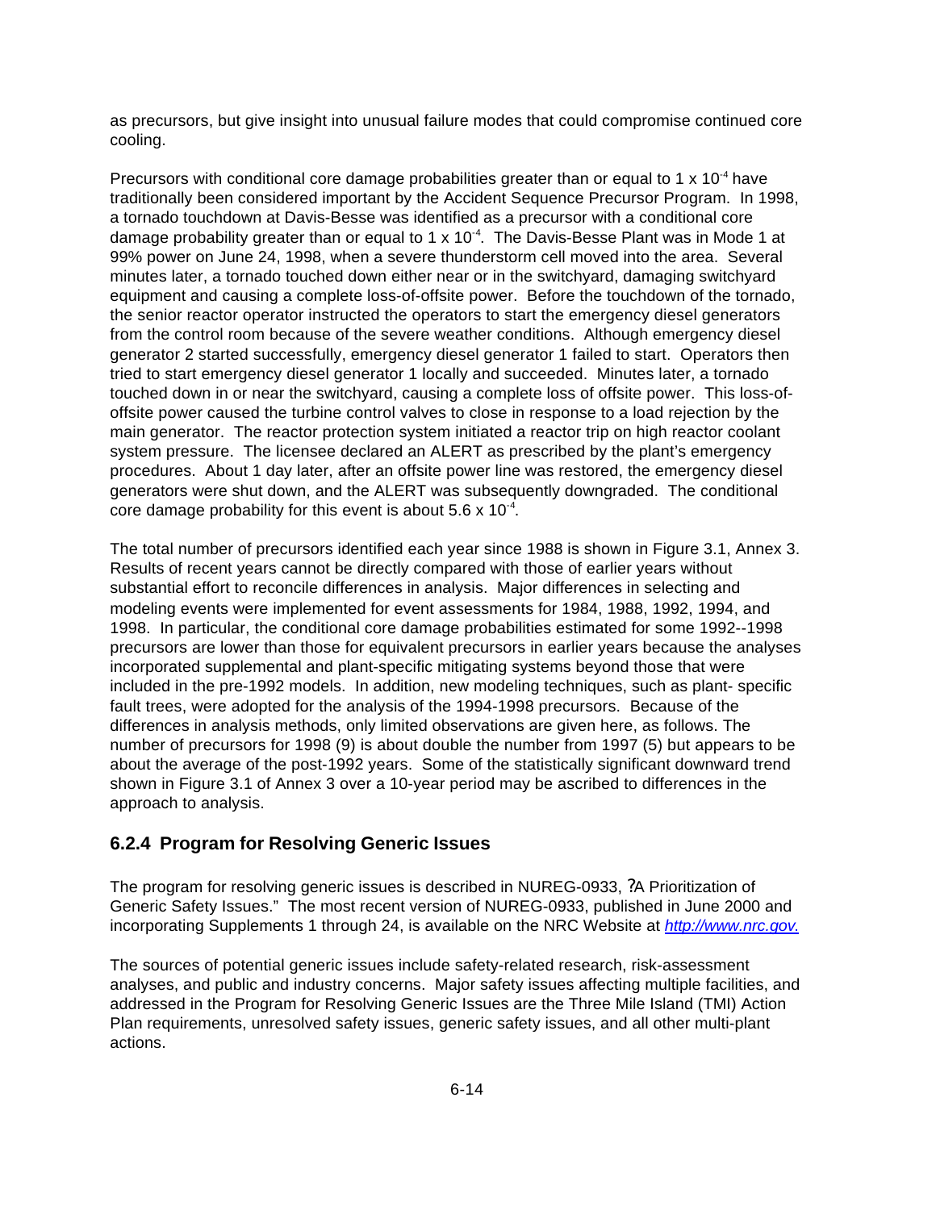as precursors, but give insight into unusual failure modes that could compromise continued core cooling.

Precursors with conditional core damage probabilities greater than or equal to $1 \times 10^{-4}$ have traditionally been considered important by the Accident Sequence Precursor Program. In 1998, a tornado touchdown at Davis-Besse was identified as a precursor with a conditional core damage probability greater than or equal to $1 \times 10^{-4}$. The Davis-Besse Plant was in Mode 1 at 99% power on June 24, 1998, when a severe thunderstorm cell moved into the area. Several minutes later, a tornado touched down either near or in the switchyard, damaging switchyard equipment and causing a complete loss-of-offsite power. Before the touchdown of the tornado, the senior reactor operator instructed the operators to start the emergency diesel generators from the control room because of the severe weather conditions. Although emergency diesel generator 2 started successfully, emergency diesel generator 1 failed to start. Operators then tried to start emergency diesel generator 1 locally and succeeded. Minutes later, a tornado touched down in or near the switchyard, causing a complete loss of offsite power. This loss-of-offsite power caused the turbine control valves to close in response to a load rejection by the main generator. The reactor protection system initiated a reactor trip on high reactor coolant system pressure. The licensee declared an ALERT as prescribed by the plant's emergency procedures. About 1 day later, after an offsite power line was restored, the emergency diesel generators were shut down, and the ALERT was subsequently downgraded. The conditional core damage probability for this event is about $5.6 \times 10^{-4}$.

The total number of precursors identified each year since 1988 is shown in Figure 3.1, Annex 3. Results of recent years cannot be directly compared with those of earlier years without substantial effort to reconcile differences in analysis. Major differences in selecting and modeling events were implemented for event assessments for 1984, 1988, 1992, 1994, and 1998. In particular, the conditional core damage probabilities estimated for some 1992--1998 precursors are lower than those for equivalent precursors in earlier years because the analyses incorporated supplemental and plant-specific mitigating systems beyond those that were included in the pre-1992 models. In addition, new modeling techniques, such as plant- specific fault trees, were adopted for the analysis of the 1994-1998 precursors. Because of the differences in analysis methods, only limited observations are given here, as follows. The number of precursors for 1998 (9) is about double the number from 1997 (5) but appears to be about the average of the post-1992 years. Some of the statistically significant downward trend shown in Figure 3.1 of Annex 3 over a 10-year period may be ascribed to differences in the approach to analysis.

### 6.2.4 Program for Resolving Generic Issues

The program for resolving generic issues is described in NUREG-0933, ?A Prioritization of Generic Safety Issues." The most recent version of NUREG-0933, published in June 2000 and incorporating Supplements 1 through 24, is available on the NRC Website at *http://www.nrc.gov.*

The sources of potential generic issues include safety-related research, risk-assessment analyses, and public and industry concerns. Major safety issues affecting multiple facilities, and addressed in the Program for Resolving Generic Issues are the Three Mile Island (TMI) Action Plan requirements, unresolved safety issues, generic safety issues, and all other multi-plant actions.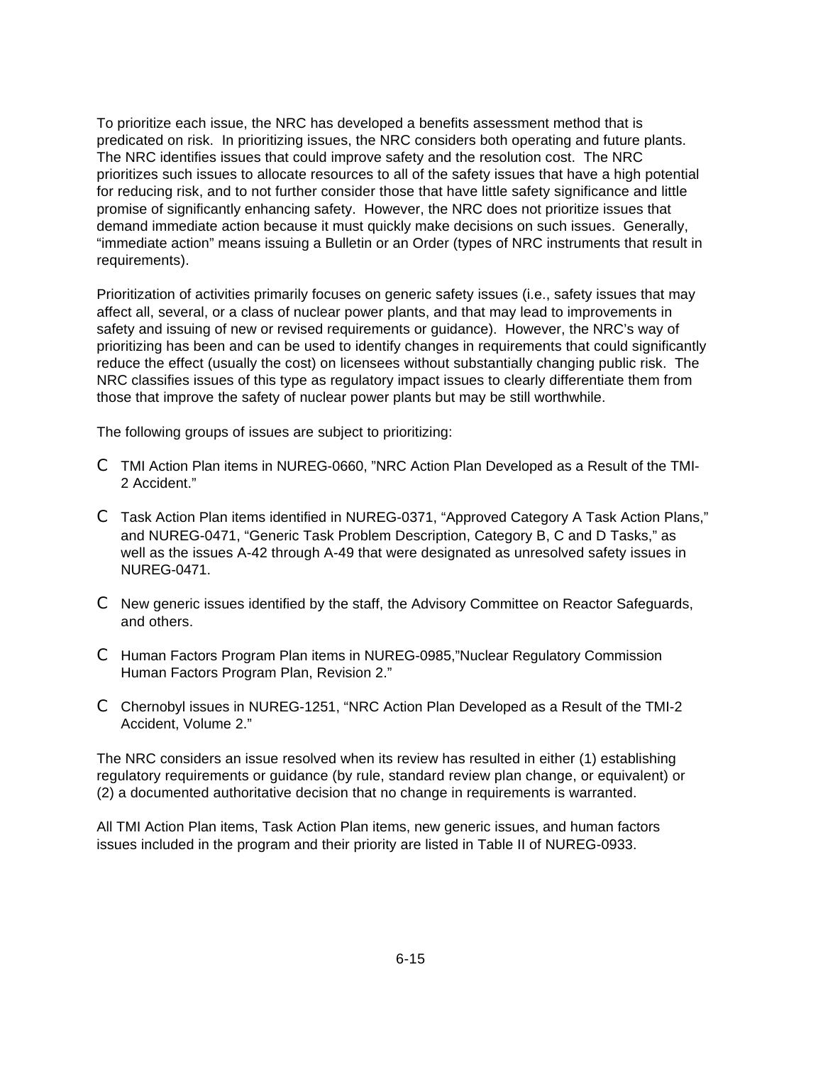To prioritize each issue, the NRC has developed a benefits assessment method that is predicated on risk. In prioritizing issues, the NRC considers both operating and future plants. The NRC identifies issues that could improve safety and the resolution cost. The NRC prioritizes such issues to allocate resources to all of the safety issues that have a high potential for reducing risk, and to not further consider those that have little safety significance and little promise of significantly enhancing safety. However, the NRC does not prioritize issues that demand immediate action because it must quickly make decisions on such issues. Generally, "immediate action" means issuing a Bulletin or an Order (types of NRC instruments that result in requirements).

Prioritization of activities primarily focuses on generic safety issues (i.e., safety issues that may affect all, several, or a class of nuclear power plants, and that may lead to improvements in safety and issuing of new or revised requirements or guidance). However, the NRC's way of prioritizing has been and can be used to identify changes in requirements that could significantly reduce the effect (usually the cost) on licensees without substantially changing public risk. The NRC classifies issues of this type as regulatory impact issues to clearly differentiate them from those that improve the safety of nuclear power plants but may be still worthwhile.

The following groups of issues are subject to prioritizing:

- TMI Action Plan items in NUREG-0660, "NRC Action Plan Developed as a Result of the TMI-2 Accident."
- Task Action Plan items identified in NUREG-0371, "Approved Category A Task Action Plans," and NUREG-0471, "Generic Task Problem Description, Category B, C and D Tasks," as well as the issues A-42 through A-49 that were designated as unresolved safety issues in NUREG-0471.
- New generic issues identified by the staff, the Advisory Committee on Reactor Safeguards, and others.
- Human Factors Program Plan items in NUREG-0985,"Nuclear Regulatory Commission Human Factors Program Plan, Revision 2."
- Chernobyl issues in NUREG-1251, "NRC Action Plan Developed as a Result of the TMI-2 Accident, Volume 2."

The NRC considers an issue resolved when its review has resulted in either (1) establishing regulatory requirements or guidance (by rule, standard review plan change, or equivalent) or (2) a documented authoritative decision that no change in requirements is warranted.

All TMI Action Plan items, Task Action Plan items, new generic issues, and human factors issues included in the program and their priority are listed in Table II of NUREG-0933.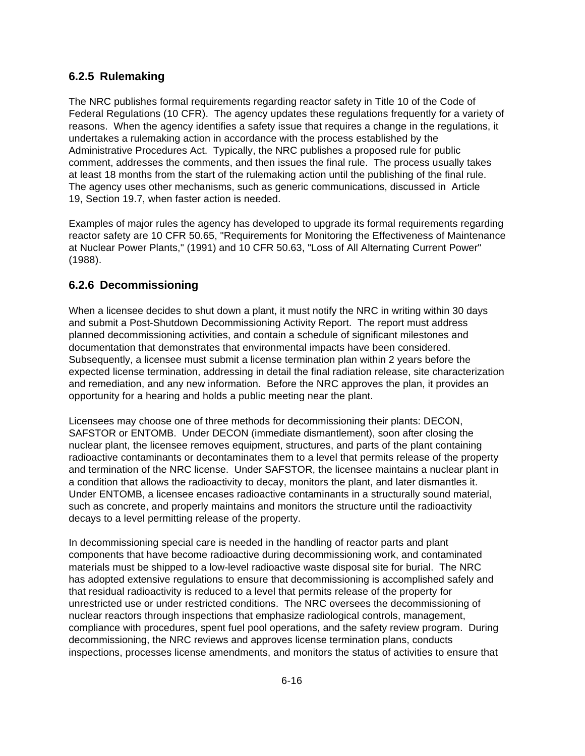### 6.2.5 Rulemaking

The NRC publishes formal requirements regarding reactor safety in Title 10 of the Code of Federal Regulations (10 CFR). The agency updates these regulations frequently for a variety of reasons. When the agency identifies a safety issue that requires a change in the regulations, it undertakes a rulemaking action in accordance with the process established by the Administrative Procedures Act. Typically, the NRC publishes a proposed rule for public comment, addresses the comments, and then issues the final rule. The process usually takes at least 18 months from the start of the rulemaking action until the publishing of the final rule. The agency uses other mechanisms, such as generic communications, discussed in Article 19, Section 19.7, when faster action is needed.

Examples of major rules the agency has developed to upgrade its formal requirements regarding reactor safety are 10 CFR 50.65, "Requirements for Monitoring the Effectiveness of Maintenance at Nuclear Power Plants," (1991) and 10 CFR 50.63, "Loss of All Alternating Current Power" (1988).

### 6.2.6 Decommissioning

When a licensee decides to shut down a plant, it must notify the NRC in writing within 30 days and submit a Post-Shutdown Decommissioning Activity Report. The report must address planned decommissioning activities, and contain a schedule of significant milestones and documentation that demonstrates that environmental impacts have been considered. Subsequently, a licensee must submit a license termination plan within 2 years before the expected license termination, addressing in detail the final radiation release, site characterization and remediation, and any new information. Before the NRC approves the plan, it provides an opportunity for a hearing and holds a public meeting near the plant.

Licensees may choose one of three methods for decommissioning their plants: DECON, SAFSTOR or ENTOMB. Under DECON (immediate dismantlement), soon after closing the nuclear plant, the licensee removes equipment, structures, and parts of the plant containing radioactive contaminants or decontaminates them to a level that permits release of the property and termination of the NRC license. Under SAFSTOR, the licensee maintains a nuclear plant in a condition that allows the radioactivity to decay, monitors the plant, and later dismantles it. Under ENTOMB, a licensee encases radioactive contaminants in a structurally sound material, such as concrete, and properly maintains and monitors the structure until the radioactivity decays to a level permitting release of the property.

In decommissioning special care is needed in the handling of reactor parts and plant components that have become radioactive during decommissioning work, and contaminated materials must be shipped to a low-level radioactive waste disposal site for burial. The NRC has adopted extensive regulations to ensure that decommissioning is accomplished safely and that residual radioactivity is reduced to a level that permits release of the property for unrestricted use or under restricted conditions. The NRC oversees the decommissioning of nuclear reactors through inspections that emphasize radiological controls, management, compliance with procedures, spent fuel pool operations, and the safety review program. During decommissioning, the NRC reviews and approves license termination plans, conducts inspections, processes license amendments, and monitors the status of activities to ensure that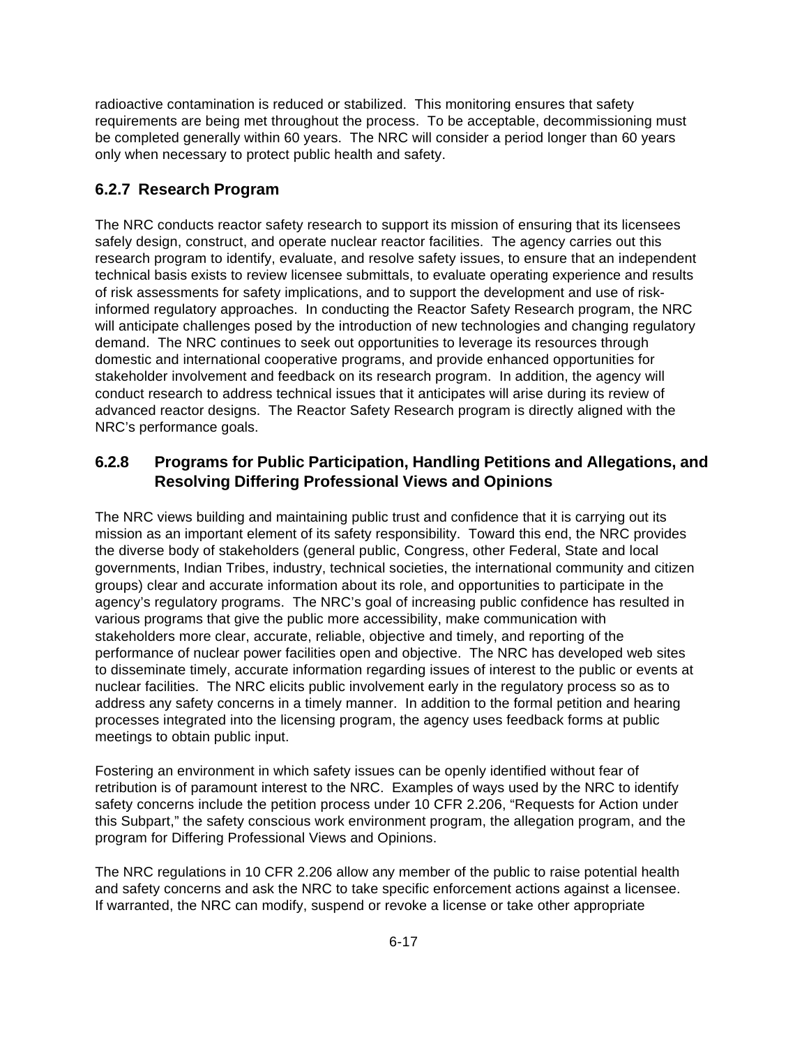radioactive contamination is reduced or stabilized. This monitoring ensures that safety requirements are being met throughout the process. To be acceptable, decommissioning must be completed generally within 60 years. The NRC will consider a period longer than 60 years only when necessary to protect public health and safety.

### 6.2.7 Research Program

The NRC conducts reactor safety research to support its mission of ensuring that its licensees safely design, construct, and operate nuclear reactor facilities. The agency carries out this research program to identify, evaluate, and resolve safety issues, to ensure that an independent technical basis exists to review licensee submittals, to evaluate operating experience and results of risk assessments for safety implications, and to support the development and use of risk-informed regulatory approaches. In conducting the Reactor Safety Research program, the NRC will anticipate challenges posed by the introduction of new technologies and changing regulatory demand. The NRC continues to seek out opportunities to leverage its resources through domestic and international cooperative programs, and provide enhanced opportunities for stakeholder involvement and feedback on its research program. In addition, the agency will conduct research to address technical issues that it anticipates will arise during its review of advanced reactor designs. The Reactor Safety Research program is directly aligned with the NRC's performance goals.

### 6.2.8 Programs for Public Participation, Handling Petitions and Allegations, and Resolving Differing Professional Views and Opinions

The NRC views building and maintaining public trust and confidence that it is carrying out its mission as an important element of its safety responsibility. Toward this end, the NRC provides the diverse body of stakeholders (general public, Congress, other Federal, State and local governments, Indian Tribes, industry, technical societies, the international community and citizen groups) clear and accurate information about its role, and opportunities to participate in the agency's regulatory programs. The NRC's goal of increasing public confidence has resulted in various programs that give the public more accessibility, make communication with stakeholders more clear, accurate, reliable, objective and timely, and reporting of the performance of nuclear power facilities open and objective. The NRC has developed web sites to disseminate timely, accurate information regarding issues of interest to the public or events at nuclear facilities. The NRC elicits public involvement early in the regulatory process so as to address any safety concerns in a timely manner. In addition to the formal petition and hearing processes integrated into the licensing program, the agency uses feedback forms at public meetings to obtain public input.

Fostering an environment in which safety issues can be openly identified without fear of retribution is of paramount interest to the NRC. Examples of ways used by the NRC to identify safety concerns include the petition process under 10 CFR 2.206, "Requests for Action under this Subpart," the safety conscious work environment program, the allegation program, and the program for Differing Professional Views and Opinions.

The NRC regulations in 10 CFR 2.206 allow any member of the public to raise potential health and safety concerns and ask the NRC to take specific enforcement actions against a licensee. If warranted, the NRC can modify, suspend or revoke a license or take other appropriate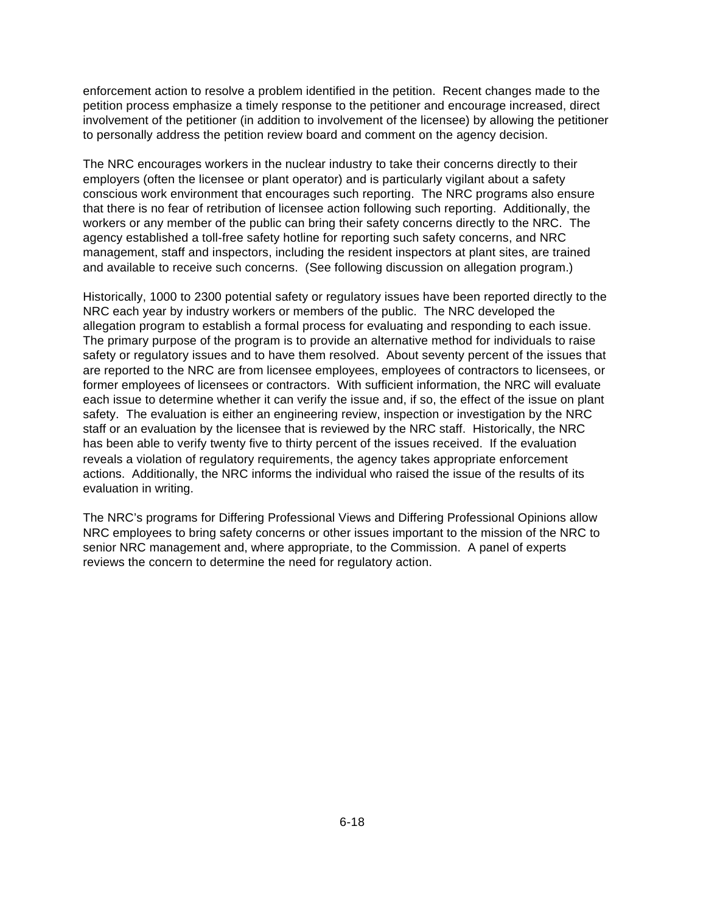enforcement action to resolve a problem identified in the petition. Recent changes made to the petition process emphasize a timely response to the petitioner and encourage increased, direct involvement of the petitioner (in addition to involvement of the licensee) by allowing the petitioner to personally address the petition review board and comment on the agency decision.

The NRC encourages workers in the nuclear industry to take their concerns directly to their employers (often the licensee or plant operator) and is particularly vigilant about a safety conscious work environment that encourages such reporting. The NRC programs also ensure that there is no fear of retribution of licensee action following such reporting. Additionally, the workers or any member of the public can bring their safety concerns directly to the NRC. The agency established a toll-free safety hotline for reporting such safety concerns, and NRC management, staff and inspectors, including the resident inspectors at plant sites, are trained and available to receive such concerns. (See following discussion on allegation program.)

Historically, 1000 to 2300 potential safety or regulatory issues have been reported directly to the NRC each year by industry workers or members of the public. The NRC developed the allegation program to establish a formal process for evaluating and responding to each issue. The primary purpose of the program is to provide an alternative method for individuals to raise safety or regulatory issues and to have them resolved. About seventy percent of the issues that are reported to the NRC are from licensee employees, employees of contractors to licensees, or former employees of licensees or contractors. With sufficient information, the NRC will evaluate each issue to determine whether it can verify the issue and, if so, the effect of the issue on plant safety. The evaluation is either an engineering review, inspection or investigation by the NRC staff or an evaluation by the licensee that is reviewed by the NRC staff. Historically, the NRC has been able to verify twenty five to thirty percent of the issues received. If the evaluation reveals a violation of regulatory requirements, the agency takes appropriate enforcement actions. Additionally, the NRC informs the individual who raised the issue of the results of its evaluation in writing.

The NRC's programs for Differing Professional Views and Differing Professional Opinions allow NRC employees to bring safety concerns or other issues important to the mission of the NRC to senior NRC management and, where appropriate, to the Commission. A panel of experts reviews the concern to determine the need for regulatory action.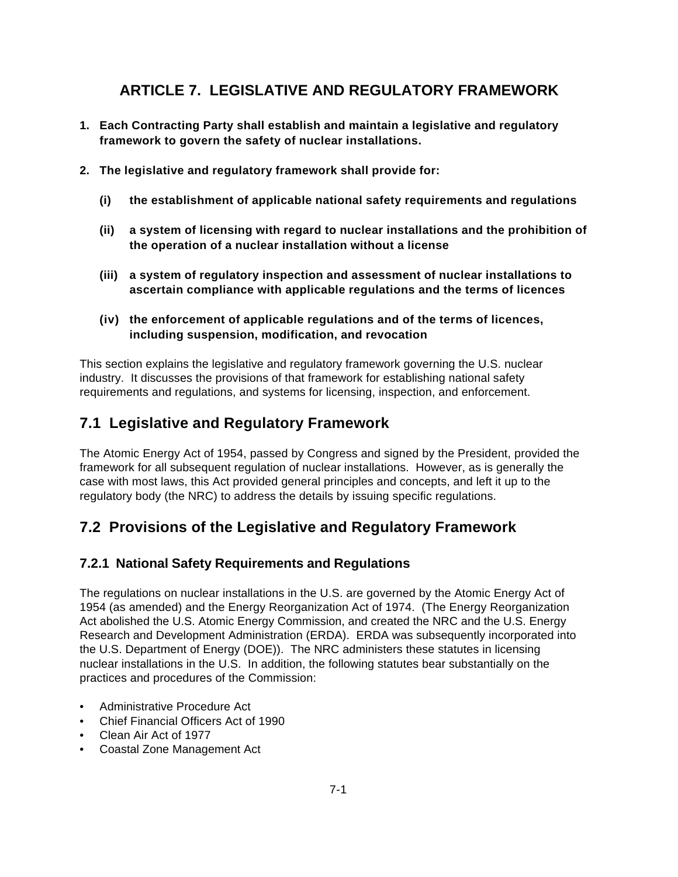# ARTICLE 7. LEGISLATIVE AND REGULATORY FRAMEWORK

**1. Each Contracting Party shall establish and maintain a legislative and regulatory framework to govern the safety of nuclear installations.**

**2. The legislative and regulatory framework shall provide for:**

**(i) the establishment of applicable national safety requirements and regulations**

**(ii) a system of licensing with regard to nuclear installations and the prohibition of the operation of a nuclear installation without a license**

**(iii) a system of regulatory inspection and assessment of nuclear installations to ascertain compliance with applicable regulations and the terms of licences**

**(iv) the enforcement of applicable regulations and of the terms of licences, including suspension, modification, and revocation**

This section explains the legislative and regulatory framework governing the U.S. nuclear industry. It discusses the provisions of that framework for establishing national safety requirements and regulations, and systems for licensing, inspection, and enforcement.

## 7.1 Legislative and Regulatory Framework

The Atomic Energy Act of 1954, passed by Congress and signed by the President, provided the framework for all subsequent regulation of nuclear installations. However, as is generally the case with most laws, this Act provided general principles and concepts, and left it up to the regulatory body (the NRC) to address the details by issuing specific regulations.

## 7.2 Provisions of the Legislative and Regulatory Framework

### 7.2.1 National Safety Requirements and Regulations

The regulations on nuclear installations in the U.S. are governed by the Atomic Energy Act of 1954 (as amended) and the Energy Reorganization Act of 1974. (The Energy Reorganization Act abolished the U.S. Atomic Energy Commission, and created the NRC and the U.S. Energy Research and Development Administration (ERDA). ERDA was subsequently incorporated into the U.S. Department of Energy (DOE)). The NRC administers these statutes in licensing nuclear installations in the U.S. In addition, the following statutes bear substantially on the practices and procedures of the Commission:

- Administrative Procedure Act
- Chief Financial Officers Act of 1990
- Clean Air Act of 1977
- Coastal Zone Management Act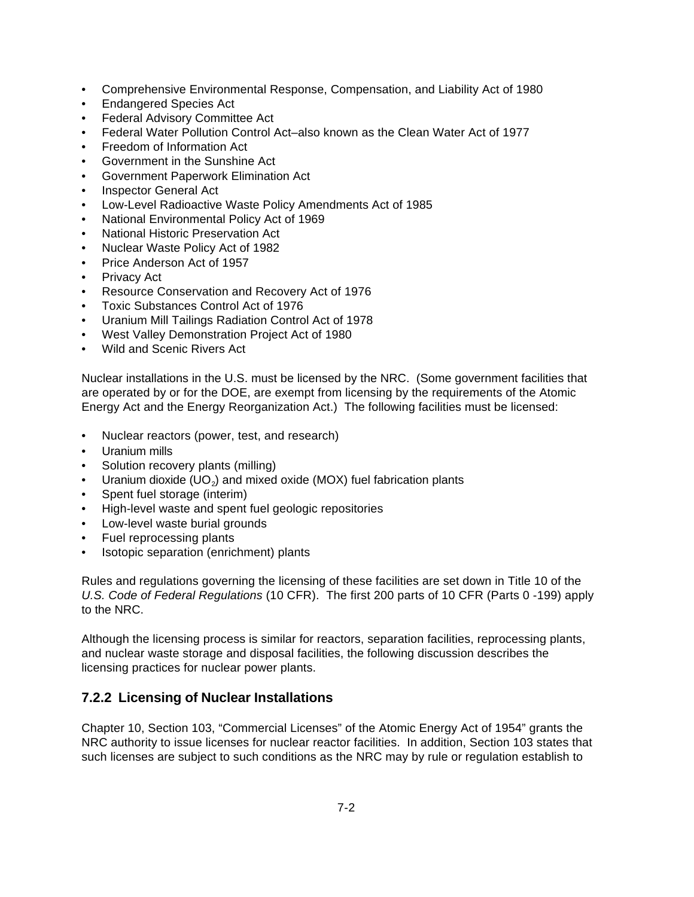- Comprehensive Environmental Response, Compensation, and Liability Act of 1980
- Endangered Species Act
- Federal Advisory Committee Act
- Federal Water Pollution Control Act–also known as the Clean Water Act of 1977
- Freedom of Information Act
- Government in the Sunshine Act
- Government Paperwork Elimination Act
- Inspector General Act
- Low-Level Radioactive Waste Policy Amendments Act of 1985
- National Environmental Policy Act of 1969
- National Historic Preservation Act
- Nuclear Waste Policy Act of 1982
- Price Anderson Act of 1957
- Privacy Act
- Resource Conservation and Recovery Act of 1976
- Toxic Substances Control Act of 1976
- Uranium Mill Tailings Radiation Control Act of 1978
- West Valley Demonstration Project Act of 1980
- Wild and Scenic Rivers Act

Nuclear installations in the U.S. must be licensed by the NRC. (Some government facilities that are operated by or for the DOE, are exempt from licensing by the requirements of the Atomic Energy Act and the Energy Reorganization Act.) The following facilities must be licensed:

- Nuclear reactors (power, test, and research)
- Uranium mills
- Solution recovery plants (milling)
- Uranium dioxide ($UO_2$) and mixed oxide (MOX) fuel fabrication plants
- Spent fuel storage (interim)
- High-level waste and spent fuel geologic repositories
- Low-level waste burial grounds
- Fuel reprocessing plants
- Isotopic separation (enrichment) plants

Rules and regulations governing the licensing of these facilities are set down in Title 10 of the *U.S. Code of Federal Regulations* (10 CFR). The first 200 parts of 10 CFR (Parts 0 -199) apply to the NRC.

Although the licensing process is similar for reactors, separation facilities, reprocessing plants, and nuclear waste storage and disposal facilities, the following discussion describes the licensing practices for nuclear power plants.

### 7.2.2 Licensing of Nuclear Installations

Chapter 10, Section 103, "Commercial Licenses" of the Atomic Energy Act of 1954" grants the NRC authority to issue licenses for nuclear reactor facilities. In addition, Section 103 states that such licenses are subject to such conditions as the NRC may by rule or regulation establish to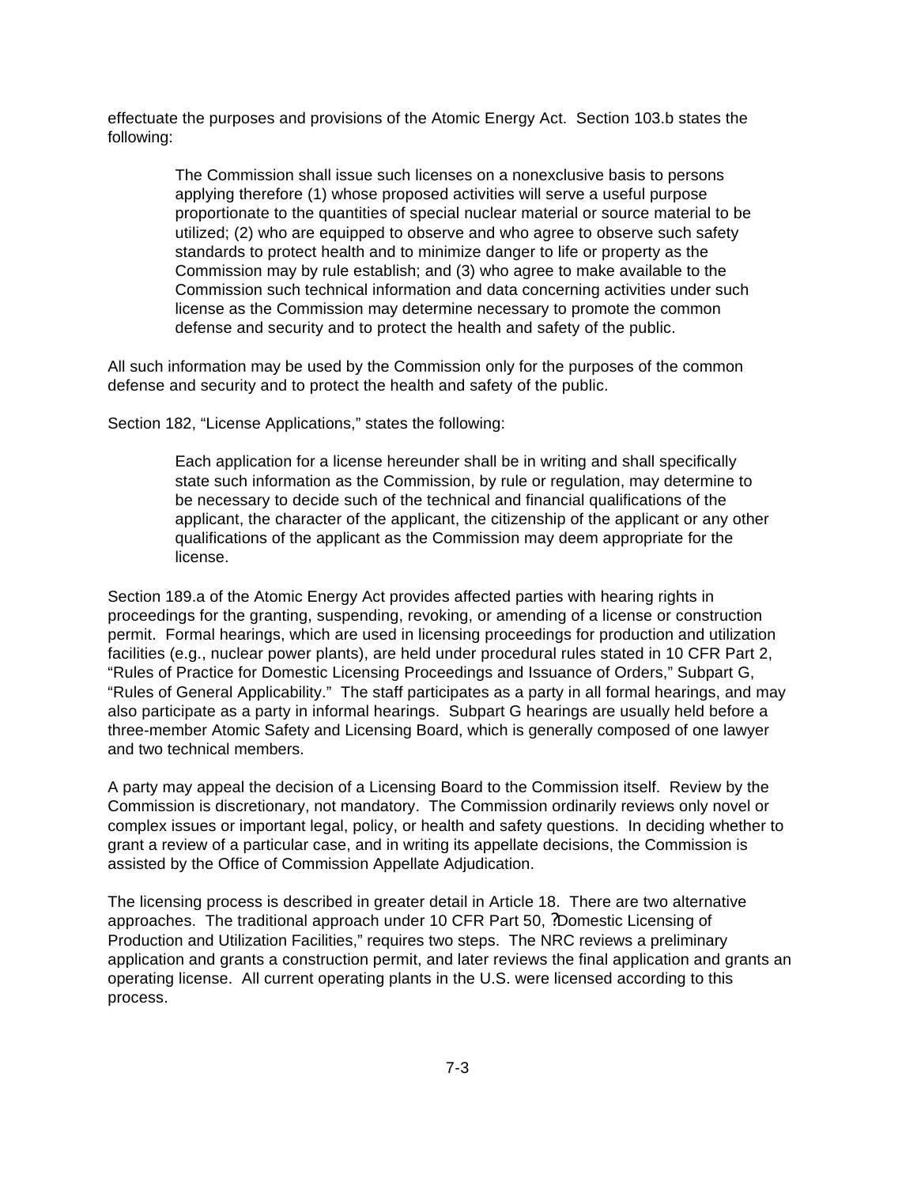effectuate the purposes and provisions of the Atomic Energy Act. Section 103.b states the following:

> The Commission shall issue such licenses on a nonexclusive basis to persons applying therefore (1) whose proposed activities will serve a useful purpose proportionate to the quantities of special nuclear material or source material to be utilized; (2) who are equipped to observe and who agree to observe such safety standards to protect health and to minimize danger to life or property as the Commission may by rule establish; and (3) who agree to make available to the Commission such technical information and data concerning activities under such license as the Commission may determine necessary to promote the common defense and security and to protect the health and safety of the public.

All such information may be used by the Commission only for the purposes of the common defense and security and to protect the health and safety of the public.

Section 182, "License Applications," states the following:

> Each application for a license hereunder shall be in writing and shall specifically state such information as the Commission, by rule or regulation, may determine to be necessary to decide such of the technical and financial qualifications of the applicant, the character of the applicant, the citizenship of the applicant or any other qualifications of the applicant as the Commission may deem appropriate for the license.

Section 189.a of the Atomic Energy Act provides affected parties with hearing rights in proceedings for the granting, suspending, revoking, or amending of a license or construction permit. Formal hearings, which are used in licensing proceedings for production and utilization facilities (e.g., nuclear power plants), are held under procedural rules stated in 10 CFR Part 2, "Rules of Practice for Domestic Licensing Proceedings and Issuance of Orders," Subpart G, "Rules of General Applicability." The staff participates as a party in all formal hearings, and may also participate as a party in informal hearings. Subpart G hearings are usually held before a three-member Atomic Safety and Licensing Board, which is generally composed of one lawyer and two technical members.

A party may appeal the decision of a Licensing Board to the Commission itself. Review by the Commission is discretionary, not mandatory. The Commission ordinarily reviews only novel or complex issues or important legal, policy, or health and safety questions. In deciding whether to grant a review of a particular case, and in writing its appellate decisions, the Commission is assisted by the Office of Commission Appellate Adjudication.

The licensing process is described in greater detail in Article 18. There are two alternative approaches. The traditional approach under 10 CFR Part 50, ?Domestic Licensing of Production and Utilization Facilities," requires two steps. The NRC reviews a preliminary application and grants a construction permit, and later reviews the final application and grants an operating license. All current operating plants in the U.S. were licensed according to this process.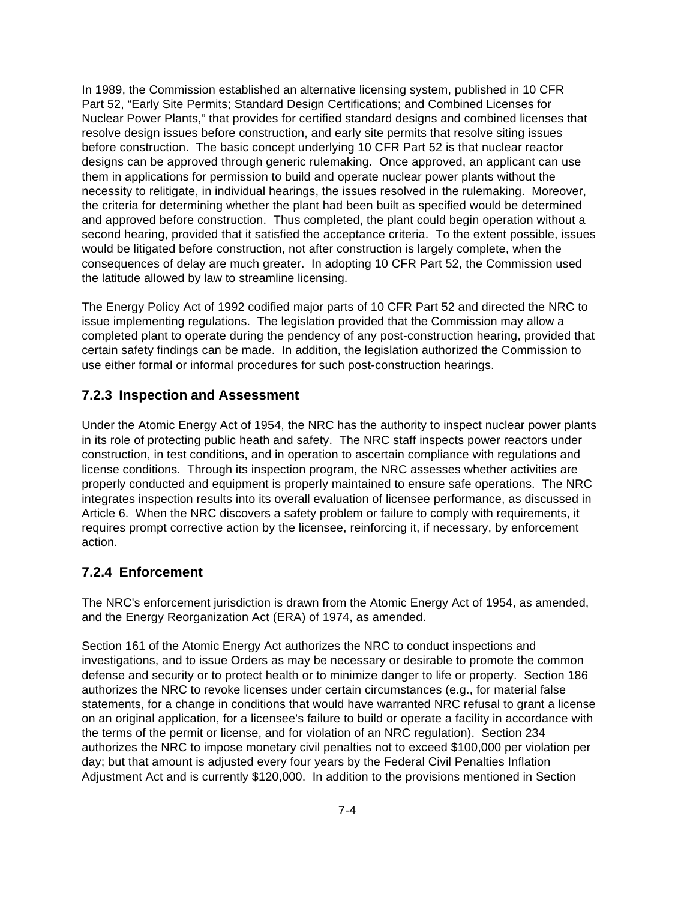In 1989, the Commission established an alternative licensing system, published in 10 CFR Part 52, "Early Site Permits; Standard Design Certifications; and Combined Licenses for Nuclear Power Plants," that provides for certified standard designs and combined licenses that resolve design issues before construction, and early site permits that resolve siting issues before construction. The basic concept underlying 10 CFR Part 52 is that nuclear reactor designs can be approved through generic rulemaking. Once approved, an applicant can use them in applications for permission to build and operate nuclear power plants without the necessity to relitigate, in individual hearings, the issues resolved in the rulemaking. Moreover, the criteria for determining whether the plant had been built as specified would be determined and approved before construction. Thus completed, the plant could begin operation without a second hearing, provided that it satisfied the acceptance criteria. To the extent possible, issues would be litigated before construction, not after construction is largely complete, when the consequences of delay are much greater. In adopting 10 CFR Part 52, the Commission used the latitude allowed by law to streamline licensing.

The Energy Policy Act of 1992 codified major parts of 10 CFR Part 52 and directed the NRC to issue implementing regulations. The legislation provided that the Commission may allow a completed plant to operate during the pendency of any post-construction hearing, provided that certain safety findings can be made. In addition, the legislation authorized the Commission to use either formal or informal procedures for such post-construction hearings.

### 7.2.3 Inspection and Assessment

Under the Atomic Energy Act of 1954, the NRC has the authority to inspect nuclear power plants in its role of protecting public heath and safety. The NRC staff inspects power reactors under construction, in test conditions, and in operation to ascertain compliance with regulations and license conditions. Through its inspection program, the NRC assesses whether activities are properly conducted and equipment is properly maintained to ensure safe operations. The NRC integrates inspection results into its overall evaluation of licensee performance, as discussed in Article 6. When the NRC discovers a safety problem or failure to comply with requirements, it requires prompt corrective action by the licensee, reinforcing it, if necessary, by enforcement action.

### 7.2.4 Enforcement

The NRC's enforcement jurisdiction is drawn from the Atomic Energy Act of 1954, as amended, and the Energy Reorganization Act (ERA) of 1974, as amended.

Section 161 of the Atomic Energy Act authorizes the NRC to conduct inspections and investigations, and to issue Orders as may be necessary or desirable to promote the common defense and security or to protect health or to minimize danger to life or property. Section 186 authorizes the NRC to revoke licenses under certain circumstances (e.g., for material false statements, for a change in conditions that would have warranted NRC refusal to grant a license on an original application, for a licensee's failure to build or operate a facility in accordance with the terms of the permit or license, and for violation of an NRC regulation). Section 234 authorizes the NRC to impose monetary civil penalties not to exceed $100,000 per violation per day; but that amount is adjusted every four years by the Federal Civil Penalties Inflation Adjustment Act and is currently $120,000. In addition to the provisions mentioned in Section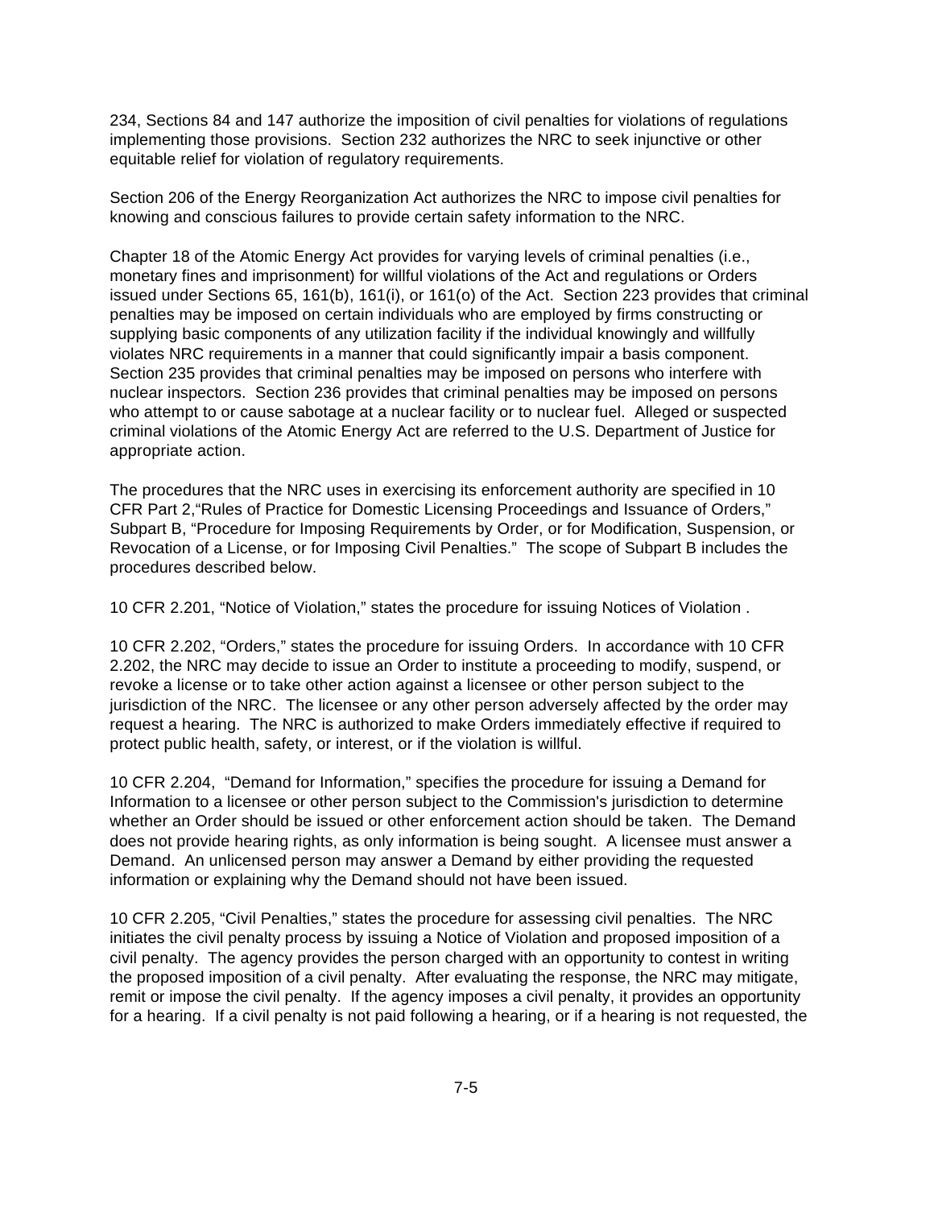234, Sections 84 and 147 authorize the imposition of civil penalties for violations of regulations implementing those provisions. Section 232 authorizes the NRC to seek injunctive or other equitable relief for violation of regulatory requirements.

Section 206 of the Energy Reorganization Act authorizes the NRC to impose civil penalties for knowing and conscious failures to provide certain safety information to the NRC.

Chapter 18 of the Atomic Energy Act provides for varying levels of criminal penalties (i.e., monetary fines and imprisonment) for willful violations of the Act and regulations or Orders issued under Sections 65, 161(b), 161(i), or 161(o) of the Act. Section 223 provides that criminal penalties may be imposed on certain individuals who are employed by firms constructing or supplying basic components of any utilization facility if the individual knowingly and willfully violates NRC requirements in a manner that could significantly impair a basis component. Section 235 provides that criminal penalties may be imposed on persons who interfere with nuclear inspectors. Section 236 provides that criminal penalties may be imposed on persons who attempt to or cause sabotage at a nuclear facility or to nuclear fuel. Alleged or suspected criminal violations of the Atomic Energy Act are referred to the U.S. Department of Justice for appropriate action.

The procedures that the NRC uses in exercising its enforcement authority are specified in 10 CFR Part 2,"Rules of Practice for Domestic Licensing Proceedings and Issuance of Orders," Subpart B, "Procedure for Imposing Requirements by Order, or for Modification, Suspension, or Revocation of a License, or for Imposing Civil Penalties." The scope of Subpart B includes the procedures described below.

10 CFR 2.201, "Notice of Violation," states the procedure for issuing Notices of Violation .

10 CFR 2.202, "Orders," states the procedure for issuing Orders. In accordance with 10 CFR 2.202, the NRC may decide to issue an Order to institute a proceeding to modify, suspend, or revoke a license or to take other action against a licensee or other person subject to the jurisdiction of the NRC. The licensee or any other person adversely affected by the order may request a hearing. The NRC is authorized to make Orders immediately effective if required to protect public health, safety, or interest, or if the violation is willful.

10 CFR 2.204, "Demand for Information," specifies the procedure for issuing a Demand for Information to a licensee or other person subject to the Commission's jurisdiction to determine whether an Order should be issued or other enforcement action should be taken. The Demand does not provide hearing rights, as only information is being sought. A licensee must answer a Demand. An unlicensed person may answer a Demand by either providing the requested information or explaining why the Demand should not have been issued.

10 CFR 2.205, "Civil Penalties," states the procedure for assessing civil penalties. The NRC initiates the civil penalty process by issuing a Notice of Violation and proposed imposition of a civil penalty. The agency provides the person charged with an opportunity to contest in writing the proposed imposition of a civil penalty. After evaluating the response, the NRC may mitigate, remit or impose the civil penalty. If the agency imposes a civil penalty, it provides an opportunity for a hearing. If a civil penalty is not paid following a hearing, or if a hearing is not requested, the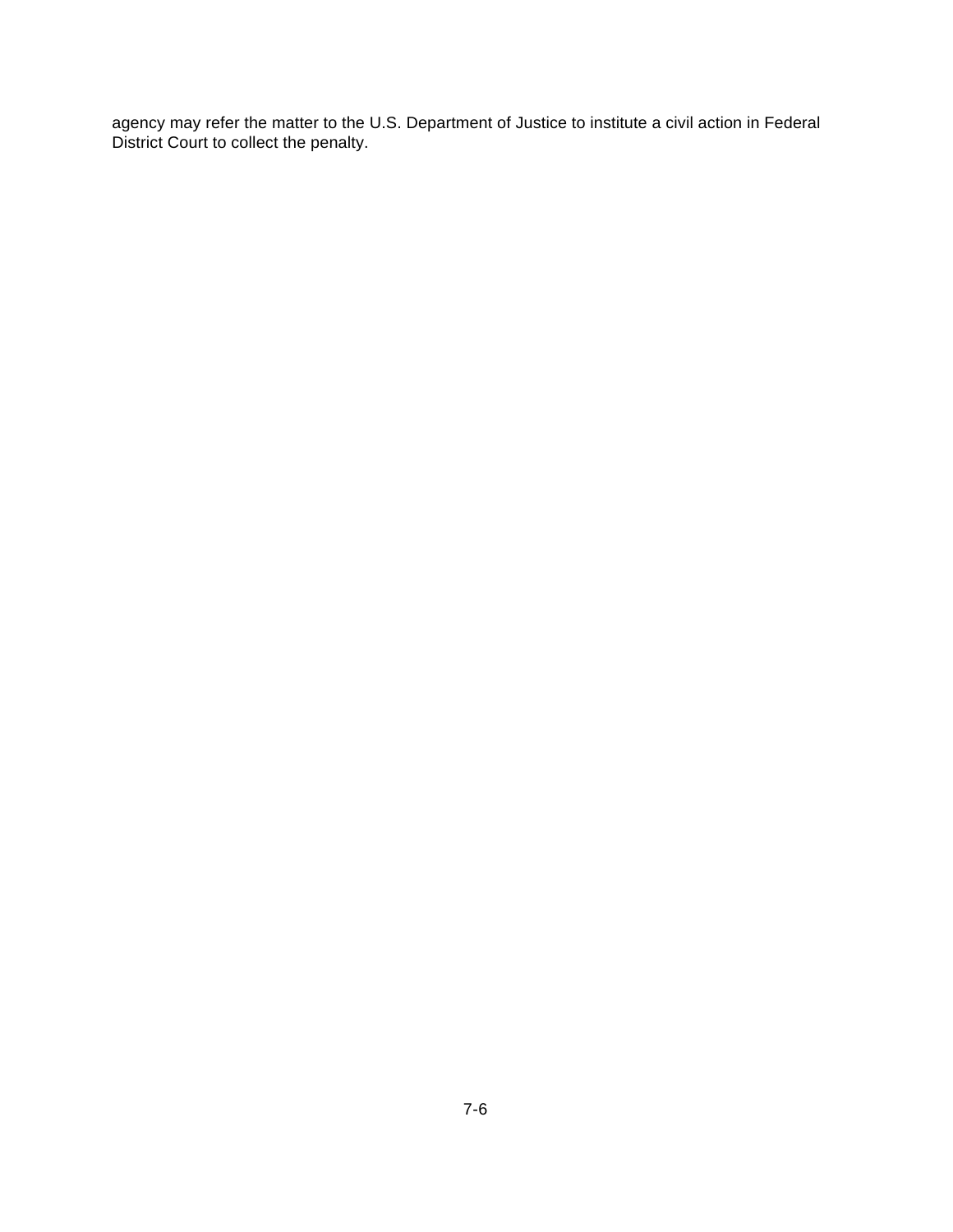agency may refer the matter to the U.S. Department of Justice to institute a civil action in Federal District Court to collect the penalty.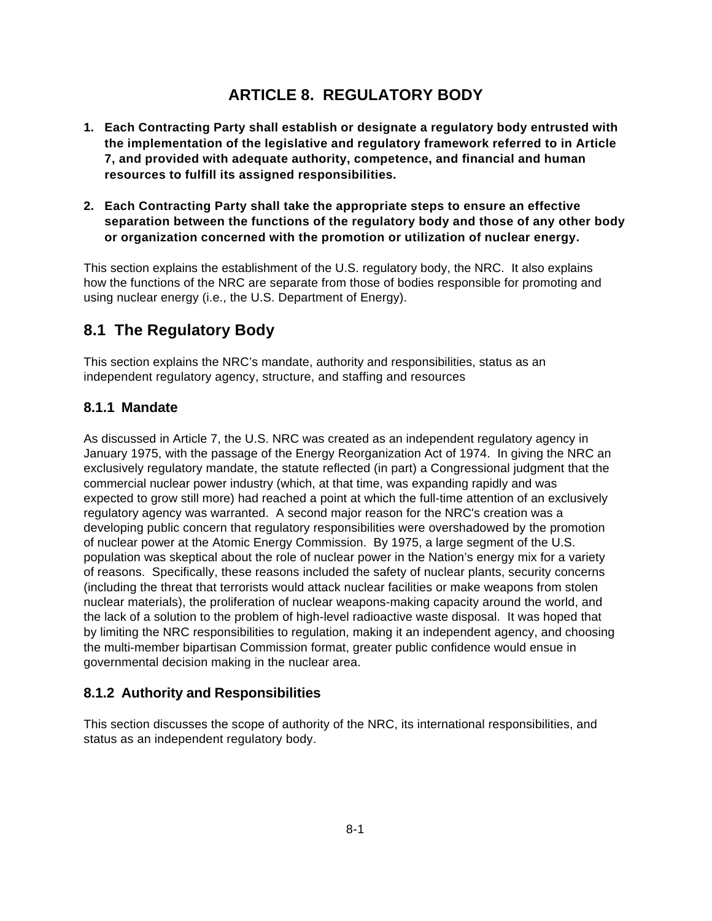# ARTICLE 8. REGULATORY BODY

1. **Each Contracting Party shall establish or designate a regulatory body entrusted with the implementation of the legislative and regulatory framework referred to in Article 7, and provided with adequate authority, competence, and financial and human resources to fulfill its assigned responsibilities.**

2. **Each Contracting Party shall take the appropriate steps to ensure an effective separation between the functions of the regulatory body and those of any other body or organization concerned with the promotion or utilization of nuclear energy.**

This section explains the establishment of the U.S. regulatory body, the NRC. It also explains how the functions of the NRC are separate from those of bodies responsible for promoting and using nuclear energy (i.e., the U.S. Department of Energy).

## 8.1 The Regulatory Body

This section explains the NRC's mandate, authority and responsibilities, status as an independent regulatory agency, structure, and staffing and resources

### 8.1.1 Mandate

As discussed in Article 7, the U.S. NRC was created as an independent regulatory agency in January 1975, with the passage of the Energy Reorganization Act of 1974. In giving the NRC an exclusively regulatory mandate, the statute reflected (in part) a Congressional judgment that the commercial nuclear power industry (which, at that time, was expanding rapidly and was expected to grow still more) had reached a point at which the full-time attention of an exclusively regulatory agency was warranted. A second major reason for the NRC's creation was a developing public concern that regulatory responsibilities were overshadowed by the promotion of nuclear power at the Atomic Energy Commission. By 1975, a large segment of the U.S. population was skeptical about the role of nuclear power in the Nation's energy mix for a variety of reasons. Specifically, these reasons included the safety of nuclear plants, security concerns (including the threat that terrorists would attack nuclear facilities or make weapons from stolen nuclear materials), the proliferation of nuclear weapons-making capacity around the world, and the lack of a solution to the problem of high-level radioactive waste disposal. It was hoped that by limiting the NRC responsibilities to regulation, making it an independent agency, and choosing the multi-member bipartisan Commission format, greater public confidence would ensue in governmental decision making in the nuclear area.

### 8.1.2 Authority and Responsibilities

This section discusses the scope of authority of the NRC, its international responsibilities, and status as an independent regulatory body.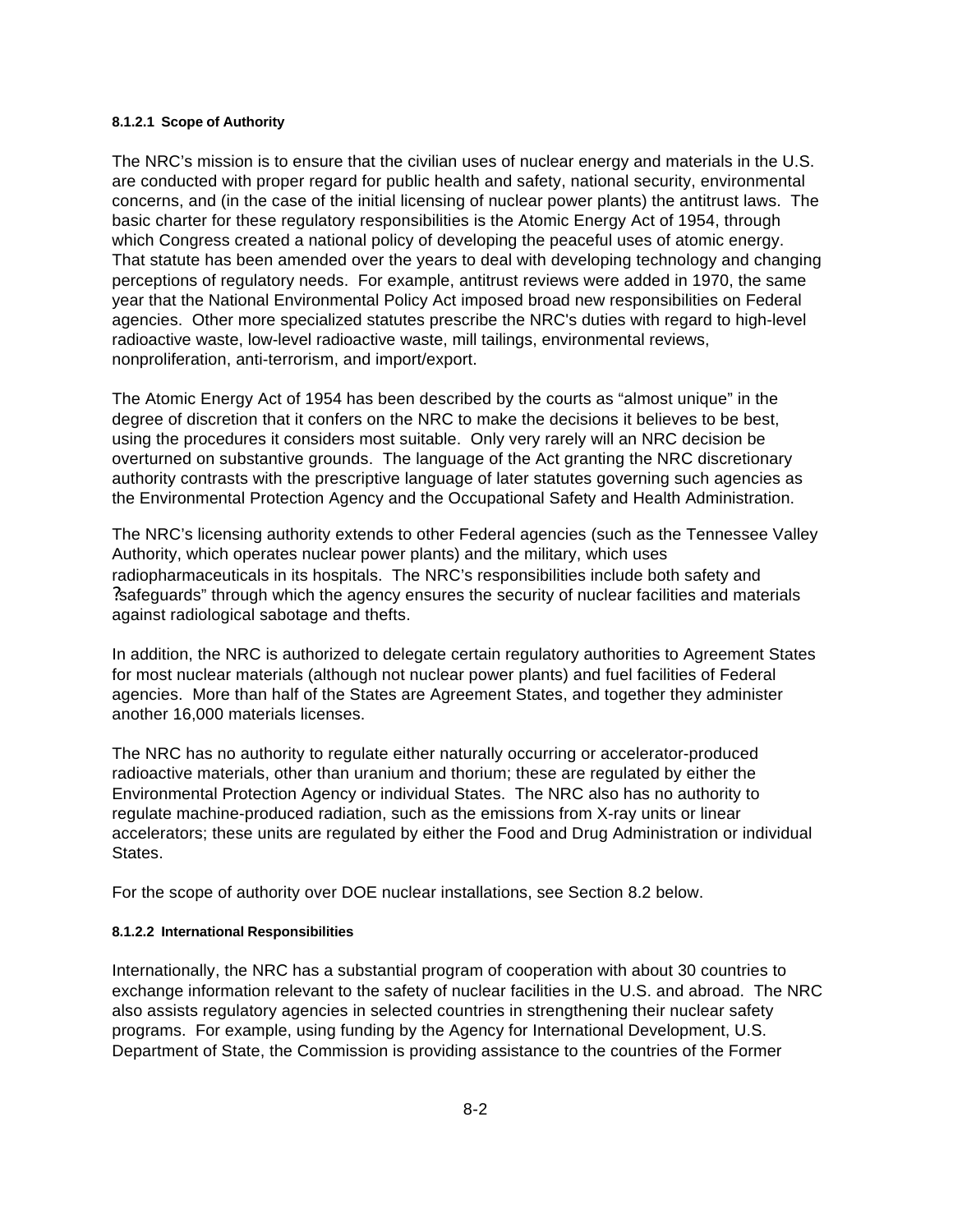#### 8.1.2.1 Scope of Authority

The NRC's mission is to ensure that the civilian uses of nuclear energy and materials in the U.S. are conducted with proper regard for public health and safety, national security, environmental concerns, and (in the case of the initial licensing of nuclear power plants) the antitrust laws. The basic charter for these regulatory responsibilities is the Atomic Energy Act of 1954, through which Congress created a national policy of developing the peaceful uses of atomic energy. That statute has been amended over the years to deal with developing technology and changing perceptions of regulatory needs. For example, antitrust reviews were added in 1970, the same year that the National Environmental Policy Act imposed broad new responsibilities on Federal agencies. Other more specialized statutes prescribe the NRC's duties with regard to high-level radioactive waste, low-level radioactive waste, mill tailings, environmental reviews, nonproliferation, anti-terrorism, and import/export.

The Atomic Energy Act of 1954 has been described by the courts as "almost unique" in the degree of discretion that it confers on the NRC to make the decisions it believes to be best, using the procedures it considers most suitable. Only very rarely will an NRC decision be overturned on substantive grounds. The language of the Act granting the NRC discretionary authority contrasts with the prescriptive language of later statutes governing such agencies as the Environmental Protection Agency and the Occupational Safety and Health Administration.

The NRC's licensing authority extends to other Federal agencies (such as the Tennessee Valley Authority, which operates nuclear power plants) and the military, which uses radiopharmaceuticals in its hospitals. The NRC's responsibilities include both safety and ?safeguards" through which the agency ensures the security of nuclear facilities and materials against radiological sabotage and thefts.

In addition, the NRC is authorized to delegate certain regulatory authorities to Agreement States for most nuclear materials (although not nuclear power plants) and fuel facilities of Federal agencies. More than half of the States are Agreement States, and together they administer another 16,000 materials licenses.

The NRC has no authority to regulate either naturally occurring or accelerator-produced radioactive materials, other than uranium and thorium; these are regulated by either the Environmental Protection Agency or individual States. The NRC also has no authority to regulate machine-produced radiation, such as the emissions from X-ray units or linear accelerators; these units are regulated by either the Food and Drug Administration or individual States.

For the scope of authority over DOE nuclear installations, see Section 8.2 below.

#### 8.1.2.2 International Responsibilities

Internationally, the NRC has a substantial program of cooperation with about 30 countries to exchange information relevant to the safety of nuclear facilities in the U.S. and abroad. The NRC also assists regulatory agencies in selected countries in strengthening their nuclear safety programs. For example, using funding by the Agency for International Development, U.S. Department of State, the Commission is providing assistance to the countries of the Former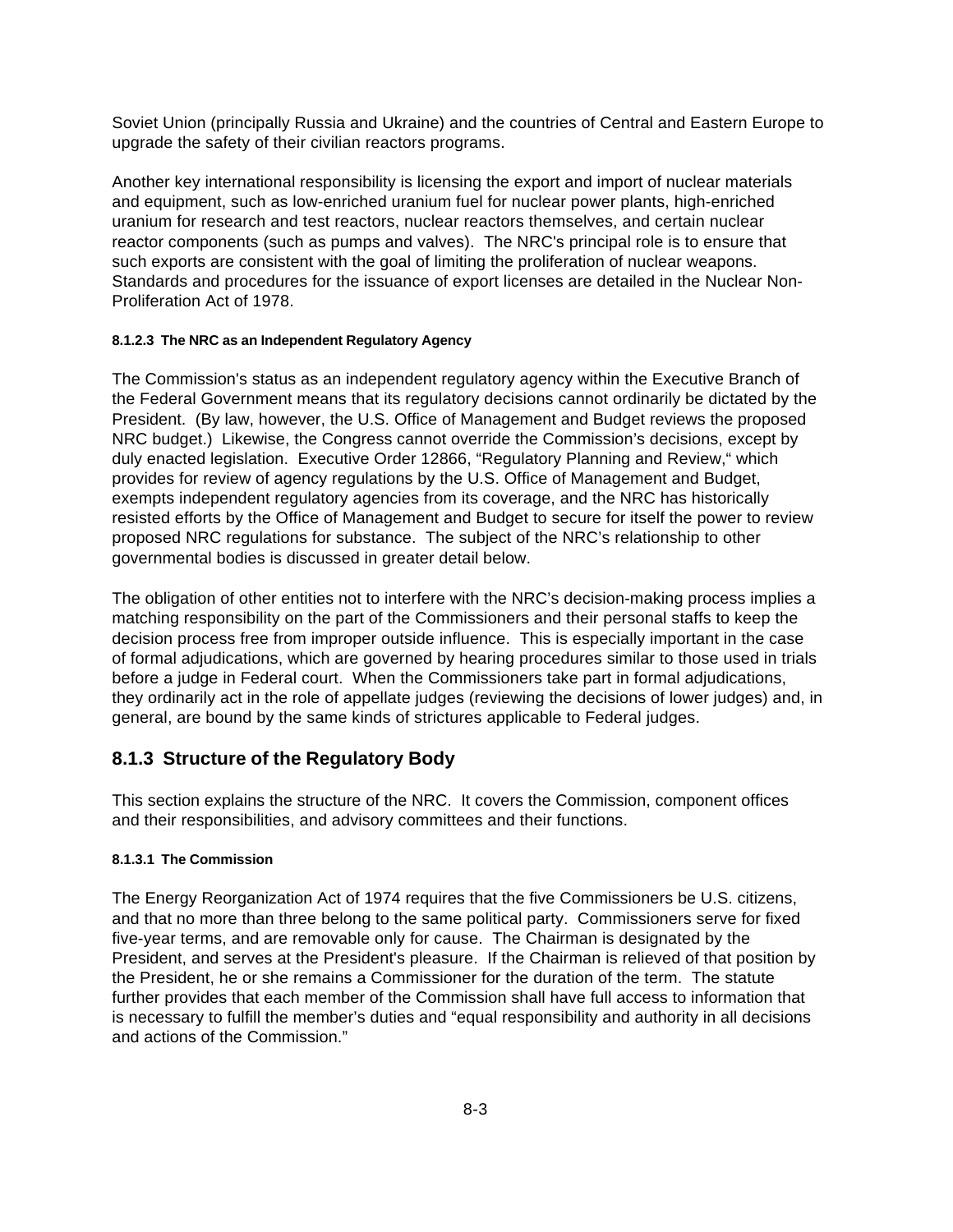Soviet Union (principally Russia and Ukraine) and the countries of Central and Eastern Europe to upgrade the safety of their civilian reactors programs.

Another key international responsibility is licensing the export and import of nuclear materials and equipment, such as low-enriched uranium fuel for nuclear power plants, high-enriched uranium for research and test reactors, nuclear reactors themselves, and certain nuclear reactor components (such as pumps and valves). The NRC's principal role is to ensure that such exports are consistent with the goal of limiting the proliferation of nuclear weapons. Standards and procedures for the issuance of export licenses are detailed in the Nuclear Non-Proliferation Act of 1978.

#### 8.1.2.3 The NRC as an Independent Regulatory Agency

The Commission's status as an independent regulatory agency within the Executive Branch of the Federal Government means that its regulatory decisions cannot ordinarily be dictated by the President. (By law, however, the U.S. Office of Management and Budget reviews the proposed NRC budget.) Likewise, the Congress cannot override the Commission's decisions, except by duly enacted legislation. Executive Order 12866, "Regulatory Planning and Review," which provides for review of agency regulations by the U.S. Office of Management and Budget, exempts independent regulatory agencies from its coverage, and the NRC has historically resisted efforts by the Office of Management and Budget to secure for itself the power to review proposed NRC regulations for substance. The subject of the NRC's relationship to other governmental bodies is discussed in greater detail below.

The obligation of other entities not to interfere with the NRC's decision-making process implies a matching responsibility on the part of the Commissioners and their personal staffs to keep the decision process free from improper outside influence. This is especially important in the case of formal adjudications, which are governed by hearing procedures similar to those used in trials before a judge in Federal court. When the Commissioners take part in formal adjudications, they ordinarily act in the role of appellate judges (reviewing the decisions of lower judges) and, in general, are bound by the same kinds of strictures applicable to Federal judges.

### 8.1.3 Structure of the Regulatory Body

This section explains the structure of the NRC. It covers the Commission, component offices and their responsibilities, and advisory committees and their functions.

#### 8.1.3.1 The Commission

The Energy Reorganization Act of 1974 requires that the five Commissioners be U.S. citizens, and that no more than three belong to the same political party. Commissioners serve for fixed five-year terms, and are removable only for cause. The Chairman is designated by the President, and serves at the President's pleasure. If the Chairman is relieved of that position by the President, he or she remains a Commissioner for the duration of the term. The statute further provides that each member of the Commission shall have full access to information that is necessary to fulfill the member's duties and "equal responsibility and authority in all decisions and actions of the Commission."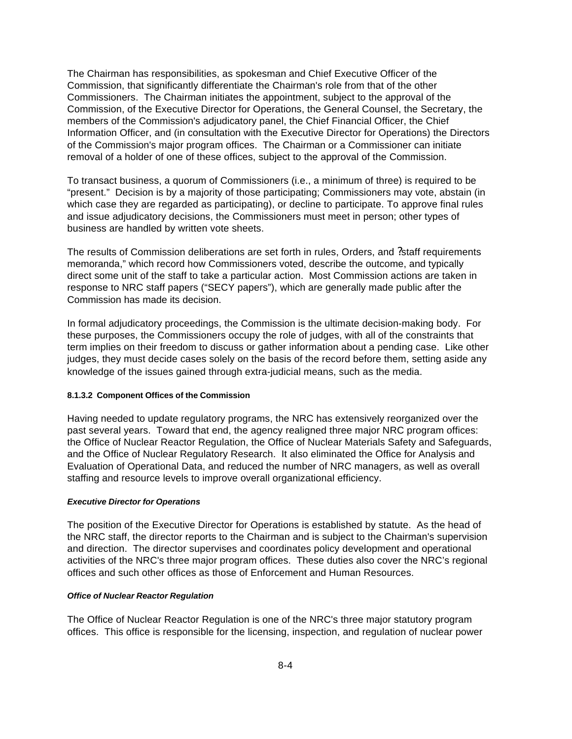The Chairman has responsibilities, as spokesman and Chief Executive Officer of the Commission, that significantly differentiate the Chairman's role from that of the other Commissioners. The Chairman initiates the appointment, subject to the approval of the Commission, of the Executive Director for Operations, the General Counsel, the Secretary, the members of the Commission's adjudicatory panel, the Chief Financial Officer, the Chief Information Officer, and (in consultation with the Executive Director for Operations) the Directors of the Commission's major program offices. The Chairman or a Commissioner can initiate removal of a holder of one of these offices, subject to the approval of the Commission.

To transact business, a quorum of Commissioners (i.e., a minimum of three) is required to be "present." Decision is by a majority of those participating; Commissioners may vote, abstain (in which case they are regarded as participating), or decline to participate. To approve final rules and issue adjudicatory decisions, the Commissioners must meet in person; other types of business are handled by written vote sheets.

The results of Commission deliberations are set forth in rules, Orders, and ?staff requirements memoranda," which record how Commissioners voted, describe the outcome, and typically direct some unit of the staff to take a particular action. Most Commission actions are taken in response to NRC staff papers ("SECY papers"), which are generally made public after the Commission has made its decision.

In formal adjudicatory proceedings, the Commission is the ultimate decision-making body. For these purposes, the Commissioners occupy the role of judges, with all of the constraints that term implies on their freedom to discuss or gather information about a pending case. Like other judges, they must decide cases solely on the basis of the record before them, setting aside any knowledge of the issues gained through extra-judicial means, such as the media.

#### 8.1.3.2 Component Offices of the Commission

Having needed to update regulatory programs, the NRC has extensively reorganized over the past several years. Toward that end, the agency realigned three major NRC program offices: the Office of Nuclear Reactor Regulation, the Office of Nuclear Materials Safety and Safeguards, and the Office of Nuclear Regulatory Research. It also eliminated the Office for Analysis and Evaluation of Operational Data, and reduced the number of NRC managers, as well as overall staffing and resource levels to improve overall organizational efficiency.

***Executive Director for Operations***

The position of the Executive Director for Operations is established by statute. As the head of the NRC staff, the director reports to the Chairman and is subject to the Chairman's supervision and direction. The director supervises and coordinates policy development and operational activities of the NRC's three major program offices. These duties also cover the NRC's regional offices and such other offices as those of Enforcement and Human Resources.

***Office of Nuclear Reactor Regulation***

The Office of Nuclear Reactor Regulation is one of the NRC's three major statutory program offices. This office is responsible for the licensing, inspection, and regulation of nuclear power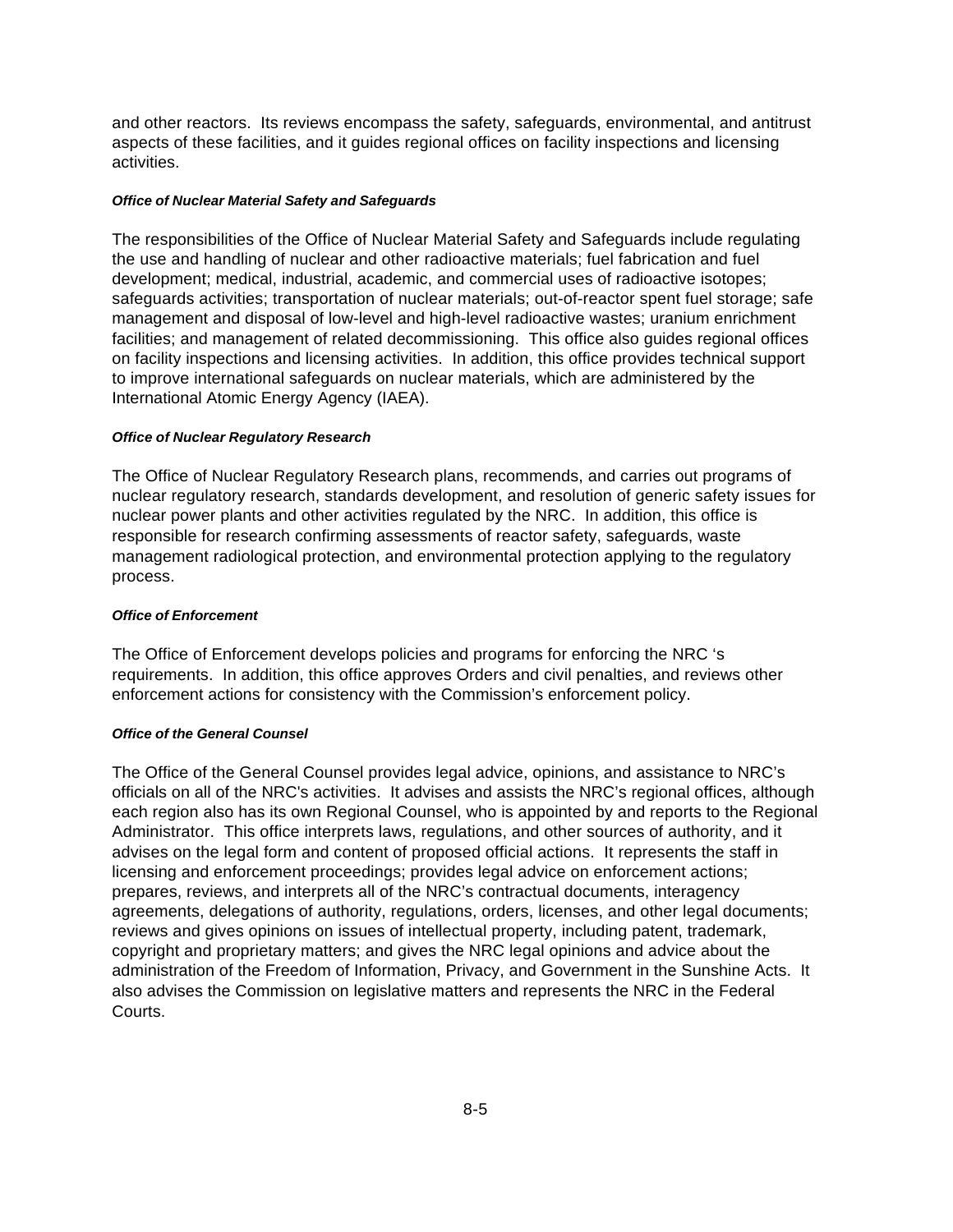and other reactors. Its reviews encompass the safety, safeguards, environmental, and antitrust aspects of these facilities, and it guides regional offices on facility inspections and licensing activities.

#### ***Office of Nuclear Material Safety and Safeguards***

The responsibilities of the Office of Nuclear Material Safety and Safeguards include regulating the use and handling of nuclear and other radioactive materials; fuel fabrication and fuel development; medical, industrial, academic, and commercial uses of radioactive isotopes; safeguards activities; transportation of nuclear materials; out-of-reactor spent fuel storage; safe management and disposal of low-level and high-level radioactive wastes; uranium enrichment facilities; and management of related decommissioning. This office also guides regional offices on facility inspections and licensing activities. In addition, this office provides technical support to improve international safeguards on nuclear materials, which are administered by the International Atomic Energy Agency (IAEA).

#### ***Office of Nuclear Regulatory Research***

The Office of Nuclear Regulatory Research plans, recommends, and carries out programs of nuclear regulatory research, standards development, and resolution of generic safety issues for nuclear power plants and other activities regulated by the NRC. In addition, this office is responsible for research confirming assessments of reactor safety, safeguards, waste management radiological protection, and environmental protection applying to the regulatory process.

#### ***Office of Enforcement***

The Office of Enforcement develops policies and programs for enforcing the NRC 's requirements. In addition, this office approves Orders and civil penalties, and reviews other enforcement actions for consistency with the Commission's enforcement policy.

#### ***Office of the General Counsel***

The Office of the General Counsel provides legal advice, opinions, and assistance to NRC's officials on all of the NRC's activities. It advises and assists the NRC's regional offices, although each region also has its own Regional Counsel, who is appointed by and reports to the Regional Administrator. This office interprets laws, regulations, and other sources of authority, and it advises on the legal form and content of proposed official actions. It represents the staff in licensing and enforcement proceedings; provides legal advice on enforcement actions; prepares, reviews, and interprets all of the NRC's contractual documents, interagency agreements, delegations of authority, regulations, orders, licenses, and other legal documents; reviews and gives opinions on issues of intellectual property, including patent, trademark, copyright and proprietary matters; and gives the NRC legal opinions and advice about the administration of the Freedom of Information, Privacy, and Government in the Sunshine Acts. It also advises the Commission on legislative matters and represents the NRC in the Federal Courts.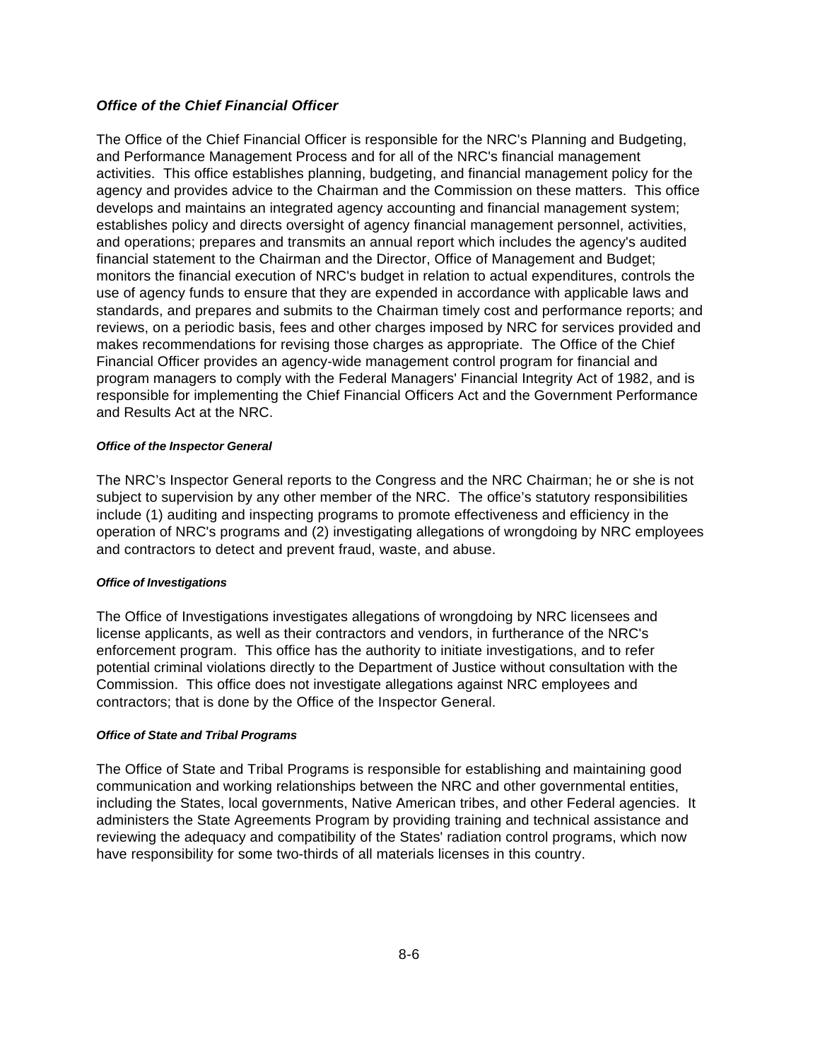### *Office of the Chief Financial Officer*

The Office of the Chief Financial Officer is responsible for the NRC's Planning and Budgeting, and Performance Management Process and for all of the NRC's financial management activities. This office establishes planning, budgeting, and financial management policy for the agency and provides advice to the Chairman and the Commission on these matters. This office develops and maintains an integrated agency accounting and financial management system; establishes policy and directs oversight of agency financial management personnel, activities, and operations; prepares and transmits an annual report which includes the agency's audited financial statement to the Chairman and the Director, Office of Management and Budget; monitors the financial execution of NRC's budget in relation to actual expenditures, controls the use of agency funds to ensure that they are expended in accordance with applicable laws and standards, and prepares and submits to the Chairman timely cost and performance reports; and reviews, on a periodic basis, fees and other charges imposed by NRC for services provided and makes recommendations for revising those charges as appropriate. The Office of the Chief Financial Officer provides an agency-wide management control program for financial and program managers to comply with the Federal Managers' Financial Integrity Act of 1982, and is responsible for implementing the Chief Financial Officers Act and the Government Performance and Results Act at the NRC.

#### *Office of the Inspector General*

The NRC’s Inspector General reports to the Congress and the NRC Chairman; he or she is not subject to supervision by any other member of the NRC. The office’s statutory responsibilities include (1) auditing and inspecting programs to promote effectiveness and efficiency in the operation of NRC's programs and (2) investigating allegations of wrongdoing by NRC employees and contractors to detect and prevent fraud, waste, and abuse.

#### *Office of Investigations*

The Office of Investigations investigates allegations of wrongdoing by NRC licensees and license applicants, as well as their contractors and vendors, in furtherance of the NRC's enforcement program. This office has the authority to initiate investigations, and to refer potential criminal violations directly to the Department of Justice without consultation with the Commission. This office does not investigate allegations against NRC employees and contractors; that is done by the Office of the Inspector General.

#### *Office of State and Tribal Programs*

The Office of State and Tribal Programs is responsible for establishing and maintaining good communication and working relationships between the NRC and other governmental entities, including the States, local governments, Native American tribes, and other Federal agencies. It administers the State Agreements Program by providing training and technical assistance and reviewing the adequacy and compatibility of the States' radiation control programs, which now have responsibility for some two-thirds of all materials licenses in this country.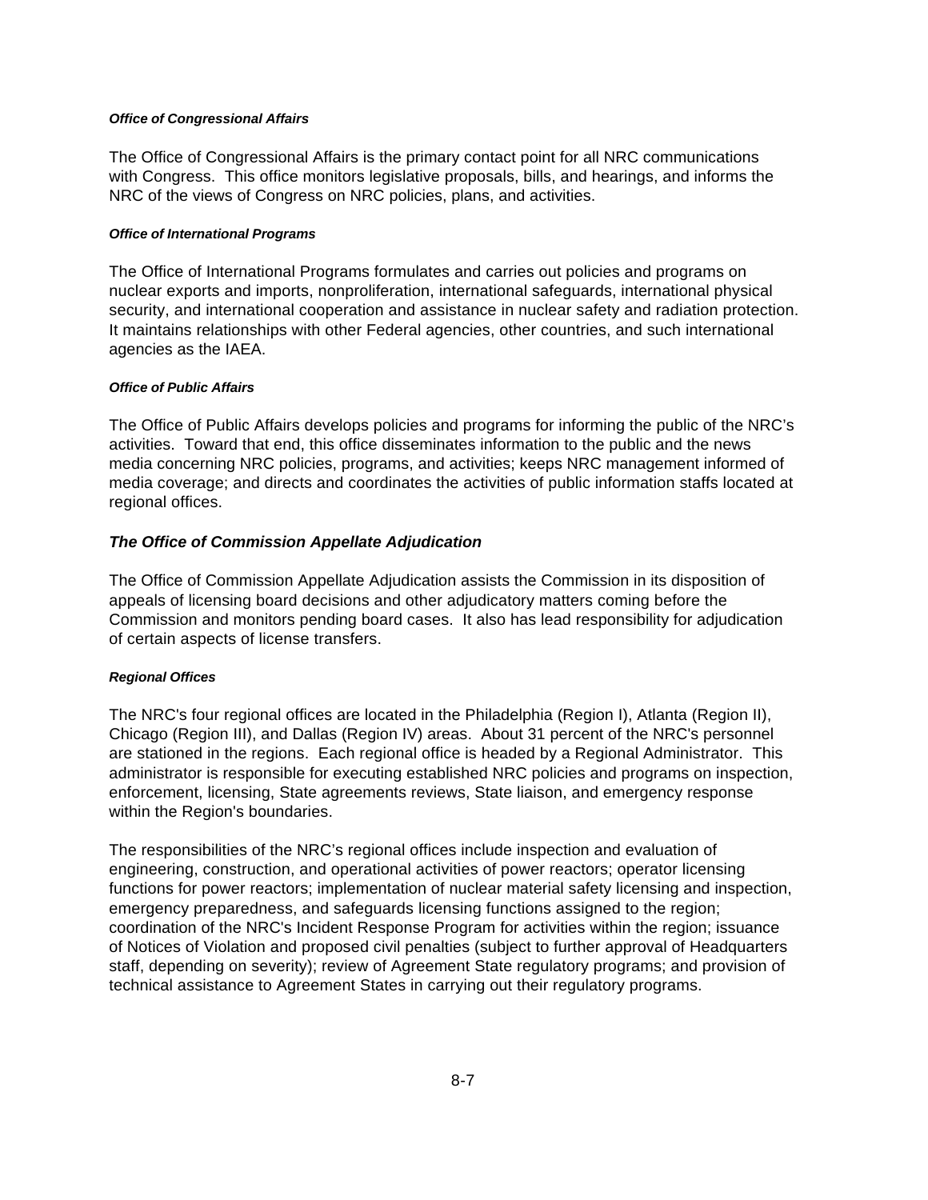#### *Office of Congressional Affairs*

The Office of Congressional Affairs is the primary contact point for all NRC communications with Congress. This office monitors legislative proposals, bills, and hearings, and informs the NRC of the views of Congress on NRC policies, plans, and activities.

#### *Office of International Programs*

The Office of International Programs formulates and carries out policies and programs on nuclear exports and imports, nonproliferation, international safeguards, international physical security, and international cooperation and assistance in nuclear safety and radiation protection. It maintains relationships with other Federal agencies, other countries, and such international agencies as the IAEA.

#### *Office of Public Affairs*

The Office of Public Affairs develops policies and programs for informing the public of the NRC's activities. Toward that end, this office disseminates information to the public and the news media concerning NRC policies, programs, and activities; keeps NRC management informed of media coverage; and directs and coordinates the activities of public information staffs located at regional offices.

### *The Office of Commission Appellate Adjudication*

The Office of Commission Appellate Adjudication assists the Commission in its disposition of appeals of licensing board decisions and other adjudicatory matters coming before the Commission and monitors pending board cases. It also has lead responsibility for adjudication of certain aspects of license transfers.

#### *Regional Offices*

The NRC's four regional offices are located in the Philadelphia (Region I), Atlanta (Region II), Chicago (Region III), and Dallas (Region IV) areas. About 31 percent of the NRC's personnel are stationed in the regions. Each regional office is headed by a Regional Administrator. This administrator is responsible for executing established NRC policies and programs on inspection, enforcement, licensing, State agreements reviews, State liaison, and emergency response within the Region's boundaries.

The responsibilities of the NRC's regional offices include inspection and evaluation of engineering, construction, and operational activities of power reactors; operator licensing functions for power reactors; implementation of nuclear material safety licensing and inspection, emergency preparedness, and safeguards licensing functions assigned to the region; coordination of the NRC's Incident Response Program for activities within the region; issuance of Notices of Violation and proposed civil penalties (subject to further approval of Headquarters staff, depending on severity); review of Agreement State regulatory programs; and provision of technical assistance to Agreement States in carrying out their regulatory programs.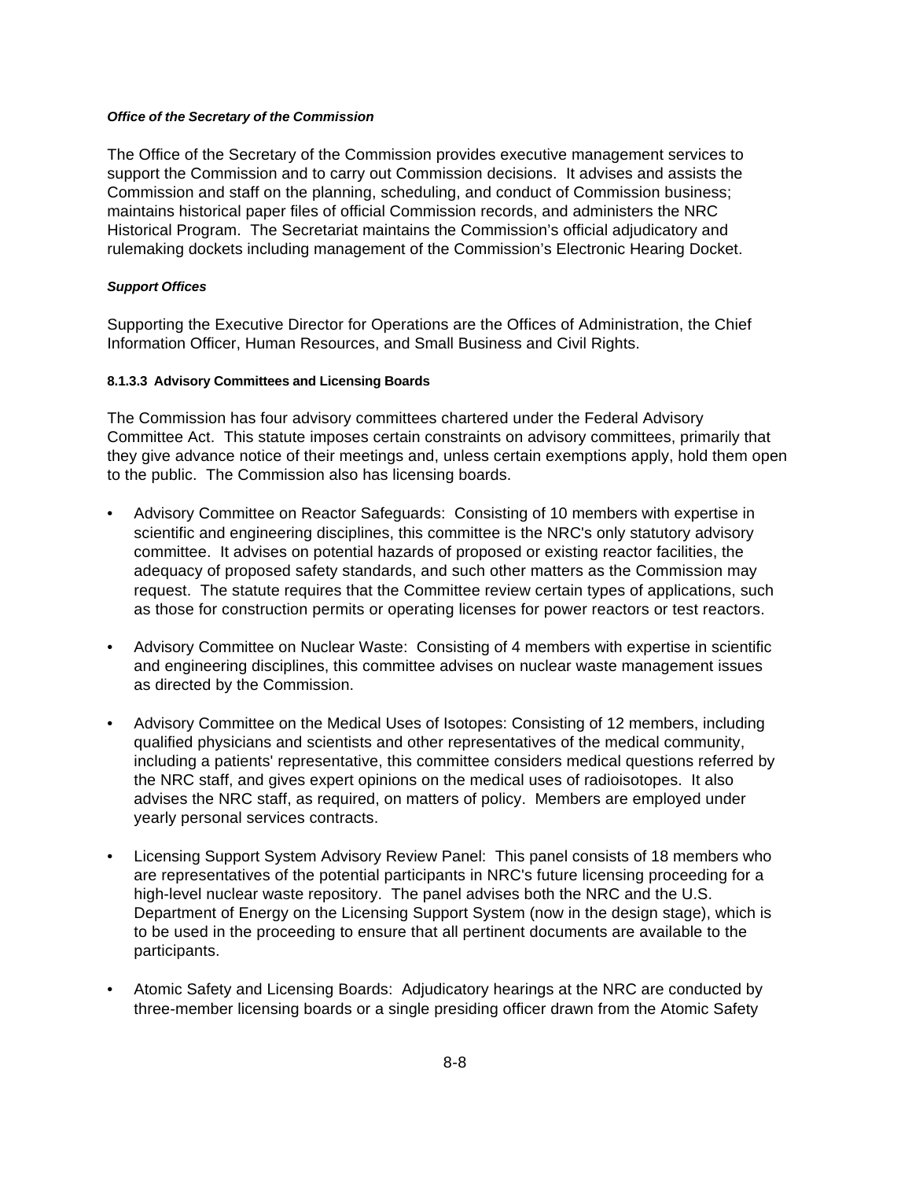***Office of the Secretary of the Commission***

The Office of the Secretary of the Commission provides executive management services to support the Commission and to carry out Commission decisions. It advises and assists the Commission and staff on the planning, scheduling, and conduct of Commission business; maintains historical paper files of official Commission records, and administers the NRC Historical Program. The Secretariat maintains the Commission's official adjudicatory and rulemaking dockets including management of the Commission's Electronic Hearing Docket.

***Support Offices***

Supporting the Executive Director for Operations are the Offices of Administration, the Chief Information Officer, Human Resources, and Small Business and Civil Rights.

#### 8.1.3.3 Advisory Committees and Licensing Boards

The Commission has four advisory committees chartered under the Federal Advisory Committee Act. This statute imposes certain constraints on advisory committees, primarily that they give advance notice of their meetings and, unless certain exemptions apply, hold them open to the public. The Commission also has licensing boards.

- Advisory Committee on Reactor Safeguards: Consisting of 10 members with expertise in scientific and engineering disciplines, this committee is the NRC's only statutory advisory committee. It advises on potential hazards of proposed or existing reactor facilities, the adequacy of proposed safety standards, and such other matters as the Commission may request. The statute requires that the Committee review certain types of applications, such as those for construction permits or operating licenses for power reactors or test reactors.

- Advisory Committee on Nuclear Waste: Consisting of 4 members with expertise in scientific and engineering disciplines, this committee advises on nuclear waste management issues as directed by the Commission.

- Advisory Committee on the Medical Uses of Isotopes: Consisting of 12 members, including qualified physicians and scientists and other representatives of the medical community, including a patients' representative, this committee considers medical questions referred by the NRC staff, and gives expert opinions on the medical uses of radioisotopes. It also advises the NRC staff, as required, on matters of policy. Members are employed under yearly personal services contracts.

- Licensing Support System Advisory Review Panel: This panel consists of 18 members who are representatives of the potential participants in NRC's future licensing proceeding for a high-level nuclear waste repository. The panel advises both the NRC and the U.S. Department of Energy on the Licensing Support System (now in the design stage), which is to be used in the proceeding to ensure that all pertinent documents are available to the participants.

- Atomic Safety and Licensing Boards: Adjudicatory hearings at the NRC are conducted by three-member licensing boards or a single presiding officer drawn from the Atomic Safety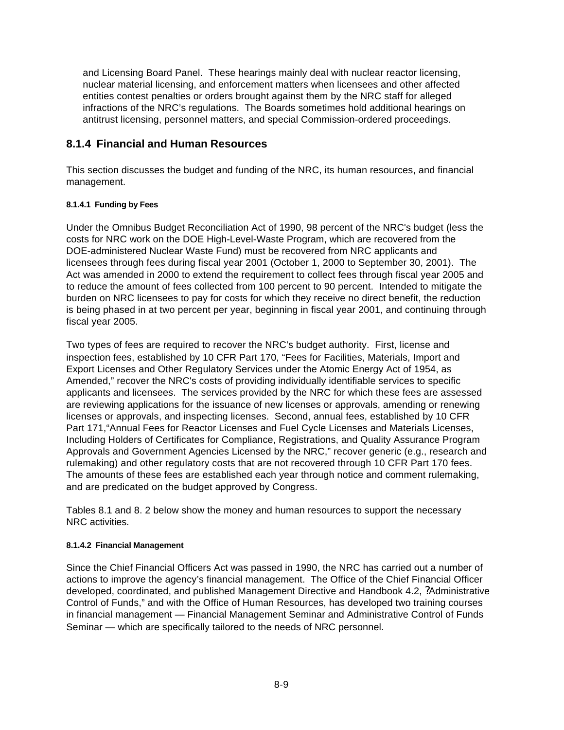and Licensing Board Panel. These hearings mainly deal with nuclear reactor licensing, nuclear material licensing, and enforcement matters when licensees and other affected entities contest penalties or orders brought against them by the NRC staff for alleged infractions of the NRC's regulations. The Boards sometimes hold additional hearings on antitrust licensing, personnel matters, and special Commission-ordered proceedings.

## 8.1.4 Financial and Human Resources

This section discusses the budget and funding of the NRC, its human resources, and financial management.

#### 8.1.4.1 Funding by Fees

Under the Omnibus Budget Reconciliation Act of 1990, 98 percent of the NRC's budget (less the costs for NRC work on the DOE High-Level-Waste Program, which are recovered from the DOE-administered Nuclear Waste Fund) must be recovered from NRC applicants and licensees through fees during fiscal year 2001 (October 1, 2000 to September 30, 2001). The Act was amended in 2000 to extend the requirement to collect fees through fiscal year 2005 and to reduce the amount of fees collected from 100 percent to 90 percent. Intended to mitigate the burden on NRC licensees to pay for costs for which they receive no direct benefit, the reduction is being phased in at two percent per year, beginning in fiscal year 2001, and continuing through fiscal year 2005.

Two types of fees are required to recover the NRC's budget authority. First, license and inspection fees, established by 10 CFR Part 170, "Fees for Facilities, Materials, Import and Export Licenses and Other Regulatory Services under the Atomic Energy Act of 1954, as Amended," recover the NRC's costs of providing individually identifiable services to specific applicants and licensees. The services provided by the NRC for which these fees are assessed are reviewing applications for the issuance of new licenses or approvals, amending or renewing licenses or approvals, and inspecting licenses. Second, annual fees, established by 10 CFR Part 171,"Annual Fees for Reactor Licenses and Fuel Cycle Licenses and Materials Licenses, Including Holders of Certificates for Compliance, Registrations, and Quality Assurance Program Approvals and Government Agencies Licensed by the NRC," recover generic (e.g., research and rulemaking) and other regulatory costs that are not recovered through 10 CFR Part 170 fees. The amounts of these fees are established each year through notice and comment rulemaking, and are predicated on the budget approved by Congress.

Tables 8.1 and 8. 2 below show the money and human resources to support the necessary NRC activities.

#### 8.1.4.2 Financial Management

Since the Chief Financial Officers Act was passed in 1990, the NRC has carried out a number of actions to improve the agency's financial management. The Office of the Chief Financial Officer developed, coordinated, and published Management Directive and Handbook 4.2, ?Administrative Control of Funds," and with the Office of Human Resources, has developed two training courses in financial management — Financial Management Seminar and Administrative Control of Funds Seminar — which are specifically tailored to the needs of NRC personnel.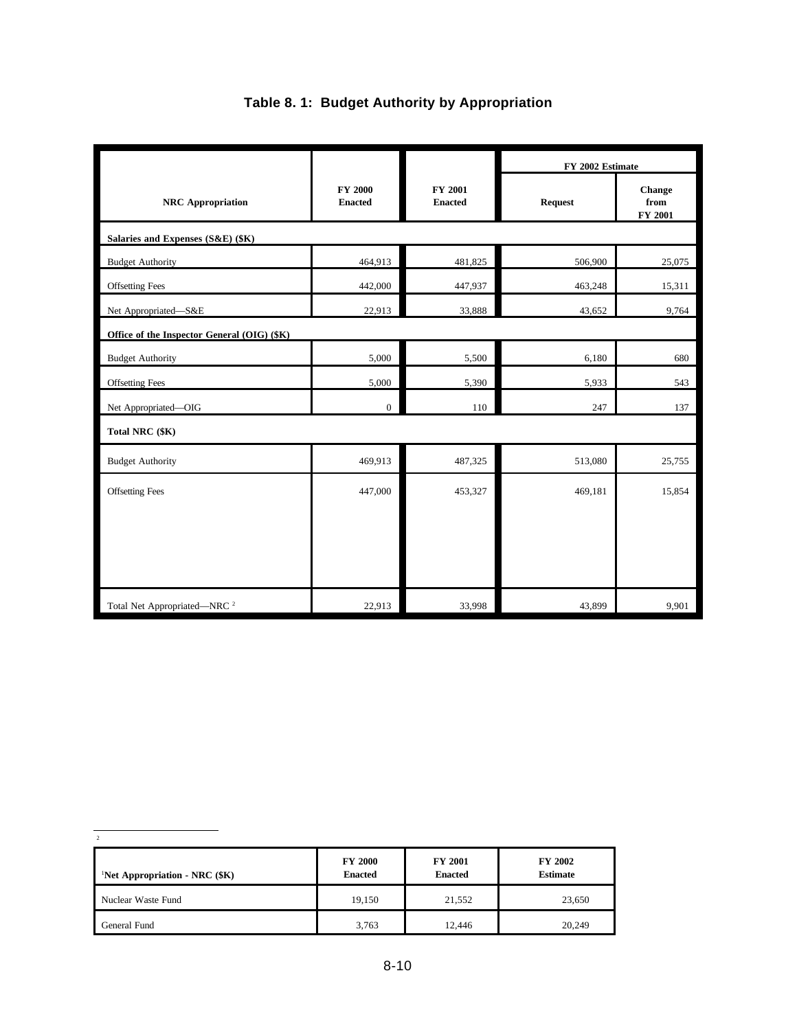# Table 8. 1: Budget Authority by Appropriation

| NRC Appropriation | FY 2000 Enacted | FY 2001 Enacted | FY 2002 Estimate | |
|---|---|---|---|---|
| | | | Request | Change from FY 2001 |
| **Salaries and Expenses (S&E) ($K)** | | | | |
| Budget Authority | 464,913 | 481,825 | 506,900 | 25,075 |
| Offsetting Fees | 442,000 | 447,937 | 463,248 | 15,311 |
| Net Appropriated—S&E | 22,913 | 33,888 | 43,652 | 9,764 |
| **Office of the Inspector General (OIG) ($K)** | | | | |
| Budget Authority | 5,000 | 5,500 | 6,180 | 680 |
| Offsetting Fees | 5,000 | 5,390 | 5,933 | 543 |
| Net Appropriated—OIG | 0 | 110 | 247 | 137 |
| **Total NRC ($K)** | | | | |
| Budget Authority | 469,913 | 487,325 | 513,080 | 25,755 |
| Offsetting Fees | 447,000 | 453,327 | 469,181 | 15,854 |
| Total Net Appropriated—NRC [2] | 22,913 | 33,998 | 43,899 | 9,901 |

[2]

| [1]Net Appropriation - NRC ($K) | FY 2000 Enacted | FY 2001 Enacted | FY 2002 Estimate |
|---|---|---|---|
| Nuclear Waste Fund | 19,150 | 21,552 | 23,650 |
| General Fund | 3,763 | 12,446 | 20,249 |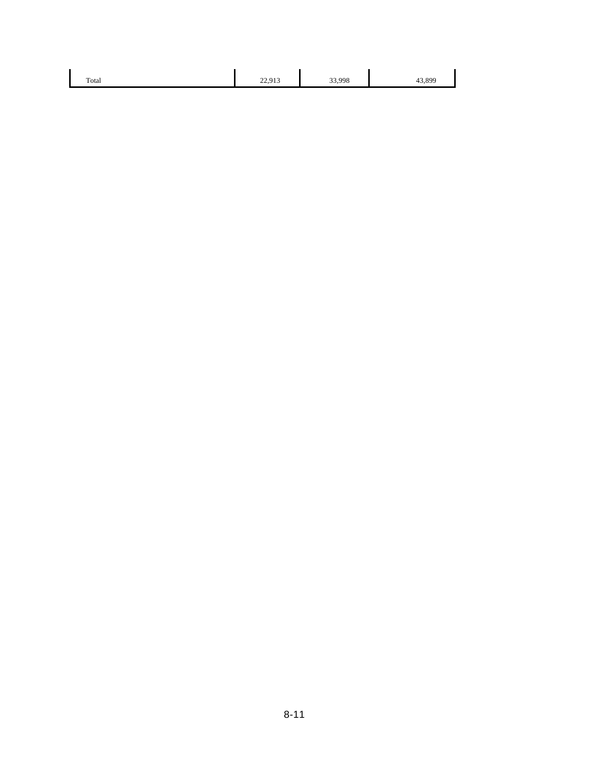| Total | 22,913 | 33,998 | 43,899 |
|---|---|---|---|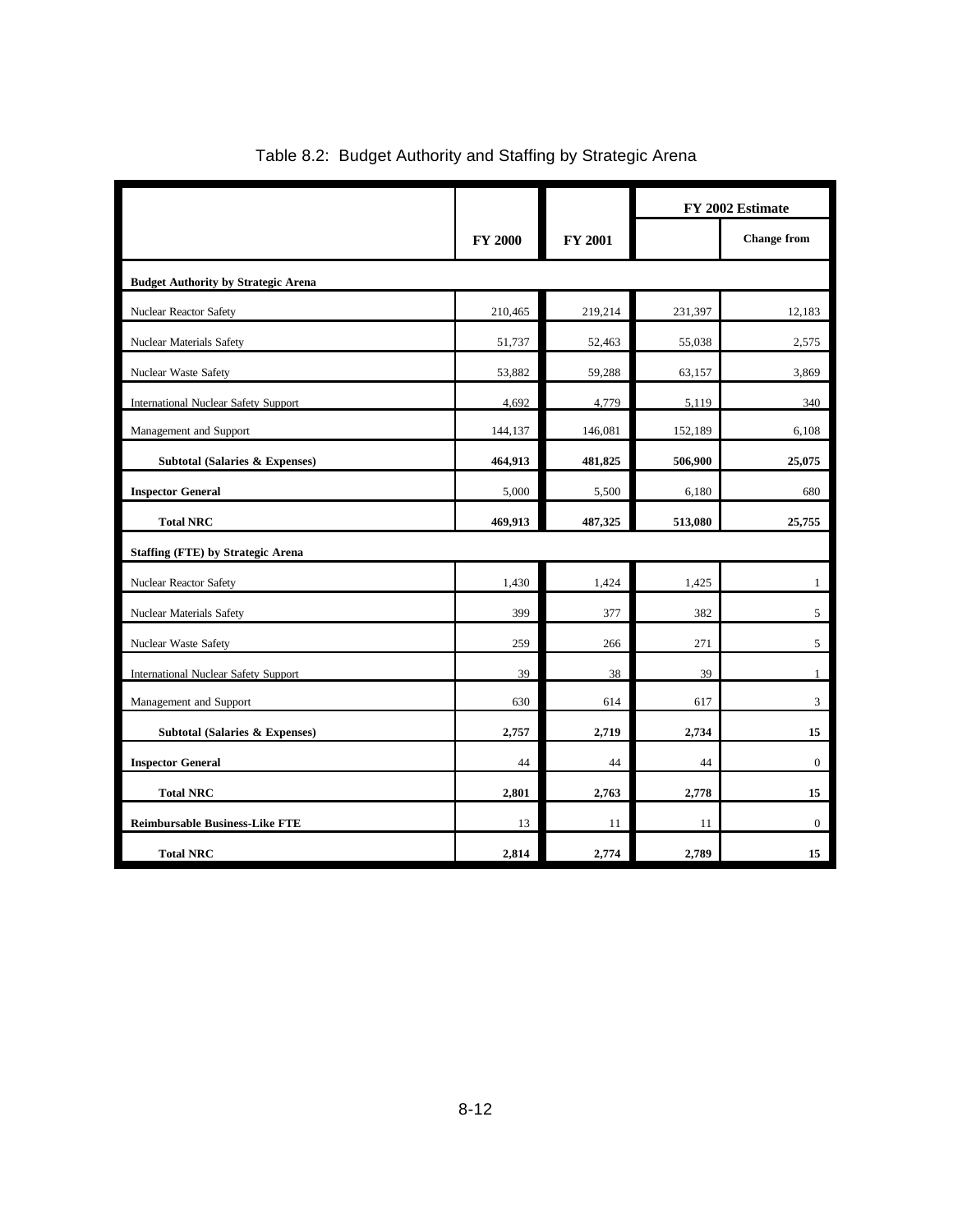Table 8.2: Budget Authority and Staffing by Strategic Arena

| | FY 2000 | FY 2001 | FY 2002 Estimate | |
|---|---|---|---|---|
| | | | | Change from |
| **Budget Authority by Strategic Arena** | | | | |
| Nuclear Reactor Safety | 210,465 | 219,214 | 231,397 | 12,183 |
| Nuclear Materials Safety | 51,737 | 52,463 | 55,038 | 2,575 |
| Nuclear Waste Safety | 53,882 | 59,288 | 63,157 | 3,869 |
| International Nuclear Safety Support | 4,692 | 4,779 | 5,119 | 340 |
| Management and Support | 144,137 | 146,081 | 152,189 | 6,108 |
| **Subtotal (Salaries & Expenses)** | **464,913** | **481,825** | **506,900** | **25,075** |
| **Inspector General** | 5,000 | 5,500 | 6,180 | 680 |
| **Total NRC** | **469,913** | **487,325** | **513,080** | **25,755** |
| **Staffing (FTE) by Strategic Arena** | | | | |
| Nuclear Reactor Safety | 1,430 | 1,424 | 1,425 | 1 |
| Nuclear Materials Safety | 399 | 377 | 382 | 5 |
| Nuclear Waste Safety | 259 | 266 | 271 | 5 |
| International Nuclear Safety Support | 39 | 38 | 39 | 1 |
| Management and Support | 630 | 614 | 617 | 3 |
| **Subtotal (Salaries & Expenses)** | **2,757** | **2,719** | **2,734** | **15** |
| **Inspector General** | 44 | 44 | 44 | 0 |
| **Total NRC** | **2,801** | **2,763** | **2,778** | **15** |
| **Reimbursable Business-Like FTE** | 13 | 11 | 11 | 0 |
| **Total NRC** | **2,814** | **2,774** | **2,789** | **15** |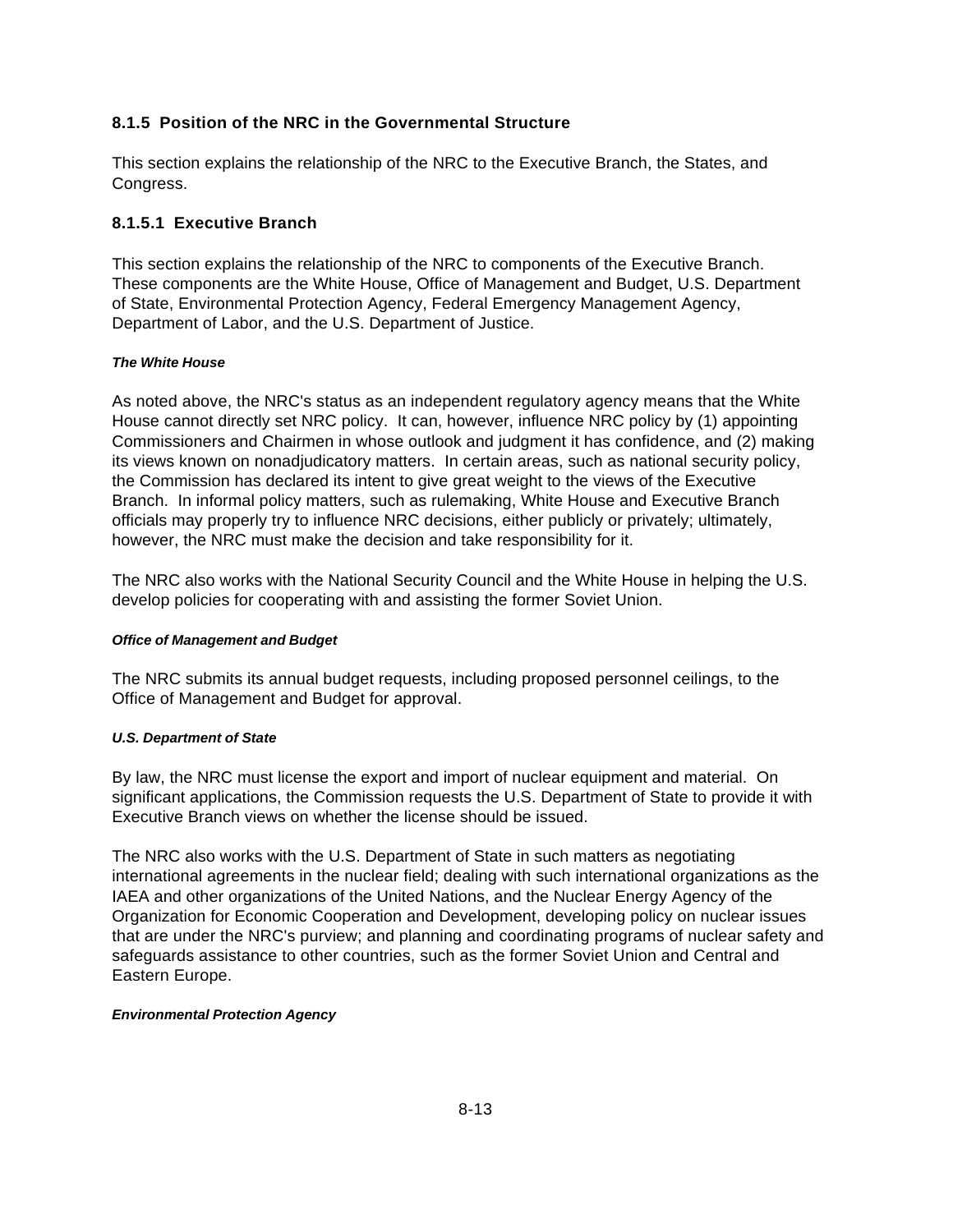### 8.1.5 Position of the NRC in the Governmental Structure

This section explains the relationship of the NRC to the Executive Branch, the States, and Congress.

#### 8.1.5.1 Executive Branch

This section explains the relationship of the NRC to components of the Executive Branch. These components are the White House, Office of Management and Budget, U.S. Department of State, Environmental Protection Agency, Federal Emergency Management Agency, Department of Labor, and the U.S. Department of Justice.

***The White House***

As noted above, the NRC's status as an independent regulatory agency means that the White House cannot directly set NRC policy. It can, however, influence NRC policy by (1) appointing Commissioners and Chairmen in whose outlook and judgment it has confidence, and (2) making its views known on nonadjudicatory matters. In certain areas, such as national security policy, the Commission has declared its intent to give great weight to the views of the Executive Branch. In informal policy matters, such as rulemaking, White House and Executive Branch officials may properly try to influence NRC decisions, either publicly or privately; ultimately, however, the NRC must make the decision and take responsibility for it.

The NRC also works with the National Security Council and the White House in helping the U.S. develop policies for cooperating with and assisting the former Soviet Union.

***Office of Management and Budget***

The NRC submits its annual budget requests, including proposed personnel ceilings, to the Office of Management and Budget for approval.

***U.S. Department of State***

By law, the NRC must license the export and import of nuclear equipment and material. On significant applications, the Commission requests the U.S. Department of State to provide it with Executive Branch views on whether the license should be issued.

The NRC also works with the U.S. Department of State in such matters as negotiating international agreements in the nuclear field; dealing with such international organizations as the IAEA and other organizations of the United Nations, and the Nuclear Energy Agency of the Organization for Economic Cooperation and Development, developing policy on nuclear issues that are under the NRC's purview; and planning and coordinating programs of nuclear safety and safeguards assistance to other countries, such as the former Soviet Union and Central and Eastern Europe.

***Environmental Protection Agency***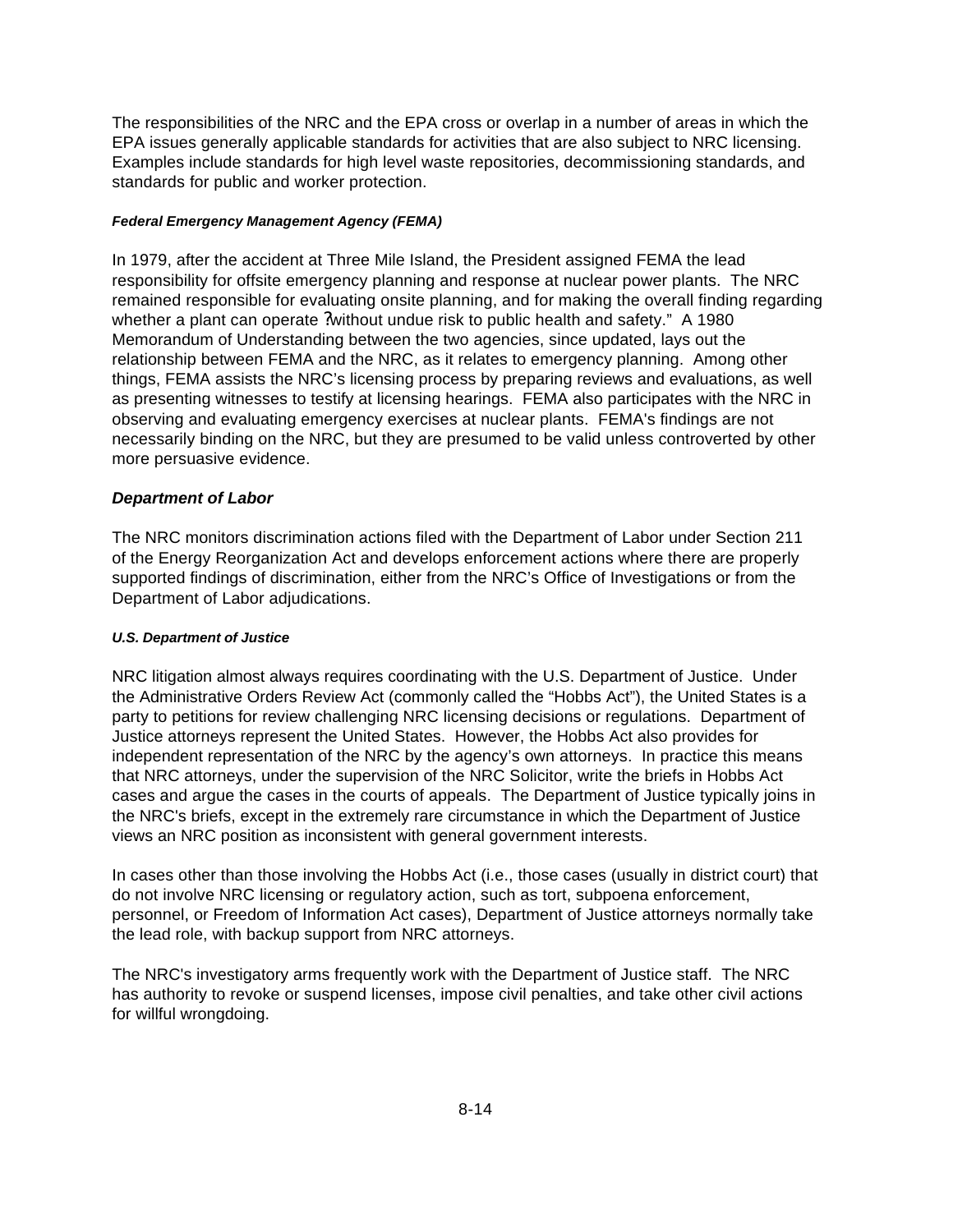The responsibilities of the NRC and the EPA cross or overlap in a number of areas in which the EPA issues generally applicable standards for activities that are also subject to NRC licensing. Examples include standards for high level waste repositories, decommissioning standards, and standards for public and worker protection.

#### *Federal Emergency Management Agency (FEMA)*

In 1979, after the accident at Three Mile Island, the President assigned FEMA the lead responsibility for offsite emergency planning and response at nuclear power plants. The NRC remained responsible for evaluating onsite planning, and for making the overall finding regarding whether a plant can operate ?without undue risk to public health and safety." A 1980 Memorandum of Understanding between the two agencies, since updated, lays out the relationship between FEMA and the NRC, as it relates to emergency planning. Among other things, FEMA assists the NRC's licensing process by preparing reviews and evaluations, as well as presenting witnesses to testify at licensing hearings. FEMA also participates with the NRC in observing and evaluating emergency exercises at nuclear plants. FEMA's findings are not necessarily binding on the NRC, but they are presumed to be valid unless controverted by other more persuasive evidence.

### *Department of Labor*

The NRC monitors discrimination actions filed with the Department of Labor under Section 211 of the Energy Reorganization Act and develops enforcement actions where there are properly supported findings of discrimination, either from the NRC's Office of Investigations or from the Department of Labor adjudications.

#### *U.S. Department of Justice*

NRC litigation almost always requires coordinating with the U.S. Department of Justice. Under the Administrative Orders Review Act (commonly called the "Hobbs Act"), the United States is a party to petitions for review challenging NRC licensing decisions or regulations. Department of Justice attorneys represent the United States. However, the Hobbs Act also provides for independent representation of the NRC by the agency's own attorneys. In practice this means that NRC attorneys, under the supervision of the NRC Solicitor, write the briefs in Hobbs Act cases and argue the cases in the courts of appeals. The Department of Justice typically joins in the NRC's briefs, except in the extremely rare circumstance in which the Department of Justice views an NRC position as inconsistent with general government interests.

In cases other than those involving the Hobbs Act (i.e., those cases (usually in district court) that do not involve NRC licensing or regulatory action, such as tort, subpoena enforcement, personnel, or Freedom of Information Act cases), Department of Justice attorneys normally take the lead role, with backup support from NRC attorneys.

The NRC's investigatory arms frequently work with the Department of Justice staff. The NRC has authority to revoke or suspend licenses, impose civil penalties, and take other civil actions for willful wrongdoing.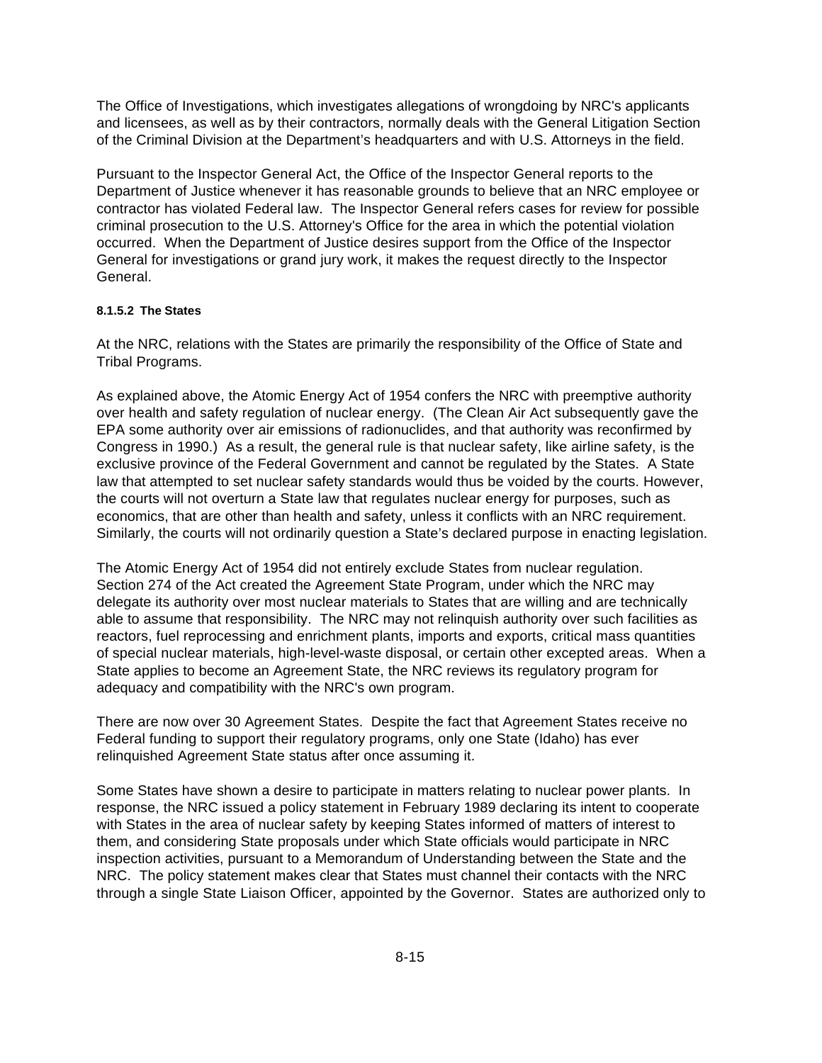The Office of Investigations, which investigates allegations of wrongdoing by NRC's applicants and licensees, as well as by their contractors, normally deals with the General Litigation Section of the Criminal Division at the Department's headquarters and with U.S. Attorneys in the field.

Pursuant to the Inspector General Act, the Office of the Inspector General reports to the Department of Justice whenever it has reasonable grounds to believe that an NRC employee or contractor has violated Federal law. The Inspector General refers cases for review for possible criminal prosecution to the U.S. Attorney's Office for the area in which the potential violation occurred. When the Department of Justice desires support from the Office of the Inspector General for investigations or grand jury work, it makes the request directly to the Inspector General.

#### 8.1.5.2 The States

At the NRC, relations with the States are primarily the responsibility of the Office of State and Tribal Programs.

As explained above, the Atomic Energy Act of 1954 confers the NRC with preemptive authority over health and safety regulation of nuclear energy. (The Clean Air Act subsequently gave the EPA some authority over air emissions of radionuclides, and that authority was reconfirmed by Congress in 1990.) As a result, the general rule is that nuclear safety, like airline safety, is the exclusive province of the Federal Government and cannot be regulated by the States. A State law that attempted to set nuclear safety standards would thus be voided by the courts. However, the courts will not overturn a State law that regulates nuclear energy for purposes, such as economics, that are other than health and safety, unless it conflicts with an NRC requirement. Similarly, the courts will not ordinarily question a State's declared purpose in enacting legislation.

The Atomic Energy Act of 1954 did not entirely exclude States from nuclear regulation. Section 274 of the Act created the Agreement State Program, under which the NRC may delegate its authority over most nuclear materials to States that are willing and are technically able to assume that responsibility. The NRC may not relinquish authority over such facilities as reactors, fuel reprocessing and enrichment plants, imports and exports, critical mass quantities of special nuclear materials, high-level-waste disposal, or certain other excepted areas. When a State applies to become an Agreement State, the NRC reviews its regulatory program for adequacy and compatibility with the NRC's own program.

There are now over 30 Agreement States. Despite the fact that Agreement States receive no Federal funding to support their regulatory programs, only one State (Idaho) has ever relinquished Agreement State status after once assuming it.

Some States have shown a desire to participate in matters relating to nuclear power plants. In response, the NRC issued a policy statement in February 1989 declaring its intent to cooperate with States in the area of nuclear safety by keeping States informed of matters of interest to them, and considering State proposals under which State officials would participate in NRC inspection activities, pursuant to a Memorandum of Understanding between the State and the NRC. The policy statement makes clear that States must channel their contacts with the NRC through a single State Liaison Officer, appointed by the Governor. States are authorized only to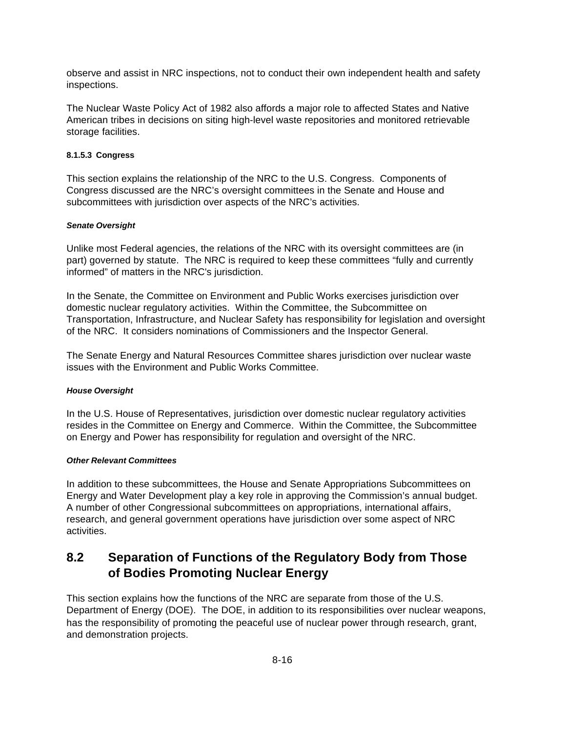observe and assist in NRC inspections, not to conduct their own independent health and safety inspections.

The Nuclear Waste Policy Act of 1982 also affords a major role to affected States and Native American tribes in decisions on siting high-level waste repositories and monitored retrievable storage facilities.

#### 8.1.5.3 Congress

This section explains the relationship of the NRC to the U.S. Congress. Components of Congress discussed are the NRC's oversight committees in the Senate and House and subcommittees with jurisdiction over aspects of the NRC's activities.

##### *Senate Oversight*

Unlike most Federal agencies, the relations of the NRC with its oversight committees are (in part) governed by statute. The NRC is required to keep these committees "fully and currently informed" of matters in the NRC's jurisdiction.

In the Senate, the Committee on Environment and Public Works exercises jurisdiction over domestic nuclear regulatory activities. Within the Committee, the Subcommittee on Transportation, Infrastructure, and Nuclear Safety has responsibility for legislation and oversight of the NRC. It considers nominations of Commissioners and the Inspector General.

The Senate Energy and Natural Resources Committee shares jurisdiction over nuclear waste issues with the Environment and Public Works Committee.

##### *House Oversight*

In the U.S. House of Representatives, jurisdiction over domestic nuclear regulatory activities resides in the Committee on Energy and Commerce. Within the Committee, the Subcommittee on Energy and Power has responsibility for regulation and oversight of the NRC.

##### *Other Relevant Committees*

In addition to these subcommittees, the House and Senate Appropriations Subcommittees on Energy and Water Development play a key role in approving the Commission's annual budget. A number of other Congressional subcommittees on appropriations, international affairs, research, and general government operations have jurisdiction over some aspect of NRC activities.

## 8.2 Separation of Functions of the Regulatory Body from Those of Bodies Promoting Nuclear Energy

This section explains how the functions of the NRC are separate from those of the U.S. Department of Energy (DOE). The DOE, in addition to its responsibilities over nuclear weapons, has the responsibility of promoting the peaceful use of nuclear power through research, grant, and demonstration projects.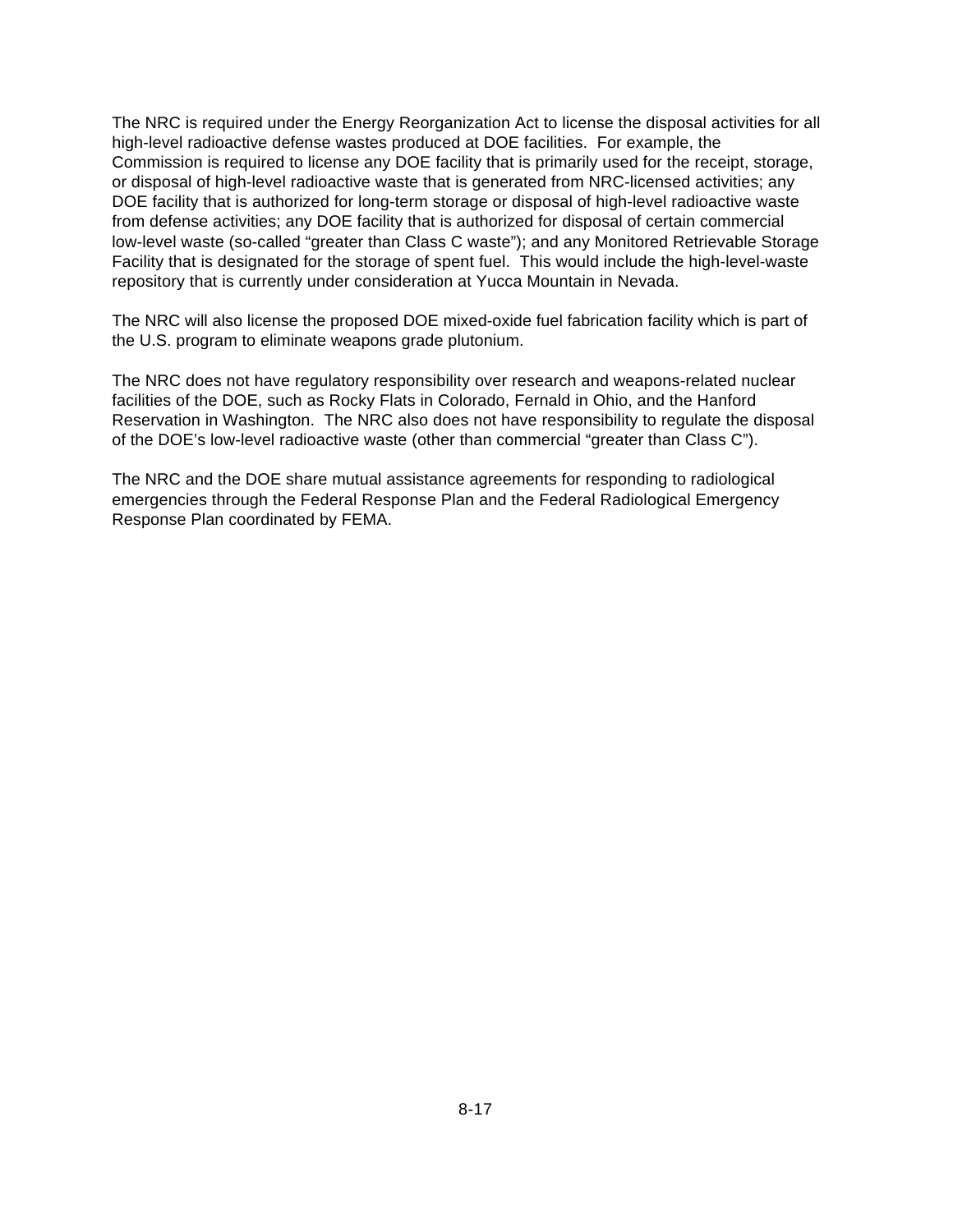The NRC is required under the Energy Reorganization Act to license the disposal activities for all high-level radioactive defense wastes produced at DOE facilities. For example, the Commission is required to license any DOE facility that is primarily used for the receipt, storage, or disposal of high-level radioactive waste that is generated from NRC-licensed activities; any DOE facility that is authorized for long-term storage or disposal of high-level radioactive waste from defense activities; any DOE facility that is authorized for disposal of certain commercial low-level waste (so-called “greater than Class C waste”); and any Monitored Retrievable Storage Facility that is designated for the storage of spent fuel. This would include the high-level-waste repository that is currently under consideration at Yucca Mountain in Nevada.

The NRC will also license the proposed DOE mixed-oxide fuel fabrication facility which is part of the U.S. program to eliminate weapons grade plutonium.

The NRC does not have regulatory responsibility over research and weapons-related nuclear facilities of the DOE, such as Rocky Flats in Colorado, Fernald in Ohio, and the Hanford Reservation in Washington. The NRC also does not have responsibility to regulate the disposal of the DOE’s low-level radioactive waste (other than commercial “greater than Class C”).

The NRC and the DOE share mutual assistance agreements for responding to radiological emergencies through the Federal Response Plan and the Federal Radiological Emergency Response Plan coordinated by FEMA.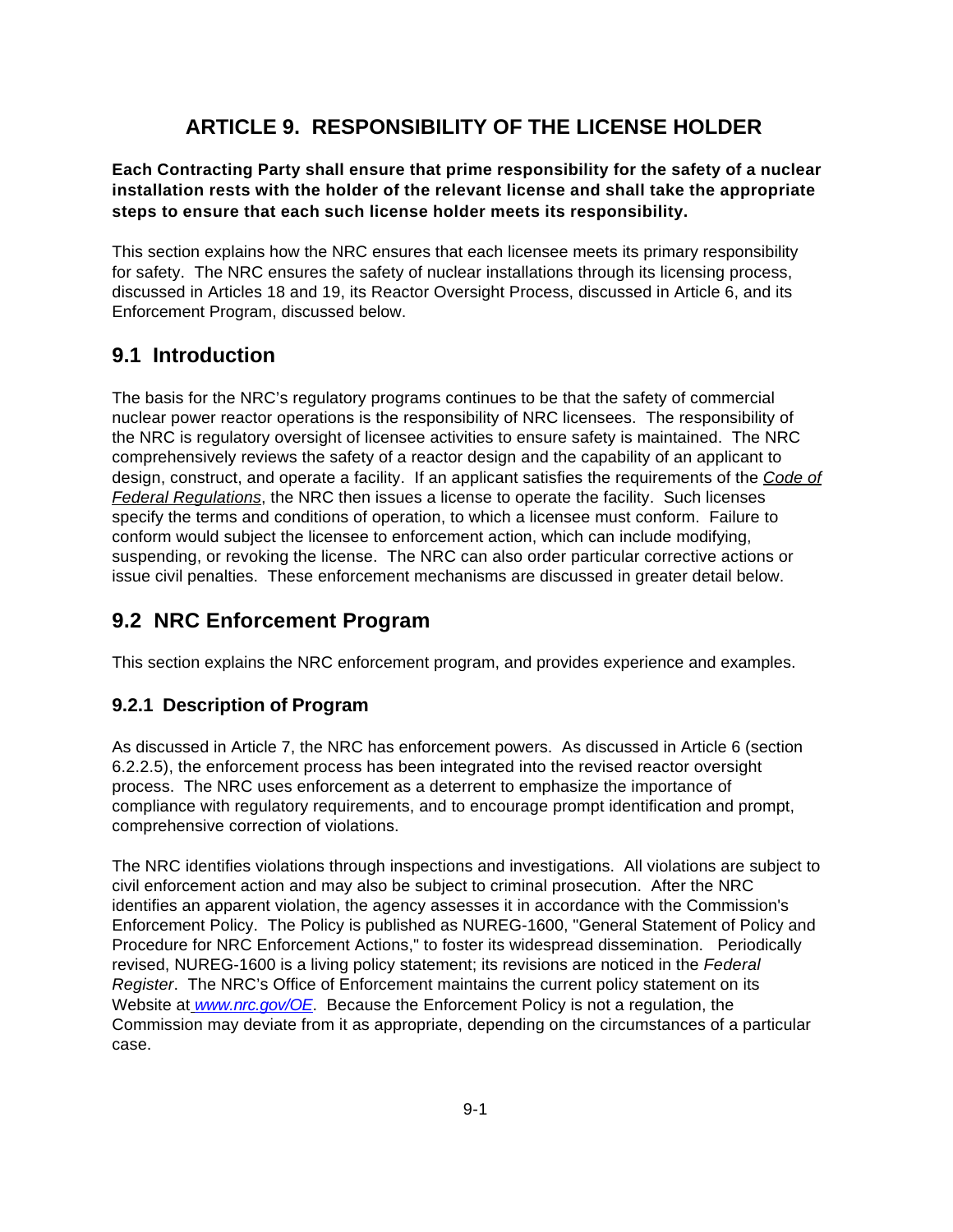# ARTICLE 9. RESPONSIBILITY OF THE LICENSE HOLDER

**Each Contracting Party shall ensure that prime responsibility for the safety of a nuclear installation rests with the holder of the relevant license and shall take the appropriate steps to ensure that each such license holder meets its responsibility.**

This section explains how the NRC ensures that each licensee meets its primary responsibility for safety. The NRC ensures the safety of nuclear installations through its licensing process, discussed in Articles 18 and 19, its Reactor Oversight Process, discussed in Article 6, and its Enforcement Program, discussed below.

## 9.1 Introduction

The basis for the NRC's regulatory programs continues to be that the safety of commercial nuclear power reactor operations is the responsibility of NRC licensees. The responsibility of the NRC is regulatory oversight of licensee activities to ensure safety is maintained. The NRC comprehensively reviews the safety of a reactor design and the capability of an applicant to design, construct, and operate a facility. If an applicant satisfies the requirements of the *Code of Federal Regulations*, the NRC then issues a license to operate the facility. Such licenses specify the terms and conditions of operation, to which a licensee must conform. Failure to conform would subject the licensee to enforcement action, which can include modifying, suspending, or revoking the license. The NRC can also order particular corrective actions or issue civil penalties. These enforcement mechanisms are discussed in greater detail below.

## 9.2 NRC Enforcement Program

This section explains the NRC enforcement program, and provides experience and examples.

### 9.2.1 Description of Program

As discussed in Article 7, the NRC has enforcement powers. As discussed in Article 6 (section 6.2.2.5), the enforcement process has been integrated into the revised reactor oversight process. The NRC uses enforcement as a deterrent to emphasize the importance of compliance with regulatory requirements, and to encourage prompt identification and prompt, comprehensive correction of violations.

The NRC identifies violations through inspections and investigations. All violations are subject to civil enforcement action and may also be subject to criminal prosecution. After the NRC identifies an apparent violation, the agency assesses it in accordance with the Commission's Enforcement Policy. The Policy is published as NUREG-1600, "General Statement of Policy and Procedure for NRC Enforcement Actions," to foster its widespread dissemination. Periodically revised, NUREG-1600 is a living policy statement; its revisions are noticed in the *Federal Register*. The NRC's Office of Enforcement maintains the current policy statement on its Website at www.nrc.gov/OE. Because the Enforcement Policy is not a regulation, the Commission may deviate from it as appropriate, depending on the circumstances of a particular case.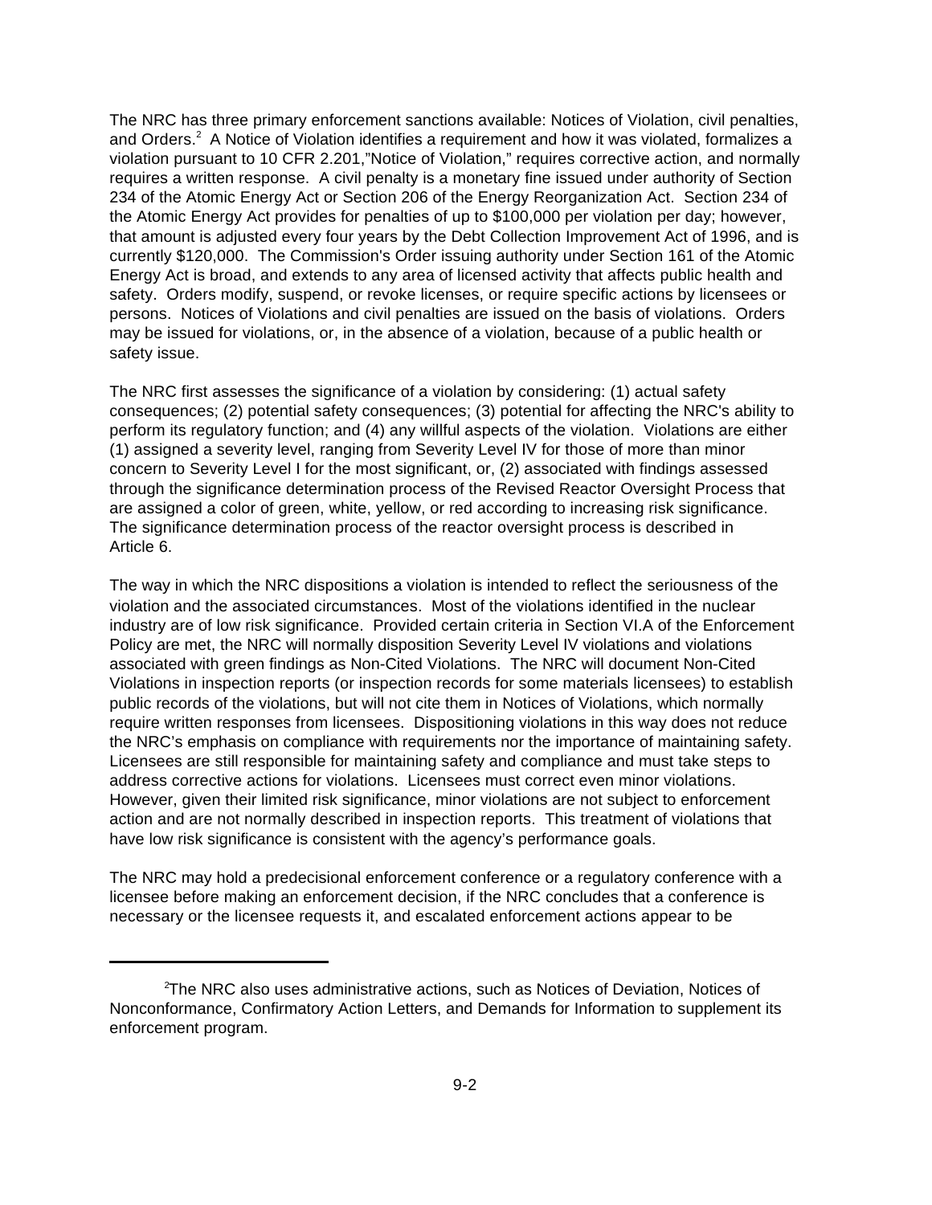The NRC has three primary enforcement sanctions available: Notices of Violation, civil penalties, and Orders.[2] A Notice of Violation identifies a requirement and how it was violated, formalizes a violation pursuant to 10 CFR 2.201,"Notice of Violation," requires corrective action, and normally requires a written response. A civil penalty is a monetary fine issued under authority of Section 234 of the Atomic Energy Act or Section 206 of the Energy Reorganization Act. Section 234 of the Atomic Energy Act provides for penalties of up to $100,000 per violation per day; however, that amount is adjusted every four years by the Debt Collection Improvement Act of 1996, and is currently $120,000. The Commission's Order issuing authority under Section 161 of the Atomic Energy Act is broad, and extends to any area of licensed activity that affects public health and safety. Orders modify, suspend, or revoke licenses, or require specific actions by licensees or persons. Notices of Violations and civil penalties are issued on the basis of violations. Orders may be issued for violations, or, in the absence of a violation, because of a public health or safety issue.

The NRC first assesses the significance of a violation by considering: (1) actual safety consequences; (2) potential safety consequences; (3) potential for affecting the NRC's ability to perform its regulatory function; and (4) any willful aspects of the violation. Violations are either (1) assigned a severity level, ranging from Severity Level IV for those of more than minor concern to Severity Level I for the most significant, or, (2) associated with findings assessed through the significance determination process of the Revised Reactor Oversight Process that are assigned a color of green, white, yellow, or red according to increasing risk significance. The significance determination process of the reactor oversight process is described in Article 6.

The way in which the NRC dispositions a violation is intended to reflect the seriousness of the violation and the associated circumstances. Most of the violations identified in the nuclear industry are of low risk significance. Provided certain criteria in Section VI.A of the Enforcement Policy are met, the NRC will normally disposition Severity Level IV violations and violations associated with green findings as Non-Cited Violations. The NRC will document Non-Cited Violations in inspection reports (or inspection records for some materials licensees) to establish public records of the violations, but will not cite them in Notices of Violations, which normally require written responses from licensees. Dispositioning violations in this way does not reduce the NRC's emphasis on compliance with requirements nor the importance of maintaining safety. Licensees are still responsible for maintaining safety and compliance and must take steps to address corrective actions for violations. Licensees must correct even minor violations. However, given their limited risk significance, minor violations are not subject to enforcement action and are not normally described in inspection reports. This treatment of violations that have low risk significance is consistent with the agency's performance goals.

The NRC may hold a predecisional enforcement conference or a regulatory conference with a licensee before making an enforcement decision, if the NRC concludes that a conference is necessary or the licensee requests it, and escalated enforcement actions appear to be

---

[2] The NRC also uses administrative actions, such as Notices of Deviation, Notices of Nonconformance, Confirmatory Action Letters, and Demands for Information to supplement its enforcement program.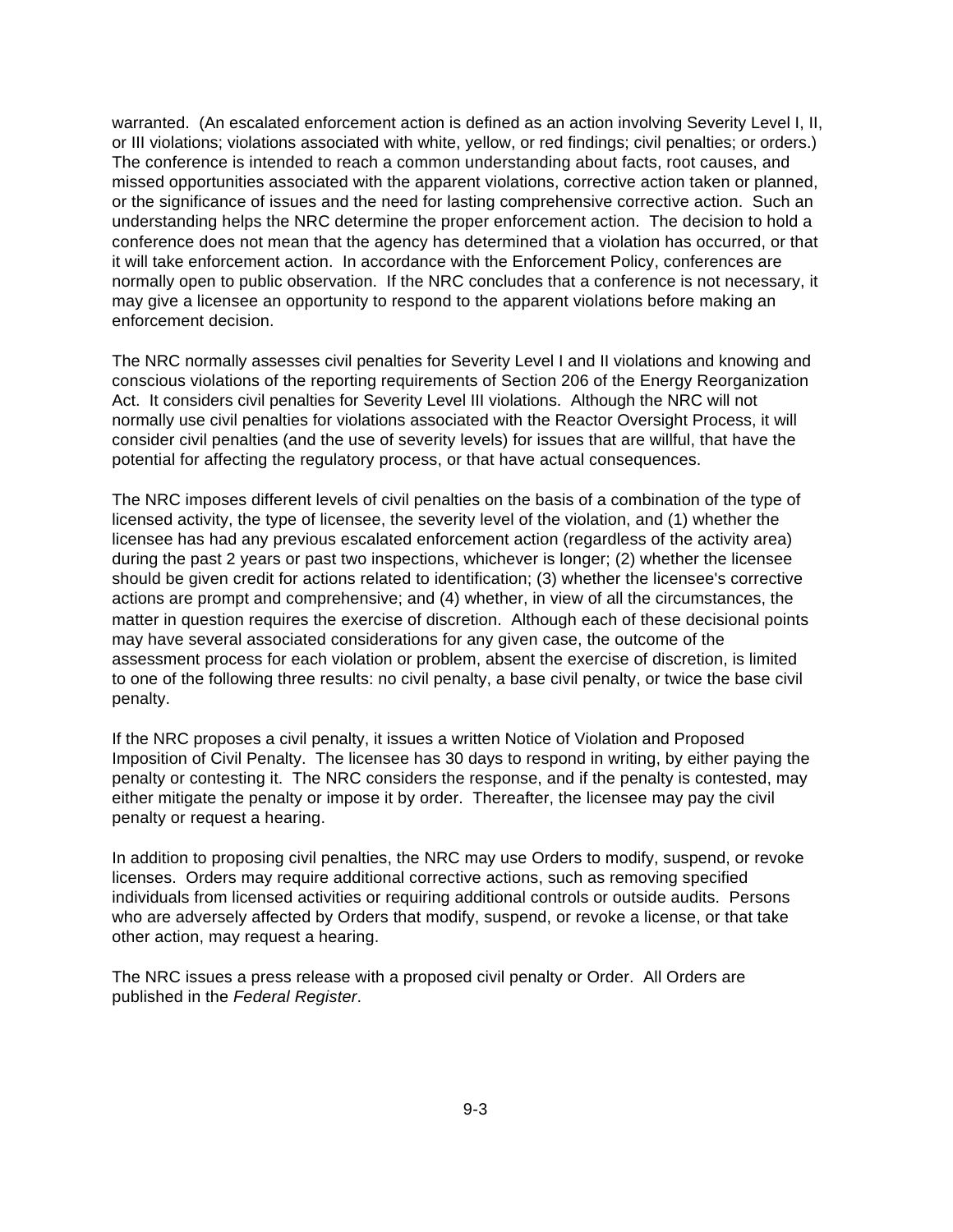warranted. (An escalated enforcement action is defined as an action involving Severity Level I, II, or III violations; violations associated with white, yellow, or red findings; civil penalties; or orders.) The conference is intended to reach a common understanding about facts, root causes, and missed opportunities associated with the apparent violations, corrective action taken or planned, or the significance of issues and the need for lasting comprehensive corrective action. Such an understanding helps the NRC determine the proper enforcement action. The decision to hold a conference does not mean that the agency has determined that a violation has occurred, or that it will take enforcement action. In accordance with the Enforcement Policy, conferences are normally open to public observation. If the NRC concludes that a conference is not necessary, it may give a licensee an opportunity to respond to the apparent violations before making an enforcement decision.

The NRC normally assesses civil penalties for Severity Level I and II violations and knowing and conscious violations of the reporting requirements of Section 206 of the Energy Reorganization Act. It considers civil penalties for Severity Level III violations. Although the NRC will not normally use civil penalties for violations associated with the Reactor Oversight Process, it will consider civil penalties (and the use of severity levels) for issues that are willful, that have the potential for affecting the regulatory process, or that have actual consequences.

The NRC imposes different levels of civil penalties on the basis of a combination of the type of licensed activity, the type of licensee, the severity level of the violation, and (1) whether the licensee has had any previous escalated enforcement action (regardless of the activity area) during the past 2 years or past two inspections, whichever is longer; (2) whether the licensee should be given credit for actions related to identification; (3) whether the licensee's corrective actions are prompt and comprehensive; and (4) whether, in view of all the circumstances, the matter in question requires the exercise of discretion. Although each of these decisional points may have several associated considerations for any given case, the outcome of the assessment process for each violation or problem, absent the exercise of discretion, is limited to one of the following three results: no civil penalty, a base civil penalty, or twice the base civil penalty.

If the NRC proposes a civil penalty, it issues a written Notice of Violation and Proposed Imposition of Civil Penalty. The licensee has 30 days to respond in writing, by either paying the penalty or contesting it. The NRC considers the response, and if the penalty is contested, may either mitigate the penalty or impose it by order. Thereafter, the licensee may pay the civil penalty or request a hearing.

In addition to proposing civil penalties, the NRC may use Orders to modify, suspend, or revoke licenses. Orders may require additional corrective actions, such as removing specified individuals from licensed activities or requiring additional controls or outside audits. Persons who are adversely affected by Orders that modify, suspend, or revoke a license, or that take other action, may request a hearing.

The NRC issues a press release with a proposed civil penalty or Order. All Orders are published in the *Federal Register*.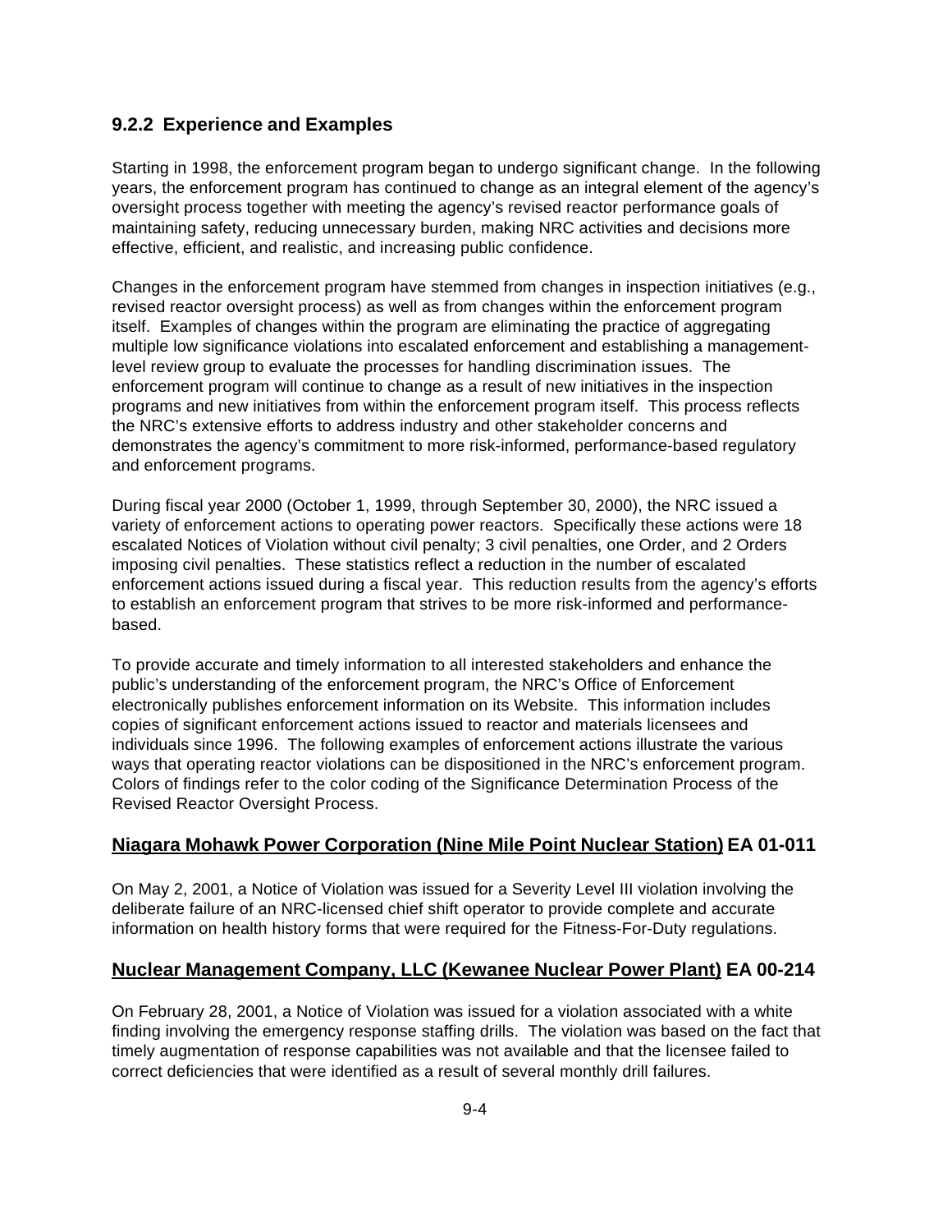### 9.2.2 Experience and Examples

Starting in 1998, the enforcement program began to undergo significant change. In the following years, the enforcement program has continued to change as an integral element of the agency's oversight process together with meeting the agency's revised reactor performance goals of maintaining safety, reducing unnecessary burden, making NRC activities and decisions more effective, efficient, and realistic, and increasing public confidence.

Changes in the enforcement program have stemmed from changes in inspection initiatives (e.g., revised reactor oversight process) as well as from changes within the enforcement program itself. Examples of changes within the program are eliminating the practice of aggregating multiple low significance violations into escalated enforcement and establishing a management-level review group to evaluate the processes for handling discrimination issues. The enforcement program will continue to change as a result of new initiatives in the inspection programs and new initiatives from within the enforcement program itself. This process reflects the NRC's extensive efforts to address industry and other stakeholder concerns and demonstrates the agency's commitment to more risk-informed, performance-based regulatory and enforcement programs.

During fiscal year 2000 (October 1, 1999, through September 30, 2000), the NRC issued a variety of enforcement actions to operating power reactors. Specifically these actions were 18 escalated Notices of Violation without civil penalty; 3 civil penalties, one Order, and 2 Orders imposing civil penalties. These statistics reflect a reduction in the number of escalated enforcement actions issued during a fiscal year. This reduction results from the agency's efforts to establish an enforcement program that strives to be more risk-informed and performance-based.

To provide accurate and timely information to all interested stakeholders and enhance the public's understanding of the enforcement program, the NRC's Office of Enforcement electronically publishes enforcement information on its Website. This information includes copies of significant enforcement actions issued to reactor and materials licensees and individuals since 1996. The following examples of enforcement actions illustrate the various ways that operating reactor violations can be dispositioned in the NRC's enforcement program. Colors of findings refer to the color coding of the Significance Determination Process of the Revised Reactor Oversight Process.

**<u>Niagara Mohawk Power Corporation (Nine Mile Point Nuclear Station)</u> EA 01-011**

On May 2, 2001, a Notice of Violation was issued for a Severity Level III violation involving the deliberate failure of an NRC-licensed chief shift operator to provide complete and accurate information on health history forms that were required for the Fitness-For-Duty regulations.

**<u>Nuclear Management Company, LLC (Kewanee Nuclear Power Plant)</u> EA 00-214**

On February 28, 2001, a Notice of Violation was issued for a violation associated with a white finding involving the emergency response staffing drills. The violation was based on the fact that timely augmentation of response capabilities was not available and that the licensee failed to correct deficiencies that were identified as a result of several monthly drill failures.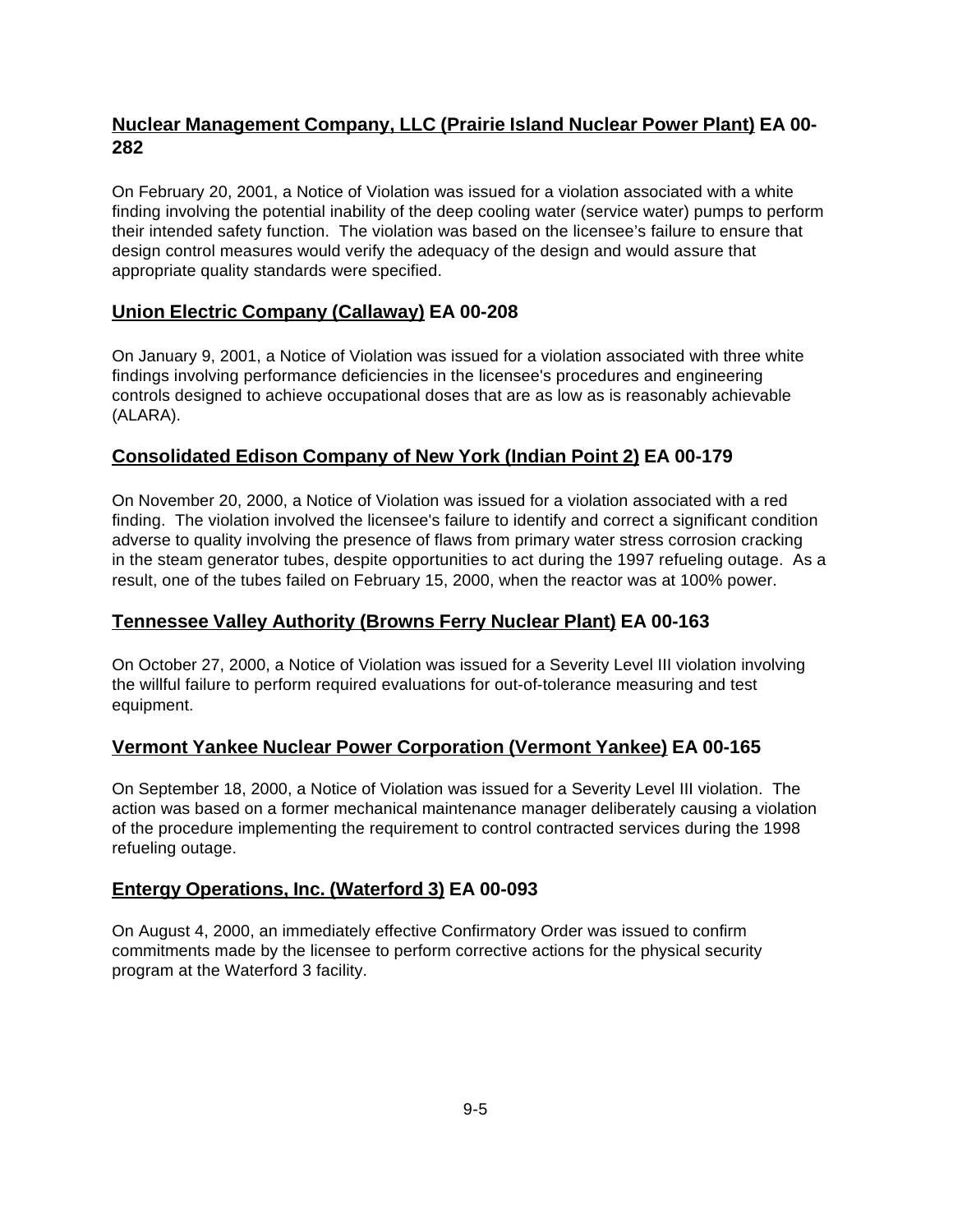**<u>Nuclear Management Company, LLC (Prairie Island Nuclear Power Plant)</u> EA 00-282**

On February 20, 2001, a Notice of Violation was issued for a violation associated with a white finding involving the potential inability of the deep cooling water (service water) pumps to perform their intended safety function. The violation was based on the licensee's failure to ensure that design control measures would verify the adequacy of the design and would assure that appropriate quality standards were specified.

**<u>Union Electric Company (Callaway)</u> EA 00-208**

On January 9, 2001, a Notice of Violation was issued for a violation associated with three white findings involving performance deficiencies in the licensee's procedures and engineering controls designed to achieve occupational doses that are as low as is reasonably achievable (ALARA).

**<u>Consolidated Edison Company of New York (Indian Point 2)</u> EA 00-179**

On November 20, 2000, a Notice of Violation was issued for a violation associated with a red finding. The violation involved the licensee's failure to identify and correct a significant condition adverse to quality involving the presence of flaws from primary water stress corrosion cracking in the steam generator tubes, despite opportunities to act during the 1997 refueling outage. As a result, one of the tubes failed on February 15, 2000, when the reactor was at 100% power.

**<u>Tennessee Valley Authority (Browns Ferry Nuclear Plant)</u> EA 00-163**

On October 27, 2000, a Notice of Violation was issued for a Severity Level III violation involving the willful failure to perform required evaluations for out-of-tolerance measuring and test equipment.

**<u>Vermont Yankee Nuclear Power Corporation (Vermont Yankee)</u> EA 00-165**

On September 18, 2000, a Notice of Violation was issued for a Severity Level III violation. The action was based on a former mechanical maintenance manager deliberately causing a violation of the procedure implementing the requirement to control contracted services during the 1998 refueling outage.

**<u>Entergy Operations, Inc. (Waterford 3)</u> EA 00-093**

On August 4, 2000, an immediately effective Confirmatory Order was issued to confirm commitments made by the licensee to perform corrective actions for the physical security program at the Waterford 3 facility.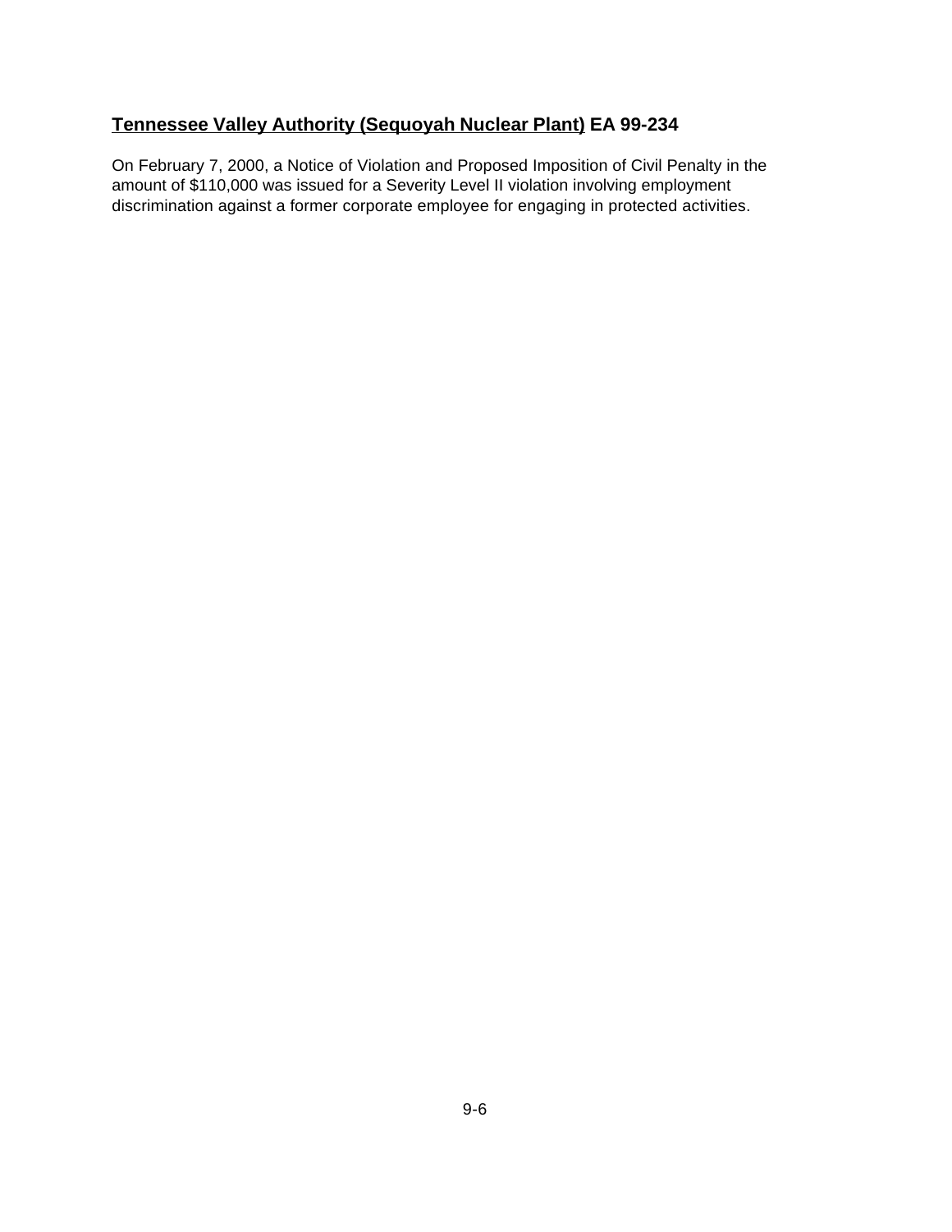**<u>Tennessee Valley Authority (Sequoyah Nuclear Plant)</u> EA 99-234**

On February 7, 2000, a Notice of Violation and Proposed Imposition of Civil Penalty in the amount of $110,000 was issued for a Severity Level II violation involving employment discrimination against a former corporate employee for engaging in protected activities.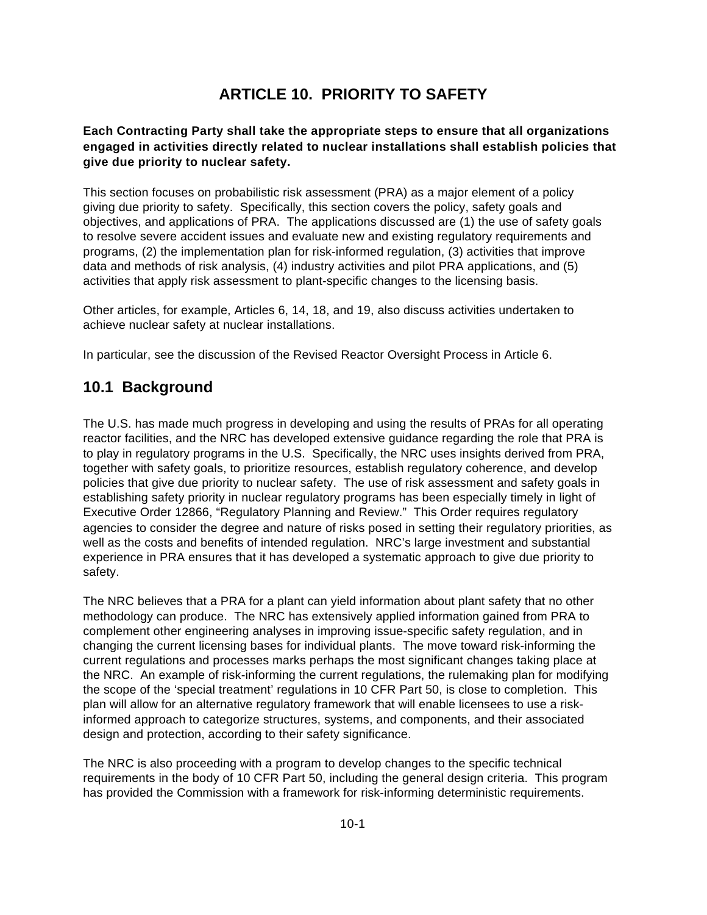# ARTICLE 10. PRIORITY TO SAFETY

**Each Contracting Party shall take the appropriate steps to ensure that all organizations engaged in activities directly related to nuclear installations shall establish policies that give due priority to nuclear safety.**

This section focuses on probabilistic risk assessment (PRA) as a major element of a policy giving due priority to safety. Specifically, this section covers the policy, safety goals and objectives, and applications of PRA. The applications discussed are (1) the use of safety goals to resolve severe accident issues and evaluate new and existing regulatory requirements and programs, (2) the implementation plan for risk-informed regulation, (3) activities that improve data and methods of risk analysis, (4) industry activities and pilot PRA applications, and (5) activities that apply risk assessment to plant-specific changes to the licensing basis.

Other articles, for example, Articles 6, 14, 18, and 19, also discuss activities undertaken to achieve nuclear safety at nuclear installations.

In particular, see the discussion of the Revised Reactor Oversight Process in Article 6.

## 10.1 Background

The U.S. has made much progress in developing and using the results of PRAs for all operating reactor facilities, and the NRC has developed extensive guidance regarding the role that PRA is to play in regulatory programs in the U.S. Specifically, the NRC uses insights derived from PRA, together with safety goals, to prioritize resources, establish regulatory coherence, and develop policies that give due priority to nuclear safety. The use of risk assessment and safety goals in establishing safety priority in nuclear regulatory programs has been especially timely in light of Executive Order 12866, "Regulatory Planning and Review." This Order requires regulatory agencies to consider the degree and nature of risks posed in setting their regulatory priorities, as well as the costs and benefits of intended regulation. NRC's large investment and substantial experience in PRA ensures that it has developed a systematic approach to give due priority to safety.

The NRC believes that a PRA for a plant can yield information about plant safety that no other methodology can produce. The NRC has extensively applied information gained from PRA to complement other engineering analyses in improving issue-specific safety regulation, and in changing the current licensing bases for individual plants. The move toward risk-informing the current regulations and processes marks perhaps the most significant changes taking place at the NRC. An example of risk-informing the current regulations, the rulemaking plan for modifying the scope of the 'special treatment' regulations in 10 CFR Part 50, is close to completion. This plan will allow for an alternative regulatory framework that will enable licensees to use a risk-informed approach to categorize structures, systems, and components, and their associated design and protection, according to their safety significance.

The NRC is also proceeding with a program to develop changes to the specific technical requirements in the body of 10 CFR Part 50, including the general design criteria. This program has provided the Commission with a framework for risk-informing deterministic requirements.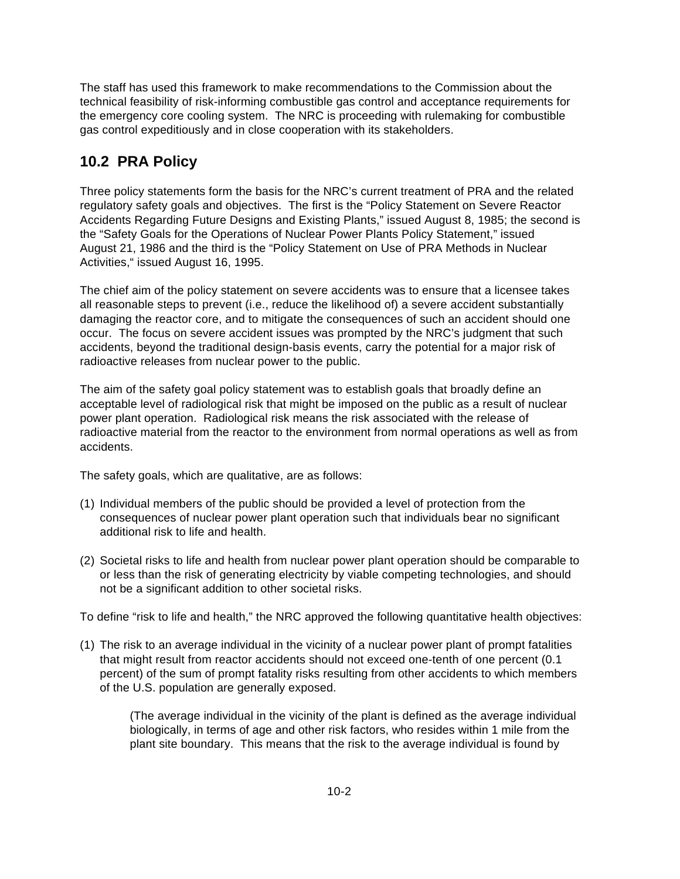The staff has used this framework to make recommendations to the Commission about the technical feasibility of risk-informing combustible gas control and acceptance requirements for the emergency core cooling system. The NRC is proceeding with rulemaking for combustible gas control expeditiously and in close cooperation with its stakeholders.

## 10.2 PRA Policy

Three policy statements form the basis for the NRC's current treatment of PRA and the related regulatory safety goals and objectives. The first is the "Policy Statement on Severe Reactor Accidents Regarding Future Designs and Existing Plants," issued August 8, 1985; the second is the "Safety Goals for the Operations of Nuclear Power Plants Policy Statement," issued August 21, 1986 and the third is the "Policy Statement on Use of PRA Methods in Nuclear Activities," issued August 16, 1995.

The chief aim of the policy statement on severe accidents was to ensure that a licensee takes all reasonable steps to prevent (i.e., reduce the likelihood of) a severe accident substantially damaging the reactor core, and to mitigate the consequences of such an accident should one occur. The focus on severe accident issues was prompted by the NRC's judgment that such accidents, beyond the traditional design-basis events, carry the potential for a major risk of radioactive releases from nuclear power to the public.

The aim of the safety goal policy statement was to establish goals that broadly define an acceptable level of radiological risk that might be imposed on the public as a result of nuclear power plant operation. Radiological risk means the risk associated with the release of radioactive material from the reactor to the environment from normal operations as well as from accidents.

The safety goals, which are qualitative, are as follows:

(1) Individual members of the public should be provided a level of protection from the consequences of nuclear power plant operation such that individuals bear no significant additional risk to life and health.

(2) Societal risks to life and health from nuclear power plant operation should be comparable to or less than the risk of generating electricity by viable competing technologies, and should not be a significant addition to other societal risks.

To define "risk to life and health," the NRC approved the following quantitative health objectives:

(1) The risk to an average individual in the vicinity of a nuclear power plant of prompt fatalities that might result from reactor accidents should not exceed one-tenth of one percent (0.1 percent) of the sum of prompt fatality risks resulting from other accidents to which members of the U.S. population are generally exposed.

> (The average individual in the vicinity of the plant is defined as the average individual biologically, in terms of age and other risk factors, who resides within 1 mile from the plant site boundary. This means that the risk to the average individual is found by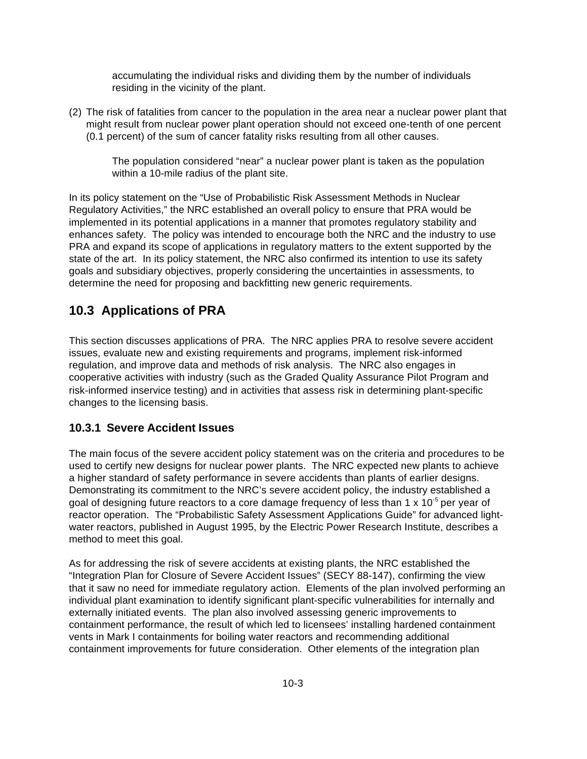accumulating the individual risks and dividing them by the number of individuals residing in the vicinity of the plant.

(2) The risk of fatalities from cancer to the population in the area near a nuclear power plant that might result from nuclear power plant operation should not exceed one-tenth of one percent (0.1 percent) of the sum of cancer fatality risks resulting from all other causes.

The population considered "near" a nuclear power plant is taken as the population within a 10-mile radius of the plant site.

In its policy statement on the "Use of Probabilistic Risk Assessment Methods in Nuclear Regulatory Activities," the NRC established an overall policy to ensure that PRA would be implemented in its potential applications in a manner that promotes regulatory stability and enhances safety. The policy was intended to encourage both the NRC and the industry to use PRA and expand its scope of applications in regulatory matters to the extent supported by the state of the art. In its policy statement, the NRC also confirmed its intention to use its safety goals and subsidiary objectives, properly considering the uncertainties in assessments, to determine the need for proposing and backfitting new generic requirements.

## 10.3 Applications of PRA

This section discusses applications of PRA. The NRC applies PRA to resolve severe accident issues, evaluate new and existing requirements and programs, implement risk-informed regulation, and improve data and methods of risk analysis. The NRC also engages in cooperative activities with industry (such as the Graded Quality Assurance Pilot Program and risk-informed inservice testing) and in activities that assess risk in determining plant-specific changes to the licensing basis.

### 10.3.1 Severe Accident Issues

The main focus of the severe accident policy statement was on the criteria and procedures to be used to certify new designs for nuclear power plants. The NRC expected new plants to achieve a higher standard of safety performance in severe accidents than plants of earlier designs. Demonstrating its commitment to the NRC's severe accident policy, the industry established a goal of designing future reactors to a core damage frequency of less than $1 \times 10^{-5}$ per year of reactor operation. The "Probabilistic Safety Assessment Applications Guide" for advanced light-water reactors, published in August 1995, by the Electric Power Research Institute, describes a method to meet this goal.

As for addressing the risk of severe accidents at existing plants, the NRC established the "Integration Plan for Closure of Severe Accident Issues" (SECY 88-147), confirming the view that it saw no need for immediate regulatory action. Elements of the plan involved performing an individual plant examination to identify significant plant-specific vulnerabilities for internally and externally initiated events. The plan also involved assessing generic improvements to containment performance, the result of which led to licensees' installing hardened containment vents in Mark I containments for boiling water reactors and recommending additional containment improvements for future consideration. Other elements of the integration plan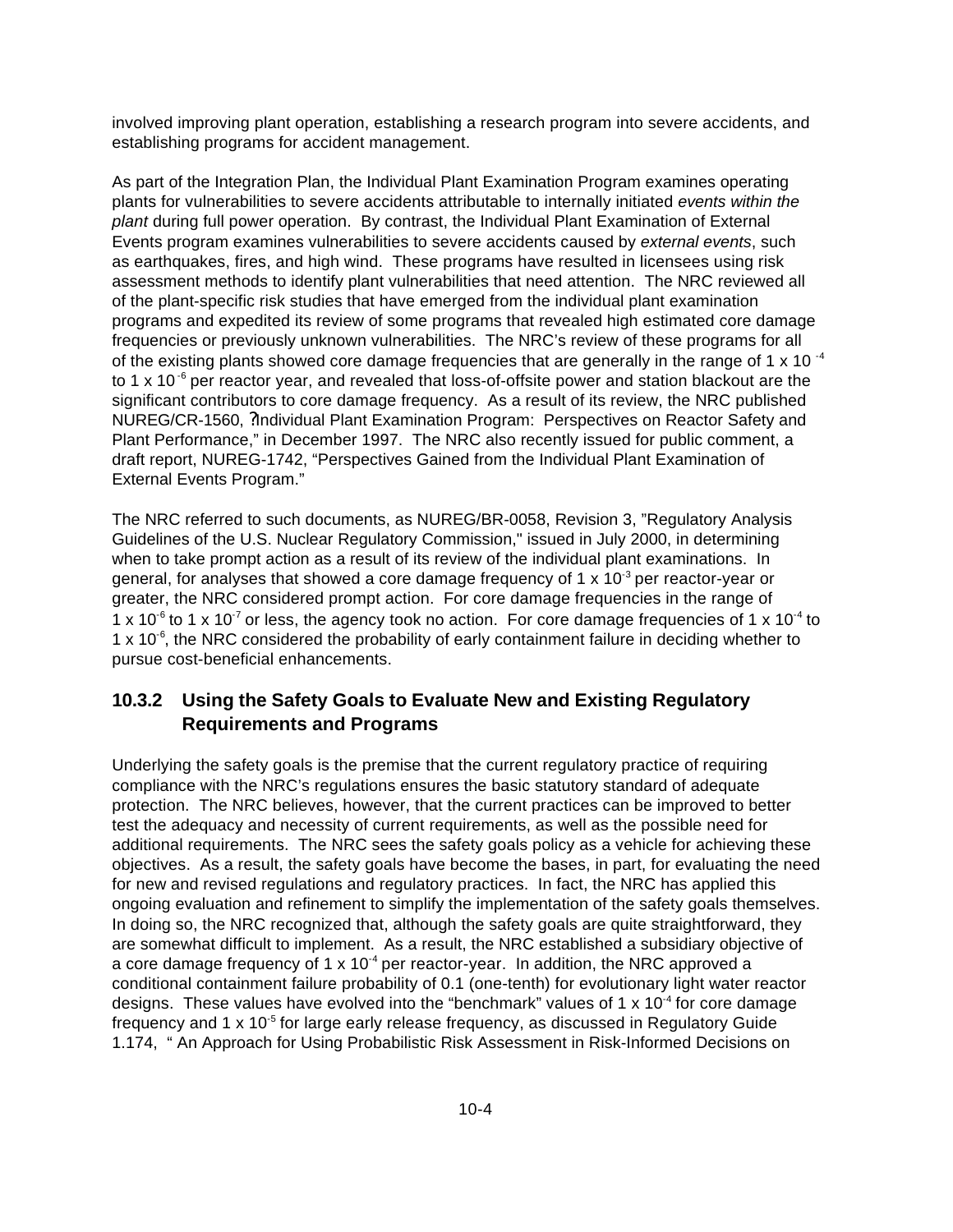involved improving plant operation, establishing a research program into severe accidents, and establishing programs for accident management.

As part of the Integration Plan, the Individual Plant Examination Program examines operating plants for vulnerabilities to severe accidents attributable to internally initiated *events within the plant* during full power operation. By contrast, the Individual Plant Examination of External Events program examines vulnerabilities to severe accidents caused by *external events*, such as earthquakes, fires, and high wind. These programs have resulted in licensees using risk assessment methods to identify plant vulnerabilities that need attention. The NRC reviewed all of the plant-specific risk studies that have emerged from the individual plant examination programs and expedited its review of some programs that revealed high estimated core damage frequencies or previously unknown vulnerabilities. The NRC's review of these programs for all of the existing plants showed core damage frequencies that are generally in the range of $1 \times 10^{-4}$ to $1 \times 10^{-6}$ per reactor year, and revealed that loss-of-offsite power and station blackout are the significant contributors to core damage frequency. As a result of its review, the NRC published NUREG/CR-1560, "Individual Plant Examination Program: Perspectives on Reactor Safety and Plant Performance," in December 1997. The NRC also recently issued for public comment, a draft report, NUREG-1742, "Perspectives Gained from the Individual Plant Examination of External Events Program."

The NRC referred to such documents, as NUREG/BR-0058, Revision 3, "Regulatory Analysis Guidelines of the U.S. Nuclear Regulatory Commission," issued in July 2000, in determining when to take prompt action as a result of its review of the individual plant examinations. In general, for analyses that showed a core damage frequency of $1 \times 10^{-3}$ per reactor-year or greater, the NRC considered prompt action. For core damage frequencies in the range of $1 \times 10^{-6}$ to $1 \times 10^{-7}$ or less, the agency took no action. For core damage frequencies of $1 \times 10^{-4}$ to $1 \times 10^{-6}$, the NRC considered the probability of early containment failure in deciding whether to pursue cost-beneficial enhancements.

### 10.3.2 Using the Safety Goals to Evaluate New and Existing Regulatory Requirements and Programs

Underlying the safety goals is the premise that the current regulatory practice of requiring compliance with the NRC's regulations ensures the basic statutory standard of adequate protection. The NRC believes, however, that the current practices can be improved to better test the adequacy and necessity of current requirements, as well as the possible need for additional requirements. The NRC sees the safety goals policy as a vehicle for achieving these objectives. As a result, the safety goals have become the bases, in part, for evaluating the need for new and revised regulations and regulatory practices. In fact, the NRC has applied this ongoing evaluation and refinement to simplify the implementation of the safety goals themselves. In doing so, the NRC recognized that, although the safety goals are quite straightforward, they are somewhat difficult to implement. As a result, the NRC established a subsidiary objective of a core damage frequency of $1 \times 10^{-4}$ per reactor-year. In addition, the NRC approved a conditional containment failure probability of 0.1 (one-tenth) for evolutionary light water reactor designs. These values have evolved into the "benchmark" values of $1 \times 10^{-4}$ for core damage frequency and $1 \times 10^{-5}$ for large early release frequency, as discussed in Regulatory Guide 1.174, " An Approach for Using Probabilistic Risk Assessment in Risk-Informed Decisions on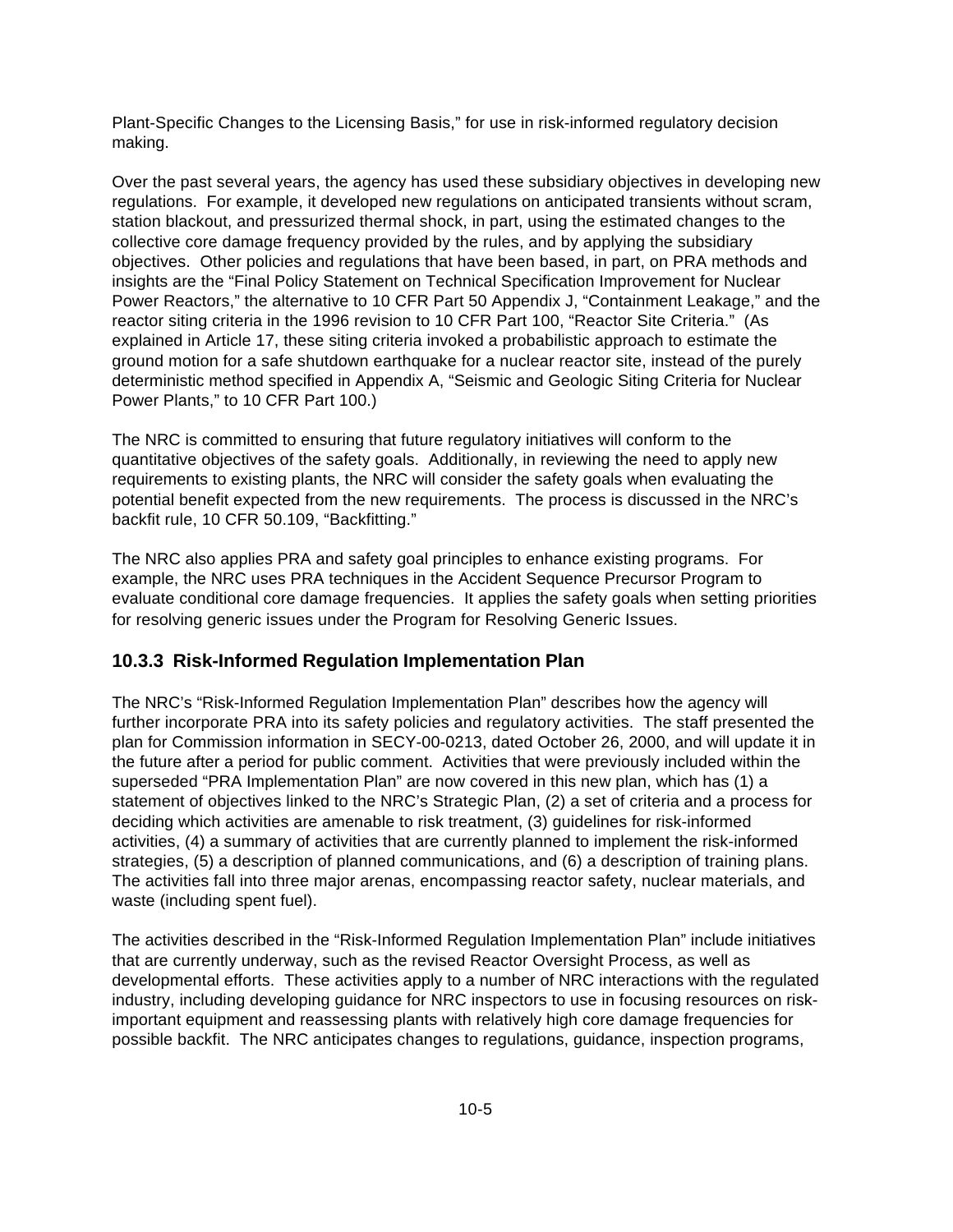Plant-Specific Changes to the Licensing Basis," for use in risk-informed regulatory decision making.

Over the past several years, the agency has used these subsidiary objectives in developing new regulations. For example, it developed new regulations on anticipated transients without scram, station blackout, and pressurized thermal shock, in part, using the estimated changes to the collective core damage frequency provided by the rules, and by applying the subsidiary objectives. Other policies and regulations that have been based, in part, on PRA methods and insights are the "Final Policy Statement on Technical Specification Improvement for Nuclear Power Reactors," the alternative to 10 CFR Part 50 Appendix J, "Containment Leakage," and the reactor siting criteria in the 1996 revision to 10 CFR Part 100, "Reactor Site Criteria." (As explained in Article 17, these siting criteria invoked a probabilistic approach to estimate the ground motion for a safe shutdown earthquake for a nuclear reactor site, instead of the purely deterministic method specified in Appendix A, "Seismic and Geologic Siting Criteria for Nuclear Power Plants," to 10 CFR Part 100.)

The NRC is committed to ensuring that future regulatory initiatives will conform to the quantitative objectives of the safety goals. Additionally, in reviewing the need to apply new requirements to existing plants, the NRC will consider the safety goals when evaluating the potential benefit expected from the new requirements. The process is discussed in the NRC's backfit rule, 10 CFR 50.109, "Backfitting."

The NRC also applies PRA and safety goal principles to enhance existing programs. For example, the NRC uses PRA techniques in the Accident Sequence Precursor Program to evaluate conditional core damage frequencies. It applies the safety goals when setting priorities for resolving generic issues under the Program for Resolving Generic Issues.

### 10.3.3 Risk-Informed Regulation Implementation Plan

The NRC's "Risk-Informed Regulation Implementation Plan" describes how the agency will further incorporate PRA into its safety policies and regulatory activities. The staff presented the plan for Commission information in SECY-00-0213, dated October 26, 2000, and will update it in the future after a period for public comment. Activities that were previously included within the superseded "PRA Implementation Plan" are now covered in this new plan, which has (1) a statement of objectives linked to the NRC's Strategic Plan, (2) a set of criteria and a process for deciding which activities are amenable to risk treatment, (3) guidelines for risk-informed activities, (4) a summary of activities that are currently planned to implement the risk-informed strategies, (5) a description of planned communications, and (6) a description of training plans. The activities fall into three major arenas, encompassing reactor safety, nuclear materials, and waste (including spent fuel).

The activities described in the "Risk-Informed Regulation Implementation Plan" include initiatives that are currently underway, such as the revised Reactor Oversight Process, as well as developmental efforts. These activities apply to a number of NRC interactions with the regulated industry, including developing guidance for NRC inspectors to use in focusing resources on risk-important equipment and reassessing plants with relatively high core damage frequencies for possible backfit. The NRC anticipates changes to regulations, guidance, inspection programs,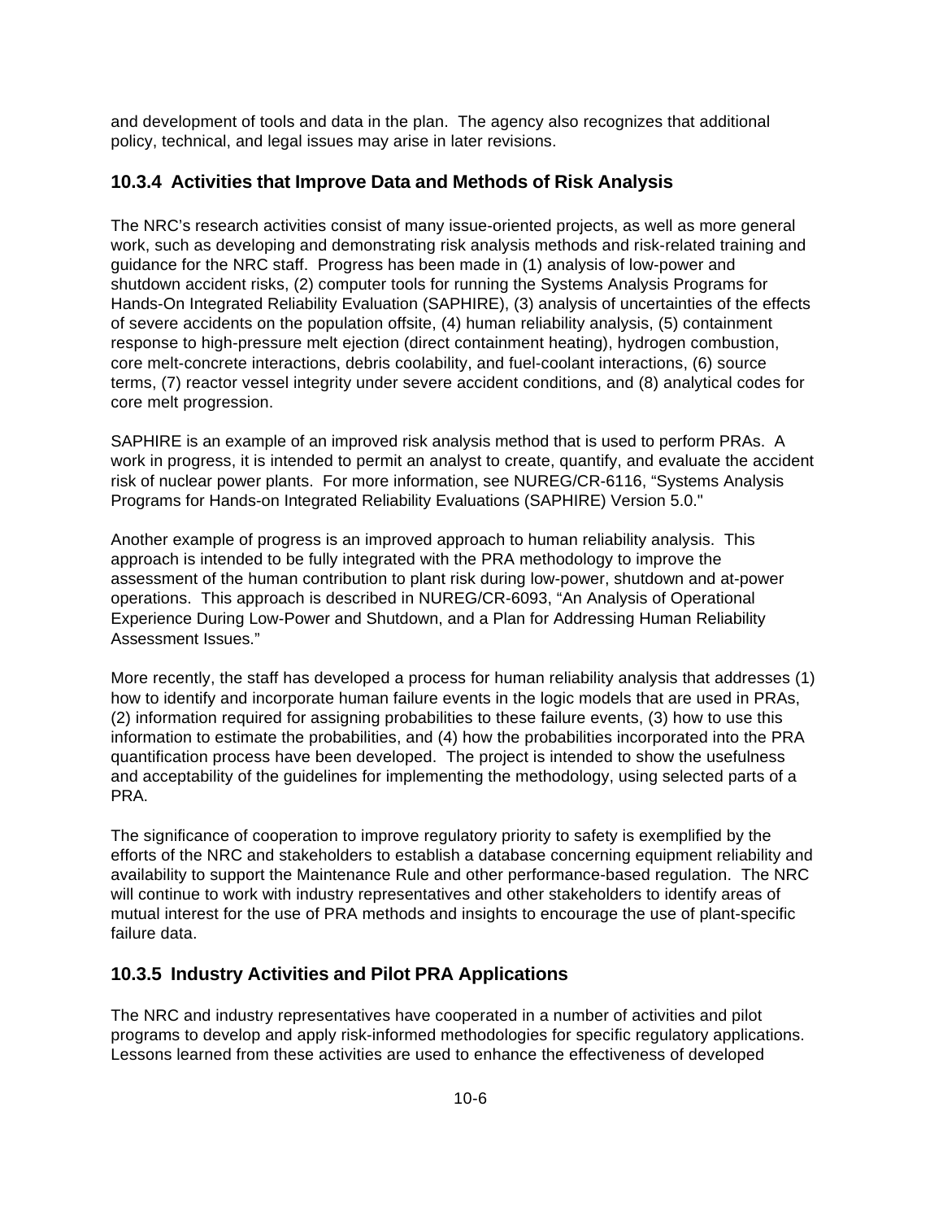and development of tools and data in the plan. The agency also recognizes that additional policy, technical, and legal issues may arise in later revisions.

### 10.3.4 Activities that Improve Data and Methods of Risk Analysis

The NRC's research activities consist of many issue-oriented projects, as well as more general work, such as developing and demonstrating risk analysis methods and risk-related training and guidance for the NRC staff. Progress has been made in (1) analysis of low-power and shutdown accident risks, (2) computer tools for running the Systems Analysis Programs for Hands-On Integrated Reliability Evaluation (SAPHIRE), (3) analysis of uncertainties of the effects of severe accidents on the population offsite, (4) human reliability analysis, (5) containment response to high-pressure melt ejection (direct containment heating), hydrogen combustion, core melt-concrete interactions, debris coolability, and fuel-coolant interactions, (6) source terms, (7) reactor vessel integrity under severe accident conditions, and (8) analytical codes for core melt progression.

SAPHIRE is an example of an improved risk analysis method that is used to perform PRAs. A work in progress, it is intended to permit an analyst to create, quantify, and evaluate the accident risk of nuclear power plants. For more information, see NUREG/CR-6116, "Systems Analysis Programs for Hands-on Integrated Reliability Evaluations (SAPHIRE) Version 5.0."

Another example of progress is an improved approach to human reliability analysis. This approach is intended to be fully integrated with the PRA methodology to improve the assessment of the human contribution to plant risk during low-power, shutdown and at-power operations. This approach is described in NUREG/CR-6093, "An Analysis of Operational Experience During Low-Power and Shutdown, and a Plan for Addressing Human Reliability Assessment Issues."

More recently, the staff has developed a process for human reliability analysis that addresses (1) how to identify and incorporate human failure events in the logic models that are used in PRAs, (2) information required for assigning probabilities to these failure events, (3) how to use this information to estimate the probabilities, and (4) how the probabilities incorporated into the PRA quantification process have been developed. The project is intended to show the usefulness and acceptability of the guidelines for implementing the methodology, using selected parts of a PRA.

The significance of cooperation to improve regulatory priority to safety is exemplified by the efforts of the NRC and stakeholders to establish a database concerning equipment reliability and availability to support the Maintenance Rule and other performance-based regulation. The NRC will continue to work with industry representatives and other stakeholders to identify areas of mutual interest for the use of PRA methods and insights to encourage the use of plant-specific failure data.

### 10.3.5 Industry Activities and Pilot PRA Applications

The NRC and industry representatives have cooperated in a number of activities and pilot programs to develop and apply risk-informed methodologies for specific regulatory applications. Lessons learned from these activities are used to enhance the effectiveness of developed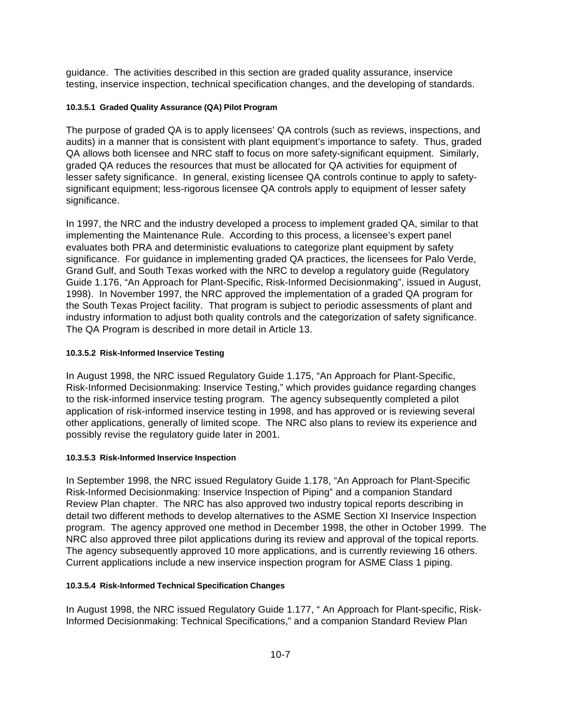guidance. The activities described in this section are graded quality assurance, inservice testing, inservice inspection, technical specification changes, and the developing of standards.

#### 10.3.5.1 Graded Quality Assurance (QA) Pilot Program

The purpose of graded QA is to apply licensees' QA controls (such as reviews, inspections, and audits) in a manner that is consistent with plant equipment's importance to safety. Thus, graded QA allows both licensee and NRC staff to focus on more safety-significant equipment. Similarly, graded QA reduces the resources that must be allocated for QA activities for equipment of lesser safety significance. In general, existing licensee QA controls continue to apply to safety-significant equipment; less-rigorous licensee QA controls apply to equipment of lesser safety significance.

In 1997, the NRC and the industry developed a process to implement graded QA, similar to that implementing the Maintenance Rule. According to this process, a licensee's expert panel evaluates both PRA and deterministic evaluations to categorize plant equipment by safety significance. For guidance in implementing graded QA practices, the licensees for Palo Verde, Grand Gulf, and South Texas worked with the NRC to develop a regulatory guide (Regulatory Guide 1.176, "An Approach for Plant-Specific, Risk-Informed Decisionmaking", issued in August, 1998). In November 1997, the NRC approved the implementation of a graded QA program for the South Texas Project facility. That program is subject to periodic assessments of plant and industry information to adjust both quality controls and the categorization of safety significance. The QA Program is described in more detail in Article 13.

#### 10.3.5.2 Risk-Informed Inservice Testing

In August 1998, the NRC issued Regulatory Guide 1.175, "An Approach for Plant-Specific, Risk-Informed Decisionmaking: Inservice Testing," which provides guidance regarding changes to the risk-informed inservice testing program. The agency subsequently completed a pilot application of risk-informed inservice testing in 1998, and has approved or is reviewing several other applications, generally of limited scope. The NRC also plans to review its experience and possibly revise the regulatory guide later in 2001.

#### 10.3.5.3 Risk-Informed Inservice Inspection

In September 1998, the NRC issued Regulatory Guide 1.178, "An Approach for Plant-Specific Risk-Informed Decisionmaking: Inservice Inspection of Piping" and a companion Standard Review Plan chapter. The NRC has also approved two industry topical reports describing in detail two different methods to develop alternatives to the ASME Section XI Inservice Inspection program. The agency approved one method in December 1998, the other in October 1999. The NRC also approved three pilot applications during its review and approval of the topical reports. The agency subsequently approved 10 more applications, and is currently reviewing 16 others. Current applications include a new inservice inspection program for ASME Class 1 piping.

#### 10.3.5.4 Risk-Informed Technical Specification Changes

In August 1998, the NRC issued Regulatory Guide 1.177, " An Approach for Plant-specific, Risk-Informed Decisionmaking: Technical Specifications," and a companion Standard Review Plan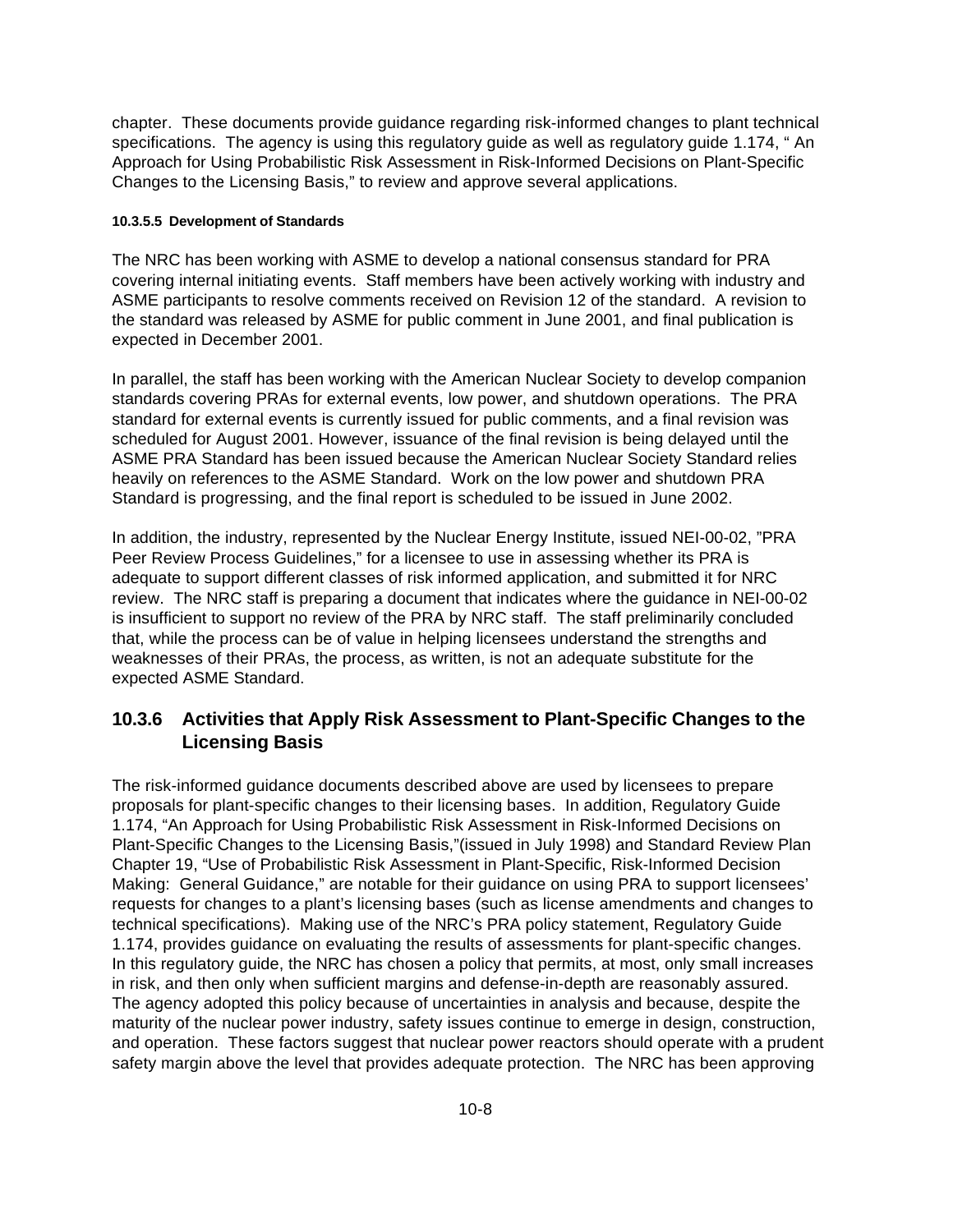chapter. These documents provide guidance regarding risk-informed changes to plant technical specifications. The agency is using this regulatory guide as well as regulatory guide 1.174, " An Approach for Using Probabilistic Risk Assessment in Risk-Informed Decisions on Plant-Specific Changes to the Licensing Basis," to review and approve several applications.

#### 10.3.5.5 Development of Standards

The NRC has been working with ASME to develop a national consensus standard for PRA covering internal initiating events. Staff members have been actively working with industry and ASME participants to resolve comments received on Revision 12 of the standard. A revision to the standard was released by ASME for public comment in June 2001, and final publication is expected in December 2001.

In parallel, the staff has been working with the American Nuclear Society to develop companion standards covering PRAs for external events, low power, and shutdown operations. The PRA standard for external events is currently issued for public comments, and a final revision was scheduled for August 2001. However, issuance of the final revision is being delayed until the ASME PRA Standard has been issued because the American Nuclear Society Standard relies heavily on references to the ASME Standard. Work on the low power and shutdown PRA Standard is progressing, and the final report is scheduled to be issued in June 2002.

In addition, the industry, represented by the Nuclear Energy Institute, issued NEI-00-02, "PRA Peer Review Process Guidelines," for a licensee to use in assessing whether its PRA is adequate to support different classes of risk informed application, and submitted it for NRC review. The NRC staff is preparing a document that indicates where the guidance in NEI-00-02 is insufficient to support no review of the PRA by NRC staff. The staff preliminarily concluded that, while the process can be of value in helping licensees understand the strengths and weaknesses of their PRAs, the process, as written, is not an adequate substitute for the expected ASME Standard.

### 10.3.6 Activities that Apply Risk Assessment to Plant-Specific Changes to the Licensing Basis

The risk-informed guidance documents described above are used by licensees to prepare proposals for plant-specific changes to their licensing bases. In addition, Regulatory Guide 1.174, "An Approach for Using Probabilistic Risk Assessment in Risk-Informed Decisions on Plant-Specific Changes to the Licensing Basis,"(issued in July 1998) and Standard Review Plan Chapter 19, "Use of Probabilistic Risk Assessment in Plant-Specific, Risk-Informed Decision Making: General Guidance," are notable for their guidance on using PRA to support licensees' requests for changes to a plant's licensing bases (such as license amendments and changes to technical specifications). Making use of the NRC's PRA policy statement, Regulatory Guide 1.174, provides guidance on evaluating the results of assessments for plant-specific changes. In this regulatory guide, the NRC has chosen a policy that permits, at most, only small increases in risk, and then only when sufficient margins and defense-in-depth are reasonably assured. The agency adopted this policy because of uncertainties in analysis and because, despite the maturity of the nuclear power industry, safety issues continue to emerge in design, construction, and operation. These factors suggest that nuclear power reactors should operate with a prudent safety margin above the level that provides adequate protection. The NRC has been approving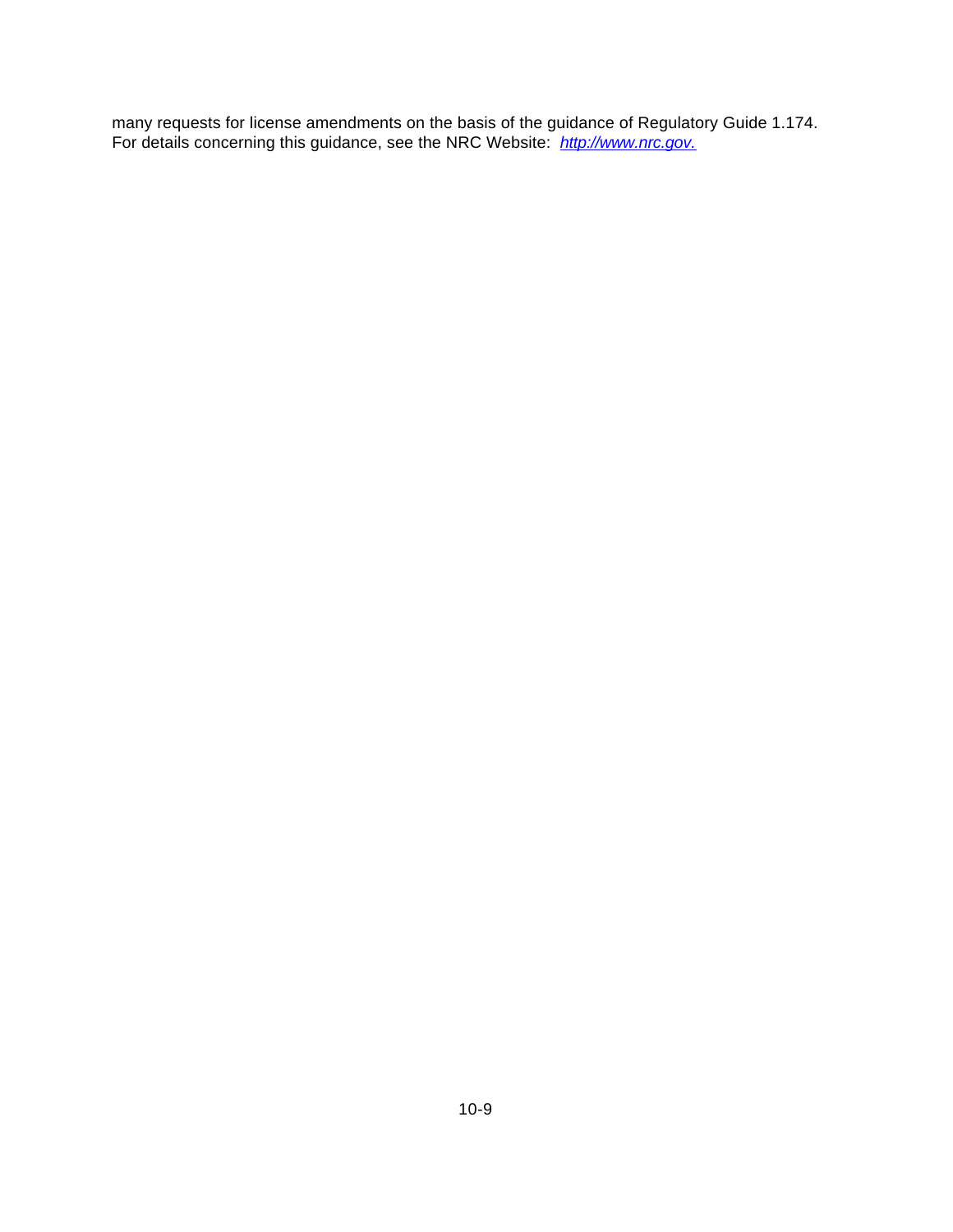many requests for license amendments on the basis of the guidance of Regulatory Guide 1.174. For details concerning this guidance, see the NRC Website: *[http://www.nrc.gov.](http://www.nrc.gov)*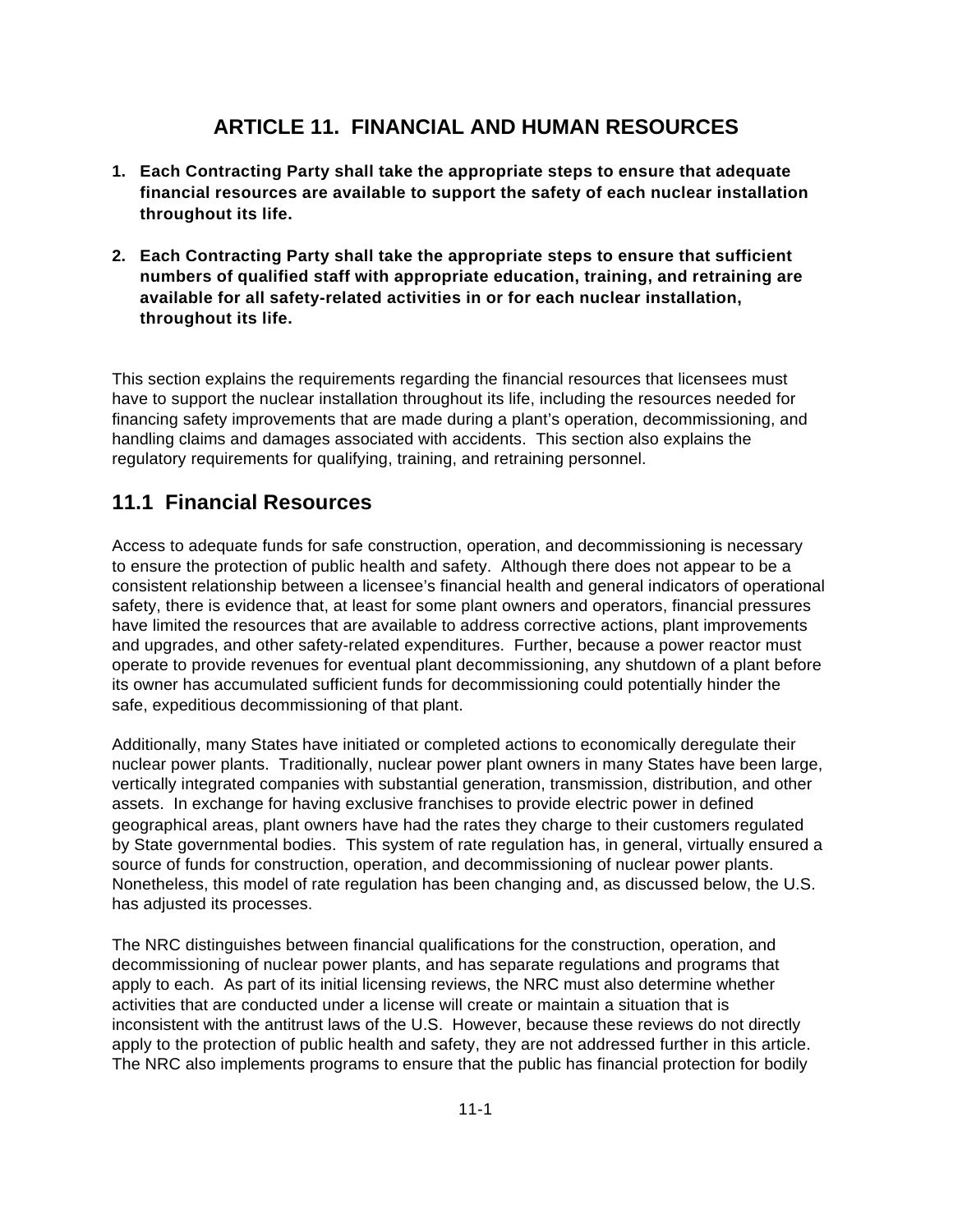# ARTICLE 11. FINANCIAL AND HUMAN RESOURCES

1. **Each Contracting Party shall take the appropriate steps to ensure that adequate financial resources are available to support the safety of each nuclear installation throughout its life.**

2. **Each Contracting Party shall take the appropriate steps to ensure that sufficient numbers of qualified staff with appropriate education, training, and retraining are available for all safety-related activities in or for each nuclear installation, throughout its life.**

This section explains the requirements regarding the financial resources that licensees must have to support the nuclear installation throughout its life, including the resources needed for financing safety improvements that are made during a plant's operation, decommissioning, and handling claims and damages associated with accidents. This section also explains the regulatory requirements for qualifying, training, and retraining personnel.

## 11.1 Financial Resources

Access to adequate funds for safe construction, operation, and decommissioning is necessary to ensure the protection of public health and safety. Although there does not appear to be a consistent relationship between a licensee's financial health and general indicators of operational safety, there is evidence that, at least for some plant owners and operators, financial pressures have limited the resources that are available to address corrective actions, plant improvements and upgrades, and other safety-related expenditures. Further, because a power reactor must operate to provide revenues for eventual plant decommissioning, any shutdown of a plant before its owner has accumulated sufficient funds for decommissioning could potentially hinder the safe, expeditious decommissioning of that plant.

Additionally, many States have initiated or completed actions to economically deregulate their nuclear power plants. Traditionally, nuclear power plant owners in many States have been large, vertically integrated companies with substantial generation, transmission, distribution, and other assets. In exchange for having exclusive franchises to provide electric power in defined geographical areas, plant owners have had the rates they charge to their customers regulated by State governmental bodies. This system of rate regulation has, in general, virtually ensured a source of funds for construction, operation, and decommissioning of nuclear power plants. Nonetheless, this model of rate regulation has been changing and, as discussed below, the U.S. has adjusted its processes.

The NRC distinguishes between financial qualifications for the construction, operation, and decommissioning of nuclear power plants, and has separate regulations and programs that apply to each. As part of its initial licensing reviews, the NRC must also determine whether activities that are conducted under a license will create or maintain a situation that is inconsistent with the antitrust laws of the U.S. However, because these reviews do not directly apply to the protection of public health and safety, they are not addressed further in this article. The NRC also implements programs to ensure that the public has financial protection for bodily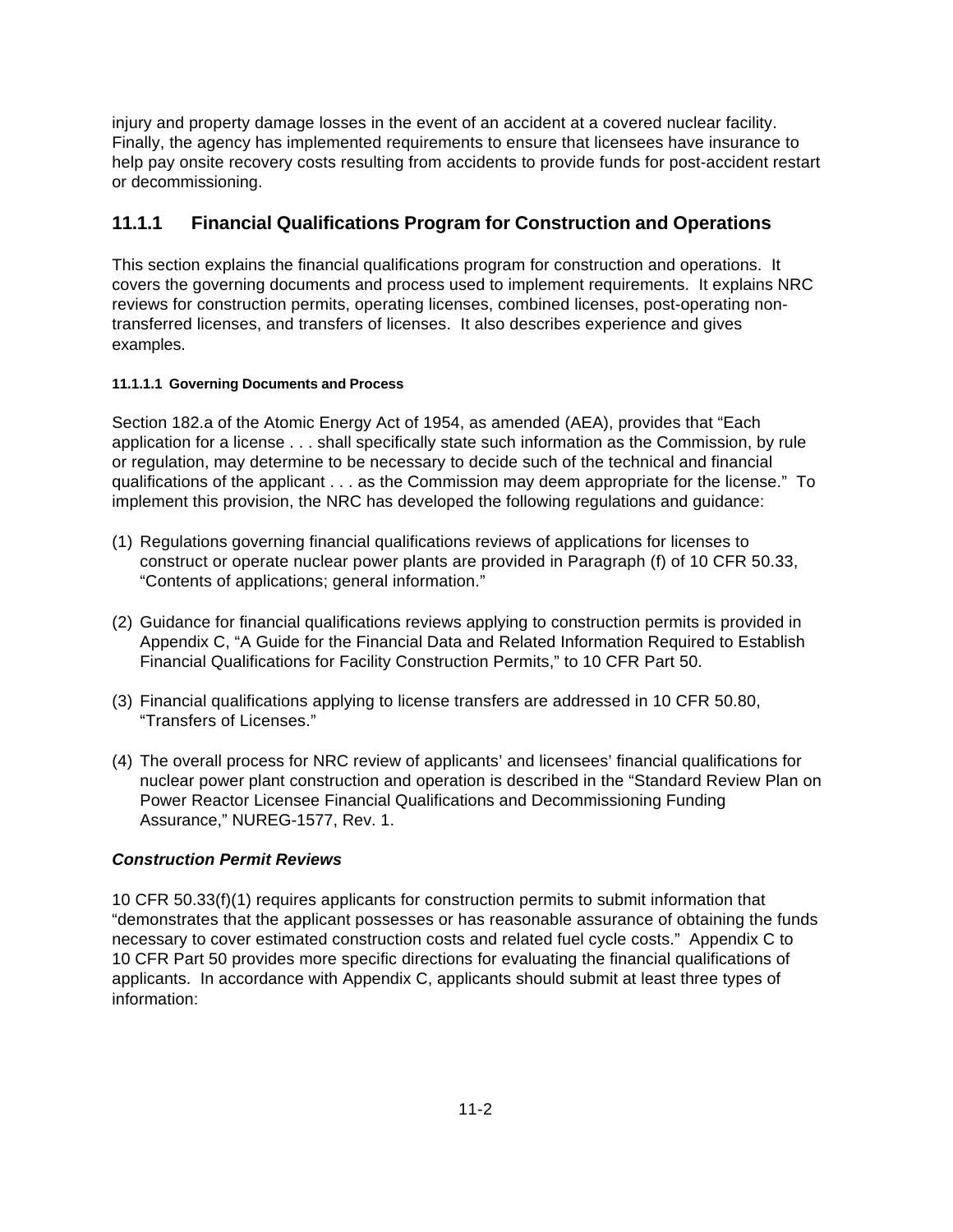injury and property damage losses in the event of an accident at a covered nuclear facility. Finally, the agency has implemented requirements to ensure that licensees have insurance to help pay onsite recovery costs resulting from accidents to provide funds for post-accident restart or decommissioning.

## 11.1.1 Financial Qualifications Program for Construction and Operations

This section explains the financial qualifications program for construction and operations. It covers the governing documents and process used to implement requirements. It explains NRC reviews for construction permits, operating licenses, combined licenses, post-operating non-transferred licenses, and transfers of licenses. It also describes experience and gives examples.

#### 11.1.1.1 Governing Documents and Process

Section 182.a of the Atomic Energy Act of 1954, as amended (AEA), provides that “Each application for a license . . . shall specifically state such information as the Commission, by rule or regulation, may determine to be necessary to decide such of the technical and financial qualifications of the applicant . . . as the Commission may deem appropriate for the license.” To implement this provision, the NRC has developed the following regulations and guidance:

(1) Regulations governing financial qualifications reviews of applications for licenses to construct or operate nuclear power plants are provided in Paragraph (f) of 10 CFR 50.33, “Contents of applications; general information.”

(2) Guidance for financial qualifications reviews applying to construction permits is provided in Appendix C, “A Guide for the Financial Data and Related Information Required to Establish Financial Qualifications for Facility Construction Permits,” to 10 CFR Part 50.

(3) Financial qualifications applying to license transfers are addressed in 10 CFR 50.80, “Transfers of Licenses.”

(4) The overall process for NRC review of applicants’ and licensees’ financial qualifications for nuclear power plant construction and operation is described in the “Standard Review Plan on Power Reactor Licensee Financial Qualifications and Decommissioning Funding Assurance,” NUREG-1577, Rev. 1.

***Construction Permit Reviews***

10 CFR 50.33(f)(1) requires applicants for construction permits to submit information that “demonstrates that the applicant possesses or has reasonable assurance of obtaining the funds necessary to cover estimated construction costs and related fuel cycle costs.” Appendix C to 10 CFR Part 50 provides more specific directions for evaluating the financial qualifications of applicants. In accordance with Appendix C, applicants should submit at least three types of information: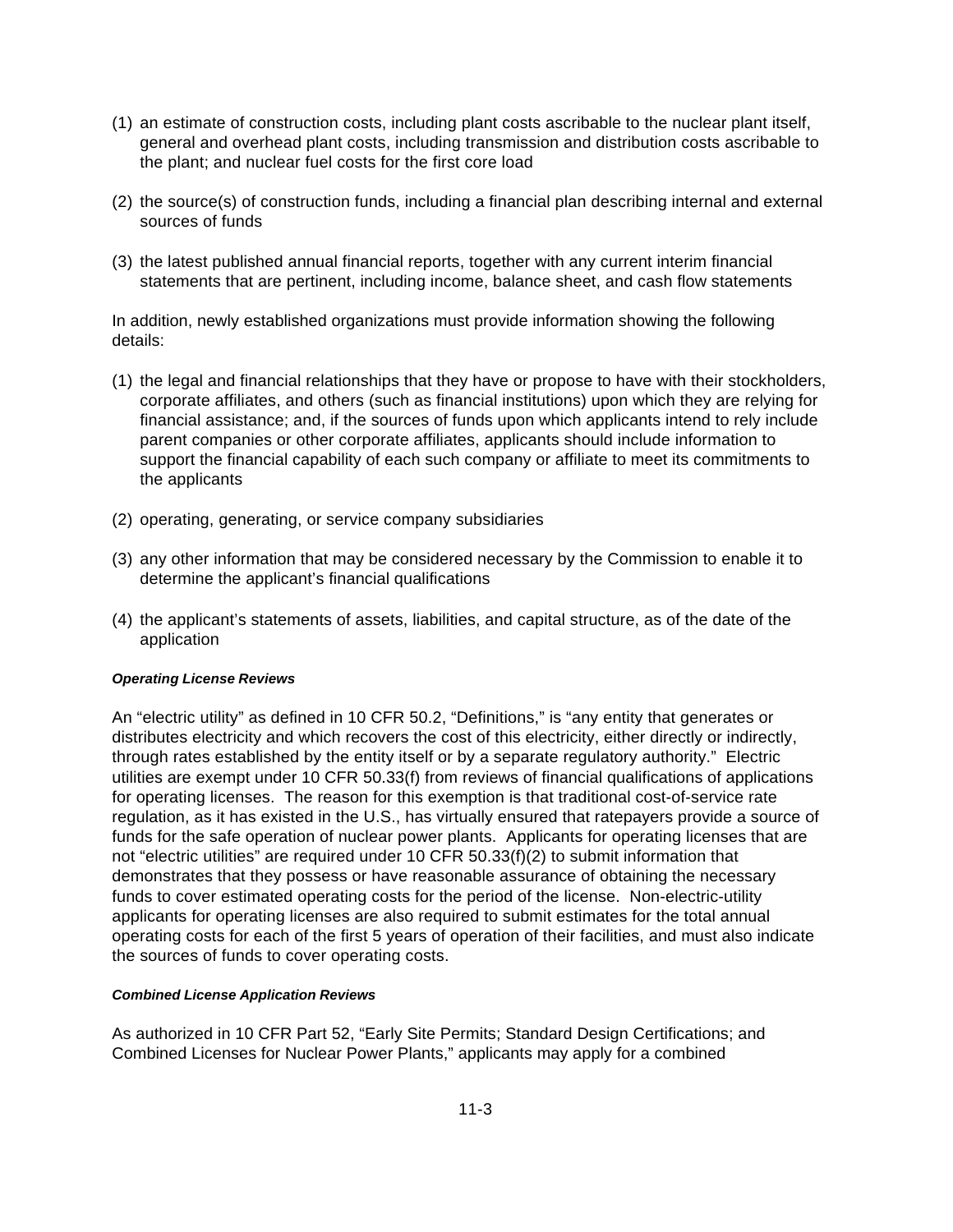(1) an estimate of construction costs, including plant costs ascribable to the nuclear plant itself, general and overhead plant costs, including transmission and distribution costs ascribable to the plant; and nuclear fuel costs for the first core load

(2) the source(s) of construction funds, including a financial plan describing internal and external sources of funds

(3) the latest published annual financial reports, together with any current interim financial statements that are pertinent, including income, balance sheet, and cash flow statements

In addition, newly established organizations must provide information showing the following details:

(1) the legal and financial relationships that they have or propose to have with their stockholders, corporate affiliates, and others (such as financial institutions) upon which they are relying for financial assistance; and, if the sources of funds upon which applicants intend to rely include parent companies or other corporate affiliates, applicants should include information to support the financial capability of each such company or affiliate to meet its commitments to the applicants

(2) operating, generating, or service company subsidiaries

(3) any other information that may be considered necessary by the Commission to enable it to determine the applicant's financial qualifications

(4) the applicant's statements of assets, liabilities, and capital structure, as of the date of the application

***Operating License Reviews***

An "electric utility" as defined in 10 CFR 50.2, "Definitions," is "any entity that generates or distributes electricity and which recovers the cost of this electricity, either directly or indirectly, through rates established by the entity itself or by a separate regulatory authority." Electric utilities are exempt under 10 CFR 50.33(f) from reviews of financial qualifications of applications for operating licenses. The reason for this exemption is that traditional cost-of-service rate regulation, as it has existed in the U.S., has virtually ensured that ratepayers provide a source of funds for the safe operation of nuclear power plants. Applicants for operating licenses that are not "electric utilities" are required under 10 CFR 50.33(f)(2) to submit information that demonstrates that they possess or have reasonable assurance of obtaining the necessary funds to cover estimated operating costs for the period of the license. Non-electric-utility applicants for operating licenses are also required to submit estimates for the total annual operating costs for each of the first 5 years of operation of their facilities, and must also indicate the sources of funds to cover operating costs.

***Combined License Application Reviews***

As authorized in 10 CFR Part 52, "Early Site Permits; Standard Design Certifications; and Combined Licenses for Nuclear Power Plants," applicants may apply for a combined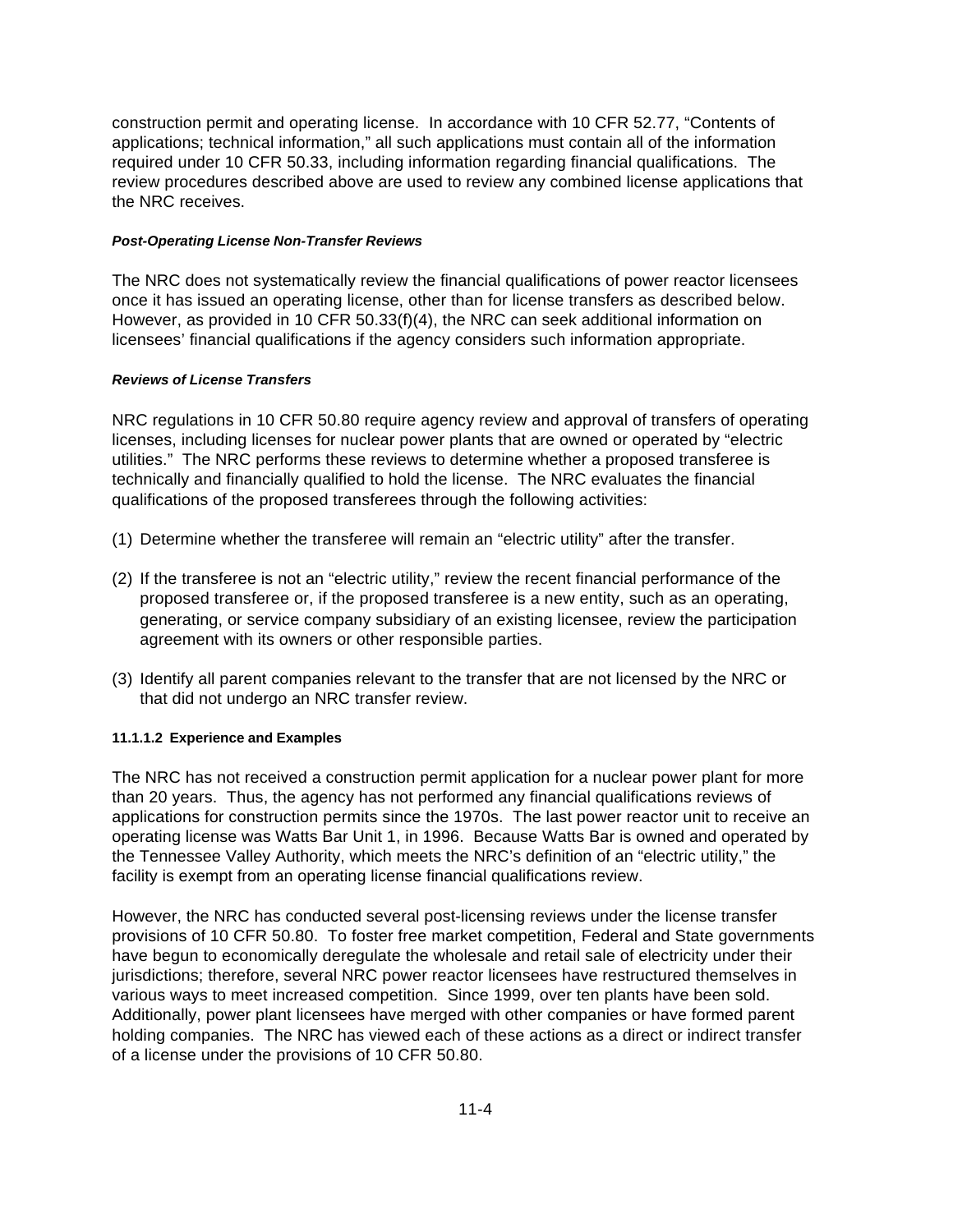construction permit and operating license. In accordance with 10 CFR 52.77, "Contents of applications; technical information," all such applications must contain all of the information required under 10 CFR 50.33, including information regarding financial qualifications. The review procedures described above are used to review any combined license applications that the NRC receives.

***Post-Operating License Non-Transfer Reviews***

The NRC does not systematically review the financial qualifications of power reactor licensees once it has issued an operating license, other than for license transfers as described below. However, as provided in 10 CFR 50.33(f)(4), the NRC can seek additional information on licensees' financial qualifications if the agency considers such information appropriate.

***Reviews of License Transfers***

NRC regulations in 10 CFR 50.80 require agency review and approval of transfers of operating licenses, including licenses for nuclear power plants that are owned or operated by "electric utilities." The NRC performs these reviews to determine whether a proposed transferee is technically and financially qualified to hold the license. The NRC evaluates the financial qualifications of the proposed transferees through the following activities:

(1) Determine whether the transferee will remain an "electric utility" after the transfer.

(2) If the transferee is not an "electric utility," review the recent financial performance of the proposed transferee or, if the proposed transferee is a new entity, such as an operating, generating, or service company subsidiary of an existing licensee, review the participation agreement with its owners or other responsible parties.

(3) Identify all parent companies relevant to the transfer that are not licensed by the NRC or that did not undergo an NRC transfer review.

#### 11.1.1.2 Experience and Examples

The NRC has not received a construction permit application for a nuclear power plant for more than 20 years. Thus, the agency has not performed any financial qualifications reviews of applications for construction permits since the 1970s. The last power reactor unit to receive an operating license was Watts Bar Unit 1, in 1996. Because Watts Bar is owned and operated by the Tennessee Valley Authority, which meets the NRC's definition of an "electric utility," the facility is exempt from an operating license financial qualifications review.

However, the NRC has conducted several post-licensing reviews under the license transfer provisions of 10 CFR 50.80. To foster free market competition, Federal and State governments have begun to economically deregulate the wholesale and retail sale of electricity under their jurisdictions; therefore, several NRC power reactor licensees have restructured themselves in various ways to meet increased competition. Since 1999, over ten plants have been sold. Additionally, power plant licensees have merged with other companies or have formed parent holding companies. The NRC has viewed each of these actions as a direct or indirect transfer of a license under the provisions of 10 CFR 50.80.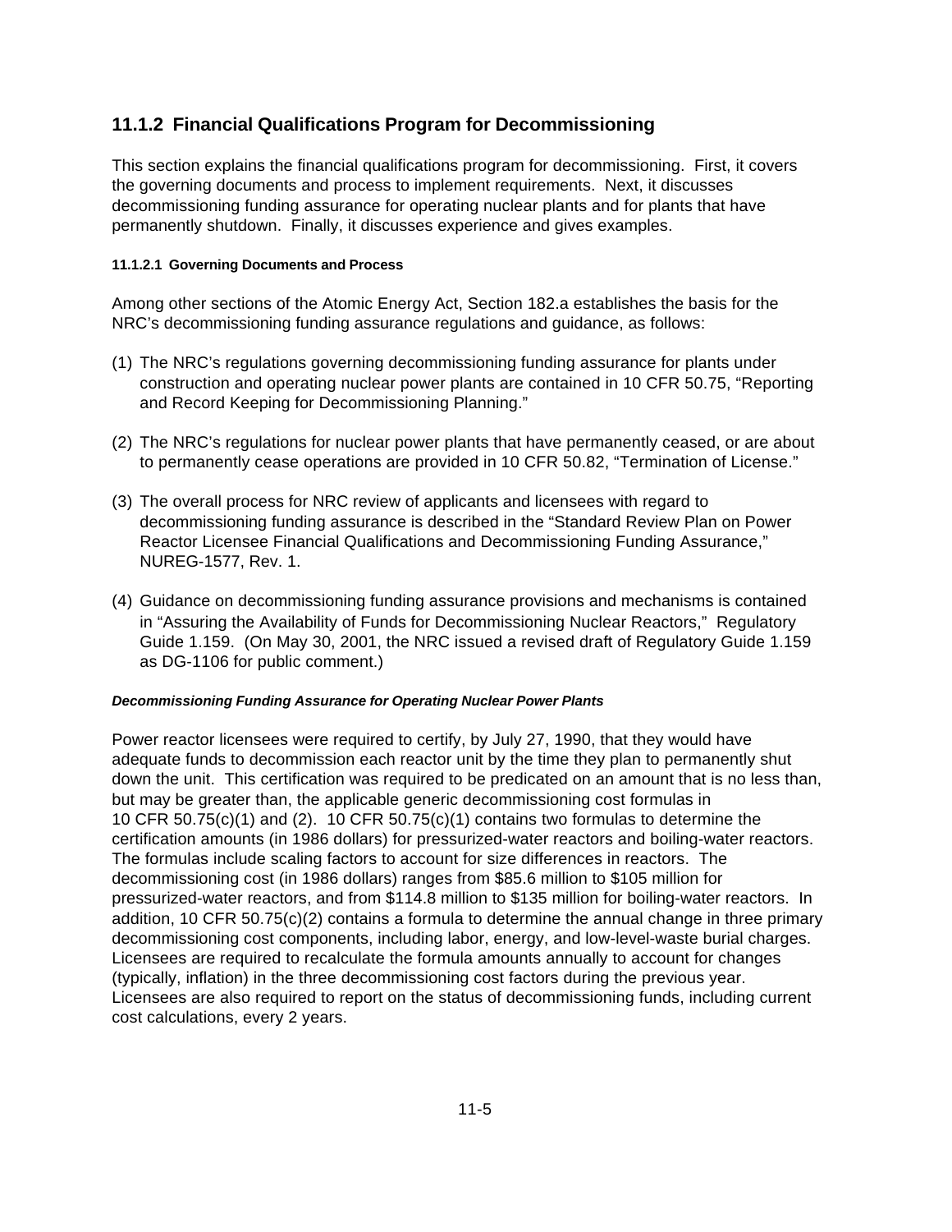## 11.1.2 Financial Qualifications Program for Decommissioning

This section explains the financial qualifications program for decommissioning. First, it covers the governing documents and process to implement requirements. Next, it discusses decommissioning funding assurance for operating nuclear plants and for plants that have permanently shutdown. Finally, it discusses experience and gives examples.

#### 11.1.2.1 Governing Documents and Process

Among other sections of the Atomic Energy Act, Section 182.a establishes the basis for the NRC's decommissioning funding assurance regulations and guidance, as follows:

(1) The NRC's regulations governing decommissioning funding assurance for plants under construction and operating nuclear power plants are contained in 10 CFR 50.75, "Reporting and Record Keeping for Decommissioning Planning."

(2) The NRC's regulations for nuclear power plants that have permanently ceased, or are about to permanently cease operations are provided in 10 CFR 50.82, "Termination of License."

(3) The overall process for NRC review of applicants and licensees with regard to decommissioning funding assurance is described in the "Standard Review Plan on Power Reactor Licensee Financial Qualifications and Decommissioning Funding Assurance," NUREG-1577, Rev. 1.

(4) Guidance on decommissioning funding assurance provisions and mechanisms is contained in "Assuring the Availability of Funds for Decommissioning Nuclear Reactors," Regulatory Guide 1.159. (On May 30, 2001, the NRC issued a revised draft of Regulatory Guide 1.159 as DG-1106 for public comment.)

***Decommissioning Funding Assurance for Operating Nuclear Power Plants***

Power reactor licensees were required to certify, by July 27, 1990, that they would have adequate funds to decommission each reactor unit by the time they plan to permanently shut down the unit. This certification was required to be predicated on an amount that is no less than, but may be greater than, the applicable generic decommissioning cost formulas in 10 CFR 50.75(c)(1) and (2). 10 CFR 50.75(c)(1) contains two formulas to determine the certification amounts (in 1986 dollars) for pressurized-water reactors and boiling-water reactors. The formulas include scaling factors to account for size differences in reactors. The decommissioning cost (in 1986 dollars) ranges from $85.6 million to $105 million for pressurized-water reactors, and from $114.8 million to $135 million for boiling-water reactors. In addition, 10 CFR 50.75(c)(2) contains a formula to determine the annual change in three primary decommissioning cost components, including labor, energy, and low-level-waste burial charges. Licensees are required to recalculate the formula amounts annually to account for changes (typically, inflation) in the three decommissioning cost factors during the previous year. Licensees are also required to report on the status of decommissioning funds, including current cost calculations, every 2 years.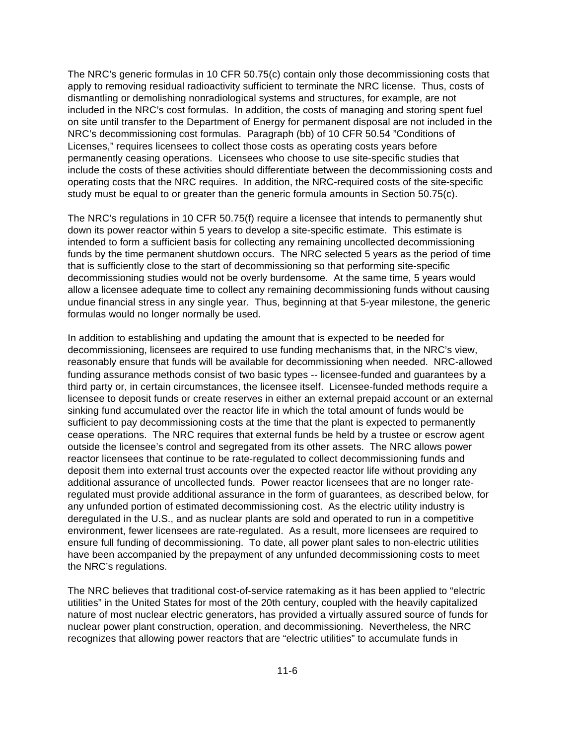The NRC's generic formulas in 10 CFR 50.75(c) contain only those decommissioning costs that apply to removing residual radioactivity sufficient to terminate the NRC license. Thus, costs of dismantling or demolishing nonradiological systems and structures, for example, are not included in the NRC's cost formulas. In addition, the costs of managing and storing spent fuel on site until transfer to the Department of Energy for permanent disposal are not included in the NRC's decommissioning cost formulas. Paragraph (bb) of 10 CFR 50.54 "Conditions of Licenses," requires licensees to collect those costs as operating costs years before permanently ceasing operations. Licensees who choose to use site-specific studies that include the costs of these activities should differentiate between the decommissioning costs and operating costs that the NRC requires. In addition, the NRC-required costs of the site-specific study must be equal to or greater than the generic formula amounts in Section 50.75(c).

The NRC's regulations in 10 CFR 50.75(f) require a licensee that intends to permanently shut down its power reactor within 5 years to develop a site-specific estimate. This estimate is intended to form a sufficient basis for collecting any remaining uncollected decommissioning funds by the time permanent shutdown occurs. The NRC selected 5 years as the period of time that is sufficiently close to the start of decommissioning so that performing site-specific decommissioning studies would not be overly burdensome. At the same time, 5 years would allow a licensee adequate time to collect any remaining decommissioning funds without causing undue financial stress in any single year. Thus, beginning at that 5-year milestone, the generic formulas would no longer normally be used.

In addition to establishing and updating the amount that is expected to be needed for decommissioning, licensees are required to use funding mechanisms that, in the NRC's view, reasonably ensure that funds will be available for decommissioning when needed. NRC-allowed funding assurance methods consist of two basic types -- licensee-funded and guarantees by a third party or, in certain circumstances, the licensee itself. Licensee-funded methods require a licensee to deposit funds or create reserves in either an external prepaid account or an external sinking fund accumulated over the reactor life in which the total amount of funds would be sufficient to pay decommissioning costs at the time that the plant is expected to permanently cease operations. The NRC requires that external funds be held by a trustee or escrow agent outside the licensee's control and segregated from its other assets. The NRC allows power reactor licensees that continue to be rate-regulated to collect decommissioning funds and deposit them into external trust accounts over the expected reactor life without providing any additional assurance of uncollected funds. Power reactor licensees that are no longer rate-regulated must provide additional assurance in the form of guarantees, as described below, for any unfunded portion of estimated decommissioning cost. As the electric utility industry is deregulated in the U.S., and as nuclear plants are sold and operated to run in a competitive environment, fewer licensees are rate-regulated. As a result, more licensees are required to ensure full funding of decommissioning. To date, all power plant sales to non-electric utilities have been accompanied by the prepayment of any unfunded decommissioning costs to meet the NRC's regulations.

The NRC believes that traditional cost-of-service ratemaking as it has been applied to "electric utilities" in the United States for most of the 20th century, coupled with the heavily capitalized nature of most nuclear electric generators, has provided a virtually assured source of funds for nuclear power plant construction, operation, and decommissioning. Nevertheless, the NRC recognizes that allowing power reactors that are "electric utilities" to accumulate funds in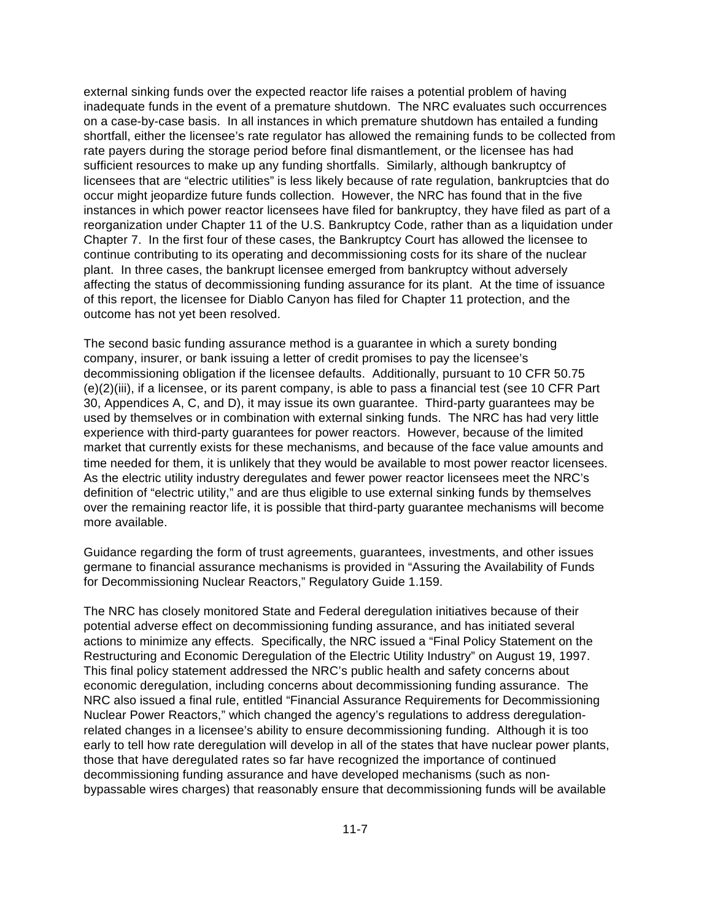external sinking funds over the expected reactor life raises a potential problem of having inadequate funds in the event of a premature shutdown. The NRC evaluates such occurrences on a case-by-case basis. In all instances in which premature shutdown has entailed a funding shortfall, either the licensee's rate regulator has allowed the remaining funds to be collected from rate payers during the storage period before final dismantlement, or the licensee has had sufficient resources to make up any funding shortfalls. Similarly, although bankruptcy of licensees that are "electric utilities" is less likely because of rate regulation, bankruptcies that do occur might jeopardize future funds collection. However, the NRC has found that in the five instances in which power reactor licensees have filed for bankruptcy, they have filed as part of a reorganization under Chapter 11 of the U.S. Bankruptcy Code, rather than as a liquidation under Chapter 7. In the first four of these cases, the Bankruptcy Court has allowed the licensee to continue contributing to its operating and decommissioning costs for its share of the nuclear plant. In three cases, the bankrupt licensee emerged from bankruptcy without adversely affecting the status of decommissioning funding assurance for its plant. At the time of issuance of this report, the licensee for Diablo Canyon has filed for Chapter 11 protection, and the outcome has not yet been resolved.

The second basic funding assurance method is a guarantee in which a surety bonding company, insurer, or bank issuing a letter of credit promises to pay the licensee's decommissioning obligation if the licensee defaults. Additionally, pursuant to 10 CFR 50.75 (e)(2)(iii), if a licensee, or its parent company, is able to pass a financial test (see 10 CFR Part 30, Appendices A, C, and D), it may issue its own guarantee. Third-party guarantees may be used by themselves or in combination with external sinking funds. The NRC has had very little experience with third-party guarantees for power reactors. However, because of the limited market that currently exists for these mechanisms, and because of the face value amounts and time needed for them, it is unlikely that they would be available to most power reactor licensees. As the electric utility industry deregulates and fewer power reactor licensees meet the NRC's definition of "electric utility," and are thus eligible to use external sinking funds by themselves over the remaining reactor life, it is possible that third-party guarantee mechanisms will become more available.

Guidance regarding the form of trust agreements, guarantees, investments, and other issues germane to financial assurance mechanisms is provided in "Assuring the Availability of Funds for Decommissioning Nuclear Reactors," Regulatory Guide 1.159.

The NRC has closely monitored State and Federal deregulation initiatives because of their potential adverse effect on decommissioning funding assurance, and has initiated several actions to minimize any effects. Specifically, the NRC issued a "Final Policy Statement on the Restructuring and Economic Deregulation of the Electric Utility Industry" on August 19, 1997. This final policy statement addressed the NRC's public health and safety concerns about economic deregulation, including concerns about decommissioning funding assurance. The NRC also issued a final rule, entitled "Financial Assurance Requirements for Decommissioning Nuclear Power Reactors," which changed the agency's regulations to address deregulation-related changes in a licensee's ability to ensure decommissioning funding. Although it is too early to tell how rate deregulation will develop in all of the states that have nuclear power plants, those that have deregulated rates so far have recognized the importance of continued decommissioning funding assurance and have developed mechanisms (such as non-bypassable wires charges) that reasonably ensure that decommissioning funds will be available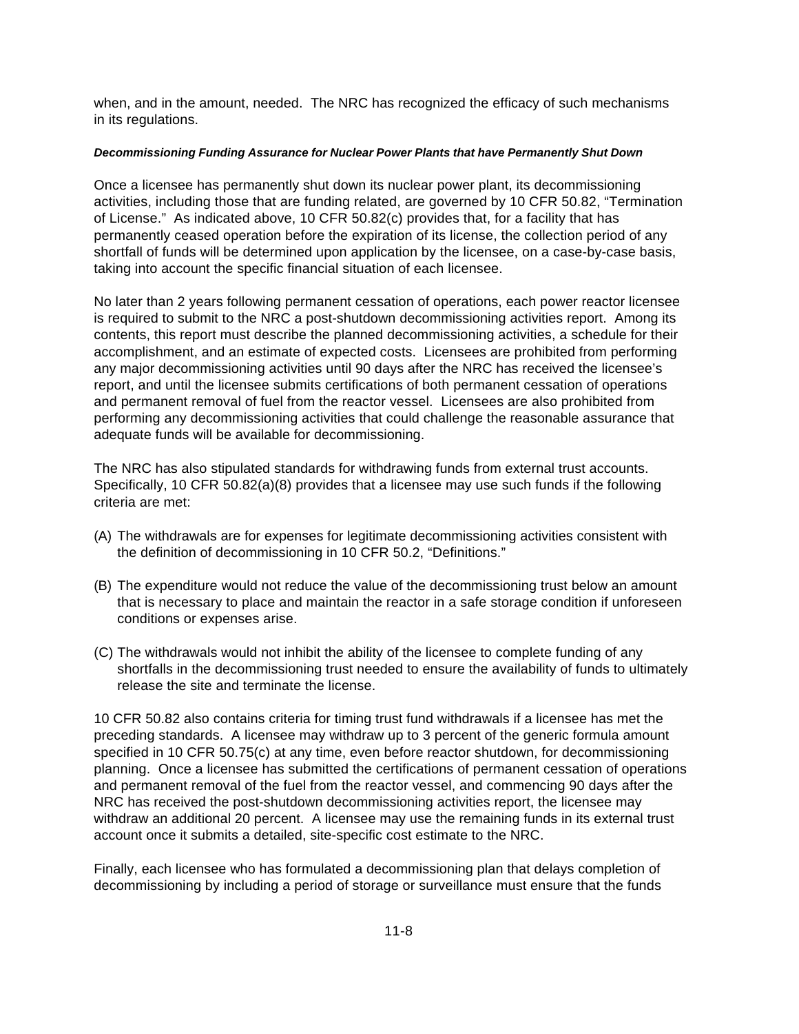when, and in the amount, needed. The NRC has recognized the efficacy of such mechanisms in its regulations.

***Decommissioning Funding Assurance for Nuclear Power Plants that have Permanently Shut Down***

Once a licensee has permanently shut down its nuclear power plant, its decommissioning activities, including those that are funding related, are governed by 10 CFR 50.82, "Termination of License." As indicated above, 10 CFR 50.82(c) provides that, for a facility that has permanently ceased operation before the expiration of its license, the collection period of any shortfall of funds will be determined upon application by the licensee, on a case-by-case basis, taking into account the specific financial situation of each licensee.

No later than 2 years following permanent cessation of operations, each power reactor licensee is required to submit to the NRC a post-shutdown decommissioning activities report. Among its contents, this report must describe the planned decommissioning activities, a schedule for their accomplishment, and an estimate of expected costs. Licensees are prohibited from performing any major decommissioning activities until 90 days after the NRC has received the licensee's report, and until the licensee submits certifications of both permanent cessation of operations and permanent removal of fuel from the reactor vessel. Licensees are also prohibited from performing any decommissioning activities that could challenge the reasonable assurance that adequate funds will be available for decommissioning.

The NRC has also stipulated standards for withdrawing funds from external trust accounts. Specifically, 10 CFR 50.82(a)(8) provides that a licensee may use such funds if the following criteria are met:

(A) The withdrawals are for expenses for legitimate decommissioning activities consistent with the definition of decommissioning in 10 CFR 50.2, "Definitions."

(B) The expenditure would not reduce the value of the decommissioning trust below an amount that is necessary to place and maintain the reactor in a safe storage condition if unforeseen conditions or expenses arise.

(C) The withdrawals would not inhibit the ability of the licensee to complete funding of any shortfalls in the decommissioning trust needed to ensure the availability of funds to ultimately release the site and terminate the license.

10 CFR 50.82 also contains criteria for timing trust fund withdrawals if a licensee has met the preceding standards. A licensee may withdraw up to 3 percent of the generic formula amount specified in 10 CFR 50.75(c) at any time, even before reactor shutdown, for decommissioning planning. Once a licensee has submitted the certifications of permanent cessation of operations and permanent removal of the fuel from the reactor vessel, and commencing 90 days after the NRC has received the post-shutdown decommissioning activities report, the licensee may withdraw an additional 20 percent. A licensee may use the remaining funds in its external trust account once it submits a detailed, site-specific cost estimate to the NRC.

Finally, each licensee who has formulated a decommissioning plan that delays completion of decommissioning by including a period of storage or surveillance must ensure that the funds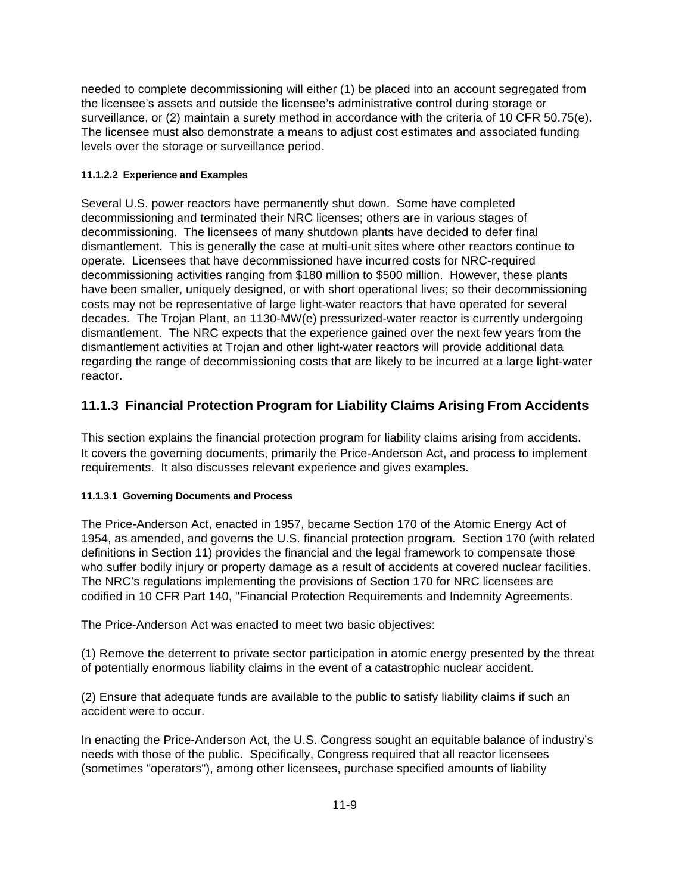needed to complete decommissioning will either (1) be placed into an account segregated from the licensee's assets and outside the licensee's administrative control during storage or surveillance, or (2) maintain a surety method in accordance with the criteria of 10 CFR 50.75(e). The licensee must also demonstrate a means to adjust cost estimates and associated funding levels over the storage or surveillance period.

#### 11.1.2.2 Experience and Examples

Several U.S. power reactors have permanently shut down. Some have completed decommissioning and terminated their NRC licenses; others are in various stages of decommissioning. The licensees of many shutdown plants have decided to defer final dismantlement. This is generally the case at multi-unit sites where other reactors continue to operate. Licensees that have decommissioned have incurred costs for NRC-required decommissioning activities ranging from $180 million to $500 million. However, these plants have been smaller, uniquely designed, or with short operational lives; so their decommissioning costs may not be representative of large light-water reactors that have operated for several decades. The Trojan Plant, an 1130-MW(e) pressurized-water reactor is currently undergoing dismantlement. The NRC expects that the experience gained over the next few years from the dismantlement activities at Trojan and other light-water reactors will provide additional data regarding the range of decommissioning costs that are likely to be incurred at a large light-water reactor.

### 11.1.3 Financial Protection Program for Liability Claims Arising From Accidents

This section explains the financial protection program for liability claims arising from accidents. It covers the governing documents, primarily the Price-Anderson Act, and process to implement requirements. It also discusses relevant experience and gives examples.

#### 11.1.3.1 Governing Documents and Process

The Price-Anderson Act, enacted in 1957, became Section 170 of the Atomic Energy Act of 1954, as amended, and governs the U.S. financial protection program. Section 170 (with related definitions in Section 11) provides the financial and the legal framework to compensate those who suffer bodily injury or property damage as a result of accidents at covered nuclear facilities. The NRC's regulations implementing the provisions of Section 170 for NRC licensees are codified in 10 CFR Part 140, "Financial Protection Requirements and Indemnity Agreements.

The Price-Anderson Act was enacted to meet two basic objectives:

(1) Remove the deterrent to private sector participation in atomic energy presented by the threat of potentially enormous liability claims in the event of a catastrophic nuclear accident.

(2) Ensure that adequate funds are available to the public to satisfy liability claims if such an accident were to occur.

In enacting the Price-Anderson Act, the U.S. Congress sought an equitable balance of industry's needs with those of the public. Specifically, Congress required that all reactor licensees (sometimes "operators"), among other licensees, purchase specified amounts of liability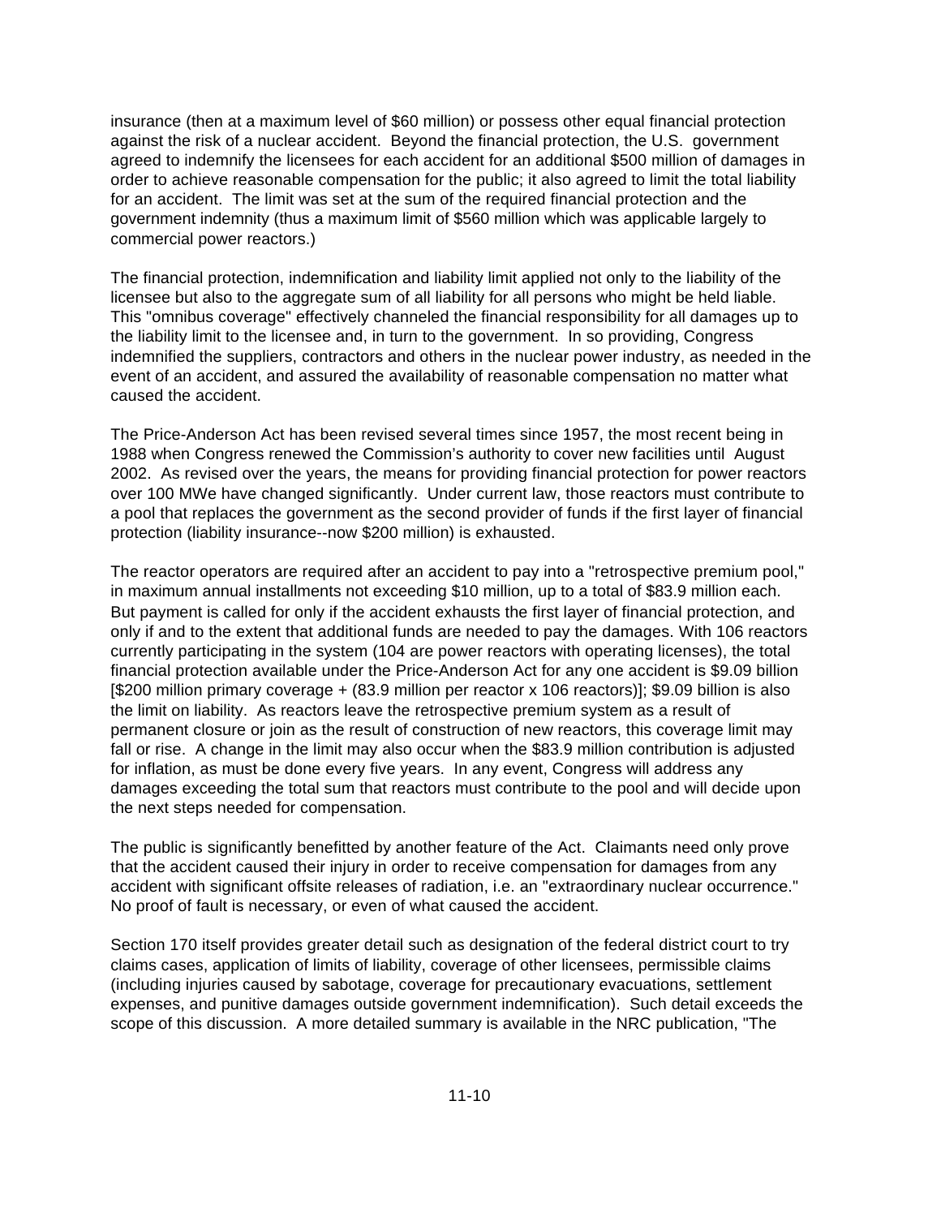insurance (then at a maximum level of $60 million) or possess other equal financial protection against the risk of a nuclear accident. Beyond the financial protection, the U.S. government agreed to indemnify the licensees for each accident for an additional $500 million of damages in order to achieve reasonable compensation for the public; it also agreed to limit the total liability for an accident. The limit was set at the sum of the required financial protection and the government indemnity (thus a maximum limit of $560 million which was applicable largely to commercial power reactors.)

The financial protection, indemnification and liability limit applied not only to the liability of the licensee but also to the aggregate sum of all liability for all persons who might be held liable. This "omnibus coverage" effectively channeled the financial responsibility for all damages up to the liability limit to the licensee and, in turn to the government. In so providing, Congress indemnified the suppliers, contractors and others in the nuclear power industry, as needed in the event of an accident, and assured the availability of reasonable compensation no matter what caused the accident.

The Price-Anderson Act has been revised several times since 1957, the most recent being in 1988 when Congress renewed the Commission's authority to cover new facilities until August 2002. As revised over the years, the means for providing financial protection for power reactors over 100 MWe have changed significantly. Under current law, those reactors must contribute to a pool that replaces the government as the second provider of funds if the first layer of financial protection (liability insurance--now $200 million) is exhausted.

The reactor operators are required after an accident to pay into a "retrospective premium pool," in maximum annual installments not exceeding $10 million, up to a total of $83.9 million each. But payment is called for only if the accident exhausts the first layer of financial protection, and only if and to the extent that additional funds are needed to pay the damages. With 106 reactors currently participating in the system (104 are power reactors with operating licenses), the total financial protection available under the Price-Anderson Act for any one accident is $9.09 billion [$200 million primary coverage + (83.9 million per reactor x 106 reactors)]; $9.09 billion is also the limit on liability. As reactors leave the retrospective premium system as a result of permanent closure or join as the result of construction of new reactors, this coverage limit may fall or rise. A change in the limit may also occur when the $83.9 million contribution is adjusted for inflation, as must be done every five years. In any event, Congress will address any damages exceeding the total sum that reactors must contribute to the pool and will decide upon the next steps needed for compensation.

The public is significantly benefitted by another feature of the Act. Claimants need only prove that the accident caused their injury in order to receive compensation for damages from any accident with significant offsite releases of radiation, i.e. an "extraordinary nuclear occurrence." No proof of fault is necessary, or even of what caused the accident.

Section 170 itself provides greater detail such as designation of the federal district court to try claims cases, application of limits of liability, coverage of other licensees, permissible claims (including injuries caused by sabotage, coverage for precautionary evacuations, settlement expenses, and punitive damages outside government indemnification). Such detail exceeds the scope of this discussion. A more detailed summary is available in the NRC publication, "The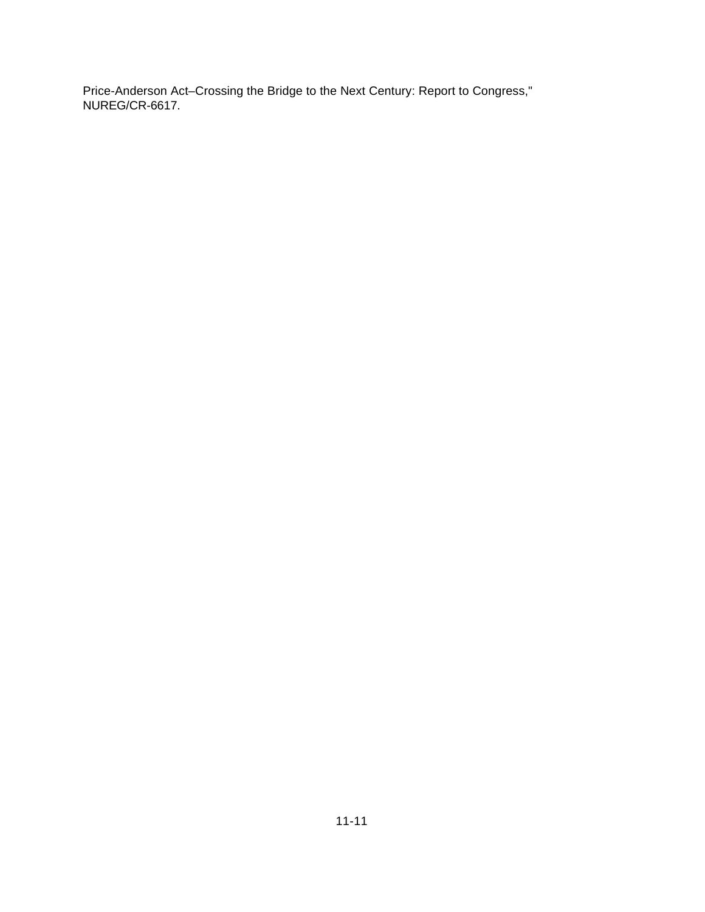Price-Anderson Act–Crossing the Bridge to the Next Century: Report to Congress," NUREG/CR-6617.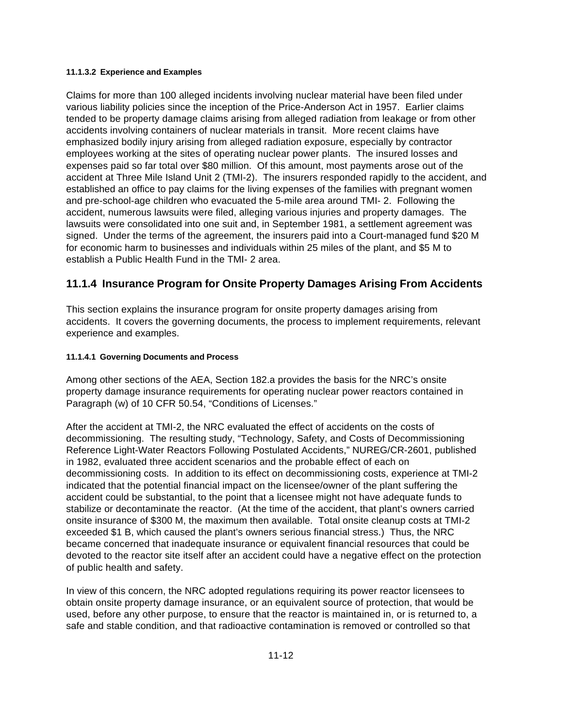#### 11.1.3.2 Experience and Examples

Claims for more than 100 alleged incidents involving nuclear material have been filed under various liability policies since the inception of the Price-Anderson Act in 1957. Earlier claims tended to be property damage claims arising from alleged radiation from leakage or from other accidents involving containers of nuclear materials in transit. More recent claims have emphasized bodily injury arising from alleged radiation exposure, especially by contractor employees working at the sites of operating nuclear power plants. The insured losses and expenses paid so far total over $80 million. Of this amount, most payments arose out of the accident at Three Mile Island Unit 2 (TMI-2). The insurers responded rapidly to the accident, and established an office to pay claims for the living expenses of the families with pregnant women and pre-school-age children who evacuated the 5-mile area around TMI- 2. Following the accident, numerous lawsuits were filed, alleging various injuries and property damages. The lawsuits were consolidated into one suit and, in September 1981, a settlement agreement was signed. Under the terms of the agreement, the insurers paid into a Court-managed fund $20 M for economic harm to businesses and individuals within 25 miles of the plant, and $5 M to establish a Public Health Fund in the TMI- 2 area.

## 11.1.4 Insurance Program for Onsite Property Damages Arising From Accidents

This section explains the insurance program for onsite property damages arising from accidents. It covers the governing documents, the process to implement requirements, relevant experience and examples.

#### 11.1.4.1 Governing Documents and Process

Among other sections of the AEA, Section 182.a provides the basis for the NRC's onsite property damage insurance requirements for operating nuclear power reactors contained in Paragraph (w) of 10 CFR 50.54, "Conditions of Licenses."

After the accident at TMI-2, the NRC evaluated the effect of accidents on the costs of decommissioning. The resulting study, "Technology, Safety, and Costs of Decommissioning Reference Light-Water Reactors Following Postulated Accidents," NUREG/CR-2601, published in 1982, evaluated three accident scenarios and the probable effect of each on decommissioning costs. In addition to its effect on decommissioning costs, experience at TMI-2 indicated that the potential financial impact on the licensee/owner of the plant suffering the accident could be substantial, to the point that a licensee might not have adequate funds to stabilize or decontaminate the reactor. (At the time of the accident, that plant's owners carried onsite insurance of $300 M, the maximum then available. Total onsite cleanup costs at TMI-2 exceeded $1 B, which caused the plant's owners serious financial stress.) Thus, the NRC became concerned that inadequate insurance or equivalent financial resources that could be devoted to the reactor site itself after an accident could have a negative effect on the protection of public health and safety.

In view of this concern, the NRC adopted regulations requiring its power reactor licensees to obtain onsite property damage insurance, or an equivalent source of protection, that would be used, before any other purpose, to ensure that the reactor is maintained in, or is returned to, a safe and stable condition, and that radioactive contamination is removed or controlled so that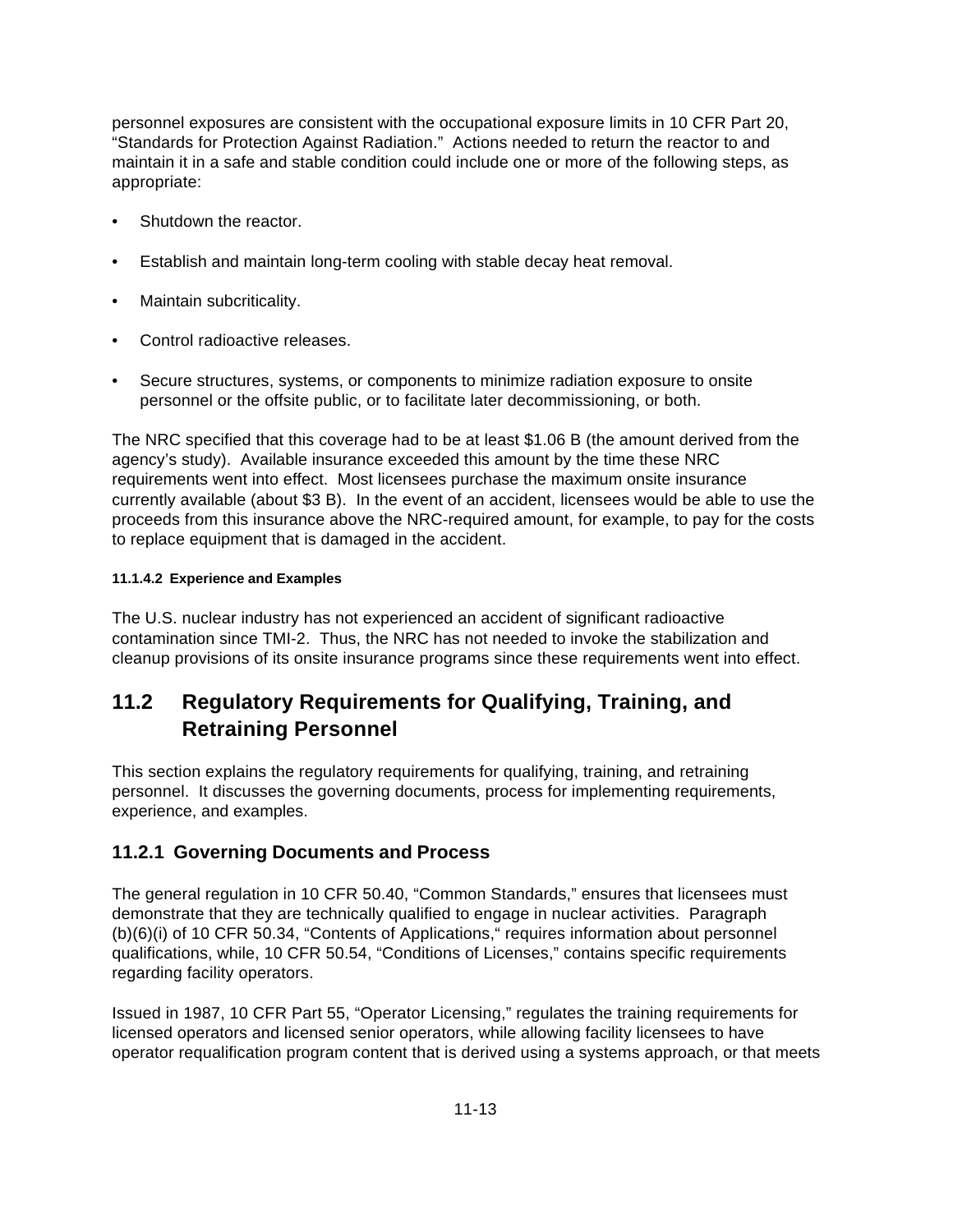personnel exposures are consistent with the occupational exposure limits in 10 CFR Part 20, "Standards for Protection Against Radiation." Actions needed to return the reactor to and maintain it in a safe and stable condition could include one or more of the following steps, as appropriate:

- Shutdown the reactor.
- Establish and maintain long-term cooling with stable decay heat removal.
- Maintain subcriticality.
- Control radioactive releases.
- Secure structures, systems, or components to minimize radiation exposure to onsite personnel or the offsite public, or to facilitate later decommissioning, or both.

The NRC specified that this coverage had to be at least $1.06 B (the amount derived from the agency's study). Available insurance exceeded this amount by the time these NRC requirements went into effect. Most licensees purchase the maximum onsite insurance currently available (about $3 B). In the event of an accident, licensees would be able to use the proceeds from this insurance above the NRC-required amount, for example, to pay for the costs to replace equipment that is damaged in the accident.

#### 11.1.4.2 Experience and Examples

The U.S. nuclear industry has not experienced an accident of significant radioactive contamination since TMI-2. Thus, the NRC has not needed to invoke the stabilization and cleanup provisions of its onsite insurance programs since these requirements went into effect.

## 11.2 Regulatory Requirements for Qualifying, Training, and Retraining Personnel

This section explains the regulatory requirements for qualifying, training, and retraining personnel. It discusses the governing documents, process for implementing requirements, experience, and examples.

### 11.2.1 Governing Documents and Process

The general regulation in 10 CFR 50.40, "Common Standards," ensures that licensees must demonstrate that they are technically qualified to engage in nuclear activities. Paragraph (b)(6)(i) of 10 CFR 50.34, "Contents of Applications," requires information about personnel qualifications, while, 10 CFR 50.54, "Conditions of Licenses," contains specific requirements regarding facility operators.

Issued in 1987, 10 CFR Part 55, "Operator Licensing," regulates the training requirements for licensed operators and licensed senior operators, while allowing facility licensees to have operator requalification program content that is derived using a systems approach, or that meets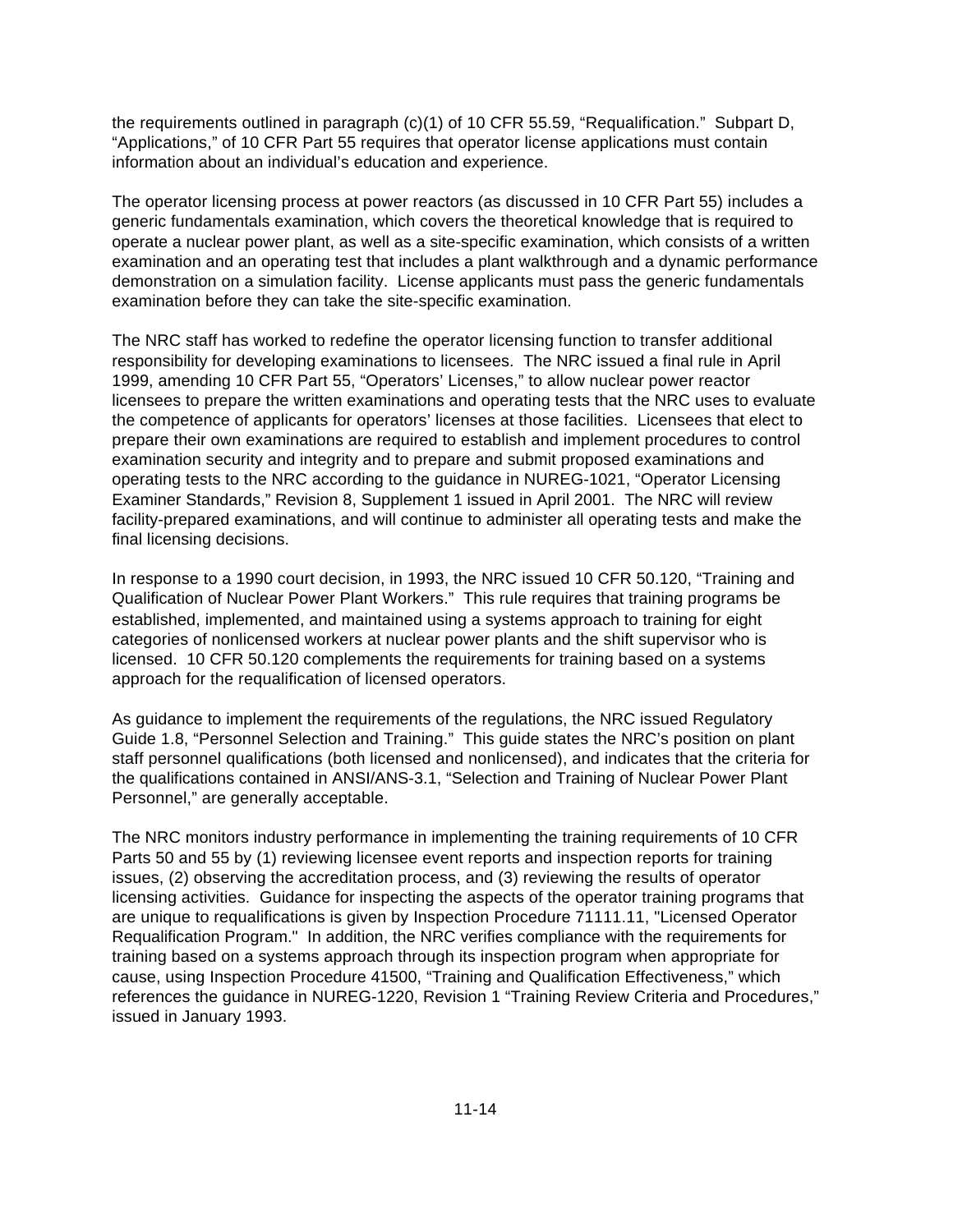the requirements outlined in paragraph (c)(1) of 10 CFR 55.59, "Requalification." Subpart D, "Applications," of 10 CFR Part 55 requires that operator license applications must contain information about an individual's education and experience.

The operator licensing process at power reactors (as discussed in 10 CFR Part 55) includes a generic fundamentals examination, which covers the theoretical knowledge that is required to operate a nuclear power plant, as well as a site-specific examination, which consists of a written examination and an operating test that includes a plant walkthrough and a dynamic performance demonstration on a simulation facility. License applicants must pass the generic fundamentals examination before they can take the site-specific examination.

The NRC staff has worked to redefine the operator licensing function to transfer additional responsibility for developing examinations to licensees. The NRC issued a final rule in April 1999, amending 10 CFR Part 55, "Operators' Licenses," to allow nuclear power reactor licensees to prepare the written examinations and operating tests that the NRC uses to evaluate the competence of applicants for operators' licenses at those facilities. Licensees that elect to prepare their own examinations are required to establish and implement procedures to control examination security and integrity and to prepare and submit proposed examinations and operating tests to the NRC according to the guidance in NUREG-1021, "Operator Licensing Examiner Standards," Revision 8, Supplement 1 issued in April 2001. The NRC will review facility-prepared examinations, and will continue to administer all operating tests and make the final licensing decisions.

In response to a 1990 court decision, in 1993, the NRC issued 10 CFR 50.120, "Training and Qualification of Nuclear Power Plant Workers." This rule requires that training programs be established, implemented, and maintained using a systems approach to training for eight categories of nonlicensed workers at nuclear power plants and the shift supervisor who is licensed. 10 CFR 50.120 complements the requirements for training based on a systems approach for the requalification of licensed operators.

As guidance to implement the requirements of the regulations, the NRC issued Regulatory Guide 1.8, "Personnel Selection and Training." This guide states the NRC's position on plant staff personnel qualifications (both licensed and nonlicensed), and indicates that the criteria for the qualifications contained in ANSI/ANS-3.1, "Selection and Training of Nuclear Power Plant Personnel," are generally acceptable.

The NRC monitors industry performance in implementing the training requirements of 10 CFR Parts 50 and 55 by (1) reviewing licensee event reports and inspection reports for training issues, (2) observing the accreditation process, and (3) reviewing the results of operator licensing activities. Guidance for inspecting the aspects of the operator training programs that are unique to requalifications is given by Inspection Procedure 71111.11, "Licensed Operator Requalification Program." In addition, the NRC verifies compliance with the requirements for training based on a systems approach through its inspection program when appropriate for cause, using Inspection Procedure 41500, "Training and Qualification Effectiveness," which references the guidance in NUREG-1220, Revision 1 "Training Review Criteria and Procedures," issued in January 1993.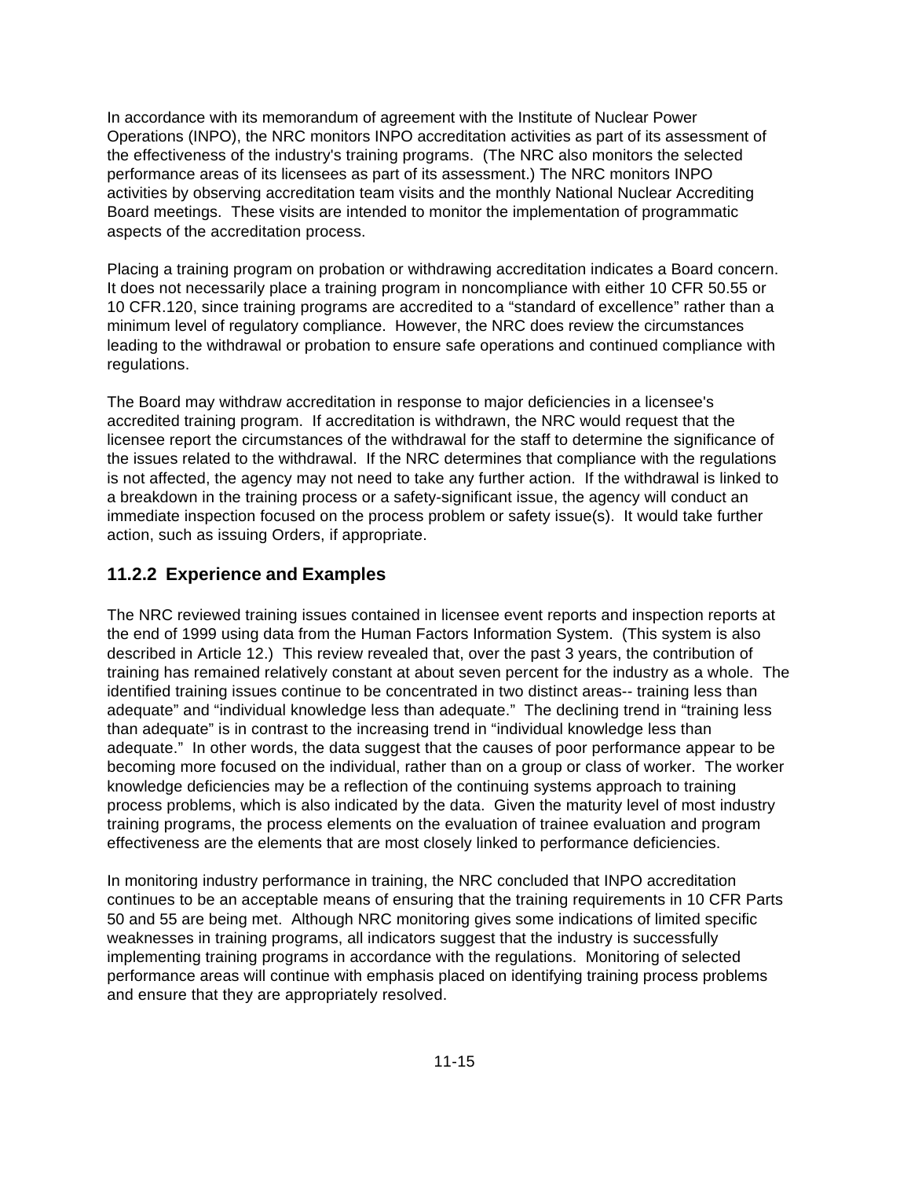In accordance with its memorandum of agreement with the Institute of Nuclear Power Operations (INPO), the NRC monitors INPO accreditation activities as part of its assessment of the effectiveness of the industry's training programs. (The NRC also monitors the selected performance areas of its licensees as part of its assessment.) The NRC monitors INPO activities by observing accreditation team visits and the monthly National Nuclear Accrediting Board meetings. These visits are intended to monitor the implementation of programmatic aspects of the accreditation process.

Placing a training program on probation or withdrawing accreditation indicates a Board concern. It does not necessarily place a training program in noncompliance with either 10 CFR 50.55 or 10 CFR.120, since training programs are accredited to a "standard of excellence" rather than a minimum level of regulatory compliance. However, the NRC does review the circumstances leading to the withdrawal or probation to ensure safe operations and continued compliance with regulations.

The Board may withdraw accreditation in response to major deficiencies in a licensee's accredited training program. If accreditation is withdrawn, the NRC would request that the licensee report the circumstances of the withdrawal for the staff to determine the significance of the issues related to the withdrawal. If the NRC determines that compliance with the regulations is not affected, the agency may not need to take any further action. If the withdrawal is linked to a breakdown in the training process or a safety-significant issue, the agency will conduct an immediate inspection focused on the process problem or safety issue(s). It would take further action, such as issuing Orders, if appropriate.

### 11.2.2 Experience and Examples

The NRC reviewed training issues contained in licensee event reports and inspection reports at the end of 1999 using data from the Human Factors Information System. (This system is also described in Article 12.) This review revealed that, over the past 3 years, the contribution of training has remained relatively constant at about seven percent for the industry as a whole. The identified training issues continue to be concentrated in two distinct areas-- training less than adequate" and "individual knowledge less than adequate." The declining trend in "training less than adequate" is in contrast to the increasing trend in "individual knowledge less than adequate." In other words, the data suggest that the causes of poor performance appear to be becoming more focused on the individual, rather than on a group or class of worker. The worker knowledge deficiencies may be a reflection of the continuing systems approach to training process problems, which is also indicated by the data. Given the maturity level of most industry training programs, the process elements on the evaluation of trainee evaluation and program effectiveness are the elements that are most closely linked to performance deficiencies.

In monitoring industry performance in training, the NRC concluded that INPO accreditation continues to be an acceptable means of ensuring that the training requirements in 10 CFR Parts 50 and 55 are being met. Although NRC monitoring gives some indications of limited specific weaknesses in training programs, all indicators suggest that the industry is successfully implementing training programs in accordance with the regulations. Monitoring of selected performance areas will continue with emphasis placed on identifying training process problems and ensure that they are appropriately resolved.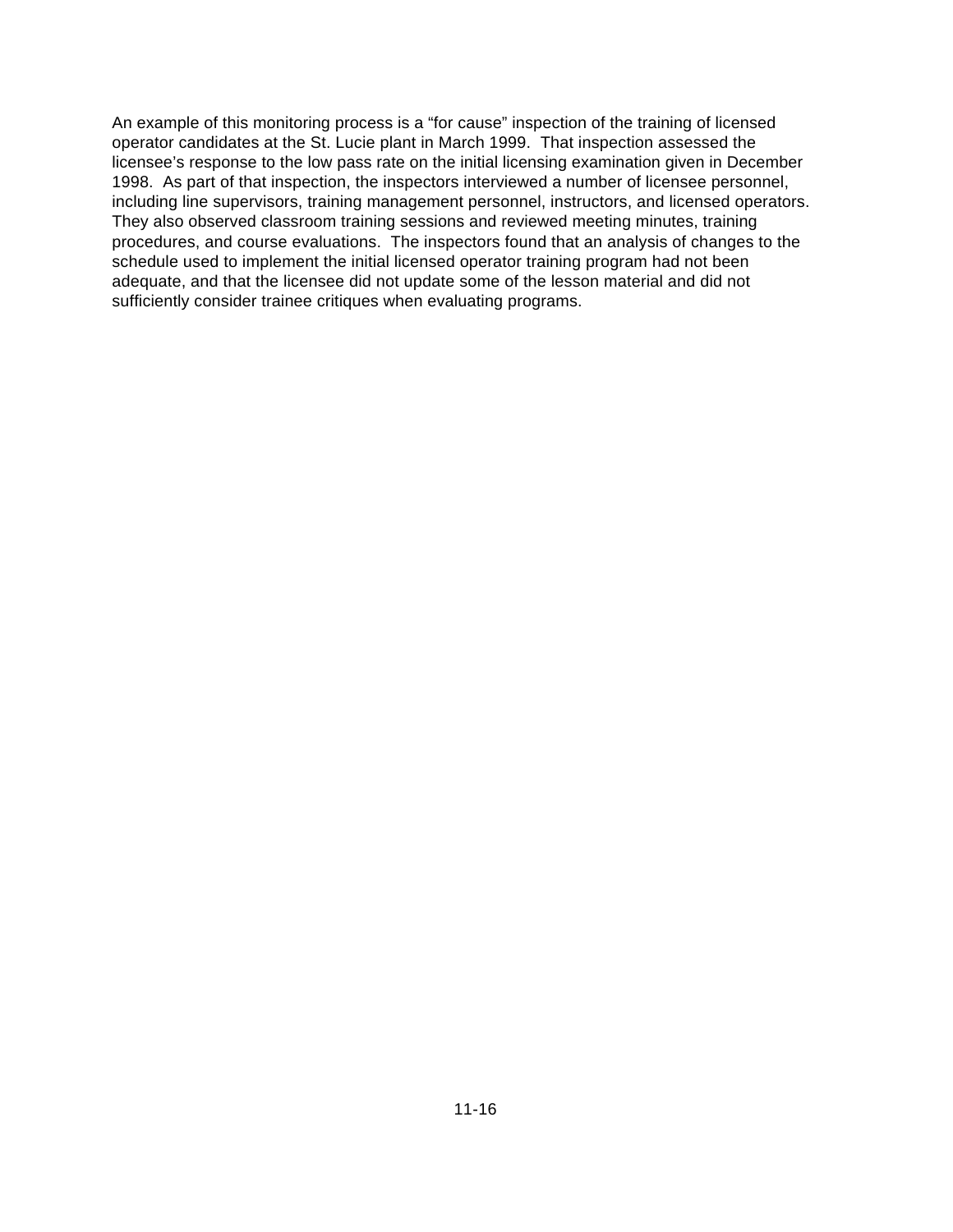An example of this monitoring process is a “for cause” inspection of the training of licensed operator candidates at the St. Lucie plant in March 1999. That inspection assessed the licensee’s response to the low pass rate on the initial licensing examination given in December 1998. As part of that inspection, the inspectors interviewed a number of licensee personnel, including line supervisors, training management personnel, instructors, and licensed operators. They also observed classroom training sessions and reviewed meeting minutes, training procedures, and course evaluations. The inspectors found that an analysis of changes to the schedule used to implement the initial licensed operator training program had not been adequate, and that the licensee did not update some of the lesson material and did not sufficiently consider trainee critiques when evaluating programs.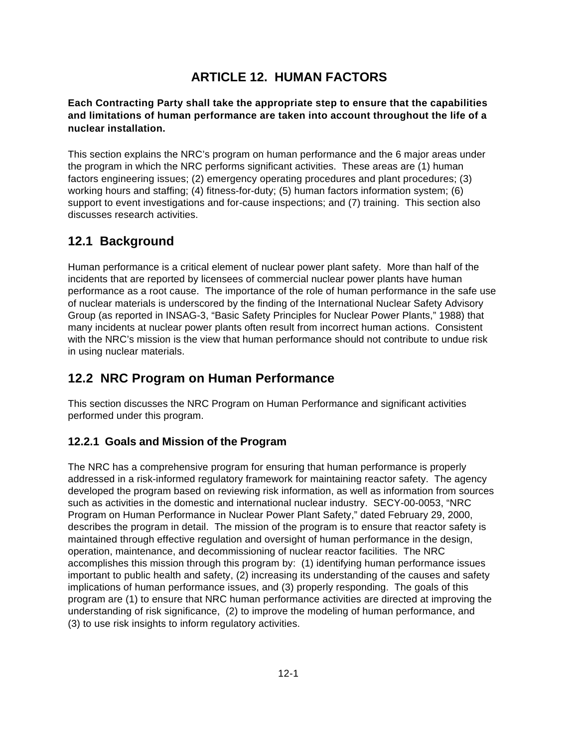# ARTICLE 12. HUMAN FACTORS

**Each Contracting Party shall take the appropriate step to ensure that the capabilities and limitations of human performance are taken into account throughout the life of a nuclear installation.**

This section explains the NRC's program on human performance and the 6 major areas under the program in which the NRC performs significant activities. These areas are (1) human factors engineering issues; (2) emergency operating procedures and plant procedures; (3) working hours and staffing; (4) fitness-for-duty; (5) human factors information system; (6) support to event investigations and for-cause inspections; and (7) training. This section also discusses research activities.

## 12.1 Background

Human performance is a critical element of nuclear power plant safety. More than half of the incidents that are reported by licensees of commercial nuclear power plants have human performance as a root cause. The importance of the role of human performance in the safe use of nuclear materials is underscored by the finding of the International Nuclear Safety Advisory Group (as reported in INSAG-3, "Basic Safety Principles for Nuclear Power Plants," 1988) that many incidents at nuclear power plants often result from incorrect human actions. Consistent with the NRC's mission is the view that human performance should not contribute to undue risk in using nuclear materials.

## 12.2 NRC Program on Human Performance

This section discusses the NRC Program on Human Performance and significant activities performed under this program.

### 12.2.1 Goals and Mission of the Program

The NRC has a comprehensive program for ensuring that human performance is properly addressed in a risk-informed regulatory framework for maintaining reactor safety. The agency developed the program based on reviewing risk information, as well as information from sources such as activities in the domestic and international nuclear industry. SECY-00-0053, "NRC Program on Human Performance in Nuclear Power Plant Safety," dated February 29, 2000, describes the program in detail. The mission of the program is to ensure that reactor safety is maintained through effective regulation and oversight of human performance in the design, operation, maintenance, and decommissioning of nuclear reactor facilities. The NRC accomplishes this mission through this program by: (1) identifying human performance issues important to public health and safety, (2) increasing its understanding of the causes and safety implications of human performance issues, and (3) properly responding. The goals of this program are (1) to ensure that NRC human performance activities are directed at improving the understanding of risk significance, (2) to improve the modeling of human performance, and (3) to use risk insights to inform regulatory activities.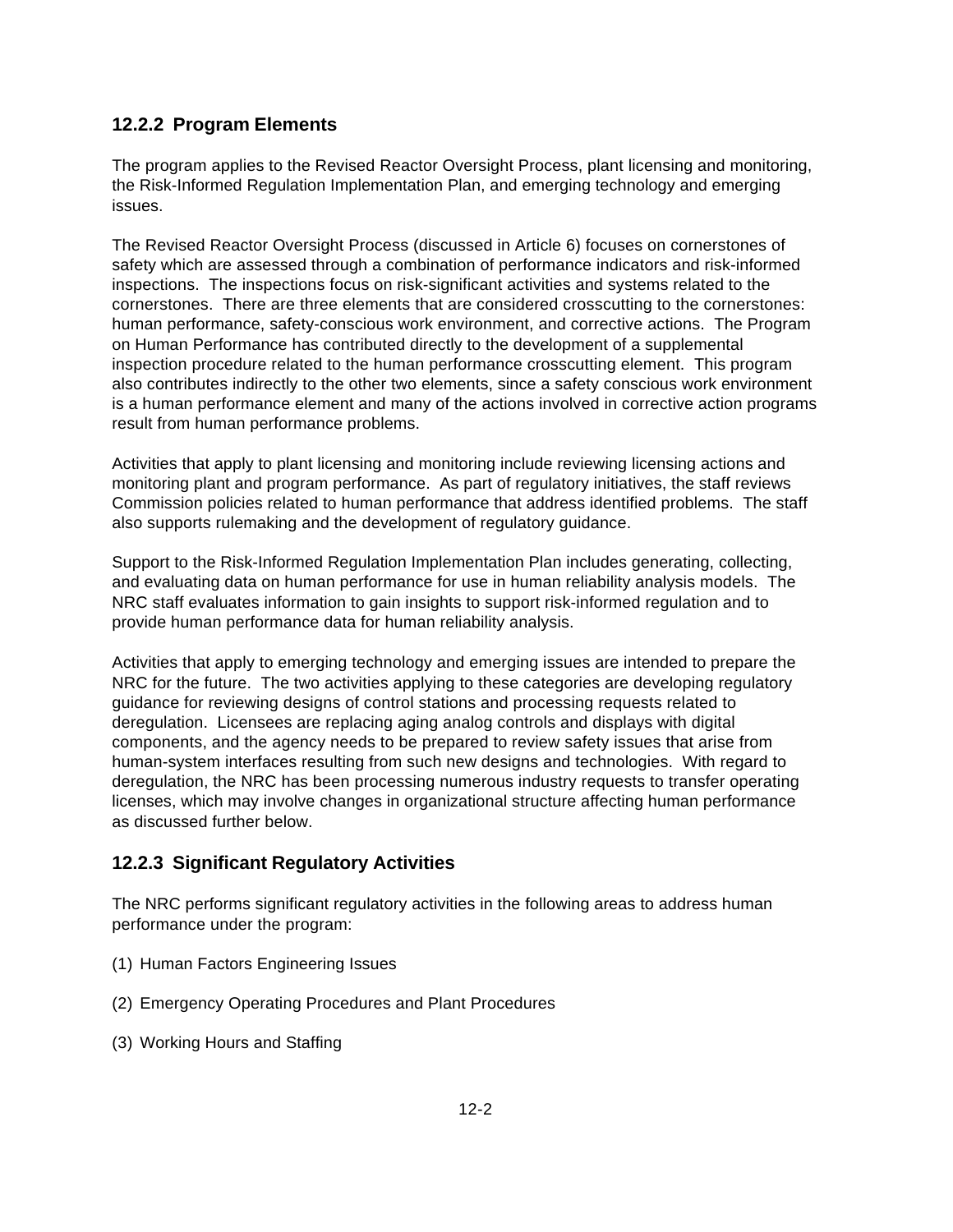### 12.2.2 Program Elements

The program applies to the Revised Reactor Oversight Process, plant licensing and monitoring, the Risk-Informed Regulation Implementation Plan, and emerging technology and emerging issues.

The Revised Reactor Oversight Process (discussed in Article 6) focuses on cornerstones of safety which are assessed through a combination of performance indicators and risk-informed inspections. The inspections focus on risk-significant activities and systems related to the cornerstones. There are three elements that are considered crosscutting to the cornerstones: human performance, safety-conscious work environment, and corrective actions. The Program on Human Performance has contributed directly to the development of a supplemental inspection procedure related to the human performance crosscutting element. This program also contributes indirectly to the other two elements, since a safety conscious work environment is a human performance element and many of the actions involved in corrective action programs result from human performance problems.

Activities that apply to plant licensing and monitoring include reviewing licensing actions and monitoring plant and program performance. As part of regulatory initiatives, the staff reviews Commission policies related to human performance that address identified problems. The staff also supports rulemaking and the development of regulatory guidance.

Support to the Risk-Informed Regulation Implementation Plan includes generating, collecting, and evaluating data on human performance for use in human reliability analysis models. The NRC staff evaluates information to gain insights to support risk-informed regulation and to provide human performance data for human reliability analysis.

Activities that apply to emerging technology and emerging issues are intended to prepare the NRC for the future. The two activities applying to these categories are developing regulatory guidance for reviewing designs of control stations and processing requests related to deregulation. Licensees are replacing aging analog controls and displays with digital components, and the agency needs to be prepared to review safety issues that arise from human-system interfaces resulting from such new designs and technologies. With regard to deregulation, the NRC has been processing numerous industry requests to transfer operating licenses, which may involve changes in organizational structure affecting human performance as discussed further below.

### 12.2.3 Significant Regulatory Activities

The NRC performs significant regulatory activities in the following areas to address human performance under the program:

(1) Human Factors Engineering Issues

(2) Emergency Operating Procedures and Plant Procedures

(3) Working Hours and Staffing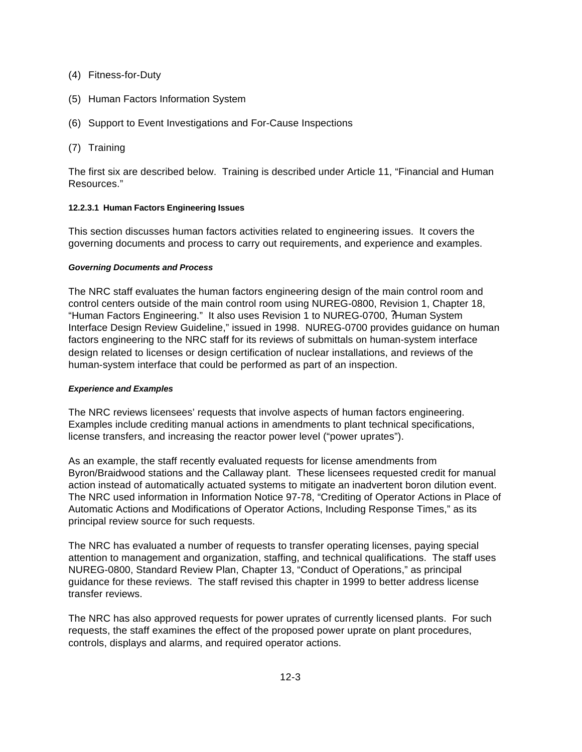(4) Fitness-for-Duty

(5) Human Factors Information System

(6) Support to Event Investigations and For-Cause Inspections

(7) Training

The first six are described below. Training is described under Article 11, “Financial and Human Resources.”

#### 12.2.3.1 Human Factors Engineering Issues

This section discusses human factors activities related to engineering issues. It covers the governing documents and process to carry out requirements, and experience and examples.

##### *Governing Documents and Process*

The NRC staff evaluates the human factors engineering design of the main control room and control centers outside of the main control room using NUREG-0800, Revision 1, Chapter 18, “Human Factors Engineering.” It also uses Revision 1 to NUREG-0700, ?Human System Interface Design Review Guideline,” issued in 1998. NUREG-0700 provides guidance on human factors engineering to the NRC staff for its reviews of submittals on human-system interface design related to licenses or design certification of nuclear installations, and reviews of the human-system interface that could be performed as part of an inspection.

##### *Experience and Examples*

The NRC reviews licensees’ requests that involve aspects of human factors engineering. Examples include crediting manual actions in amendments to plant technical specifications, license transfers, and increasing the reactor power level (“power uprates”).

As an example, the staff recently evaluated requests for license amendments from Byron/Braidwood stations and the Callaway plant. These licensees requested credit for manual action instead of automatically actuated systems to mitigate an inadvertent boron dilution event. The NRC used information in Information Notice 97-78, “Crediting of Operator Actions in Place of Automatic Actions and Modifications of Operator Actions, Including Response Times,” as its principal review source for such requests.

The NRC has evaluated a number of requests to transfer operating licenses, paying special attention to management and organization, staffing, and technical qualifications. The staff uses NUREG-0800, Standard Review Plan, Chapter 13, “Conduct of Operations,” as principal guidance for these reviews. The staff revised this chapter in 1999 to better address license transfer reviews.

The NRC has also approved requests for power uprates of currently licensed plants. For such requests, the staff examines the effect of the proposed power uprate on plant procedures, controls, displays and alarms, and required operator actions.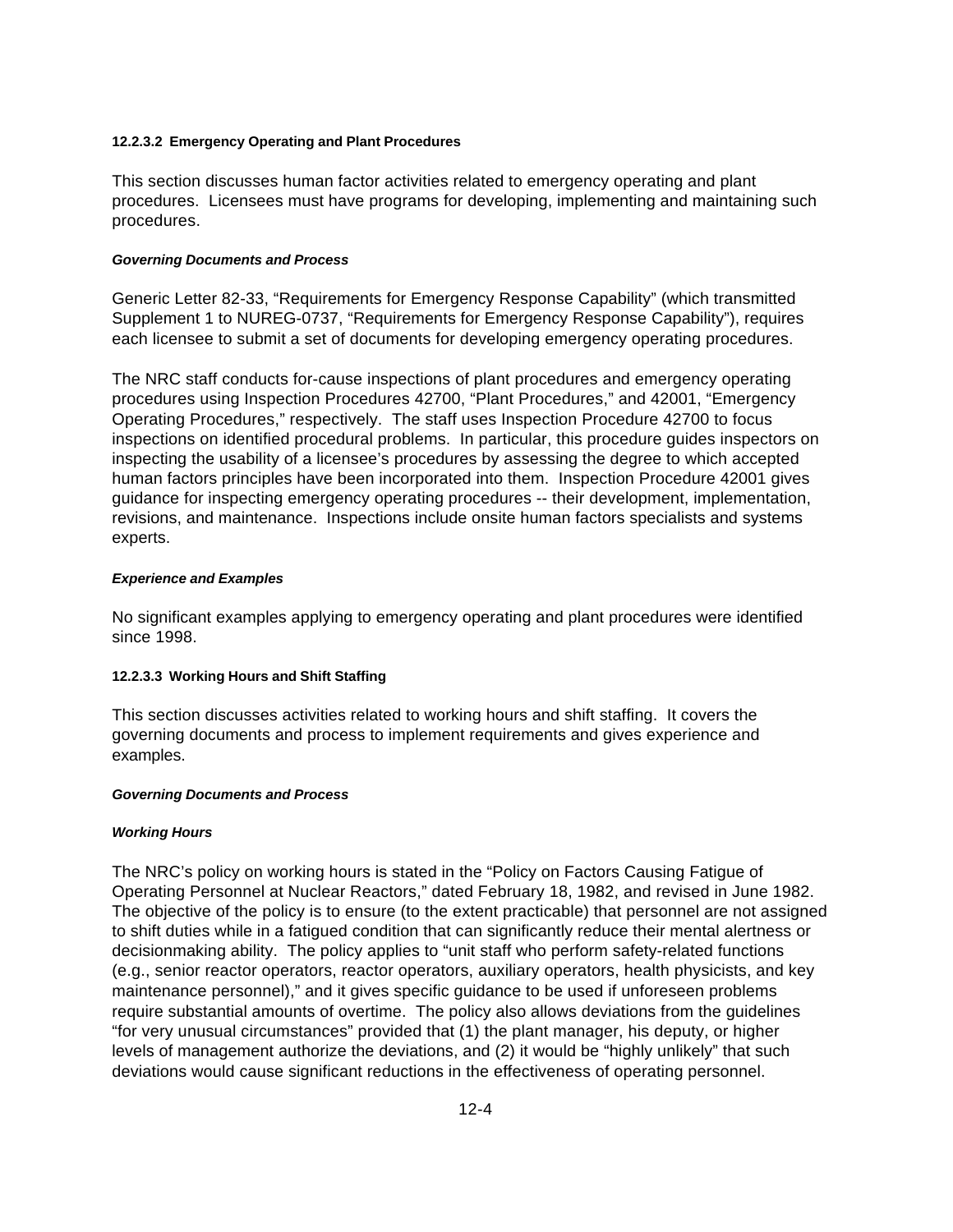#### 12.2.3.2 Emergency Operating and Plant Procedures

This section discusses human factor activities related to emergency operating and plant procedures. Licensees must have programs for developing, implementing and maintaining such procedures.

##### *Governing Documents and Process*

Generic Letter 82-33, "Requirements for Emergency Response Capability" (which transmitted Supplement 1 to NUREG-0737, "Requirements for Emergency Response Capability"), requires each licensee to submit a set of documents for developing emergency operating procedures.

The NRC staff conducts for-cause inspections of plant procedures and emergency operating procedures using Inspection Procedures 42700, "Plant Procedures," and 42001, "Emergency Operating Procedures," respectively. The staff uses Inspection Procedure 42700 to focus inspections on identified procedural problems. In particular, this procedure guides inspectors on inspecting the usability of a licensee's procedures by assessing the degree to which accepted human factors principles have been incorporated into them. Inspection Procedure 42001 gives guidance for inspecting emergency operating procedures -- their development, implementation, revisions, and maintenance. Inspections include onsite human factors specialists and systems experts.

##### *Experience and Examples*

No significant examples applying to emergency operating and plant procedures were identified since 1998.

#### 12.2.3.3 Working Hours and Shift Staffing

This section discusses activities related to working hours and shift staffing. It covers the governing documents and process to implement requirements and gives experience and examples.

##### *Governing Documents and Process*

##### *Working Hours*

The NRC's policy on working hours is stated in the "Policy on Factors Causing Fatigue of Operating Personnel at Nuclear Reactors," dated February 18, 1982, and revised in June 1982. The objective of the policy is to ensure (to the extent practicable) that personnel are not assigned to shift duties while in a fatigued condition that can significantly reduce their mental alertness or decisionmaking ability. The policy applies to "unit staff who perform safety-related functions (e.g., senior reactor operators, reactor operators, auxiliary operators, health physicists, and key maintenance personnel)," and it gives specific guidance to be used if unforeseen problems require substantial amounts of overtime. The policy also allows deviations from the guidelines "for very unusual circumstances" provided that (1) the plant manager, his deputy, or higher levels of management authorize the deviations, and (2) it would be "highly unlikely" that such deviations would cause significant reductions in the effectiveness of operating personnel.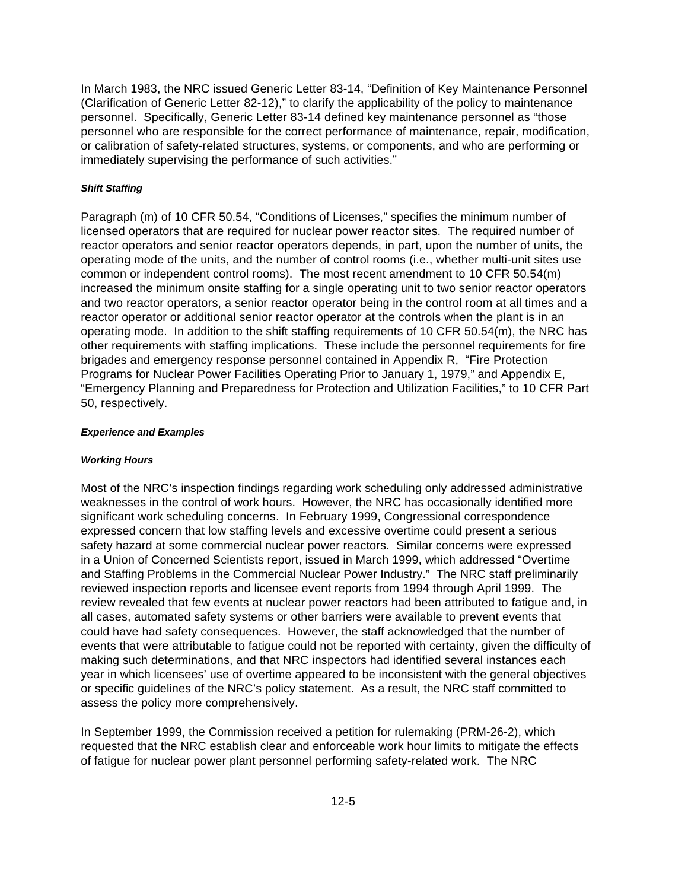In March 1983, the NRC issued Generic Letter 83-14, "Definition of Key Maintenance Personnel (Clarification of Generic Letter 82-12)," to clarify the applicability of the policy to maintenance personnel. Specifically, Generic Letter 83-14 defined key maintenance personnel as "those personnel who are responsible for the correct performance of maintenance, repair, modification, or calibration of safety-related structures, systems, or components, and who are performing or immediately supervising the performance of such activities."

***Shift Staffing***

Paragraph (m) of 10 CFR 50.54, "Conditions of Licenses," specifies the minimum number of licensed operators that are required for nuclear power reactor sites. The required number of reactor operators and senior reactor operators depends, in part, upon the number of units, the operating mode of the units, and the number of control rooms (i.e., whether multi-unit sites use common or independent control rooms). The most recent amendment to 10 CFR 50.54(m) increased the minimum onsite staffing for a single operating unit to two senior reactor operators and two reactor operators, a senior reactor operator being in the control room at all times and a reactor operator or additional senior reactor operator at the controls when the plant is in an operating mode. In addition to the shift staffing requirements of 10 CFR 50.54(m), the NRC has other requirements with staffing implications. These include the personnel requirements for fire brigades and emergency response personnel contained in Appendix R, "Fire Protection Programs for Nuclear Power Facilities Operating Prior to January 1, 1979," and Appendix E, "Emergency Planning and Preparedness for Protection and Utilization Facilities," to 10 CFR Part 50, respectively.

***Experience and Examples***

***Working Hours***

Most of the NRC's inspection findings regarding work scheduling only addressed administrative weaknesses in the control of work hours. However, the NRC has occasionally identified more significant work scheduling concerns. In February 1999, Congressional correspondence expressed concern that low staffing levels and excessive overtime could present a serious safety hazard at some commercial nuclear power reactors. Similar concerns were expressed in a Union of Concerned Scientists report, issued in March 1999, which addressed "Overtime and Staffing Problems in the Commercial Nuclear Power Industry." The NRC staff preliminarily reviewed inspection reports and licensee event reports from 1994 through April 1999. The review revealed that few events at nuclear power reactors had been attributed to fatigue and, in all cases, automated safety systems or other barriers were available to prevent events that could have had safety consequences. However, the staff acknowledged that the number of events that were attributable to fatigue could not be reported with certainty, given the difficulty of making such determinations, and that NRC inspectors had identified several instances each year in which licensees' use of overtime appeared to be inconsistent with the general objectives or specific guidelines of the NRC's policy statement. As a result, the NRC staff committed to assess the policy more comprehensively.

In September 1999, the Commission received a petition for rulemaking (PRM-26-2), which requested that the NRC establish clear and enforceable work hour limits to mitigate the effects of fatigue for nuclear power plant personnel performing safety-related work. The NRC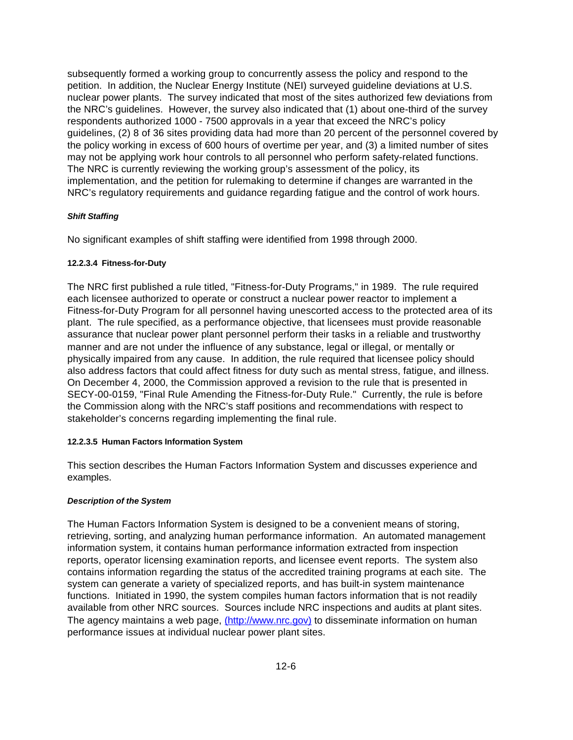subsequently formed a working group to concurrently assess the policy and respond to the petition. In addition, the Nuclear Energy Institute (NEI) surveyed guideline deviations at U.S. nuclear power plants. The survey indicated that most of the sites authorized few deviations from the NRC's guidelines. However, the survey also indicated that (1) about one-third of the survey respondents authorized 1000 - 7500 approvals in a year that exceed the NRC's policy guidelines, (2) 8 of 36 sites providing data had more than 20 percent of the personnel covered by the policy working in excess of 600 hours of overtime per year, and (3) a limited number of sites may not be applying work hour controls to all personnel who perform safety-related functions. The NRC is currently reviewing the working group's assessment of the policy, its implementation, and the petition for rulemaking to determine if changes are warranted in the NRC's regulatory requirements and guidance regarding fatigue and the control of work hours.

***Shift Staffing***

No significant examples of shift staffing were identified from 1998 through 2000.

#### 12.2.3.4 Fitness-for-Duty

The NRC first published a rule titled, "Fitness-for-Duty Programs," in 1989. The rule required each licensee authorized to operate or construct a nuclear power reactor to implement a Fitness-for-Duty Program for all personnel having unescorted access to the protected area of its plant. The rule specified, as a performance objective, that licensees must provide reasonable assurance that nuclear power plant personnel perform their tasks in a reliable and trustworthy manner and are not under the influence of any substance, legal or illegal, or mentally or physically impaired from any cause. In addition, the rule required that licensee policy should also address factors that could affect fitness for duty such as mental stress, fatigue, and illness. On December 4, 2000, the Commission approved a revision to the rule that is presented in SECY-00-0159, "Final Rule Amending the Fitness-for-Duty Rule." Currently, the rule is before the Commission along with the NRC's staff positions and recommendations with respect to stakeholder's concerns regarding implementing the final rule.

#### 12.2.3.5 Human Factors Information System

This section describes the Human Factors Information System and discusses experience and examples.

***Description of the System***

The Human Factors Information System is designed to be a convenient means of storing, retrieving, sorting, and analyzing human performance information. An automated management information system, it contains human performance information extracted from inspection reports, operator licensing examination reports, and licensee event reports. The system also contains information regarding the status of the accredited training programs at each site. The system can generate a variety of specialized reports, and has built-in system maintenance functions. Initiated in 1990, the system compiles human factors information that is not readily available from other NRC sources. Sources include NRC inspections and audits at plant sites. The agency maintains a web page, [(http://www.nrc.gov)](http://www.nrc.gov) to disseminate information on human performance issues at individual nuclear power plant sites.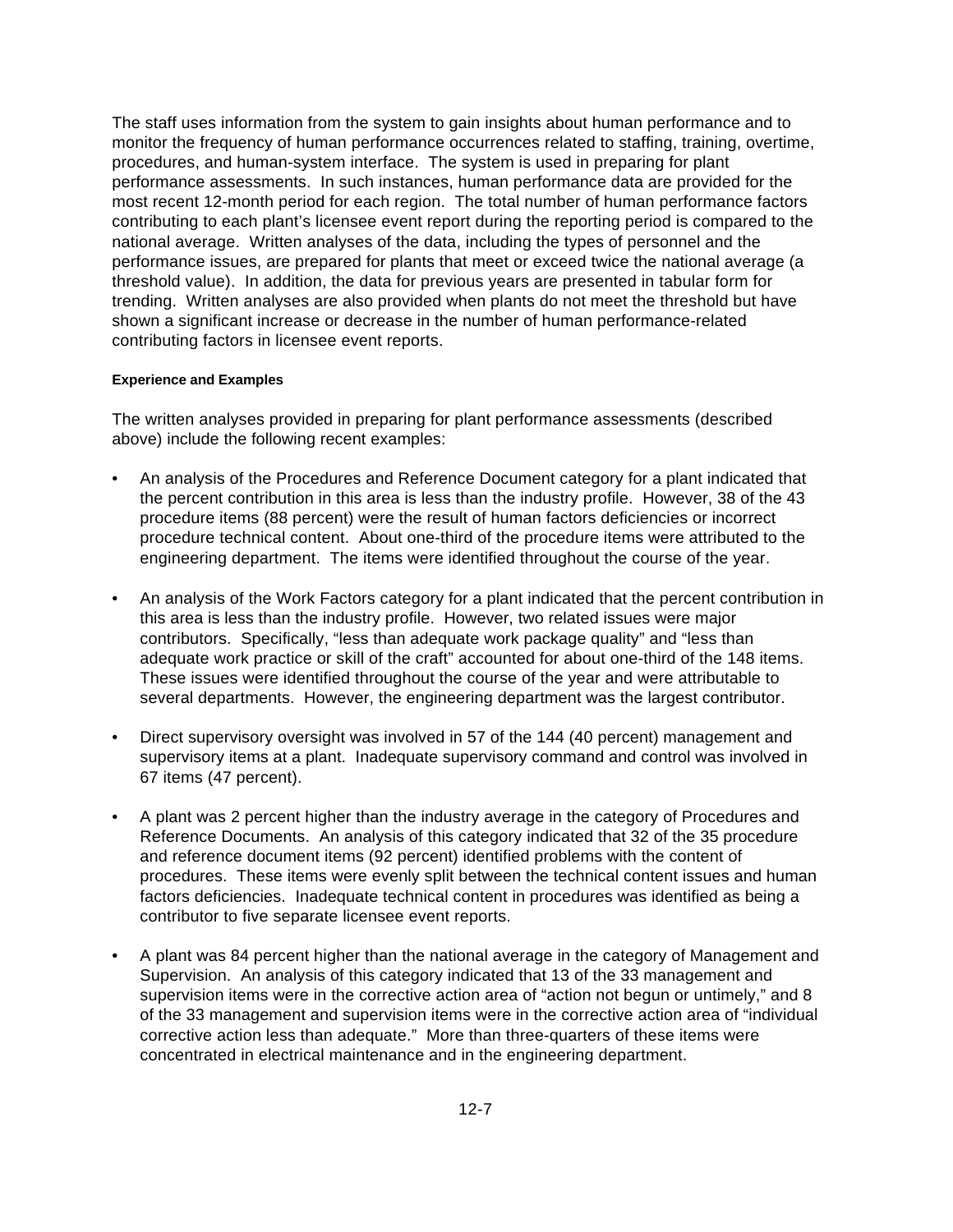The staff uses information from the system to gain insights about human performance and to monitor the frequency of human performance occurrences related to staffing, training, overtime, procedures, and human-system interface. The system is used in preparing for plant performance assessments. In such instances, human performance data are provided for the most recent 12-month period for each region. The total number of human performance factors contributing to each plant's licensee event report during the reporting period is compared to the national average. Written analyses of the data, including the types of personnel and the performance issues, are prepared for plants that meet or exceed twice the national average (a threshold value). In addition, the data for previous years are presented in tabular form for trending. Written analyses are also provided when plants do not meet the threshold but have shown a significant increase or decrease in the number of human performance-related contributing factors in licensee event reports.

#### Experience and Examples

The written analyses provided in preparing for plant performance assessments (described above) include the following recent examples:

- An analysis of the Procedures and Reference Document category for a plant indicated that the percent contribution in this area is less than the industry profile. However, 38 of the 43 procedure items (88 percent) were the result of human factors deficiencies or incorrect procedure technical content. About one-third of the procedure items were attributed to the engineering department. The items were identified throughout the course of the year.

- An analysis of the Work Factors category for a plant indicated that the percent contribution in this area is less than the industry profile. However, two related issues were major contributors. Specifically, "less than adequate work package quality" and "less than adequate work practice or skill of the craft" accounted for about one-third of the 148 items. These issues were identified throughout the course of the year and were attributable to several departments. However, the engineering department was the largest contributor.

- Direct supervisory oversight was involved in 57 of the 144 (40 percent) management and supervisory items at a plant. Inadequate supervisory command and control was involved in 67 items (47 percent).

- A plant was 2 percent higher than the industry average in the category of Procedures and Reference Documents. An analysis of this category indicated that 32 of the 35 procedure and reference document items (92 percent) identified problems with the content of procedures. These items were evenly split between the technical content issues and human factors deficiencies. Inadequate technical content in procedures was identified as being a contributor to five separate licensee event reports.

- A plant was 84 percent higher than the national average in the category of Management and Supervision. An analysis of this category indicated that 13 of the 33 management and supervision items were in the corrective action area of "action not begun or untimely," and 8 of the 33 management and supervision items were in the corrective action area of "individual corrective action less than adequate." More than three-quarters of these items were concentrated in electrical maintenance and in the engineering department.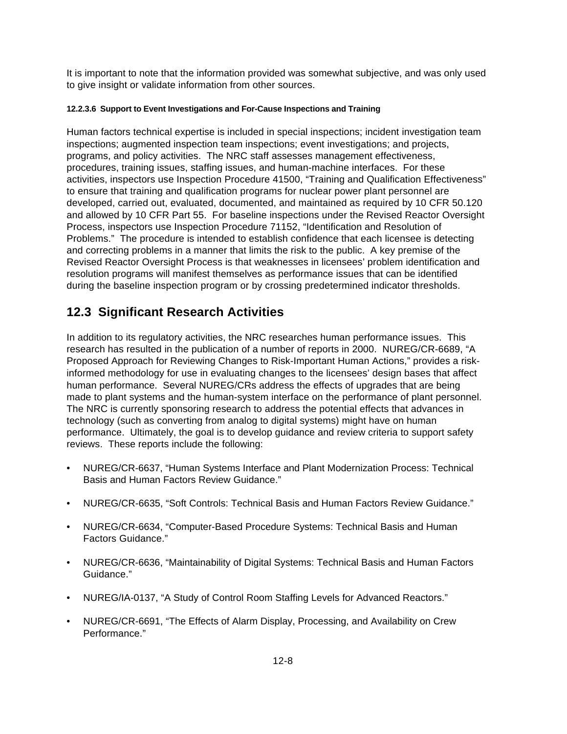It is important to note that the information provided was somewhat subjective, and was only used to give insight or validate information from other sources.

#### 12.2.3.6 Support to Event Investigations and For-Cause Inspections and Training

Human factors technical expertise is included in special inspections; incident investigation team inspections; augmented inspection team inspections; event investigations; and projects, programs, and policy activities. The NRC staff assesses management effectiveness, procedures, training issues, staffing issues, and human-machine interfaces. For these activities, inspectors use Inspection Procedure 41500, "Training and Qualification Effectiveness" to ensure that training and qualification programs for nuclear power plant personnel are developed, carried out, evaluated, documented, and maintained as required by 10 CFR 50.120 and allowed by 10 CFR Part 55. For baseline inspections under the Revised Reactor Oversight Process, inspectors use Inspection Procedure 71152, "Identification and Resolution of Problems." The procedure is intended to establish confidence that each licensee is detecting and correcting problems in a manner that limits the risk to the public. A key premise of the Revised Reactor Oversight Process is that weaknesses in licensees' problem identification and resolution programs will manifest themselves as performance issues that can be identified during the baseline inspection program or by crossing predetermined indicator thresholds.

## 12.3 Significant Research Activities

In addition to its regulatory activities, the NRC researches human performance issues. This research has resulted in the publication of a number of reports in 2000. NUREG/CR-6689, "A Proposed Approach for Reviewing Changes to Risk-Important Human Actions," provides a risk-informed methodology for use in evaluating changes to the licensees' design bases that affect human performance. Several NUREG/CRs address the effects of upgrades that are being made to plant systems and the human-system interface on the performance of plant personnel. The NRC is currently sponsoring research to address the potential effects that advances in technology (such as converting from analog to digital systems) might have on human performance. Ultimately, the goal is to develop guidance and review criteria to support safety reviews. These reports include the following:

- NUREG/CR-6637, "Human Systems Interface and Plant Modernization Process: Technical Basis and Human Factors Review Guidance."
- NUREG/CR-6635, "Soft Controls: Technical Basis and Human Factors Review Guidance."
- NUREG/CR-6634, "Computer-Based Procedure Systems: Technical Basis and Human Factors Guidance."
- NUREG/CR-6636, "Maintainability of Digital Systems: Technical Basis and Human Factors Guidance."
- NUREG/IA-0137, "A Study of Control Room Staffing Levels for Advanced Reactors."
- NUREG/CR-6691, "The Effects of Alarm Display, Processing, and Availability on Crew Performance."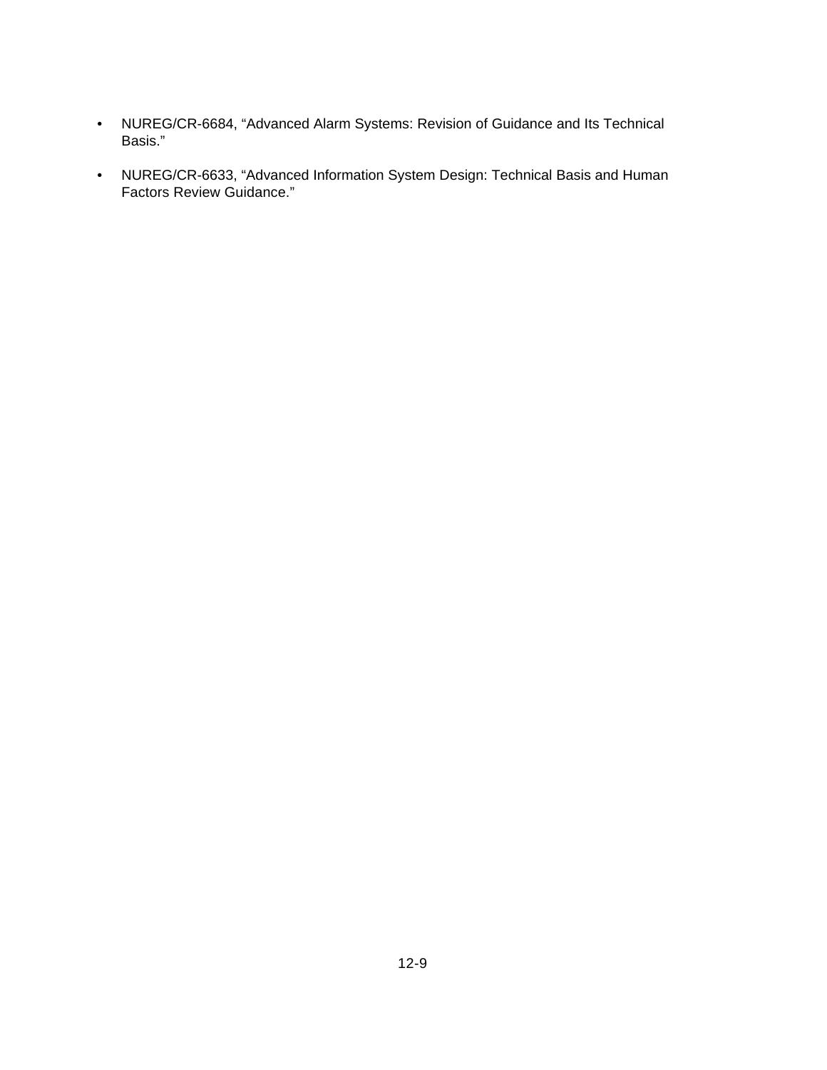- NUREG/CR-6684, “Advanced Alarm Systems: Revision of Guidance and Its Technical Basis.”

- NUREG/CR-6633, “Advanced Information System Design: Technical Basis and Human Factors Review Guidance.”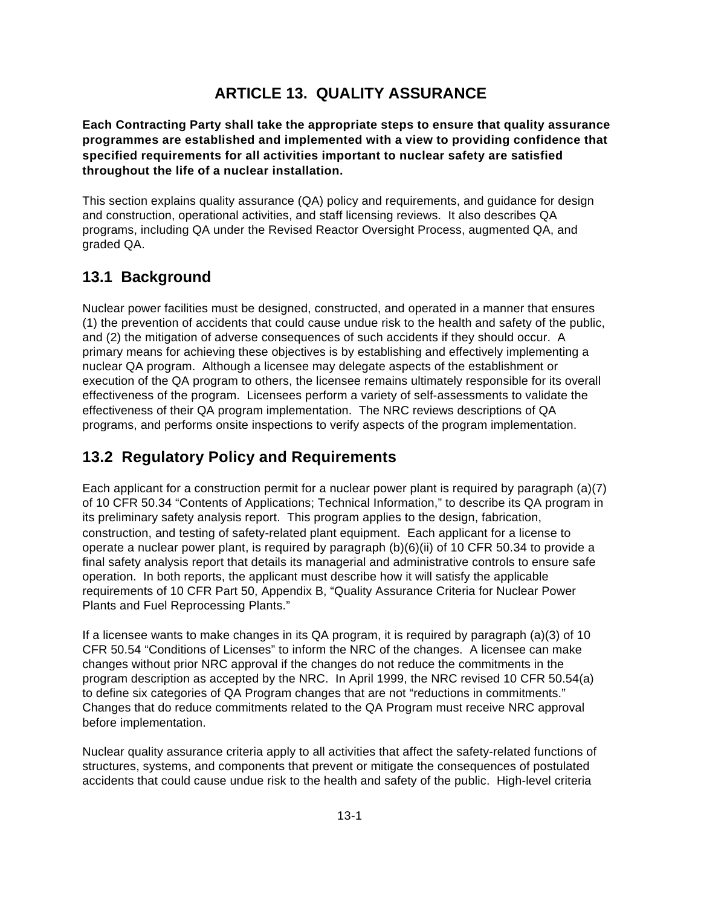# ARTICLE 13. QUALITY ASSURANCE

**Each Contracting Party shall take the appropriate steps to ensure that quality assurance programmes are established and implemented with a view to providing confidence that specified requirements for all activities important to nuclear safety are satisfied throughout the life of a nuclear installation.**

This section explains quality assurance (QA) policy and requirements, and guidance for design and construction, operational activities, and staff licensing reviews. It also describes QA programs, including QA under the Revised Reactor Oversight Process, augmented QA, and graded QA.

## 13.1 Background

Nuclear power facilities must be designed, constructed, and operated in a manner that ensures (1) the prevention of accidents that could cause undue risk to the health and safety of the public, and (2) the mitigation of adverse consequences of such accidents if they should occur. A primary means for achieving these objectives is by establishing and effectively implementing a nuclear QA program. Although a licensee may delegate aspects of the establishment or execution of the QA program to others, the licensee remains ultimately responsible for its overall effectiveness of the program. Licensees perform a variety of self-assessments to validate the effectiveness of their QA program implementation. The NRC reviews descriptions of QA programs, and performs onsite inspections to verify aspects of the program implementation.

## 13.2 Regulatory Policy and Requirements

Each applicant for a construction permit for a nuclear power plant is required by paragraph (a)(7) of 10 CFR 50.34 "Contents of Applications; Technical Information," to describe its QA program in its preliminary safety analysis report. This program applies to the design, fabrication, construction, and testing of safety-related plant equipment. Each applicant for a license to operate a nuclear power plant, is required by paragraph (b)(6)(ii) of 10 CFR 50.34 to provide a final safety analysis report that details its managerial and administrative controls to ensure safe operation. In both reports, the applicant must describe how it will satisfy the applicable requirements of 10 CFR Part 50, Appendix B, "Quality Assurance Criteria for Nuclear Power Plants and Fuel Reprocessing Plants."

If a licensee wants to make changes in its QA program, it is required by paragraph (a)(3) of 10 CFR 50.54 "Conditions of Licenses" to inform the NRC of the changes. A licensee can make changes without prior NRC approval if the changes do not reduce the commitments in the program description as accepted by the NRC. In April 1999, the NRC revised 10 CFR 50.54(a) to define six categories of QA Program changes that are not "reductions in commitments." Changes that do reduce commitments related to the QA Program must receive NRC approval before implementation.

Nuclear quality assurance criteria apply to all activities that affect the safety-related functions of structures, systems, and components that prevent or mitigate the consequences of postulated accidents that could cause undue risk to the health and safety of the public. High-level criteria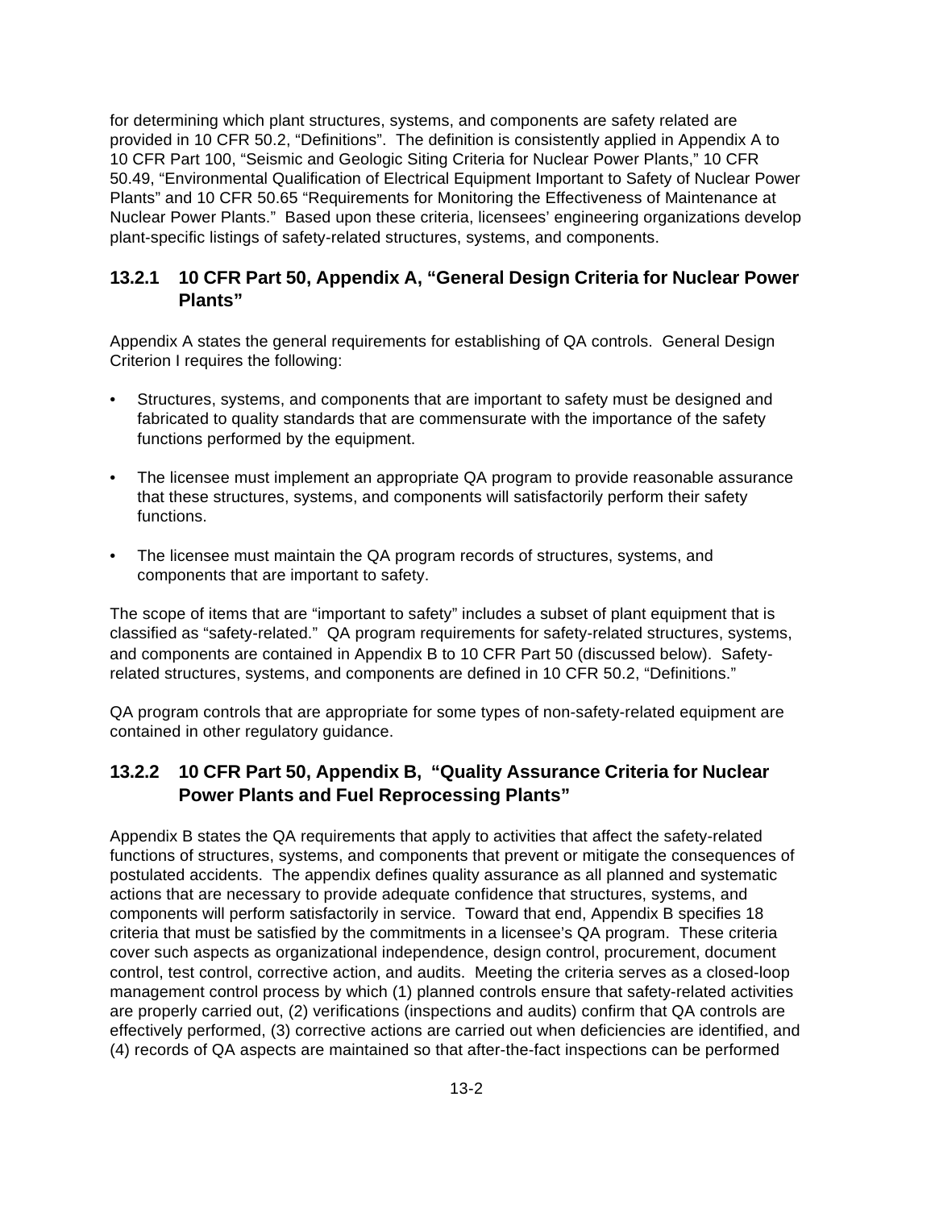for determining which plant structures, systems, and components are safety related are provided in 10 CFR 50.2, "Definitions". The definition is consistently applied in Appendix A to 10 CFR Part 100, "Seismic and Geologic Siting Criteria for Nuclear Power Plants," 10 CFR 50.49, "Environmental Qualification of Electrical Equipment Important to Safety of Nuclear Power Plants" and 10 CFR 50.65 "Requirements for Monitoring the Effectiveness of Maintenance at Nuclear Power Plants." Based upon these criteria, licensees' engineering organizations develop plant-specific listings of safety-related structures, systems, and components.

### 13.2.1 10 CFR Part 50, Appendix A, "General Design Criteria for Nuclear Power Plants"

Appendix A states the general requirements for establishing of QA controls. General Design Criterion I requires the following:

- Structures, systems, and components that are important to safety must be designed and fabricated to quality standards that are commensurate with the importance of the safety functions performed by the equipment.
- The licensee must implement an appropriate QA program to provide reasonable assurance that these structures, systems, and components will satisfactorily perform their safety functions.
- The licensee must maintain the QA program records of structures, systems, and components that are important to safety.

The scope of items that are "important to safety" includes a subset of plant equipment that is classified as "safety-related." QA program requirements for safety-related structures, systems, and components are contained in Appendix B to 10 CFR Part 50 (discussed below). Safety-related structures, systems, and components are defined in 10 CFR 50.2, "Definitions."

QA program controls that are appropriate for some types of non-safety-related equipment are contained in other regulatory guidance.

### 13.2.2 10 CFR Part 50, Appendix B, "Quality Assurance Criteria for Nuclear Power Plants and Fuel Reprocessing Plants"

Appendix B states the QA requirements that apply to activities that affect the safety-related functions of structures, systems, and components that prevent or mitigate the consequences of postulated accidents. The appendix defines quality assurance as all planned and systematic actions that are necessary to provide adequate confidence that structures, systems, and components will perform satisfactorily in service. Toward that end, Appendix B specifies 18 criteria that must be satisfied by the commitments in a licensee's QA program. These criteria cover such aspects as organizational independence, design control, procurement, document control, test control, corrective action, and audits. Meeting the criteria serves as a closed-loop management control process by which (1) planned controls ensure that safety-related activities are properly carried out, (2) verifications (inspections and audits) confirm that QA controls are effectively performed, (3) corrective actions are carried out when deficiencies are identified, and (4) records of QA aspects are maintained so that after-the-fact inspections can be performed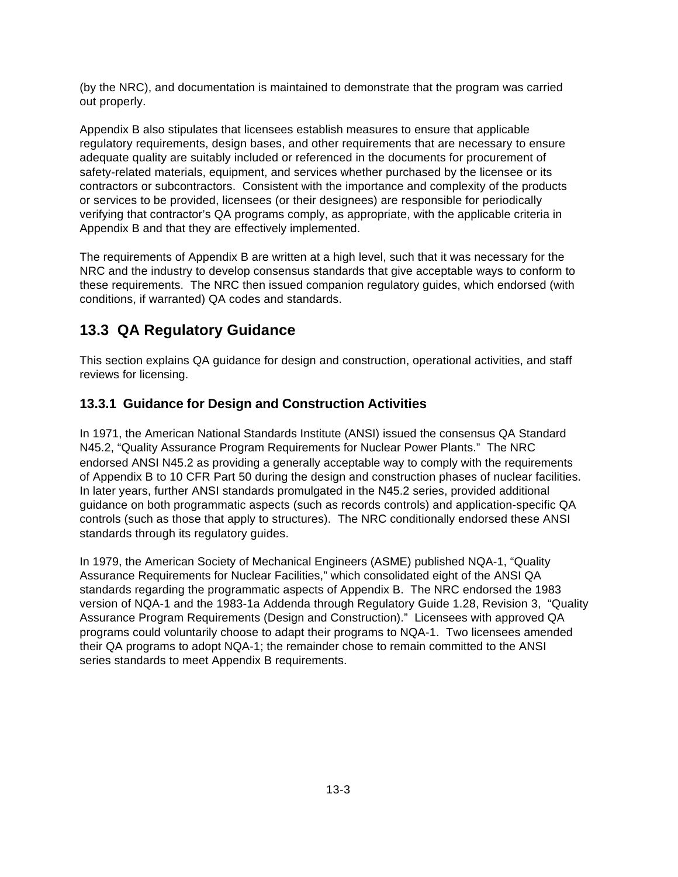(by the NRC), and documentation is maintained to demonstrate that the program was carried out properly.

Appendix B also stipulates that licensees establish measures to ensure that applicable regulatory requirements, design bases, and other requirements that are necessary to ensure adequate quality are suitably included or referenced in the documents for procurement of safety-related materials, equipment, and services whether purchased by the licensee or its contractors or subcontractors. Consistent with the importance and complexity of the products or services to be provided, licensees (or their designees) are responsible for periodically verifying that contractor's QA programs comply, as appropriate, with the applicable criteria in Appendix B and that they are effectively implemented.

The requirements of Appendix B are written at a high level, such that it was necessary for the NRC and the industry to develop consensus standards that give acceptable ways to conform to these requirements. The NRC then issued companion regulatory guides, which endorsed (with conditions, if warranted) QA codes and standards.

## 13.3 QA Regulatory Guidance

This section explains QA guidance for design and construction, operational activities, and staff reviews for licensing.

### 13.3.1 Guidance for Design and Construction Activities

In 1971, the American National Standards Institute (ANSI) issued the consensus QA Standard N45.2, "Quality Assurance Program Requirements for Nuclear Power Plants." The NRC endorsed ANSI N45.2 as providing a generally acceptable way to comply with the requirements of Appendix B to 10 CFR Part 50 during the design and construction phases of nuclear facilities. In later years, further ANSI standards promulgated in the N45.2 series, provided additional guidance on both programmatic aspects (such as records controls) and application-specific QA controls (such as those that apply to structures). The NRC conditionally endorsed these ANSI standards through its regulatory guides.

In 1979, the American Society of Mechanical Engineers (ASME) published NQA-1, "Quality Assurance Requirements for Nuclear Facilities," which consolidated eight of the ANSI QA standards regarding the programmatic aspects of Appendix B. The NRC endorsed the 1983 version of NQA-1 and the 1983-1a Addenda through Regulatory Guide 1.28, Revision 3, "Quality Assurance Program Requirements (Design and Construction)." Licensees with approved QA programs could voluntarily choose to adapt their programs to NQA-1. Two licensees amended their QA programs to adopt NQA-1; the remainder chose to remain committed to the ANSI series standards to meet Appendix B requirements.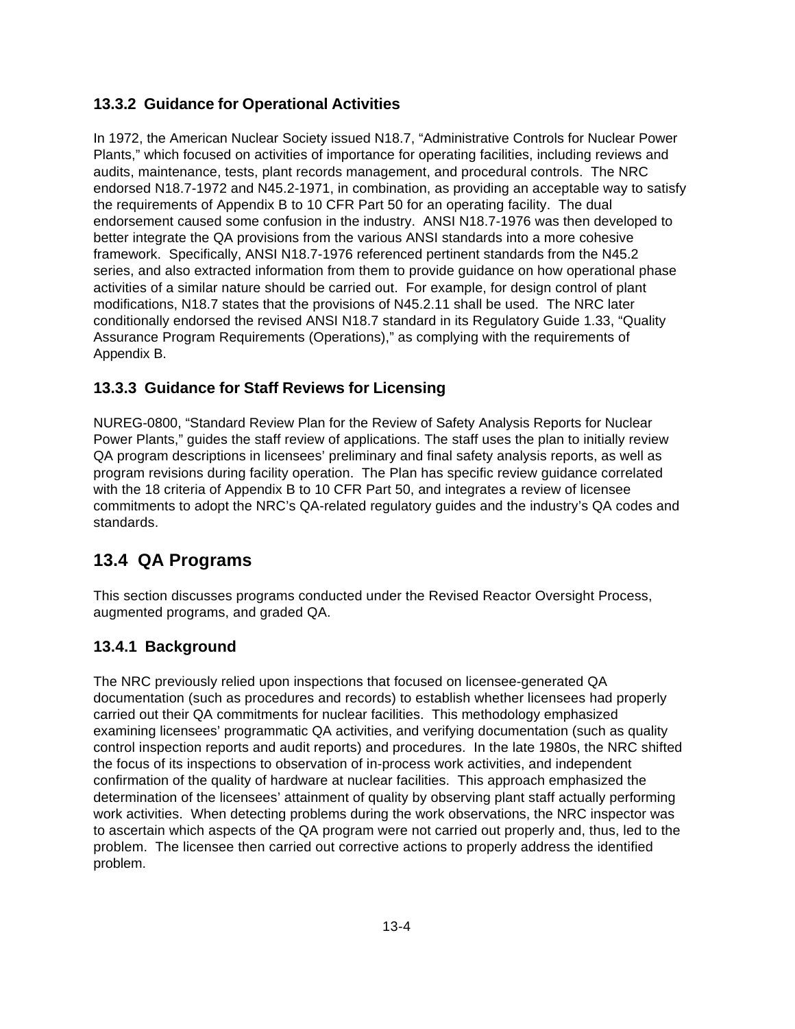### 13.3.2 Guidance for Operational Activities

In 1972, the American Nuclear Society issued N18.7, "Administrative Controls for Nuclear Power Plants," which focused on activities of importance for operating facilities, including reviews and audits, maintenance, tests, plant records management, and procedural controls. The NRC endorsed N18.7-1972 and N45.2-1971, in combination, as providing an acceptable way to satisfy the requirements of Appendix B to 10 CFR Part 50 for an operating facility. The dual endorsement caused some confusion in the industry. ANSI N18.7-1976 was then developed to better integrate the QA provisions from the various ANSI standards into a more cohesive framework. Specifically, ANSI N18.7-1976 referenced pertinent standards from the N45.2 series, and also extracted information from them to provide guidance on how operational phase activities of a similar nature should be carried out. For example, for design control of plant modifications, N18.7 states that the provisions of N45.2.11 shall be used. The NRC later conditionally endorsed the revised ANSI N18.7 standard in its Regulatory Guide 1.33, "Quality Assurance Program Requirements (Operations)," as complying with the requirements of Appendix B.

### 13.3.3 Guidance for Staff Reviews for Licensing

NUREG-0800, "Standard Review Plan for the Review of Safety Analysis Reports for Nuclear Power Plants," guides the staff review of applications. The staff uses the plan to initially review QA program descriptions in licensees' preliminary and final safety analysis reports, as well as program revisions during facility operation. The Plan has specific review guidance correlated with the 18 criteria of Appendix B to 10 CFR Part 50, and integrates a review of licensee commitments to adopt the NRC's QA-related regulatory guides and the industry's QA codes and standards.

## 13.4 QA Programs

This section discusses programs conducted under the Revised Reactor Oversight Process, augmented programs, and graded QA.

### 13.4.1 Background

The NRC previously relied upon inspections that focused on licensee-generated QA documentation (such as procedures and records) to establish whether licensees had properly carried out their QA commitments for nuclear facilities. This methodology emphasized examining licensees' programmatic QA activities, and verifying documentation (such as quality control inspection reports and audit reports) and procedures. In the late 1980s, the NRC shifted the focus of its inspections to observation of in-process work activities, and independent confirmation of the quality of hardware at nuclear facilities. This approach emphasized the determination of the licensees' attainment of quality by observing plant staff actually performing work activities. When detecting problems during the work observations, the NRC inspector was to ascertain which aspects of the QA program were not carried out properly and, thus, led to the problem. The licensee then carried out corrective actions to properly address the identified problem.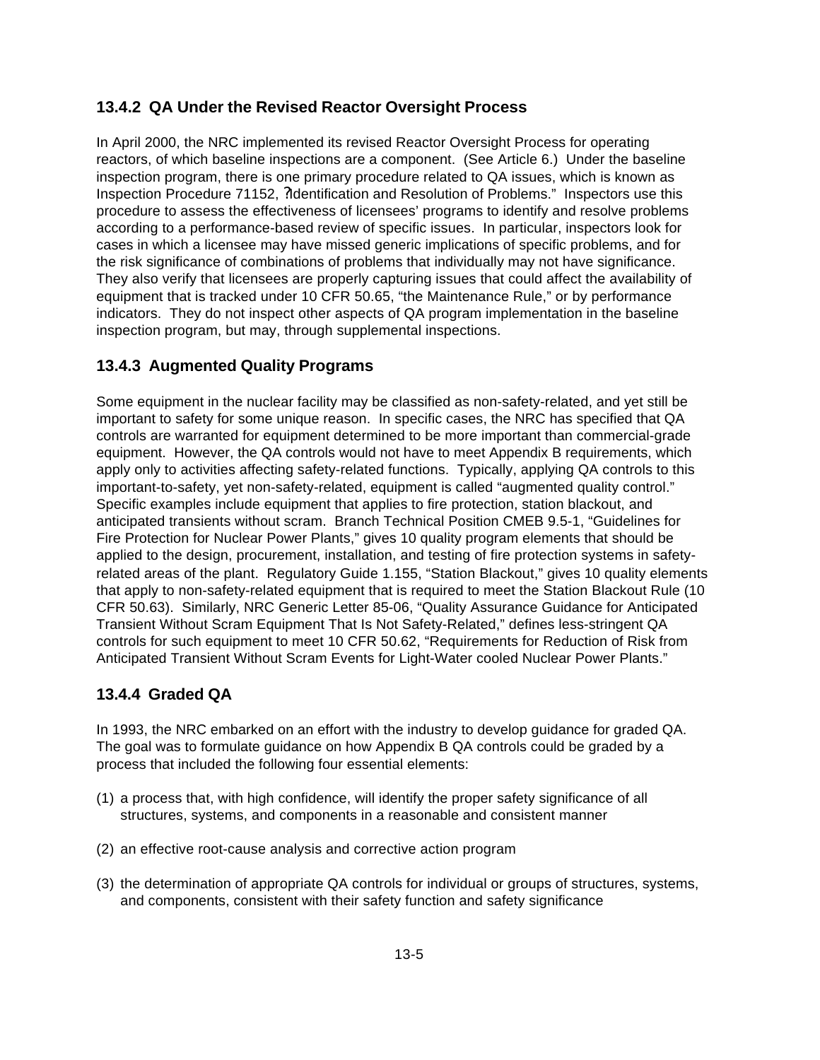### 13.4.2 QA Under the Revised Reactor Oversight Process

In April 2000, the NRC implemented its revised Reactor Oversight Process for operating reactors, of which baseline inspections are a component. (See Article 6.) Under the baseline inspection program, there is one primary procedure related to QA issues, which is known as Inspection Procedure 71152, ?Identification and Resolution of Problems." Inspectors use this procedure to assess the effectiveness of licensees' programs to identify and resolve problems according to a performance-based review of specific issues. In particular, inspectors look for cases in which a licensee may have missed generic implications of specific problems, and for the risk significance of combinations of problems that individually may not have significance. They also verify that licensees are properly capturing issues that could affect the availability of equipment that is tracked under 10 CFR 50.65, "the Maintenance Rule," or by performance indicators. They do not inspect other aspects of QA program implementation in the baseline inspection program, but may, through supplemental inspections.

### 13.4.3 Augmented Quality Programs

Some equipment in the nuclear facility may be classified as non-safety-related, and yet still be important to safety for some unique reason. In specific cases, the NRC has specified that QA controls are warranted for equipment determined to be more important than commercial-grade equipment. However, the QA controls would not have to meet Appendix B requirements, which apply only to activities affecting safety-related functions. Typically, applying QA controls to this important-to-safety, yet non-safety-related, equipment is called "augmented quality control." Specific examples include equipment that applies to fire protection, station blackout, and anticipated transients without scram. Branch Technical Position CMEB 9.5-1, "Guidelines for Fire Protection for Nuclear Power Plants," gives 10 quality program elements that should be applied to the design, procurement, installation, and testing of fire protection systems in safety-related areas of the plant. Regulatory Guide 1.155, "Station Blackout," gives 10 quality elements that apply to non-safety-related equipment that is required to meet the Station Blackout Rule (10 CFR 50.63). Similarly, NRC Generic Letter 85-06, "Quality Assurance Guidance for Anticipated Transient Without Scram Equipment That Is Not Safety-Related," defines less-stringent QA controls for such equipment to meet 10 CFR 50.62, "Requirements for Reduction of Risk from Anticipated Transient Without Scram Events for Light-Water cooled Nuclear Power Plants."

### 13.4.4 Graded QA

In 1993, the NRC embarked on an effort with the industry to develop guidance for graded QA. The goal was to formulate guidance on how Appendix B QA controls could be graded by a process that included the following four essential elements:

(1) a process that, with high confidence, will identify the proper safety significance of all structures, systems, and components in a reasonable and consistent manner

(2) an effective root-cause analysis and corrective action program

(3) the determination of appropriate QA controls for individual or groups of structures, systems, and components, consistent with their safety function and safety significance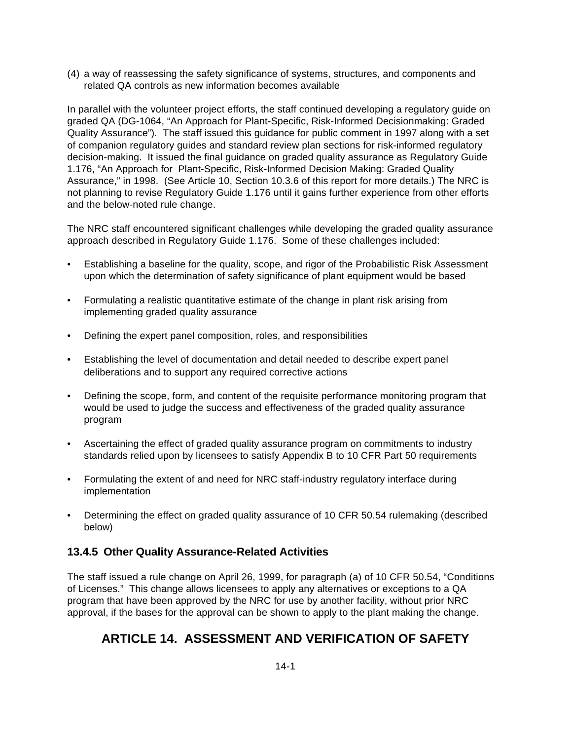(4) a way of reassessing the safety significance of systems, structures, and components and related QA controls as new information becomes available

In parallel with the volunteer project efforts, the staff continued developing a regulatory guide on graded QA (DG-1064, "An Approach for Plant-Specific, Risk-Informed Decisionmaking: Graded Quality Assurance"). The staff issued this guidance for public comment in 1997 along with a set of companion regulatory guides and standard review plan sections for risk-informed regulatory decision-making. It issued the final guidance on graded quality assurance as Regulatory Guide 1.176, "An Approach for Plant-Specific, Risk-Informed Decision Making: Graded Quality Assurance," in 1998. (See Article 10, Section 10.3.6 of this report for more details.) The NRC is not planning to revise Regulatory Guide 1.176 until it gains further experience from other efforts and the below-noted rule change.

The NRC staff encountered significant challenges while developing the graded quality assurance approach described in Regulatory Guide 1.176. Some of these challenges included:

- Establishing a baseline for the quality, scope, and rigor of the Probabilistic Risk Assessment upon which the determination of safety significance of plant equipment would be based
- Formulating a realistic quantitative estimate of the change in plant risk arising from implementing graded quality assurance
- Defining the expert panel composition, roles, and responsibilities
- Establishing the level of documentation and detail needed to describe expert panel deliberations and to support any required corrective actions
- Defining the scope, form, and content of the requisite performance monitoring program that would be used to judge the success and effectiveness of the graded quality assurance program
- Ascertaining the effect of graded quality assurance program on commitments to industry standards relied upon by licensees to satisfy Appendix B to 10 CFR Part 50 requirements
- Formulating the extent of and need for NRC staff-industry regulatory interface during implementation
- Determining the effect on graded quality assurance of 10 CFR 50.54 rulemaking (described below)

### 13.4.5 Other Quality Assurance-Related Activities

The staff issued a rule change on April 26, 1999, for paragraph (a) of 10 CFR 50.54, "Conditions of Licenses." This change allows licensees to apply any alternatives or exceptions to a QA program that have been approved by the NRC for use by another facility, without prior NRC approval, if the bases for the approval can be shown to apply to the plant making the change.

## ARTICLE 14. ASSESSMENT AND VERIFICATION OF SAFETY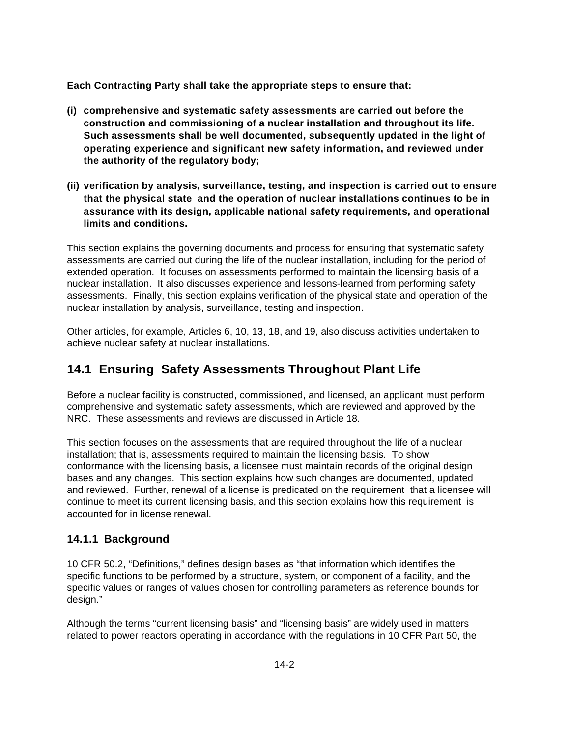**Each Contracting Party shall take the appropriate steps to ensure that:**

**(i) comprehensive and systematic safety assessments are carried out before the construction and commissioning of a nuclear installation and throughout its life. Such assessments shall be well documented, subsequently updated in the light of operating experience and significant new safety information, and reviewed under the authority of the regulatory body;**

**(ii) verification by analysis, surveillance, testing, and inspection is carried out to ensure that the physical state and the operation of nuclear installations continues to be in assurance with its design, applicable national safety requirements, and operational limits and conditions.**

This section explains the governing documents and process for ensuring that systematic safety assessments are carried out during the life of the nuclear installation, including for the period of extended operation. It focuses on assessments performed to maintain the licensing basis of a nuclear installation. It also discusses experience and lessons-learned from performing safety assessments. Finally, this section explains verification of the physical state and operation of the nuclear installation by analysis, surveillance, testing and inspection.

Other articles, for example, Articles 6, 10, 13, 18, and 19, also discuss activities undertaken to achieve nuclear safety at nuclear installations.

## 14.1 Ensuring Safety Assessments Throughout Plant Life

Before a nuclear facility is constructed, commissioned, and licensed, an applicant must perform comprehensive and systematic safety assessments, which are reviewed and approved by the NRC. These assessments and reviews are discussed in Article 18.

This section focuses on the assessments that are required throughout the life of a nuclear installation; that is, assessments required to maintain the licensing basis. To show conformance with the licensing basis, a licensee must maintain records of the original design bases and any changes. This section explains how such changes are documented, updated and reviewed. Further, renewal of a license is predicated on the requirement that a licensee will continue to meet its current licensing basis, and this section explains how this requirement is accounted for in license renewal.

### 14.1.1 Background

10 CFR 50.2, "Definitions," defines design bases as "that information which identifies the specific functions to be performed by a structure, system, or component of a facility, and the specific values or ranges of values chosen for controlling parameters as reference bounds for design."

Although the terms "current licensing basis" and "licensing basis" are widely used in matters related to power reactors operating in accordance with the regulations in 10 CFR Part 50, the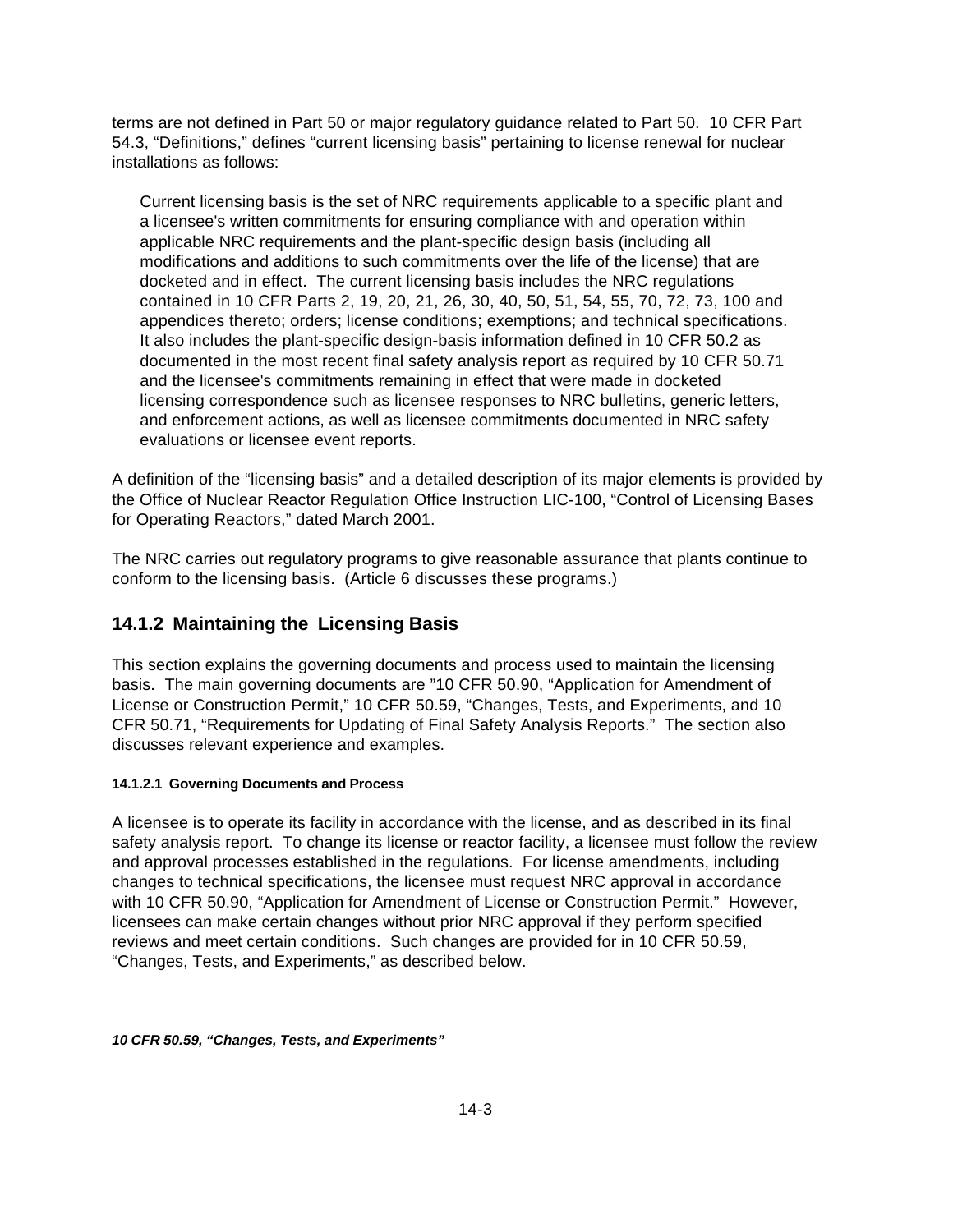terms are not defined in Part 50 or major regulatory guidance related to Part 50. 10 CFR Part 54.3, "Definitions," defines "current licensing basis" pertaining to license renewal for nuclear installations as follows:

> Current licensing basis is the set of NRC requirements applicable to a specific plant and a licensee's written commitments for ensuring compliance with and operation within applicable NRC requirements and the plant-specific design basis (including all modifications and additions to such commitments over the life of the license) that are docketed and in effect. The current licensing basis includes the NRC regulations contained in 10 CFR Parts 2, 19, 20, 21, 26, 30, 40, 50, 51, 54, 55, 70, 72, 73, 100 and appendices thereto; orders; license conditions; exemptions; and technical specifications. It also includes the plant-specific design-basis information defined in 10 CFR 50.2 as documented in the most recent final safety analysis report as required by 10 CFR 50.71 and the licensee's commitments remaining in effect that were made in docketed licensing correspondence such as licensee responses to NRC bulletins, generic letters, and enforcement actions, as well as licensee commitments documented in NRC safety evaluations or licensee event reports.

A definition of the "licensing basis" and a detailed description of its major elements is provided by the Office of Nuclear Reactor Regulation Office Instruction LIC-100, "Control of Licensing Bases for Operating Reactors," dated March 2001.

The NRC carries out regulatory programs to give reasonable assurance that plants continue to conform to the licensing basis. (Article 6 discusses these programs.)

## 14.1.2 Maintaining the Licensing Basis

This section explains the governing documents and process used to maintain the licensing basis. The main governing documents are "10 CFR 50.90, "Application for Amendment of License or Construction Permit," 10 CFR 50.59, "Changes, Tests, and Experiments, and 10 CFR 50.71, "Requirements for Updating of Final Safety Analysis Reports." The section also discusses relevant experience and examples.

#### 14.1.2.1 Governing Documents and Process

A licensee is to operate its facility in accordance with the license, and as described in its final safety analysis report. To change its license or reactor facility, a licensee must follow the review and approval processes established in the regulations. For license amendments, including changes to technical specifications, the licensee must request NRC approval in accordance with 10 CFR 50.90, "Application for Amendment of License or Construction Permit." However, licensees can make certain changes without prior NRC approval if they perform specified reviews and meet certain conditions. Such changes are provided for in 10 CFR 50.59, "Changes, Tests, and Experiments," as described below.

***10 CFR 50.59, "Changes, Tests, and Experiments"***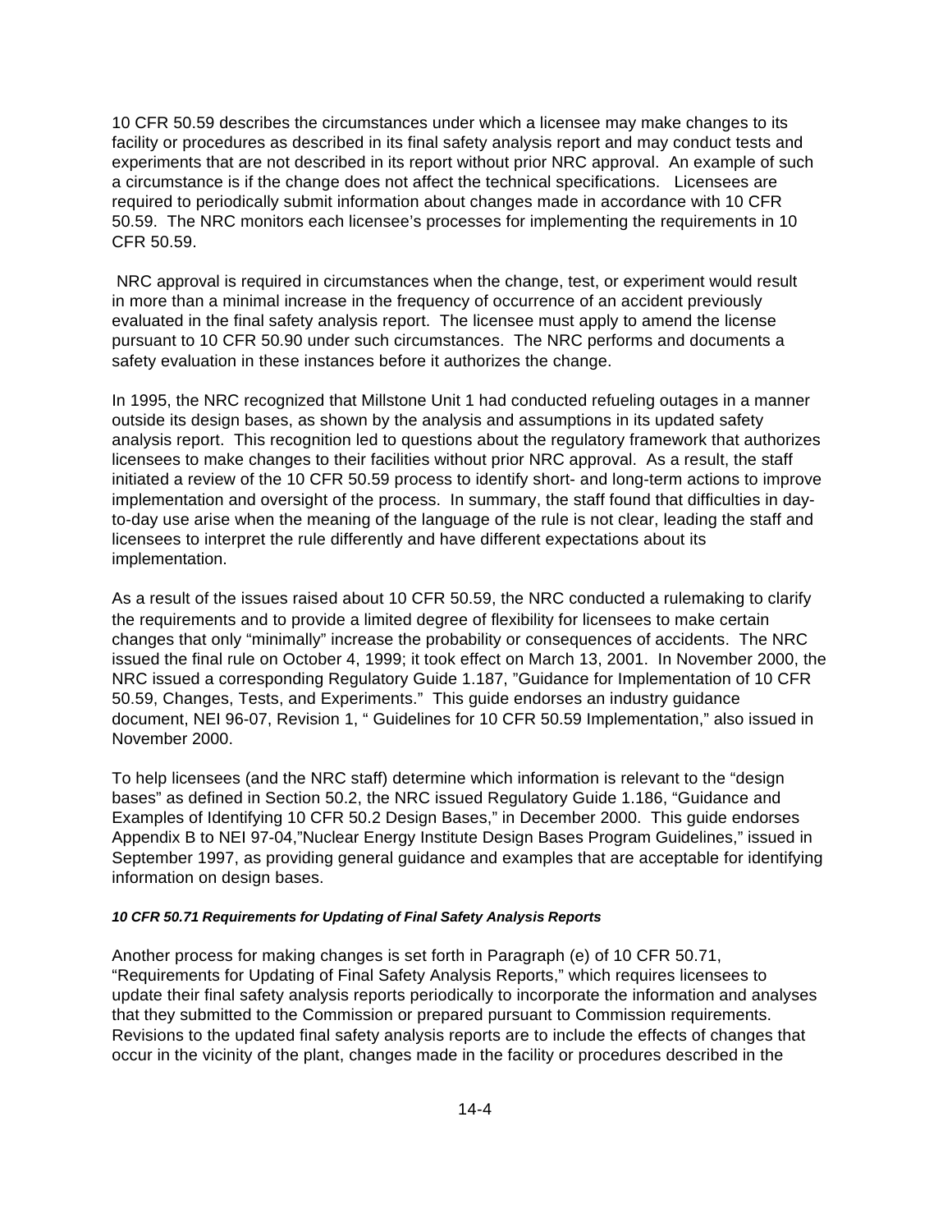10 CFR 50.59 describes the circumstances under which a licensee may make changes to its facility or procedures as described in its final safety analysis report and may conduct tests and experiments that are not described in its report without prior NRC approval. An example of such a circumstance is if the change does not affect the technical specifications. Licensees are required to periodically submit information about changes made in accordance with 10 CFR 50.59. The NRC monitors each licensee's processes for implementing the requirements in 10 CFR 50.59.

NRC approval is required in circumstances when the change, test, or experiment would result in more than a minimal increase in the frequency of occurrence of an accident previously evaluated in the final safety analysis report. The licensee must apply to amend the license pursuant to 10 CFR 50.90 under such circumstances. The NRC performs and documents a safety evaluation in these instances before it authorizes the change.

In 1995, the NRC recognized that Millstone Unit 1 had conducted refueling outages in a manner outside its design bases, as shown by the analysis and assumptions in its updated safety analysis report. This recognition led to questions about the regulatory framework that authorizes licensees to make changes to their facilities without prior NRC approval. As a result, the staff initiated a review of the 10 CFR 50.59 process to identify short- and long-term actions to improve implementation and oversight of the process. In summary, the staff found that difficulties in day-to-day use arise when the meaning of the language of the rule is not clear, leading the staff and licensees to interpret the rule differently and have different expectations about its implementation.

As a result of the issues raised about 10 CFR 50.59, the NRC conducted a rulemaking to clarify the requirements and to provide a limited degree of flexibility for licensees to make certain changes that only "minimally" increase the probability or consequences of accidents. The NRC issued the final rule on October 4, 1999; it took effect on March 13, 2001. In November 2000, the NRC issued a corresponding Regulatory Guide 1.187, "Guidance for Implementation of 10 CFR 50.59, Changes, Tests, and Experiments." This guide endorses an industry guidance document, NEI 96-07, Revision 1, " Guidelines for 10 CFR 50.59 Implementation," also issued in November 2000.

To help licensees (and the NRC staff) determine which information is relevant to the "design bases" as defined in Section 50.2, the NRC issued Regulatory Guide 1.186, "Guidance and Examples of Identifying 10 CFR 50.2 Design Bases," in December 2000. This guide endorses Appendix B to NEI 97-04,"Nuclear Energy Institute Design Bases Program Guidelines," issued in September 1997, as providing general guidance and examples that are acceptable for identifying information on design bases.

#### *10 CFR 50.71 Requirements for Updating of Final Safety Analysis Reports*

Another process for making changes is set forth in Paragraph (e) of 10 CFR 50.71, "Requirements for Updating of Final Safety Analysis Reports," which requires licensees to update their final safety analysis reports periodically to incorporate the information and analyses that they submitted to the Commission or prepared pursuant to Commission requirements. Revisions to the updated final safety analysis reports are to include the effects of changes that occur in the vicinity of the plant, changes made in the facility or procedures described in the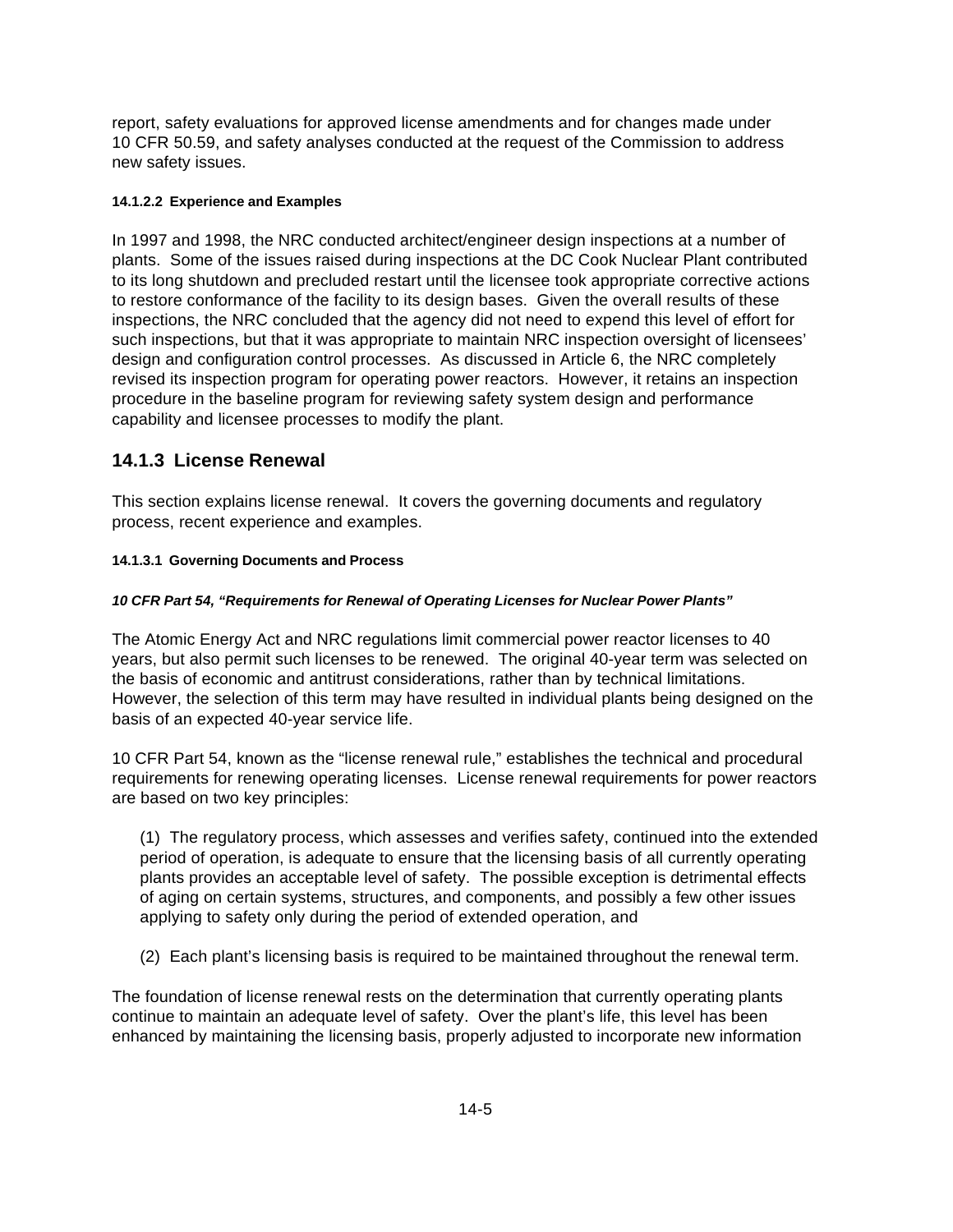report, safety evaluations for approved license amendments and for changes made under 10 CFR 50.59, and safety analyses conducted at the request of the Commission to address new safety issues.

#### 14.1.2.2 Experience and Examples

In 1997 and 1998, the NRC conducted architect/engineer design inspections at a number of plants. Some of the issues raised during inspections at the DC Cook Nuclear Plant contributed to its long shutdown and precluded restart until the licensee took appropriate corrective actions to restore conformance of the facility to its design bases. Given the overall results of these inspections, the NRC concluded that the agency did not need to expend this level of effort for such inspections, but that it was appropriate to maintain NRC inspection oversight of licensees' design and configuration control processes. As discussed in Article 6, the NRC completely revised its inspection program for operating power reactors. However, it retains an inspection procedure in the baseline program for reviewing safety system design and performance capability and licensee processes to modify the plant.

### 14.1.3 License Renewal

This section explains license renewal. It covers the governing documents and regulatory process, recent experience and examples.

#### 14.1.3.1 Governing Documents and Process

***10 CFR Part 54, "Requirements for Renewal of Operating Licenses for Nuclear Power Plants"***

The Atomic Energy Act and NRC regulations limit commercial power reactor licenses to 40 years, but also permit such licenses to be renewed. The original 40-year term was selected on the basis of economic and antitrust considerations, rather than by technical limitations. However, the selection of this term may have resulted in individual plants being designed on the basis of an expected 40-year service life.

10 CFR Part 54, known as the "license renewal rule," establishes the technical and procedural requirements for renewing operating licenses. License renewal requirements for power reactors are based on two key principles:

(1) The regulatory process, which assesses and verifies safety, continued into the extended period of operation, is adequate to ensure that the licensing basis of all currently operating plants provides an acceptable level of safety. The possible exception is detrimental effects of aging on certain systems, structures, and components, and possibly a few other issues applying to safety only during the period of extended operation, and

(2) Each plant's licensing basis is required to be maintained throughout the renewal term.

The foundation of license renewal rests on the determination that currently operating plants continue to maintain an adequate level of safety. Over the plant's life, this level has been enhanced by maintaining the licensing basis, properly adjusted to incorporate new information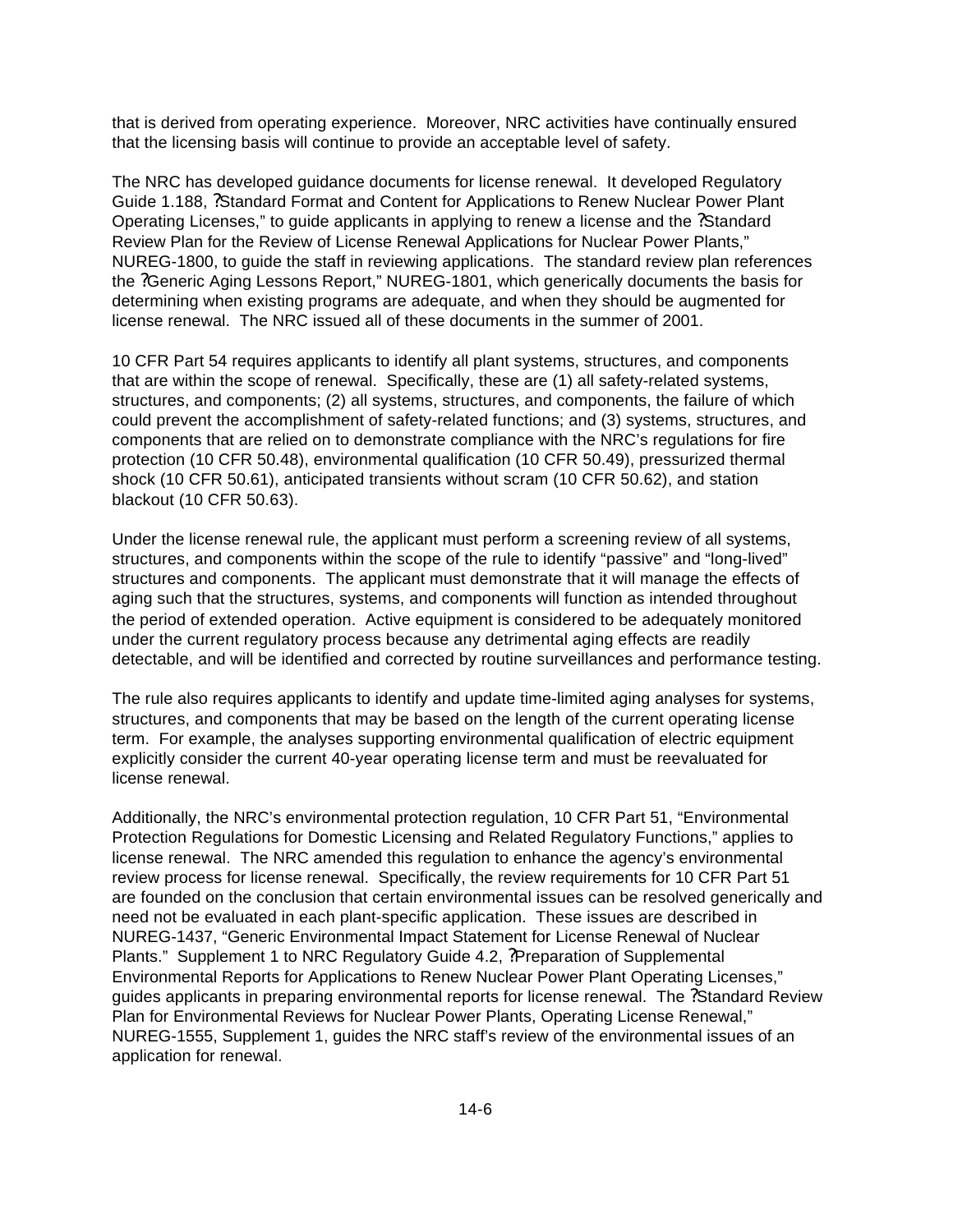that is derived from operating experience. Moreover, NRC activities have continually ensured that the licensing basis will continue to provide an acceptable level of safety.

The NRC has developed guidance documents for license renewal. It developed Regulatory Guide 1.188, ?Standard Format and Content for Applications to Renew Nuclear Power Plant Operating Licenses," to guide applicants in applying to renew a license and the ?Standard Review Plan for the Review of License Renewal Applications for Nuclear Power Plants," NUREG-1800, to guide the staff in reviewing applications. The standard review plan references the ?Generic Aging Lessons Report," NUREG-1801, which generically documents the basis for determining when existing programs are adequate, and when they should be augmented for license renewal. The NRC issued all of these documents in the summer of 2001.

10 CFR Part 54 requires applicants to identify all plant systems, structures, and components that are within the scope of renewal. Specifically, these are (1) all safety-related systems, structures, and components; (2) all systems, structures, and components, the failure of which could prevent the accomplishment of safety-related functions; and (3) systems, structures, and components that are relied on to demonstrate compliance with the NRC's regulations for fire protection (10 CFR 50.48), environmental qualification (10 CFR 50.49), pressurized thermal shock (10 CFR 50.61), anticipated transients without scram (10 CFR 50.62), and station blackout (10 CFR 50.63).

Under the license renewal rule, the applicant must perform a screening review of all systems, structures, and components within the scope of the rule to identify "passive" and "long-lived" structures and components. The applicant must demonstrate that it will manage the effects of aging such that the structures, systems, and components will function as intended throughout the period of extended operation. Active equipment is considered to be adequately monitored under the current regulatory process because any detrimental aging effects are readily detectable, and will be identified and corrected by routine surveillances and performance testing.

The rule also requires applicants to identify and update time-limited aging analyses for systems, structures, and components that may be based on the length of the current operating license term. For example, the analyses supporting environmental qualification of electric equipment explicitly consider the current 40-year operating license term and must be reevaluated for license renewal.

Additionally, the NRC's environmental protection regulation, 10 CFR Part 51, "Environmental Protection Regulations for Domestic Licensing and Related Regulatory Functions," applies to license renewal. The NRC amended this regulation to enhance the agency's environmental review process for license renewal. Specifically, the review requirements for 10 CFR Part 51 are founded on the conclusion that certain environmental issues can be resolved generically and need not be evaluated in each plant-specific application. These issues are described in NUREG-1437, "Generic Environmental Impact Statement for License Renewal of Nuclear Plants." Supplement 1 to NRC Regulatory Guide 4.2, ?Preparation of Supplemental Environmental Reports for Applications to Renew Nuclear Power Plant Operating Licenses," guides applicants in preparing environmental reports for license renewal. The ?Standard Review Plan for Environmental Reviews for Nuclear Power Plants, Operating License Renewal," NUREG-1555, Supplement 1, guides the NRC staff's review of the environmental issues of an application for renewal.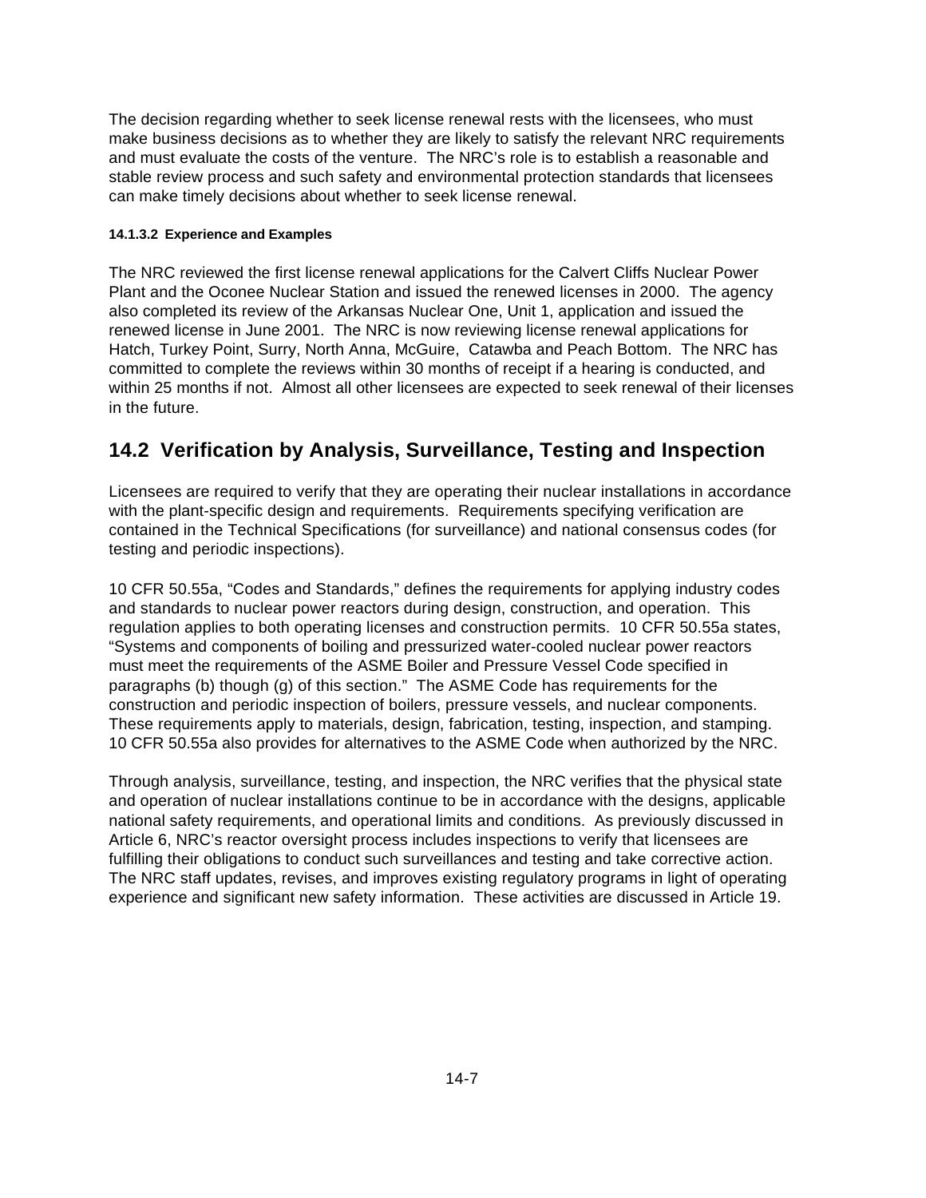The decision regarding whether to seek license renewal rests with the licensees, who must make business decisions as to whether they are likely to satisfy the relevant NRC requirements and must evaluate the costs of the venture. The NRC's role is to establish a reasonable and stable review process and such safety and environmental protection standards that licensees can make timely decisions about whether to seek license renewal.

#### 14.1.3.2 Experience and Examples

The NRC reviewed the first license renewal applications for the Calvert Cliffs Nuclear Power Plant and the Oconee Nuclear Station and issued the renewed licenses in 2000. The agency also completed its review of the Arkansas Nuclear One, Unit 1, application and issued the renewed license in June 2001. The NRC is now reviewing license renewal applications for Hatch, Turkey Point, Surry, North Anna, McGuire, Catawba and Peach Bottom. The NRC has committed to complete the reviews within 30 months of receipt if a hearing is conducted, and within 25 months if not. Almost all other licensees are expected to seek renewal of their licenses in the future.

## 14.2 Verification by Analysis, Surveillance, Testing and Inspection

Licensees are required to verify that they are operating their nuclear installations in accordance with the plant-specific design and requirements. Requirements specifying verification are contained in the Technical Specifications (for surveillance) and national consensus codes (for testing and periodic inspections).

10 CFR 50.55a, "Codes and Standards," defines the requirements for applying industry codes and standards to nuclear power reactors during design, construction, and operation. This regulation applies to both operating licenses and construction permits. 10 CFR 50.55a states, "Systems and components of boiling and pressurized water-cooled nuclear power reactors must meet the requirements of the ASME Boiler and Pressure Vessel Code specified in paragraphs (b) though (g) of this section." The ASME Code has requirements for the construction and periodic inspection of boilers, pressure vessels, and nuclear components. These requirements apply to materials, design, fabrication, testing, inspection, and stamping. 10 CFR 50.55a also provides for alternatives to the ASME Code when authorized by the NRC.

Through analysis, surveillance, testing, and inspection, the NRC verifies that the physical state and operation of nuclear installations continue to be in accordance with the designs, applicable national safety requirements, and operational limits and conditions. As previously discussed in Article 6, NRC's reactor oversight process includes inspections to verify that licensees are fulfilling their obligations to conduct such surveillances and testing and take corrective action. The NRC staff updates, revises, and improves existing regulatory programs in light of operating experience and significant new safety information. These activities are discussed in Article 19.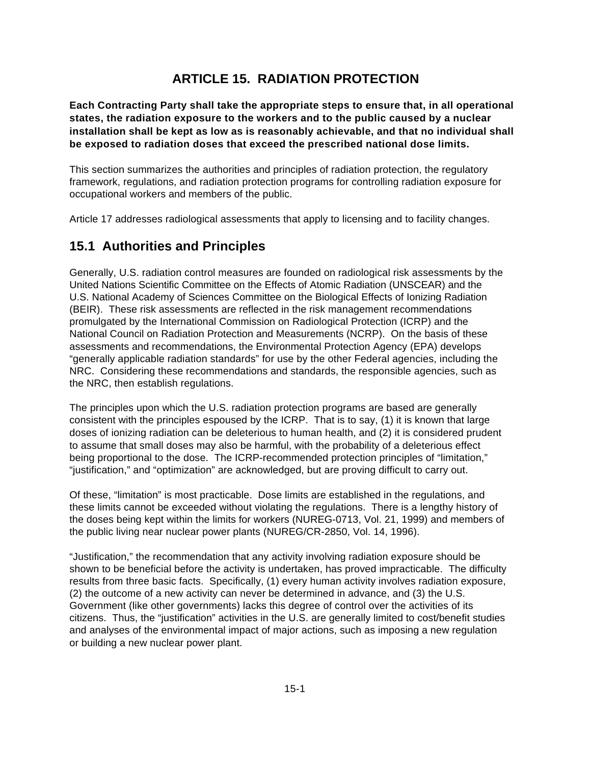# ARTICLE 15. RADIATION PROTECTION

**Each Contracting Party shall take the appropriate steps to ensure that, in all operational states, the radiation exposure to the workers and to the public caused by a nuclear installation shall be kept as low as is reasonably achievable, and that no individual shall be exposed to radiation doses that exceed the prescribed national dose limits.**

This section summarizes the authorities and principles of radiation protection, the regulatory framework, regulations, and radiation protection programs for controlling radiation exposure for occupational workers and members of the public.

Article 17 addresses radiological assessments that apply to licensing and to facility changes.

## 15.1 Authorities and Principles

Generally, U.S. radiation control measures are founded on radiological risk assessments by the United Nations Scientific Committee on the Effects of Atomic Radiation (UNSCEAR) and the U.S. National Academy of Sciences Committee on the Biological Effects of Ionizing Radiation (BEIR). These risk assessments are reflected in the risk management recommendations promulgated by the International Commission on Radiological Protection (ICRP) and the National Council on Radiation Protection and Measurements (NCRP). On the basis of these assessments and recommendations, the Environmental Protection Agency (EPA) develops "generally applicable radiation standards" for use by the other Federal agencies, including the NRC. Considering these recommendations and standards, the responsible agencies, such as the NRC, then establish regulations.

The principles upon which the U.S. radiation protection programs are based are generally consistent with the principles espoused by the ICRP. That is to say, (1) it is known that large doses of ionizing radiation can be deleterious to human health, and (2) it is considered prudent to assume that small doses may also be harmful, with the probability of a deleterious effect being proportional to the dose. The ICRP-recommended protection principles of "limitation," "justification," and "optimization" are acknowledged, but are proving difficult to carry out.

Of these, "limitation" is most practicable. Dose limits are established in the regulations, and these limits cannot be exceeded without violating the regulations. There is a lengthy history of the doses being kept within the limits for workers (NUREG-0713, Vol. 21, 1999) and members of the public living near nuclear power plants (NUREG/CR-2850, Vol. 14, 1996).

"Justification," the recommendation that any activity involving radiation exposure should be shown to be beneficial before the activity is undertaken, has proved impracticable. The difficulty results from three basic facts. Specifically, (1) every human activity involves radiation exposure, (2) the outcome of a new activity can never be determined in advance, and (3) the U.S. Government (like other governments) lacks this degree of control over the activities of its citizens. Thus, the "justification" activities in the U.S. are generally limited to cost/benefit studies and analyses of the environmental impact of major actions, such as imposing a new regulation or building a new nuclear power plant.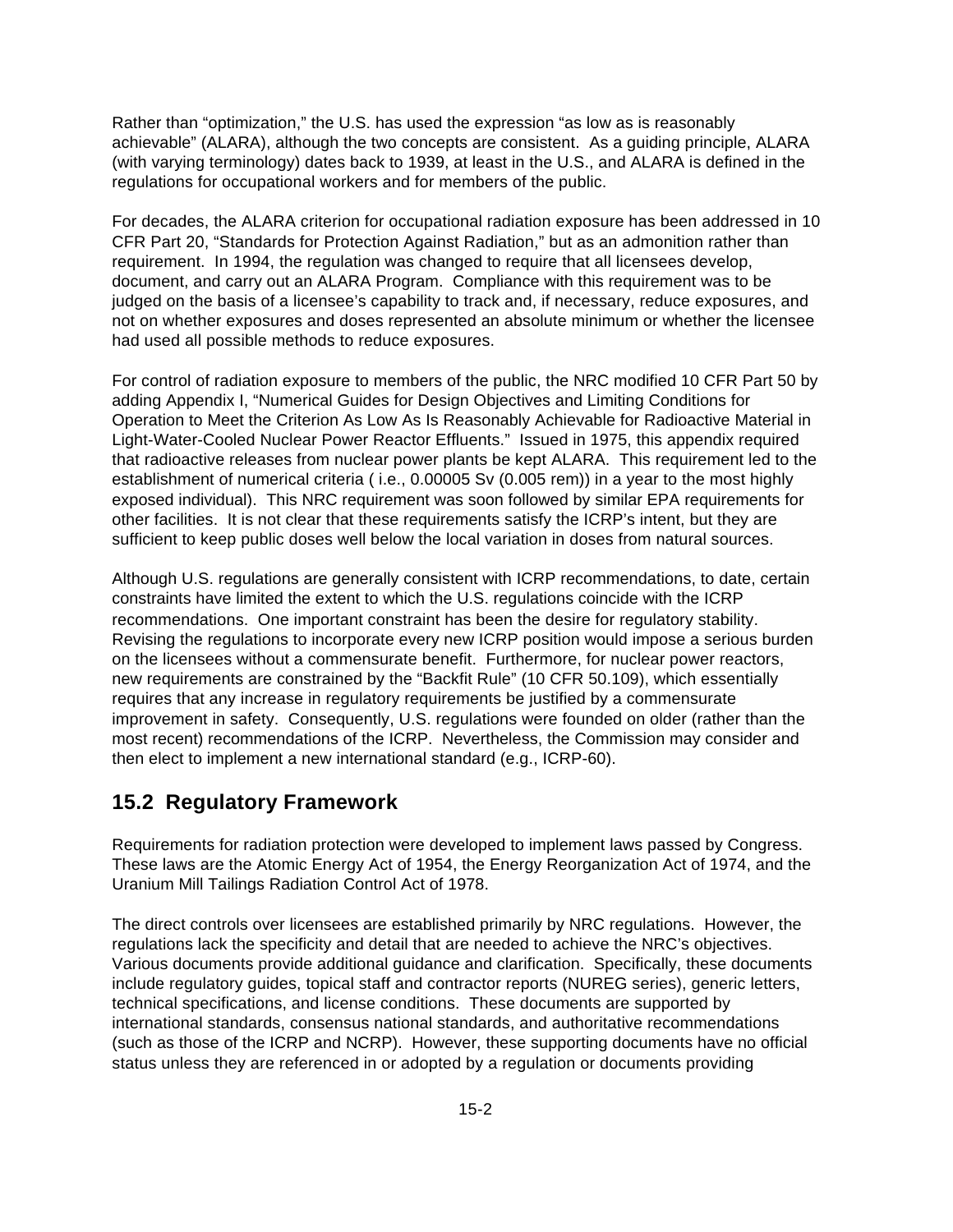Rather than “optimization,” the U.S. has used the expression “as low as is reasonably achievable” (ALARA), although the two concepts are consistent. As a guiding principle, ALARA (with varying terminology) dates back to 1939, at least in the U.S., and ALARA is defined in the regulations for occupational workers and for members of the public.

For decades, the ALARA criterion for occupational radiation exposure has been addressed in 10 CFR Part 20, “Standards for Protection Against Radiation,” but as an admonition rather than requirement. In 1994, the regulation was changed to require that all licensees develop, document, and carry out an ALARA Program. Compliance with this requirement was to be judged on the basis of a licensee’s capability to track and, if necessary, reduce exposures, and not on whether exposures and doses represented an absolute minimum or whether the licensee had used all possible methods to reduce exposures.

For control of radiation exposure to members of the public, the NRC modified 10 CFR Part 50 by adding Appendix I, “Numerical Guides for Design Objectives and Limiting Conditions for Operation to Meet the Criterion As Low As Is Reasonably Achievable for Radioactive Material in Light-Water-Cooled Nuclear Power Reactor Effluents.” Issued in 1975, this appendix required that radioactive releases from nuclear power plants be kept ALARA. This requirement led to the establishment of numerical criteria ( i.e., 0.00005 Sv (0.005 rem)) in a year to the most highly exposed individual). This NRC requirement was soon followed by similar EPA requirements for other facilities. It is not clear that these requirements satisfy the ICRP’s intent, but they are sufficient to keep public doses well below the local variation in doses from natural sources.

Although U.S. regulations are generally consistent with ICRP recommendations, to date, certain constraints have limited the extent to which the U.S. regulations coincide with the ICRP recommendations. One important constraint has been the desire for regulatory stability. Revising the regulations to incorporate every new ICRP position would impose a serious burden on the licensees without a commensurate benefit. Furthermore, for nuclear power reactors, new requirements are constrained by the “Backfit Rule” (10 CFR 50.109), which essentially requires that any increase in regulatory requirements be justified by a commensurate improvement in safety. Consequently, U.S. regulations were founded on older (rather than the most recent) recommendations of the ICRP. Nevertheless, the Commission may consider and then elect to implement a new international standard (e.g., ICRP-60).

## 15.2 Regulatory Framework

Requirements for radiation protection were developed to implement laws passed by Congress. These laws are the Atomic Energy Act of 1954, the Energy Reorganization Act of 1974, and the Uranium Mill Tailings Radiation Control Act of 1978.

The direct controls over licensees are established primarily by NRC regulations. However, the regulations lack the specificity and detail that are needed to achieve the NRC’s objectives. Various documents provide additional guidance and clarification. Specifically, these documents include regulatory guides, topical staff and contractor reports (NUREG series), generic letters, technical specifications, and license conditions. These documents are supported by international standards, consensus national standards, and authoritative recommendations (such as those of the ICRP and NCRP). However, these supporting documents have no official status unless they are referenced in or adopted by a regulation or documents providing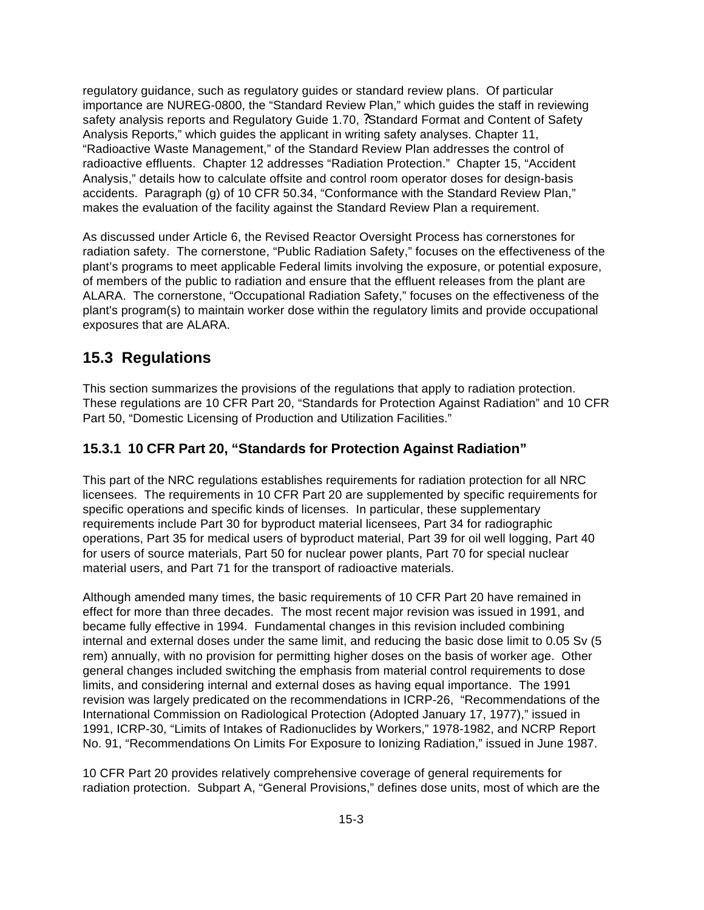regulatory guidance, such as regulatory guides or standard review plans. Of particular importance are NUREG-0800, the "Standard Review Plan," which guides the staff in reviewing safety analysis reports and Regulatory Guide 1.70, ?Standard Format and Content of Safety Analysis Reports," which guides the applicant in writing safety analyses. Chapter 11, "Radioactive Waste Management," of the Standard Review Plan addresses the control of radioactive effluents. Chapter 12 addresses "Radiation Protection." Chapter 15, "Accident Analysis," details how to calculate offsite and control room operator doses for design-basis accidents. Paragraph (g) of 10 CFR 50.34, "Conformance with the Standard Review Plan," makes the evaluation of the facility against the Standard Review Plan a requirement.

As discussed under Article 6, the Revised Reactor Oversight Process has cornerstones for radiation safety. The cornerstone, "Public Radiation Safety," focuses on the effectiveness of the plant's programs to meet applicable Federal limits involving the exposure, or potential exposure, of members of the public to radiation and ensure that the effluent releases from the plant are ALARA. The cornerstone, "Occupational Radiation Safety," focuses on the effectiveness of the plant's program(s) to maintain worker dose within the regulatory limits and provide occupational exposures that are ALARA.

## 15.3 Regulations

This section summarizes the provisions of the regulations that apply to radiation protection. These regulations are 10 CFR Part 20, "Standards for Protection Against Radiation" and 10 CFR Part 50, "Domestic Licensing of Production and Utilization Facilities."

### 15.3.1 10 CFR Part 20, "Standards for Protection Against Radiation"

This part of the NRC regulations establishes requirements for radiation protection for all NRC licensees. The requirements in 10 CFR Part 20 are supplemented by specific requirements for specific operations and specific kinds of licenses. In particular, these supplementary requirements include Part 30 for byproduct material licensees, Part 34 for radiographic operations, Part 35 for medical users of byproduct material, Part 39 for oil well logging, Part 40 for users of source materials, Part 50 for nuclear power plants, Part 70 for special nuclear material users, and Part 71 for the transport of radioactive materials.

Although amended many times, the basic requirements of 10 CFR Part 20 have remained in effect for more than three decades. The most recent major revision was issued in 1991, and became fully effective in 1994. Fundamental changes in this revision included combining internal and external doses under the same limit, and reducing the basic dose limit to 0.05 Sv (5 rem) annually, with no provision for permitting higher doses on the basis of worker age. Other general changes included switching the emphasis from material control requirements to dose limits, and considering internal and external doses as having equal importance. The 1991 revision was largely predicated on the recommendations in ICRP-26, "Recommendations of the International Commission on Radiological Protection (Adopted January 17, 1977)," issued in 1991, ICRP-30, "Limits of Intakes of Radionuclides by Workers," 1978-1982, and NCRP Report No. 91, "Recommendations On Limits For Exposure to Ionizing Radiation," issued in June 1987.

10 CFR Part 20 provides relatively comprehensive coverage of general requirements for radiation protection. Subpart A, "General Provisions," defines dose units, most of which are the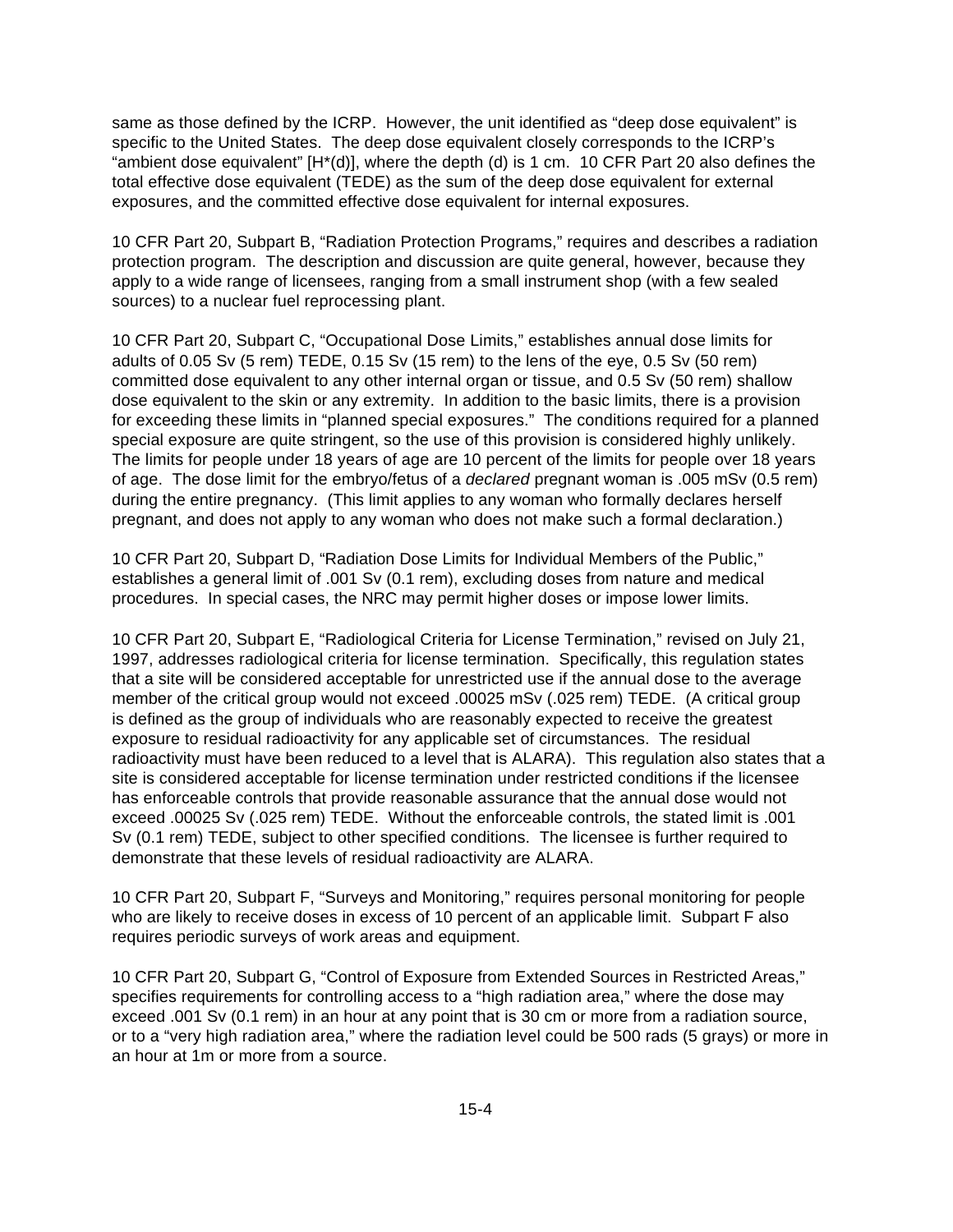same as those defined by the ICRP. However, the unit identified as “deep dose equivalent” is specific to the United States. The deep dose equivalent closely corresponds to the ICRP’s “ambient dose equivalent” [H*(d)], where the depth (d) is 1 cm. 10 CFR Part 20 also defines the total effective dose equivalent (TEDE) as the sum of the deep dose equivalent for external exposures, and the committed effective dose equivalent for internal exposures.

10 CFR Part 20, Subpart B, “Radiation Protection Programs,” requires and describes a radiation protection program. The description and discussion are quite general, however, because they apply to a wide range of licensees, ranging from a small instrument shop (with a few sealed sources) to a nuclear fuel reprocessing plant.

10 CFR Part 20, Subpart C, “Occupational Dose Limits,” establishes annual dose limits for adults of 0.05 Sv (5 rem) TEDE, 0.15 Sv (15 rem) to the lens of the eye, 0.5 Sv (50 rem) committed dose equivalent to any other internal organ or tissue, and 0.5 Sv (50 rem) shallow dose equivalent to the skin or any extremity. In addition to the basic limits, there is a provision for exceeding these limits in “planned special exposures.” The conditions required for a planned special exposure are quite stringent, so the use of this provision is considered highly unlikely. The limits for people under 18 years of age are 10 percent of the limits for people over 18 years of age. The dose limit for the embryo/fetus of a *declared* pregnant woman is .005 mSv (0.5 rem) during the entire pregnancy. (This limit applies to any woman who formally declares herself pregnant, and does not apply to any woman who does not make such a formal declaration.)

10 CFR Part 20, Subpart D, “Radiation Dose Limits for Individual Members of the Public,” establishes a general limit of .001 Sv (0.1 rem), excluding doses from nature and medical procedures. In special cases, the NRC may permit higher doses or impose lower limits.

10 CFR Part 20, Subpart E, “Radiological Criteria for License Termination,” revised on July 21, 1997, addresses radiological criteria for license termination. Specifically, this regulation states that a site will be considered acceptable for unrestricted use if the annual dose to the average member of the critical group would not exceed .00025 mSv (.025 rem) TEDE. (A critical group is defined as the group of individuals who are reasonably expected to receive the greatest exposure to residual radioactivity for any applicable set of circumstances. The residual radioactivity must have been reduced to a level that is ALARA). This regulation also states that a site is considered acceptable for license termination under restricted conditions if the licensee has enforceable controls that provide reasonable assurance that the annual dose would not exceed .00025 Sv (.025 rem) TEDE. Without the enforceable controls, the stated limit is .001 Sv (0.1 rem) TEDE, subject to other specified conditions. The licensee is further required to demonstrate that these levels of residual radioactivity are ALARA.

10 CFR Part 20, Subpart F, “Surveys and Monitoring,” requires personal monitoring for people who are likely to receive doses in excess of 10 percent of an applicable limit. Subpart F also requires periodic surveys of work areas and equipment.

10 CFR Part 20, Subpart G, “Control of Exposure from Extended Sources in Restricted Areas,” specifies requirements for controlling access to a “high radiation area,” where the dose may exceed .001 Sv (0.1 rem) in an hour at any point that is 30 cm or more from a radiation source, or to a “very high radiation area,” where the radiation level could be 500 rads (5 grays) or more in an hour at 1m or more from a source.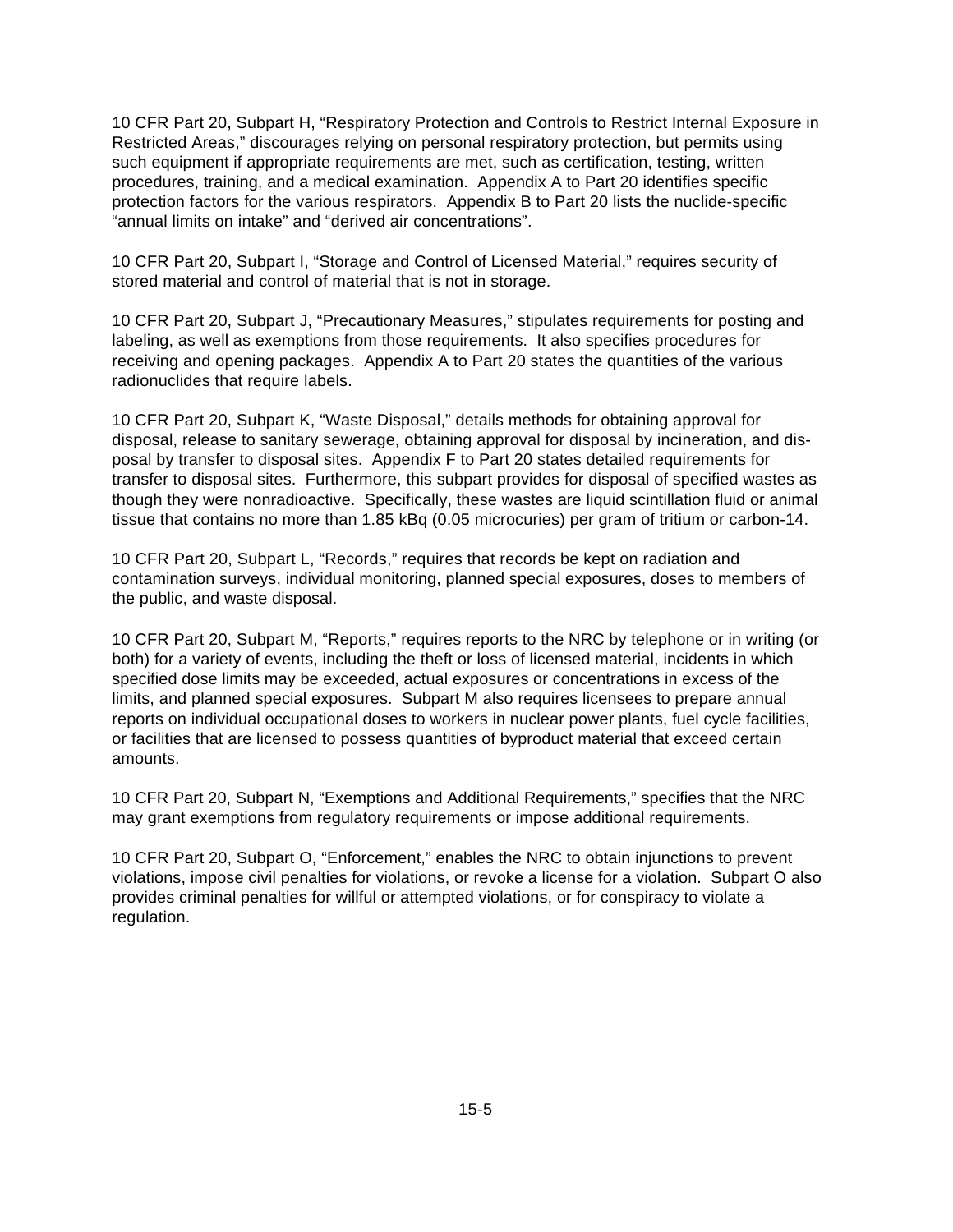10 CFR Part 20, Subpart H, “Respiratory Protection and Controls to Restrict Internal Exposure in Restricted Areas,” discourages relying on personal respiratory protection, but permits using such equipment if appropriate requirements are met, such as certification, testing, written procedures, training, and a medical examination. Appendix A to Part 20 identifies specific protection factors for the various respirators. Appendix B to Part 20 lists the nuclide-specific “annual limits on intake” and “derived air concentrations”.

10 CFR Part 20, Subpart I, “Storage and Control of Licensed Material,” requires security of stored material and control of material that is not in storage.

10 CFR Part 20, Subpart J, “Precautionary Measures,” stipulates requirements for posting and labeling, as well as exemptions from those requirements. It also specifies procedures for receiving and opening packages. Appendix A to Part 20 states the quantities of the various radionuclides that require labels.

10 CFR Part 20, Subpart K, “Waste Disposal,” details methods for obtaining approval for disposal, release to sanitary sewerage, obtaining approval for disposal by incineration, and disposal by transfer to disposal sites. Appendix F to Part 20 states detailed requirements for transfer to disposal sites. Furthermore, this subpart provides for disposal of specified wastes as though they were nonradioactive. Specifically, these wastes are liquid scintillation fluid or animal tissue that contains no more than 1.85 kBq (0.05 microcuries) per gram of tritium or carbon-14.

10 CFR Part 20, Subpart L, “Records,” requires that records be kept on radiation and contamination surveys, individual monitoring, planned special exposures, doses to members of the public, and waste disposal.

10 CFR Part 20, Subpart M, “Reports,” requires reports to the NRC by telephone or in writing (or both) for a variety of events, including the theft or loss of licensed material, incidents in which specified dose limits may be exceeded, actual exposures or concentrations in excess of the limits, and planned special exposures. Subpart M also requires licensees to prepare annual reports on individual occupational doses to workers in nuclear power plants, fuel cycle facilities, or facilities that are licensed to possess quantities of byproduct material that exceed certain amounts.

10 CFR Part 20, Subpart N, “Exemptions and Additional Requirements,” specifies that the NRC may grant exemptions from regulatory requirements or impose additional requirements.

10 CFR Part 20, Subpart O, “Enforcement,” enables the NRC to obtain injunctions to prevent violations, impose civil penalties for violations, or revoke a license for a violation. Subpart O also provides criminal penalties for willful or attempted violations, or for conspiracy to violate a regulation.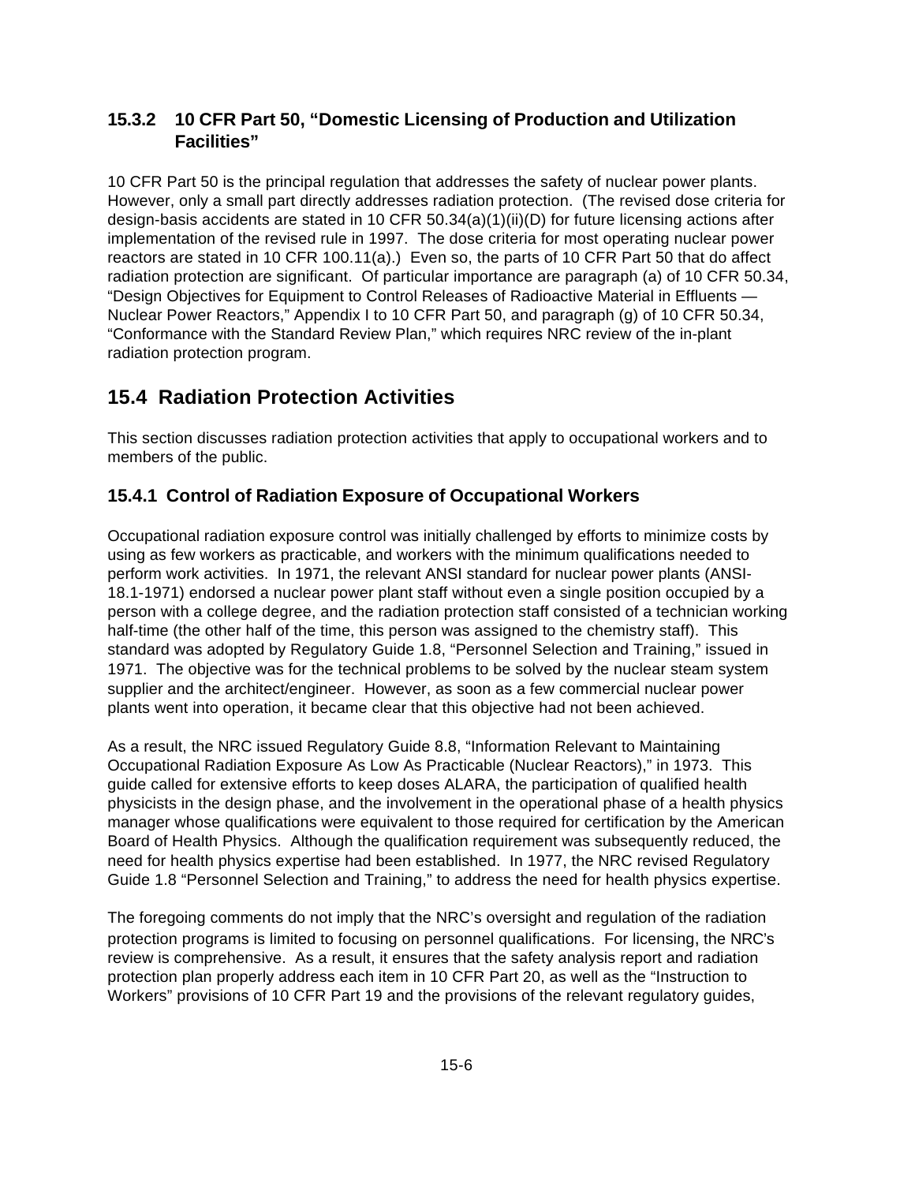### 15.3.2 10 CFR Part 50, "Domestic Licensing of Production and Utilization Facilities"

10 CFR Part 50 is the principal regulation that addresses the safety of nuclear power plants. However, only a small part directly addresses radiation protection. (The revised dose criteria for design-basis accidents are stated in 10 CFR 50.34(a)(1)(ii)(D) for future licensing actions after implementation of the revised rule in 1997. The dose criteria for most operating nuclear power reactors are stated in 10 CFR 100.11(a).) Even so, the parts of 10 CFR Part 50 that do affect radiation protection are significant. Of particular importance are paragraph (a) of 10 CFR 50.34, "Design Objectives for Equipment to Control Releases of Radioactive Material in Effluents — Nuclear Power Reactors," Appendix I to 10 CFR Part 50, and paragraph (g) of 10 CFR 50.34, "Conformance with the Standard Review Plan," which requires NRC review of the in-plant radiation protection program.

## 15.4 Radiation Protection Activities

This section discusses radiation protection activities that apply to occupational workers and to members of the public.

### 15.4.1 Control of Radiation Exposure of Occupational Workers

Occupational radiation exposure control was initially challenged by efforts to minimize costs by using as few workers as practicable, and workers with the minimum qualifications needed to perform work activities. In 1971, the relevant ANSI standard for nuclear power plants (ANSI-18.1-1971) endorsed a nuclear power plant staff without even a single position occupied by a person with a college degree, and the radiation protection staff consisted of a technician working half-time (the other half of the time, this person was assigned to the chemistry staff). This standard was adopted by Regulatory Guide 1.8, "Personnel Selection and Training," issued in 1971. The objective was for the technical problems to be solved by the nuclear steam system supplier and the architect/engineer. However, as soon as a few commercial nuclear power plants went into operation, it became clear that this objective had not been achieved.

As a result, the NRC issued Regulatory Guide 8.8, "Information Relevant to Maintaining Occupational Radiation Exposure As Low As Practicable (Nuclear Reactors)," in 1973. This guide called for extensive efforts to keep doses ALARA, the participation of qualified health physicists in the design phase, and the involvement in the operational phase of a health physics manager whose qualifications were equivalent to those required for certification by the American Board of Health Physics. Although the qualification requirement was subsequently reduced, the need for health physics expertise had been established. In 1977, the NRC revised Regulatory Guide 1.8 "Personnel Selection and Training," to address the need for health physics expertise.

The foregoing comments do not imply that the NRC's oversight and regulation of the radiation protection programs is limited to focusing on personnel qualifications. For licensing, the NRC's review is comprehensive. As a result, it ensures that the safety analysis report and radiation protection plan properly address each item in 10 CFR Part 20, as well as the "Instruction to Workers" provisions of 10 CFR Part 19 and the provisions of the relevant regulatory guides,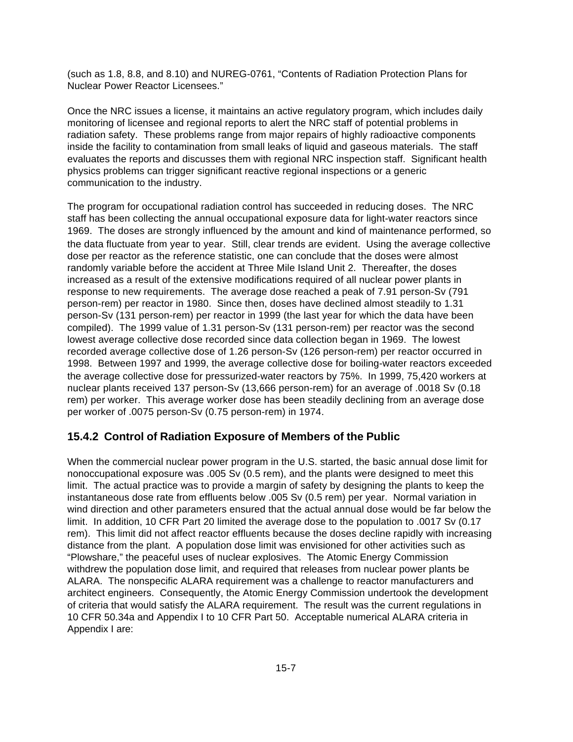(such as 1.8, 8.8, and 8.10) and NUREG-0761, "Contents of Radiation Protection Plans for Nuclear Power Reactor Licensees."

Once the NRC issues a license, it maintains an active regulatory program, which includes daily monitoring of licensee and regional reports to alert the NRC staff of potential problems in radiation safety. These problems range from major repairs of highly radioactive components inside the facility to contamination from small leaks of liquid and gaseous materials. The staff evaluates the reports and discusses them with regional NRC inspection staff. Significant health physics problems can trigger significant reactive regional inspections or a generic communication to the industry.

The program for occupational radiation control has succeeded in reducing doses. The NRC staff has been collecting the annual occupational exposure data for light-water reactors since 1969. The doses are strongly influenced by the amount and kind of maintenance performed, so the data fluctuate from year to year. Still, clear trends are evident. Using the average collective dose per reactor as the reference statistic, one can conclude that the doses were almost randomly variable before the accident at Three Mile Island Unit 2. Thereafter, the doses increased as a result of the extensive modifications required of all nuclear power plants in response to new requirements. The average dose reached a peak of 7.91 person-Sv (791 person-rem) per reactor in 1980. Since then, doses have declined almost steadily to 1.31 person-Sv (131 person-rem) per reactor in 1999 (the last year for which the data have been compiled). The 1999 value of 1.31 person-Sv (131 person-rem) per reactor was the second lowest average collective dose recorded since data collection began in 1969. The lowest recorded average collective dose of 1.26 person-Sv (126 person-rem) per reactor occurred in 1998. Between 1997 and 1999, the average collective dose for boiling-water reactors exceeded the average collective dose for pressurized-water reactors by 75%. In 1999, 75,420 workers at nuclear plants received 137 person-Sv (13,666 person-rem) for an average of .0018 Sv (0.18 rem) per worker. This average worker dose has been steadily declining from an average dose per worker of .0075 person-Sv (0.75 person-rem) in 1974.

### 15.4.2 Control of Radiation Exposure of Members of the Public

When the commercial nuclear power program in the U.S. started, the basic annual dose limit for nonoccupational exposure was .005 Sv (0.5 rem), and the plants were designed to meet this limit. The actual practice was to provide a margin of safety by designing the plants to keep the instantaneous dose rate from effluents below .005 Sv (0.5 rem) per year. Normal variation in wind direction and other parameters ensured that the actual annual dose would be far below the limit. In addition, 10 CFR Part 20 limited the average dose to the population to .0017 Sv (0.17 rem). This limit did not affect reactor effluents because the doses decline rapidly with increasing distance from the plant. A population dose limit was envisioned for other activities such as "Plowshare," the peaceful uses of nuclear explosives. The Atomic Energy Commission withdrew the population dose limit, and required that releases from nuclear power plants be ALARA. The nonspecific ALARA requirement was a challenge to reactor manufacturers and architect engineers. Consequently, the Atomic Energy Commission undertook the development of criteria that would satisfy the ALARA requirement. The result was the current regulations in 10 CFR 50.34a and Appendix I to 10 CFR Part 50. Acceptable numerical ALARA criteria in Appendix I are: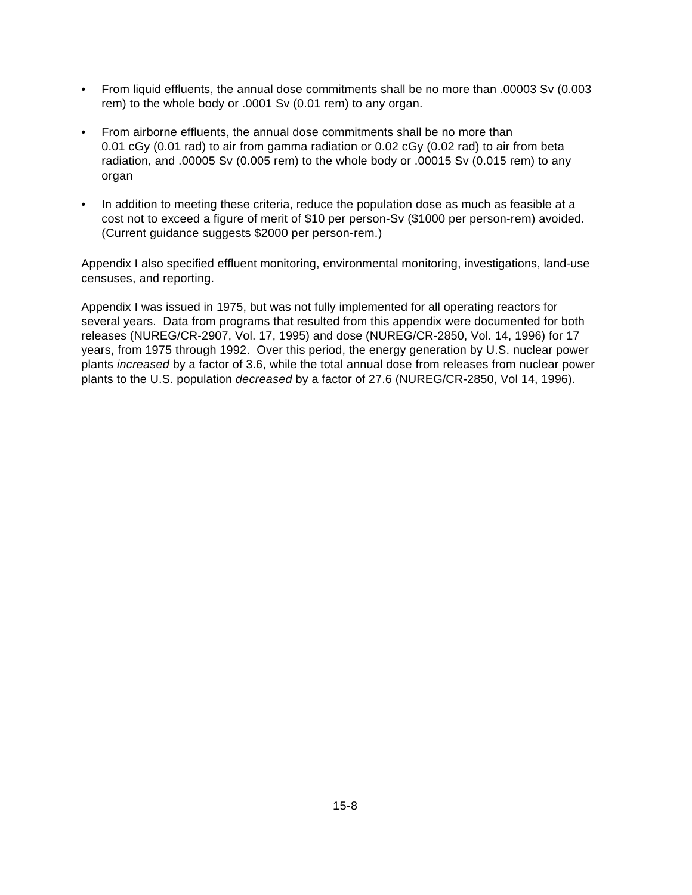- From liquid effluents, the annual dose commitments shall be no more than .00003 Sv (0.003 rem) to the whole body or .0001 Sv (0.01 rem) to any organ.

- From airborne effluents, the annual dose commitments shall be no more than 0.01 cGy (0.01 rad) to air from gamma radiation or 0.02 cGy (0.02 rad) to air from beta radiation, and .00005 Sv (0.005 rem) to the whole body or .00015 Sv (0.015 rem) to any organ

- In addition to meeting these criteria, reduce the population dose as much as feasible at a cost not to exceed a figure of merit of $10 per person-Sv ($1000 per person-rem) avoided. (Current guidance suggests $2000 per person-rem.)

Appendix I also specified effluent monitoring, environmental monitoring, investigations, land-use censuses, and reporting.

Appendix I was issued in 1975, but was not fully implemented for all operating reactors for several years. Data from programs that resulted from this appendix were documented for both releases (NUREG/CR-2907, Vol. 17, 1995) and dose (NUREG/CR-2850, Vol. 14, 1996) for 17 years, from 1975 through 1992. Over this period, the energy generation by U.S. nuclear power plants *increased* by a factor of 3.6, while the total annual dose from releases from nuclear power plants to the U.S. population *decreased* by a factor of 27.6 (NUREG/CR-2850, Vol 14, 1996).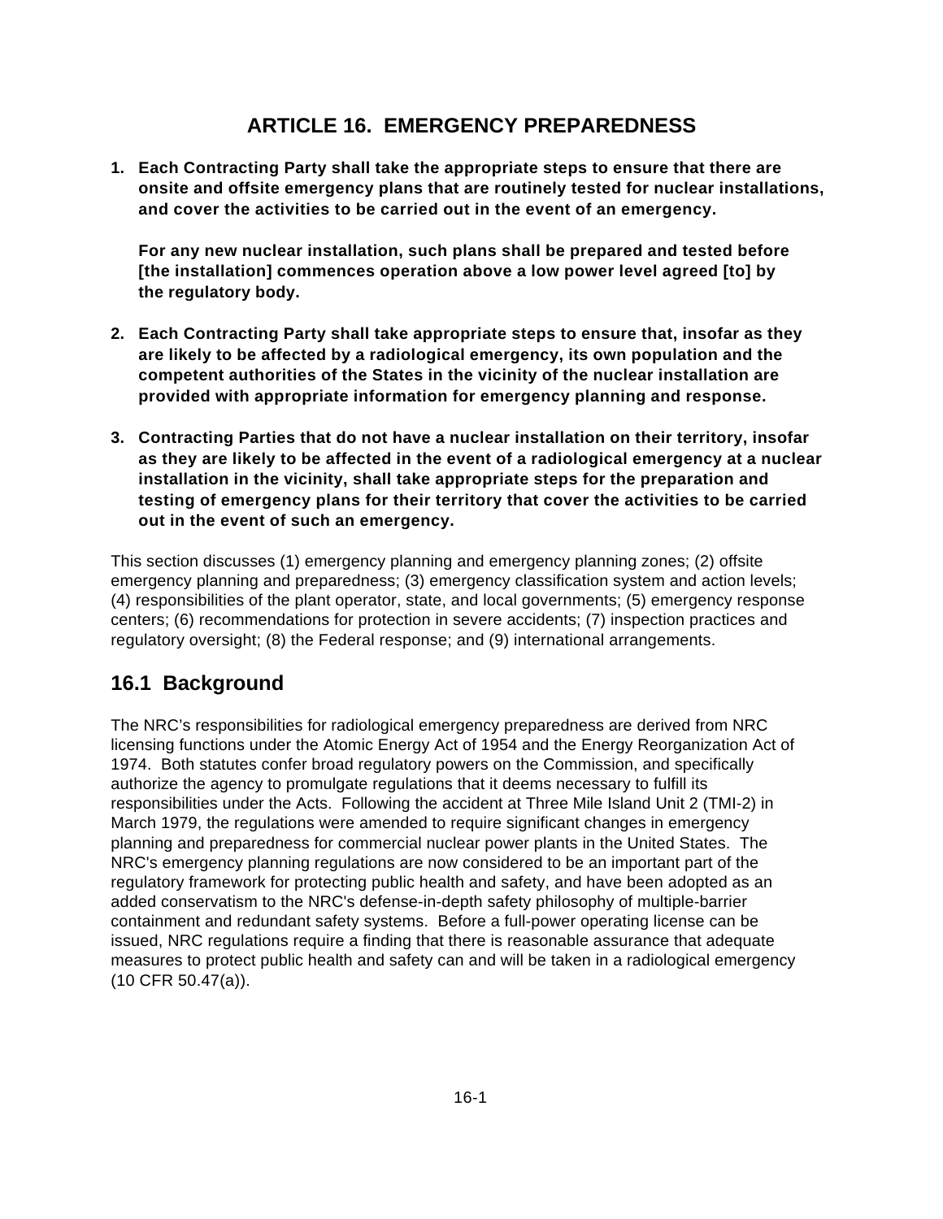# ARTICLE 16. EMERGENCY PREPAREDNESS

1. **Each Contracting Party shall take the appropriate steps to ensure that there are onsite and offsite emergency plans that are routinely tested for nuclear installations, and cover the activities to be carried out in the event of an emergency.**

   **For any new nuclear installation, such plans shall be prepared and tested before [the installation] commences operation above a low power level agreed [to] by the regulatory body.**

2. **Each Contracting Party shall take appropriate steps to ensure that, insofar as they are likely to be affected by a radiological emergency, its own population and the competent authorities of the States in the vicinity of the nuclear installation are provided with appropriate information for emergency planning and response.**

3. **Contracting Parties that do not have a nuclear installation on their territory, insofar as they are likely to be affected in the event of a radiological emergency at a nuclear installation in the vicinity, shall take appropriate steps for the preparation and testing of emergency plans for their territory that cover the activities to be carried out in the event of such an emergency.**

This section discusses (1) emergency planning and emergency planning zones; (2) offsite emergency planning and preparedness; (3) emergency classification system and action levels; (4) responsibilities of the plant operator, state, and local governments; (5) emergency response centers; (6) recommendations for protection in severe accidents; (7) inspection practices and regulatory oversight; (8) the Federal response; and (9) international arrangements.

## 16.1 Background

The NRC's responsibilities for radiological emergency preparedness are derived from NRC licensing functions under the Atomic Energy Act of 1954 and the Energy Reorganization Act of 1974. Both statutes confer broad regulatory powers on the Commission, and specifically authorize the agency to promulgate regulations that it deems necessary to fulfill its responsibilities under the Acts. Following the accident at Three Mile Island Unit 2 (TMI-2) in March 1979, the regulations were amended to require significant changes in emergency planning and preparedness for commercial nuclear power plants in the United States. The NRC's emergency planning regulations are now considered to be an important part of the regulatory framework for protecting public health and safety, and have been adopted as an added conservatism to the NRC's defense-in-depth safety philosophy of multiple-barrier containment and redundant safety systems. Before a full-power operating license can be issued, NRC regulations require a finding that there is reasonable assurance that adequate measures to protect public health and safety can and will be taken in a radiological emergency (10 CFR 50.47(a)).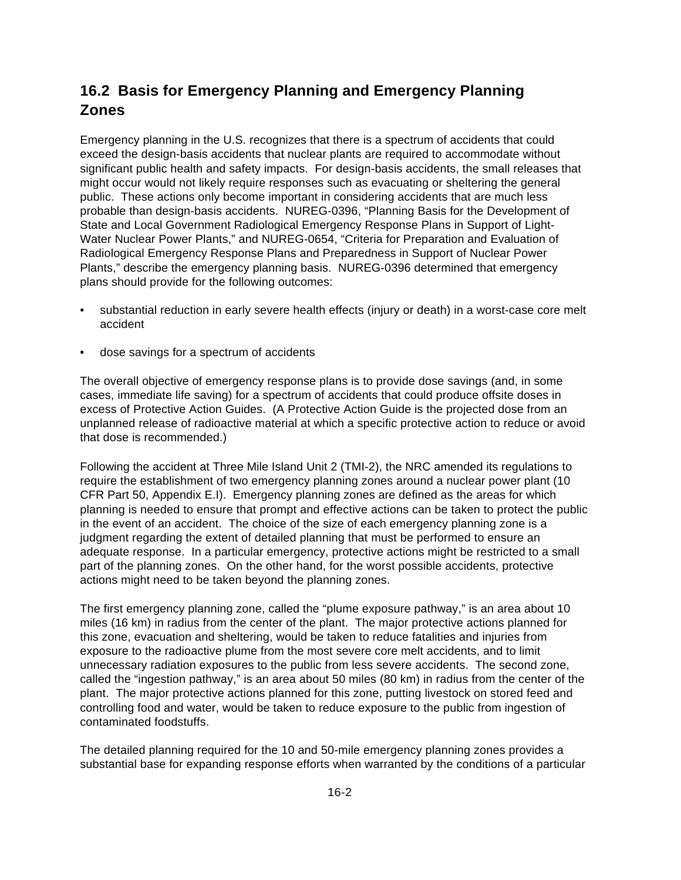## 16.2 Basis for Emergency Planning and Emergency Planning Zones

Emergency planning in the U.S. recognizes that there is a spectrum of accidents that could exceed the design-basis accidents that nuclear plants are required to accommodate without significant public health and safety impacts. For design-basis accidents, the small releases that might occur would not likely require responses such as evacuating or sheltering the general public. These actions only become important in considering accidents that are much less probable than design-basis accidents. NUREG-0396, "Planning Basis for the Development of State and Local Government Radiological Emergency Response Plans in Support of Light-Water Nuclear Power Plants," and NUREG-0654, "Criteria for Preparation and Evaluation of Radiological Emergency Response Plans and Preparedness in Support of Nuclear Power Plants," describe the emergency planning basis. NUREG-0396 determined that emergency plans should provide for the following outcomes:

- substantial reduction in early severe health effects (injury or death) in a worst-case core melt accident
- dose savings for a spectrum of accidents

The overall objective of emergency response plans is to provide dose savings (and, in some cases, immediate life saving) for a spectrum of accidents that could produce offsite doses in excess of Protective Action Guides. (A Protective Action Guide is the projected dose from an unplanned release of radioactive material at which a specific protective action to reduce or avoid that dose is recommended.)

Following the accident at Three Mile Island Unit 2 (TMI-2), the NRC amended its regulations to require the establishment of two emergency planning zones around a nuclear power plant (10 CFR Part 50, Appendix E.I). Emergency planning zones are defined as the areas for which planning is needed to ensure that prompt and effective actions can be taken to protect the public in the event of an accident. The choice of the size of each emergency planning zone is a judgment regarding the extent of detailed planning that must be performed to ensure an adequate response. In a particular emergency, protective actions might be restricted to a small part of the planning zones. On the other hand, for the worst possible accidents, protective actions might need to be taken beyond the planning zones.

The first emergency planning zone, called the "plume exposure pathway," is an area about 10 miles (16 km) in radius from the center of the plant. The major protective actions planned for this zone, evacuation and sheltering, would be taken to reduce fatalities and injuries from exposure to the radioactive plume from the most severe core melt accidents, and to limit unnecessary radiation exposures to the public from less severe accidents. The second zone, called the "ingestion pathway," is an area about 50 miles (80 km) in radius from the center of the plant. The major protective actions planned for this zone, putting livestock on stored feed and controlling food and water, would be taken to reduce exposure to the public from ingestion of contaminated foodstuffs.

The detailed planning required for the 10 and 50-mile emergency planning zones provides a substantial base for expanding response efforts when warranted by the conditions of a particular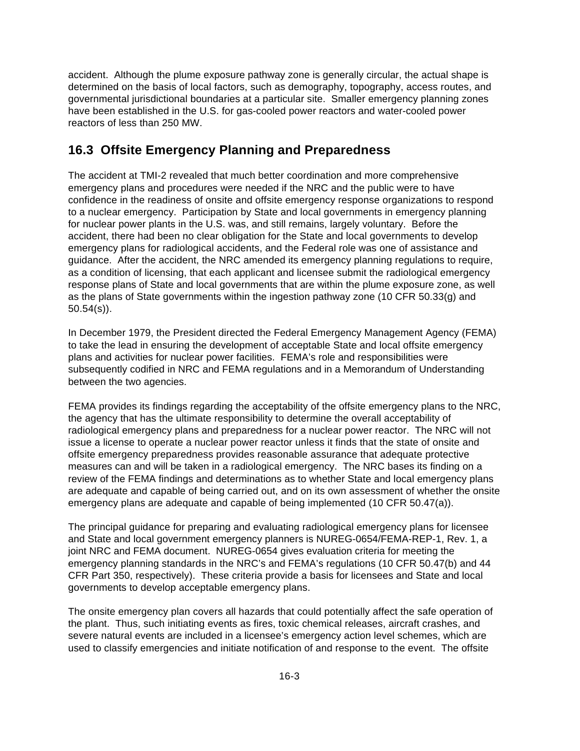accident. Although the plume exposure pathway zone is generally circular, the actual shape is determined on the basis of local factors, such as demography, topography, access routes, and governmental jurisdictional boundaries at a particular site. Smaller emergency planning zones have been established in the U.S. for gas-cooled power reactors and water-cooled power reactors of less than 250 MW.

## 16.3 Offsite Emergency Planning and Preparedness

The accident at TMI-2 revealed that much better coordination and more comprehensive emergency plans and procedures were needed if the NRC and the public were to have confidence in the readiness of onsite and offsite emergency response organizations to respond to a nuclear emergency. Participation by State and local governments in emergency planning for nuclear power plants in the U.S. was, and still remains, largely voluntary. Before the accident, there had been no clear obligation for the State and local governments to develop emergency plans for radiological accidents, and the Federal role was one of assistance and guidance. After the accident, the NRC amended its emergency planning regulations to require, as a condition of licensing, that each applicant and licensee submit the radiological emergency response plans of State and local governments that are within the plume exposure zone, as well as the plans of State governments within the ingestion pathway zone (10 CFR 50.33(g) and 50.54(s)).

In December 1979, the President directed the Federal Emergency Management Agency (FEMA) to take the lead in ensuring the development of acceptable State and local offsite emergency plans and activities for nuclear power facilities. FEMA's role and responsibilities were subsequently codified in NRC and FEMA regulations and in a Memorandum of Understanding between the two agencies.

FEMA provides its findings regarding the acceptability of the offsite emergency plans to the NRC, the agency that has the ultimate responsibility to determine the overall acceptability of radiological emergency plans and preparedness for a nuclear power reactor. The NRC will not issue a license to operate a nuclear power reactor unless it finds that the state of onsite and offsite emergency preparedness provides reasonable assurance that adequate protective measures can and will be taken in a radiological emergency. The NRC bases its finding on a review of the FEMA findings and determinations as to whether State and local emergency plans are adequate and capable of being carried out, and on its own assessment of whether the onsite emergency plans are adequate and capable of being implemented (10 CFR 50.47(a)).

The principal guidance for preparing and evaluating radiological emergency plans for licensee and State and local government emergency planners is NUREG-0654/FEMA-REP-1, Rev. 1, a joint NRC and FEMA document. NUREG-0654 gives evaluation criteria for meeting the emergency planning standards in the NRC's and FEMA's regulations (10 CFR 50.47(b) and 44 CFR Part 350, respectively). These criteria provide a basis for licensees and State and local governments to develop acceptable emergency plans.

The onsite emergency plan covers all hazards that could potentially affect the safe operation of the plant. Thus, such initiating events as fires, toxic chemical releases, aircraft crashes, and severe natural events are included in a licensee's emergency action level schemes, which are used to classify emergencies and initiate notification of and response to the event. The offsite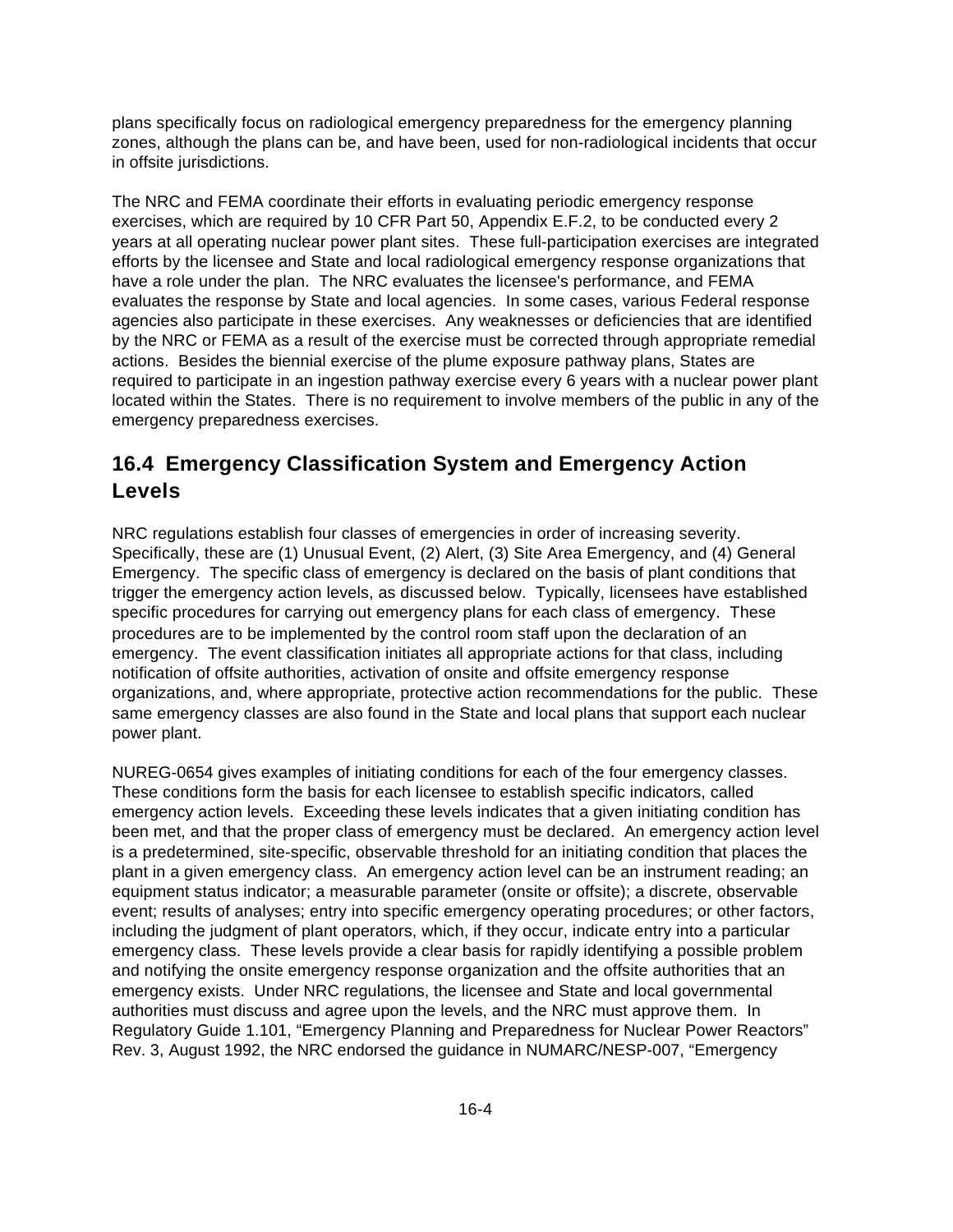plans specifically focus on radiological emergency preparedness for the emergency planning zones, although the plans can be, and have been, used for non-radiological incidents that occur in offsite jurisdictions.

The NRC and FEMA coordinate their efforts in evaluating periodic emergency response exercises, which are required by 10 CFR Part 50, Appendix E.F.2, to be conducted every 2 years at all operating nuclear power plant sites. These full-participation exercises are integrated efforts by the licensee and State and local radiological emergency response organizations that have a role under the plan. The NRC evaluates the licensee's performance, and FEMA evaluates the response by State and local agencies. In some cases, various Federal response agencies also participate in these exercises. Any weaknesses or deficiencies that are identified by the NRC or FEMA as a result of the exercise must be corrected through appropriate remedial actions. Besides the biennial exercise of the plume exposure pathway plans, States are required to participate in an ingestion pathway exercise every 6 years with a nuclear power plant located within the States. There is no requirement to involve members of the public in any of the emergency preparedness exercises.

## 16.4 Emergency Classification System and Emergency Action Levels

NRC regulations establish four classes of emergencies in order of increasing severity. Specifically, these are (1) Unusual Event, (2) Alert, (3) Site Area Emergency, and (4) General Emergency. The specific class of emergency is declared on the basis of plant conditions that trigger the emergency action levels, as discussed below. Typically, licensees have established specific procedures for carrying out emergency plans for each class of emergency. These procedures are to be implemented by the control room staff upon the declaration of an emergency. The event classification initiates all appropriate actions for that class, including notification of offsite authorities, activation of onsite and offsite emergency response organizations, and, where appropriate, protective action recommendations for the public. These same emergency classes are also found in the State and local plans that support each nuclear power plant.

NUREG-0654 gives examples of initiating conditions for each of the four emergency classes. These conditions form the basis for each licensee to establish specific indicators, called emergency action levels. Exceeding these levels indicates that a given initiating condition has been met, and that the proper class of emergency must be declared. An emergency action level is a predetermined, site-specific, observable threshold for an initiating condition that places the plant in a given emergency class. An emergency action level can be an instrument reading; an equipment status indicator; a measurable parameter (onsite or offsite); a discrete, observable event; results of analyses; entry into specific emergency operating procedures; or other factors, including the judgment of plant operators, which, if they occur, indicate entry into a particular emergency class. These levels provide a clear basis for rapidly identifying a possible problem and notifying the onsite emergency response organization and the offsite authorities that an emergency exists. Under NRC regulations, the licensee and State and local governmental authorities must discuss and agree upon the levels, and the NRC must approve them. In Regulatory Guide 1.101, "Emergency Planning and Preparedness for Nuclear Power Reactors" Rev. 3, August 1992, the NRC endorsed the guidance in NUMARC/NESP-007, "Emergency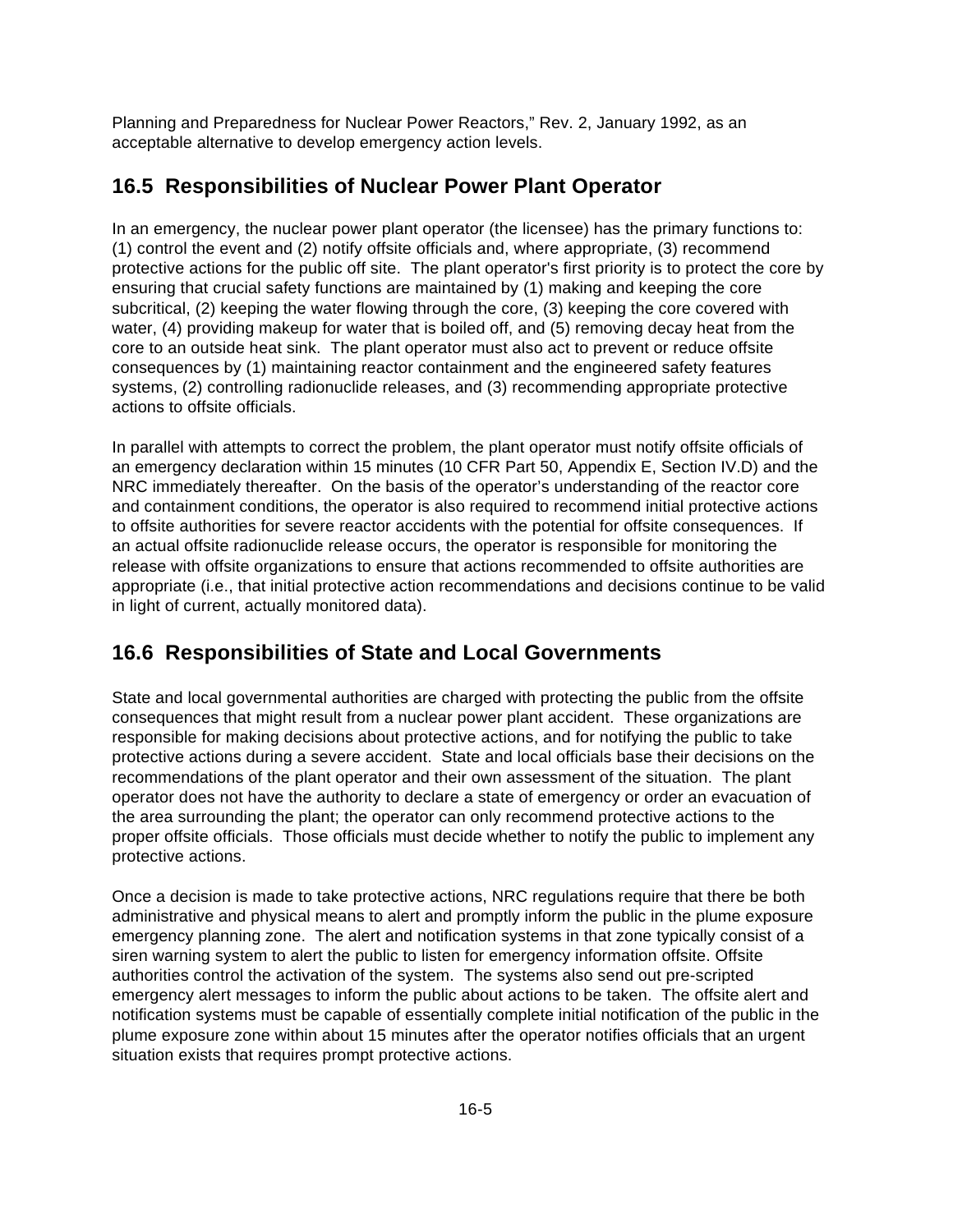Planning and Preparedness for Nuclear Power Reactors," Rev. 2, January 1992, as an acceptable alternative to develop emergency action levels.

## 16.5 Responsibilities of Nuclear Power Plant Operator

In an emergency, the nuclear power plant operator (the licensee) has the primary functions to: (1) control the event and (2) notify offsite officials and, where appropriate, (3) recommend protective actions for the public off site. The plant operator's first priority is to protect the core by ensuring that crucial safety functions are maintained by (1) making and keeping the core subcritical, (2) keeping the water flowing through the core, (3) keeping the core covered with water, (4) providing makeup for water that is boiled off, and (5) removing decay heat from the core to an outside heat sink. The plant operator must also act to prevent or reduce offsite consequences by (1) maintaining reactor containment and the engineered safety features systems, (2) controlling radionuclide releases, and (3) recommending appropriate protective actions to offsite officials.

In parallel with attempts to correct the problem, the plant operator must notify offsite officials of an emergency declaration within 15 minutes (10 CFR Part 50, Appendix E, Section IV.D) and the NRC immediately thereafter. On the basis of the operator's understanding of the reactor core and containment conditions, the operator is also required to recommend initial protective actions to offsite authorities for severe reactor accidents with the potential for offsite consequences. If an actual offsite radionuclide release occurs, the operator is responsible for monitoring the release with offsite organizations to ensure that actions recommended to offsite authorities are appropriate (i.e., that initial protective action recommendations and decisions continue to be valid in light of current, actually monitored data).

## 16.6 Responsibilities of State and Local Governments

State and local governmental authorities are charged with protecting the public from the offsite consequences that might result from a nuclear power plant accident. These organizations are responsible for making decisions about protective actions, and for notifying the public to take protective actions during a severe accident. State and local officials base their decisions on the recommendations of the plant operator and their own assessment of the situation. The plant operator does not have the authority to declare a state of emergency or order an evacuation of the area surrounding the plant; the operator can only recommend protective actions to the proper offsite officials. Those officials must decide whether to notify the public to implement any protective actions.

Once a decision is made to take protective actions, NRC regulations require that there be both administrative and physical means to alert and promptly inform the public in the plume exposure emergency planning zone. The alert and notification systems in that zone typically consist of a siren warning system to alert the public to listen for emergency information offsite. Offsite authorities control the activation of the system. The systems also send out pre-scripted emergency alert messages to inform the public about actions to be taken. The offsite alert and notification systems must be capable of essentially complete initial notification of the public in the plume exposure zone within about 15 minutes after the operator notifies officials that an urgent situation exists that requires prompt protective actions.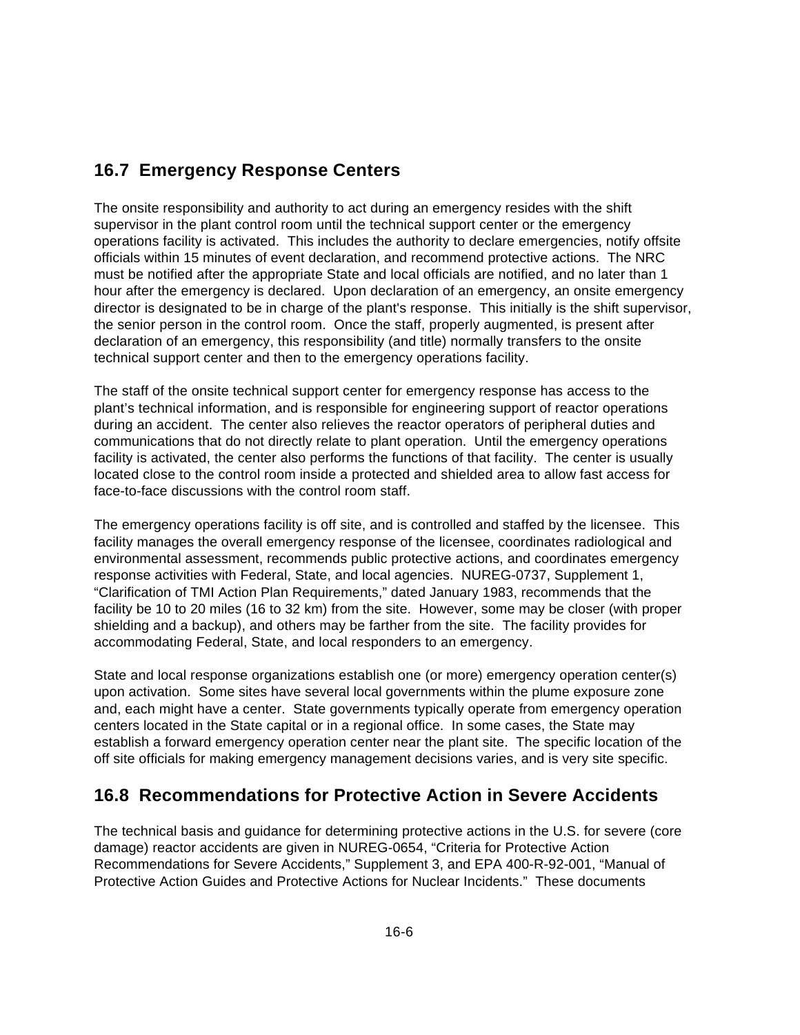## 16.7 Emergency Response Centers

The onsite responsibility and authority to act during an emergency resides with the shift supervisor in the plant control room until the technical support center or the emergency operations facility is activated. This includes the authority to declare emergencies, notify offsite officials within 15 minutes of event declaration, and recommend protective actions. The NRC must be notified after the appropriate State and local officials are notified, and no later than 1 hour after the emergency is declared. Upon declaration of an emergency, an onsite emergency director is designated to be in charge of the plant's response. This initially is the shift supervisor, the senior person in the control room. Once the staff, properly augmented, is present after declaration of an emergency, this responsibility (and title) normally transfers to the onsite technical support center and then to the emergency operations facility.

The staff of the onsite technical support center for emergency response has access to the plant's technical information, and is responsible for engineering support of reactor operations during an accident. The center also relieves the reactor operators of peripheral duties and communications that do not directly relate to plant operation. Until the emergency operations facility is activated, the center also performs the functions of that facility. The center is usually located close to the control room inside a protected and shielded area to allow fast access for face-to-face discussions with the control room staff.

The emergency operations facility is off site, and is controlled and staffed by the licensee. This facility manages the overall emergency response of the licensee, coordinates radiological and environmental assessment, recommends public protective actions, and coordinates emergency response activities with Federal, State, and local agencies. NUREG-0737, Supplement 1, "Clarification of TMI Action Plan Requirements," dated January 1983, recommends that the facility be 10 to 20 miles (16 to 32 km) from the site. However, some may be closer (with proper shielding and a backup), and others may be farther from the site. The facility provides for accommodating Federal, State, and local responders to an emergency.

State and local response organizations establish one (or more) emergency operation center(s) upon activation. Some sites have several local governments within the plume exposure zone and, each might have a center. State governments typically operate from emergency operation centers located in the State capital or in a regional office. In some cases, the State may establish a forward emergency operation center near the plant site. The specific location of the off site officials for making emergency management decisions varies, and is very site specific.

## 16.8 Recommendations for Protective Action in Severe Accidents

The technical basis and guidance for determining protective actions in the U.S. for severe (core damage) reactor accidents are given in NUREG-0654, "Criteria for Protective Action Recommendations for Severe Accidents," Supplement 3, and EPA 400-R-92-001, "Manual of Protective Action Guides and Protective Actions for Nuclear Incidents." These documents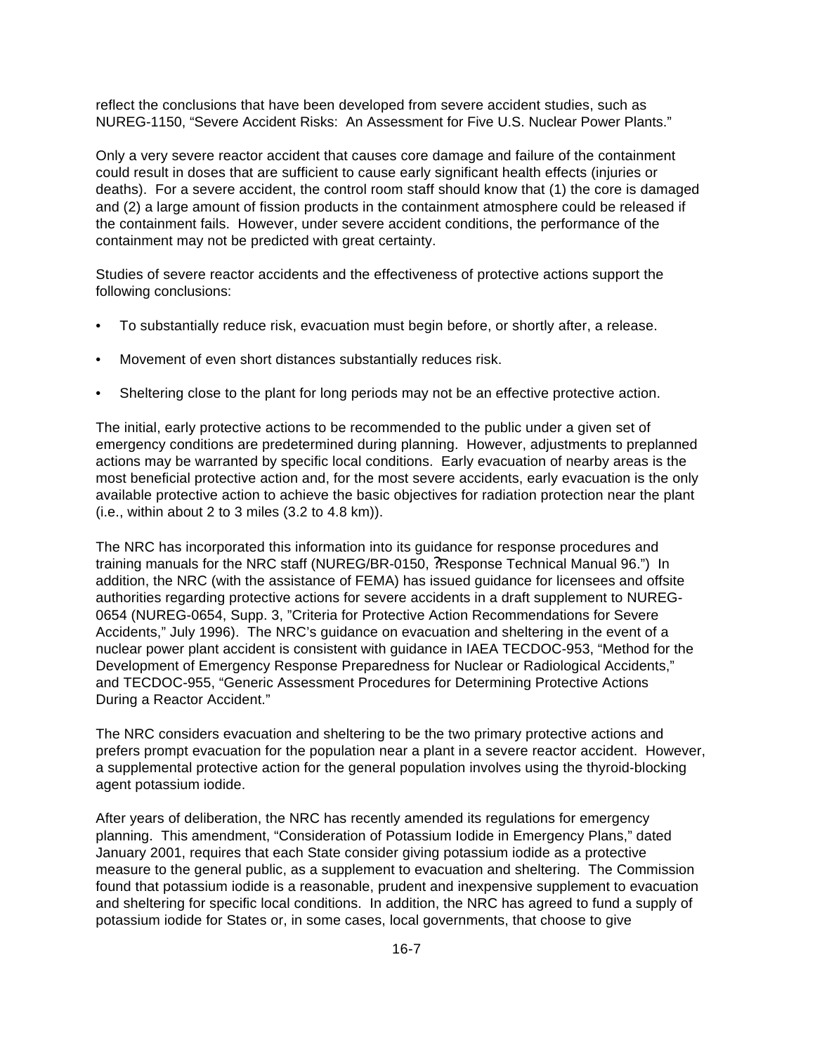reflect the conclusions that have been developed from severe accident studies, such as NUREG-1150, “Severe Accident Risks: An Assessment for Five U.S. Nuclear Power Plants.”

Only a very severe reactor accident that causes core damage and failure of the containment could result in doses that are sufficient to cause early significant health effects (injuries or deaths). For a severe accident, the control room staff should know that (1) the core is damaged and (2) a large amount of fission products in the containment atmosphere could be released if the containment fails. However, under severe accident conditions, the performance of the containment may not be predicted with great certainty.

Studies of severe reactor accidents and the effectiveness of protective actions support the following conclusions:

- To substantially reduce risk, evacuation must begin before, or shortly after, a release.
- Movement of even short distances substantially reduces risk.
- Sheltering close to the plant for long periods may not be an effective protective action.

The initial, early protective actions to be recommended to the public under a given set of emergency conditions are predetermined during planning. However, adjustments to preplanned actions may be warranted by specific local conditions. Early evacuation of nearby areas is the most beneficial protective action and, for the most severe accidents, early evacuation is the only available protective action to achieve the basic objectives for radiation protection near the plant (i.e., within about 2 to 3 miles (3.2 to 4.8 km)).

The NRC has incorporated this information into its guidance for response procedures and training manuals for the NRC staff (NUREG/BR-0150, ?Response Technical Manual 96.”) In addition, the NRC (with the assistance of FEMA) has issued guidance for licensees and offsite authorities regarding protective actions for severe accidents in a draft supplement to NUREG-0654 (NUREG-0654, Supp. 3, ”Criteria for Protective Action Recommendations for Severe Accidents,” July 1996). The NRC’s guidance on evacuation and sheltering in the event of a nuclear power plant accident is consistent with guidance in IAEA TECDOC-953, “Method for the Development of Emergency Response Preparedness for Nuclear or Radiological Accidents,” and TECDOC-955, “Generic Assessment Procedures for Determining Protective Actions During a Reactor Accident.”

The NRC considers evacuation and sheltering to be the two primary protective actions and prefers prompt evacuation for the population near a plant in a severe reactor accident. However, a supplemental protective action for the general population involves using the thyroid-blocking agent potassium iodide.

After years of deliberation, the NRC has recently amended its regulations for emergency planning. This amendment, “Consideration of Potassium Iodide in Emergency Plans,” dated January 2001, requires that each State consider giving potassium iodide as a protective measure to the general public, as a supplement to evacuation and sheltering. The Commission found that potassium iodide is a reasonable, prudent and inexpensive supplement to evacuation and sheltering for specific local conditions. In addition, the NRC has agreed to fund a supply of potassium iodide for States or, in some cases, local governments, that choose to give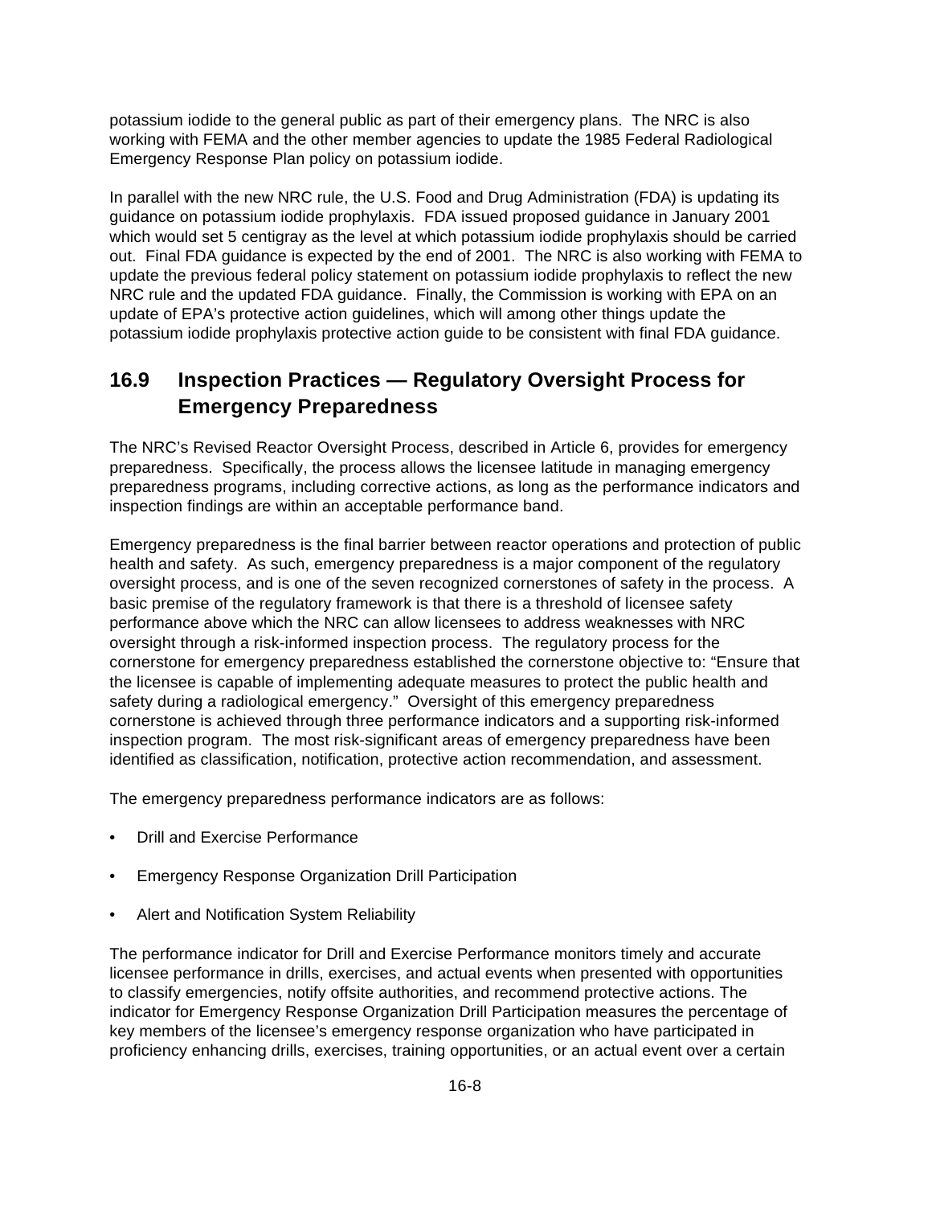potassium iodide to the general public as part of their emergency plans. The NRC is also working with FEMA and the other member agencies to update the 1985 Federal Radiological Emergency Response Plan policy on potassium iodide.

In parallel with the new NRC rule, the U.S. Food and Drug Administration (FDA) is updating its guidance on potassium iodide prophylaxis. FDA issued proposed guidance in January 2001 which would set 5 centigray as the level at which potassium iodide prophylaxis should be carried out. Final FDA guidance is expected by the end of 2001. The NRC is also working with FEMA to update the previous federal policy statement on potassium iodide prophylaxis to reflect the new NRC rule and the updated FDA guidance. Finally, the Commission is working with EPA on an update of EPA's protective action guidelines, which will among other things update the potassium iodide prophylaxis protective action guide to be consistent with final FDA guidance.

## 16.9 Inspection Practices — Regulatory Oversight Process for Emergency Preparedness

The NRC's Revised Reactor Oversight Process, described in Article 6, provides for emergency preparedness. Specifically, the process allows the licensee latitude in managing emergency preparedness programs, including corrective actions, as long as the performance indicators and inspection findings are within an acceptable performance band.

Emergency preparedness is the final barrier between reactor operations and protection of public health and safety. As such, emergency preparedness is a major component of the regulatory oversight process, and is one of the seven recognized cornerstones of safety in the process. A basic premise of the regulatory framework is that there is a threshold of licensee safety performance above which the NRC can allow licensees to address weaknesses with NRC oversight through a risk-informed inspection process. The regulatory process for the cornerstone for emergency preparedness established the cornerstone objective to: "Ensure that the licensee is capable of implementing adequate measures to protect the public health and safety during a radiological emergency." Oversight of this emergency preparedness cornerstone is achieved through three performance indicators and a supporting risk-informed inspection program. The most risk-significant areas of emergency preparedness have been identified as classification, notification, protective action recommendation, and assessment.

The emergency preparedness performance indicators are as follows:

- Drill and Exercise Performance
- Emergency Response Organization Drill Participation
- Alert and Notification System Reliability

The performance indicator for Drill and Exercise Performance monitors timely and accurate licensee performance in drills, exercises, and actual events when presented with opportunities to classify emergencies, notify offsite authorities, and recommend protective actions. The indicator for Emergency Response Organization Drill Participation measures the percentage of key members of the licensee's emergency response organization who have participated in proficiency enhancing drills, exercises, training opportunities, or an actual event over a certain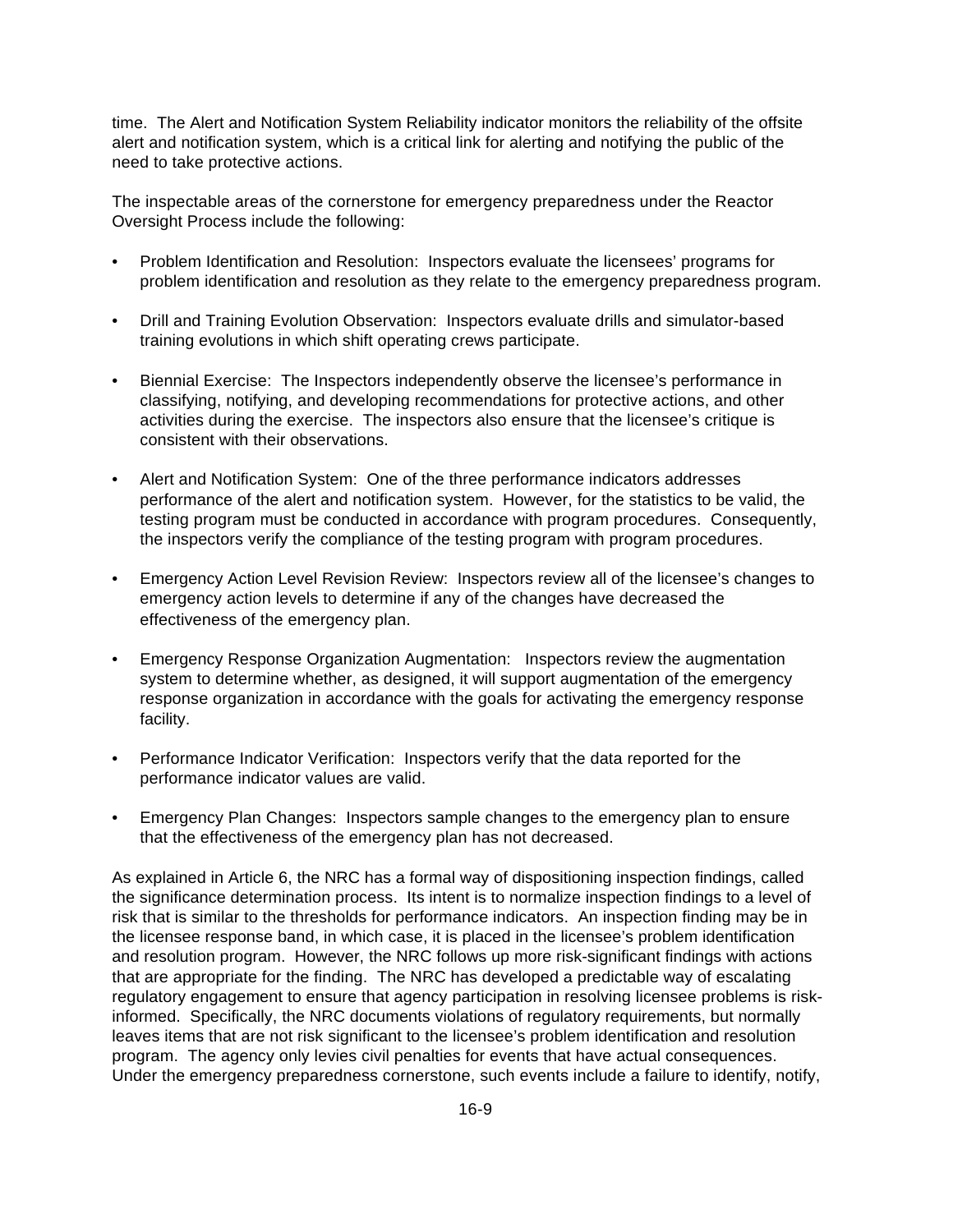time. The Alert and Notification System Reliability indicator monitors the reliability of the offsite alert and notification system, which is a critical link for alerting and notifying the public of the need to take protective actions.

The inspectable areas of the cornerstone for emergency preparedness under the Reactor Oversight Process include the following:

- Problem Identification and Resolution: Inspectors evaluate the licensees' programs for problem identification and resolution as they relate to the emergency preparedness program.
- Drill and Training Evolution Observation: Inspectors evaluate drills and simulator-based training evolutions in which shift operating crews participate.
- Biennial Exercise: The Inspectors independently observe the licensee's performance in classifying, notifying, and developing recommendations for protective actions, and other activities during the exercise. The inspectors also ensure that the licensee's critique is consistent with their observations.
- Alert and Notification System: One of the three performance indicators addresses performance of the alert and notification system. However, for the statistics to be valid, the testing program must be conducted in accordance with program procedures. Consequently, the inspectors verify the compliance of the testing program with program procedures.
- Emergency Action Level Revision Review: Inspectors review all of the licensee's changes to emergency action levels to determine if any of the changes have decreased the effectiveness of the emergency plan.
- Emergency Response Organization Augmentation: Inspectors review the augmentation system to determine whether, as designed, it will support augmentation of the emergency response organization in accordance with the goals for activating the emergency response facility.
- Performance Indicator Verification: Inspectors verify that the data reported for the performance indicator values are valid.
- Emergency Plan Changes: Inspectors sample changes to the emergency plan to ensure that the effectiveness of the emergency plan has not decreased.

As explained in Article 6, the NRC has a formal way of dispositioning inspection findings, called the significance determination process. Its intent is to normalize inspection findings to a level of risk that is similar to the thresholds for performance indicators. An inspection finding may be in the licensee response band, in which case, it is placed in the licensee's problem identification and resolution program. However, the NRC follows up more risk-significant findings with actions that are appropriate for the finding. The NRC has developed a predictable way of escalating regulatory engagement to ensure that agency participation in resolving licensee problems is risk-informed. Specifically, the NRC documents violations of regulatory requirements, but normally leaves items that are not risk significant to the licensee's problem identification and resolution program. The agency only levies civil penalties for events that have actual consequences. Under the emergency preparedness cornerstone, such events include a failure to identify, notify,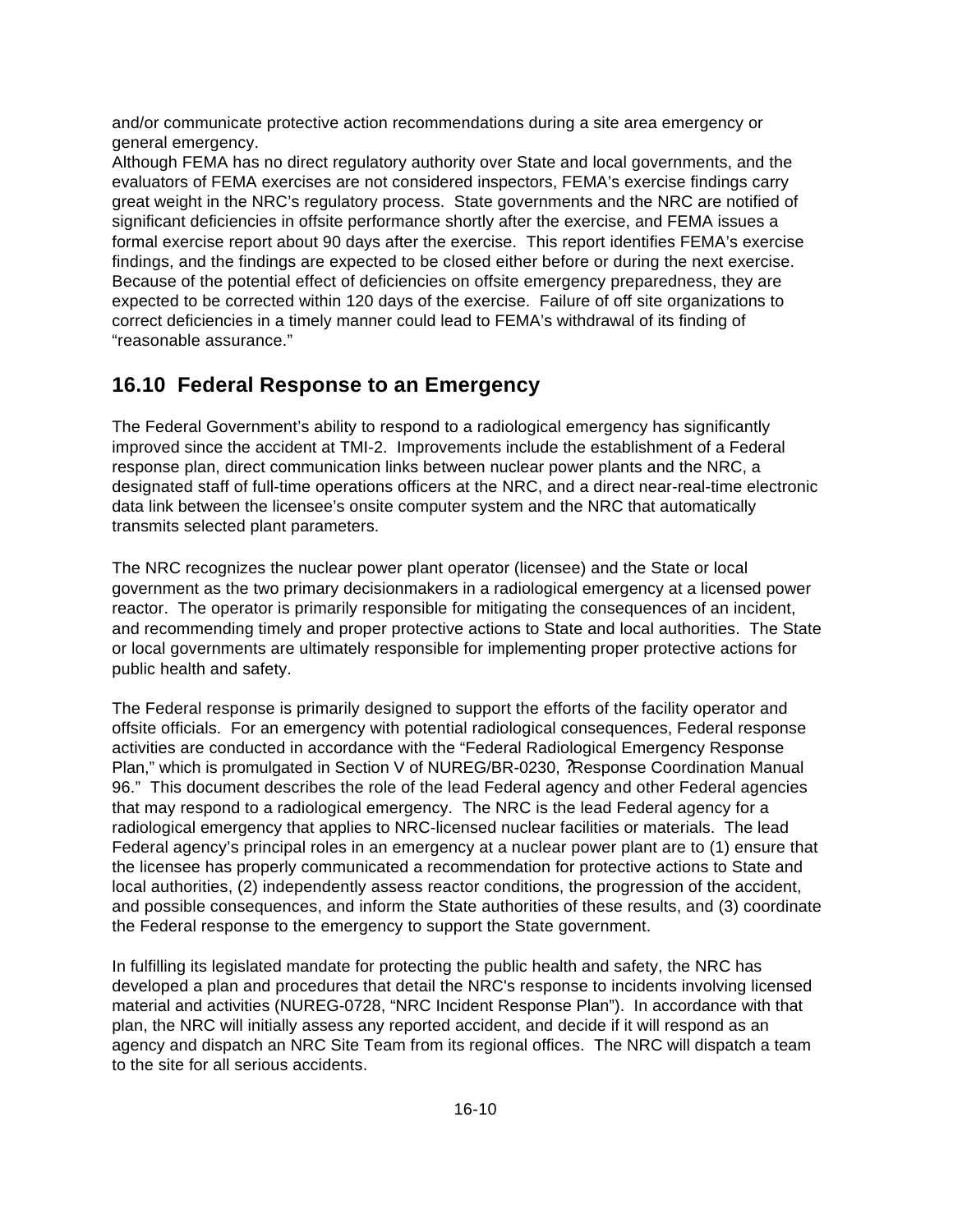and/or communicate protective action recommendations during a site area emergency or general emergency.
Although FEMA has no direct regulatory authority over State and local governments, and the evaluators of FEMA exercises are not considered inspectors, FEMA's exercise findings carry great weight in the NRC's regulatory process. State governments and the NRC are notified of significant deficiencies in offsite performance shortly after the exercise, and FEMA issues a formal exercise report about 90 days after the exercise. This report identifies FEMA's exercise findings, and the findings are expected to be closed either before or during the next exercise. Because of the potential effect of deficiencies on offsite emergency preparedness, they are expected to be corrected within 120 days of the exercise. Failure of off site organizations to correct deficiencies in a timely manner could lead to FEMA's withdrawal of its finding of "reasonable assurance."

## 16.10 Federal Response to an Emergency

The Federal Government's ability to respond to a radiological emergency has significantly improved since the accident at TMI-2. Improvements include the establishment of a Federal response plan, direct communication links between nuclear power plants and the NRC, a designated staff of full-time operations officers at the NRC, and a direct near-real-time electronic data link between the licensee's onsite computer system and the NRC that automatically transmits selected plant parameters.

The NRC recognizes the nuclear power plant operator (licensee) and the State or local government as the two primary decisionmakers in a radiological emergency at a licensed power reactor. The operator is primarily responsible for mitigating the consequences of an incident, and recommending timely and proper protective actions to State and local authorities. The State or local governments are ultimately responsible for implementing proper protective actions for public health and safety.

The Federal response is primarily designed to support the efforts of the facility operator and offsite officials. For an emergency with potential radiological consequences, Federal response activities are conducted in accordance with the "Federal Radiological Emergency Response Plan," which is promulgated in Section V of NUREG/BR-0230, ?Response Coordination Manual 96." This document describes the role of the lead Federal agency and other Federal agencies that may respond to a radiological emergency. The NRC is the lead Federal agency for a radiological emergency that applies to NRC-licensed nuclear facilities or materials. The lead Federal agency's principal roles in an emergency at a nuclear power plant are to (1) ensure that the licensee has properly communicated a recommendation for protective actions to State and local authorities, (2) independently assess reactor conditions, the progression of the accident, and possible consequences, and inform the State authorities of these results, and (3) coordinate the Federal response to the emergency to support the State government.

In fulfilling its legislated mandate for protecting the public health and safety, the NRC has developed a plan and procedures that detail the NRC's response to incidents involving licensed material and activities (NUREG-0728, "NRC Incident Response Plan"). In accordance with that plan, the NRC will initially assess any reported accident, and decide if it will respond as an agency and dispatch an NRC Site Team from its regional offices. The NRC will dispatch a team to the site for all serious accidents.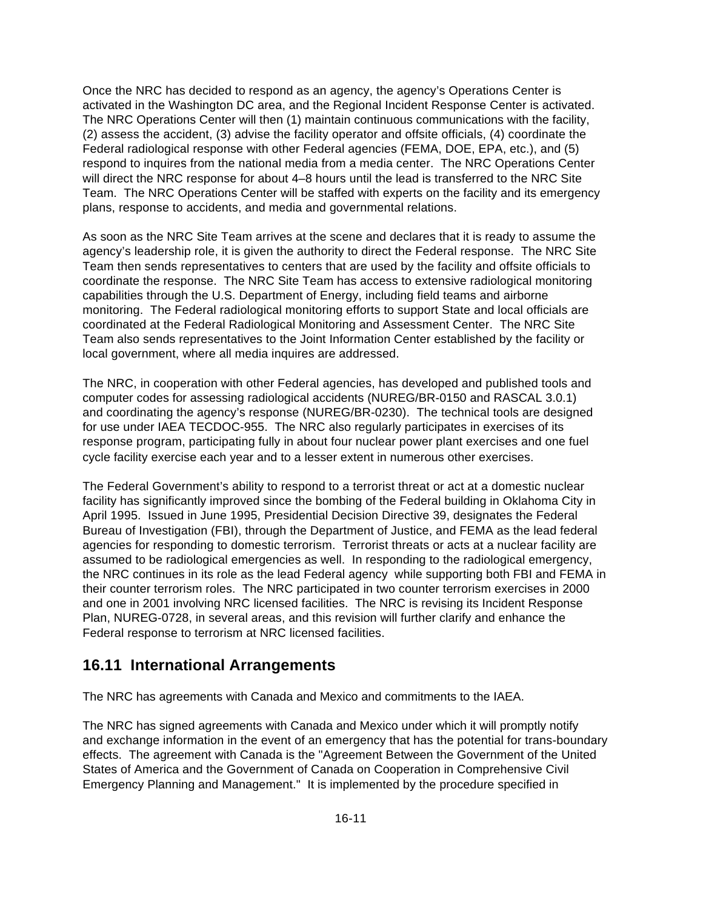Once the NRC has decided to respond as an agency, the agency's Operations Center is activated in the Washington DC area, and the Regional Incident Response Center is activated. The NRC Operations Center will then (1) maintain continuous communications with the facility, (2) assess the accident, (3) advise the facility operator and offsite officials, (4) coordinate the Federal radiological response with other Federal agencies (FEMA, DOE, EPA, etc.), and (5) respond to inquires from the national media from a media center. The NRC Operations Center will direct the NRC response for about 4–8 hours until the lead is transferred to the NRC Site Team. The NRC Operations Center will be staffed with experts on the facility and its emergency plans, response to accidents, and media and governmental relations.

As soon as the NRC Site Team arrives at the scene and declares that it is ready to assume the agency's leadership role, it is given the authority to direct the Federal response. The NRC Site Team then sends representatives to centers that are used by the facility and offsite officials to coordinate the response. The NRC Site Team has access to extensive radiological monitoring capabilities through the U.S. Department of Energy, including field teams and airborne monitoring. The Federal radiological monitoring efforts to support State and local officials are coordinated at the Federal Radiological Monitoring and Assessment Center. The NRC Site Team also sends representatives to the Joint Information Center established by the facility or local government, where all media inquires are addressed.

The NRC, in cooperation with other Federal agencies, has developed and published tools and computer codes for assessing radiological accidents (NUREG/BR-0150 and RASCAL 3.0.1) and coordinating the agency's response (NUREG/BR-0230). The technical tools are designed for use under IAEA TECDOC-955. The NRC also regularly participates in exercises of its response program, participating fully in about four nuclear power plant exercises and one fuel cycle facility exercise each year and to a lesser extent in numerous other exercises.

The Federal Government's ability to respond to a terrorist threat or act at a domestic nuclear facility has significantly improved since the bombing of the Federal building in Oklahoma City in April 1995. Issued in June 1995, Presidential Decision Directive 39, designates the Federal Bureau of Investigation (FBI), through the Department of Justice, and FEMA as the lead federal agencies for responding to domestic terrorism. Terrorist threats or acts at a nuclear facility are assumed to be radiological emergencies as well. In responding to the radiological emergency, the NRC continues in its role as the lead Federal agency while supporting both FBI and FEMA in their counter terrorism roles. The NRC participated in two counter terrorism exercises in 2000 and one in 2001 involving NRC licensed facilities. The NRC is revising its Incident Response Plan, NUREG-0728, in several areas, and this revision will further clarify and enhance the Federal response to terrorism at NRC licensed facilities.

## 16.11 International Arrangements

The NRC has agreements with Canada and Mexico and commitments to the IAEA.

The NRC has signed agreements with Canada and Mexico under which it will promptly notify and exchange information in the event of an emergency that has the potential for trans-boundary effects. The agreement with Canada is the "Agreement Between the Government of the United States of America and the Government of Canada on Cooperation in Comprehensive Civil Emergency Planning and Management." It is implemented by the procedure specified in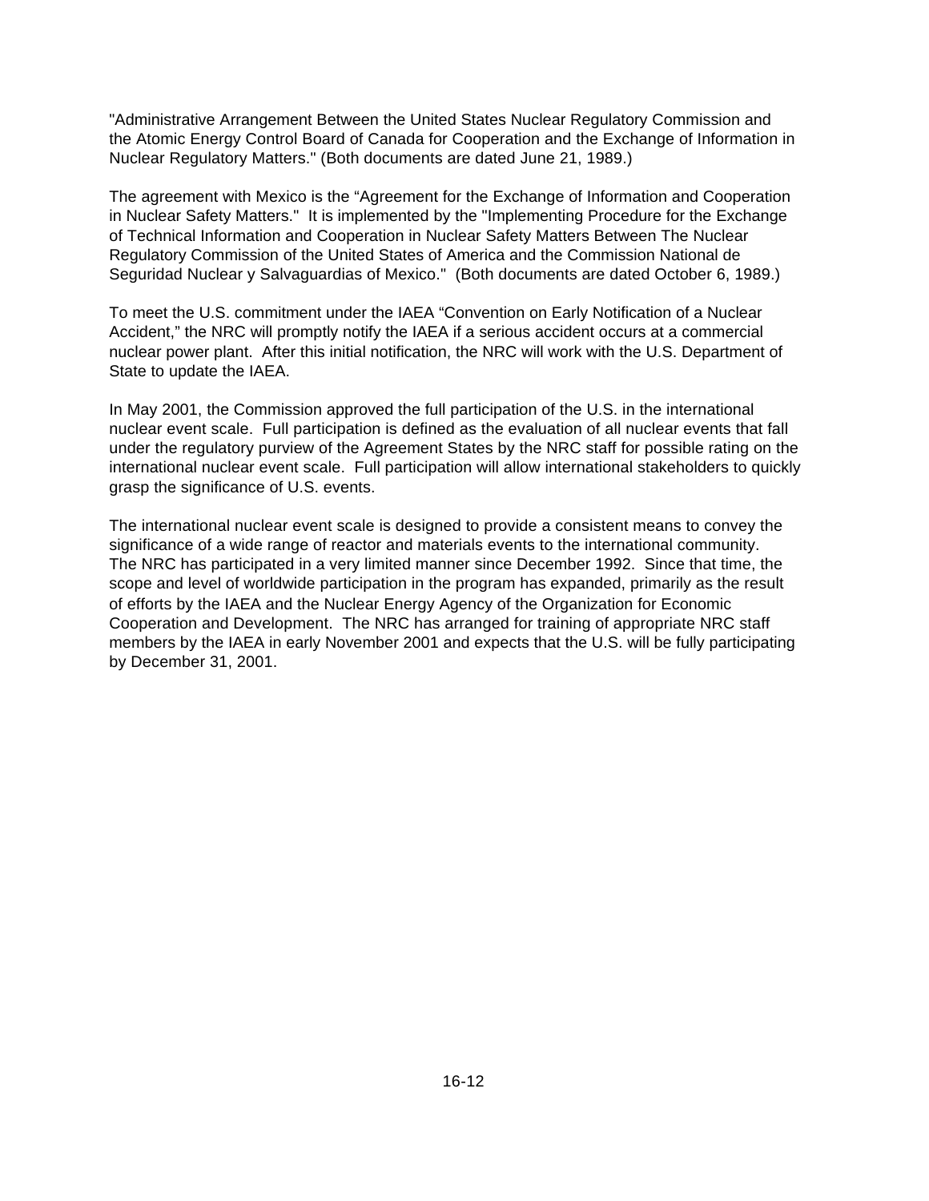"Administrative Arrangement Between the United States Nuclear Regulatory Commission and the Atomic Energy Control Board of Canada for Cooperation and the Exchange of Information in Nuclear Regulatory Matters." (Both documents are dated June 21, 1989.)

The agreement with Mexico is the "Agreement for the Exchange of Information and Cooperation in Nuclear Safety Matters." It is implemented by the "Implementing Procedure for the Exchange of Technical Information and Cooperation in Nuclear Safety Matters Between The Nuclear Regulatory Commission of the United States of America and the Commission National de Seguridad Nuclear y Salvaguardias of Mexico." (Both documents are dated October 6, 1989.)

To meet the U.S. commitment under the IAEA "Convention on Early Notification of a Nuclear Accident," the NRC will promptly notify the IAEA if a serious accident occurs at a commercial nuclear power plant. After this initial notification, the NRC will work with the U.S. Department of State to update the IAEA.

In May 2001, the Commission approved the full participation of the U.S. in the international nuclear event scale. Full participation is defined as the evaluation of all nuclear events that fall under the regulatory purview of the Agreement States by the NRC staff for possible rating on the international nuclear event scale. Full participation will allow international stakeholders to quickly grasp the significance of U.S. events.

The international nuclear event scale is designed to provide a consistent means to convey the significance of a wide range of reactor and materials events to the international community. The NRC has participated in a very limited manner since December 1992. Since that time, the scope and level of worldwide participation in the program has expanded, primarily as the result of efforts by the IAEA and the Nuclear Energy Agency of the Organization for Economic Cooperation and Development. The NRC has arranged for training of appropriate NRC staff members by the IAEA in early November 2001 and expects that the U.S. will be fully participating by December 31, 2001.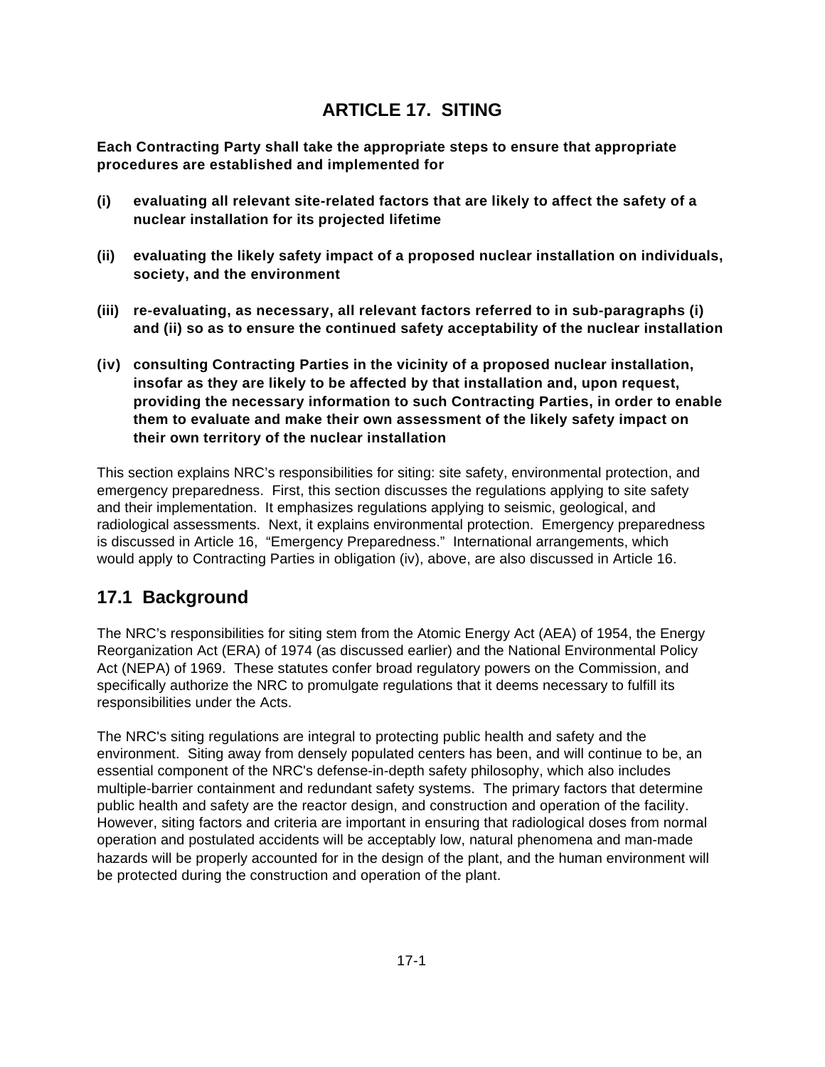# ARTICLE 17. SITING

**Each Contracting Party shall take the appropriate steps to ensure that appropriate procedures are established and implemented for**

**(i) evaluating all relevant site-related factors that are likely to affect the safety of a nuclear installation for its projected lifetime**

**(ii) evaluating the likely safety impact of a proposed nuclear installation on individuals, society, and the environment**

**(iii) re-evaluating, as necessary, all relevant factors referred to in sub-paragraphs (i) and (ii) so as to ensure the continued safety acceptability of the nuclear installation**

**(iv) consulting Contracting Parties in the vicinity of a proposed nuclear installation, insofar as they are likely to be affected by that installation and, upon request, providing the necessary information to such Contracting Parties, in order to enable them to evaluate and make their own assessment of the likely safety impact on their own territory of the nuclear installation**

This section explains NRC's responsibilities for siting: site safety, environmental protection, and emergency preparedness. First, this section discusses the regulations applying to site safety and their implementation. It emphasizes regulations applying to seismic, geological, and radiological assessments. Next, it explains environmental protection. Emergency preparedness is discussed in Article 16, "Emergency Preparedness." International arrangements, which would apply to Contracting Parties in obligation (iv), above, are also discussed in Article 16.

## 17.1 Background

The NRC's responsibilities for siting stem from the Atomic Energy Act (AEA) of 1954, the Energy Reorganization Act (ERA) of 1974 (as discussed earlier) and the National Environmental Policy Act (NEPA) of 1969. These statutes confer broad regulatory powers on the Commission, and specifically authorize the NRC to promulgate regulations that it deems necessary to fulfill its responsibilities under the Acts.

The NRC's siting regulations are integral to protecting public health and safety and the environment. Siting away from densely populated centers has been, and will continue to be, an essential component of the NRC's defense-in-depth safety philosophy, which also includes multiple-barrier containment and redundant safety systems. The primary factors that determine public health and safety are the reactor design, and construction and operation of the facility. However, siting factors and criteria are important in ensuring that radiological doses from normal operation and postulated accidents will be acceptably low, natural phenomena and man-made hazards will be properly accounted for in the design of the plant, and the human environment will be protected during the construction and operation of the plant.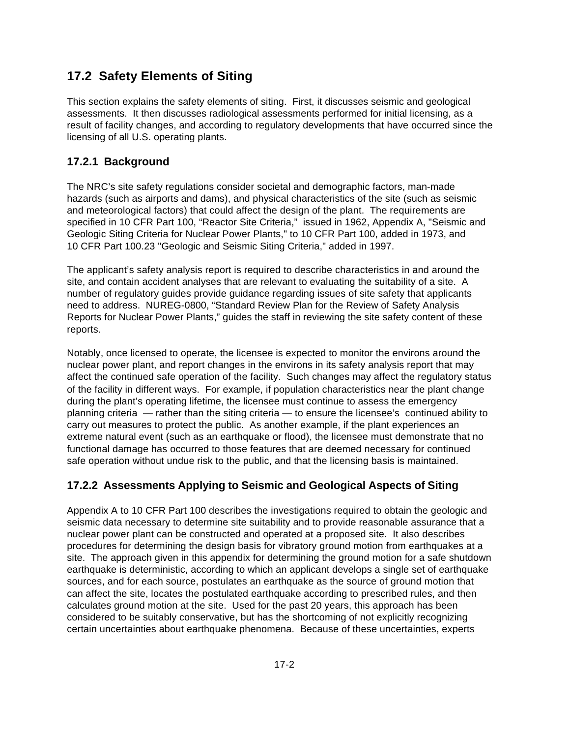## 17.2 Safety Elements of Siting

This section explains the safety elements of siting. First, it discusses seismic and geological assessments. It then discusses radiological assessments performed for initial licensing, as a result of facility changes, and according to regulatory developments that have occurred since the licensing of all U.S. operating plants.

### 17.2.1 Background

The NRC's site safety regulations consider societal and demographic factors, man-made hazards (such as airports and dams), and physical characteristics of the site (such as seismic and meteorological factors) that could affect the design of the plant. The requirements are specified in 10 CFR Part 100, "Reactor Site Criteria," issued in 1962, Appendix A, "Seismic and Geologic Siting Criteria for Nuclear Power Plants," to 10 CFR Part 100, added in 1973, and 10 CFR Part 100.23 "Geologic and Seismic Siting Criteria," added in 1997.

The applicant's safety analysis report is required to describe characteristics in and around the site, and contain accident analyses that are relevant to evaluating the suitability of a site. A number of regulatory guides provide guidance regarding issues of site safety that applicants need to address. NUREG-0800, "Standard Review Plan for the Review of Safety Analysis Reports for Nuclear Power Plants," guides the staff in reviewing the site safety content of these reports.

Notably, once licensed to operate, the licensee is expected to monitor the environs around the nuclear power plant, and report changes in the environs in its safety analysis report that may affect the continued safe operation of the facility. Such changes may affect the regulatory status of the facility in different ways. For example, if population characteristics near the plant change during the plant's operating lifetime, the licensee must continue to assess the emergency planning criteria — rather than the siting criteria — to ensure the licensee's continued ability to carry out measures to protect the public. As another example, if the plant experiences an extreme natural event (such as an earthquake or flood), the licensee must demonstrate that no functional damage has occurred to those features that are deemed necessary for continued safe operation without undue risk to the public, and that the licensing basis is maintained.

### 17.2.2 Assessments Applying to Seismic and Geological Aspects of Siting

Appendix A to 10 CFR Part 100 describes the investigations required to obtain the geologic and seismic data necessary to determine site suitability and to provide reasonable assurance that a nuclear power plant can be constructed and operated at a proposed site. It also describes procedures for determining the design basis for vibratory ground motion from earthquakes at a site. The approach given in this appendix for determining the ground motion for a safe shutdown earthquake is deterministic, according to which an applicant develops a single set of earthquake sources, and for each source, postulates an earthquake as the source of ground motion that can affect the site, locates the postulated earthquake according to prescribed rules, and then calculates ground motion at the site. Used for the past 20 years, this approach has been considered to be suitably conservative, but has the shortcoming of not explicitly recognizing certain uncertainties about earthquake phenomena. Because of these uncertainties, experts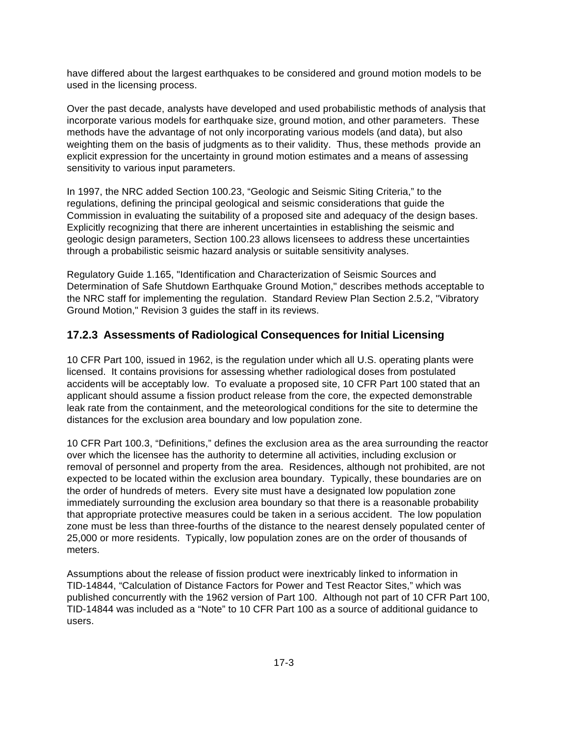have differed about the largest earthquakes to be considered and ground motion models to be used in the licensing process.

Over the past decade, analysts have developed and used probabilistic methods of analysis that incorporate various models for earthquake size, ground motion, and other parameters. These methods have the advantage of not only incorporating various models (and data), but also weighting them on the basis of judgments as to their validity. Thus, these methods provide an explicit expression for the uncertainty in ground motion estimates and a means of assessing sensitivity to various input parameters.

In 1997, the NRC added Section 100.23, "Geologic and Seismic Siting Criteria," to the regulations, defining the principal geological and seismic considerations that guide the Commission in evaluating the suitability of a proposed site and adequacy of the design bases. Explicitly recognizing that there are inherent uncertainties in establishing the seismic and geologic design parameters, Section 100.23 allows licensees to address these uncertainties through a probabilistic seismic hazard analysis or suitable sensitivity analyses.

Regulatory Guide 1.165, "Identification and Characterization of Seismic Sources and Determination of Safe Shutdown Earthquake Ground Motion," describes methods acceptable to the NRC staff for implementing the regulation. Standard Review Plan Section 2.5.2, "Vibratory Ground Motion," Revision 3 guides the staff in its reviews.

### 17.2.3 Assessments of Radiological Consequences for Initial Licensing

10 CFR Part 100, issued in 1962, is the regulation under which all U.S. operating plants were licensed. It contains provisions for assessing whether radiological doses from postulated accidents will be acceptably low. To evaluate a proposed site, 10 CFR Part 100 stated that an applicant should assume a fission product release from the core, the expected demonstrable leak rate from the containment, and the meteorological conditions for the site to determine the distances for the exclusion area boundary and low population zone.

10 CFR Part 100.3, "Definitions," defines the exclusion area as the area surrounding the reactor over which the licensee has the authority to determine all activities, including exclusion or removal of personnel and property from the area. Residences, although not prohibited, are not expected to be located within the exclusion area boundary. Typically, these boundaries are on the order of hundreds of meters. Every site must have a designated low population zone immediately surrounding the exclusion area boundary so that there is a reasonable probability that appropriate protective measures could be taken in a serious accident. The low population zone must be less than three-fourths of the distance to the nearest densely populated center of 25,000 or more residents. Typically, low population zones are on the order of thousands of meters.

Assumptions about the release of fission product were inextricably linked to information in TID-14844, "Calculation of Distance Factors for Power and Test Reactor Sites," which was published concurrently with the 1962 version of Part 100. Although not part of 10 CFR Part 100, TID-14844 was included as a "Note" to 10 CFR Part 100 as a source of additional guidance to users.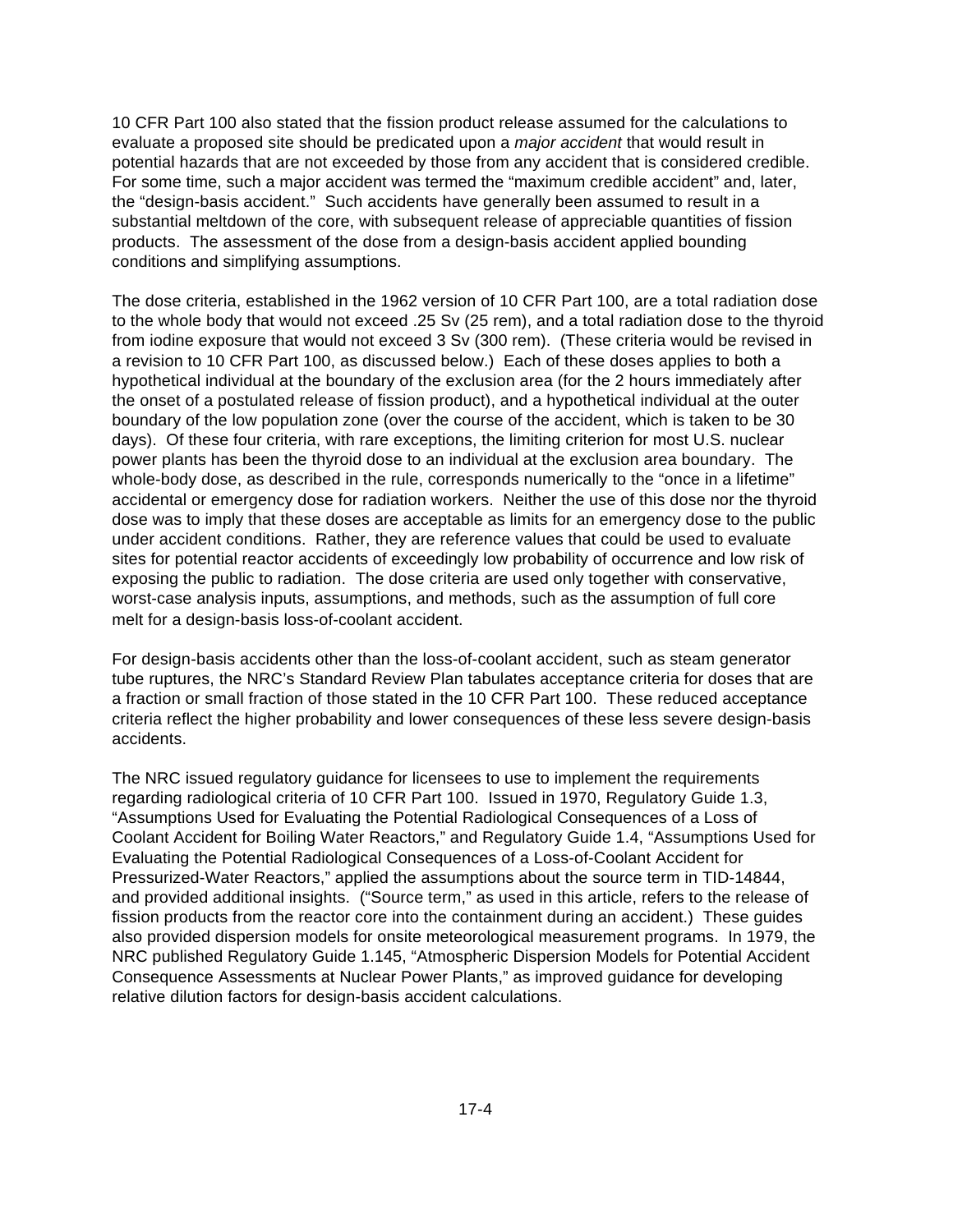10 CFR Part 100 also stated that the fission product release assumed for the calculations to evaluate a proposed site should be predicated upon a *major accident* that would result in potential hazards that are not exceeded by those from any accident that is considered credible. For some time, such a major accident was termed the "maximum credible accident" and, later, the "design-basis accident." Such accidents have generally been assumed to result in a substantial meltdown of the core, with subsequent release of appreciable quantities of fission products. The assessment of the dose from a design-basis accident applied bounding conditions and simplifying assumptions.

The dose criteria, established in the 1962 version of 10 CFR Part 100, are a total radiation dose to the whole body that would not exceed .25 Sv (25 rem), and a total radiation dose to the thyroid from iodine exposure that would not exceed 3 Sv (300 rem). (These criteria would be revised in a revision to 10 CFR Part 100, as discussed below.) Each of these doses applies to both a hypothetical individual at the boundary of the exclusion area (for the 2 hours immediately after the onset of a postulated release of fission product), and a hypothetical individual at the outer boundary of the low population zone (over the course of the accident, which is taken to be 30 days). Of these four criteria, with rare exceptions, the limiting criterion for most U.S. nuclear power plants has been the thyroid dose to an individual at the exclusion area boundary. The whole-body dose, as described in the rule, corresponds numerically to the "once in a lifetime" accidental or emergency dose for radiation workers. Neither the use of this dose nor the thyroid dose was to imply that these doses are acceptable as limits for an emergency dose to the public under accident conditions. Rather, they are reference values that could be used to evaluate sites for potential reactor accidents of exceedingly low probability of occurrence and low risk of exposing the public to radiation. The dose criteria are used only together with conservative, worst-case analysis inputs, assumptions, and methods, such as the assumption of full core melt for a design-basis loss-of-coolant accident.

For design-basis accidents other than the loss-of-coolant accident, such as steam generator tube ruptures, the NRC's Standard Review Plan tabulates acceptance criteria for doses that are a fraction or small fraction of those stated in the 10 CFR Part 100. These reduced acceptance criteria reflect the higher probability and lower consequences of these less severe design-basis accidents.

The NRC issued regulatory guidance for licensees to use to implement the requirements regarding radiological criteria of 10 CFR Part 100. Issued in 1970, Regulatory Guide 1.3, "Assumptions Used for Evaluating the Potential Radiological Consequences of a Loss of Coolant Accident for Boiling Water Reactors," and Regulatory Guide 1.4, "Assumptions Used for Evaluating the Potential Radiological Consequences of a Loss-of-Coolant Accident for Pressurized-Water Reactors," applied the assumptions about the source term in TID-14844, and provided additional insights. ("Source term," as used in this article, refers to the release of fission products from the reactor core into the containment during an accident.) These guides also provided dispersion models for onsite meteorological measurement programs. In 1979, the NRC published Regulatory Guide 1.145, "Atmospheric Dispersion Models for Potential Accident Consequence Assessments at Nuclear Power Plants," as improved guidance for developing relative dilution factors for design-basis accident calculations.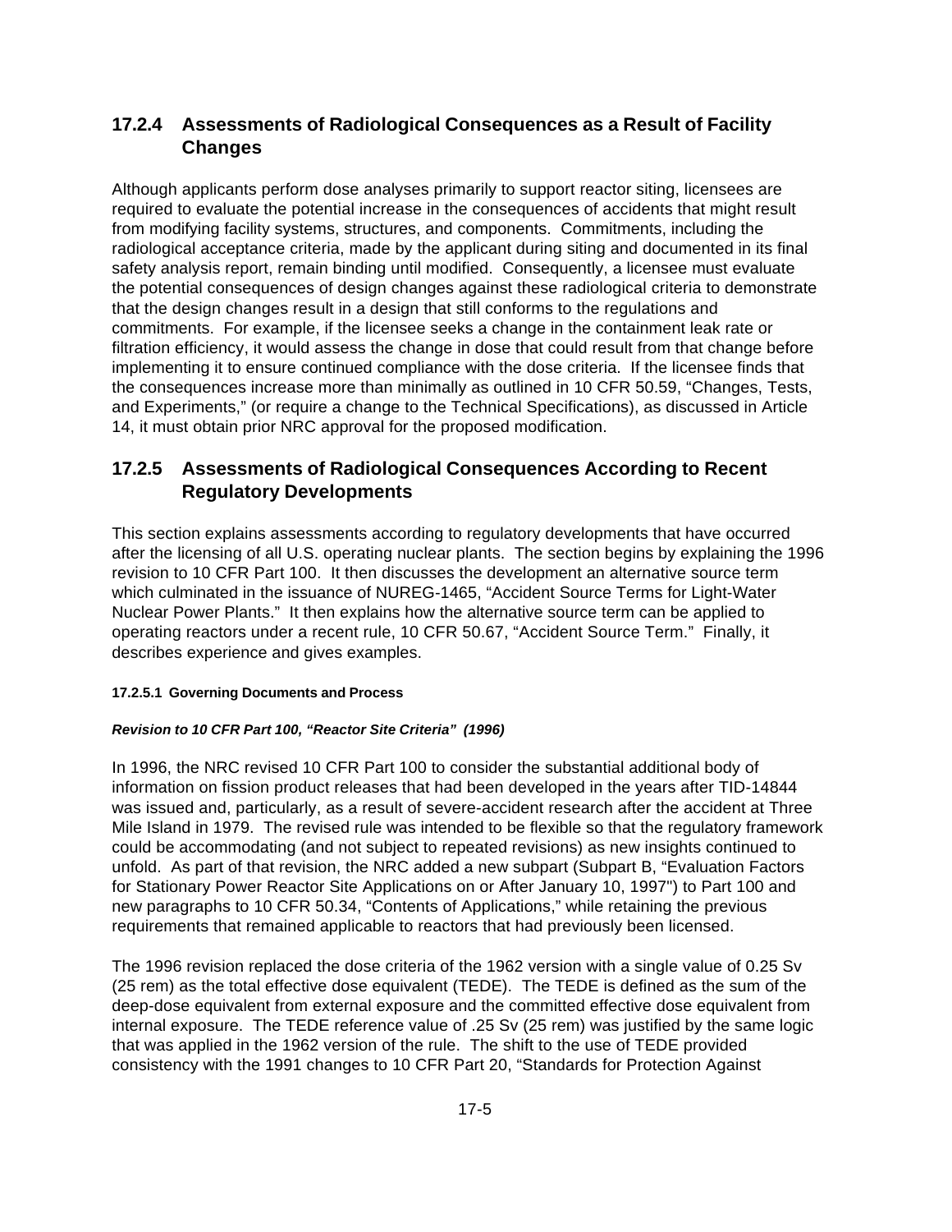### 17.2.4 Assessments of Radiological Consequences as a Result of Facility Changes

Although applicants perform dose analyses primarily to support reactor siting, licensees are required to evaluate the potential increase in the consequences of accidents that might result from modifying facility systems, structures, and components. Commitments, including the radiological acceptance criteria, made by the applicant during siting and documented in its final safety analysis report, remain binding until modified. Consequently, a licensee must evaluate the potential consequences of design changes against these radiological criteria to demonstrate that the design changes result in a design that still conforms to the regulations and commitments. For example, if the licensee seeks a change in the containment leak rate or filtration efficiency, it would assess the change in dose that could result from that change before implementing it to ensure continued compliance with the dose criteria. If the licensee finds that the consequences increase more than minimally as outlined in 10 CFR 50.59, "Changes, Tests, and Experiments," (or require a change to the Technical Specifications), as discussed in Article 14, it must obtain prior NRC approval for the proposed modification.

### 17.2.5 Assessments of Radiological Consequences According to Recent Regulatory Developments

This section explains assessments according to regulatory developments that have occurred after the licensing of all U.S. operating nuclear plants. The section begins by explaining the 1996 revision to 10 CFR Part 100. It then discusses the development an alternative source term which culminated in the issuance of NUREG-1465, "Accident Source Terms for Light-Water Nuclear Power Plants." It then explains how the alternative source term can be applied to operating reactors under a recent rule, 10 CFR 50.67, "Accident Source Term." Finally, it describes experience and gives examples.

#### 17.2.5.1 Governing Documents and Process

***Revision to 10 CFR Part 100, "Reactor Site Criteria" (1996)***

In 1996, the NRC revised 10 CFR Part 100 to consider the substantial additional body of information on fission product releases that had been developed in the years after TID-14844 was issued and, particularly, as a result of severe-accident research after the accident at Three Mile Island in 1979. The revised rule was intended to be flexible so that the regulatory framework could be accommodating (and not subject to repeated revisions) as new insights continued to unfold. As part of that revision, the NRC added a new subpart (Subpart B, "Evaluation Factors for Stationary Power Reactor Site Applications on or After January 10, 1997") to Part 100 and new paragraphs to 10 CFR 50.34, "Contents of Applications," while retaining the previous requirements that remained applicable to reactors that had previously been licensed.

The 1996 revision replaced the dose criteria of the 1962 version with a single value of 0.25 Sv (25 rem) as the total effective dose equivalent (TEDE). The TEDE is defined as the sum of the deep-dose equivalent from external exposure and the committed effective dose equivalent from internal exposure. The TEDE reference value of .25 Sv (25 rem) was justified by the same logic that was applied in the 1962 version of the rule. The shift to the use of TEDE provided consistency with the 1991 changes to 10 CFR Part 20, "Standards for Protection Against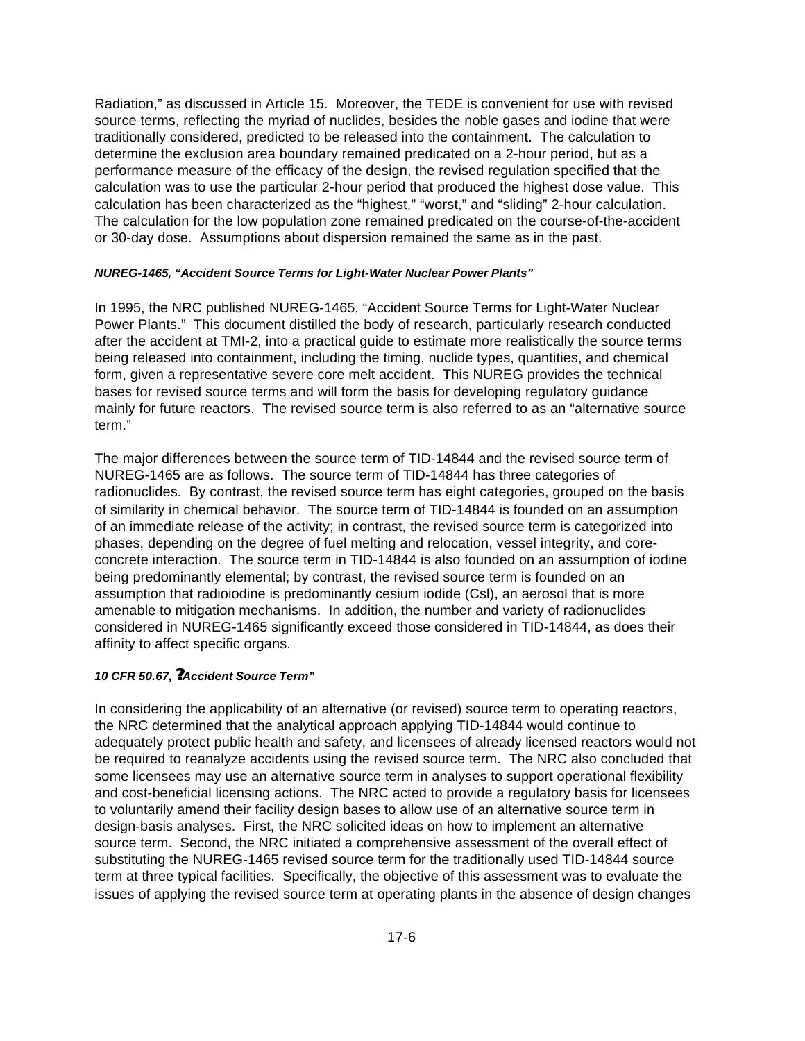Radiation," as discussed in Article 15. Moreover, the TEDE is convenient for use with revised source terms, reflecting the myriad of nuclides, besides the noble gases and iodine that were traditionally considered, predicted to be released into the containment. The calculation to determine the exclusion area boundary remained predicated on a 2-hour period, but as a performance measure of the efficacy of the design, the revised regulation specified that the calculation was to use the particular 2-hour period that produced the highest dose value. This calculation has been characterized as the "highest," "worst," and "sliding" 2-hour calculation. The calculation for the low population zone remained predicated on the course-of-the-accident or 30-day dose. Assumptions about dispersion remained the same as in the past.

#### *NUREG-1465, "Accident Source Terms for Light-Water Nuclear Power Plants"*

In 1995, the NRC published NUREG-1465, "Accident Source Terms for Light-Water Nuclear Power Plants." This document distilled the body of research, particularly research conducted after the accident at TMI-2, into a practical guide to estimate more realistically the source terms being released into containment, including the timing, nuclide types, quantities, and chemical form, given a representative severe core melt accident. This NUREG provides the technical bases for revised source terms and will form the basis for developing regulatory guidance mainly for future reactors. The revised source term is also referred to as an "alternative source term."

The major differences between the source term of TID-14844 and the revised source term of NUREG-1465 are as follows. The source term of TID-14844 has three categories of radionuclides. By contrast, the revised source term has eight categories, grouped on the basis of similarity in chemical behavior. The source term of TID-14844 is founded on an assumption of an immediate release of the activity; in contrast, the revised source term is categorized into phases, depending on the degree of fuel melting and relocation, vessel integrity, and core-concrete interaction. The source term in TID-14844 is also founded on an assumption of iodine being predominantly elemental; by contrast, the revised source term is founded on an assumption that radioiodine is predominantly cesium iodide (CsI), an aerosol that is more amenable to mitigation mechanisms. In addition, the number and variety of radionuclides considered in NUREG-1465 significantly exceed those considered in TID-14844, as does their affinity to affect specific organs.

#### *10 CFR 50.67, "Accident Source Term"*

In considering the applicability of an alternative (or revised) source term to operating reactors, the NRC determined that the analytical approach applying TID-14844 would continue to adequately protect public health and safety, and licensees of already licensed reactors would not be required to reanalyze accidents using the revised source term. The NRC also concluded that some licensees may use an alternative source term in analyses to support operational flexibility and cost-beneficial licensing actions. The NRC acted to provide a regulatory basis for licensees to voluntarily amend their facility design bases to allow use of an alternative source term in design-basis analyses. First, the NRC solicited ideas on how to implement an alternative source term. Second, the NRC initiated a comprehensive assessment of the overall effect of substituting the NUREG-1465 revised source term for the traditionally used TID-14844 source term at three typical facilities. Specifically, the objective of this assessment was to evaluate the issues of applying the revised source term at operating plants in the absence of design changes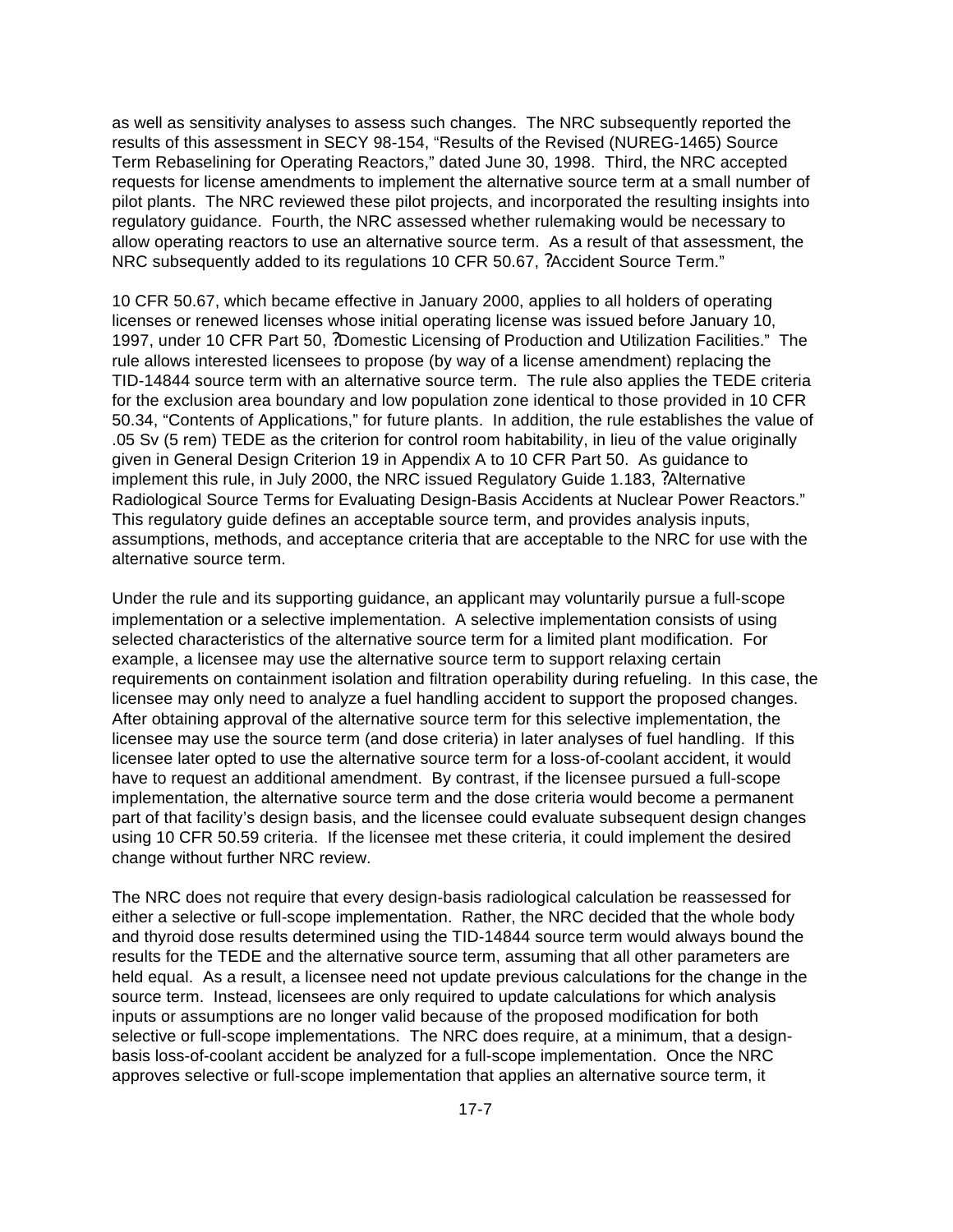as well as sensitivity analyses to assess such changes. The NRC subsequently reported the results of this assessment in SECY 98-154, "Results of the Revised (NUREG-1465) Source Term Rebaselining for Operating Reactors," dated June 30, 1998. Third, the NRC accepted requests for license amendments to implement the alternative source term at a small number of pilot plants. The NRC reviewed these pilot projects, and incorporated the resulting insights into regulatory guidance. Fourth, the NRC assessed whether rulemaking would be necessary to allow operating reactors to use an alternative source term. As a result of that assessment, the NRC subsequently added to its regulations 10 CFR 50.67, "Accident Source Term."

10 CFR 50.67, which became effective in January 2000, applies to all holders of operating licenses or renewed licenses whose initial operating license was issued before January 10, 1997, under 10 CFR Part 50, "Domestic Licensing of Production and Utilization Facilities." The rule allows interested licensees to propose (by way of a license amendment) replacing the TID-14844 source term with an alternative source term. The rule also applies the TEDE criteria for the exclusion area boundary and low population zone identical to those provided in 10 CFR 50.34, "Contents of Applications," for future plants. In addition, the rule establishes the value of .05 Sv (5 rem) TEDE as the criterion for control room habitability, in lieu of the value originally given in General Design Criterion 19 in Appendix A to 10 CFR Part 50. As guidance to implement this rule, in July 2000, the NRC issued Regulatory Guide 1.183, "Alternative Radiological Source Terms for Evaluating Design-Basis Accidents at Nuclear Power Reactors." This regulatory guide defines an acceptable source term, and provides analysis inputs, assumptions, methods, and acceptance criteria that are acceptable to the NRC for use with the alternative source term.

Under the rule and its supporting guidance, an applicant may voluntarily pursue a full-scope implementation or a selective implementation. A selective implementation consists of using selected characteristics of the alternative source term for a limited plant modification. For example, a licensee may use the alternative source term to support relaxing certain requirements on containment isolation and filtration operability during refueling. In this case, the licensee may only need to analyze a fuel handling accident to support the proposed changes. After obtaining approval of the alternative source term for this selective implementation, the licensee may use the source term (and dose criteria) in later analyses of fuel handling. If this licensee later opted to use the alternative source term for a loss-of-coolant accident, it would have to request an additional amendment. By contrast, if the licensee pursued a full-scope implementation, the alternative source term and the dose criteria would become a permanent part of that facility's design basis, and the licensee could evaluate subsequent design changes using 10 CFR 50.59 criteria. If the licensee met these criteria, it could implement the desired change without further NRC review.

The NRC does not require that every design-basis radiological calculation be reassessed for either a selective or full-scope implementation. Rather, the NRC decided that the whole body and thyroid dose results determined using the TID-14844 source term would always bound the results for the TEDE and the alternative source term, assuming that all other parameters are held equal. As a result, a licensee need not update previous calculations for the change in the source term. Instead, licensees are only required to update calculations for which analysis inputs or assumptions are no longer valid because of the proposed modification for both selective or full-scope implementations. The NRC does require, at a minimum, that a design-basis loss-of-coolant accident be analyzed for a full-scope implementation. Once the NRC approves selective or full-scope implementation that applies an alternative source term, it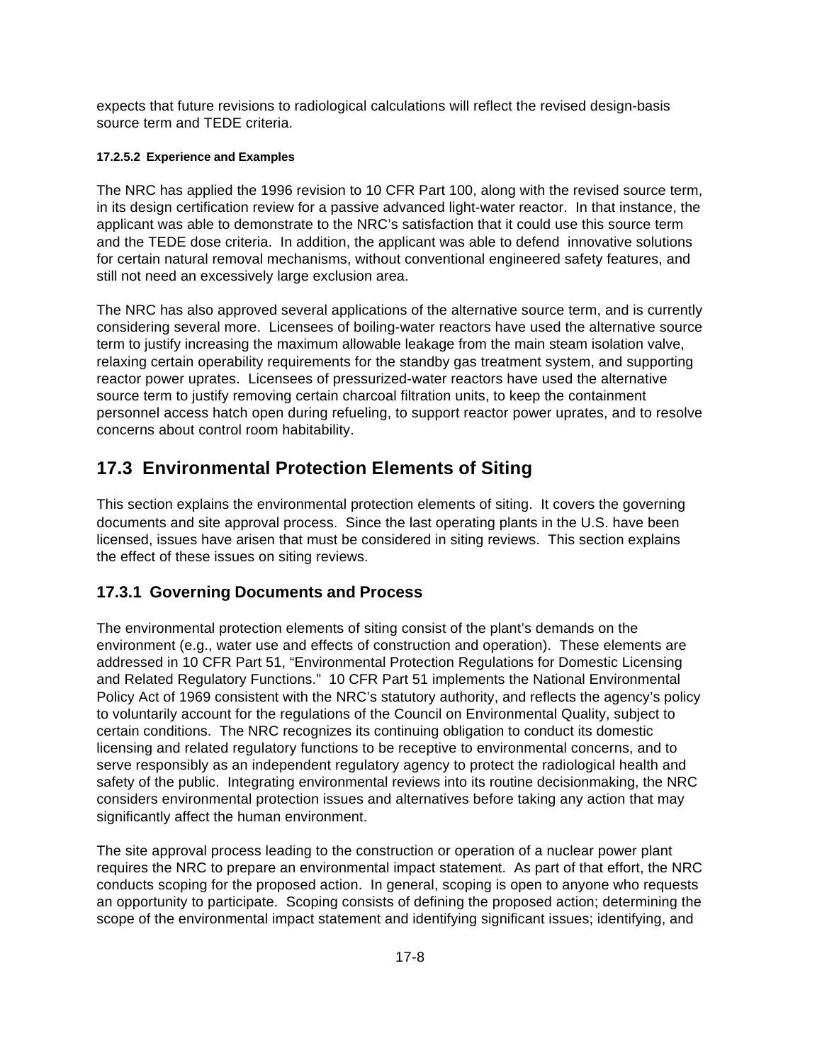expects that future revisions to radiological calculations will reflect the revised design-basis source term and TEDE criteria.

#### 17.2.5.2 Experience and Examples

The NRC has applied the 1996 revision to 10 CFR Part 100, along with the revised source term, in its design certification review for a passive advanced light-water reactor. In that instance, the applicant was able to demonstrate to the NRC's satisfaction that it could use this source term and the TEDE dose criteria. In addition, the applicant was able to defend innovative solutions for certain natural removal mechanisms, without conventional engineered safety features, and still not need an excessively large exclusion area.

The NRC has also approved several applications of the alternative source term, and is currently considering several more. Licensees of boiling-water reactors have used the alternative source term to justify increasing the maximum allowable leakage from the main steam isolation valve, relaxing certain operability requirements for the standby gas treatment system, and supporting reactor power uprates. Licensees of pressurized-water reactors have used the alternative source term to justify removing certain charcoal filtration units, to keep the containment personnel access hatch open during refueling, to support reactor power uprates, and to resolve concerns about control room habitability.

## 17.3 Environmental Protection Elements of Siting

This section explains the environmental protection elements of siting. It covers the governing documents and site approval process. Since the last operating plants in the U.S. have been licensed, issues have arisen that must be considered in siting reviews. This section explains the effect of these issues on siting reviews.

### 17.3.1 Governing Documents and Process

The environmental protection elements of siting consist of the plant's demands on the environment (e.g., water use and effects of construction and operation). These elements are addressed in 10 CFR Part 51, "Environmental Protection Regulations for Domestic Licensing and Related Regulatory Functions." 10 CFR Part 51 implements the National Environmental Policy Act of 1969 consistent with the NRC's statutory authority, and reflects the agency's policy to voluntarily account for the regulations of the Council on Environmental Quality, subject to certain conditions. The NRC recognizes its continuing obligation to conduct its domestic licensing and related regulatory functions to be receptive to environmental concerns, and to serve responsibly as an independent regulatory agency to protect the radiological health and safety of the public. Integrating environmental reviews into its routine decisionmaking, the NRC considers environmental protection issues and alternatives before taking any action that may significantly affect the human environment.

The site approval process leading to the construction or operation of a nuclear power plant requires the NRC to prepare an environmental impact statement. As part of that effort, the NRC conducts scoping for the proposed action. In general, scoping is open to anyone who requests an opportunity to participate. Scoping consists of defining the proposed action; determining the scope of the environmental impact statement and identifying significant issues; identifying, and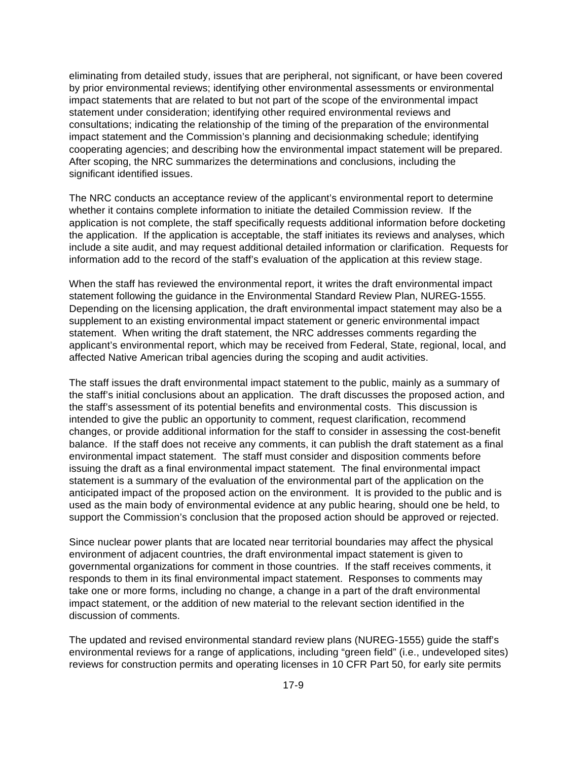eliminating from detailed study, issues that are peripheral, not significant, or have been covered by prior environmental reviews; identifying other environmental assessments or environmental impact statements that are related to but not part of the scope of the environmental impact statement under consideration; identifying other required environmental reviews and consultations; indicating the relationship of the timing of the preparation of the environmental impact statement and the Commission's planning and decisionmaking schedule; identifying cooperating agencies; and describing how the environmental impact statement will be prepared. After scoping, the NRC summarizes the determinations and conclusions, including the significant identified issues.

The NRC conducts an acceptance review of the applicant's environmental report to determine whether it contains complete information to initiate the detailed Commission review. If the application is not complete, the staff specifically requests additional information before docketing the application. If the application is acceptable, the staff initiates its reviews and analyses, which include a site audit, and may request additional detailed information or clarification. Requests for information add to the record of the staff's evaluation of the application at this review stage.

When the staff has reviewed the environmental report, it writes the draft environmental impact statement following the guidance in the Environmental Standard Review Plan, NUREG-1555. Depending on the licensing application, the draft environmental impact statement may also be a supplement to an existing environmental impact statement or generic environmental impact statement. When writing the draft statement, the NRC addresses comments regarding the applicant's environmental report, which may be received from Federal, State, regional, local, and affected Native American tribal agencies during the scoping and audit activities.

The staff issues the draft environmental impact statement to the public, mainly as a summary of the staff's initial conclusions about an application. The draft discusses the proposed action, and the staff's assessment of its potential benefits and environmental costs. This discussion is intended to give the public an opportunity to comment, request clarification, recommend changes, or provide additional information for the staff to consider in assessing the cost-benefit balance. If the staff does not receive any comments, it can publish the draft statement as a final environmental impact statement. The staff must consider and disposition comments before issuing the draft as a final environmental impact statement. The final environmental impact statement is a summary of the evaluation of the environmental part of the application on the anticipated impact of the proposed action on the environment. It is provided to the public and is used as the main body of environmental evidence at any public hearing, should one be held, to support the Commission's conclusion that the proposed action should be approved or rejected.

Since nuclear power plants that are located near territorial boundaries may affect the physical environment of adjacent countries, the draft environmental impact statement is given to governmental organizations for comment in those countries. If the staff receives comments, it responds to them in its final environmental impact statement. Responses to comments may take one or more forms, including no change, a change in a part of the draft environmental impact statement, or the addition of new material to the relevant section identified in the discussion of comments.

The updated and revised environmental standard review plans (NUREG-1555) guide the staff's environmental reviews for a range of applications, including "green field" (i.e., undeveloped sites) reviews for construction permits and operating licenses in 10 CFR Part 50, for early site permits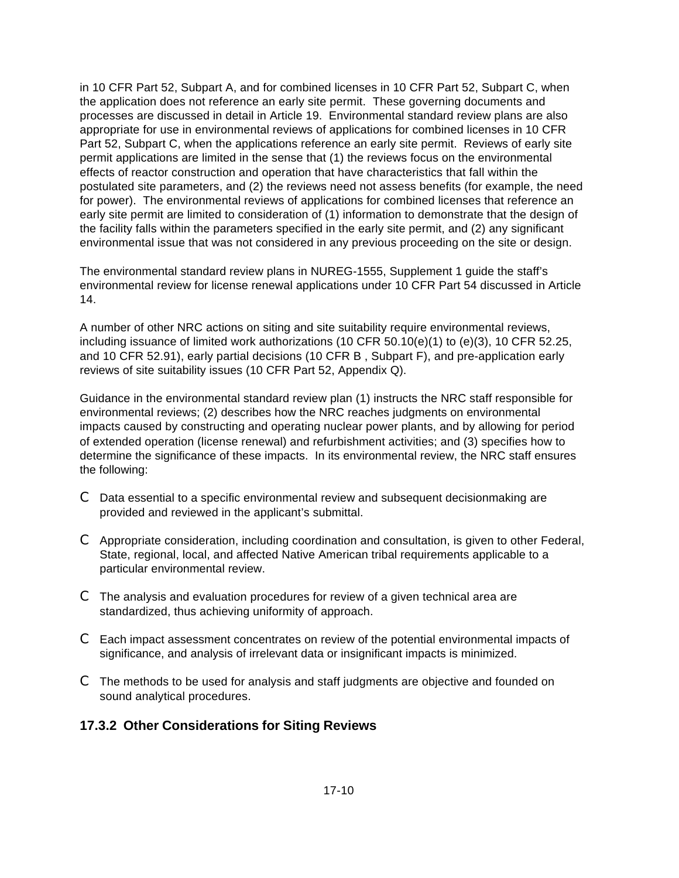in 10 CFR Part 52, Subpart A, and for combined licenses in 10 CFR Part 52, Subpart C, when the application does not reference an early site permit. These governing documents and processes are discussed in detail in Article 19. Environmental standard review plans are also appropriate for use in environmental reviews of applications for combined licenses in 10 CFR Part 52, Subpart C, when the applications reference an early site permit. Reviews of early site permit applications are limited in the sense that (1) the reviews focus on the environmental effects of reactor construction and operation that have characteristics that fall within the postulated site parameters, and (2) the reviews need not assess benefits (for example, the need for power). The environmental reviews of applications for combined licenses that reference an early site permit are limited to consideration of (1) information to demonstrate that the design of the facility falls within the parameters specified in the early site permit, and (2) any significant environmental issue that was not considered in any previous proceeding on the site or design.

The environmental standard review plans in NUREG-1555, Supplement 1 guide the staff's environmental review for license renewal applications under 10 CFR Part 54 discussed in Article 14.

A number of other NRC actions on siting and site suitability require environmental reviews, including issuance of limited work authorizations (10 CFR 50.10(e)(1) to (e)(3), 10 CFR 52.25, and 10 CFR 52.91), early partial decisions (10 CFR B , Subpart F), and pre-application early reviews of site suitability issues (10 CFR Part 52, Appendix Q).

Guidance in the environmental standard review plan (1) instructs the NRC staff responsible for environmental reviews; (2) describes how the NRC reaches judgments on environmental impacts caused by constructing and operating nuclear power plants, and by allowing for period of extended operation (license renewal) and refurbishment activities; and (3) specifies how to determine the significance of these impacts. In its environmental review, the NRC staff ensures the following:

- Data essential to a specific environmental review and subsequent decisionmaking are provided and reviewed in the applicant's submittal.
- Appropriate consideration, including coordination and consultation, is given to other Federal, State, regional, local, and affected Native American tribal requirements applicable to a particular environmental review.
- The analysis and evaluation procedures for review of a given technical area are standardized, thus achieving uniformity of approach.
- Each impact assessment concentrates on review of the potential environmental impacts of significance, and analysis of irrelevant data or insignificant impacts is minimized.
- The methods to be used for analysis and staff judgments are objective and founded on sound analytical procedures.

### 17.3.2 Other Considerations for Siting Reviews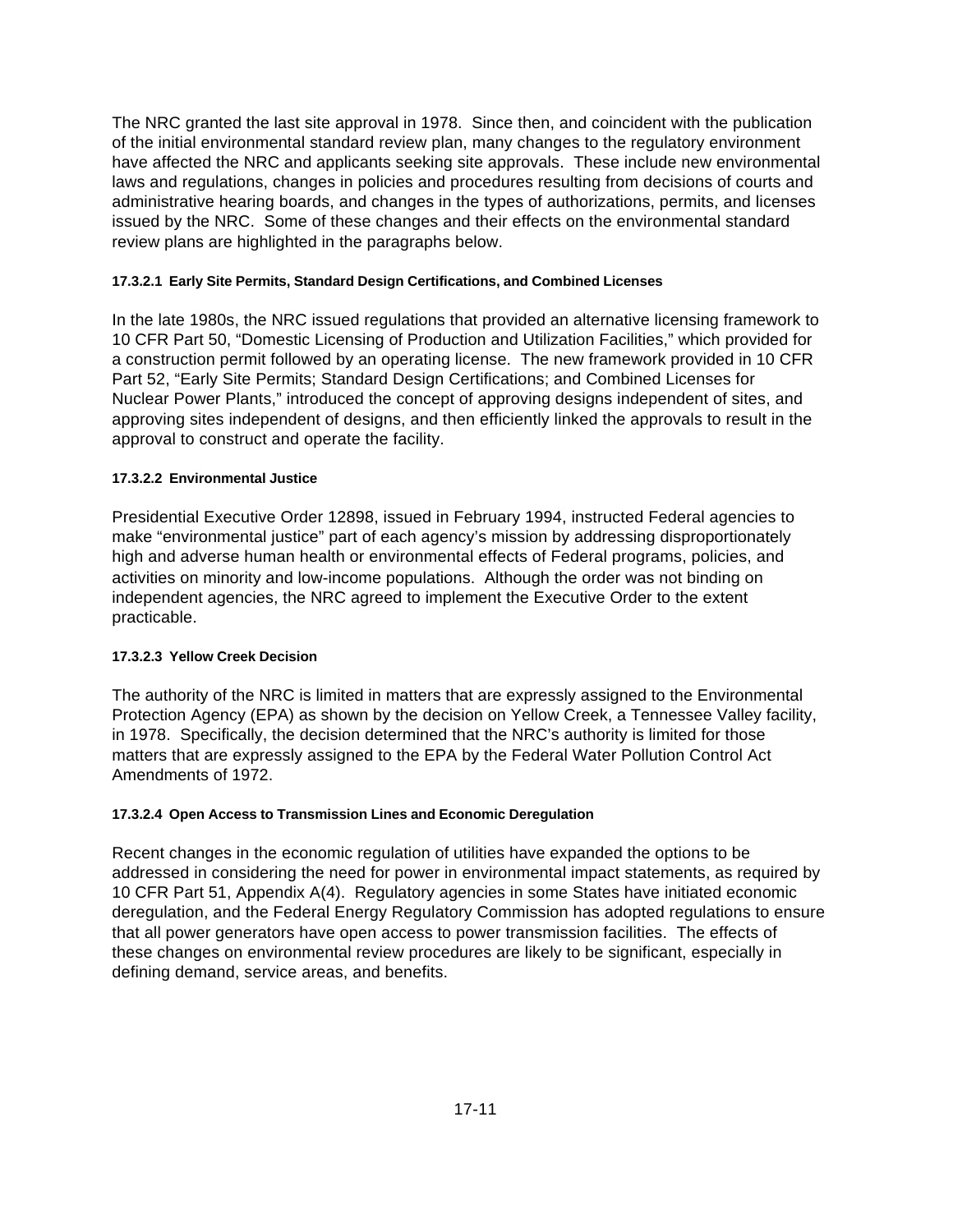The NRC granted the last site approval in 1978. Since then, and coincident with the publication of the initial environmental standard review plan, many changes to the regulatory environment have affected the NRC and applicants seeking site approvals. These include new environmental laws and regulations, changes in policies and procedures resulting from decisions of courts and administrative hearing boards, and changes in the types of authorizations, permits, and licenses issued by the NRC. Some of these changes and their effects on the environmental standard review plans are highlighted in the paragraphs below.

#### 17.3.2.1 Early Site Permits, Standard Design Certifications, and Combined Licenses

In the late 1980s, the NRC issued regulations that provided an alternative licensing framework to 10 CFR Part 50, "Domestic Licensing of Production and Utilization Facilities," which provided for a construction permit followed by an operating license. The new framework provided in 10 CFR Part 52, "Early Site Permits; Standard Design Certifications; and Combined Licenses for Nuclear Power Plants," introduced the concept of approving designs independent of sites, and approving sites independent of designs, and then efficiently linked the approvals to result in the approval to construct and operate the facility.

#### 17.3.2.2 Environmental Justice

Presidential Executive Order 12898, issued in February 1994, instructed Federal agencies to make "environmental justice" part of each agency's mission by addressing disproportionately high and adverse human health or environmental effects of Federal programs, policies, and activities on minority and low-income populations. Although the order was not binding on independent agencies, the NRC agreed to implement the Executive Order to the extent practicable.

#### 17.3.2.3 Yellow Creek Decision

The authority of the NRC is limited in matters that are expressly assigned to the Environmental Protection Agency (EPA) as shown by the decision on Yellow Creek, a Tennessee Valley facility, in 1978. Specifically, the decision determined that the NRC's authority is limited for those matters that are expressly assigned to the EPA by the Federal Water Pollution Control Act Amendments of 1972.

#### 17.3.2.4 Open Access to Transmission Lines and Economic Deregulation

Recent changes in the economic regulation of utilities have expanded the options to be addressed in considering the need for power in environmental impact statements, as required by 10 CFR Part 51, Appendix A(4). Regulatory agencies in some States have initiated economic deregulation, and the Federal Energy Regulatory Commission has adopted regulations to ensure that all power generators have open access to power transmission facilities. The effects of these changes on environmental review procedures are likely to be significant, especially in defining demand, service areas, and benefits.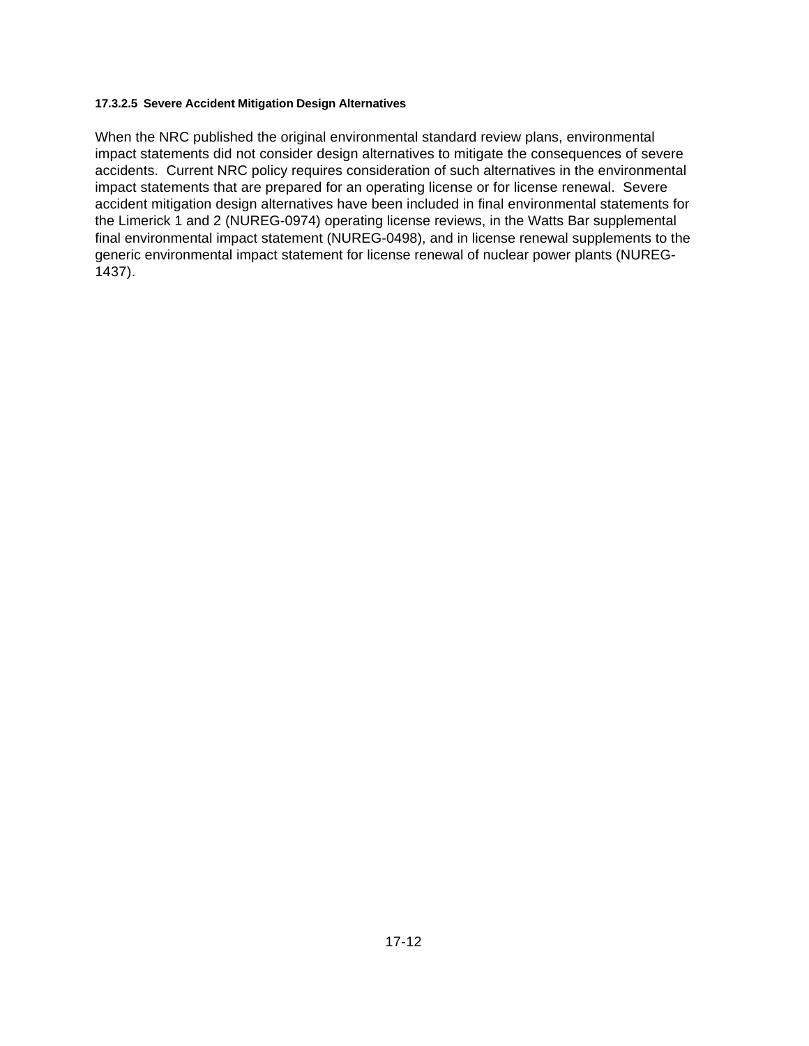#### 17.3.2.5 Severe Accident Mitigation Design Alternatives

When the NRC published the original environmental standard review plans, environmental impact statements did not consider design alternatives to mitigate the consequences of severe accidents. Current NRC policy requires consideration of such alternatives in the environmental impact statements that are prepared for an operating license or for license renewal. Severe accident mitigation design alternatives have been included in final environmental statements for the Limerick 1 and 2 (NUREG-0974) operating license reviews, in the Watts Bar supplemental final environmental impact statement (NUREG-0498), and in license renewal supplements to the generic environmental impact statement for license renewal of nuclear power plants (NUREG-1437).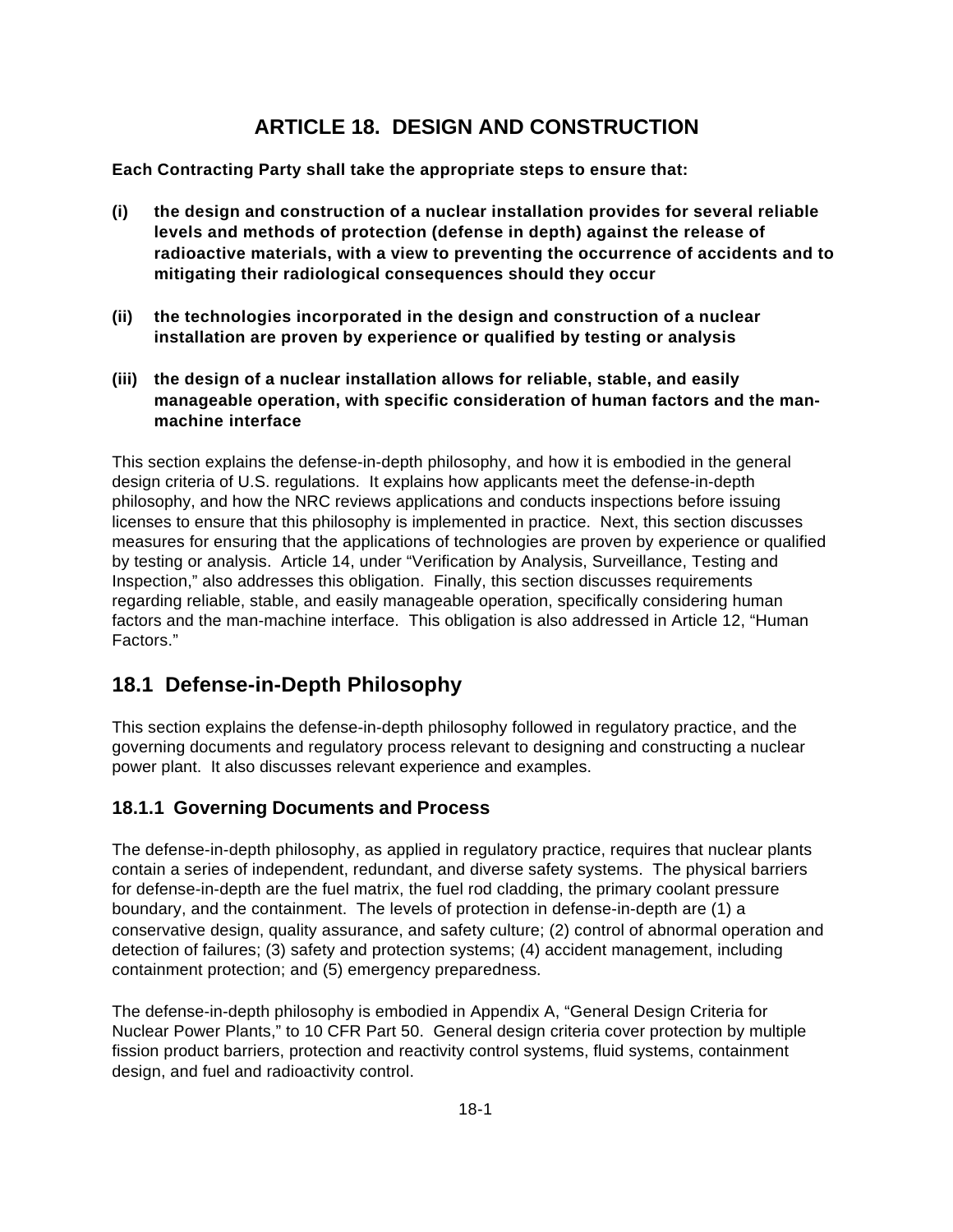# ARTICLE 18. DESIGN AND CONSTRUCTION

**Each Contracting Party shall take the appropriate steps to ensure that:**

**(i) the design and construction of a nuclear installation provides for several reliable levels and methods of protection (defense in depth) against the release of radioactive materials, with a view to preventing the occurrence of accidents and to mitigating their radiological consequences should they occur**

**(ii) the technologies incorporated in the design and construction of a nuclear installation are proven by experience or qualified by testing or analysis**

**(iii) the design of a nuclear installation allows for reliable, stable, and easily manageable operation, with specific consideration of human factors and the man-machine interface**

This section explains the defense-in-depth philosophy, and how it is embodied in the general design criteria of U.S. regulations. It explains how applicants meet the defense-in-depth philosophy, and how the NRC reviews applications and conducts inspections before issuing licenses to ensure that this philosophy is implemented in practice. Next, this section discusses measures for ensuring that the applications of technologies are proven by experience or qualified by testing or analysis. Article 14, under "Verification by Analysis, Surveillance, Testing and Inspection," also addresses this obligation. Finally, this section discusses requirements regarding reliable, stable, and easily manageable operation, specifically considering human factors and the man-machine interface. This obligation is also addressed in Article 12, "Human Factors."

## 18.1 Defense-in-Depth Philosophy

This section explains the defense-in-depth philosophy followed in regulatory practice, and the governing documents and regulatory process relevant to designing and constructing a nuclear power plant. It also discusses relevant experience and examples.

### 18.1.1 Governing Documents and Process

The defense-in-depth philosophy, as applied in regulatory practice, requires that nuclear plants contain a series of independent, redundant, and diverse safety systems. The physical barriers for defense-in-depth are the fuel matrix, the fuel rod cladding, the primary coolant pressure boundary, and the containment. The levels of protection in defense-in-depth are (1) a conservative design, quality assurance, and safety culture; (2) control of abnormal operation and detection of failures; (3) safety and protection systems; (4) accident management, including containment protection; and (5) emergency preparedness.

The defense-in-depth philosophy is embodied in Appendix A, "General Design Criteria for Nuclear Power Plants," to 10 CFR Part 50. General design criteria cover protection by multiple fission product barriers, protection and reactivity control systems, fluid systems, containment design, and fuel and radioactivity control.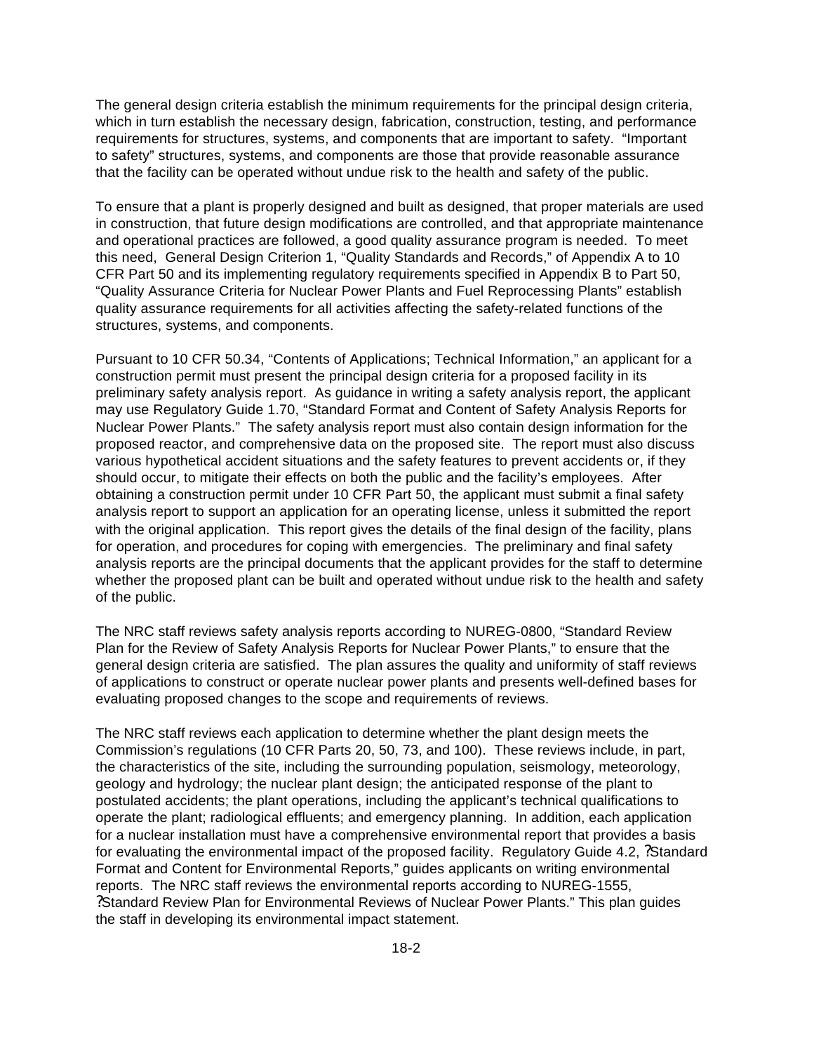The general design criteria establish the minimum requirements for the principal design criteria, which in turn establish the necessary design, fabrication, construction, testing, and performance requirements for structures, systems, and components that are important to safety. "Important to safety" structures, systems, and components are those that provide reasonable assurance that the facility can be operated without undue risk to the health and safety of the public.

To ensure that a plant is properly designed and built as designed, that proper materials are used in construction, that future design modifications are controlled, and that appropriate maintenance and operational practices are followed, a good quality assurance program is needed. To meet this need, General Design Criterion 1, "Quality Standards and Records," of Appendix A to 10 CFR Part 50 and its implementing regulatory requirements specified in Appendix B to Part 50, "Quality Assurance Criteria for Nuclear Power Plants and Fuel Reprocessing Plants" establish quality assurance requirements for all activities affecting the safety-related functions of the structures, systems, and components.

Pursuant to 10 CFR 50.34, "Contents of Applications; Technical Information," an applicant for a construction permit must present the principal design criteria for a proposed facility in its preliminary safety analysis report. As guidance in writing a safety analysis report, the applicant may use Regulatory Guide 1.70, "Standard Format and Content of Safety Analysis Reports for Nuclear Power Plants." The safety analysis report must also contain design information for the proposed reactor, and comprehensive data on the proposed site. The report must also discuss various hypothetical accident situations and the safety features to prevent accidents or, if they should occur, to mitigate their effects on both the public and the facility's employees. After obtaining a construction permit under 10 CFR Part 50, the applicant must submit a final safety analysis report to support an application for an operating license, unless it submitted the report with the original application. This report gives the details of the final design of the facility, plans for operation, and procedures for coping with emergencies. The preliminary and final safety analysis reports are the principal documents that the applicant provides for the staff to determine whether the proposed plant can be built and operated without undue risk to the health and safety of the public.

The NRC staff reviews safety analysis reports according to NUREG-0800, "Standard Review Plan for the Review of Safety Analysis Reports for Nuclear Power Plants," to ensure that the general design criteria are satisfied. The plan assures the quality and uniformity of staff reviews of applications to construct or operate nuclear power plants and presents well-defined bases for evaluating proposed changes to the scope and requirements of reviews.

The NRC staff reviews each application to determine whether the plant design meets the Commission's regulations (10 CFR Parts 20, 50, 73, and 100). These reviews include, in part, the characteristics of the site, including the surrounding population, seismology, meteorology, geology and hydrology; the nuclear plant design; the anticipated response of the plant to postulated accidents; the plant operations, including the applicant's technical qualifications to operate the plant; radiological effluents; and emergency planning. In addition, each application for a nuclear installation must have a comprehensive environmental report that provides a basis for evaluating the environmental impact of the proposed facility. Regulatory Guide 4.2, ?Standard Format and Content for Environmental Reports," guides applicants on writing environmental reports. The NRC staff reviews the environmental reports according to NUREG-1555, ?Standard Review Plan for Environmental Reviews of Nuclear Power Plants." This plan guides the staff in developing its environmental impact statement.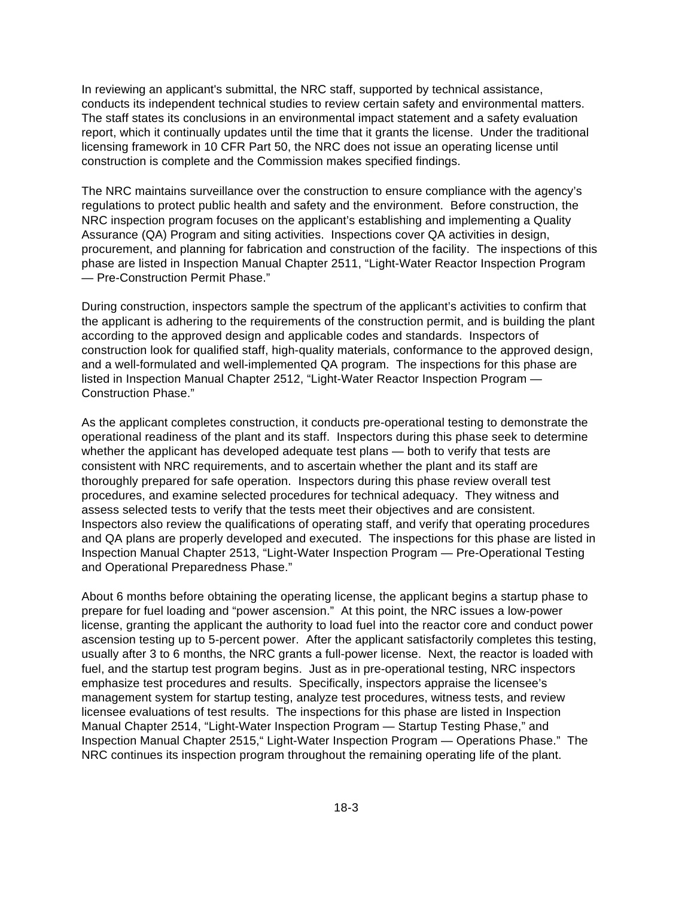In reviewing an applicant's submittal, the NRC staff, supported by technical assistance, conducts its independent technical studies to review certain safety and environmental matters. The staff states its conclusions in an environmental impact statement and a safety evaluation report, which it continually updates until the time that it grants the license. Under the traditional licensing framework in 10 CFR Part 50, the NRC does not issue an operating license until construction is complete and the Commission makes specified findings.

The NRC maintains surveillance over the construction to ensure compliance with the agency's regulations to protect public health and safety and the environment. Before construction, the NRC inspection program focuses on the applicant's establishing and implementing a Quality Assurance (QA) Program and siting activities. Inspections cover QA activities in design, procurement, and planning for fabrication and construction of the facility. The inspections of this phase are listed in Inspection Manual Chapter 2511, "Light-Water Reactor Inspection Program — Pre-Construction Permit Phase."

During construction, inspectors sample the spectrum of the applicant's activities to confirm that the applicant is adhering to the requirements of the construction permit, and is building the plant according to the approved design and applicable codes and standards. Inspectors of construction look for qualified staff, high-quality materials, conformance to the approved design, and a well-formulated and well-implemented QA program. The inspections for this phase are listed in Inspection Manual Chapter 2512, "Light-Water Reactor Inspection Program — Construction Phase."

As the applicant completes construction, it conducts pre-operational testing to demonstrate the operational readiness of the plant and its staff. Inspectors during this phase seek to determine whether the applicant has developed adequate test plans — both to verify that tests are consistent with NRC requirements, and to ascertain whether the plant and its staff are thoroughly prepared for safe operation. Inspectors during this phase review overall test procedures, and examine selected procedures for technical adequacy. They witness and assess selected tests to verify that the tests meet their objectives and are consistent. Inspectors also review the qualifications of operating staff, and verify that operating procedures and QA plans are properly developed and executed. The inspections for this phase are listed in Inspection Manual Chapter 2513, "Light-Water Inspection Program — Pre-Operational Testing and Operational Preparedness Phase."

About 6 months before obtaining the operating license, the applicant begins a startup phase to prepare for fuel loading and "power ascension." At this point, the NRC issues a low-power license, granting the applicant the authority to load fuel into the reactor core and conduct power ascension testing up to 5-percent power. After the applicant satisfactorily completes this testing, usually after 3 to 6 months, the NRC grants a full-power license. Next, the reactor is loaded with fuel, and the startup test program begins. Just as in pre-operational testing, NRC inspectors emphasize test procedures and results. Specifically, inspectors appraise the licensee's management system for startup testing, analyze test procedures, witness tests, and review licensee evaluations of test results. The inspections for this phase are listed in Inspection Manual Chapter 2514, "Light-Water Inspection Program — Startup Testing Phase," and Inspection Manual Chapter 2515," Light-Water Inspection Program — Operations Phase." The NRC continues its inspection program throughout the remaining operating life of the plant.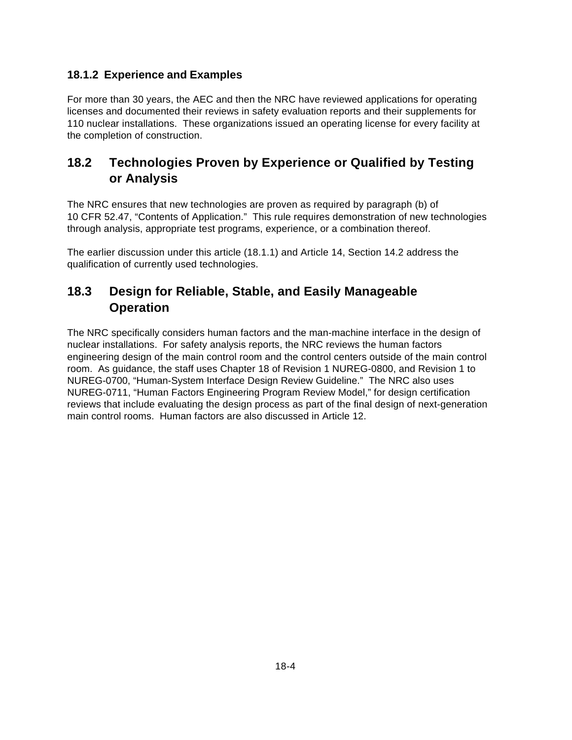### 18.1.2 Experience and Examples

For more than 30 years, the AEC and then the NRC have reviewed applications for operating licenses and documented their reviews in safety evaluation reports and their supplements for 110 nuclear installations. These organizations issued an operating license for every facility at the completion of construction.

## 18.2 Technologies Proven by Experience or Qualified by Testing or Analysis

The NRC ensures that new technologies are proven as required by paragraph (b) of 10 CFR 52.47, "Contents of Application." This rule requires demonstration of new technologies through analysis, appropriate test programs, experience, or a combination thereof.

The earlier discussion under this article (18.1.1) and Article 14, Section 14.2 address the qualification of currently used technologies.

## 18.3 Design for Reliable, Stable, and Easily Manageable Operation

The NRC specifically considers human factors and the man-machine interface in the design of nuclear installations. For safety analysis reports, the NRC reviews the human factors engineering design of the main control room and the control centers outside of the main control room. As guidance, the staff uses Chapter 18 of Revision 1 NUREG-0800, and Revision 1 to NUREG-0700, "Human-System Interface Design Review Guideline." The NRC also uses NUREG-0711, "Human Factors Engineering Program Review Model," for design certification reviews that include evaluating the design process as part of the final design of next-generation main control rooms. Human factors are also discussed in Article 12.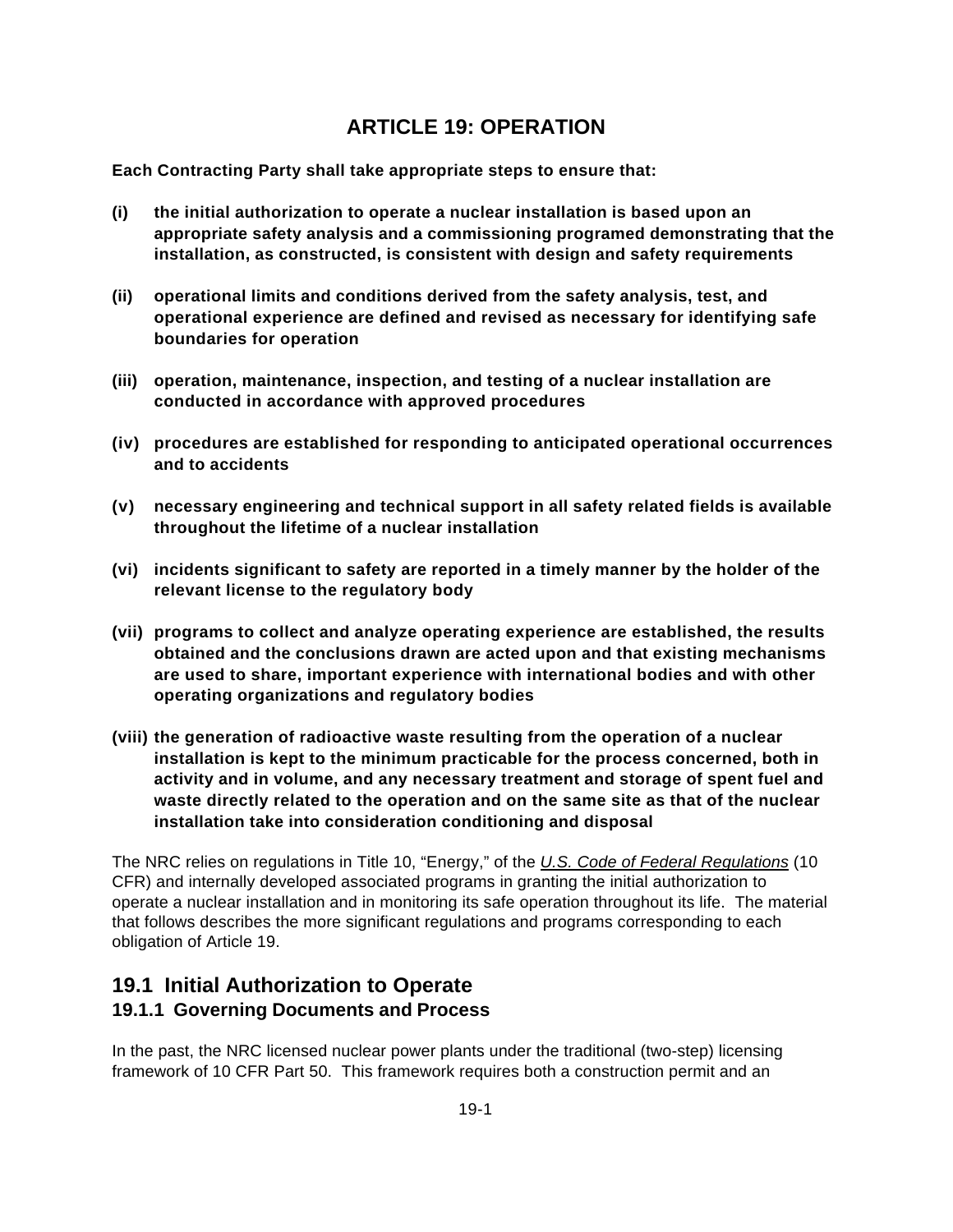# ARTICLE 19: OPERATION

**Each Contracting Party shall take appropriate steps to ensure that:**

**(i) the initial authorization to operate a nuclear installation is based upon an appropriate safety analysis and a commissioning programed demonstrating that the installation, as constructed, is consistent with design and safety requirements**

**(ii) operational limits and conditions derived from the safety analysis, test, and operational experience are defined and revised as necessary for identifying safe boundaries for operation**

**(iii) operation, maintenance, inspection, and testing of a nuclear installation are conducted in accordance with approved procedures**

**(iv) procedures are established for responding to anticipated operational occurrences and to accidents**

**(v) necessary engineering and technical support in all safety related fields is available throughout the lifetime of a nuclear installation**

**(vi) incidents significant to safety are reported in a timely manner by the holder of the relevant license to the regulatory body**

**(vii) programs to collect and analyze operating experience are established, the results obtained and the conclusions drawn are acted upon and that existing mechanisms are used to share, important experience with international bodies and with other operating organizations and regulatory bodies**

**(viii) the generation of radioactive waste resulting from the operation of a nuclear installation is kept to the minimum practicable for the process concerned, both in activity and in volume, and any necessary treatment and storage of spent fuel and waste directly related to the operation and on the same site as that of the nuclear installation take into consideration conditioning and disposal**

The NRC relies on regulations in Title 10, "Energy," of the *U.S. Code of Federal Regulations* (10 CFR) and internally developed associated programs in granting the initial authorization to operate a nuclear installation and in monitoring its safe operation throughout its life. The material that follows describes the more significant regulations and programs corresponding to each obligation of Article 19.

## 19.1 Initial Authorization to Operate

### 19.1.1 Governing Documents and Process

In the past, the NRC licensed nuclear power plants under the traditional (two-step) licensing framework of 10 CFR Part 50. This framework requires both a construction permit and an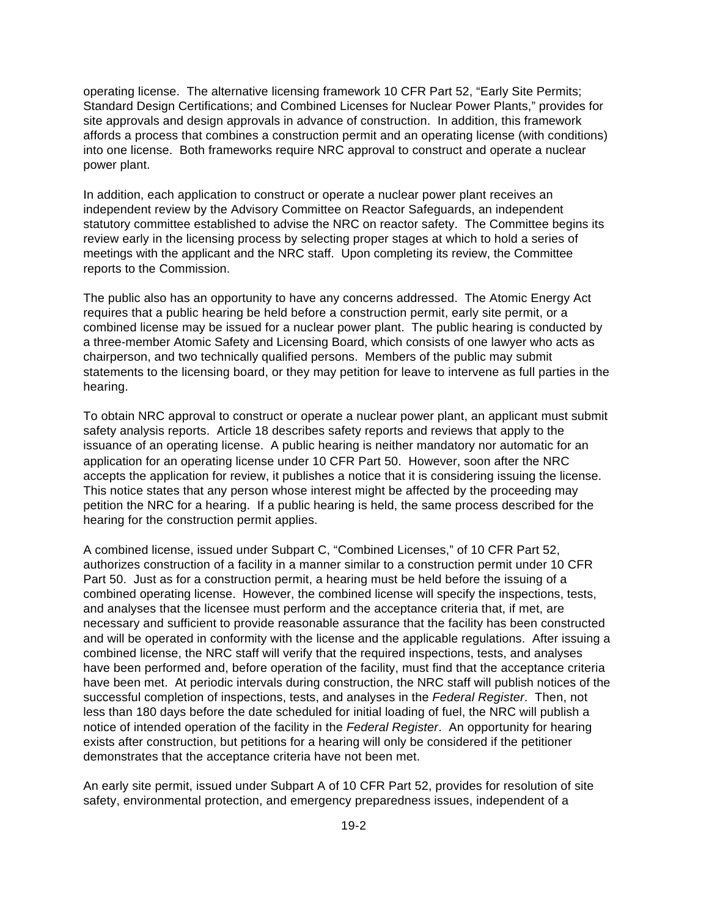operating license. The alternative licensing framework 10 CFR Part 52, “Early Site Permits; Standard Design Certifications; and Combined Licenses for Nuclear Power Plants,” provides for site approvals and design approvals in advance of construction. In addition, this framework affords a process that combines a construction permit and an operating license (with conditions) into one license. Both frameworks require NRC approval to construct and operate a nuclear power plant.

In addition, each application to construct or operate a nuclear power plant receives an independent review by the Advisory Committee on Reactor Safeguards, an independent statutory committee established to advise the NRC on reactor safety. The Committee begins its review early in the licensing process by selecting proper stages at which to hold a series of meetings with the applicant and the NRC staff. Upon completing its review, the Committee reports to the Commission.

The public also has an opportunity to have any concerns addressed. The Atomic Energy Act requires that a public hearing be held before a construction permit, early site permit, or a combined license may be issued for a nuclear power plant. The public hearing is conducted by a three-member Atomic Safety and Licensing Board, which consists of one lawyer who acts as chairperson, and two technically qualified persons. Members of the public may submit statements to the licensing board, or they may petition for leave to intervene as full parties in the hearing.

To obtain NRC approval to construct or operate a nuclear power plant, an applicant must submit safety analysis reports. Article 18 describes safety reports and reviews that apply to the issuance of an operating license. A public hearing is neither mandatory nor automatic for an application for an operating license under 10 CFR Part 50. However, soon after the NRC accepts the application for review, it publishes a notice that it is considering issuing the license. This notice states that any person whose interest might be affected by the proceeding may petition the NRC for a hearing. If a public hearing is held, the same process described for the hearing for the construction permit applies.

A combined license, issued under Subpart C, “Combined Licenses,” of 10 CFR Part 52, authorizes construction of a facility in a manner similar to a construction permit under 10 CFR Part 50. Just as for a construction permit, a hearing must be held before the issuing of a combined operating license. However, the combined license will specify the inspections, tests, and analyses that the licensee must perform and the acceptance criteria that, if met, are necessary and sufficient to provide reasonable assurance that the facility has been constructed and will be operated in conformity with the license and the applicable regulations. After issuing a combined license, the NRC staff will verify that the required inspections, tests, and analyses have been performed and, before operation of the facility, must find that the acceptance criteria have been met. At periodic intervals during construction, the NRC staff will publish notices of the successful completion of inspections, tests, and analyses in the *Federal Register*. Then, not less than 180 days before the date scheduled for initial loading of fuel, the NRC will publish a notice of intended operation of the facility in the *Federal Register*. An opportunity for hearing exists after construction, but petitions for a hearing will only be considered if the petitioner demonstrates that the acceptance criteria have not been met.

An early site permit, issued under Subpart A of 10 CFR Part 52, provides for resolution of site safety, environmental protection, and emergency preparedness issues, independent of a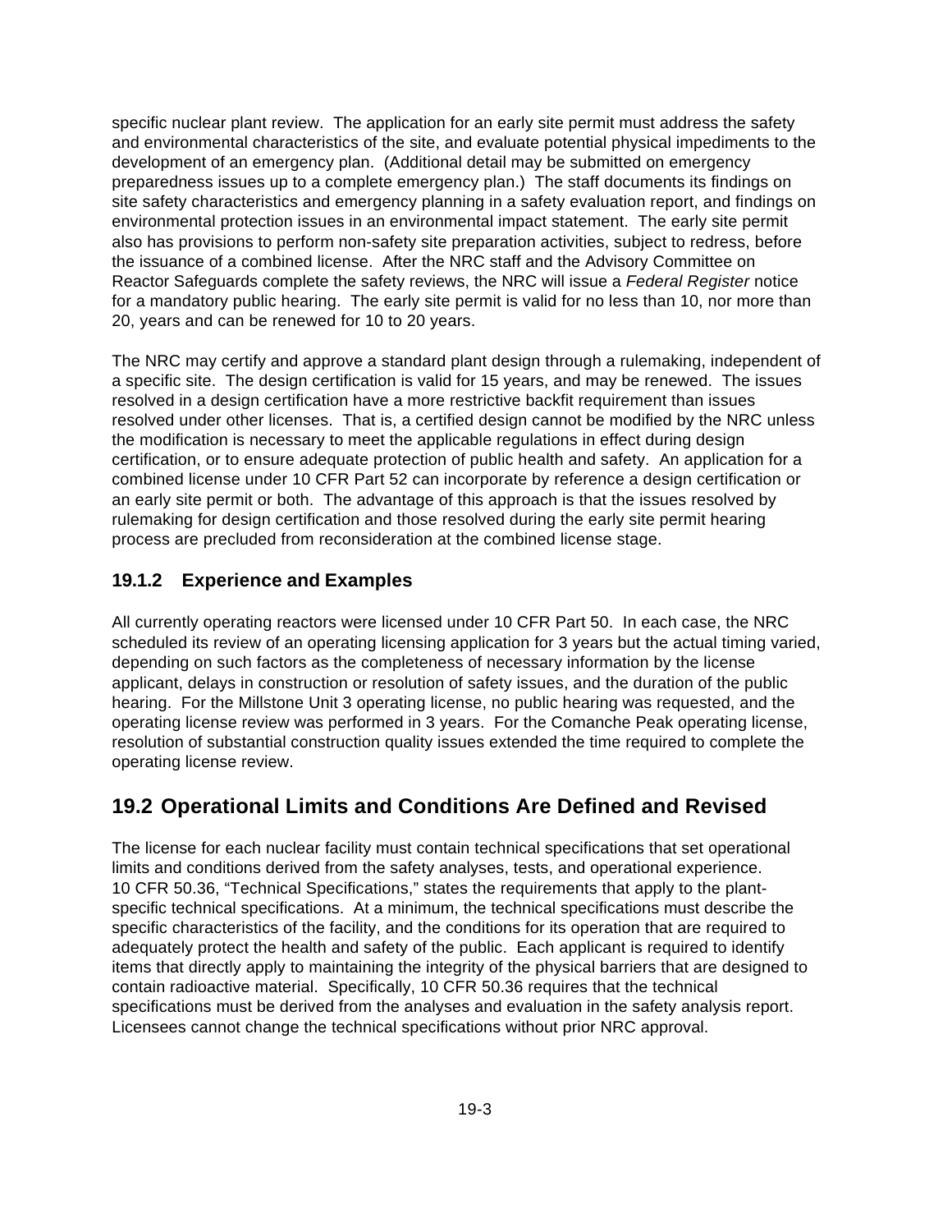specific nuclear plant review. The application for an early site permit must address the safety and environmental characteristics of the site, and evaluate potential physical impediments to the development of an emergency plan. (Additional detail may be submitted on emergency preparedness issues up to a complete emergency plan.) The staff documents its findings on site safety characteristics and emergency planning in a safety evaluation report, and findings on environmental protection issues in an environmental impact statement. The early site permit also has provisions to perform non-safety site preparation activities, subject to redress, before the issuance of a combined license. After the NRC staff and the Advisory Committee on Reactor Safeguards complete the safety reviews, the NRC will issue a *Federal Register* notice for a mandatory public hearing. The early site permit is valid for no less than 10, nor more than 20, years and can be renewed for 10 to 20 years.

The NRC may certify and approve a standard plant design through a rulemaking, independent of a specific site. The design certification is valid for 15 years, and may be renewed. The issues resolved in a design certification have a more restrictive backfit requirement than issues resolved under other licenses. That is, a certified design cannot be modified by the NRC unless the modification is necessary to meet the applicable regulations in effect during design certification, or to ensure adequate protection of public health and safety. An application for a combined license under 10 CFR Part 52 can incorporate by reference a design certification or an early site permit or both. The advantage of this approach is that the issues resolved by rulemaking for design certification and those resolved during the early site permit hearing process are precluded from reconsideration at the combined license stage.

### 19.1.2 Experience and Examples

All currently operating reactors were licensed under 10 CFR Part 50. In each case, the NRC scheduled its review of an operating licensing application for 3 years but the actual timing varied, depending on such factors as the completeness of necessary information by the license applicant, delays in construction or resolution of safety issues, and the duration of the public hearing. For the Millstone Unit 3 operating license, no public hearing was requested, and the operating license review was performed in 3 years. For the Comanche Peak operating license, resolution of substantial construction quality issues extended the time required to complete the operating license review.

## 19.2 Operational Limits and Conditions Are Defined and Revised

The license for each nuclear facility must contain technical specifications that set operational limits and conditions derived from the safety analyses, tests, and operational experience. 10 CFR 50.36, "Technical Specifications," states the requirements that apply to the plant-specific technical specifications. At a minimum, the technical specifications must describe the specific characteristics of the facility, and the conditions for its operation that are required to adequately protect the health and safety of the public. Each applicant is required to identify items that directly apply to maintaining the integrity of the physical barriers that are designed to contain radioactive material. Specifically, 10 CFR 50.36 requires that the technical specifications must be derived from the analyses and evaluation in the safety analysis report. Licensees cannot change the technical specifications without prior NRC approval.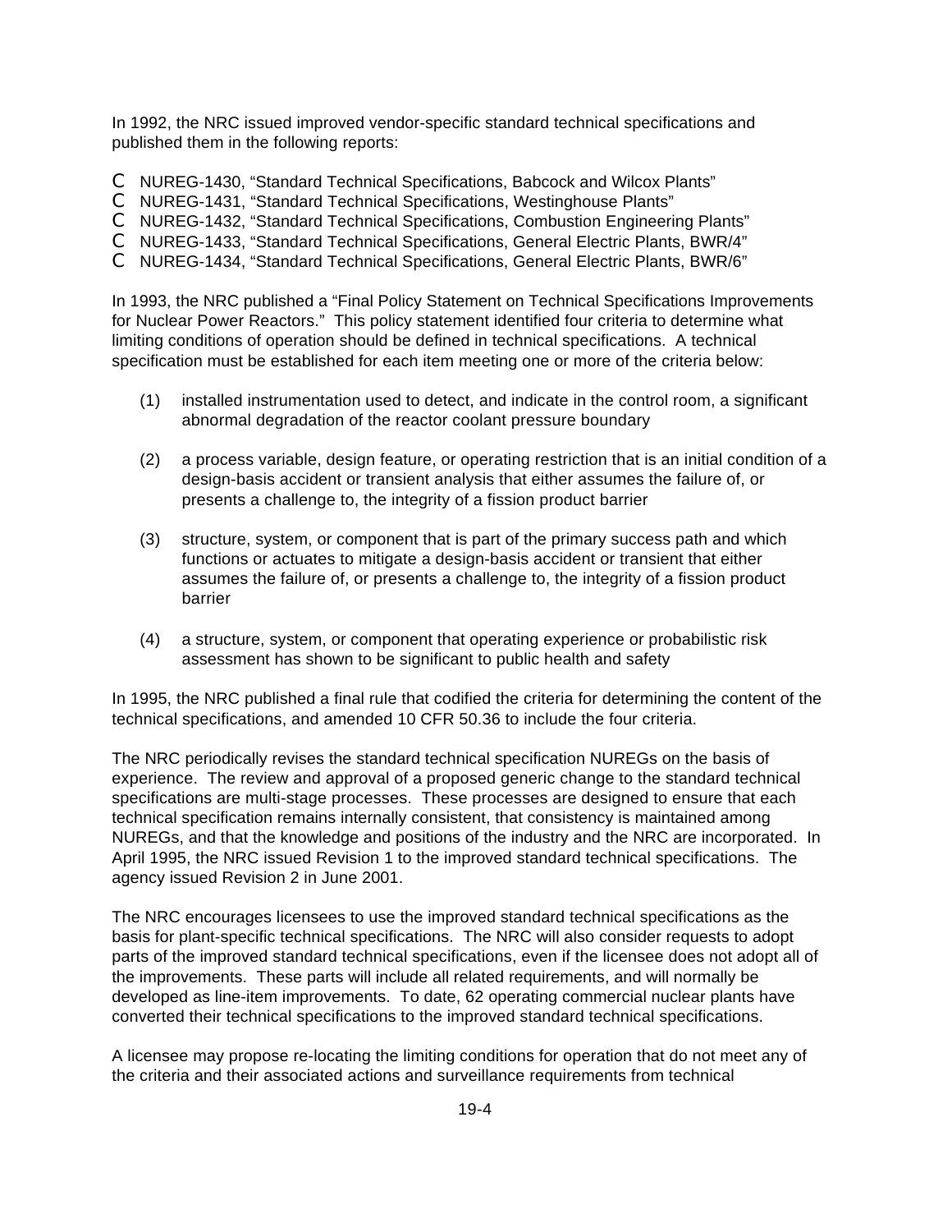In 1992, the NRC issued improved vendor-specific standard technical specifications and published them in the following reports:

- NUREG-1430, "Standard Technical Specifications, Babcock and Wilcox Plants"
- NUREG-1431, "Standard Technical Specifications, Westinghouse Plants"
- NUREG-1432, "Standard Technical Specifications, Combustion Engineering Plants"
- NUREG-1433, "Standard Technical Specifications, General Electric Plants, BWR/4"
- NUREG-1434, "Standard Technical Specifications, General Electric Plants, BWR/6"

In 1993, the NRC published a "Final Policy Statement on Technical Specifications Improvements for Nuclear Power Reactors." This policy statement identified four criteria to determine what limiting conditions of operation should be defined in technical specifications. A technical specification must be established for each item meeting one or more of the criteria below:

(1) installed instrumentation used to detect, and indicate in the control room, a significant abnormal degradation of the reactor coolant pressure boundary

(2) a process variable, design feature, or operating restriction that is an initial condition of a design-basis accident or transient analysis that either assumes the failure of, or presents a challenge to, the integrity of a fission product barrier

(3) structure, system, or component that is part of the primary success path and which functions or actuates to mitigate a design-basis accident or transient that either assumes the failure of, or presents a challenge to, the integrity of a fission product barrier

(4) a structure, system, or component that operating experience or probabilistic risk assessment has shown to be significant to public health and safety

In 1995, the NRC published a final rule that codified the criteria for determining the content of the technical specifications, and amended 10 CFR 50.36 to include the four criteria.

The NRC periodically revises the standard technical specification NUREGs on the basis of experience. The review and approval of a proposed generic change to the standard technical specifications are multi-stage processes. These processes are designed to ensure that each technical specification remains internally consistent, that consistency is maintained among NUREGs, and that the knowledge and positions of the industry and the NRC are incorporated. In April 1995, the NRC issued Revision 1 to the improved standard technical specifications. The agency issued Revision 2 in June 2001.

The NRC encourages licensees to use the improved standard technical specifications as the basis for plant-specific technical specifications. The NRC will also consider requests to adopt parts of the improved standard technical specifications, even if the licensee does not adopt all of the improvements. These parts will include all related requirements, and will normally be developed as line-item improvements. To date, 62 operating commercial nuclear plants have converted their technical specifications to the improved standard technical specifications.

A licensee may propose re-locating the limiting conditions for operation that do not meet any of the criteria and their associated actions and surveillance requirements from technical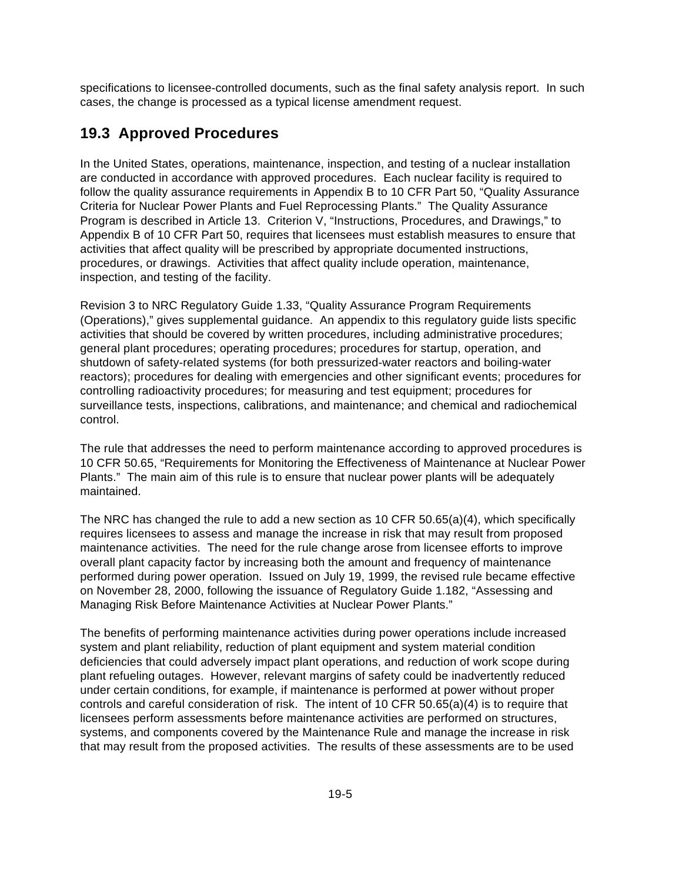specifications to licensee-controlled documents, such as the final safety analysis report. In such cases, the change is processed as a typical license amendment request.

## 19.3 Approved Procedures

In the United States, operations, maintenance, inspection, and testing of a nuclear installation are conducted in accordance with approved procedures. Each nuclear facility is required to follow the quality assurance requirements in Appendix B to 10 CFR Part 50, "Quality Assurance Criteria for Nuclear Power Plants and Fuel Reprocessing Plants." The Quality Assurance Program is described in Article 13. Criterion V, "Instructions, Procedures, and Drawings," to Appendix B of 10 CFR Part 50, requires that licensees must establish measures to ensure that activities that affect quality will be prescribed by appropriate documented instructions, procedures, or drawings. Activities that affect quality include operation, maintenance, inspection, and testing of the facility.

Revision 3 to NRC Regulatory Guide 1.33, "Quality Assurance Program Requirements (Operations)," gives supplemental guidance. An appendix to this regulatory guide lists specific activities that should be covered by written procedures, including administrative procedures; general plant procedures; operating procedures; procedures for startup, operation, and shutdown of safety-related systems (for both pressurized-water reactors and boiling-water reactors); procedures for dealing with emergencies and other significant events; procedures for controlling radioactivity procedures; for measuring and test equipment; procedures for surveillance tests, inspections, calibrations, and maintenance; and chemical and radiochemical control.

The rule that addresses the need to perform maintenance according to approved procedures is 10 CFR 50.65, "Requirements for Monitoring the Effectiveness of Maintenance at Nuclear Power Plants." The main aim of this rule is to ensure that nuclear power plants will be adequately maintained.

The NRC has changed the rule to add a new section as 10 CFR 50.65(a)(4), which specifically requires licensees to assess and manage the increase in risk that may result from proposed maintenance activities. The need for the rule change arose from licensee efforts to improve overall plant capacity factor by increasing both the amount and frequency of maintenance performed during power operation. Issued on July 19, 1999, the revised rule became effective on November 28, 2000, following the issuance of Regulatory Guide 1.182, "Assessing and Managing Risk Before Maintenance Activities at Nuclear Power Plants."

The benefits of performing maintenance activities during power operations include increased system and plant reliability, reduction of plant equipment and system material condition deficiencies that could adversely impact plant operations, and reduction of work scope during plant refueling outages. However, relevant margins of safety could be inadvertently reduced under certain conditions, for example, if maintenance is performed at power without proper controls and careful consideration of risk. The intent of 10 CFR 50.65(a)(4) is to require that licensees perform assessments before maintenance activities are performed on structures, systems, and components covered by the Maintenance Rule and manage the increase in risk that may result from the proposed activities. The results of these assessments are to be used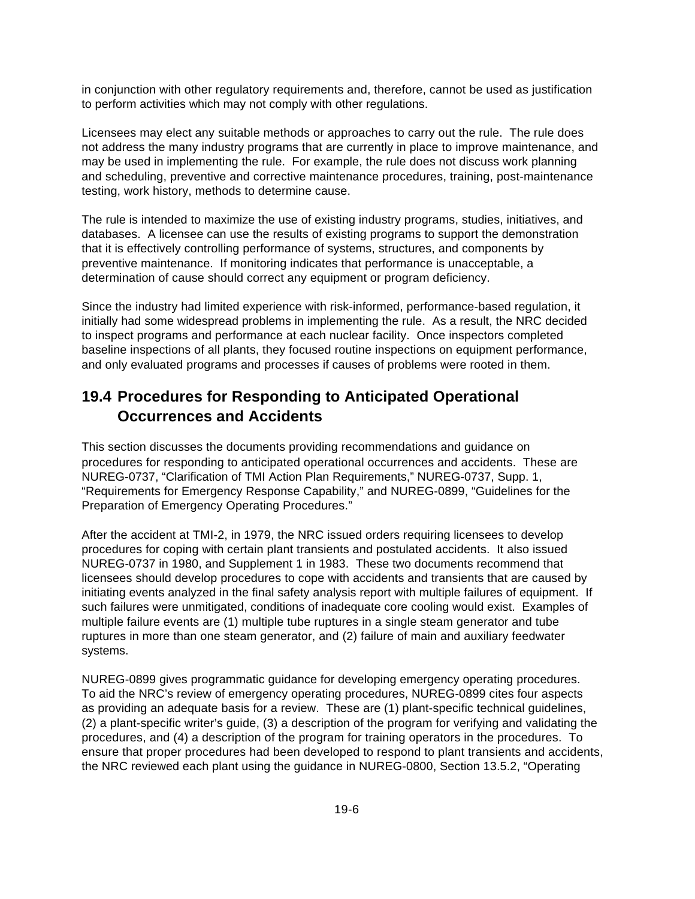in conjunction with other regulatory requirements and, therefore, cannot be used as justification to perform activities which may not comply with other regulations.

Licensees may elect any suitable methods or approaches to carry out the rule. The rule does not address the many industry programs that are currently in place to improve maintenance, and may be used in implementing the rule. For example, the rule does not discuss work planning and scheduling, preventive and corrective maintenance procedures, training, post-maintenance testing, work history, methods to determine cause.

The rule is intended to maximize the use of existing industry programs, studies, initiatives, and databases. A licensee can use the results of existing programs to support the demonstration that it is effectively controlling performance of systems, structures, and components by preventive maintenance. If monitoring indicates that performance is unacceptable, a determination of cause should correct any equipment or program deficiency.

Since the industry had limited experience with risk-informed, performance-based regulation, it initially had some widespread problems in implementing the rule. As a result, the NRC decided to inspect programs and performance at each nuclear facility. Once inspectors completed baseline inspections of all plants, they focused routine inspections on equipment performance, and only evaluated programs and processes if causes of problems were rooted in them.

## 19.4 Procedures for Responding to Anticipated Operational Occurrences and Accidents

This section discusses the documents providing recommendations and guidance on procedures for responding to anticipated operational occurrences and accidents. These are NUREG-0737, "Clarification of TMI Action Plan Requirements," NUREG-0737, Supp. 1, "Requirements for Emergency Response Capability," and NUREG-0899, "Guidelines for the Preparation of Emergency Operating Procedures."

After the accident at TMI-2, in 1979, the NRC issued orders requiring licensees to develop procedures for coping with certain plant transients and postulated accidents. It also issued NUREG-0737 in 1980, and Supplement 1 in 1983. These two documents recommend that licensees should develop procedures to cope with accidents and transients that are caused by initiating events analyzed in the final safety analysis report with multiple failures of equipment. If such failures were unmitigated, conditions of inadequate core cooling would exist. Examples of multiple failure events are (1) multiple tube ruptures in a single steam generator and tube ruptures in more than one steam generator, and (2) failure of main and auxiliary feedwater systems.

NUREG-0899 gives programmatic guidance for developing emergency operating procedures. To aid the NRC's review of emergency operating procedures, NUREG-0899 cites four aspects as providing an adequate basis for a review. These are (1) plant-specific technical guidelines, (2) a plant-specific writer's guide, (3) a description of the program for verifying and validating the procedures, and (4) a description of the program for training operators in the procedures. To ensure that proper procedures had been developed to respond to plant transients and accidents, the NRC reviewed each plant using the guidance in NUREG-0800, Section 13.5.2, "Operating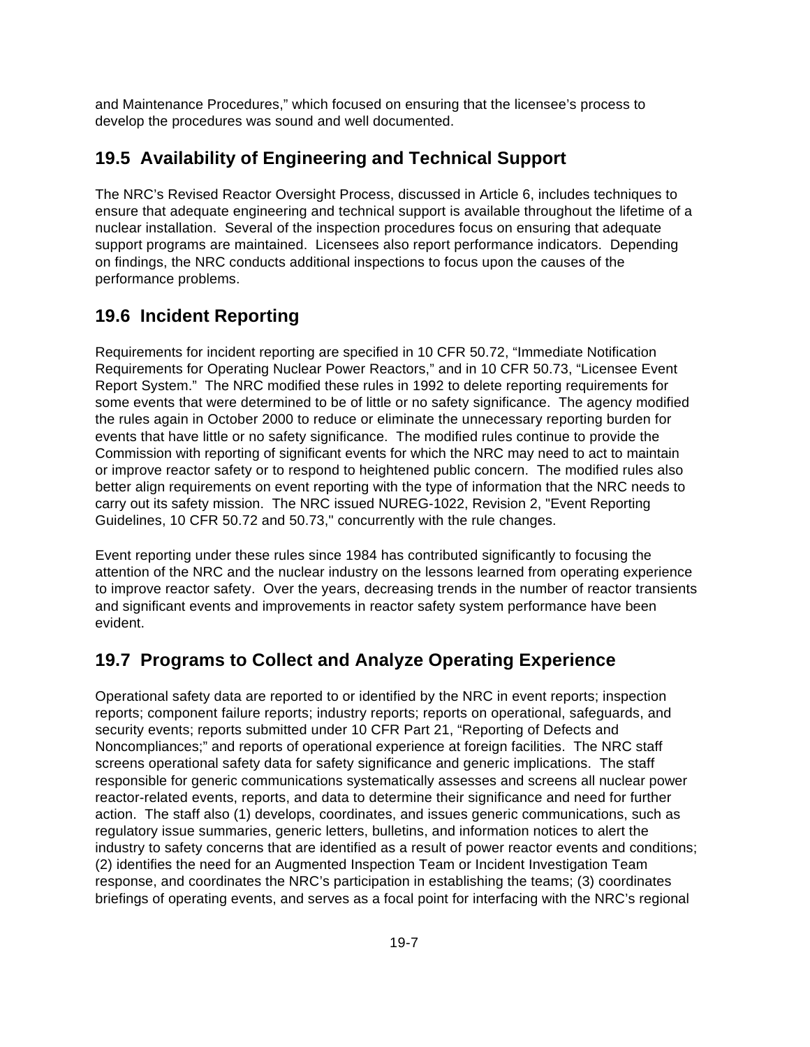and Maintenance Procedures," which focused on ensuring that the licensee's process to develop the procedures was sound and well documented.

## 19.5 Availability of Engineering and Technical Support

The NRC's Revised Reactor Oversight Process, discussed in Article 6, includes techniques to ensure that adequate engineering and technical support is available throughout the lifetime of a nuclear installation. Several of the inspection procedures focus on ensuring that adequate support programs are maintained. Licensees also report performance indicators. Depending on findings, the NRC conducts additional inspections to focus upon the causes of the performance problems.

## 19.6 Incident Reporting

Requirements for incident reporting are specified in 10 CFR 50.72, "Immediate Notification Requirements for Operating Nuclear Power Reactors," and in 10 CFR 50.73, "Licensee Event Report System." The NRC modified these rules in 1992 to delete reporting requirements for some events that were determined to be of little or no safety significance. The agency modified the rules again in October 2000 to reduce or eliminate the unnecessary reporting burden for events that have little or no safety significance. The modified rules continue to provide the Commission with reporting of significant events for which the NRC may need to act to maintain or improve reactor safety or to respond to heightened public concern. The modified rules also better align requirements on event reporting with the type of information that the NRC needs to carry out its safety mission. The NRC issued NUREG-1022, Revision 2, "Event Reporting Guidelines, 10 CFR 50.72 and 50.73," concurrently with the rule changes.

Event reporting under these rules since 1984 has contributed significantly to focusing the attention of the NRC and the nuclear industry on the lessons learned from operating experience to improve reactor safety. Over the years, decreasing trends in the number of reactor transients and significant events and improvements in reactor safety system performance have been evident.

## 19.7 Programs to Collect and Analyze Operating Experience

Operational safety data are reported to or identified by the NRC in event reports; inspection reports; component failure reports; industry reports; reports on operational, safeguards, and security events; reports submitted under 10 CFR Part 21, "Reporting of Defects and Noncompliances;" and reports of operational experience at foreign facilities. The NRC staff screens operational safety data for safety significance and generic implications. The staff responsible for generic communications systematically assesses and screens all nuclear power reactor-related events, reports, and data to determine their significance and need for further action. The staff also (1) develops, coordinates, and issues generic communications, such as regulatory issue summaries, generic letters, bulletins, and information notices to alert the industry to safety concerns that are identified as a result of power reactor events and conditions; (2) identifies the need for an Augmented Inspection Team or Incident Investigation Team response, and coordinates the NRC's participation in establishing the teams; (3) coordinates briefings of operating events, and serves as a focal point for interfacing with the NRC's regional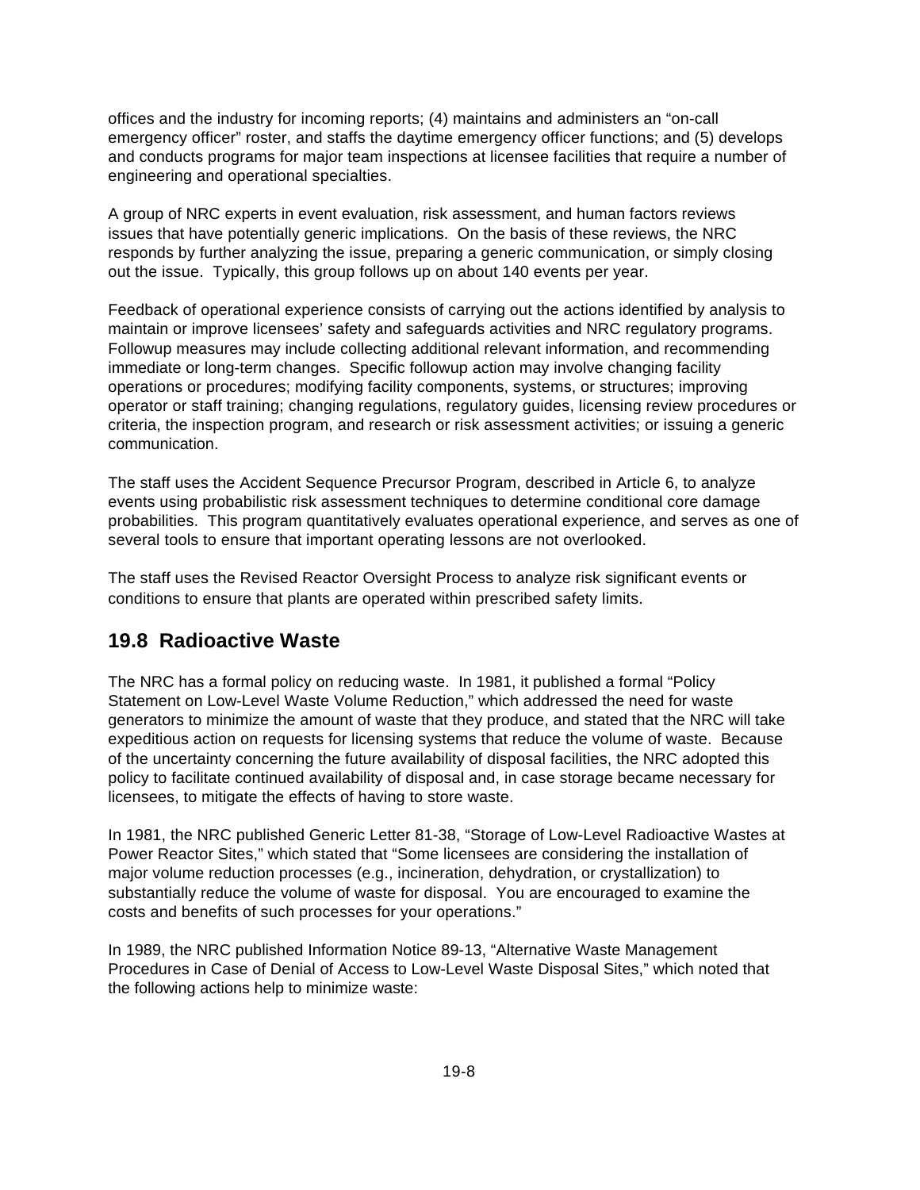offices and the industry for incoming reports; (4) maintains and administers an "on-call emergency officer" roster, and staffs the daytime emergency officer functions; and (5) develops and conducts programs for major team inspections at licensee facilities that require a number of engineering and operational specialties.

A group of NRC experts in event evaluation, risk assessment, and human factors reviews issues that have potentially generic implications. On the basis of these reviews, the NRC responds by further analyzing the issue, preparing a generic communication, or simply closing out the issue. Typically, this group follows up on about 140 events per year.

Feedback of operational experience consists of carrying out the actions identified by analysis to maintain or improve licensees' safety and safeguards activities and NRC regulatory programs. Followup measures may include collecting additional relevant information, and recommending immediate or long-term changes. Specific followup action may involve changing facility operations or procedures; modifying facility components, systems, or structures; improving operator or staff training; changing regulations, regulatory guides, licensing review procedures or criteria, the inspection program, and research or risk assessment activities; or issuing a generic communication.

The staff uses the Accident Sequence Precursor Program, described in Article 6, to analyze events using probabilistic risk assessment techniques to determine conditional core damage probabilities. This program quantitatively evaluates operational experience, and serves as one of several tools to ensure that important operating lessons are not overlooked.

The staff uses the Revised Reactor Oversight Process to analyze risk significant events or conditions to ensure that plants are operated within prescribed safety limits.

## 19.8 Radioactive Waste

The NRC has a formal policy on reducing waste. In 1981, it published a formal "Policy Statement on Low-Level Waste Volume Reduction," which addressed the need for waste generators to minimize the amount of waste that they produce, and stated that the NRC will take expeditious action on requests for licensing systems that reduce the volume of waste. Because of the uncertainty concerning the future availability of disposal facilities, the NRC adopted this policy to facilitate continued availability of disposal and, in case storage became necessary for licensees, to mitigate the effects of having to store waste.

In 1981, the NRC published Generic Letter 81-38, "Storage of Low-Level Radioactive Wastes at Power Reactor Sites," which stated that "Some licensees are considering the installation of major volume reduction processes (e.g., incineration, dehydration, or crystallization) to substantially reduce the volume of waste for disposal. You are encouraged to examine the costs and benefits of such processes for your operations."

In 1989, the NRC published Information Notice 89-13, "Alternative Waste Management Procedures in Case of Denial of Access to Low-Level Waste Disposal Sites," which noted that the following actions help to minimize waste: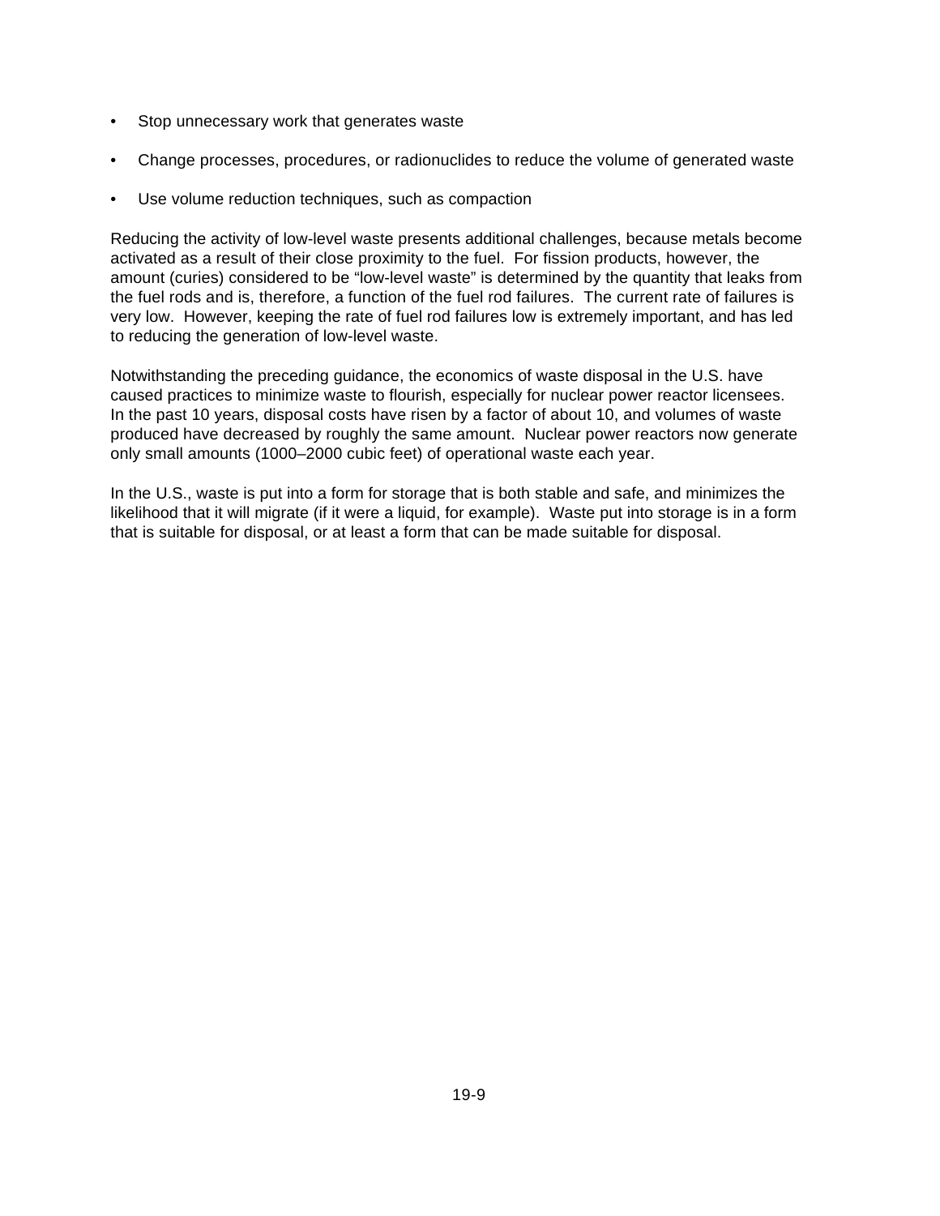- Stop unnecessary work that generates waste
- Change processes, procedures, or radionuclides to reduce the volume of generated waste
- Use volume reduction techniques, such as compaction

Reducing the activity of low-level waste presents additional challenges, because metals become activated as a result of their close proximity to the fuel. For fission products, however, the amount (curies) considered to be "low-level waste" is determined by the quantity that leaks from the fuel rods and is, therefore, a function of the fuel rod failures. The current rate of failures is very low. However, keeping the rate of fuel rod failures low is extremely important, and has led to reducing the generation of low-level waste.

Notwithstanding the preceding guidance, the economics of waste disposal in the U.S. have caused practices to minimize waste to flourish, especially for nuclear power reactor licensees. In the past 10 years, disposal costs have risen by a factor of about 10, and volumes of waste produced have decreased by roughly the same amount. Nuclear power reactors now generate only small amounts (1000–2000 cubic feet) of operational waste each year.

In the U.S., waste is put into a form for storage that is both stable and safe, and minimizes the likelihood that it will migrate (if it were a liquid, for example). Waste put into storage is in a form that is suitable for disposal, or at least a form that can be made suitable for disposal.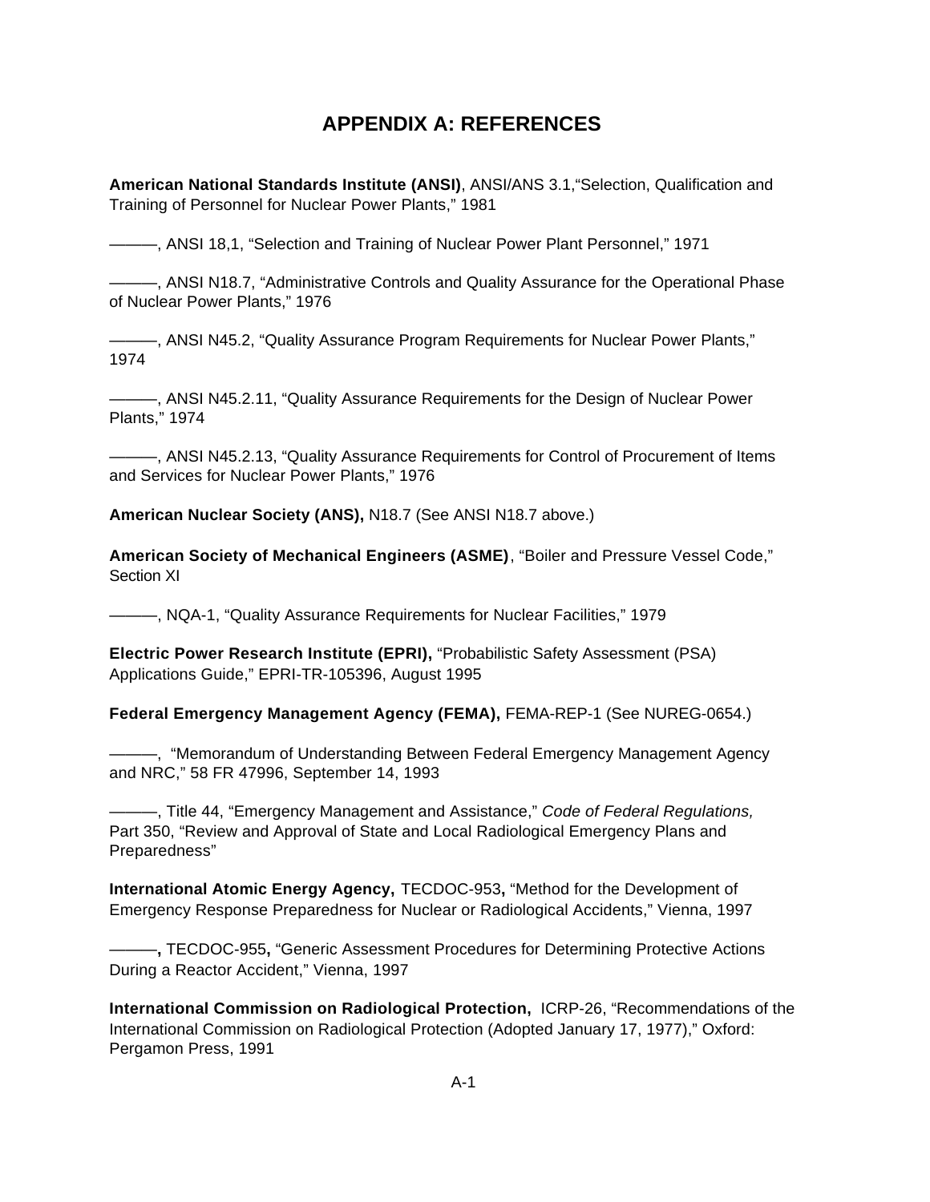# APPENDIX A: REFERENCES

**American National Standards Institute (ANSI)**, ANSI/ANS 3.1,"Selection, Qualification and Training of Personnel for Nuclear Power Plants," 1981

———, ANSI 18,1, "Selection and Training of Nuclear Power Plant Personnel," 1971

———, ANSI N18.7, "Administrative Controls and Quality Assurance for the Operational Phase of Nuclear Power Plants," 1976

———, ANSI N45.2, "Quality Assurance Program Requirements for Nuclear Power Plants," 1974

———, ANSI N45.2.11, "Quality Assurance Requirements for the Design of Nuclear Power Plants," 1974

———, ANSI N45.2.13, "Quality Assurance Requirements for Control of Procurement of Items and Services for Nuclear Power Plants," 1976

**American Nuclear Society (ANS),** N18.7 (See ANSI N18.7 above.)

**American Society of Mechanical Engineers (ASME)**, "Boiler and Pressure Vessel Code," Section XI

———, NQA-1, "Quality Assurance Requirements for Nuclear Facilities," 1979

**Electric Power Research Institute (EPRI),** "Probabilistic Safety Assessment (PSA) Applications Guide," EPRI-TR-105396, August 1995

**Federal Emergency Management Agency (FEMA),** FEMA-REP-1 (See NUREG-0654.)

———, "Memorandum of Understanding Between Federal Emergency Management Agency and NRC," 58 FR 47996, September 14, 1993

———, Title 44, "Emergency Management and Assistance," *Code of Federal Regulations,* Part 350, "Review and Approval of State and Local Radiological Emergency Plans and Preparedness"

**International Atomic Energy Agency,** TECDOC-953**,** "Method for the Development of Emergency Response Preparedness for Nuclear or Radiological Accidents," Vienna, 1997

**———,** TECDOC-955**,** "Generic Assessment Procedures for Determining Protective Actions During a Reactor Accident," Vienna, 1997

**International Commission on Radiological Protection,** ICRP-26, "Recommendations of the International Commission on Radiological Protection (Adopted January 17, 1977)," Oxford: Pergamon Press, 1991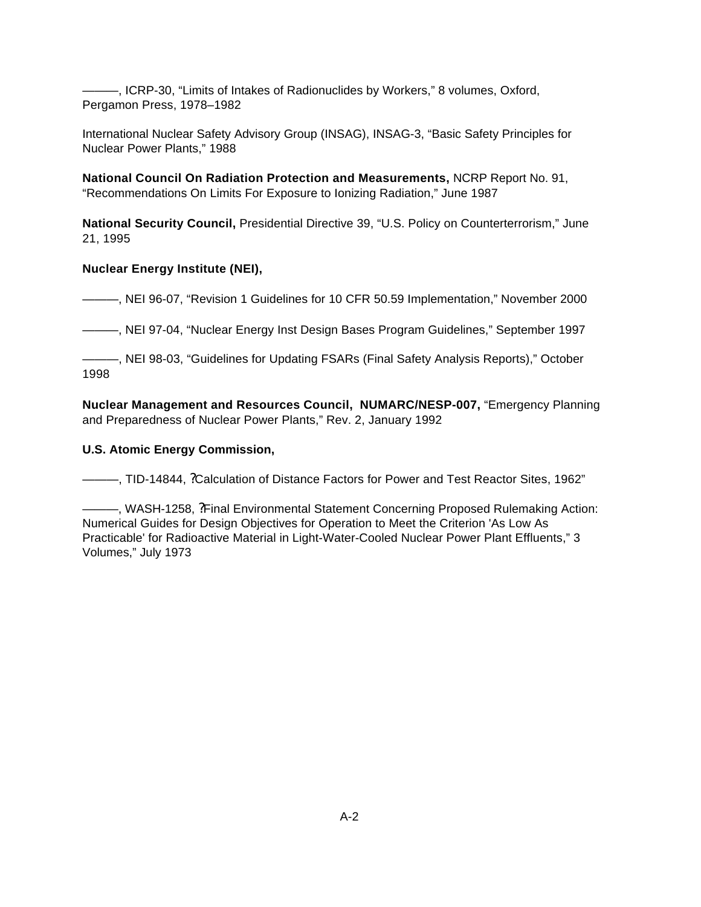———, ICRP-30, “Limits of Intakes of Radionuclides by Workers,” 8 volumes, Oxford, Pergamon Press, 1978–1982

International Nuclear Safety Advisory Group (INSAG), INSAG-3, “Basic Safety Principles for Nuclear Power Plants,” 1988

**National Council On Radiation Protection and Measurements,** NCRP Report No. 91, “Recommendations On Limits For Exposure to Ionizing Radiation,” June 1987

**National Security Council,** Presidential Directive 39, “U.S. Policy on Counterterrorism,” June 21, 1995

**Nuclear Energy Institute (NEI),**

———, NEI 96-07, “Revision 1 Guidelines for 10 CFR 50.59 Implementation,” November 2000

———, NEI 97-04, “Nuclear Energy Inst Design Bases Program Guidelines,” September 1997

———, NEI 98-03, “Guidelines for Updating FSARs (Final Safety Analysis Reports),” October 1998

**Nuclear Management and Resources Council, NUMARC/NESP-007,** “Emergency Planning and Preparedness of Nuclear Power Plants,” Rev. 2, January 1992

**U.S. Atomic Energy Commission,**

———, TID-14844, ?Calculation of Distance Factors for Power and Test Reactor Sites, 1962”

———, WASH-1258, ?Final Environmental Statement Concerning Proposed Rulemaking Action: Numerical Guides for Design Objectives for Operation to Meet the Criterion 'As Low As Practicable' for Radioactive Material in Light-Water-Cooled Nuclear Power Plant Effluents,” 3 Volumes,” July 1973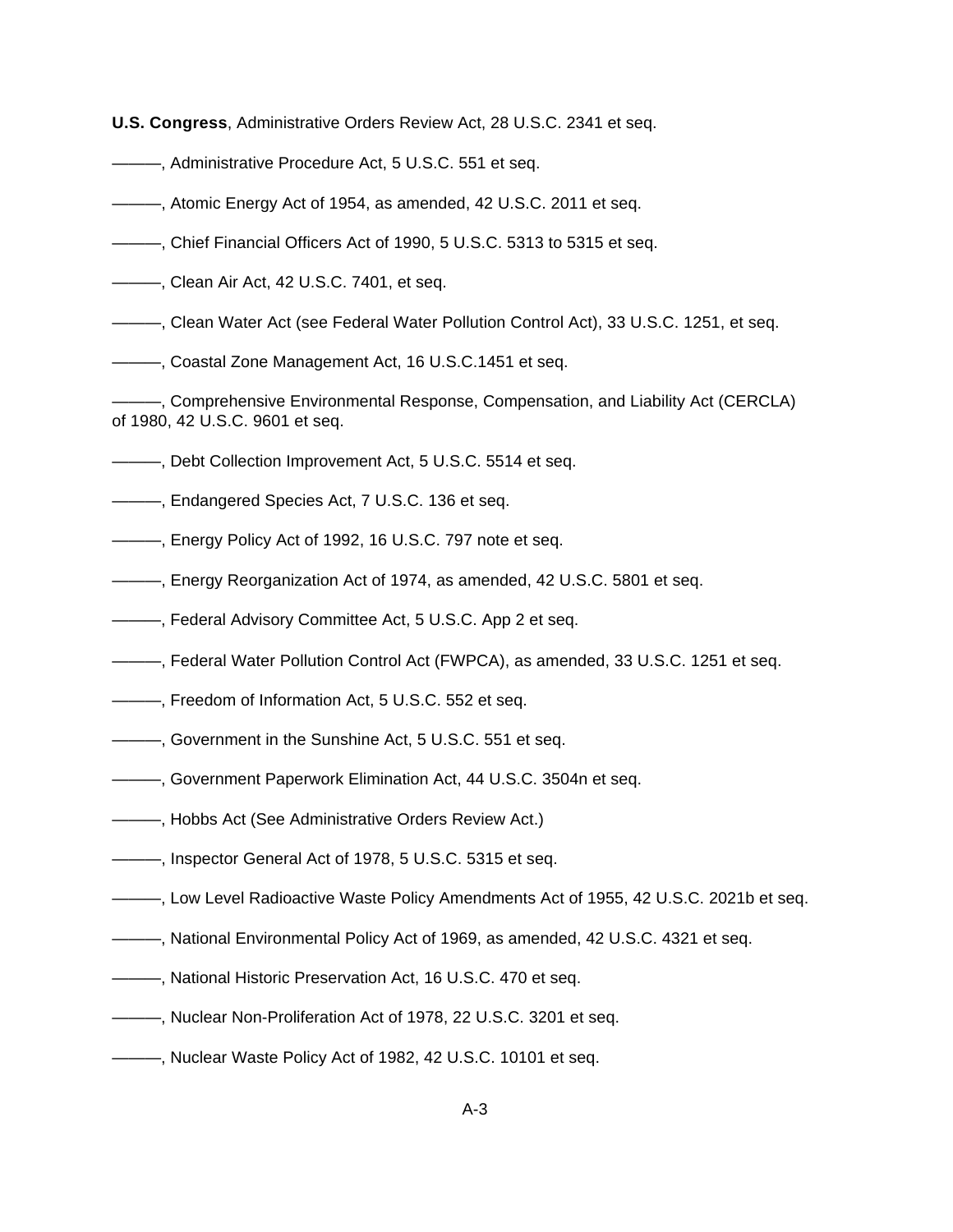**U.S. Congress**, Administrative Orders Review Act, 28 U.S.C. 2341 et seq.

———, Administrative Procedure Act, 5 U.S.C. 551 et seq.

———, Atomic Energy Act of 1954, as amended, 42 U.S.C. 2011 et seq.

———, Chief Financial Officers Act of 1990, 5 U.S.C. 5313 to 5315 et seq.

———, Clean Air Act, 42 U.S.C. 7401, et seq.

———, Clean Water Act (see Federal Water Pollution Control Act), 33 U.S.C. 1251, et seq.

———, Coastal Zone Management Act, 16 U.S.C.1451 et seq.

———, Comprehensive Environmental Response, Compensation, and Liability Act (CERCLA) of 1980, 42 U.S.C. 9601 et seq.

———, Debt Collection Improvement Act, 5 U.S.C. 5514 et seq.

———, Endangered Species Act, 7 U.S.C. 136 et seq.

———, Energy Policy Act of 1992, 16 U.S.C. 797 note et seq.

———, Energy Reorganization Act of 1974, as amended, 42 U.S.C. 5801 et seq.

———, Federal Advisory Committee Act, 5 U.S.C. App 2 et seq.

———, Federal Water Pollution Control Act (FWPCA), as amended, 33 U.S.C. 1251 et seq.

———, Freedom of Information Act, 5 U.S.C. 552 et seq.

———, Government in the Sunshine Act, 5 U.S.C. 551 et seq.

———, Government Paperwork Elimination Act, 44 U.S.C. 3504n et seq.

———, Hobbs Act (See Administrative Orders Review Act.)

———, Inspector General Act of 1978, 5 U.S.C. 5315 et seq.

———, Low Level Radioactive Waste Policy Amendments Act of 1955, 42 U.S.C. 2021b et seq.

———, National Environmental Policy Act of 1969, as amended, 42 U.S.C. 4321 et seq.

———, National Historic Preservation Act, 16 U.S.C. 470 et seq.

———, Nuclear Non-Proliferation Act of 1978, 22 U.S.C. 3201 et seq.

———, Nuclear Waste Policy Act of 1982, 42 U.S.C. 10101 et seq.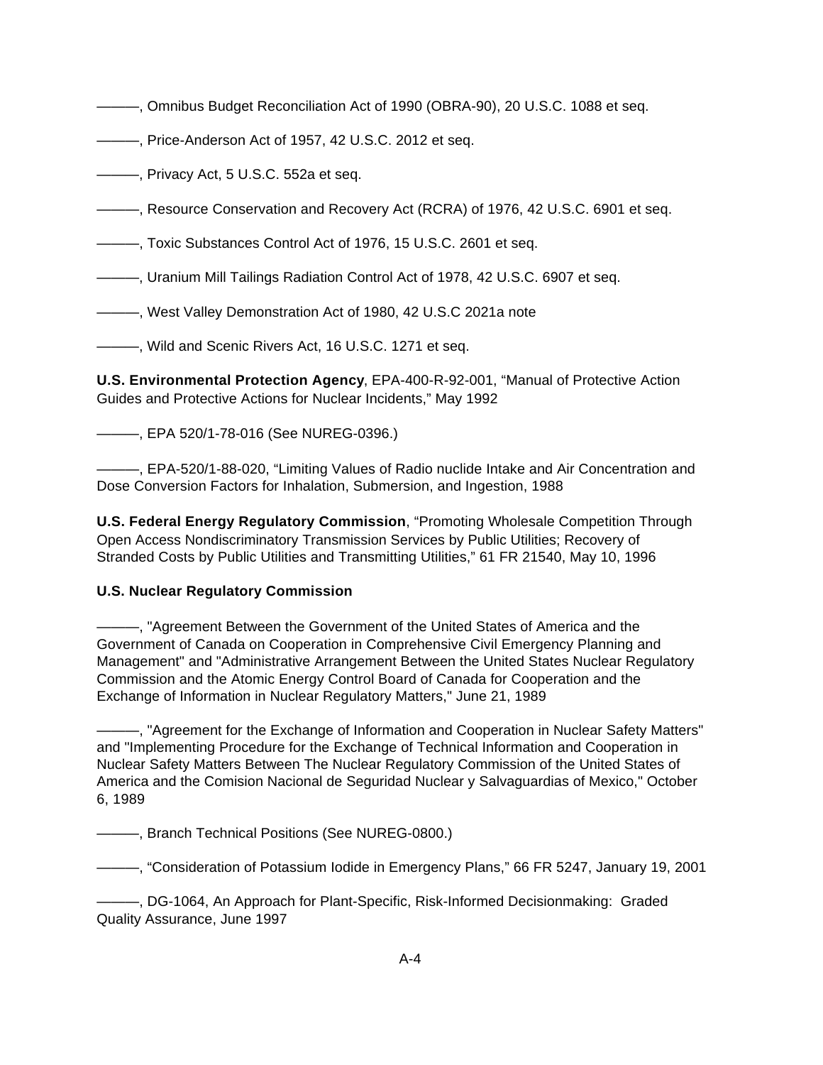———, Omnibus Budget Reconciliation Act of 1990 (OBRA-90), 20 U.S.C. 1088 et seq.

———, Price-Anderson Act of 1957, 42 U.S.C. 2012 et seq.

———, Privacy Act, 5 U.S.C. 552a et seq.

———, Resource Conservation and Recovery Act (RCRA) of 1976, 42 U.S.C. 6901 et seq.

———, Toxic Substances Control Act of 1976, 15 U.S.C. 2601 et seq.

———, Uranium Mill Tailings Radiation Control Act of 1978, 42 U.S.C. 6907 et seq.

———, West Valley Demonstration Act of 1980, 42 U.S.C 2021a note

———, Wild and Scenic Rivers Act, 16 U.S.C. 1271 et seq.

**U.S. Environmental Protection Agency**, EPA-400-R-92-001, "Manual of Protective Action Guides and Protective Actions for Nuclear Incidents," May 1992

———, EPA 520/1-78-016 (See NUREG-0396.)

———, EPA-520/1-88-020, "Limiting Values of Radio nuclide Intake and Air Concentration and Dose Conversion Factors for Inhalation, Submersion, and Ingestion, 1988

**U.S. Federal Energy Regulatory Commission**, "Promoting Wholesale Competition Through Open Access Nondiscriminatory Transmission Services by Public Utilities; Recovery of Stranded Costs by Public Utilities and Transmitting Utilities," 61 FR 21540, May 10, 1996

**U.S. Nuclear Regulatory Commission**

———, "Agreement Between the Government of the United States of America and the Government of Canada on Cooperation in Comprehensive Civil Emergency Planning and Management" and "Administrative Arrangement Between the United States Nuclear Regulatory Commission and the Atomic Energy Control Board of Canada for Cooperation and the Exchange of Information in Nuclear Regulatory Matters," June 21, 1989

———, "Agreement for the Exchange of Information and Cooperation in Nuclear Safety Matters" and "Implementing Procedure for the Exchange of Technical Information and Cooperation in Nuclear Safety Matters Between The Nuclear Regulatory Commission of the United States of America and the Comision Nacional de Seguridad Nuclear y Salvaguardias of Mexico," October 6, 1989

———, Branch Technical Positions (See NUREG-0800.)

———, "Consideration of Potassium Iodide in Emergency Plans," 66 FR 5247, January 19, 2001

———, DG-1064, An Approach for Plant-Specific, Risk-Informed Decisionmaking: Graded Quality Assurance, June 1997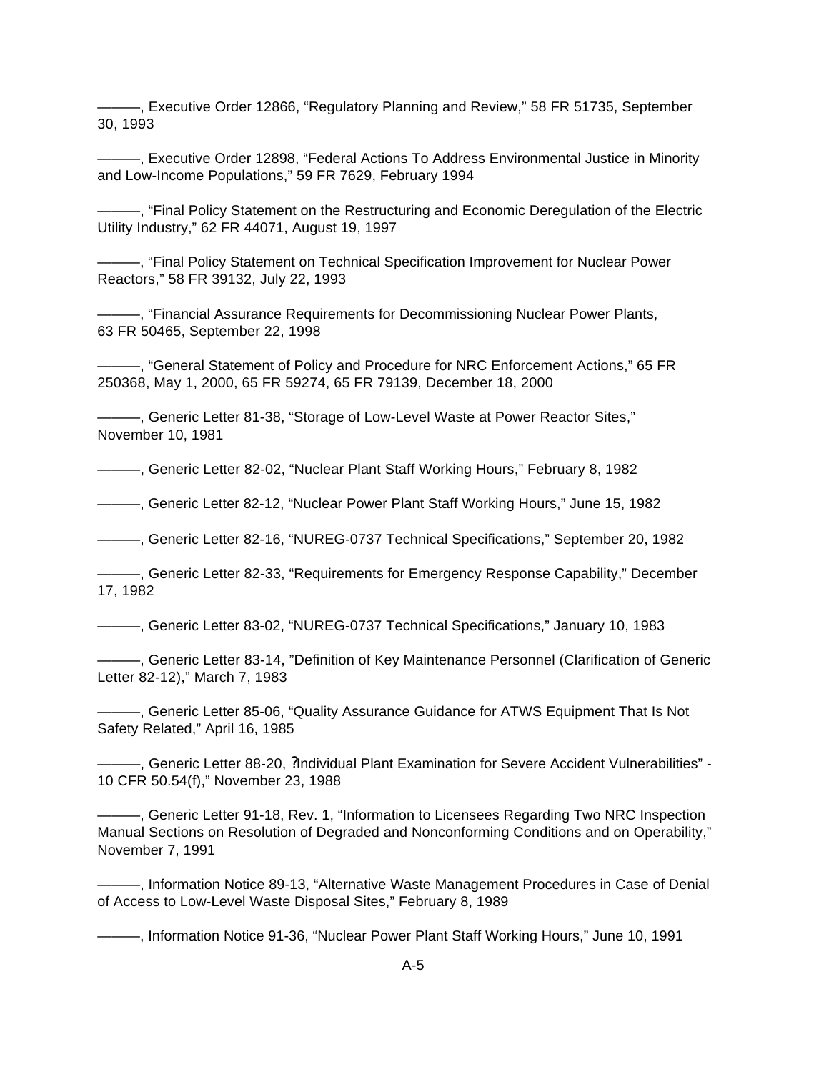———, Executive Order 12866, "Regulatory Planning and Review," 58 FR 51735, September 30, 1993

———, Executive Order 12898, "Federal Actions To Address Environmental Justice in Minority and Low-Income Populations," 59 FR 7629, February 1994

———, "Final Policy Statement on the Restructuring and Economic Deregulation of the Electric Utility Industry," 62 FR 44071, August 19, 1997

———, "Final Policy Statement on Technical Specification Improvement for Nuclear Power Reactors," 58 FR 39132, July 22, 1993

———, "Financial Assurance Requirements for Decommissioning Nuclear Power Plants, 63 FR 50465, September 22, 1998

———, "General Statement of Policy and Procedure for NRC Enforcement Actions," 65 FR 250368, May 1, 2000, 65 FR 59274, 65 FR 79139, December 18, 2000

———, Generic Letter 81-38, "Storage of Low-Level Waste at Power Reactor Sites," November 10, 1981

———, Generic Letter 82-02, "Nuclear Plant Staff Working Hours," February 8, 1982

———, Generic Letter 82-12, "Nuclear Power Plant Staff Working Hours," June 15, 1982

———, Generic Letter 82-16, "NUREG-0737 Technical Specifications," September 20, 1982

———, Generic Letter 82-33, "Requirements for Emergency Response Capability," December 17, 1982

———, Generic Letter 83-02, "NUREG-0737 Technical Specifications," January 10, 1983

———, Generic Letter 83-14, "Definition of Key Maintenance Personnel (Clarification of Generic Letter 82-12)," March 7, 1983

———, Generic Letter 85-06, "Quality Assurance Guidance for ATWS Equipment That Is Not Safety Related," April 16, 1985

———, Generic Letter 88-20, ?Individual Plant Examination for Severe Accident Vulnerabilities" - 10 CFR 50.54(f)," November 23, 1988

———, Generic Letter 91-18, Rev. 1, "Information to Licensees Regarding Two NRC Inspection Manual Sections on Resolution of Degraded and Nonconforming Conditions and on Operability," November 7, 1991

———, Information Notice 89-13, "Alternative Waste Management Procedures in Case of Denial of Access to Low-Level Waste Disposal Sites," February 8, 1989

———, Information Notice 91-36, "Nuclear Power Plant Staff Working Hours," June 10, 1991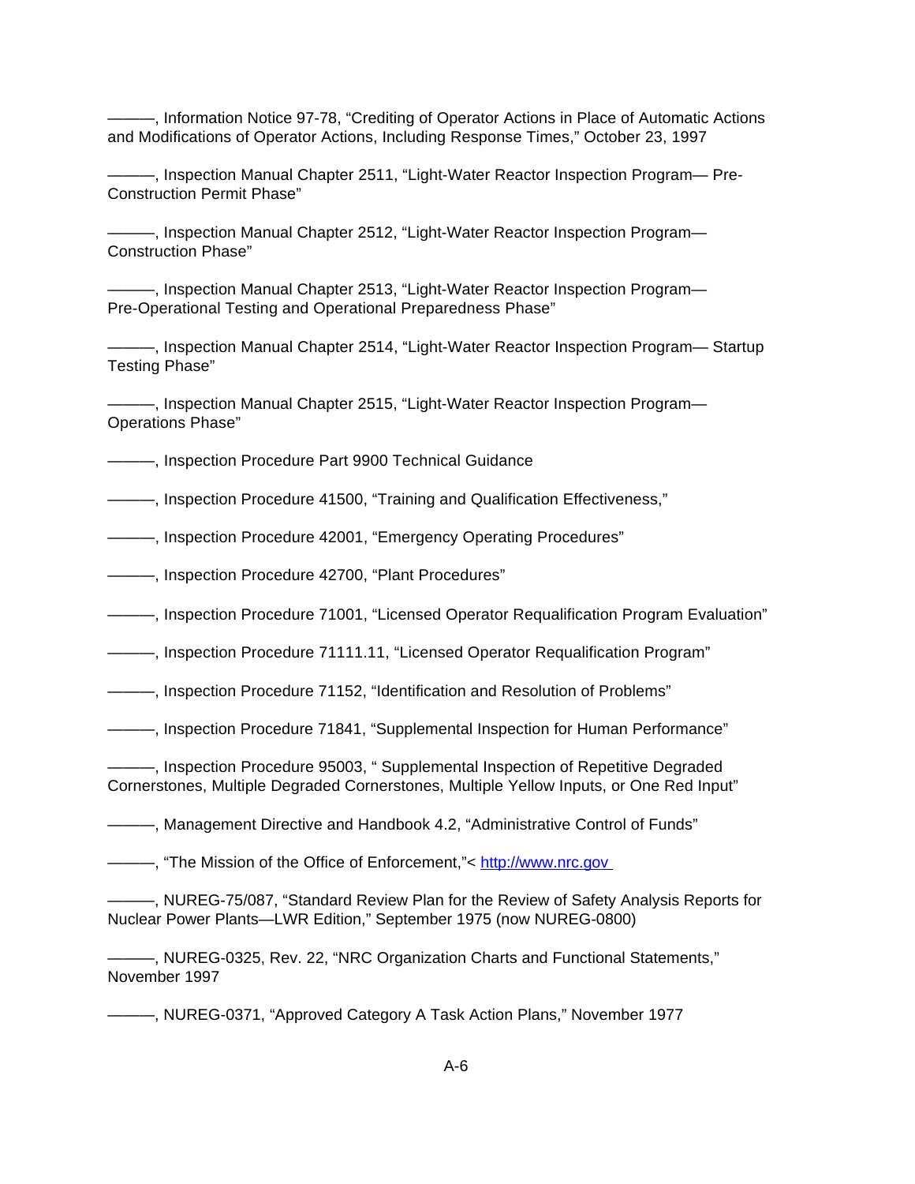———, Information Notice 97-78, “Crediting of Operator Actions in Place of Automatic Actions and Modifications of Operator Actions, Including Response Times,” October 23, 1997

———, Inspection Manual Chapter 2511, “Light-Water Reactor Inspection Program— Pre-Construction Permit Phase”

———, Inspection Manual Chapter 2512, “Light-Water Reactor Inspection Program— Construction Phase”

———, Inspection Manual Chapter 2513, “Light-Water Reactor Inspection Program— Pre-Operational Testing and Operational Preparedness Phase”

———, Inspection Manual Chapter 2514, “Light-Water Reactor Inspection Program— Startup Testing Phase”

———, Inspection Manual Chapter 2515, “Light-Water Reactor Inspection Program— Operations Phase”

———, Inspection Procedure Part 9900 Technical Guidance

———, Inspection Procedure 41500, “Training and Qualification Effectiveness,”

———, Inspection Procedure 42001, “Emergency Operating Procedures”

———, Inspection Procedure 42700, “Plant Procedures”

———, Inspection Procedure 71001, “Licensed Operator Requalification Program Evaluation”

———, Inspection Procedure 71111.11, “Licensed Operator Requalification Program”

———, Inspection Procedure 71152, “Identification and Resolution of Problems”

———, Inspection Procedure 71841, “Supplemental Inspection for Human Performance”

———, Inspection Procedure 95003, “ Supplemental Inspection of Repetitive Degraded Cornerstones, Multiple Degraded Cornerstones, Multiple Yellow Inputs, or One Red Input”

———, Management Directive and Handbook 4.2, “Administrative Control of Funds”

———, “The Mission of the Office of Enforcement,”< http://www.nrc.gov

———, NUREG-75/087, “Standard Review Plan for the Review of Safety Analysis Reports for Nuclear Power Plants—LWR Edition,” September 1975 (now NUREG-0800)

———, NUREG-0325, Rev. 22, “NRC Organization Charts and Functional Statements,” November 1997

———, NUREG-0371, “Approved Category A Task Action Plans,” November 1977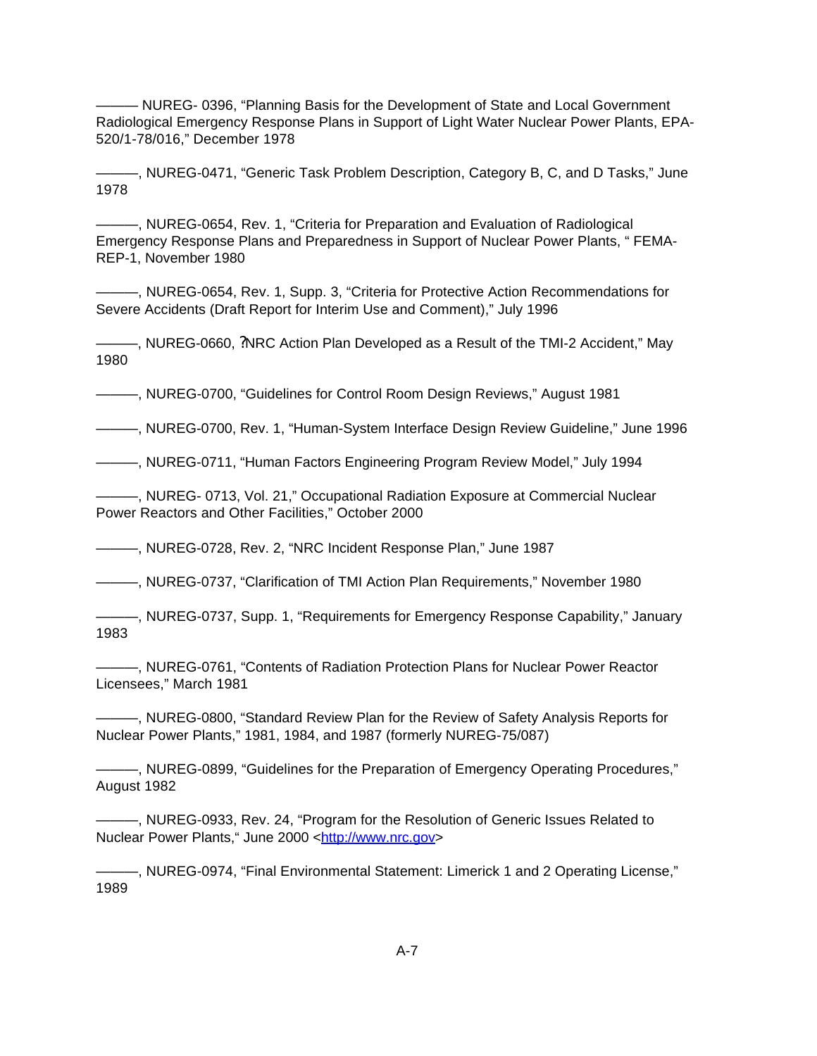——— NUREG- 0396, “Planning Basis for the Development of State and Local Government Radiological Emergency Response Plans in Support of Light Water Nuclear Power Plants, EPA-520/1-78/016,” December 1978

———, NUREG-0471, “Generic Task Problem Description, Category B, C, and D Tasks,” June 1978

———, NUREG-0654, Rev. 1, “Criteria for Preparation and Evaluation of Radiological Emergency Response Plans and Preparedness in Support of Nuclear Power Plants, “ FEMA-REP-1, November 1980

———, NUREG-0654, Rev. 1, Supp. 3, “Criteria for Protective Action Recommendations for Severe Accidents (Draft Report for Interim Use and Comment),” July 1996

———, NUREG-0660, ?NRC Action Plan Developed as a Result of the TMI-2 Accident,” May 1980

———, NUREG-0700, “Guidelines for Control Room Design Reviews,” August 1981

———, NUREG-0700, Rev. 1, “Human-System Interface Design Review Guideline,” June 1996

———, NUREG-0711, “Human Factors Engineering Program Review Model,” July 1994

———, NUREG- 0713, Vol. 21,” Occupational Radiation Exposure at Commercial Nuclear Power Reactors and Other Facilities,” October 2000

———, NUREG-0728, Rev. 2, “NRC Incident Response Plan,” June 1987

———, NUREG-0737, “Clarification of TMI Action Plan Requirements,” November 1980

———, NUREG-0737, Supp. 1, “Requirements for Emergency Response Capability,” January 1983

———, NUREG-0761, “Contents of Radiation Protection Plans for Nuclear Power Reactor Licensees,” March 1981

———, NUREG-0800, “Standard Review Plan for the Review of Safety Analysis Reports for Nuclear Power Plants,” 1981, 1984, and 1987 (formerly NUREG-75/087)

———, NUREG-0899, “Guidelines for the Preparation of Emergency Operating Procedures,” August 1982

———, NUREG-0933, Rev. 24, “Program for the Resolution of Generic Issues Related to Nuclear Power Plants,“ June 2000 <http://www.nrc.gov>

———, NUREG-0974, “Final Environmental Statement: Limerick 1 and 2 Operating License,” 1989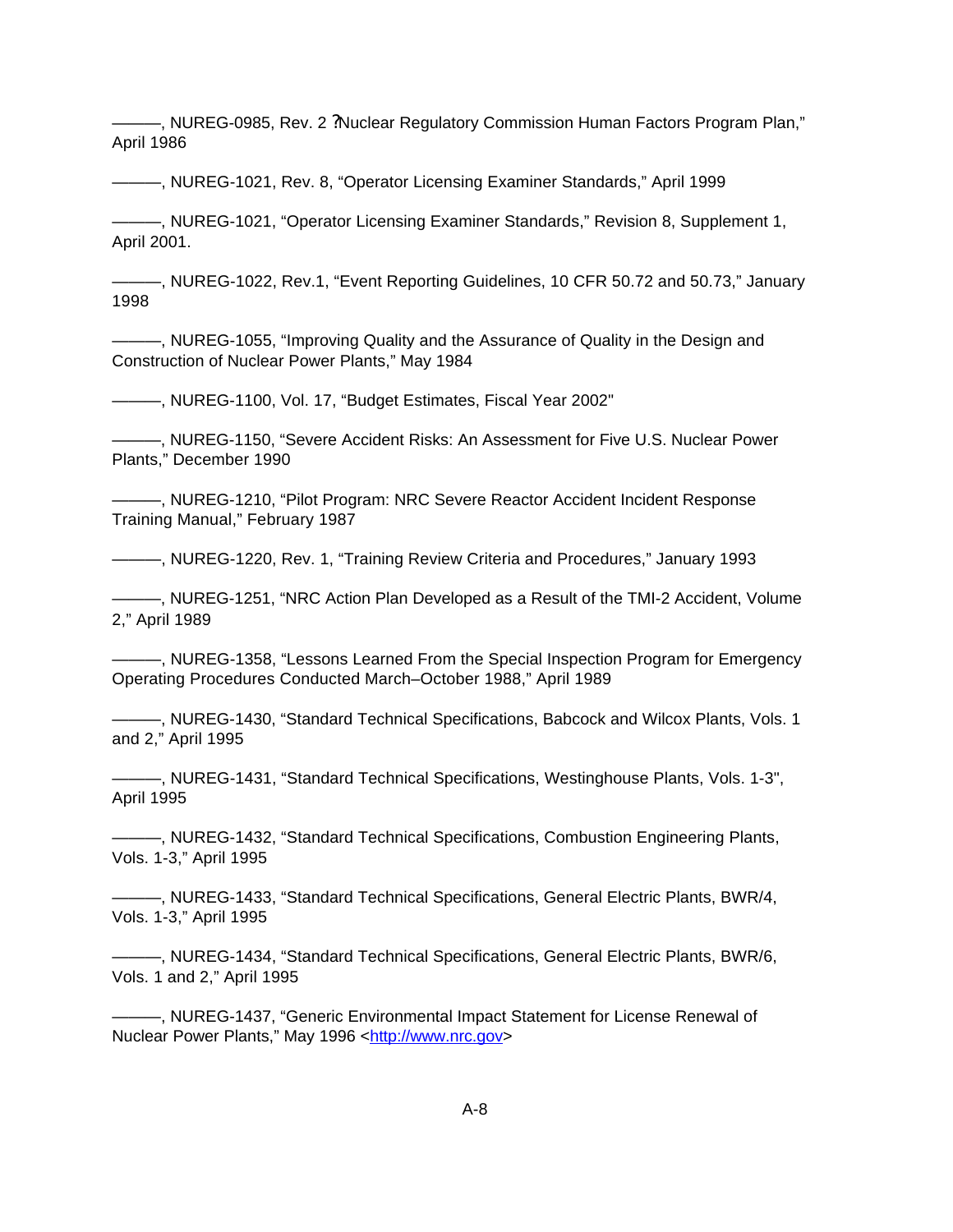———, NUREG-0985, Rev. 2 ?Nuclear Regulatory Commission Human Factors Program Plan," April 1986

———, NUREG-1021, Rev. 8, “Operator Licensing Examiner Standards,” April 1999

———, NUREG-1021, “Operator Licensing Examiner Standards,” Revision 8, Supplement 1, April 2001.

———, NUREG-1022, Rev.1, “Event Reporting Guidelines, 10 CFR 50.72 and 50.73,” January 1998

———, NUREG-1055, “Improving Quality and the Assurance of Quality in the Design and Construction of Nuclear Power Plants,” May 1984

———, NUREG-1100, Vol. 17, “Budget Estimates, Fiscal Year 2002"

———, NUREG-1150, “Severe Accident Risks: An Assessment for Five U.S. Nuclear Power Plants,” December 1990

———, NUREG-1210, “Pilot Program: NRC Severe Reactor Accident Incident Response Training Manual,” February 1987

———, NUREG-1220, Rev. 1, “Training Review Criteria and Procedures,” January 1993

———, NUREG-1251, “NRC Action Plan Developed as a Result of the TMI-2 Accident, Volume 2,” April 1989

———, NUREG-1358, “Lessons Learned From the Special Inspection Program for Emergency Operating Procedures Conducted March–October 1988,” April 1989

———, NUREG-1430, “Standard Technical Specifications, Babcock and Wilcox Plants, Vols. 1 and 2,” April 1995

———, NUREG-1431, “Standard Technical Specifications, Westinghouse Plants, Vols. 1-3", April 1995

———, NUREG-1432, “Standard Technical Specifications, Combustion Engineering Plants, Vols. 1-3,” April 1995

———, NUREG-1433, “Standard Technical Specifications, General Electric Plants, BWR/4, Vols. 1-3,” April 1995

———, NUREG-1434, “Standard Technical Specifications, General Electric Plants, BWR/6, Vols. 1 and 2,” April 1995

———, NUREG-1437, “Generic Environmental Impact Statement for License Renewal of Nuclear Power Plants,” May 1996 <http://www.nrc.gov>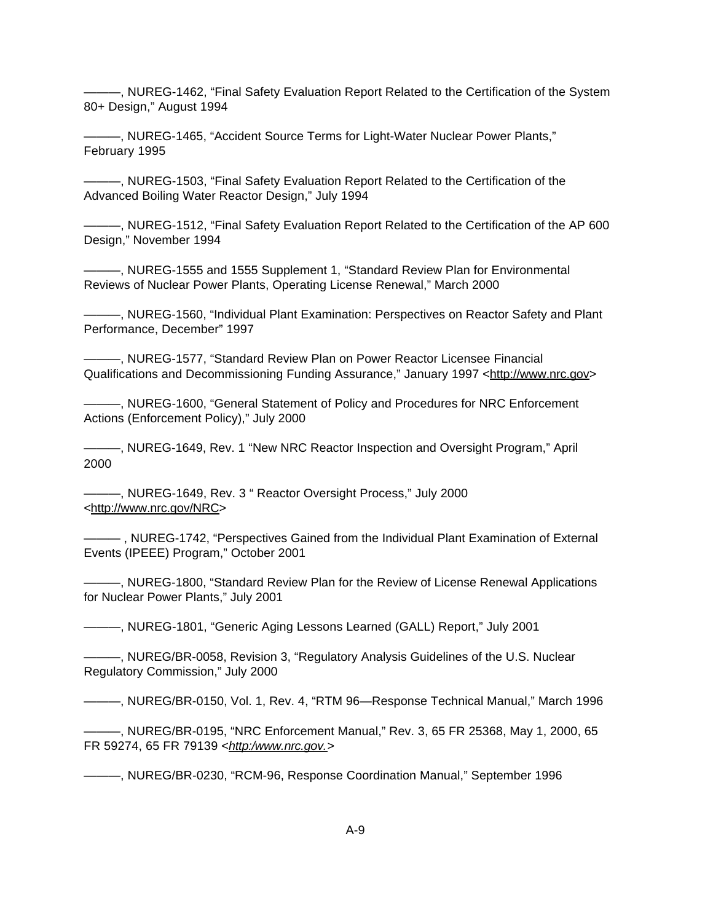———, NUREG-1462, “Final Safety Evaluation Report Related to the Certification of the System 80+ Design,” August 1994

———, NUREG-1465, “Accident Source Terms for Light-Water Nuclear Power Plants,” February 1995

———, NUREG-1503, “Final Safety Evaluation Report Related to the Certification of the Advanced Boiling Water Reactor Design,” July 1994

———, NUREG-1512, “Final Safety Evaluation Report Related to the Certification of the AP 600 Design,” November 1994

———, NUREG-1555 and 1555 Supplement 1, “Standard Review Plan for Environmental Reviews of Nuclear Power Plants, Operating License Renewal,” March 2000

———, NUREG-1560, “Individual Plant Examination: Perspectives on Reactor Safety and Plant Performance, December” 1997

———, NUREG-1577, “Standard Review Plan on Power Reactor Licensee Financial Qualifications and Decommissioning Funding Assurance,” January 1997 <http://www.nrc.gov>

———, NUREG-1600, “General Statement of Policy and Procedures for NRC Enforcement Actions (Enforcement Policy),” July 2000

———, NUREG-1649, Rev. 1 “New NRC Reactor Inspection and Oversight Program,” April 2000

———, NUREG-1649, Rev. 3 “ Reactor Oversight Process,” July 2000 <http://www.nrc.gov/NRC>

——— , NUREG-1742, “Perspectives Gained from the Individual Plant Examination of External Events (IPEEE) Program,” October 2001

———, NUREG-1800, “Standard Review Plan for the Review of License Renewal Applications for Nuclear Power Plants,” July 2001

———, NUREG-1801, “Generic Aging Lessons Learned (GALL) Report,” July 2001

———, NUREG/BR-0058, Revision 3, “Regulatory Analysis Guidelines of the U.S. Nuclear Regulatory Commission,” July 2000

———, NUREG/BR-0150, Vol. 1, Rev. 4, “RTM 96—Response Technical Manual,” March 1996

———, NUREG/BR-0195, “NRC Enforcement Manual,” Rev. 3, 65 FR 25368, May 1, 2000, 65 FR 59274, 65 FR 79139 <*http:/www.nrc.gov.*>

———, NUREG/BR-0230, “RCM-96, Response Coordination Manual,” September 1996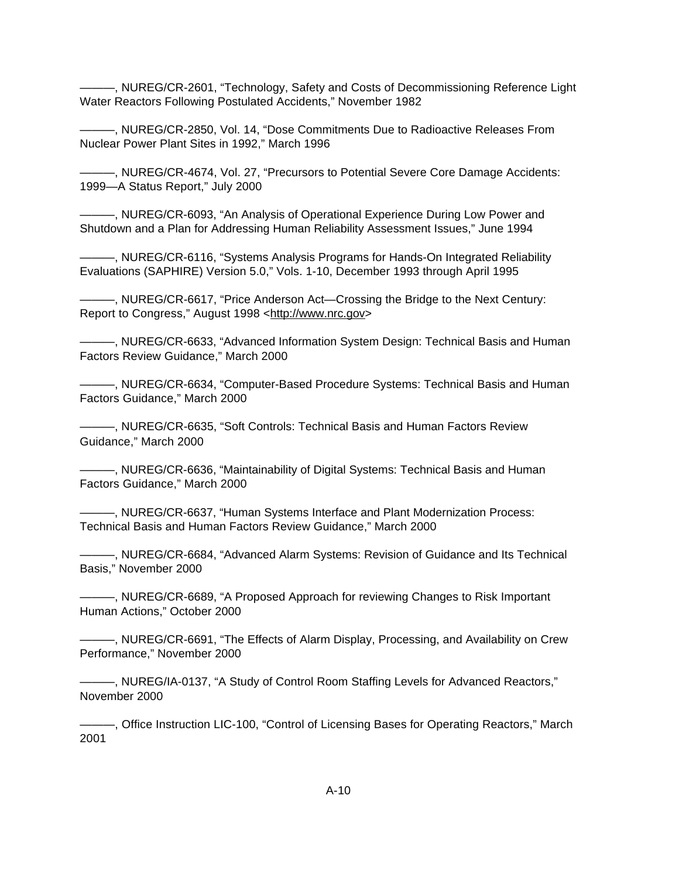———, NUREG/CR-2601, “Technology, Safety and Costs of Decommissioning Reference Light Water Reactors Following Postulated Accidents,” November 1982

———, NUREG/CR-2850, Vol. 14, “Dose Commitments Due to Radioactive Releases From Nuclear Power Plant Sites in 1992,” March 1996

———, NUREG/CR-4674, Vol. 27, “Precursors to Potential Severe Core Damage Accidents: 1999—A Status Report,” July 2000

———, NUREG/CR-6093, “An Analysis of Operational Experience During Low Power and Shutdown and a Plan for Addressing Human Reliability Assessment Issues,” June 1994

———, NUREG/CR-6116, “Systems Analysis Programs for Hands-On Integrated Reliability Evaluations (SAPHIRE) Version 5.0,” Vols. 1-10, December 1993 through April 1995

———, NUREG/CR-6617, “Price Anderson Act—Crossing the Bridge to the Next Century: Report to Congress,” August 1998 <http://www.nrc.gov>

———, NUREG/CR-6633, “Advanced Information System Design: Technical Basis and Human Factors Review Guidance,” March 2000

———, NUREG/CR-6634, “Computer-Based Procedure Systems: Technical Basis and Human Factors Guidance,” March 2000

———, NUREG/CR-6635, “Soft Controls: Technical Basis and Human Factors Review Guidance,” March 2000

———, NUREG/CR-6636, “Maintainability of Digital Systems: Technical Basis and Human Factors Guidance,” March 2000

———, NUREG/CR-6637, “Human Systems Interface and Plant Modernization Process: Technical Basis and Human Factors Review Guidance,” March 2000

———, NUREG/CR-6684, “Advanced Alarm Systems: Revision of Guidance and Its Technical Basis,” November 2000

———, NUREG/CR-6689, “A Proposed Approach for reviewing Changes to Risk Important Human Actions,” October 2000

———, NUREG/CR-6691, “The Effects of Alarm Display, Processing, and Availability on Crew Performance,” November 2000

———, NUREG/IA-0137, “A Study of Control Room Staffing Levels for Advanced Reactors,” November 2000

———, Office Instruction LIC-100, “Control of Licensing Bases for Operating Reactors,” March 2001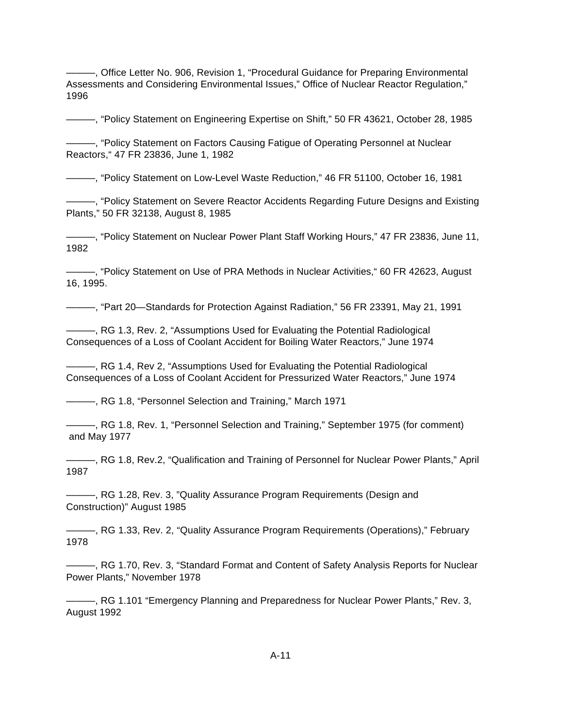———, Office Letter No. 906, Revision 1, “Procedural Guidance for Preparing Environmental Assessments and Considering Environmental Issues,” Office of Nuclear Reactor Regulation,” 1996

———, “Policy Statement on Engineering Expertise on Shift,” 50 FR 43621, October 28, 1985

———, “Policy Statement on Factors Causing Fatigue of Operating Personnel at Nuclear Reactors,“ 47 FR 23836, June 1, 1982

———, “Policy Statement on Low-Level Waste Reduction,” 46 FR 51100, October 16, 1981

———, “Policy Statement on Severe Reactor Accidents Regarding Future Designs and Existing Plants,” 50 FR 32138, August 8, 1985

———, “Policy Statement on Nuclear Power Plant Staff Working Hours,” 47 FR 23836, June 11, 1982

———, “Policy Statement on Use of PRA Methods in Nuclear Activities,“ 60 FR 42623, August 16, 1995.

———, “Part 20—Standards for Protection Against Radiation,” 56 FR 23391, May 21, 1991

———, RG 1.3, Rev. 2, “Assumptions Used for Evaluating the Potential Radiological Consequences of a Loss of Coolant Accident for Boiling Water Reactors,” June 1974

———, RG 1.4, Rev 2, “Assumptions Used for Evaluating the Potential Radiological Consequences of a Loss of Coolant Accident for Pressurized Water Reactors,” June 1974

———, RG 1.8, “Personnel Selection and Training,” March 1971

———, RG 1.8, Rev. 1, “Personnel Selection and Training,” September 1975 (for comment) and May 1977

———, RG 1.8, Rev.2, “Qualification and Training of Personnel for Nuclear Power Plants,” April 1987

———, RG 1.28, Rev. 3, ”Quality Assurance Program Requirements (Design and Construction)” August 1985

———, RG 1.33, Rev. 2, “Quality Assurance Program Requirements (Operations),” February 1978

———, RG 1.70, Rev. 3, “Standard Format and Content of Safety Analysis Reports for Nuclear Power Plants,” November 1978

———, RG 1.101 “Emergency Planning and Preparedness for Nuclear Power Plants,” Rev. 3, August 1992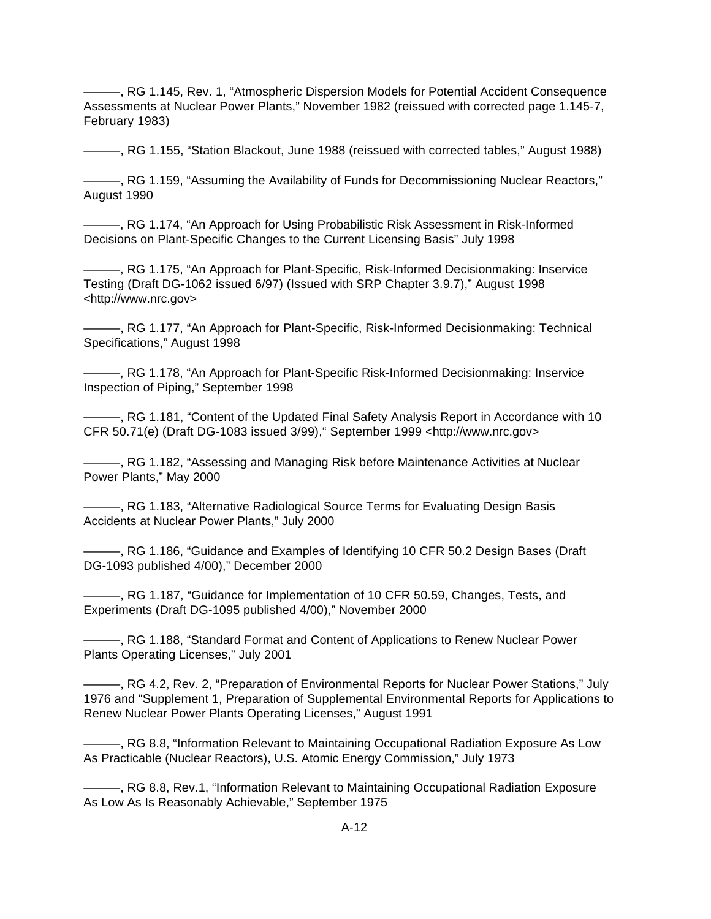———, RG 1.145, Rev. 1, "Atmospheric Dispersion Models for Potential Accident Consequence Assessments at Nuclear Power Plants," November 1982 (reissued with corrected page 1.145-7, February 1983)

———, RG 1.155, "Station Blackout, June 1988 (reissued with corrected tables," August 1988)

———, RG 1.159, "Assuming the Availability of Funds for Decommissioning Nuclear Reactors," August 1990

———, RG 1.174, "An Approach for Using Probabilistic Risk Assessment in Risk-Informed Decisions on Plant-Specific Changes to the Current Licensing Basis" July 1998

———, RG 1.175, "An Approach for Plant-Specific, Risk-Informed Decisionmaking: Inservice Testing (Draft DG-1062 issued 6/97) (Issued with SRP Chapter 3.9.7)," August 1998 <http://www.nrc.gov>

———, RG 1.177, "An Approach for Plant-Specific, Risk-Informed Decisionmaking: Technical Specifications," August 1998

———, RG 1.178, "An Approach for Plant-Specific Risk-Informed Decisionmaking: Inservice Inspection of Piping," September 1998

———, RG 1.181, "Content of the Updated Final Safety Analysis Report in Accordance with 10 CFR 50.71(e) (Draft DG-1083 issued 3/99)," September 1999 <http://www.nrc.gov>

———, RG 1.182, "Assessing and Managing Risk before Maintenance Activities at Nuclear Power Plants," May 2000

———, RG 1.183, "Alternative Radiological Source Terms for Evaluating Design Basis Accidents at Nuclear Power Plants," July 2000

———, RG 1.186, "Guidance and Examples of Identifying 10 CFR 50.2 Design Bases (Draft DG-1093 published 4/00)," December 2000

———, RG 1.187, "Guidance for Implementation of 10 CFR 50.59, Changes, Tests, and Experiments (Draft DG-1095 published 4/00)," November 2000

———, RG 1.188, "Standard Format and Content of Applications to Renew Nuclear Power Plants Operating Licenses," July 2001

———, RG 4.2, Rev. 2, "Preparation of Environmental Reports for Nuclear Power Stations," July 1976 and "Supplement 1, Preparation of Supplemental Environmental Reports for Applications to Renew Nuclear Power Plants Operating Licenses," August 1991

———, RG 8.8, "Information Relevant to Maintaining Occupational Radiation Exposure As Low As Practicable (Nuclear Reactors), U.S. Atomic Energy Commission," July 1973

———, RG 8.8, Rev.1, "Information Relevant to Maintaining Occupational Radiation Exposure As Low As Is Reasonably Achievable," September 1975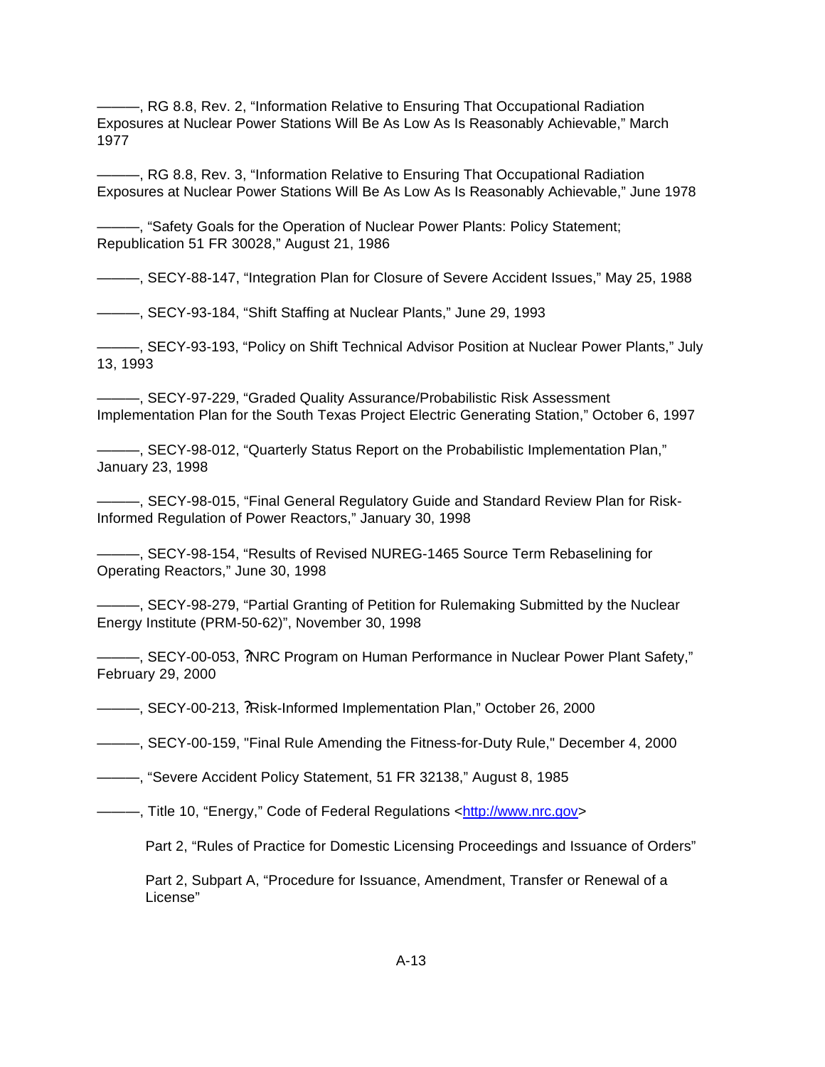———, RG 8.8, Rev. 2, “Information Relative to Ensuring That Occupational Radiation Exposures at Nuclear Power Stations Will Be As Low As Is Reasonably Achievable,” March 1977

———, RG 8.8, Rev. 3, “Information Relative to Ensuring That Occupational Radiation Exposures at Nuclear Power Stations Will Be As Low As Is Reasonably Achievable,” June 1978

———, “Safety Goals for the Operation of Nuclear Power Plants: Policy Statement; Republication 51 FR 30028,” August 21, 1986

———, SECY-88-147, “Integration Plan for Closure of Severe Accident Issues,” May 25, 1988

———, SECY-93-184, “Shift Staffing at Nuclear Plants,” June 29, 1993

———, SECY-93-193, “Policy on Shift Technical Advisor Position at Nuclear Power Plants,” July 13, 1993

———, SECY-97-229, “Graded Quality Assurance/Probabilistic Risk Assessment Implementation Plan for the South Texas Project Electric Generating Station,” October 6, 1997

———, SECY-98-012, “Quarterly Status Report on the Probabilistic Implementation Plan,” January 23, 1998

———, SECY-98-015, “Final General Regulatory Guide and Standard Review Plan for Risk-Informed Regulation of Power Reactors,” January 30, 1998

———, SECY-98-154, “Results of Revised NUREG-1465 Source Term Rebaselining for Operating Reactors,” June 30, 1998

———, SECY-98-279, “Partial Granting of Petition for Rulemaking Submitted by the Nuclear Energy Institute (PRM-50-62)”, November 30, 1998

———, SECY-00-053, ?NRC Program on Human Performance in Nuclear Power Plant Safety,” February 29, 2000

———, SECY-00-213, ?Risk-Informed Implementation Plan,” October 26, 2000

———, SECY-00-159, "Final Rule Amending the Fitness-for-Duty Rule," December 4, 2000

———, “Severe Accident Policy Statement, 51 FR 32138,” August 8, 1985

———, Title 10, “Energy,” Code of Federal Regulations <http://www.nrc.gov>

Part 2, “Rules of Practice for Domestic Licensing Proceedings and Issuance of Orders”

Part 2, Subpart A, “Procedure for Issuance, Amendment, Transfer or Renewal of a License”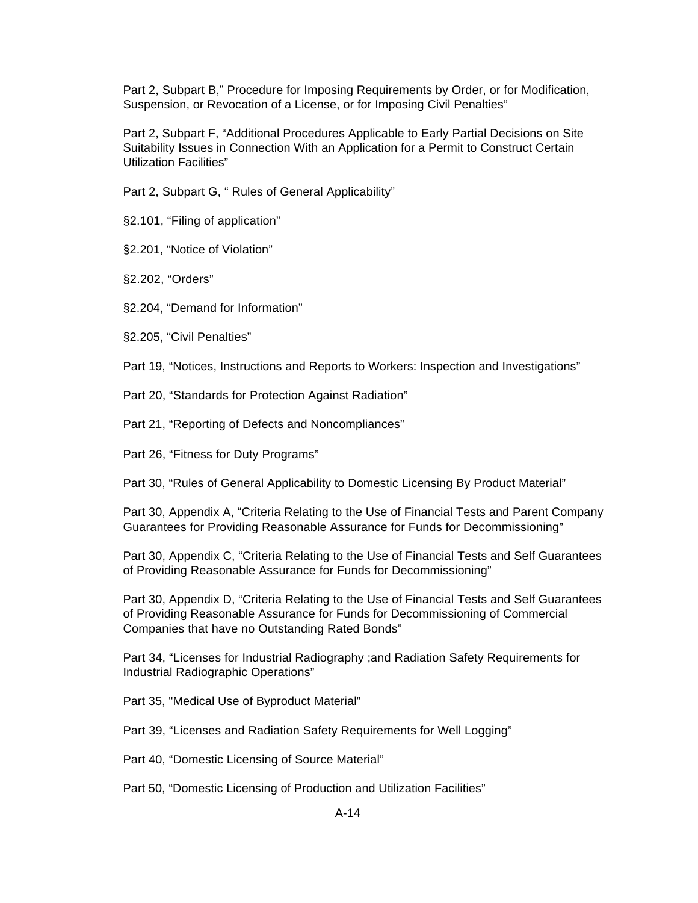Part 2, Subpart B," Procedure for Imposing Requirements by Order, or for Modification, Suspension, or Revocation of a License, or for Imposing Civil Penalties"

Part 2, Subpart F, "Additional Procedures Applicable to Early Partial Decisions on Site Suitability Issues in Connection With an Application for a Permit to Construct Certain Utilization Facilities"

Part 2, Subpart G, " Rules of General Applicability"

§2.101, "Filing of application"

§2.201, "Notice of Violation"

§2.202, "Orders"

§2.204, "Demand for Information"

§2.205, "Civil Penalties"

Part 19, "Notices, Instructions and Reports to Workers: Inspection and Investigations"

Part 20, "Standards for Protection Against Radiation"

Part 21, "Reporting of Defects and Noncompliances"

Part 26, "Fitness for Duty Programs"

Part 30, "Rules of General Applicability to Domestic Licensing By Product Material"

Part 30, Appendix A, "Criteria Relating to the Use of Financial Tests and Parent Company Guarantees for Providing Reasonable Assurance for Funds for Decommissioning"

Part 30, Appendix C, "Criteria Relating to the Use of Financial Tests and Self Guarantees of Providing Reasonable Assurance for Funds for Decommissioning"

Part 30, Appendix D, "Criteria Relating to the Use of Financial Tests and Self Guarantees of Providing Reasonable Assurance for Funds for Decommissioning of Commercial Companies that have no Outstanding Rated Bonds"

Part 34, "Licenses for Industrial Radiography ;and Radiation Safety Requirements for Industrial Radiographic Operations"

Part 35, "Medical Use of Byproduct Material"

Part 39, "Licenses and Radiation Safety Requirements for Well Logging"

Part 40, "Domestic Licensing of Source Material"

Part 50, "Domestic Licensing of Production and Utilization Facilities"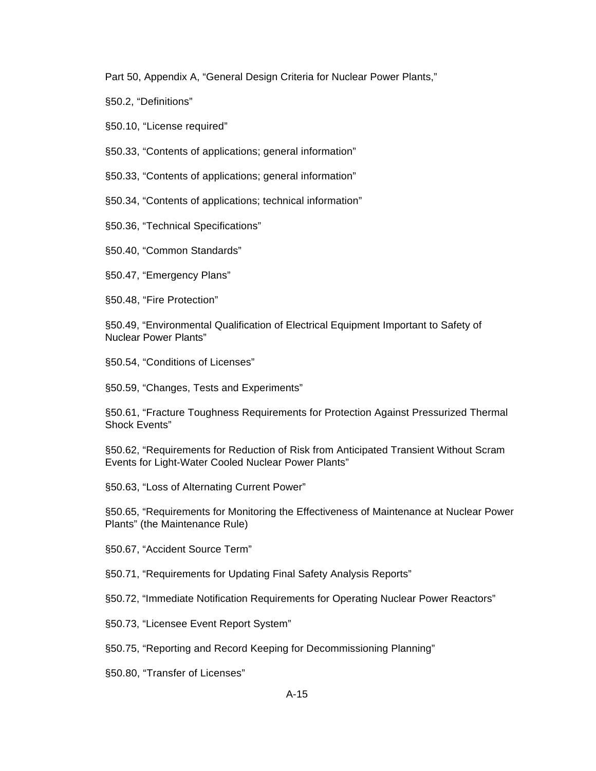Part 50, Appendix A, “General Design Criteria for Nuclear Power Plants,”

§50.2, “Definitions”

§50.10, “License required”

§50.33, “Contents of applications; general information”

§50.33, “Contents of applications; general information”

§50.34, “Contents of applications; technical information”

§50.36, “Technical Specifications”

§50.40, “Common Standards”

§50.47, “Emergency Plans”

§50.48, “Fire Protection”

§50.49, “Environmental Qualification of Electrical Equipment Important to Safety of Nuclear Power Plants”

§50.54, “Conditions of Licenses”

§50.59, “Changes, Tests and Experiments”

§50.61, “Fracture Toughness Requirements for Protection Against Pressurized Thermal Shock Events”

§50.62, “Requirements for Reduction of Risk from Anticipated Transient Without Scram Events for Light-Water Cooled Nuclear Power Plants”

§50.63, “Loss of Alternating Current Power”

§50.65, “Requirements for Monitoring the Effectiveness of Maintenance at Nuclear Power Plants” (the Maintenance Rule)

§50.67, “Accident Source Term”

§50.71, “Requirements for Updating Final Safety Analysis Reports”

§50.72, “Immediate Notification Requirements for Operating Nuclear Power Reactors”

§50.73, “Licensee Event Report System”

§50.75, “Reporting and Record Keeping for Decommissioning Planning”

§50.80, “Transfer of Licenses”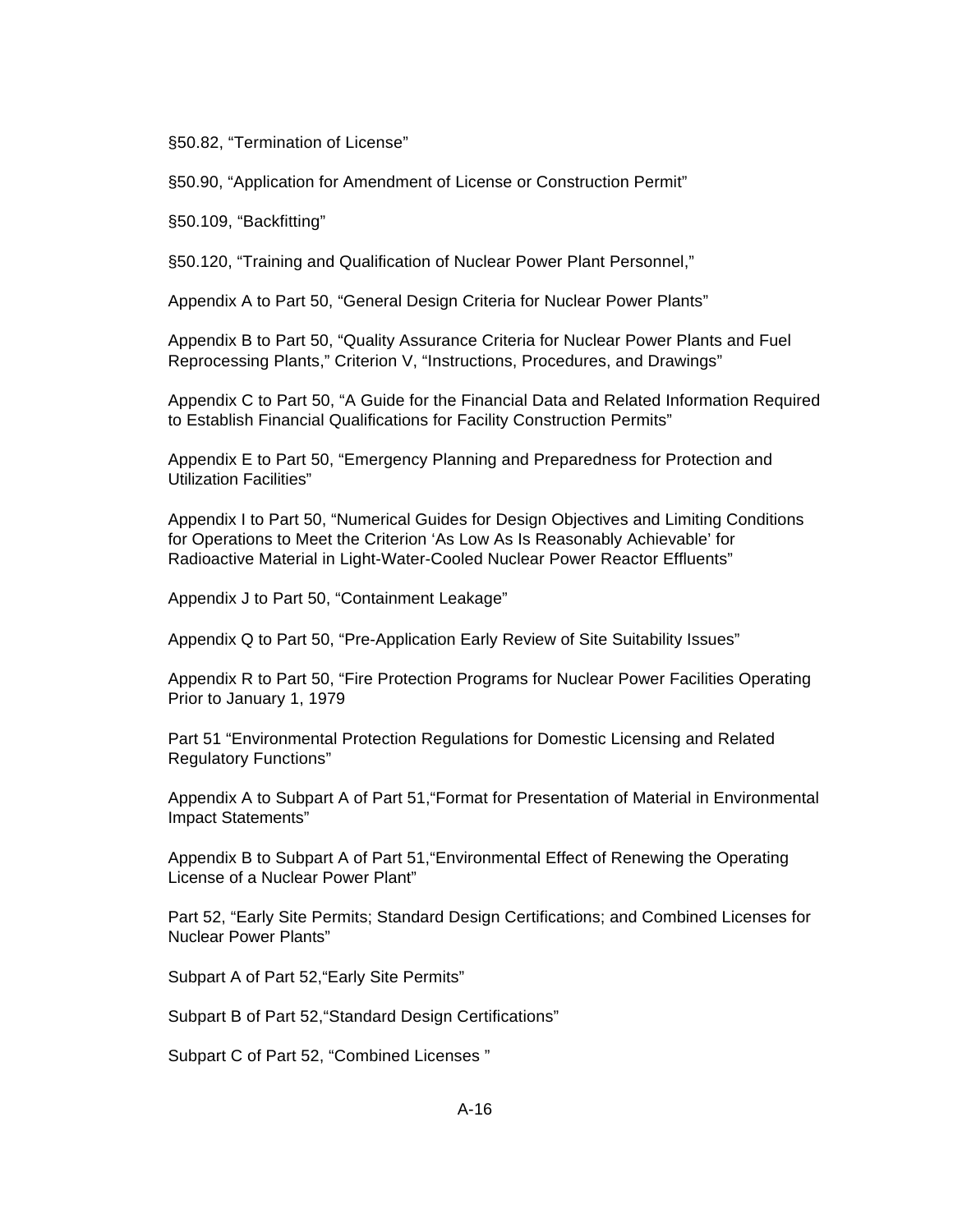§50.82, “Termination of License”

§50.90, “Application for Amendment of License or Construction Permit”

§50.109, “Backfitting”

§50.120, “Training and Qualification of Nuclear Power Plant Personnel,”

Appendix A to Part 50, “General Design Criteria for Nuclear Power Plants”

Appendix B to Part 50, “Quality Assurance Criteria for Nuclear Power Plants and Fuel Reprocessing Plants,” Criterion V, “Instructions, Procedures, and Drawings”

Appendix C to Part 50, “A Guide for the Financial Data and Related Information Required to Establish Financial Qualifications for Facility Construction Permits”

Appendix E to Part 50, “Emergency Planning and Preparedness for Protection and Utilization Facilities”

Appendix I to Part 50, “Numerical Guides for Design Objectives and Limiting Conditions for Operations to Meet the Criterion ‘As Low As Is Reasonably Achievable’ for Radioactive Material in Light-Water-Cooled Nuclear Power Reactor Effluents”

Appendix J to Part 50, “Containment Leakage”

Appendix Q to Part 50, “Pre-Application Early Review of Site Suitability Issues”

Appendix R to Part 50, “Fire Protection Programs for Nuclear Power Facilities Operating Prior to January 1, 1979

Part 51 “Environmental Protection Regulations for Domestic Licensing and Related Regulatory Functions”

Appendix A to Subpart A of Part 51,“Format for Presentation of Material in Environmental Impact Statements”

Appendix B to Subpart A of Part 51,“Environmental Effect of Renewing the Operating License of a Nuclear Power Plant”

Part 52, “Early Site Permits; Standard Design Certifications; and Combined Licenses for Nuclear Power Plants”

Subpart A of Part 52,“Early Site Permits”

Subpart B of Part 52,“Standard Design Certifications”

Subpart C of Part 52, “Combined Licenses ”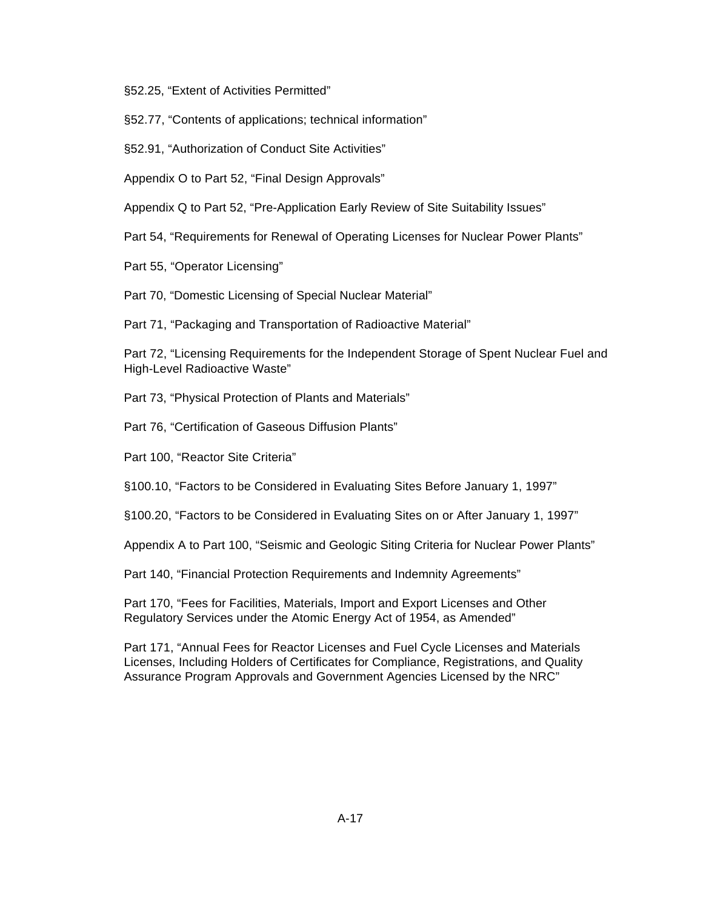§52.25, “Extent of Activities Permitted”

§52.77, “Contents of applications; technical information”

§52.91, “Authorization of Conduct Site Activities”

Appendix O to Part 52, “Final Design Approvals”

Appendix Q to Part 52, “Pre-Application Early Review of Site Suitability Issues”

Part 54, “Requirements for Renewal of Operating Licenses for Nuclear Power Plants”

Part 55, “Operator Licensing”

Part 70, “Domestic Licensing of Special Nuclear Material”

Part 71, “Packaging and Transportation of Radioactive Material”

Part 72, “Licensing Requirements for the Independent Storage of Spent Nuclear Fuel and High-Level Radioactive Waste”

Part 73, “Physical Protection of Plants and Materials”

Part 76, “Certification of Gaseous Diffusion Plants”

Part 100, “Reactor Site Criteria”

§100.10, “Factors to be Considered in Evaluating Sites Before January 1, 1997”

§100.20, “Factors to be Considered in Evaluating Sites on or After January 1, 1997”

Appendix A to Part 100, “Seismic and Geologic Siting Criteria for Nuclear Power Plants”

Part 140, “Financial Protection Requirements and Indemnity Agreements”

Part 170, “Fees for Facilities, Materials, Import and Export Licenses and Other Regulatory Services under the Atomic Energy Act of 1954, as Amended”

Part 171, “Annual Fees for Reactor Licenses and Fuel Cycle Licenses and Materials Licenses, Including Holders of Certificates for Compliance, Registrations, and Quality Assurance Program Approvals and Government Agencies Licensed by the NRC”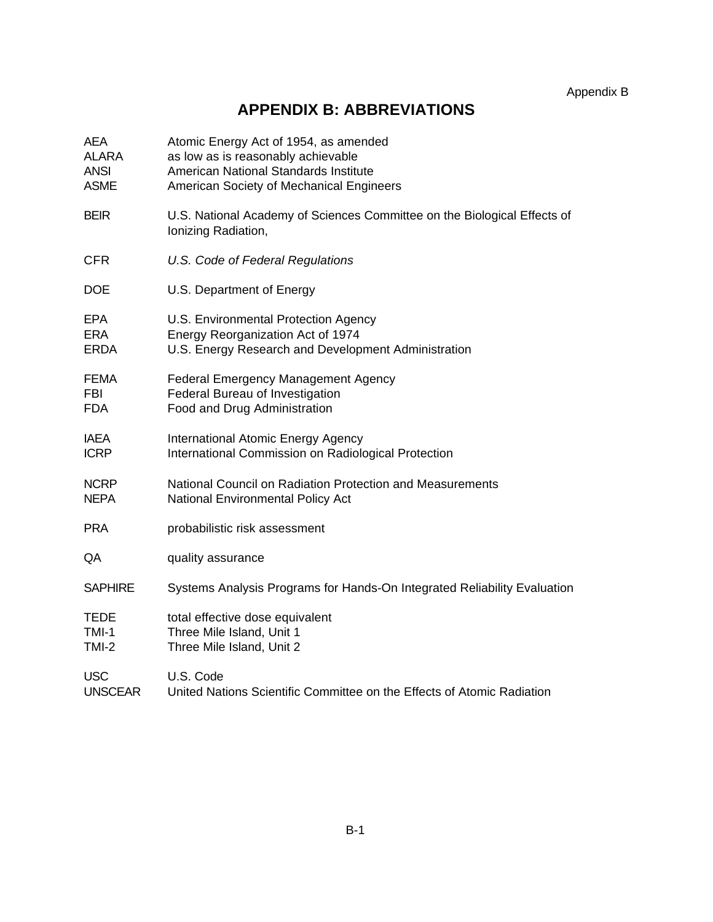# APPENDIX B: ABBREVIATIONS

| | |
|---|---|
| AEA | Atomic Energy Act of 1954, as amended |
| ALARA | as low as is reasonably achievable |
| ANSI | American National Standards Institute |
| ASME | American Society of Mechanical Engineers |
| BEIR | U.S. National Academy of Sciences Committee on the Biological Effects of Ionizing Radiation, |
| CFR | *U.S. Code of Federal Regulations* |
| DOE | U.S. Department of Energy |
| EPA | U.S. Environmental Protection Agency |
| ERA | Energy Reorganization Act of 1974 |
| ERDA | U.S. Energy Research and Development Administration |
| FEMA | Federal Emergency Management Agency |
| FBI | Federal Bureau of Investigation |
| FDA | Food and Drug Administration |
| IAEA | International Atomic Energy Agency |
| ICRP | International Commission on Radiological Protection |
| NCRP | National Council on Radiation Protection and Measurements |
| NEPA | National Environmental Policy Act |
| PRA | probabilistic risk assessment |
| QA | quality assurance |
| SAPHIRE | Systems Analysis Programs for Hands-On Integrated Reliability Evaluation |
| TEDE | total effective dose equivalent |
| TMI-1 | Three Mile Island, Unit 1 |
| TMI-2 | Three Mile Island, Unit 2 |
| USC | U.S. Code |
| UNSCEAR | United Nations Scientific Committee on the Effects of Atomic Radiation |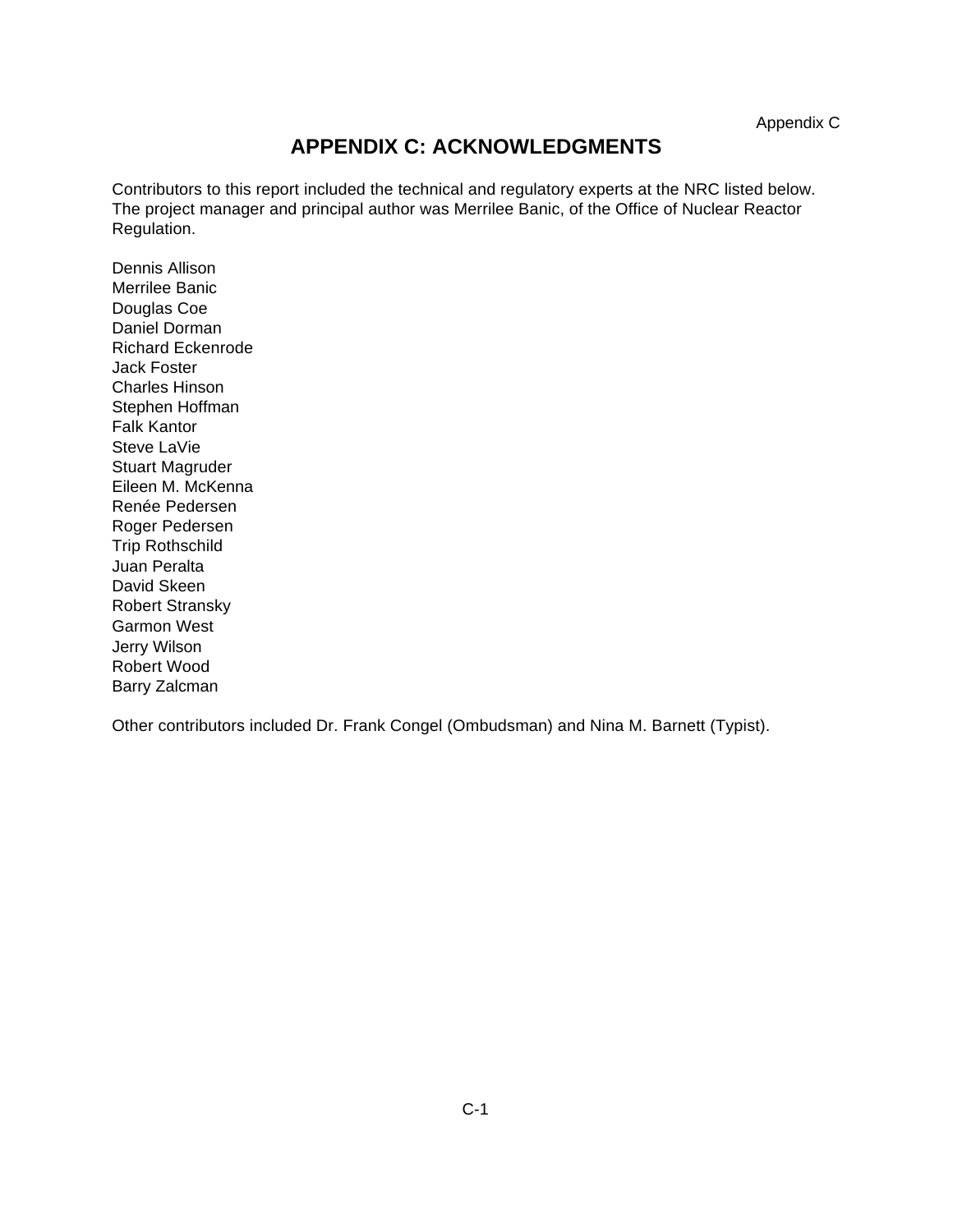# APPENDIX C: ACKNOWLEDGMENTS

Contributors to this report included the technical and regulatory experts at the NRC listed below. The project manager and principal author was Merrilee Banic, of the Office of Nuclear Reactor Regulation.

Dennis Allison
Merrilee Banic
Douglas Coe
Daniel Dorman
Richard Eckenrode
Jack Foster
Charles Hinson
Stephen Hoffman
Falk Kantor
Steve LaVie
Stuart Magruder
Eileen M. McKenna
Renée Pedersen
Roger Pedersen
Trip Rothschild
Juan Peralta
David Skeen
Robert Stransky
Garmon West
Jerry Wilson
Robert Wood
Barry Zalcman

Other contributors included Dr. Frank Congel (Ombudsman) and Nina M. Barnett (Typist).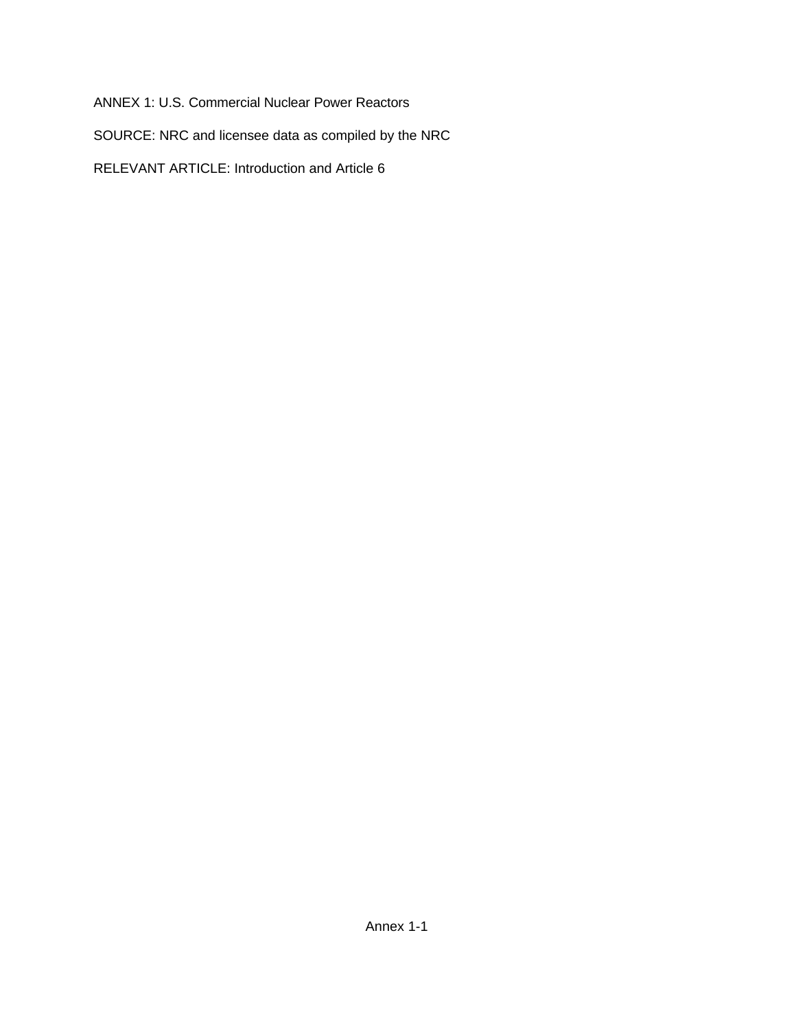ANNEX 1: U.S. Commercial Nuclear Power Reactors

SOURCE: NRC and licensee data as compiled by the NRC

RELEVANT ARTICLE: Introduction and Article 6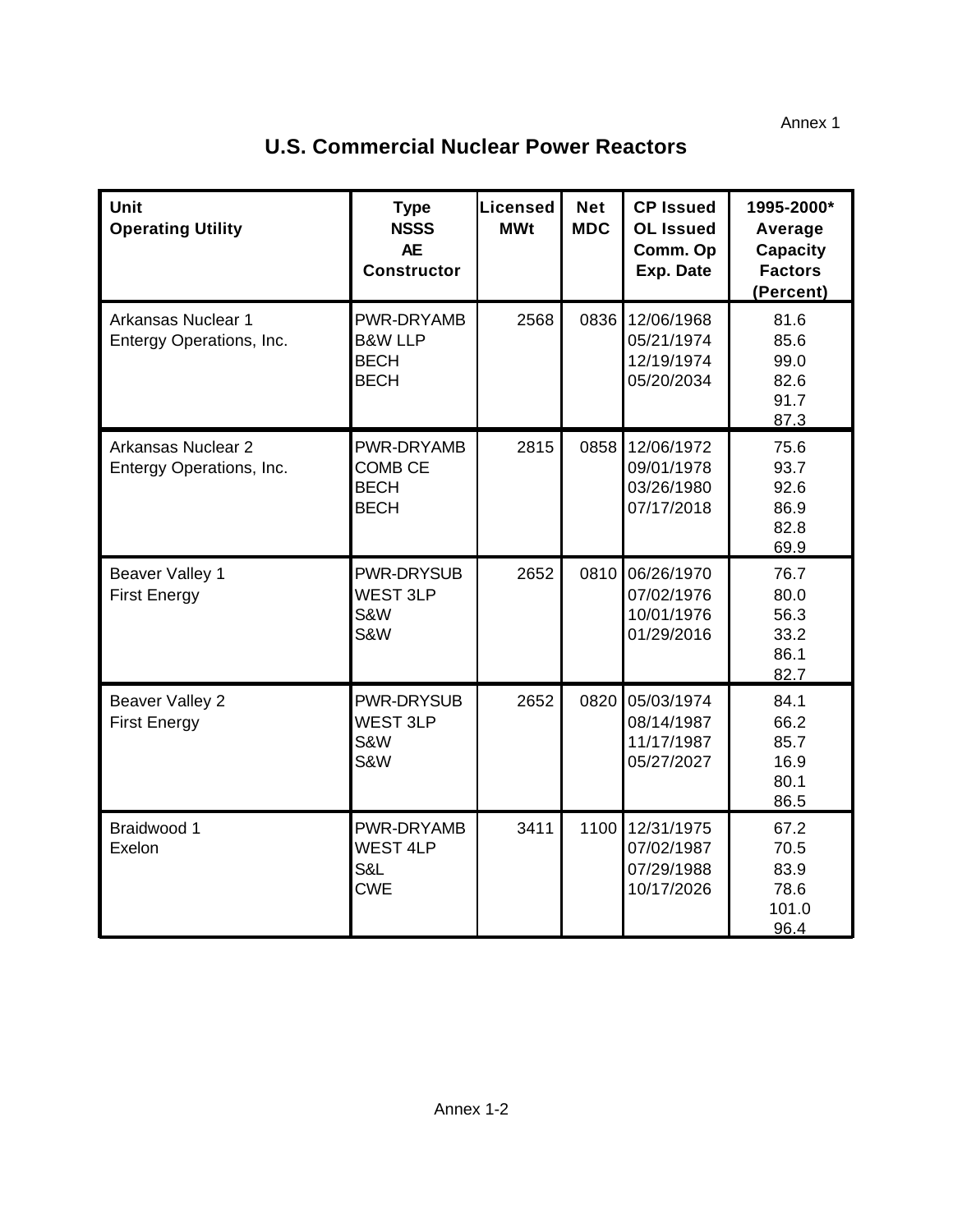Annex 1

# U.S. Commercial Nuclear Power Reactors

| Unit<br>Operating Utility | Type<br>NSSS<br>AE<br>Constructor | Licensed MWt | Net MDC | CP Issued<br>OL Issued<br>Comm. Op<br>Exp. Date | 1995-2000* Average Capacity Factors (Percent) |
|---|---|---|---|---|---|
| Arkansas Nuclear 1<br>Entergy Operations, Inc. | PWR-DRYAMB<br>B&W LLP<br>BECH<br>BECH | 2568 | 0836 | 12/06/1968<br>05/21/1974<br>12/19/1974<br>05/20/2034 | 81.6<br>85.6<br>99.0<br>82.6<br>91.7<br>87.3 |
| Arkansas Nuclear 2<br>Entergy Operations, Inc. | PWR-DRYAMB<br>COMB CE<br>BECH<br>BECH | 2815 | 0858 | 12/06/1972<br>09/01/1978<br>03/26/1980<br>07/17/2018 | 75.6<br>93.7<br>92.6<br>86.9<br>82.8<br>69.9 |
| Beaver Valley 1<br>First Energy | PWR-DRYSUB<br>WEST 3LP<br>S&W<br>S&W | 2652 | 0810 | 06/26/1970<br>07/02/1976<br>10/01/1976<br>01/29/2016 | 76.7<br>80.0<br>56.3<br>33.2<br>86.1<br>82.7 |
| Beaver Valley 2<br>First Energy | PWR-DRYSUB<br>WEST 3LP<br>S&W<br>S&W | 2652 | 0820 | 05/03/1974<br>08/14/1987<br>11/17/1987<br>05/27/2027 | 84.1<br>66.2<br>85.7<br>16.9<br>80.1<br>86.5 |
| Braidwood 1<br>Exelon | PWR-DRYAMB<br>WEST 4LP<br>S&L<br>CWE | 3411 | 1100 | 12/31/1975<br>07/02/1987<br>07/29/1988<br>10/17/2026 | 67.2<br>70.5<br>83.9<br>78.6<br>101.0<br>96.4 |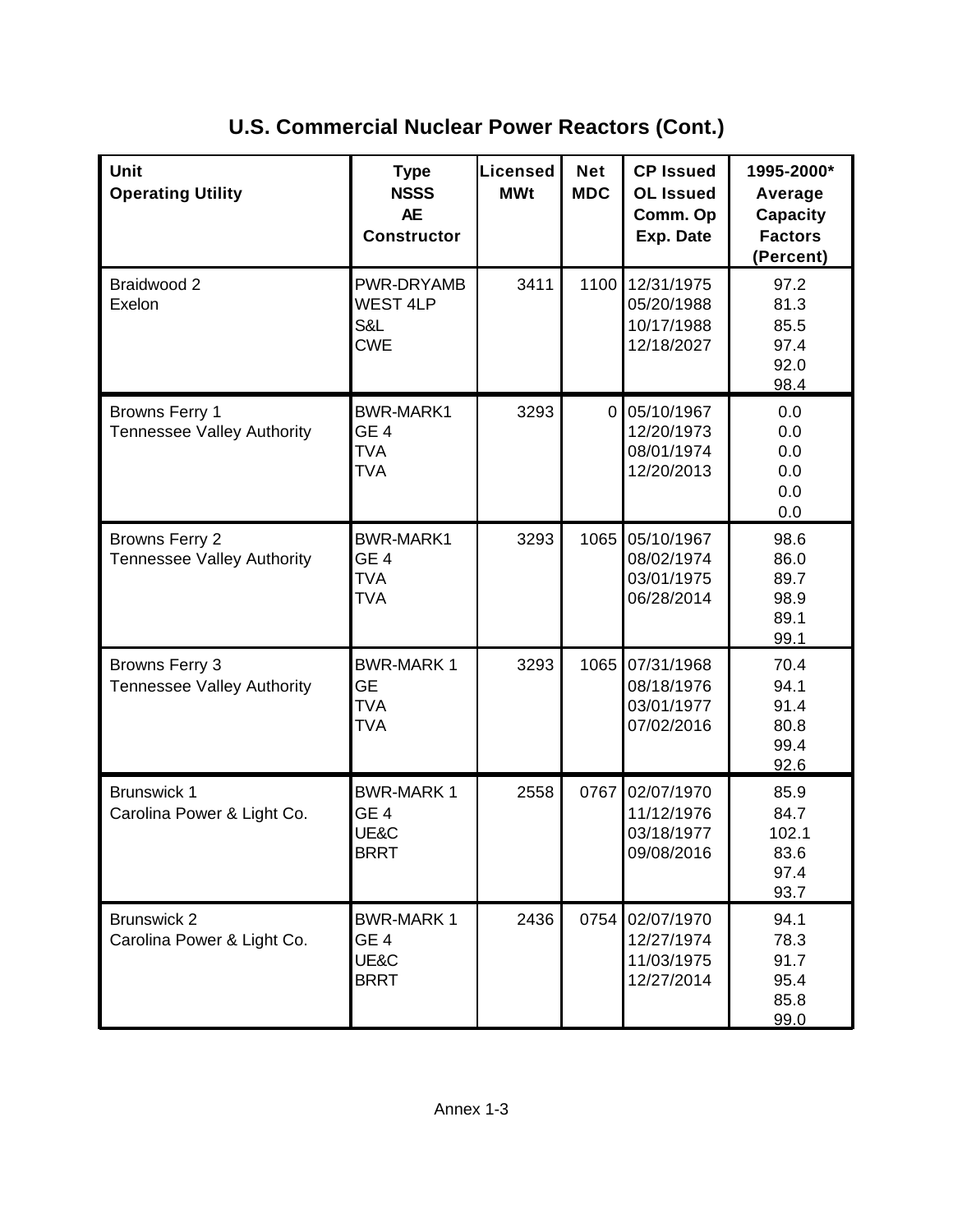# U.S. Commercial Nuclear Power Reactors (Cont.)

| Unit<br>Operating Utility | Type<br>NSSS<br>AE<br>Constructor | Licensed MWt | Net MDC | CP Issued<br>OL Issued<br>Comm. Op<br>Exp. Date | 1995-2000* Average Capacity Factors (Percent) |
|---|---|---|---|---|---|
| Braidwood 2<br>Exelon | PWR-DRYAMB<br>WEST 4LP<br>S&L<br>CWE | 3411 | 1100 | 12/31/1975<br>05/20/1988<br>10/17/1988<br>12/18/2027 | 97.2<br>81.3<br>85.5<br>97.4<br>92.0<br>98.4 |
| Browns Ferry 1<br>Tennessee Valley Authority | BWR-MARK1<br>GE 4<br>TVA<br>TVA | 3293 | 0 | 05/10/1967<br>12/20/1973<br>08/01/1974<br>12/20/2013 | 0.0<br>0.0<br>0.0<br>0.0<br>0.0<br>0.0 |
| Browns Ferry 2<br>Tennessee Valley Authority | BWR-MARK1<br>GE 4<br>TVA<br>TVA | 3293 | 1065 | 05/10/1967<br>08/02/1974<br>03/01/1975<br>06/28/2014 | 98.6<br>86.0<br>89.7<br>98.9<br>89.1<br>99.1 |
| Browns Ferry 3<br>Tennessee Valley Authority | BWR-MARK 1<br>GE<br>TVA<br>TVA | 3293 | 1065 | 07/31/1968<br>08/18/1976<br>03/01/1977<br>07/02/2016 | 70.4<br>94.1<br>91.4<br>80.8<br>99.4<br>92.6 |
| Brunswick 1<br>Carolina Power & Light Co. | BWR-MARK 1<br>GE 4<br>UE&C<br>BRRT | 2558 | 0767 | 02/07/1970<br>11/12/1976<br>03/18/1977<br>09/08/2016 | 85.9<br>84.7<br>102.1<br>83.6<br>97.4<br>93.7 |
| Brunswick 2<br>Carolina Power & Light Co. | BWR-MARK 1<br>GE 4<br>UE&C<br>BRRT | 2436 | 0754 | 02/07/1970<br>12/27/1974<br>11/03/1975<br>12/27/2014 | 94.1<br>78.3<br>91.7<br>95.4<br>85.8<br>99.0 |

Annex 1-3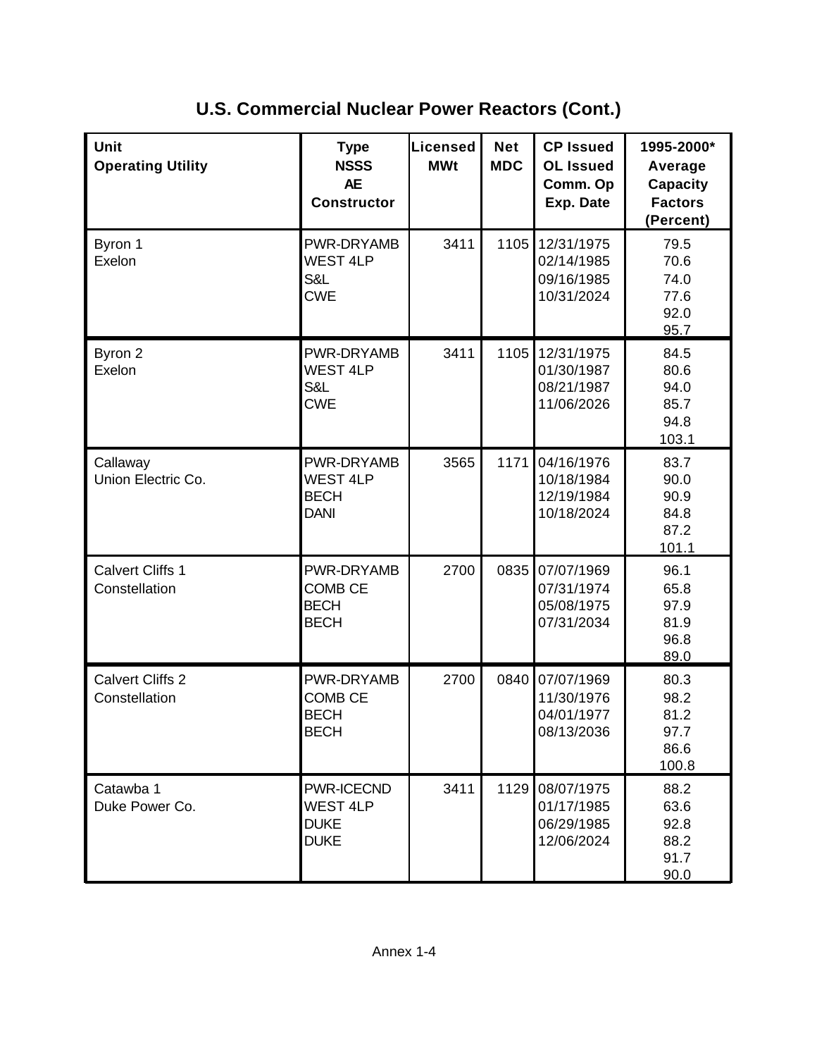## U.S. Commercial Nuclear Power Reactors (Cont.)

| Unit<br>Operating Utility | Type<br>NSSS<br>AE<br>Constructor | Licensed MWt | Net MDC | CP Issued<br>OL Issued<br>Comm. Op<br>Exp. Date | 1995-2000* Average Capacity Factors (Percent) |
|---|---|---|---|---|---|
| Byron 1<br>Exelon | PWR-DRYAMB<br>WEST 4LP<br>S&L<br>CWE | 3411 | 1105 | 12/31/1975<br>02/14/1985<br>09/16/1985<br>10/31/2024 | 79.5<br>70.6<br>74.0<br>77.6<br>92.0<br>95.7 |
| Byron 2<br>Exelon | PWR-DRYAMB<br>WEST 4LP<br>S&L<br>CWE | 3411 | 1105 | 12/31/1975<br>01/30/1987<br>08/21/1987<br>11/06/2026 | 84.5<br>80.6<br>94.0<br>85.7<br>94.8<br>103.1 |
| Callaway<br>Union Electric Co. | PWR-DRYAMB<br>WEST 4LP<br>BECH<br>DANI | 3565 | 1171 | 04/16/1976<br>10/18/1984<br>12/19/1984<br>10/18/2024 | 83.7<br>90.0<br>90.9<br>84.8<br>87.2<br>101.1 |
| Calvert Cliffs 1<br>Constellation | PWR-DRYAMB<br>COMB CE<br>BECH<br>BECH | 2700 | 0835 | 07/07/1969<br>07/31/1974<br>05/08/1975<br>07/31/2034 | 96.1<br>65.8<br>97.9<br>81.9<br>96.8<br>89.0 |
| Calvert Cliffs 2<br>Constellation | PWR-DRYAMB<br>COMB CE<br>BECH<br>BECH | 2700 | 0840 | 07/07/1969<br>11/30/1976<br>04/01/1977<br>08/13/2036 | 80.3<br>98.2<br>81.2<br>97.7<br>86.6<br>100.8 |
| Catawba 1<br>Duke Power Co. | PWR-ICECND<br>WEST 4LP<br>DUKE<br>DUKE | 3411 | 1129 | 08/07/1975<br>01/17/1985<br>06/29/1985<br>12/06/2024 | 88.2<br>63.6<br>92.8<br>88.2<br>91.7<br>90.0 |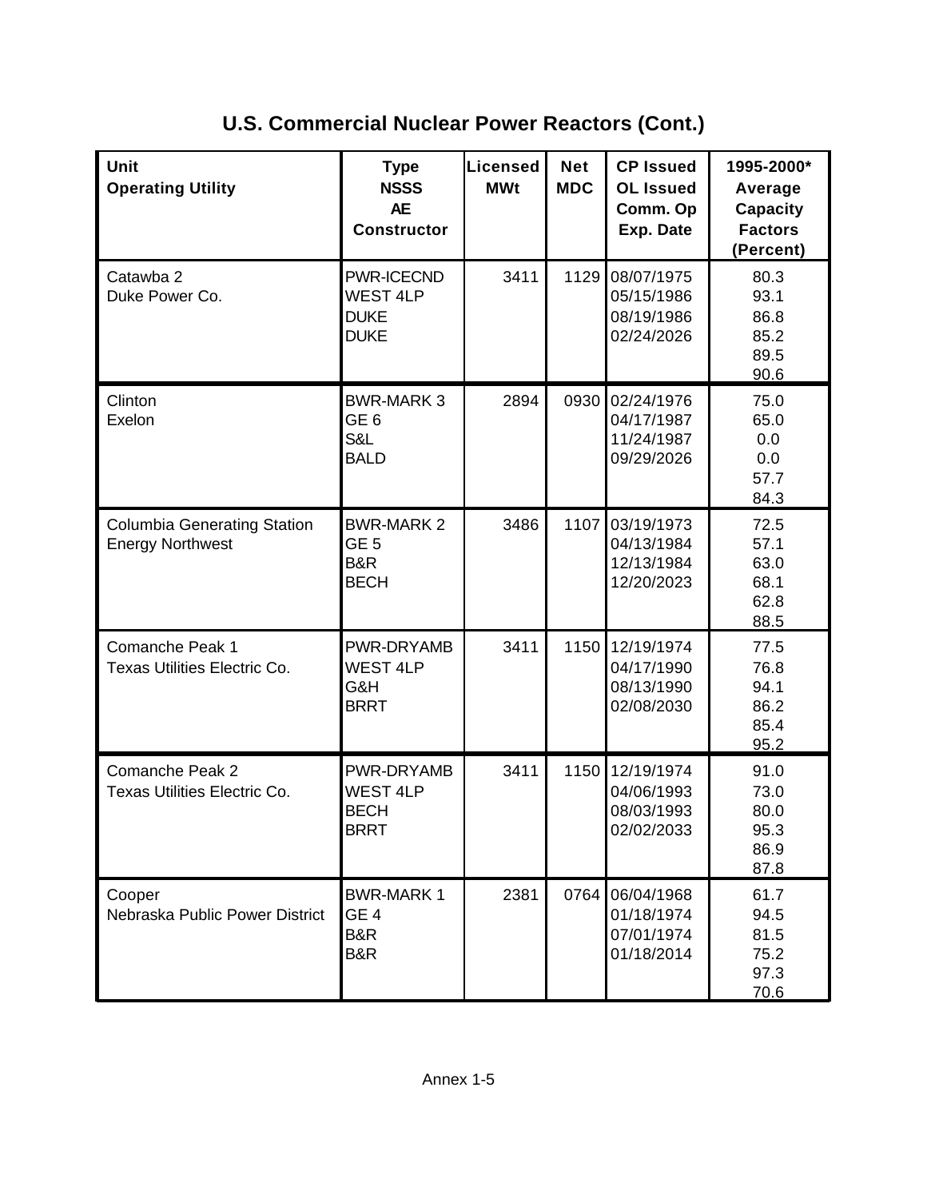## U.S. Commercial Nuclear Power Reactors (Cont.)

| Unit<br>Operating Utility | Type<br>NSSS<br>AE<br>Constructor | Licensed MWt | Net MDC | CP Issued<br>OL Issued<br>Comm. Op<br>Exp. Date | 1995-2000* Average Capacity Factors (Percent) |
|---|---|---|---|---|---|
| Catawba 2<br>Duke Power Co. | PWR-ICECND<br>WEST 4LP<br>DUKE<br>DUKE | 3411 | 1129 | 08/07/1975<br>05/15/1986<br>08/19/1986<br>02/24/2026 | 80.3<br>93.1<br>86.8<br>85.2<br>89.5<br>90.6 |
| Clinton<br>Exelon | BWR-MARK 3<br>GE 6<br>S&L<br>BALD | 2894 | 0930 | 02/24/1976<br>04/17/1987<br>11/24/1987<br>09/29/2026 | 75.0<br>65.0<br>0.0<br>0.0<br>57.7<br>84.3 |
| Columbia Generating Station<br>Energy Northwest | BWR-MARK 2<br>GE 5<br>B&R<br>BECH | 3486 | 1107 | 03/19/1973<br>04/13/1984<br>12/13/1984<br>12/20/2023 | 72.5<br>57.1<br>63.0<br>68.1<br>62.8<br>88.5 |
| Comanche Peak 1<br>Texas Utilities Electric Co. | PWR-DRYAMB<br>WEST 4LP<br>G&H<br>BRRT | 3411 | 1150 | 12/19/1974<br>04/17/1990<br>08/13/1990<br>02/08/2030 | 77.5<br>76.8<br>94.1<br>86.2<br>85.4<br>95.2 |
| Comanche Peak 2<br>Texas Utilities Electric Co. | PWR-DRYAMB<br>WEST 4LP<br>BECH<br>BRRT | 3411 | 1150 | 12/19/1974<br>04/06/1993<br>08/03/1993<br>02/02/2033 | 91.0<br>73.0<br>80.0<br>95.3<br>86.9<br>87.8 |
| Cooper<br>Nebraska Public Power District | BWR-MARK 1<br>GE 4<br>B&R<br>B&R | 2381 | 0764 | 06/04/1968<br>01/18/1974<br>07/01/1974<br>01/18/2014 | 61.7<br>94.5<br>81.5<br>75.2<br>97.3<br>70.6 |

Annex 1-5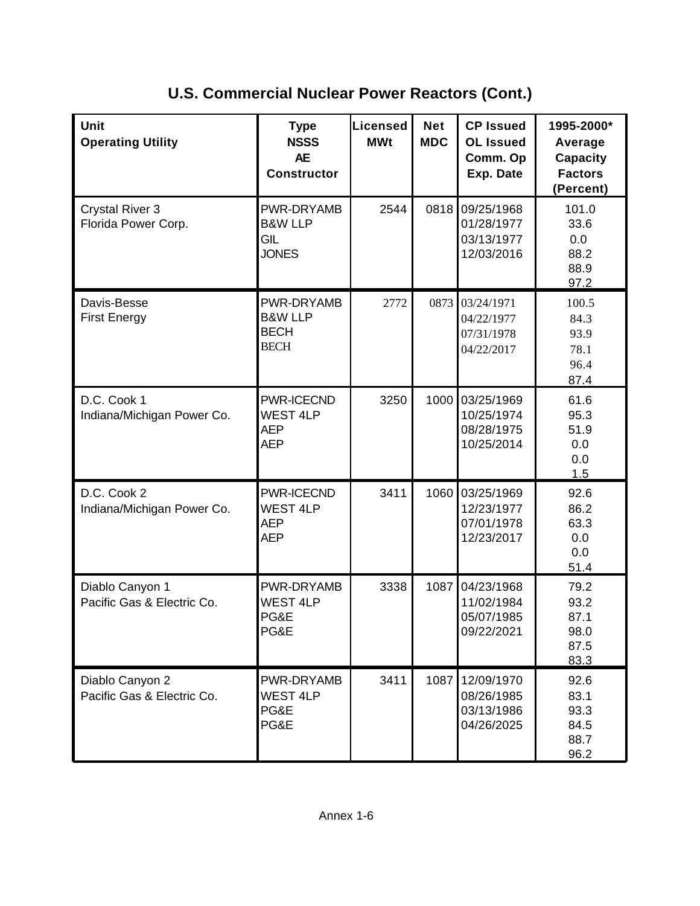## U.S. Commercial Nuclear Power Reactors (Cont.)

| Unit<br>Operating Utility | Type<br>NSSS<br>AE<br>Constructor | Licensed MWt | Net MDC | CP Issued<br>OL Issued<br>Comm. Op<br>Exp. Date | 1995-2000* Average Capacity Factors (Percent) |
|---|---|---|---|---|---|
| Crystal River 3<br>Florida Power Corp. | PWR-DRYAMB<br>B&W LLP<br>GIL<br>JONES | 2544 | 0818 | 09/25/1968<br>01/28/1977<br>03/13/1977<br>12/03/2016 | 101.0<br>33.6<br>0.0<br>88.2<br>88.9<br>97.2 |
| Davis-Besse<br>First Energy | PWR-DRYAMB<br>B&W LLP<br>BECH<br>BECH | 2772 | 0873 | 03/24/1971<br>04/22/1977<br>07/31/1978<br>04/22/2017 | 100.5<br>84.3<br>93.9<br>78.1<br>96.4<br>87.4 |
| D.C. Cook 1<br>Indiana/Michigan Power Co. | PWR-ICECND<br>WEST 4LP<br>AEP<br>AEP | 3250 | 1000 | 03/25/1969<br>10/25/1974<br>08/28/1975<br>10/25/2014 | 61.6<br>95.3<br>51.9<br>0.0<br>0.0<br>1.5 |
| D.C. Cook 2<br>Indiana/Michigan Power Co. | PWR-ICECND<br>WEST 4LP<br>AEP<br>AEP | 3411 | 1060 | 03/25/1969<br>12/23/1977<br>07/01/1978<br>12/23/2017 | 92.6<br>86.2<br>63.3<br>0.0<br>0.0<br>51.4 |
| Diablo Canyon 1<br>Pacific Gas & Electric Co. | PWR-DRYAMB<br>WEST 4LP<br>PG&E<br>PG&E | 3338 | 1087 | 04/23/1968<br>11/02/1984<br>05/07/1985<br>09/22/2021 | 79.2<br>93.2<br>87.1<br>98.0<br>87.5<br>83.3 |
| Diablo Canyon 2<br>Pacific Gas & Electric Co. | PWR-DRYAMB<br>WEST 4LP<br>PG&E<br>PG&E | 3411 | 1087 | 12/09/1970<br>08/26/1985<br>03/13/1986<br>04/26/2025 | 92.6<br>83.1<br>93.3<br>84.5<br>88.7<br>96.2 |

Annex 1-6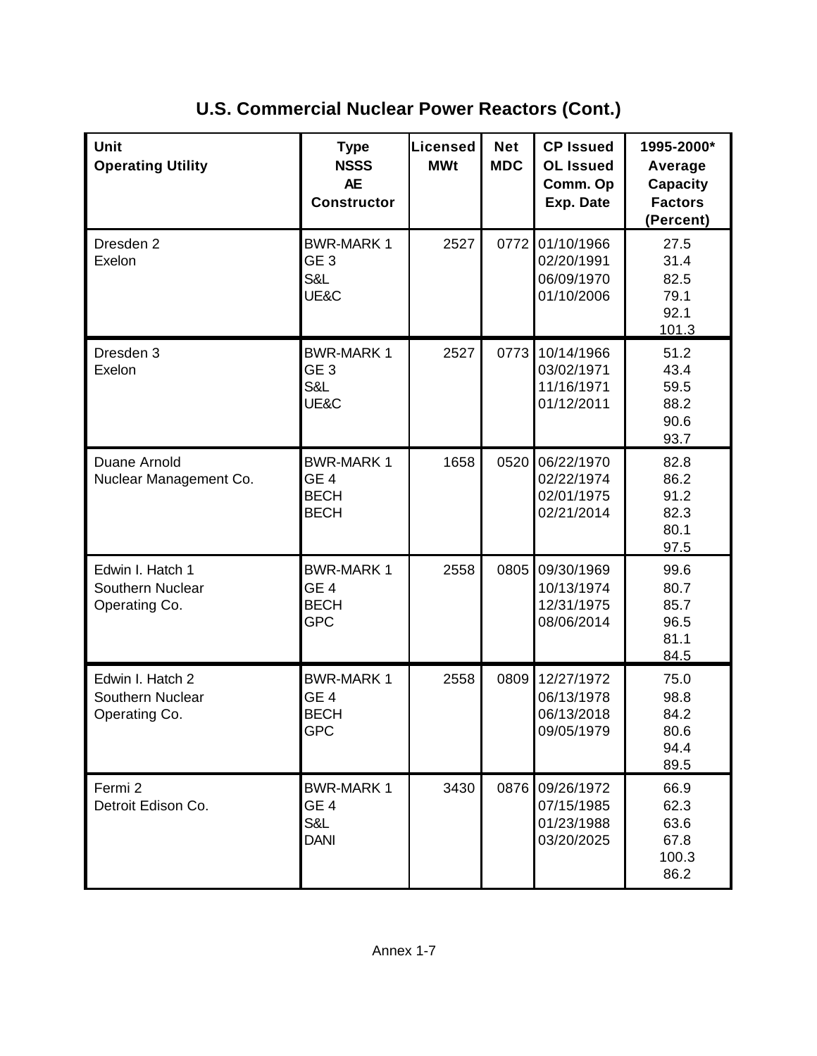## U.S. Commercial Nuclear Power Reactors (Cont.)

| Unit<br>Operating Utility | Type<br>NSSS<br>AE<br>Constructor | Licensed MWt | Net MDC | CP Issued<br>OL Issued<br>Comm. Op<br>Exp. Date | 1995-2000* Average Capacity Factors (Percent) |
|---|---|---|---|---|---|
| Dresden 2<br>Exelon | BWR-MARK 1<br>GE 3<br>S&L<br>UE&C | 2527 | 0772 | 01/10/1966<br>02/20/1991<br>06/09/1970<br>01/10/2006 | 27.5<br>31.4<br>82.5<br>79.1<br>92.1<br>101.3 |
| Dresden 3<br>Exelon | BWR-MARK 1<br>GE 3<br>S&L<br>UE&C | 2527 | 0773 | 10/14/1966<br>03/02/1971<br>11/16/1971<br>01/12/2011 | 51.2<br>43.4<br>59.5<br>88.2<br>90.6<br>93.7 |
| Duane Arnold<br>Nuclear Management Co. | BWR-MARK 1<br>GE 4<br>BECH<br>BECH | 1658 | 0520 | 06/22/1970<br>02/22/1974<br>02/01/1975<br>02/21/2014 | 82.8<br>86.2<br>91.2<br>82.3<br>80.1<br>97.5 |
| Edwin I. Hatch 1<br>Southern Nuclear Operating Co. | BWR-MARK 1<br>GE 4<br>BECH<br>GPC | 2558 | 0805 | 09/30/1969<br>10/13/1974<br>12/31/1975<br>08/06/2014 | 99.6<br>80.7<br>85.7<br>96.5<br>81.1<br>84.5 |
| Edwin I. Hatch 2<br>Southern Nuclear Operating Co. | BWR-MARK 1<br>GE 4<br>BECH<br>GPC | 2558 | 0809 | 12/27/1972<br>06/13/1978<br>06/13/2018<br>09/05/1979 | 75.0<br>98.8<br>84.2<br>80.6<br>94.4<br>89.5 |
| Fermi 2<br>Detroit Edison Co. | BWR-MARK 1<br>GE 4<br>S&L<br>DANI | 3430 | 0876 | 09/26/1972<br>07/15/1985<br>01/23/1988<br>03/20/2025 | 66.9<br>62.3<br>63.6<br>67.8<br>100.3<br>86.2 |

Annex 1-7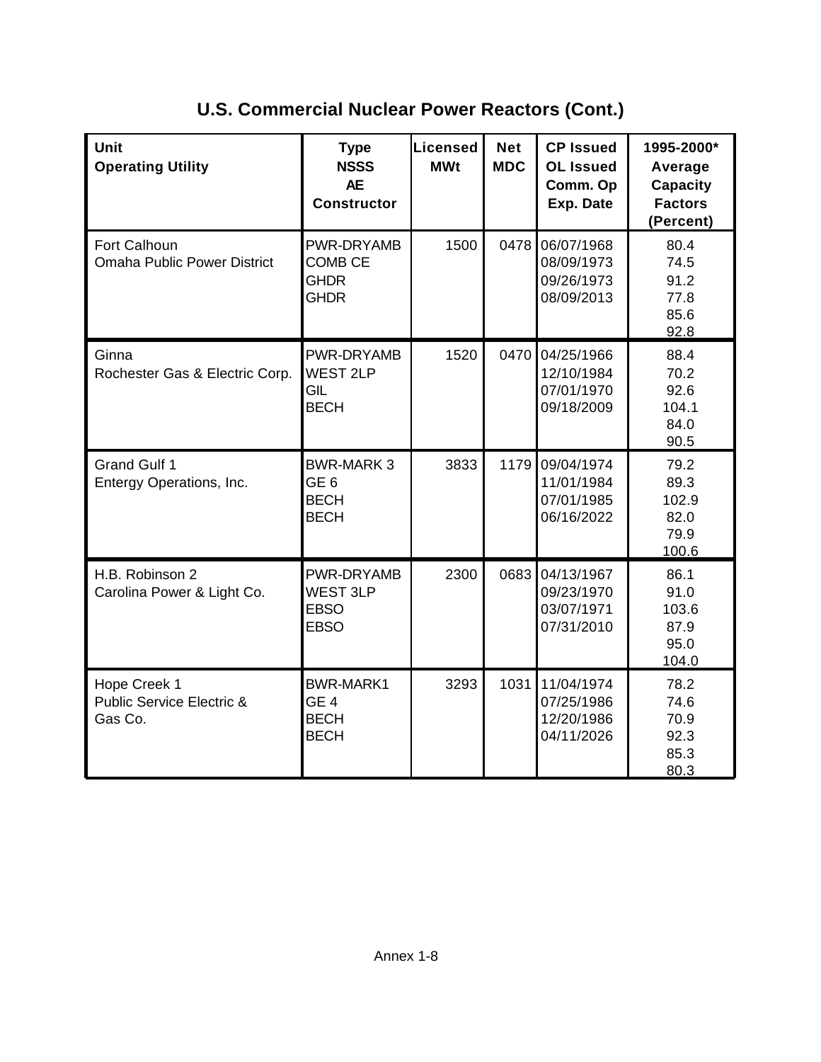# U.S. Commercial Nuclear Power Reactors (Cont.)

| Unit<br>Operating Utility | Type<br>NSSS<br>AE<br>Constructor | Licensed MWt | Net MDC | CP Issued<br>OL Issued<br>Comm. Op<br>Exp. Date | 1995-2000* Average Capacity Factors (Percent) |
|---|---|---|---|---|---|
| Fort Calhoun<br>Omaha Public Power District | PWR-DRYAMB<br>COMB CE<br>GHDR<br>GHDR | 1500 | 0478 | 06/07/1968<br>08/09/1973<br>09/26/1973<br>08/09/2013 | 80.4<br>74.5<br>91.2<br>77.8<br>85.6<br>92.8 |
| Ginna<br>Rochester Gas & Electric Corp. | PWR-DRYAMB<br>WEST 2LP<br>GIL<br>BECH | 1520 | 0470 | 04/25/1966<br>12/10/1984<br>07/01/1970<br>09/18/2009 | 88.4<br>70.2<br>92.6<br>104.1<br>84.0<br>90.5 |
| Grand Gulf 1<br>Entergy Operations, Inc. | BWR-MARK 3<br>GE 6<br>BECH<br>BECH | 3833 | 1179 | 09/04/1974<br>11/01/1984<br>07/01/1985<br>06/16/2022 | 79.2<br>89.3<br>102.9<br>82.0<br>79.9<br>100.6 |
| H.B. Robinson 2<br>Carolina Power & Light Co. | PWR-DRYAMB<br>WEST 3LP<br>EBSO<br>EBSO | 2300 | 0683 | 04/13/1967<br>09/23/1970<br>03/07/1971<br>07/31/2010 | 86.1<br>91.0<br>103.6<br>87.9<br>95.0<br>104.0 |
| Hope Creek 1<br>Public Service Electric & Gas Co. | BWR-MARK1<br>GE 4<br>BECH<br>BECH | 3293 | 1031 | 11/04/1974<br>07/25/1986<br>12/20/1986<br>04/11/2026 | 78.2<br>74.6<br>70.9<br>92.3<br>85.3<br>80.3 |

Annex 1-8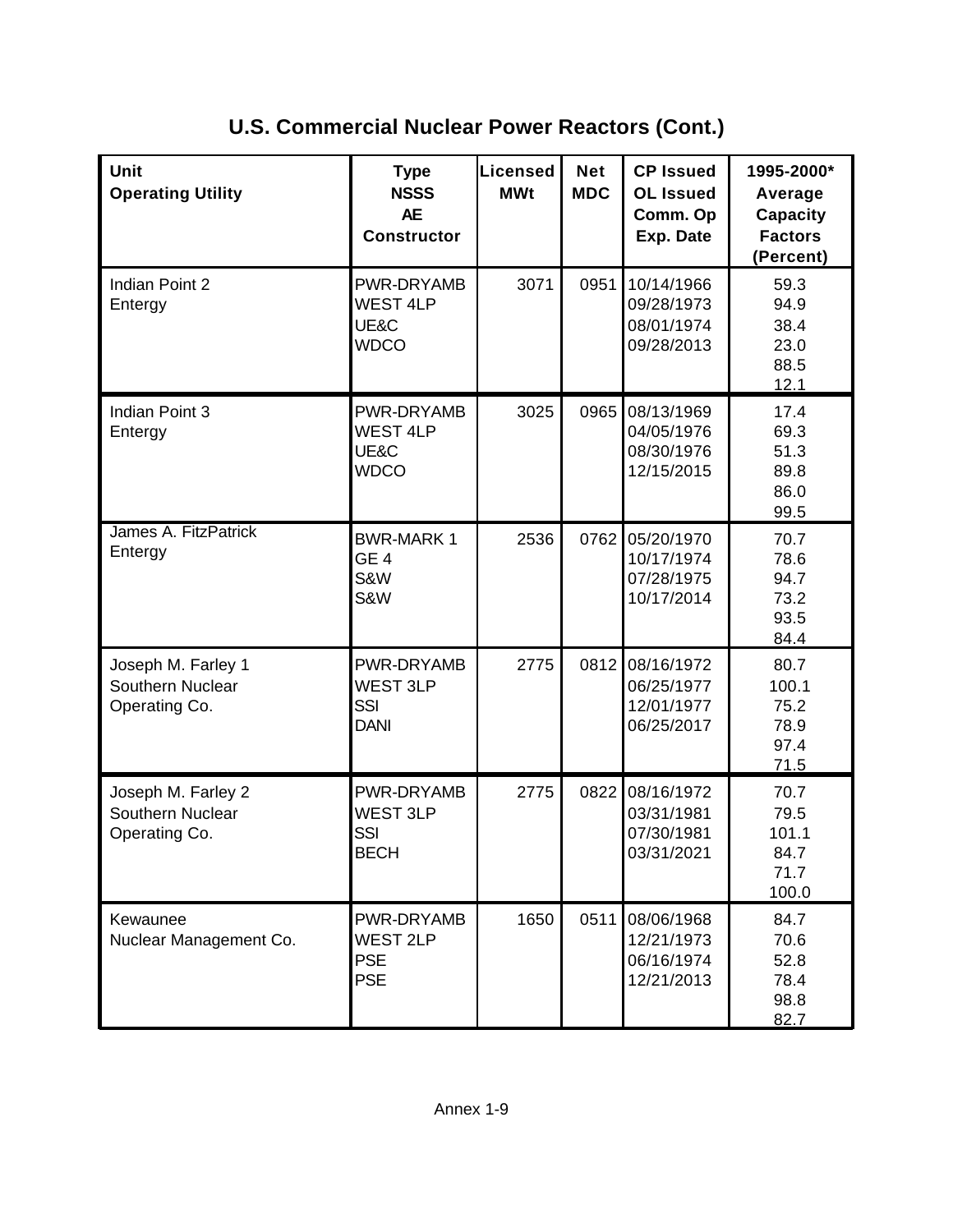## U.S. Commercial Nuclear Power Reactors (Cont.)

| Unit<br>Operating Utility | Type<br>NSSS<br>AE<br>Constructor | Licensed MWt | Net MDC | CP Issued<br>OL Issued<br>Comm. Op<br>Exp. Date | 1995-2000* Average Capacity Factors (Percent) |
|---|---|---|---|---|---|
| Indian Point 2<br>Entergy | PWR-DRYAMB<br>WEST 4LP<br>UE&C<br>WDCO | 3071 | 0951 | 10/14/1966<br>09/28/1973<br>08/01/1974<br>09/28/2013 | 59.3<br>94.9<br>38.4<br>23.0<br>88.5<br>12.1 |
| Indian Point 3<br>Entergy | PWR-DRYAMB<br>WEST 4LP<br>UE&C<br>WDCO | 3025 | 0965 | 08/13/1969<br>04/05/1976<br>08/30/1976<br>12/15/2015 | 17.4<br>69.3<br>51.3<br>89.8<br>86.0<br>99.5 |
| James A. FitzPatrick<br>Entergy | BWR-MARK 1<br>GE 4<br>S&W<br>S&W | 2536 | 0762 | 05/20/1970<br>10/17/1974<br>07/28/1975<br>10/17/2014 | 70.7<br>78.6<br>94.7<br>73.2<br>93.5<br>84.4 |
| Joseph M. Farley 1<br>Southern Nuclear Operating Co. | PWR-DRYAMB<br>WEST 3LP<br>SSI<br>DANI | 2775 | 0812 | 08/16/1972<br>06/25/1977<br>12/01/1977<br>06/25/2017 | 80.7<br>100.1<br>75.2<br>78.9<br>97.4<br>71.5 |
| Joseph M. Farley 2<br>Southern Nuclear Operating Co. | PWR-DRYAMB<br>WEST 3LP<br>SSI<br>BECH | 2775 | 0822 | 08/16/1972<br>03/31/1981<br>07/30/1981<br>03/31/2021 | 70.7<br>79.5<br>101.1<br>84.7<br>71.7<br>100.0 |
| Kewaunee<br>Nuclear Management Co. | PWR-DRYAMB<br>WEST 2LP<br>PSE<br>PSE | 1650 | 0511 | 08/06/1968<br>12/21/1973<br>06/16/1974<br>12/21/2013 | 84.7<br>70.6<br>52.8<br>78.4<br>98.8<br>82.7 |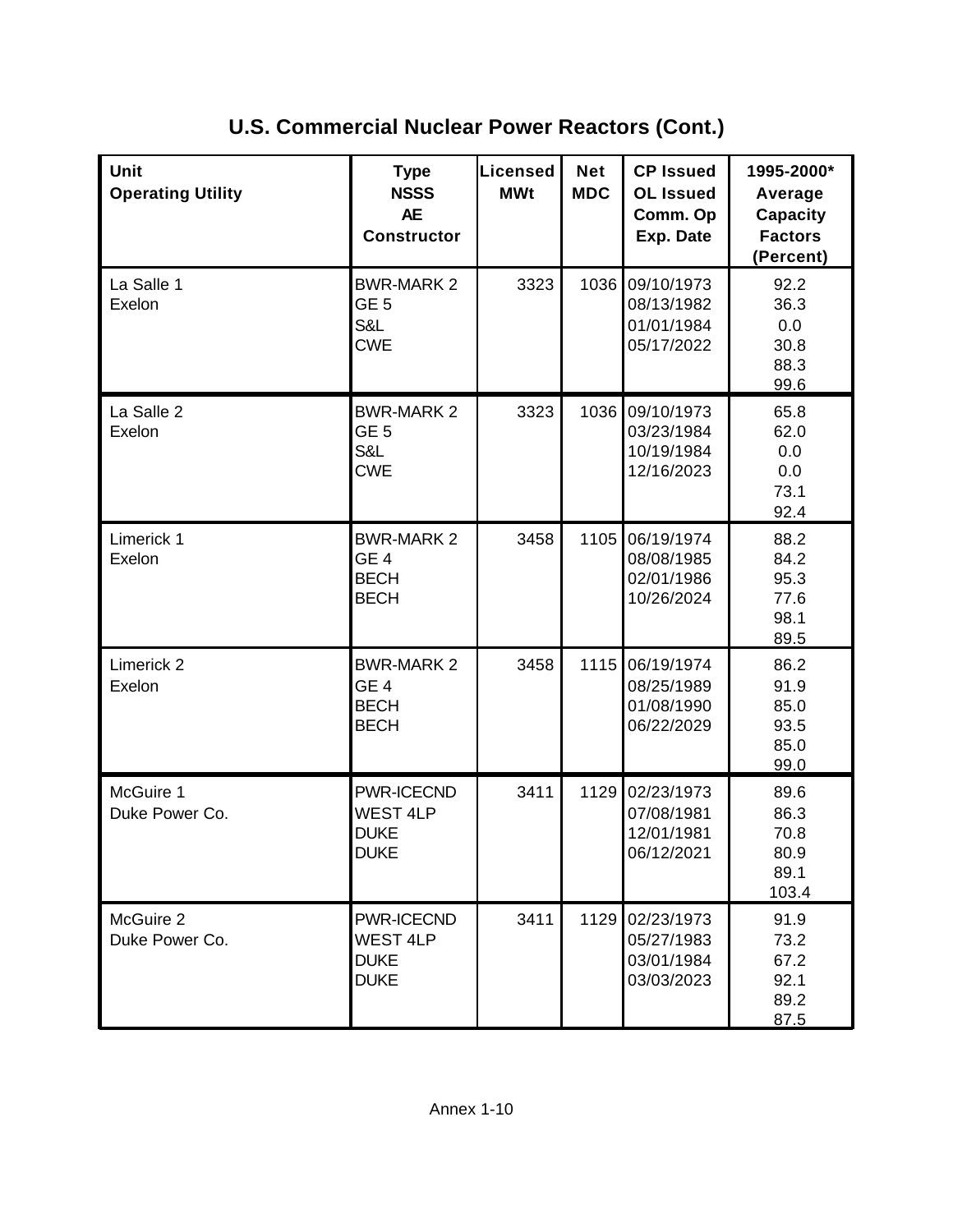# U.S. Commercial Nuclear Power Reactors (Cont.)

| Unit<br>Operating Utility | Type<br>NSSS<br>AE<br>Constructor | Licensed MWt | Net MDC | CP Issued<br>OL Issued<br>Comm. Op<br>Exp. Date | 1995-2000* Average Capacity Factors (Percent) |
|---|---|---|---|---|---|
| La Salle 1<br>Exelon | BWR-MARK 2<br>GE 5<br>S&L<br>CWE | 3323 | 1036 | 09/10/1973<br>08/13/1982<br>01/01/1984<br>05/17/2022 | 92.2<br>36.3<br>0.0<br>30.8<br>88.3<br>99.6 |
| La Salle 2<br>Exelon | BWR-MARK 2<br>GE 5<br>S&L<br>CWE | 3323 | 1036 | 09/10/1973<br>03/23/1984<br>10/19/1984<br>12/16/2023 | 65.8<br>62.0<br>0.0<br>0.0<br>73.1<br>92.4 |
| Limerick 1<br>Exelon | BWR-MARK 2<br>GE 4<br>BECH<br>BECH | 3458 | 1105 | 06/19/1974<br>08/08/1985<br>02/01/1986<br>10/26/2024 | 88.2<br>84.2<br>95.3<br>77.6<br>98.1<br>89.5 |
| Limerick 2<br>Exelon | BWR-MARK 2<br>GE 4<br>BECH<br>BECH | 3458 | 1115 | 06/19/1974<br>08/25/1989<br>01/08/1990<br>06/22/2029 | 86.2<br>91.9<br>85.0<br>93.5<br>85.0<br>99.0 |
| McGuire 1<br>Duke Power Co. | PWR-ICECND<br>WEST 4LP<br>DUKE<br>DUKE | 3411 | 1129 | 02/23/1973<br>07/08/1981<br>12/01/1981<br>06/12/2021 | 89.6<br>86.3<br>70.8<br>80.9<br>89.1<br>103.4 |
| McGuire 2<br>Duke Power Co. | PWR-ICECND<br>WEST 4LP<br>DUKE<br>DUKE | 3411 | 1129 | 02/23/1973<br>05/27/1983<br>03/01/1984<br>03/03/2023 | 91.9<br>73.2<br>67.2<br>92.1<br>89.2<br>87.5 |

Annex 1-10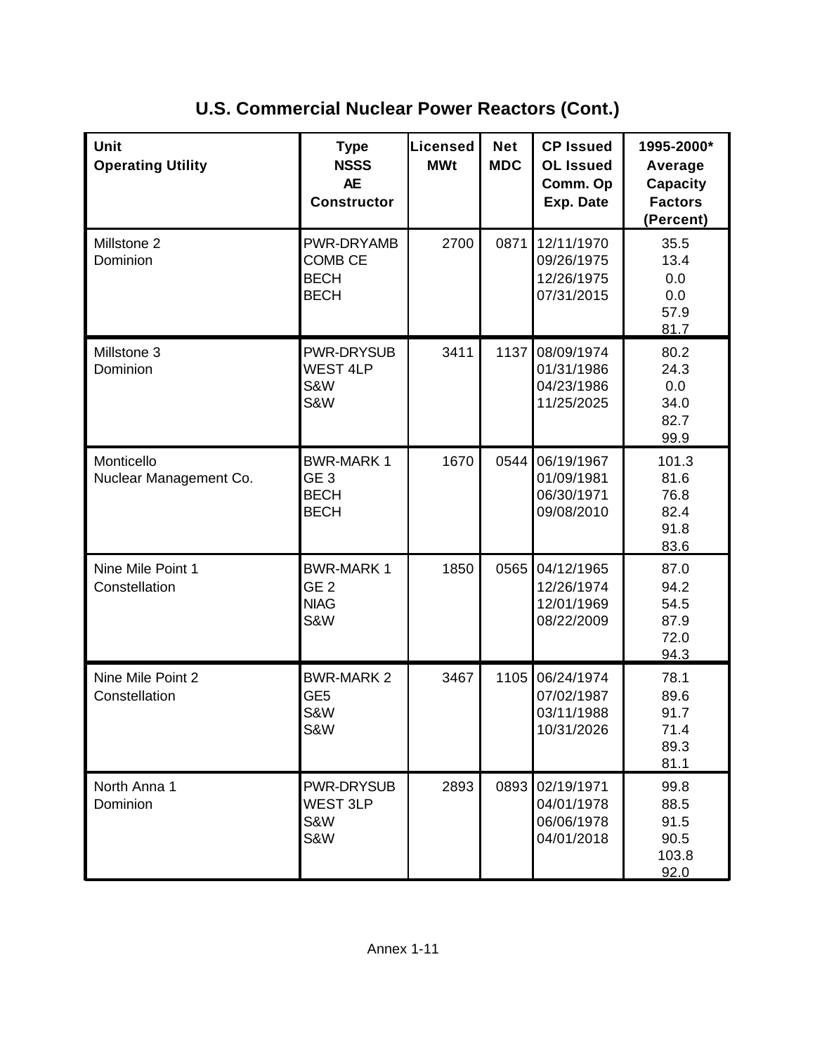## U.S. Commercial Nuclear Power Reactors (Cont.)

| Unit<br>Operating Utility | Type<br>NSSS<br>AE<br>Constructor | Licensed MWt | Net MDC | CP Issued<br>OL Issued<br>Comm. Op<br>Exp. Date | 1995-2000*<br>Average<br>Capacity<br>Factors<br>(Percent) |
|---|---|---|---|---|---|
| Millstone 2<br>Dominion | PWR-DRYAMB<br>COMB CE<br>BECH<br>BECH | 2700 | 0871 | 12/11/1970<br>09/26/1975<br>12/26/1975<br>07/31/2015 | 35.5<br>13.4<br>0.0<br>0.0<br>57.9<br>81.7 |
| Millstone 3<br>Dominion | PWR-DRYSUB<br>WEST 4LP<br>S&W<br>S&W | 3411 | 1137 | 08/09/1974<br>01/31/1986<br>04/23/1986<br>11/25/2025 | 80.2<br>24.3<br>0.0<br>34.0<br>82.7<br>99.9 |
| Monticello<br>Nuclear Management Co. | BWR-MARK 1<br>GE 3<br>BECH<br>BECH | 1670 | 0544 | 06/19/1967<br>01/09/1981<br>06/30/1971<br>09/08/2010 | 101.3<br>81.6<br>76.8<br>82.4<br>91.8<br>83.6 |
| Nine Mile Point 1<br>Constellation | BWR-MARK 1<br>GE 2<br>NIAG<br>S&W | 1850 | 0565 | 04/12/1965<br>12/26/1974<br>12/01/1969<br>08/22/2009 | 87.0<br>94.2<br>54.5<br>87.9<br>72.0<br>94.3 |
| Nine Mile Point 2<br>Constellation | BWR-MARK 2<br>GE5<br>S&W<br>S&W | 3467 | 1105 | 06/24/1974<br>07/02/1987<br>03/11/1988<br>10/31/2026 | 78.1<br>89.6<br>91.7<br>71.4<br>89.3<br>81.1 |
| North Anna 1<br>Dominion | PWR-DRYSUB<br>WEST 3LP<br>S&W<br>S&W | 2893 | 0893 | 02/19/1971<br>04/01/1978<br>06/06/1978<br>04/01/2018 | 99.8<br>88.5<br>91.5<br>90.5<br>103.8<br>92.0 |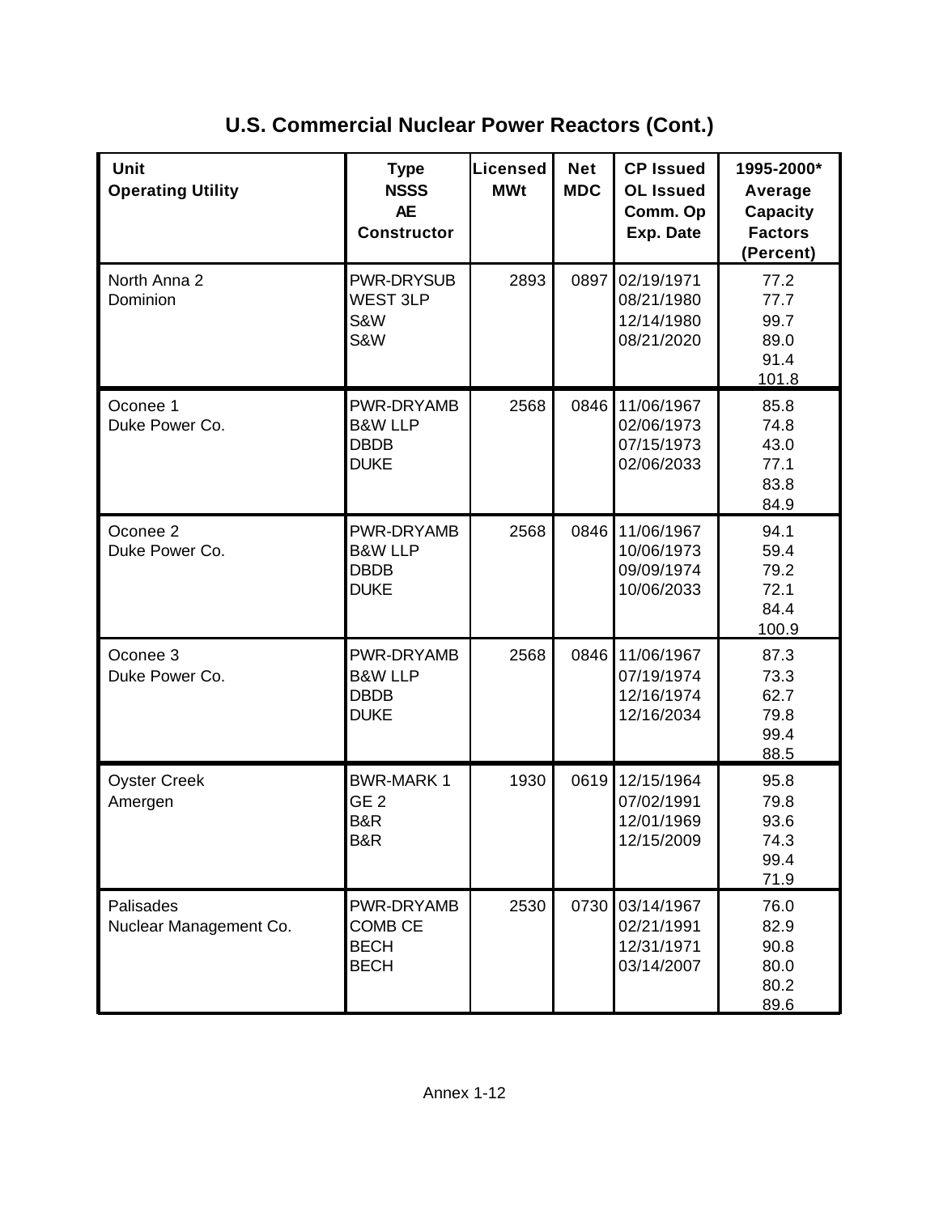# U.S. Commercial Nuclear Power Reactors (Cont.)

| Unit<br>Operating Utility | Type<br>NSSS<br>AE<br>Constructor | Licensed<br>MWt | Net<br>MDC | CP Issued<br>OL Issued<br>Comm. Op<br>Exp. Date | 1995-2000*<br>Average<br>Capacity<br>Factors<br>(Percent) |
|---|---|---|---|---|---|
| North Anna 2<br>Dominion | PWR-DRYSUB<br>WEST 3LP<br>S&W<br>S&W | 2893 | 0897 | 02/19/1971<br>08/21/1980<br>12/14/1980<br>08/21/2020 | 77.2<br>77.7<br>99.7<br>89.0<br>91.4<br>101.8 |
| Oconee 1<br>Duke Power Co. | PWR-DRYAMB<br>B&W LLP<br>DBDB<br>DUKE | 2568 | 0846 | 11/06/1967<br>02/06/1973<br>07/15/1973<br>02/06/2033 | 85.8<br>74.8<br>43.0<br>77.1<br>83.8<br>84.9 |
| Oconee 2<br>Duke Power Co. | PWR-DRYAMB<br>B&W LLP<br>DBDB<br>DUKE | 2568 | 0846 | 11/06/1967<br>10/06/1973<br>09/09/1974<br>10/06/2033 | 94.1<br>59.4<br>79.2<br>72.1<br>84.4<br>100.9 |
| Oconee 3<br>Duke Power Co. | PWR-DRYAMB<br>B&W LLP<br>DBDB<br>DUKE | 2568 | 0846 | 11/06/1967<br>07/19/1974<br>12/16/1974<br>12/16/2034 | 87.3<br>73.3<br>62.7<br>79.8<br>99.4<br>88.5 |
| Oyster Creek<br>Amergen | BWR-MARK 1<br>GE 2<br>B&R<br>B&R | 1930 | 0619 | 12/15/1964<br>07/02/1991<br>12/01/1969<br>12/15/2009 | 95.8<br>79.8<br>93.6<br>74.3<br>99.4<br>71.9 |
| Palisades<br>Nuclear Management Co. | PWR-DRYAMB<br>COMB CE<br>BECH<br>BECH | 2530 | 0730 | 03/14/1967<br>02/21/1991<br>12/31/1971<br>03/14/2007 | 76.0<br>82.9<br>90.8<br>80.0<br>80.2<br>89.6 |

Annex 1-12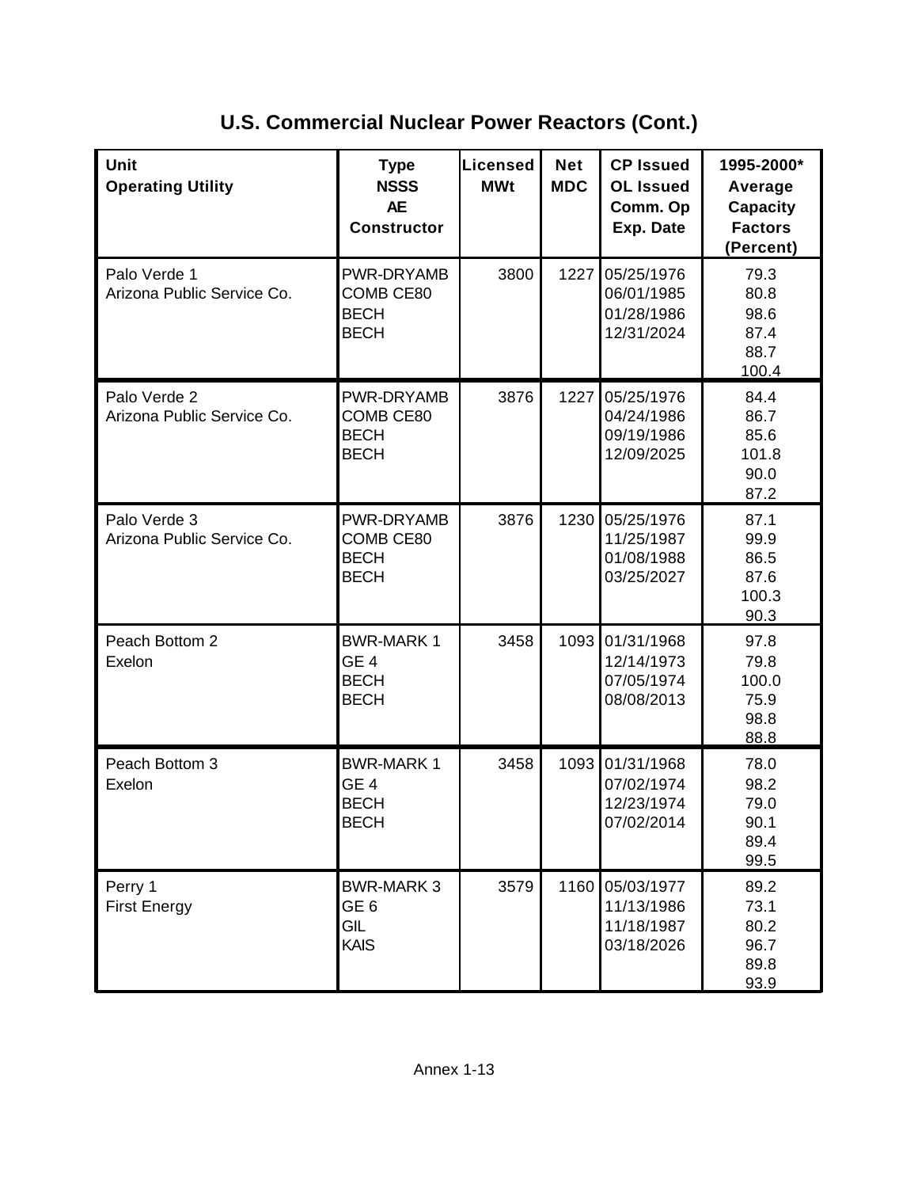## U.S. Commercial Nuclear Power Reactors (Cont.)

| Unit<br>Operating Utility | Type<br>NSSS<br>AE<br>Constructor | Licensed MWt | Net MDC | CP Issued<br>OL Issued<br>Comm. Op<br>Exp. Date | 1995-2000* Average Capacity Factors (Percent) |
|---|---|---|---|---|---|
| Palo Verde 1<br>Arizona Public Service Co. | PWR-DRYAMB<br>COMB CE80<br>BECH<br>BECH | 3800 | 1227 | 05/25/1976<br>06/01/1985<br>01/28/1986<br>12/31/2024 | 79.3<br>80.8<br>98.6<br>87.4<br>88.7<br>100.4 |
| Palo Verde 2<br>Arizona Public Service Co. | PWR-DRYAMB<br>COMB CE80<br>BECH<br>BECH | 3876 | 1227 | 05/25/1976<br>04/24/1986<br>09/19/1986<br>12/09/2025 | 84.4<br>86.7<br>85.6<br>101.8<br>90.0<br>87.2 |
| Palo Verde 3<br>Arizona Public Service Co. | PWR-DRYAMB<br>COMB CE80<br>BECH<br>BECH | 3876 | 1230 | 05/25/1976<br>11/25/1987<br>01/08/1988<br>03/25/2027 | 87.1<br>99.9<br>86.5<br>87.6<br>100.3<br>90.3 |
| Peach Bottom 2<br>Exelon | BWR-MARK 1<br>GE 4<br>BECH<br>BECH | 3458 | 1093 | 01/31/1968<br>12/14/1973<br>07/05/1974<br>08/08/2013 | 97.8<br>79.8<br>100.0<br>75.9<br>98.8<br>88.8 |
| Peach Bottom 3<br>Exelon | BWR-MARK 1<br>GE 4<br>BECH<br>BECH | 3458 | 1093 | 01/31/1968<br>07/02/1974<br>12/23/1974<br>07/02/2014 | 78.0<br>98.2<br>79.0<br>90.1<br>89.4<br>99.5 |
| Perry 1<br>First Energy | BWR-MARK 3<br>GE 6<br>GIL<br>KAIS | 3579 | 1160 | 05/03/1977<br>11/13/1986<br>11/18/1987<br>03/18/2026 | 89.2<br>73.1<br>80.2<br>96.7<br>89.8<br>93.9 |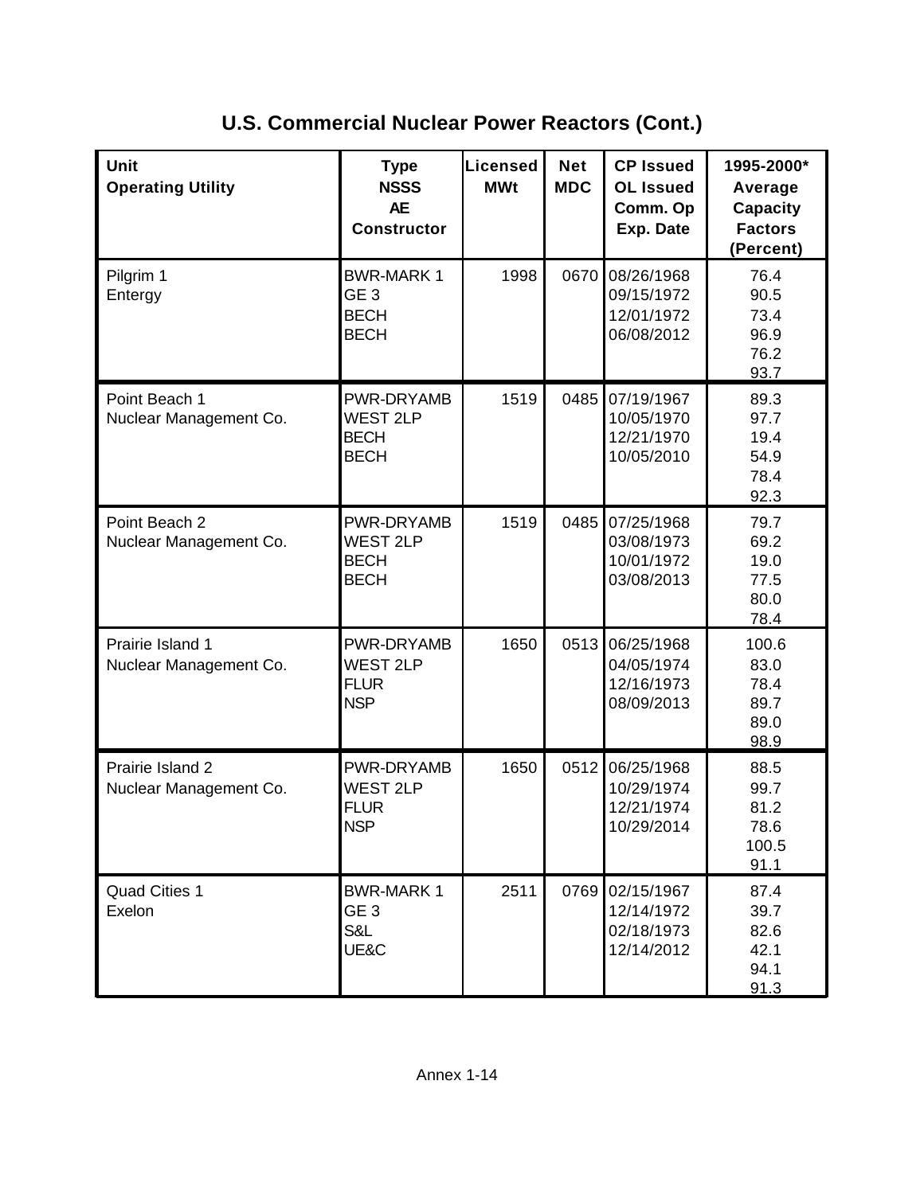## U.S. Commercial Nuclear Power Reactors (Cont.)

| Unit<br>Operating Utility | Type<br>NSSS<br>AE<br>Constructor | Licensed MWt | Net MDC | CP Issued<br>OL Issued<br>Comm. Op<br>Exp. Date | 1995-2000* Average Capacity Factors (Percent) |
|---|---|---|---|---|---|
| Pilgrim 1<br>Entergy | BWR-MARK 1<br>GE 3<br>BECH<br>BECH | 1998 | 0670 | 08/26/1968<br>09/15/1972<br>12/01/1972<br>06/08/2012 | 76.4<br>90.5<br>73.4<br>96.9<br>76.2<br>93.7 |
| Point Beach 1<br>Nuclear Management Co. | PWR-DRYAMB<br>WEST 2LP<br>BECH<br>BECH | 1519 | 0485 | 07/19/1967<br>10/05/1970<br>12/21/1970<br>10/05/2010 | 89.3<br>97.7<br>19.4<br>54.9<br>78.4<br>92.3 |
| Point Beach 2<br>Nuclear Management Co. | PWR-DRYAMB<br>WEST 2LP<br>BECH<br>BECH | 1519 | 0485 | 07/25/1968<br>03/08/1973<br>10/01/1972<br>03/08/2013 | 79.7<br>69.2<br>19.0<br>77.5<br>80.0<br>78.4 |
| Prairie Island 1<br>Nuclear Management Co. | PWR-DRYAMB<br>WEST 2LP<br>FLUR<br>NSP | 1650 | 0513 | 06/25/1968<br>04/05/1974<br>12/16/1973<br>08/09/2013 | 100.6<br>83.0<br>78.4<br>89.7<br>89.0<br>98.9 |
| Prairie Island 2<br>Nuclear Management Co. | PWR-DRYAMB<br>WEST 2LP<br>FLUR<br>NSP | 1650 | 0512 | 06/25/1968<br>10/29/1974<br>12/21/1974<br>10/29/2014 | 88.5<br>99.7<br>81.2<br>78.6<br>100.5<br>91.1 |
| Quad Cities 1<br>Exelon | BWR-MARK 1<br>GE 3<br>S&L<br>UE&C | 2511 | 0769 | 02/15/1967<br>12/14/1972<br>02/18/1973<br>12/14/2012 | 87.4<br>39.7<br>82.6<br>42.1<br>94.1<br>91.3 |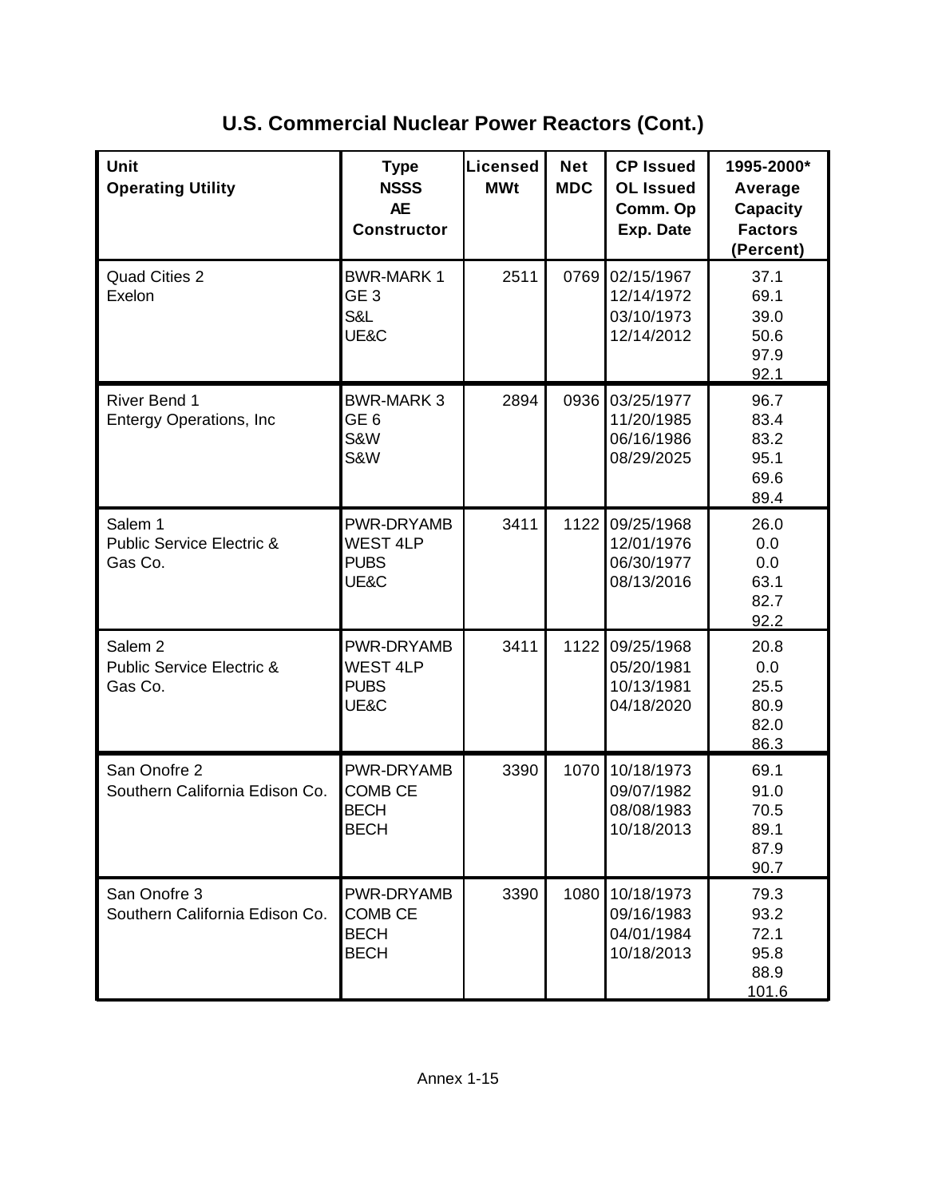## U.S. Commercial Nuclear Power Reactors (Cont.)

| Unit<br>Operating Utility | Type<br>NSSS<br>AE<br>Constructor | Licensed<br>MWt | Net<br>MDC | CP Issued<br>OL Issued<br>Comm. Op<br>Exp. Date | 1995-2000*<br>Average<br>Capacity<br>Factors<br>(Percent) |
|---|---|---|---|---|---|
| Quad Cities 2<br>Exelon | BWR-MARK 1<br>GE 3<br>S&L<br>UE&C | 2511 | 0769 | 02/15/1967<br>12/14/1972<br>03/10/1973<br>12/14/2012 | 37.1<br>69.1<br>39.0<br>50.6<br>97.9<br>92.1 |
| River Bend 1<br>Entergy Operations, Inc | BWR-MARK 3<br>GE 6<br>S&W<br>S&W | 2894 | 0936 | 03/25/1977<br>11/20/1985<br>06/16/1986<br>08/29/2025 | 96.7<br>83.4<br>83.2<br>95.1<br>69.6<br>89.4 |
| Salem 1<br>Public Service Electric & Gas Co. | PWR-DRYAMB<br>WEST 4LP<br>PUBS<br>UE&C | 3411 | 1122 | 09/25/1968<br>12/01/1976<br>06/30/1977<br>08/13/2016 | 26.0<br>0.0<br>0.0<br>63.1<br>82.7<br>92.2 |
| Salem 2<br>Public Service Electric & Gas Co. | PWR-DRYAMB<br>WEST 4LP<br>PUBS<br>UE&C | 3411 | 1122 | 09/25/1968<br>05/20/1981<br>10/13/1981<br>04/18/2020 | 20.8<br>0.0<br>25.5<br>80.9<br>82.0<br>86.3 |
| San Onofre 2<br>Southern California Edison Co. | PWR-DRYAMB<br>COMB CE<br>BECH<br>BECH | 3390 | 1070 | 10/18/1973<br>09/07/1982<br>08/08/1983<br>10/18/2013 | 69.1<br>91.0<br>70.5<br>89.1<br>87.9<br>90.7 |
| San Onofre 3<br>Southern California Edison Co. | PWR-DRYAMB<br>COMB CE<br>BECH<br>BECH | 3390 | 1080 | 10/18/1973<br>09/16/1983<br>04/01/1984<br>10/18/2013 | 79.3<br>93.2<br>72.1<br>95.8<br>88.9<br>101.6 |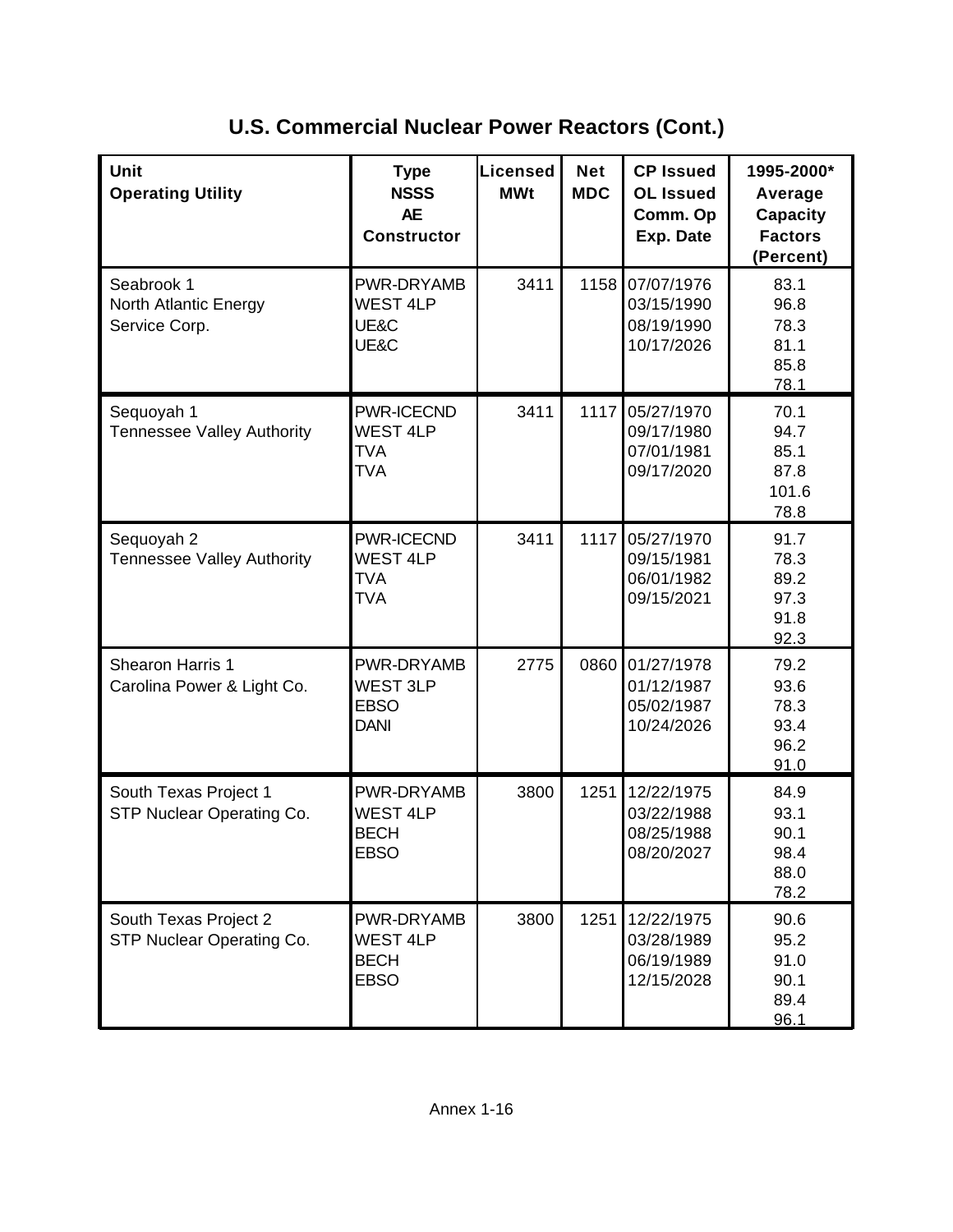# U.S. Commercial Nuclear Power Reactors (Cont.)

| Unit<br>Operating Utility | Type<br>NSSS<br>AE<br>Constructor | Licensed MWt | Net MDC | CP Issued<br>OL Issued<br>Comm. Op<br>Exp. Date | 1995-2000* Average Capacity Factors (Percent) |
|---|---|---|---|---|---|
| Seabrook 1<br>North Atlantic Energy Service Corp. | PWR-DRYAMB<br>WEST 4LP<br>UE&C<br>UE&C | 3411 | 1158 | 07/07/1976<br>03/15/1990<br>08/19/1990<br>10/17/2026 | 83.1<br>96.8<br>78.3<br>81.1<br>85.8<br>78.1 |
| Sequoyah 1<br>Tennessee Valley Authority | PWR-ICECND<br>WEST 4LP<br>TVA<br>TVA | 3411 | 1117 | 05/27/1970<br>09/17/1980<br>07/01/1981<br>09/17/2020 | 70.1<br>94.7<br>85.1<br>87.8<br>101.6<br>78.8 |
| Sequoyah 2<br>Tennessee Valley Authority | PWR-ICECND<br>WEST 4LP<br>TVA<br>TVA | 3411 | 1117 | 05/27/1970<br>09/15/1981<br>06/01/1982<br>09/15/2021 | 91.7<br>78.3<br>89.2<br>97.3<br>91.8<br>92.3 |
| Shearon Harris 1<br>Carolina Power & Light Co. | PWR-DRYAMB<br>WEST 3LP<br>EBSO<br>DANI | 2775 | 0860 | 01/27/1978<br>01/12/1987<br>05/02/1987<br>10/24/2026 | 79.2<br>93.6<br>78.3<br>93.4<br>96.2<br>91.0 |
| South Texas Project 1<br>STP Nuclear Operating Co. | PWR-DRYAMB<br>WEST 4LP<br>BECH<br>EBSO | 3800 | 1251 | 12/22/1975<br>03/22/1988<br>08/25/1988<br>08/20/2027 | 84.9<br>93.1<br>90.1<br>98.4<br>88.0<br>78.2 |
| South Texas Project 2<br>STP Nuclear Operating Co. | PWR-DRYAMB<br>WEST 4LP<br>BECH<br>EBSO | 3800 | 1251 | 12/22/1975<br>03/28/1989<br>06/19/1989<br>12/15/2028 | 90.6<br>95.2<br>91.0<br>90.1<br>89.4<br>96.1 |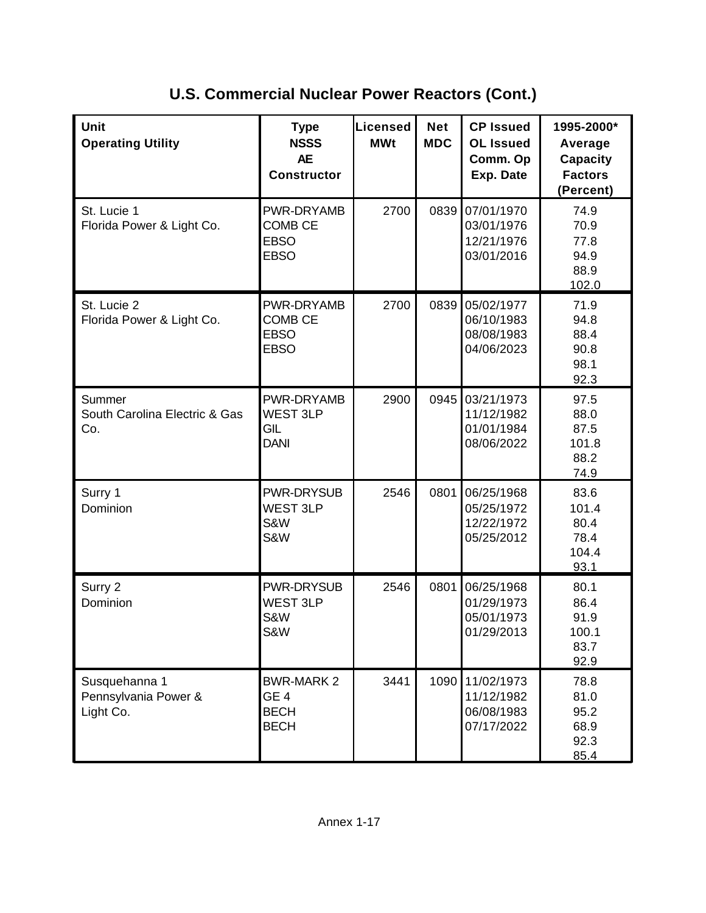# U.S. Commercial Nuclear Power Reactors (Cont.)

| Unit<br>Operating Utility | Type<br>NSSS<br>AE<br>Constructor | Licensed MWt | Net MDC | CP Issued<br>OL Issued<br>Comm. Op<br>Exp. Date | 1995-2000* Average Capacity Factors (Percent) |
|---|---|---|---|---|---|
| St. Lucie 1<br>Florida Power & Light Co. | PWR-DRYAMB<br>COMB CE<br>EBSO<br>EBSO | 2700 | 0839 | 07/01/1970<br>03/01/1976<br>12/21/1976<br>03/01/2016 | 74.9<br>70.9<br>77.8<br>94.9<br>88.9<br>102.0 |
| St. Lucie 2<br>Florida Power & Light Co. | PWR-DRYAMB<br>COMB CE<br>EBSO<br>EBSO | 2700 | 0839 | 05/02/1977<br>06/10/1983<br>08/08/1983<br>04/06/2023 | 71.9<br>94.8<br>88.4<br>90.8<br>98.1<br>92.3 |
| Summer<br>South Carolina Electric & Gas Co. | PWR-DRYAMB<br>WEST 3LP<br>GIL<br>DANI | 2900 | 0945 | 03/21/1973<br>11/12/1982<br>01/01/1984<br>08/06/2022 | 97.5<br>88.0<br>87.5<br>101.8<br>88.2<br>74.9 |
| Surry 1<br>Dominion | PWR-DRYSUB<br>WEST 3LP<br>S&W<br>S&W | 2546 | 0801 | 06/25/1968<br>05/25/1972<br>12/22/1972<br>05/25/2012 | 83.6<br>101.4<br>80.4<br>78.4<br>104.4<br>93.1 |
| Surry 2<br>Dominion | PWR-DRYSUB<br>WEST 3LP<br>S&W<br>S&W | 2546 | 0801 | 06/25/1968<br>01/29/1973<br>05/01/1973<br>01/29/2013 | 80.1<br>86.4<br>91.9<br>100.1<br>83.7<br>92.9 |
| Susquehanna 1<br>Pennsylvania Power & Light Co. | BWR-MARK 2<br>GE 4<br>BECH<br>BECH | 3441 | 1090 | 11/02/1973<br>11/12/1982<br>06/08/1983<br>07/17/2022 | 78.8<br>81.0<br>95.2<br>68.9<br>92.3<br>85.4 |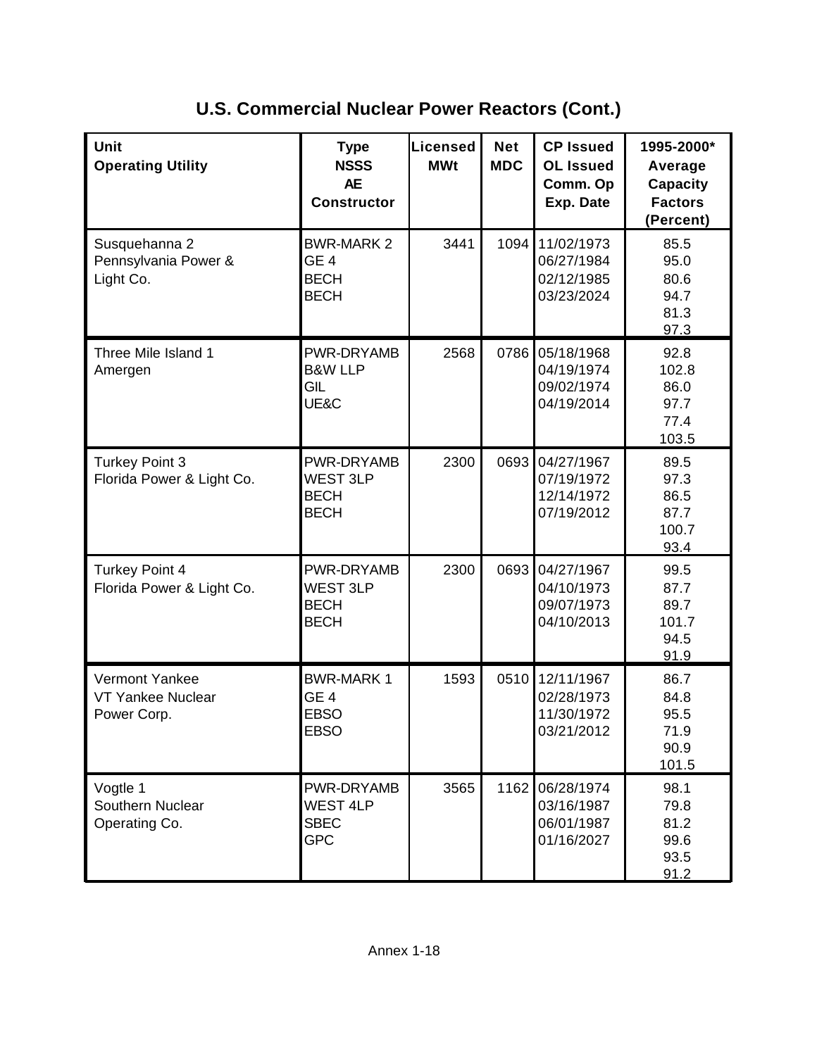## U.S. Commercial Nuclear Power Reactors (Cont.)

| Unit<br>Operating Utility | Type<br>NSSS<br>AE<br>Constructor | Licensed MWt | Net MDC | CP Issued<br>OL Issued<br>Comm. Op<br>Exp. Date | 1995-2000* Average Capacity Factors (Percent) |
|---|---|---|---|---|---|
| Susquehanna 2<br>Pennsylvania Power & Light Co. | BWR-MARK 2<br>GE 4<br>BECH<br>BECH | 3441 | 1094 | 11/02/1973<br>06/27/1984<br>02/12/1985<br>03/23/2024 | 85.5<br>95.0<br>80.6<br>94.7<br>81.3<br>97.3 |
| Three Mile Island 1<br>Amergen | PWR-DRYAMB<br>B&W LLP<br>GIL<br>UE&C | 2568 | 0786 | 05/18/1968<br>04/19/1974<br>09/02/1974<br>04/19/2014 | 92.8<br>102.8<br>86.0<br>97.7<br>77.4<br>103.5 |
| Turkey Point 3<br>Florida Power & Light Co. | PWR-DRYAMB<br>WEST 3LP<br>BECH<br>BECH | 2300 | 0693 | 04/27/1967<br>07/19/1972<br>12/14/1972<br>07/19/2012 | 89.5<br>97.3<br>86.5<br>87.7<br>100.7<br>93.4 |
| Turkey Point 4<br>Florida Power & Light Co. | PWR-DRYAMB<br>WEST 3LP<br>BECH<br>BECH | 2300 | 0693 | 04/27/1967<br>04/10/1973<br>09/07/1973<br>04/10/2013 | 99.5<br>87.7<br>89.7<br>101.7<br>94.5<br>91.9 |
| Vermont Yankee<br>VT Yankee Nuclear Power Corp. | BWR-MARK 1<br>GE 4<br>EBSO<br>EBSO | 1593 | 0510 | 12/11/1967<br>02/28/1973<br>11/30/1972<br>03/21/2012 | 86.7<br>84.8<br>95.5<br>71.9<br>90.9<br>101.5 |
| Vogtle 1<br>Southern Nuclear Operating Co. | PWR-DRYAMB<br>WEST 4LP<br>SBEC<br>GPC | 3565 | 1162 | 06/28/1974<br>03/16/1987<br>06/01/1987<br>01/16/2027 | 98.1<br>79.8<br>81.2<br>99.6<br>93.5<br>91.2 |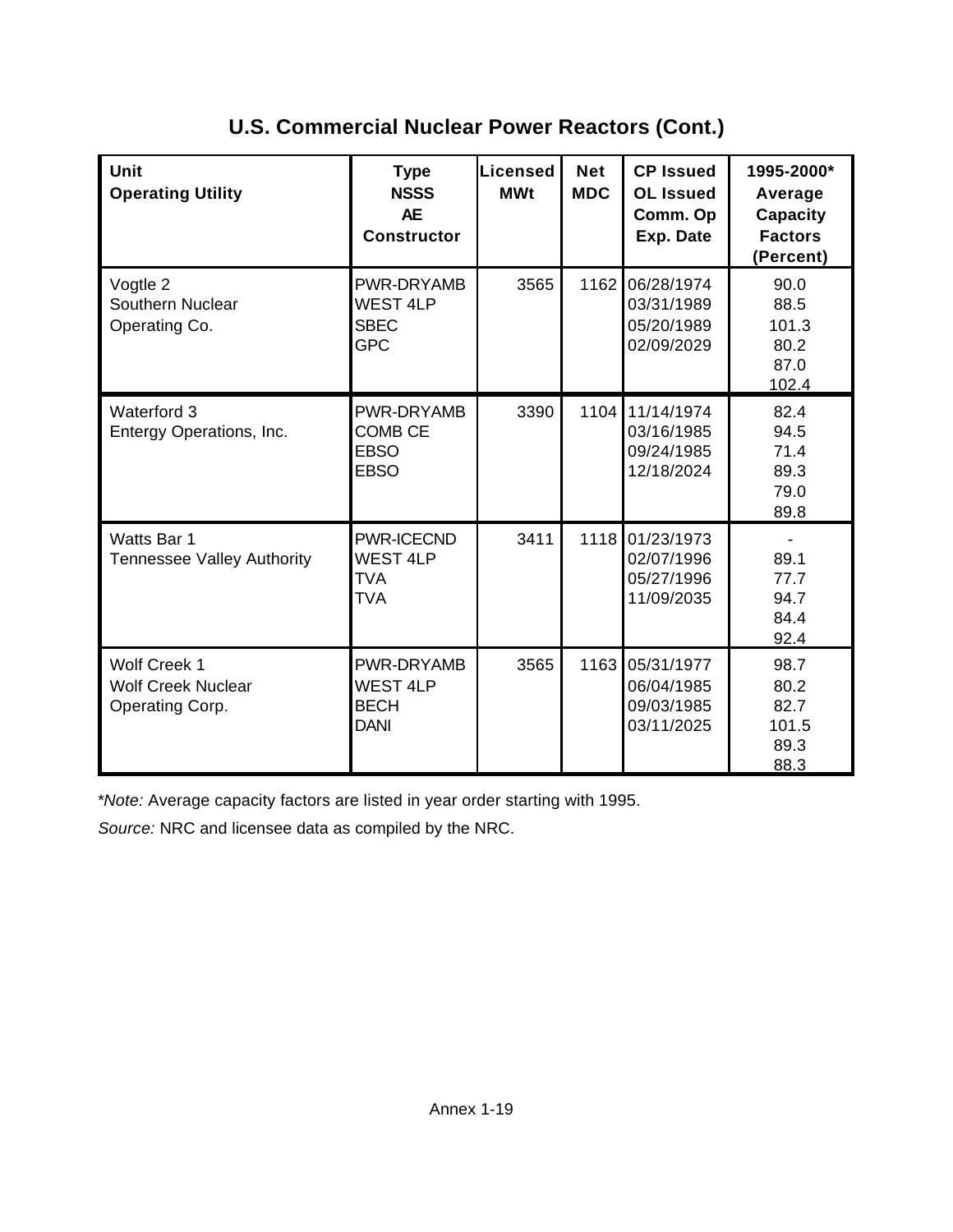## U.S. Commercial Nuclear Power Reactors (Cont.)

| Unit<br>Operating Utility | Type<br>NSSS<br>AE<br>Constructor | Licensed MWt | Net MDC | CP Issued<br>OL Issued<br>Comm. Op<br>Exp. Date | 1995-2000* Average Capacity Factors (Percent) |
|---|---|---|---|---|---|
| Vogtle 2<br>Southern Nuclear Operating Co. | PWR-DRYAMB<br>WEST 4LP<br>SBEC<br>GPC | 3565 | 1162 | 06/28/1974<br>03/31/1989<br>05/20/1989<br>02/09/2029 | 90.0<br>88.5<br>101.3<br>80.2<br>87.0<br>102.4 |
| Waterford 3<br>Entergy Operations, Inc. | PWR-DRYAMB<br>COMB CE<br>EBSO<br>EBSO | 3390 | 1104 | 11/14/1974<br>03/16/1985<br>09/24/1985<br>12/18/2024 | 82.4<br>94.5<br>71.4<br>89.3<br>79.0<br>89.8 |
| Watts Bar 1<br>Tennessee Valley Authority | PWR-ICECND<br>WEST 4LP<br>TVA<br>TVA | 3411 | 1118 | 01/23/1973<br>02/07/1996<br>05/27/1996<br>11/09/2035 | -<br>89.1<br>77.7<br>94.7<br>84.4<br>92.4 |
| Wolf Creek 1<br>Wolf Creek Nuclear Operating Corp. | PWR-DRYAMB<br>WEST 4LP<br>BECH<br>DANI | 3565 | 1163 | 05/31/1977<br>06/04/1985<br>09/03/1985<br>03/11/2025 | 98.7<br>80.2<br>82.7<br>101.5<br>89.3<br>88.3 |

**Note:* Average capacity factors are listed in year order starting with 1995.

*Source:* NRC and licensee data as compiled by the NRC.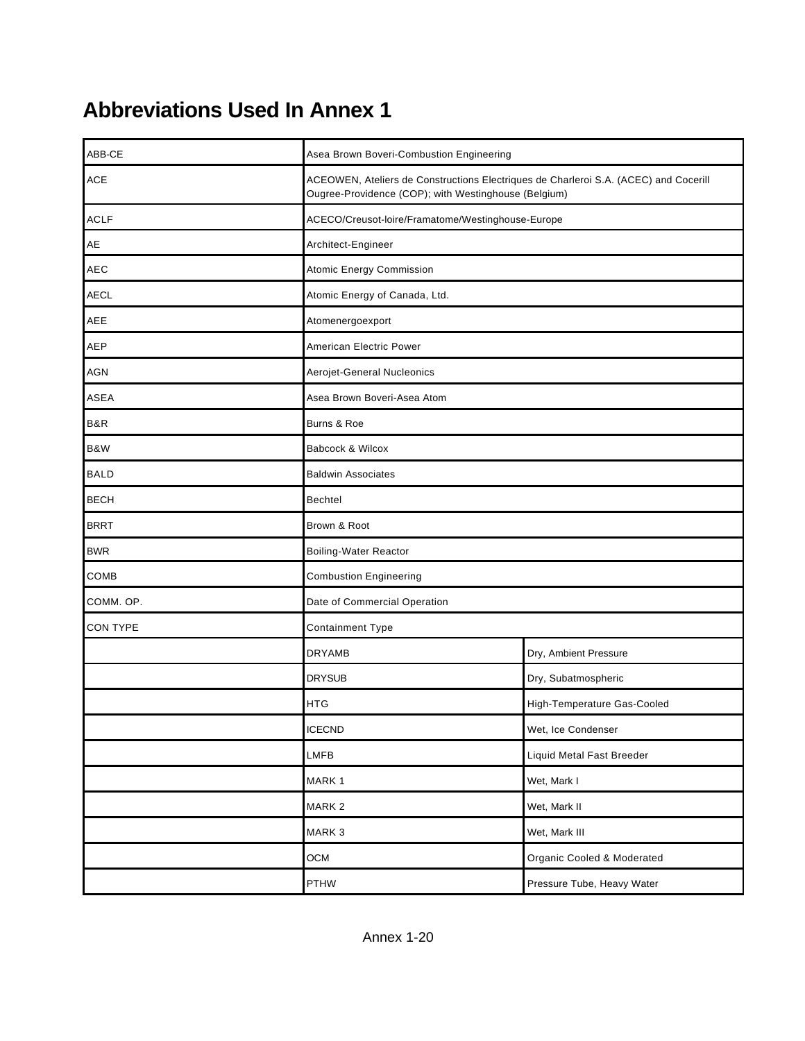# Abbreviations Used In Annex 1

| | | |
|---|---|---|
| ABB-CE | Asea Brown Boveri-Combustion Engineering | |
| ACE | ACEOWEN, Ateliers de Constructions Electriques de Charleroi S.A. (ACEC) and Cocerill Ougree-Providence (COP); with Westinghouse (Belgium) | |
| ACLF | ACECO/Creusot-loire/Framatome/Westinghouse-Europe | |
| AE | Architect-Engineer | |
| AEC | Atomic Energy Commission | |
| AECL | Atomic Energy of Canada, Ltd. | |
| AEE | Atomenergoexport | |
| AEP | American Electric Power | |
| AGN | Aerojet-General Nucleonics | |
| ASEA | Asea Brown Boveri-Asea Atom | |
| B&R | Burns & Roe | |
| B&W | Babcock & Wilcox | |
| BALD | Baldwin Associates | |
| BECH | Bechtel | |
| BRRT | Brown & Root | |
| BWR | Boiling-Water Reactor | |
| COMB | Combustion Engineering | |
| COMM. OP. | Date of Commercial Operation | |
| CON TYPE | Containment Type | |
| | DRYAMB | Dry, Ambient Pressure |
| | DRYSUB | Dry, Subatmospheric |
| | HTG | High-Temperature Gas-Cooled |
| | ICECND | Wet, Ice Condenser |
| | LMFB | Liquid Metal Fast Breeder |
| | MARK 1 | Wet, Mark I |
| | MARK 2 | Wet, Mark II |
| | MARK 3 | Wet, Mark III |
| | OCM | Organic Cooled & Moderated |
| | PTHW | Pressure Tube, Heavy Water |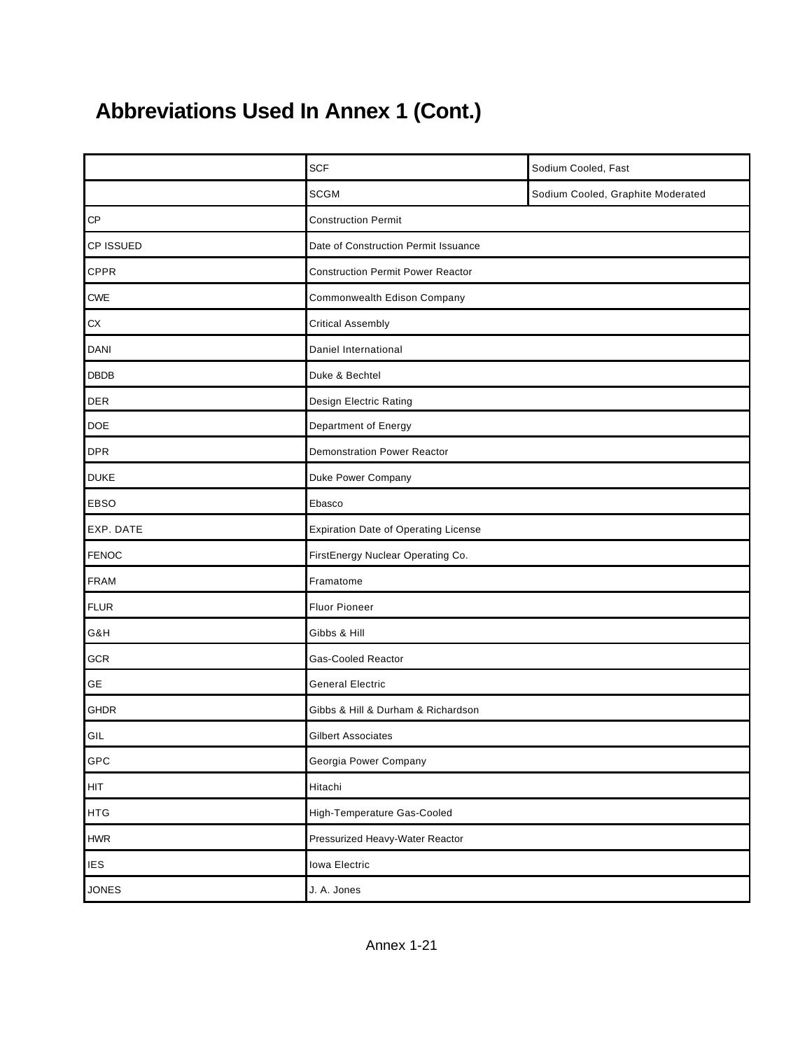# Abbreviations Used In Annex 1 (Cont.)

| | | |
|---|---|---|
| | SCF | Sodium Cooled, Fast |
| | SCGM | Sodium Cooled, Graphite Moderated |
| CP | Construction Permit | |
| CP ISSUED | Date of Construction Permit Issuance | |
| CPPR | Construction Permit Power Reactor | |
| CWE | Commonwealth Edison Company | |
| CX | Critical Assembly | |
| DANI | Daniel International | |
| DBDB | Duke & Bechtel | |
| DER | Design Electric Rating | |
| DOE | Department of Energy | |
| DPR | Demonstration Power Reactor | |
| DUKE | Duke Power Company | |
| EBSO | Ebasco | |
| EXP. DATE | Expiration Date of Operating License | |
| FENOC | FirstEnergy Nuclear Operating Co. | |
| FRAM | Framatome | |
| FLUR | Fluor Pioneer | |
| G&H | Gibbs & Hill | |
| GCR | Gas-Cooled Reactor | |
| GE | General Electric | |
| GHDR | Gibbs & Hill & Durham & Richardson | |
| GIL | Gilbert Associates | |
| GPC | Georgia Power Company | |
| HIT | Hitachi | |
| HTG | High-Temperature Gas-Cooled | |
| HWR | Pressurized Heavy-Water Reactor | |
| IES | Iowa Electric | |
| JONES | J. A. Jones | |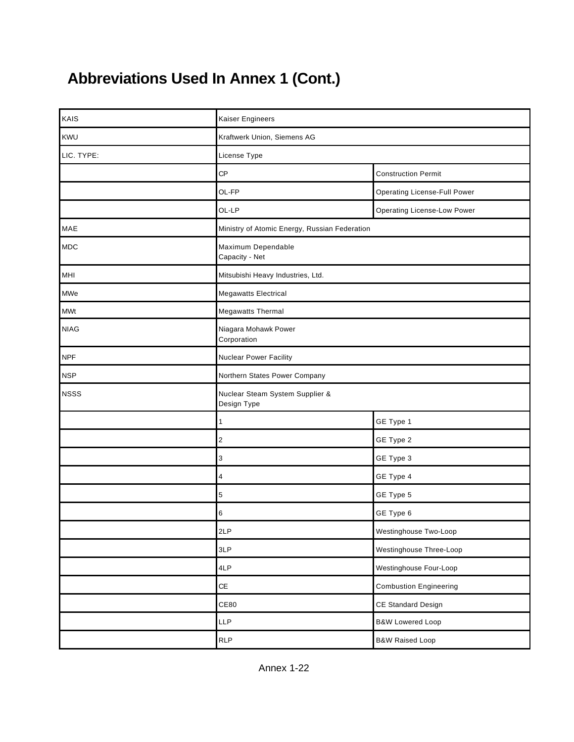# Abbreviations Used In Annex 1 (Cont.)

| | | |
|---|---|---|
| KAIS | Kaiser Engineers | |
| KWU | Kraftwerk Union, Siemens AG | |
| LIC. TYPE: | License Type | |
| | CP | Construction Permit |
| | OL-FP | Operating License-Full Power |
| | OL-LP | Operating License-Low Power |
| MAE | Ministry of Atomic Energy, Russian Federation | |
| MDC | Maximum Dependable Capacity - Net | |
| MHI | Mitsubishi Heavy Industries, Ltd. | |
| MWe | Megawatts Electrical | |
| MWt | Megawatts Thermal | |
| NIAG | Niagara Mohawk Power Corporation | |
| NPF | Nuclear Power Facility | |
| NSP | Northern States Power Company | |
| NSSS | Nuclear Steam System Supplier & Design Type | |
| | 1 | GE Type 1 |
| | 2 | GE Type 2 |
| | 3 | GE Type 3 |
| | 4 | GE Type 4 |
| | 5 | GE Type 5 |
| | 6 | GE Type 6 |
| | 2LP | Westinghouse Two-Loop |
| | 3LP | Westinghouse Three-Loop |
| | 4LP | Westinghouse Four-Loop |
| | CE | Combustion Engineering |
| | CE80 | CE Standard Design |
| | LLP | B&W Lowered Loop |
| | RLP | B&W Raised Loop |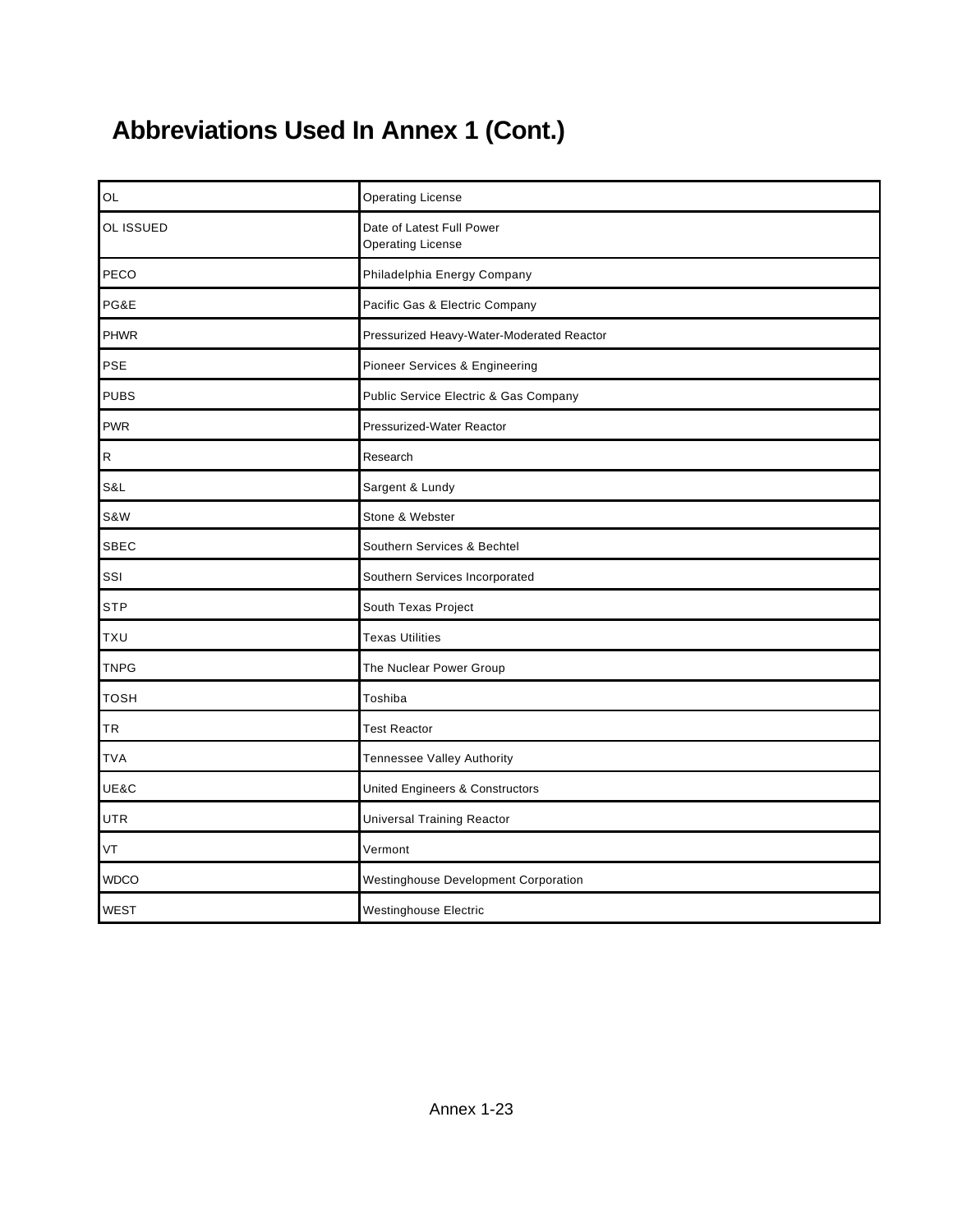# Abbreviations Used In Annex 1 (Cont.)

| | |
|---|---|
| OL | Operating License |
| OL ISSUED | Date of Latest Full Power Operating License |
| PECO | Philadelphia Energy Company |
| PG&E | Pacific Gas & Electric Company |
| PHWR | Pressurized Heavy-Water-Moderated Reactor |
| PSE | Pioneer Services & Engineering |
| PUBS | Public Service Electric & Gas Company |
| PWR | Pressurized-Water Reactor |
| R | Research |
| S&L | Sargent & Lundy |
| S&W | Stone & Webster |
| SBEC | Southern Services & Bechtel |
| SSI | Southern Services Incorporated |
| STP | South Texas Project |
| TXU | Texas Utilities |
| TNPG | The Nuclear Power Group |
| TOSH | Toshiba |
| TR | Test Reactor |
| TVA | Tennessee Valley Authority |
| UE&C | United Engineers & Constructors |
| UTR | Universal Training Reactor |
| VT | Vermont |
| WDCO | Westinghouse Development Corporation |
| WEST | Westinghouse Electric |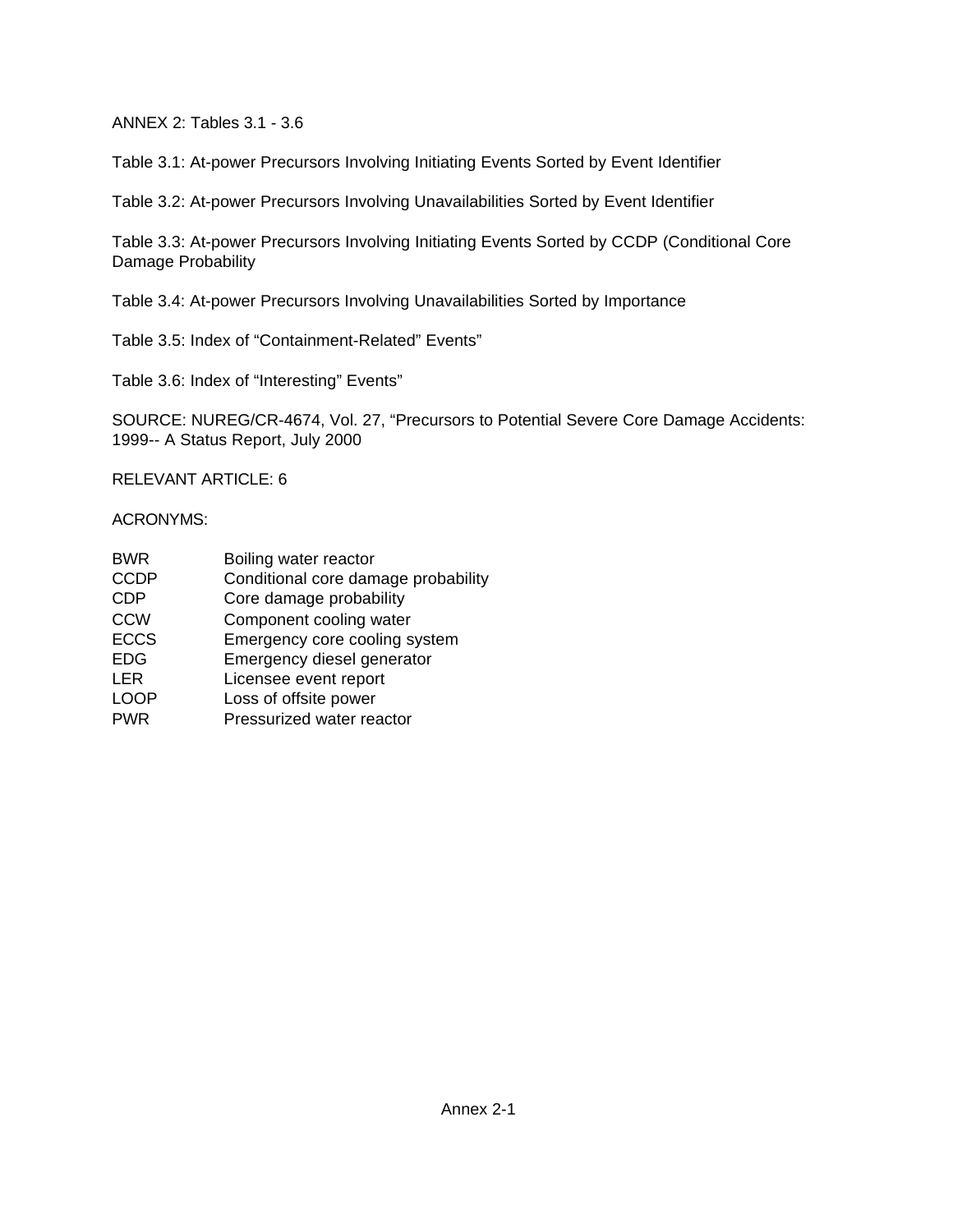ANNEX 2: Tables 3.1 - 3.6

Table 3.1: At-power Precursors Involving Initiating Events Sorted by Event Identifier

Table 3.2: At-power Precursors Involving Unavailabilities Sorted by Event Identifier

Table 3.3: At-power Precursors Involving Initiating Events Sorted by CCDP (Conditional Core Damage Probability

Table 3.4: At-power Precursors Involving Unavailabilities Sorted by Importance

Table 3.5: Index of “Containment-Related” Events”

Table 3.6: Index of “Interesting” Events”

SOURCE: NUREG/CR-4674, Vol. 27, “Precursors to Potential Severe Core Damage Accidents: 1999-- A Status Report, July 2000

RELEVANT ARTICLE: 6

ACRONYMS:

| | |
|---|---|
| BWR | Boiling water reactor |
| CCDP | Conditional core damage probability |
| CDP | Core damage probability |
| CCW | Component cooling water |
| ECCS | Emergency core cooling system |
| EDG | Emergency diesel generator |
| LER | Licensee event report |
| LOOP | Loss of offsite power |
| PWR | Pressurized water reactor |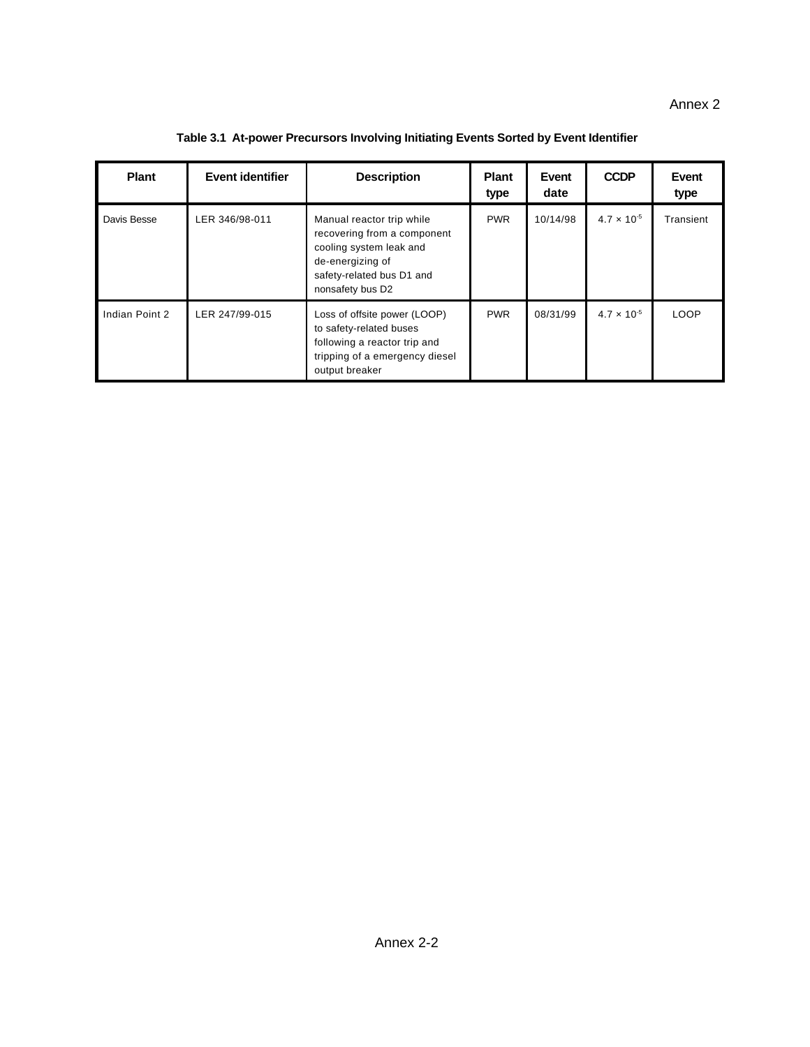**Table 3.1 At-power Precursors Involving Initiating Events Sorted by Event Identifier**

| Plant | Event identifier | Description | Plant type | Event date | CCDP | Event type |
|---|---|---|---|---|---|---|
| Davis Besse | LER 346/98-011 | Manual reactor trip while recovering from a component cooling system leak and de-energizing of safety-related bus D1 and nonsafety bus D2 | PWR | 10/14/98 | $4.7 \times 10^{-5}$ | Transient |
| Indian Point 2 | LER 247/99-015 | Loss of offsite power (LOOP) to safety-related buses following a reactor trip and tripping of a emergency diesel output breaker | PWR | 08/31/99 | $4.7 \times 10^{-5}$ | LOOP |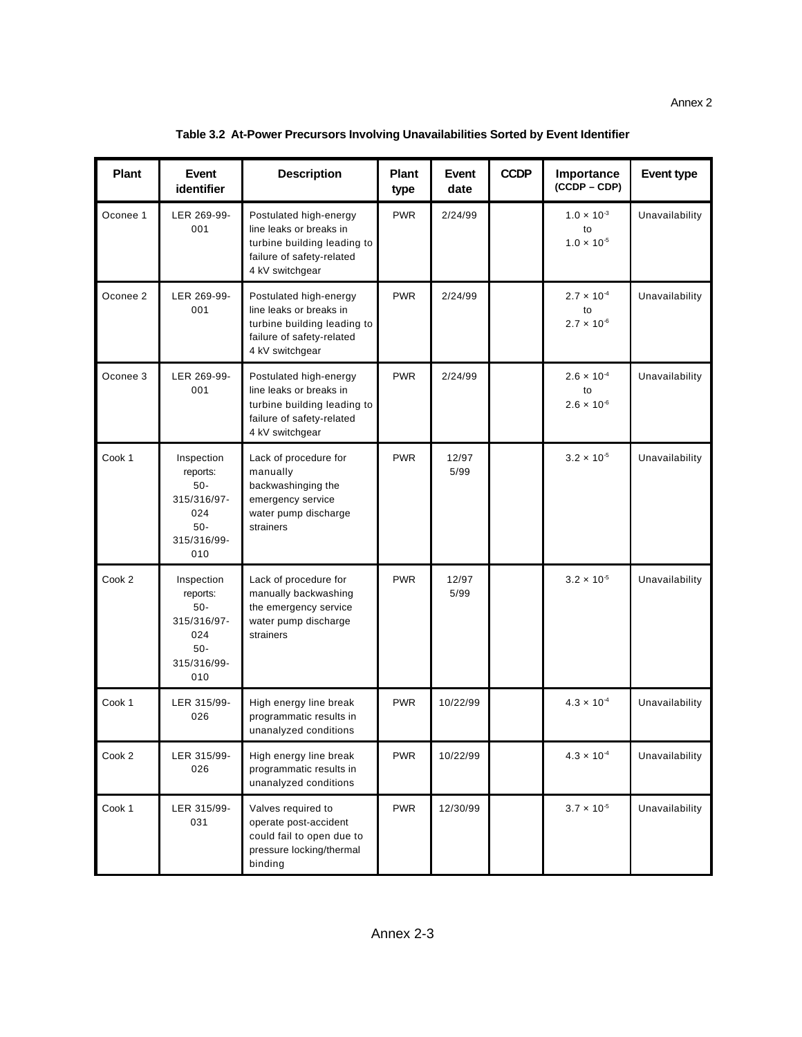**Table 3.2 At-Power Precursors Involving Unavailabilities Sorted by Event Identifier**

| Plant | Event identifier | Description | Plant type | Event date | CCDP | Importance (CCDP – CDP) | Event type |
|---|---|---|---|---|---|---|---|
| Oconee 1 | LER 269-99-001 | Postulated high-energy line leaks or breaks in turbine building leading to failure of safety-related 4 kV switchgear | PWR | 2/24/99 | | $1.0 \times 10^{-3}$ to $1.0 \times 10^{-5}$ | Unavailability |
| Oconee 2 | LER 269-99-001 | Postulated high-energy line leaks or breaks in turbine building leading to failure of safety-related 4 kV switchgear | PWR | 2/24/99 | | $2.7 \times 10^{-4}$ to $2.7 \times 10^{-6}$ | Unavailability |
| Oconee 3 | LER 269-99-001 | Postulated high-energy line leaks or breaks in turbine building leading to failure of safety-related 4 kV switchgear | PWR | 2/24/99 | | $2.6 \times 10^{-4}$ to $2.6 \times 10^{-6}$ | Unavailability |
| Cook 1 | Inspection reports: 50-315/316/97-024 50-315/316/99-010 | Lack of procedure for manually backwashinging the emergency service water pump discharge strainers | PWR | 12/97 5/99 | | $3.2 \times 10^{-5}$ | Unavailability |
| Cook 2 | Inspection reports: 50-315/316/97-024 50-315/316/99-010 | Lack of procedure for manually backwashing the emergency service water pump discharge strainers | PWR | 12/97 5/99 | | $3.2 \times 10^{-5}$ | Unavailability |
| Cook 1 | LER 315/99-026 | High energy line break programmatic results in unanalyzed conditions | PWR | 10/22/99 | | $4.3 \times 10^{-4}$ | Unavailability |
| Cook 2 | LER 315/99-026 | High energy line break programmatic results in unanalyzed conditions | PWR | 10/22/99 | | $4.3 \times 10^{-4}$ | Unavailability |
| Cook 1 | LER 315/99-031 | Valves required to operate post-accident could fail to open due to pressure locking/thermal binding | PWR | 12/30/99 | | $3.7 \times 10^{-5}$ | Unavailability |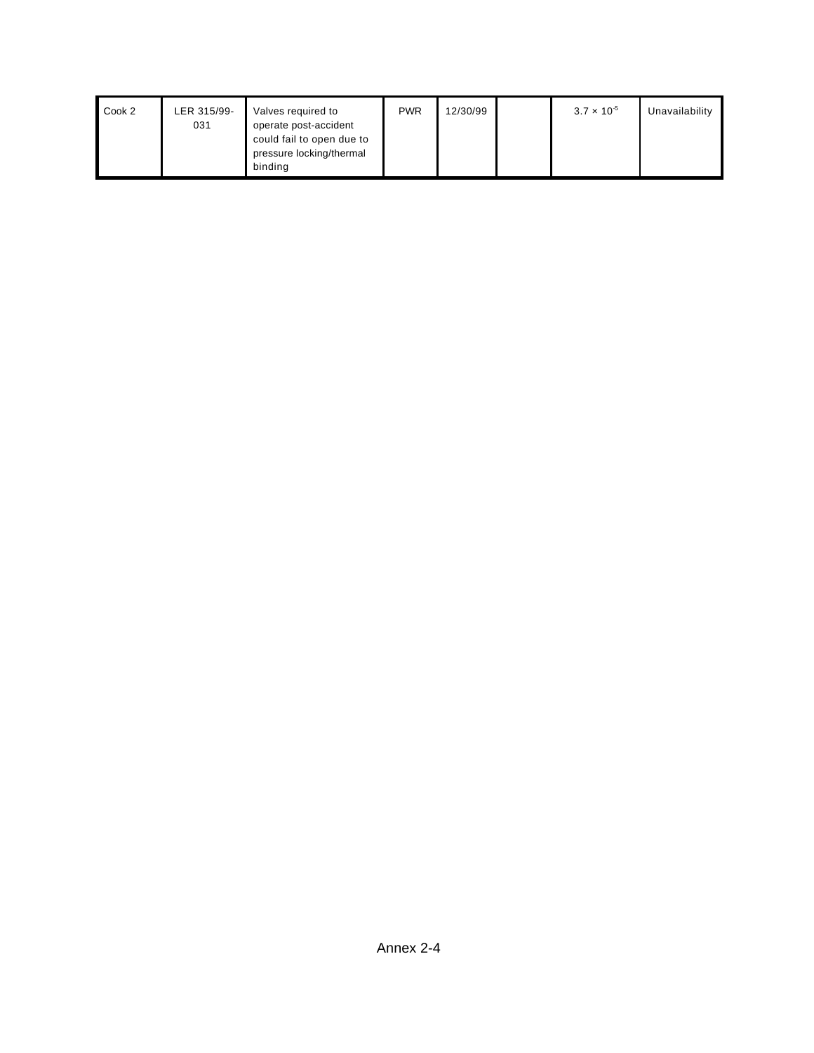| Cook 2 | LER 315/99-031 | Valves required to operate post-accident could fail to open due to pressure locking/thermal binding | PWR | 12/30/99 | | $3.7 \times 10^{-5}$ | Unavailability |
|---|---|---|---|---|---|---|---|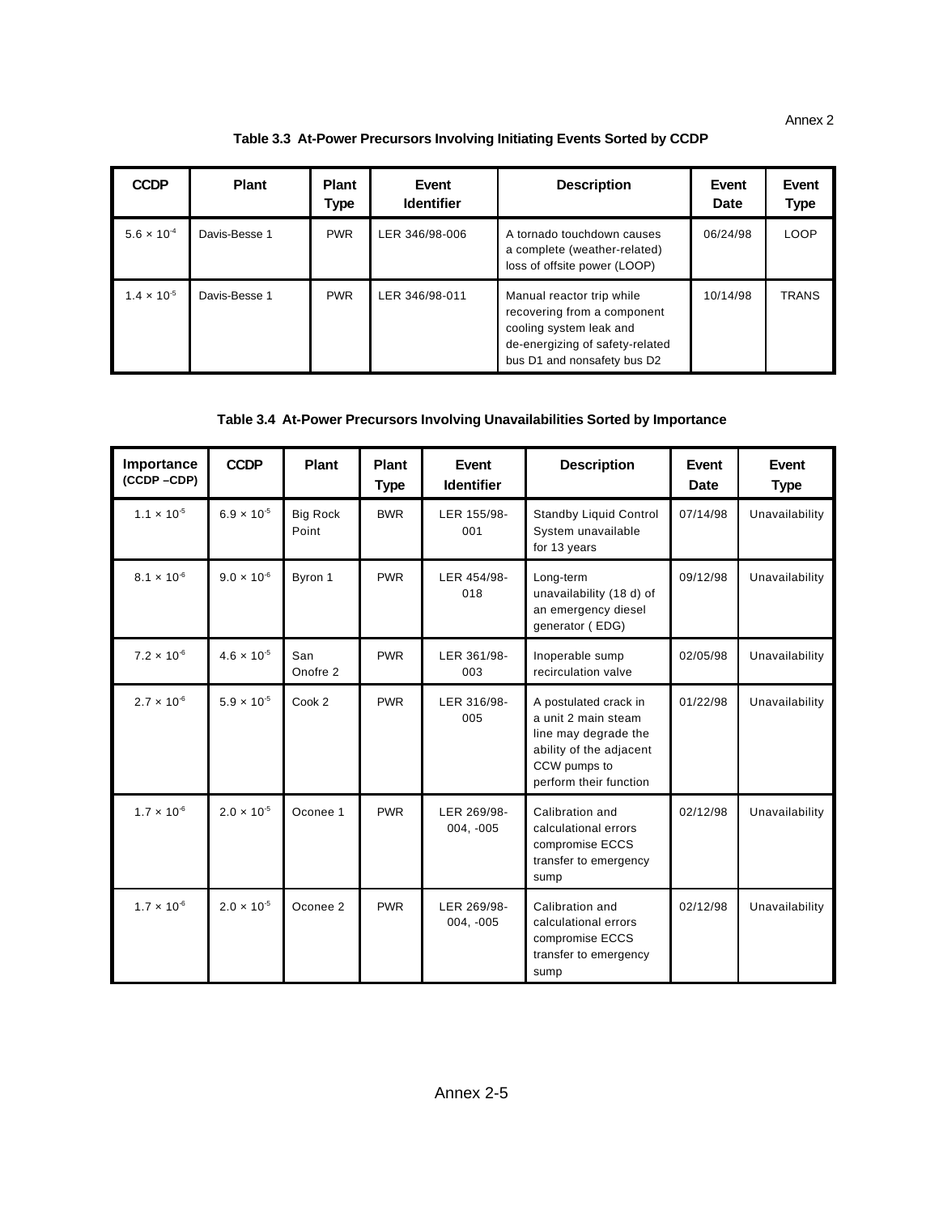**Table 3.3 At-Power Precursors Involving Initiating Events Sorted by CCDP**

| CCDP | Plant | Plant Type | Event Identifier | Description | Event Date | Event Type |
|---|---|---|---|---|---|---|
| $5.6 \times 10^{-4}$ | Davis-Besse 1 | PWR | LER 346/98-006 | A tornado touchdown causes a complete (weather-related) loss of offsite power (LOOP) | 06/24/98 | LOOP |
| $1.4 \times 10^{-5}$ | Davis-Besse 1 | PWR | LER 346/98-011 | Manual reactor trip while recovering from a component cooling system leak and de-energizing of safety-related bus D1 and nonsafety bus D2 | 10/14/98 | TRANS |

**Table 3.4 At-Power Precursors Involving Unavailabilities Sorted by Importance**

| Importance (CCDP –CDP) | CCDP | Plant | Plant Type | Event Identifier | Description | Event Date | Event Type |
|---|---|---|---|---|---|---|---|
| $1.1 \times 10^{-5}$ | $6.9 \times 10^{-5}$ | Big Rock Point | BWR | LER 155/98-001 | Standby Liquid Control System unavailable for 13 years | 07/14/98 | Unavailability |
| $8.1 \times 10^{-6}$ | $9.0 \times 10^{-6}$ | Byron 1 | PWR | LER 454/98-018 | Long-term unavailability (18 d) of an emergency diesel generator ( EDG) | 09/12/98 | Unavailability |
| $7.2 \times 10^{-6}$ | $4.6 \times 10^{-5}$ | San Onofre 2 | PWR | LER 361/98-003 | Inoperable sump recirculation valve | 02/05/98 | Unavailability |
| $2.7 \times 10^{-6}$ | $5.9 \times 10^{-5}$ | Cook 2 | PWR | LER 316/98-005 | A postulated crack in a unit 2 main steam line may degrade the ability of the adjacent CCW pumps to perform their function | 01/22/98 | Unavailability |
| $1.7 \times 10^{-6}$ | $2.0 \times 10^{-5}$ | Oconee 1 | PWR | LER 269/98-004, -005 | Calibration and calculational errors compromise ECCS transfer to emergency sump | 02/12/98 | Unavailability |
| $1.7 \times 10^{-6}$ | $2.0 \times 10^{-5}$ | Oconee 2 | PWR | LER 269/98-004, -005 | Calibration and calculational errors compromise ECCS transfer to emergency sump | 02/12/98 | Unavailability |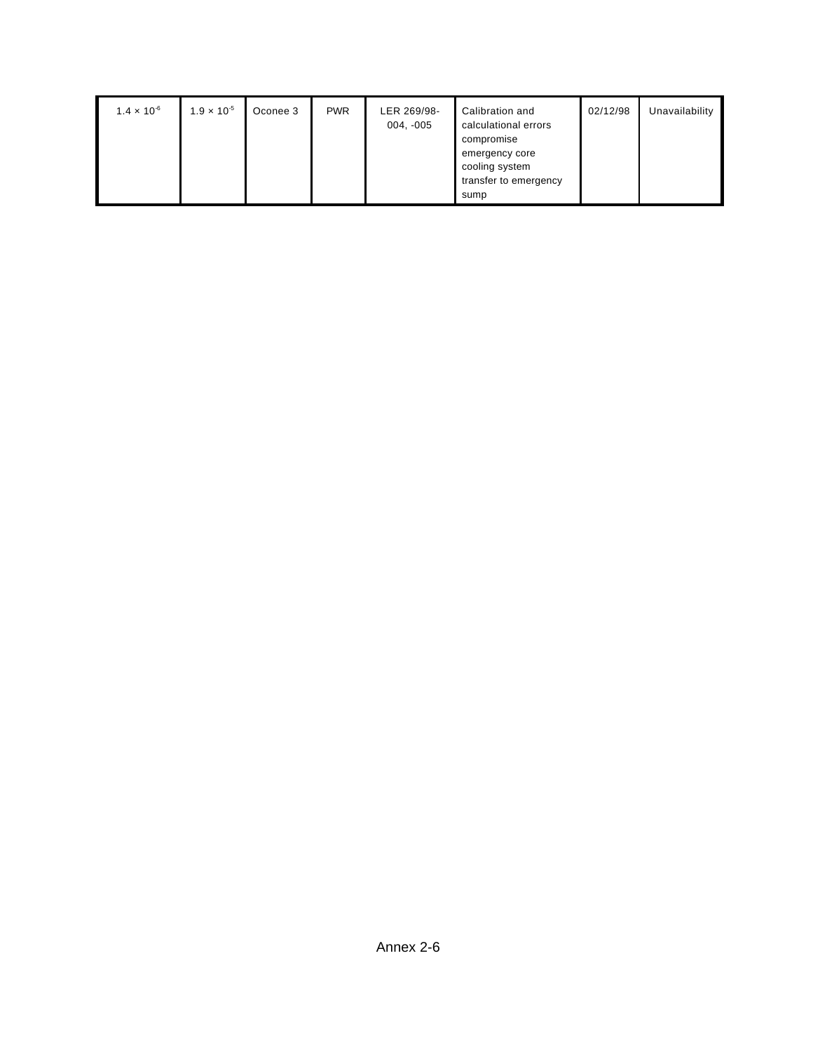| | | | | | | | |
|---|---|---|---|---|---|---|---|
| $1.4 \times 10^{-6}$ | $1.9 \times 10^{-5}$ | Oconee 3 | PWR | LER 269/98-004, -005 | Calibration and calculational errors compromise emergency core cooling system transfer to emergency sump | 02/12/98 | Unavailability |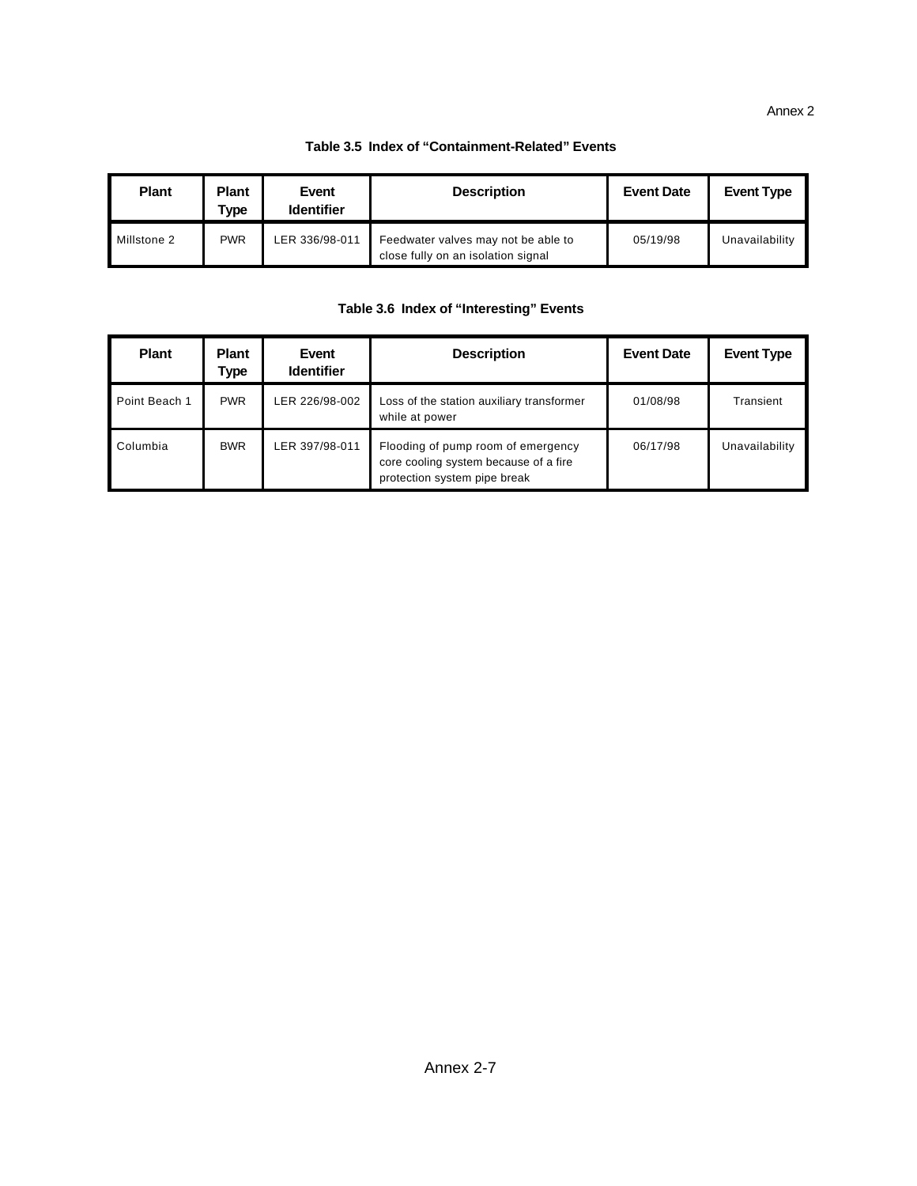**Table 3.5 Index of "Containment-Related" Events**

| Plant | Plant Type | Event Identifier | Description | Event Date | Event Type |
|---|---|---|---|---|---|
| Millstone 2 | PWR | LER 336/98-011 | Feedwater valves may not be able to close fully on an isolation signal | 05/19/98 | Unavailability |

**Table 3.6 Index of "Interesting" Events**

| Plant | Plant Type | Event Identifier | Description | Event Date | Event Type |
|---|---|---|---|---|---|
| Point Beach 1 | PWR | LER 226/98-002 | Loss of the station auxiliary transformer while at power | 01/08/98 | Transient |
| Columbia | BWR | LER 397/98-011 | Flooding of pump room of emergency core cooling system because of a fire protection system pipe break | 06/17/98 | Unavailability |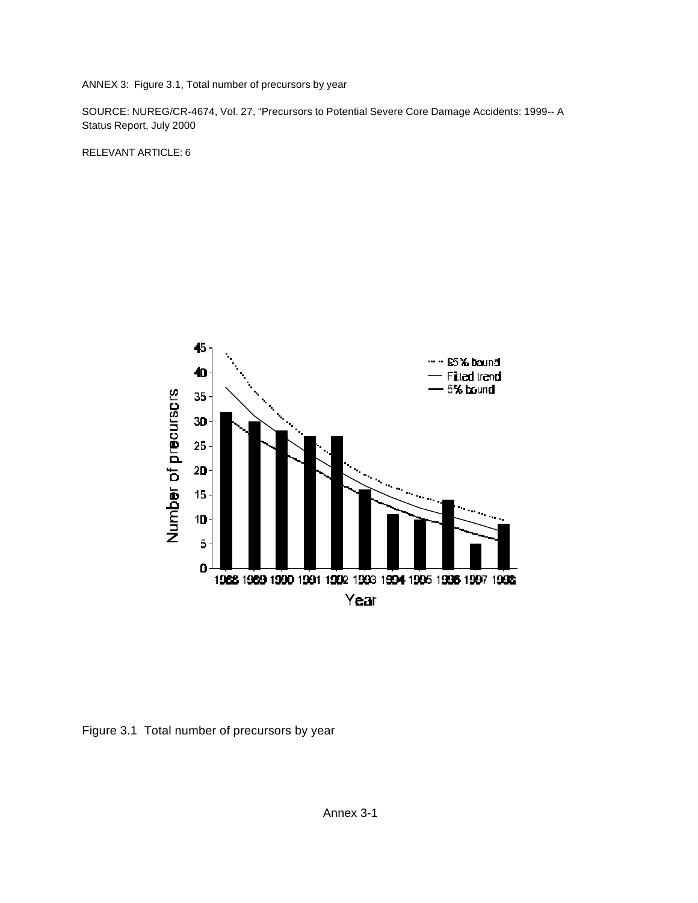ANNEX 3: Figure 3.1, Total number of precursors by year

SOURCE: NUREG/CR-4674, Vol. 27, "Precursors to Potential Severe Core Damage Accidents: 1999-- A Status Report, July 2000

RELEVANT ARTICLE: 6

45
40
35
30
25
20
15
10
5
0

Number of precursors

95% bound
Fitted trend
5% bound

1988 1989 1990 1991 1992 1993 1994 1995 1996 1997 1998

Year

Figure 3.1 Total number of precursors by year